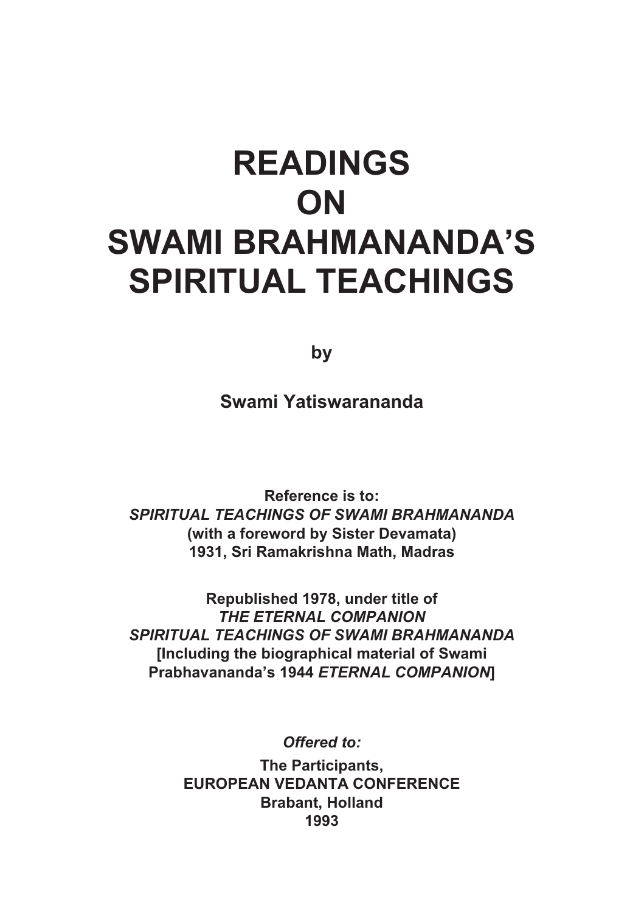# READINGS ON SWAMI BRAHMANANDA'S SPIRITUAL TEACHINGS

**by**

**Swami Yatiswarananda**

**Reference is to:**
***SPIRITUAL TEACHINGS OF SWAMI BRAHMANANDA***
**(with a foreword by Sister Devamata)**
**1931, Sri Ramakrishna Math, Madras**

**Republished 1978, under title of**
***THE ETERNAL COMPANION***
***SPIRITUAL TEACHINGS OF SWAMI BRAHMANANDA***
**[Including the biographical material of Swami Prabhavananda's 1944 *ETERNAL COMPANION*]**

***Offered to:***

**The Participants,**
**EUROPEAN VEDANTA CONFERENCE**
**Brabant, Holland**
**1993**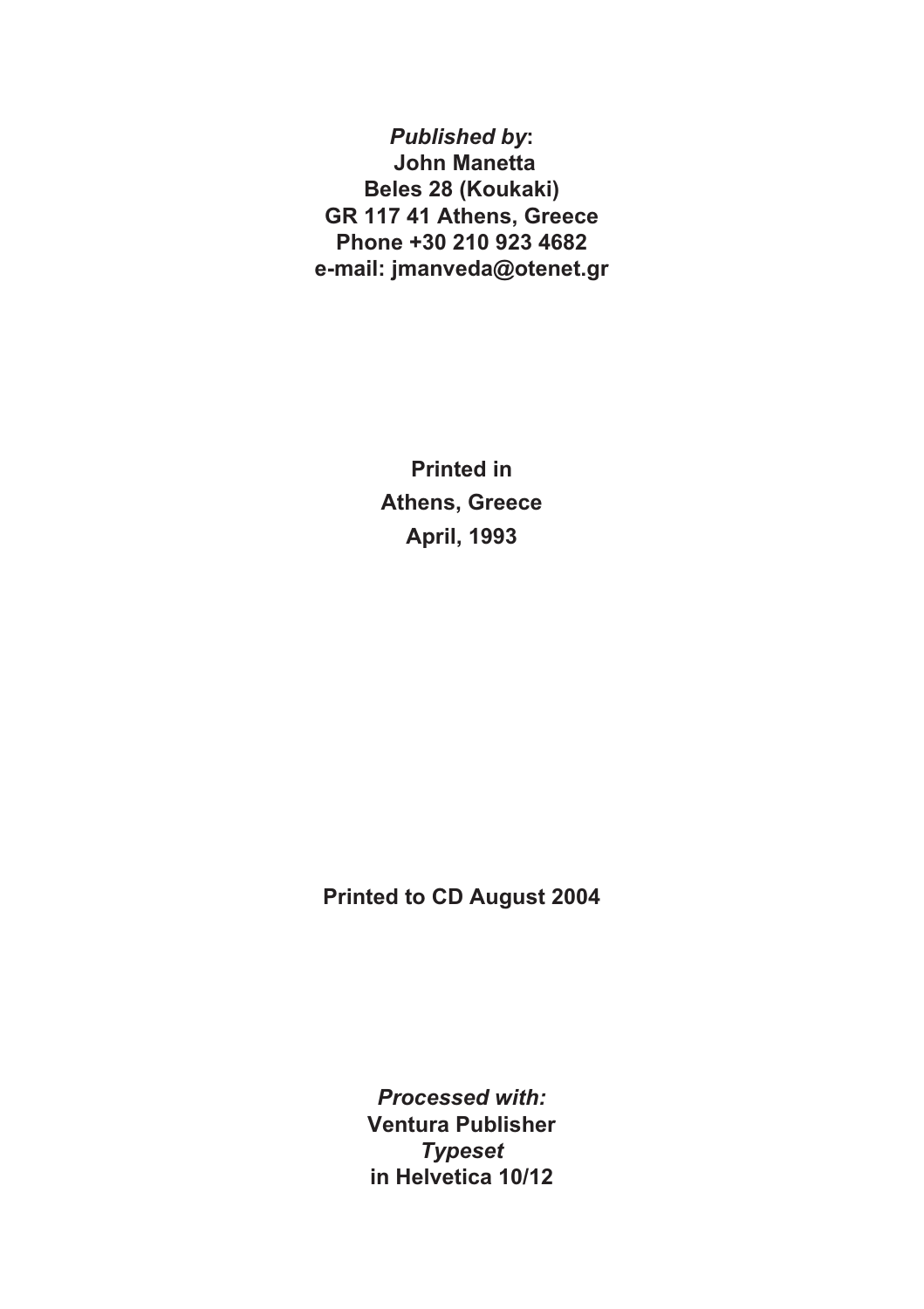***Published by*:**
**John Manetta**
**Beles 28 (Koukaki)**
**GR 117 41 Athens, Greece**
**Phone +30 210 923 4682**
**e-mail: jmanveda@otenet.gr**

**Printed in**
**Athens, Greece**
**April, 1993**

**Printed to CD August 2004**

***Processed with:***
**Ventura Publisher**
***Typeset***
**in Helvetica 10/12**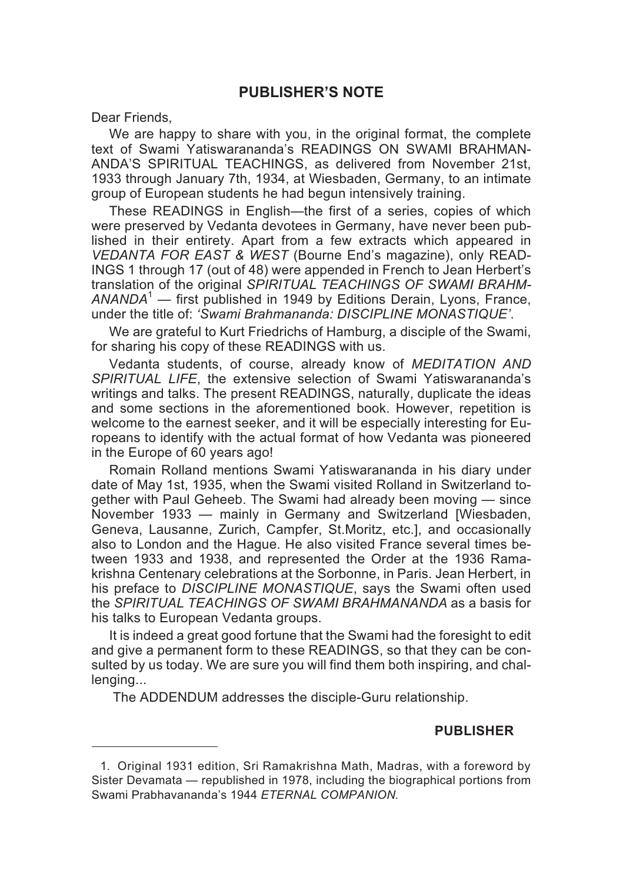## PUBLISHER'S NOTE

Dear Friends,

We are happy to share with you, in the original format, the complete text of Swami Yatiswarananda's READINGS ON SWAMI BRAHMANANDA'S SPIRITUAL TEACHINGS, as delivered from November 21st, 1933 through January 7th, 1934, at Wiesbaden, Germany, to an intimate group of European students he had begun intensively training.

These READINGS in English—the first of a series, copies of which were preserved by Vedanta devotees in Germany, have never been published in their entirety. Apart from a few extracts which appeared in *VEDANTA FOR EAST & WEST* (Bourne End's magazine), only READINGS 1 through 17 (out of 48) were appended in French to Jean Herbert's translation of the original *SPIRITUAL TEACHINGS OF SWAMI BRAHMANANDA*[1] — first published in 1949 by Editions Derain, Lyons, France, under the title of: *'Swami Brahmananda: DISCIPLINE MONASTIQUE'*.

We are grateful to Kurt Friedrichs of Hamburg, a disciple of the Swami, for sharing his copy of these READINGS with us.

Vedanta students, of course, already know of *MEDITATION AND SPIRITUAL LIFE*, the extensive selection of Swami Yatiswarananda's writings and talks. The present READINGS, naturally, duplicate the ideas and some sections in the aforementioned book. However, repetition is welcome to the earnest seeker, and it will be especially interesting for Europeans to identify with the actual format of how Vedanta was pioneered in the Europe of 60 years ago!

Romain Rolland mentions Swami Yatiswarananda in his diary under date of May 1st, 1935, when the Swami visited Rolland in Switzerland together with Paul Geheeb. The Swami had already been moving — since November 1933 — mainly in Germany and Switzerland [Wiesbaden, Geneva, Lausanne, Zurich, Campfer, St.Moritz, etc.], and occasionally also to London and the Hague. He also visited France several times between 1933 and 1938, and represented the Order at the 1936 Ramakrishna Centenary celebrations at the Sorbonne, in Paris. Jean Herbert, in his preface to *DISCIPLINE MONASTIQUE*, says the Swami often used the *SPIRITUAL TEACHINGS OF SWAMI BRAHMANANDA* as a basis for his talks to European Vedanta groups.

It is indeed a great good fortune that the Swami had the foresight to edit and give a permanent form to these READINGS, so that they can be consulted by us today. We are sure you will find them both inspiring, and challenging...

The ADDENDUM addresses the disciple-Guru relationship.

**PUBLISHER**

---

1. Original 1931 edition, Sri Ramakrishna Math, Madras, with a foreword by Sister Devamata — republished in 1978, including the biographical portions from Swami Prabhavananda's 1944 *ETERNAL COMPANION*.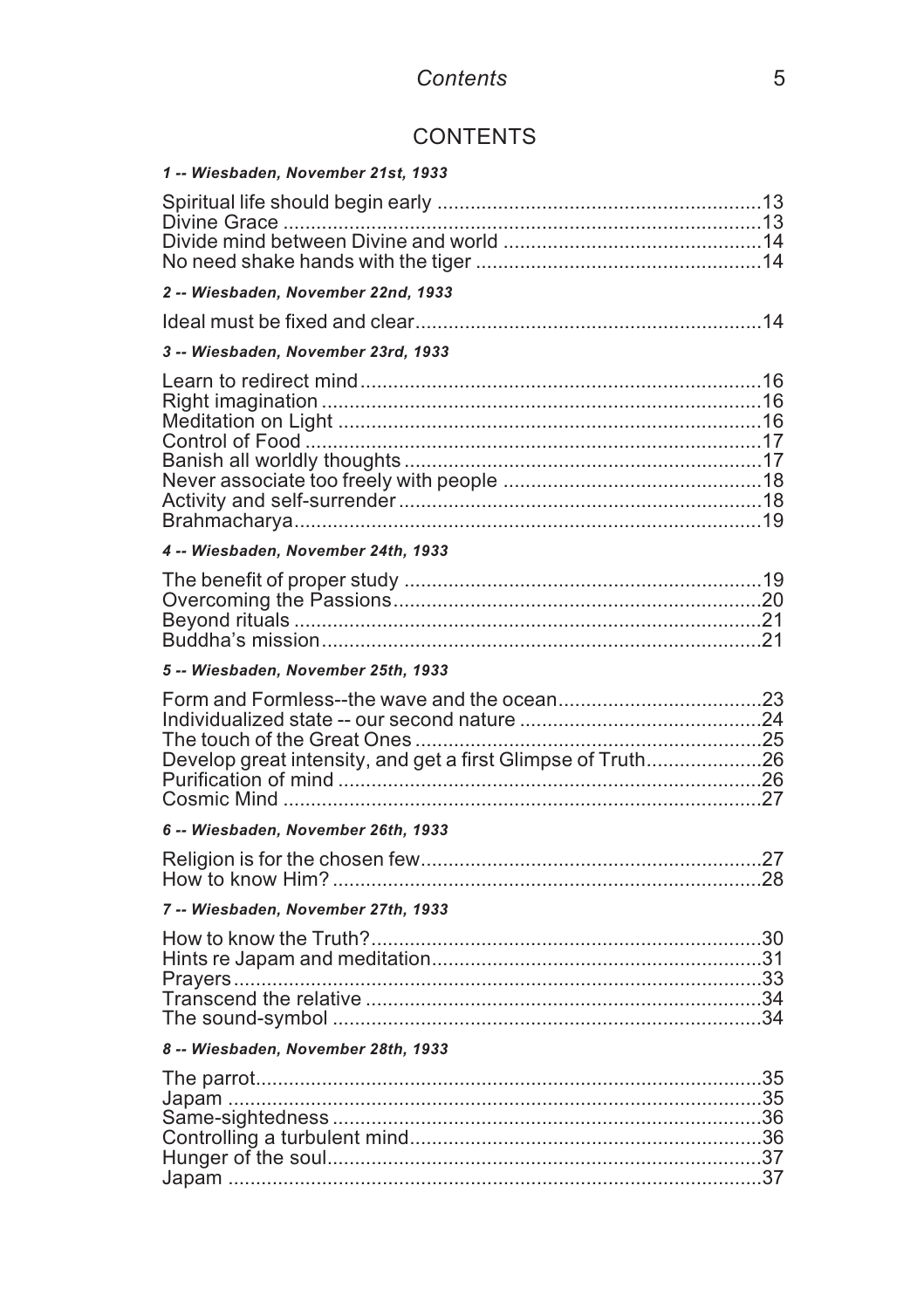# CONTENTS

***1 -- Wiesbaden, November 21st, 1933***

Spiritual life should begin early ..........13
Divine Grace ..........13
Divide mind between Divine and world ..........14
No need shake hands with the tiger ..........14

***2 -- Wiesbaden, November 22nd, 1933***

Ideal must be fixed and clear..........14

***3 -- Wiesbaden, November 23rd, 1933***

Learn to redirect mind..........16
Right imagination ..........16
Meditation on Light ..........16
Control of Food ..........17
Banish all worldly thoughts ..........17
Never associate too freely with people ..........18
Activity and self-surrender ..........18
Brahmacharya..........19

***4 -- Wiesbaden, November 24th, 1933***

The benefit of proper study ..........19
Overcoming the Passions..........20
Beyond rituals ..........21
Buddha's mission..........21

***5 -- Wiesbaden, November 25th, 1933***

Form and Formless--the wave and the ocean..........23
Individualized state -- our second nature ..........24
The touch of the Great Ones ..........25
Develop great intensity, and get a first Glimpse of Truth..........26
Purification of mind ..........26
Cosmic Mind ..........27

***6 -- Wiesbaden, November 26th, 1933***

Religion is for the chosen few..........27
How to know Him? ..........28

***7 -- Wiesbaden, November 27th, 1933***

How to know the Truth?..........30
Hints re Japam and meditation..........31
Prayers..........33
Transcend the relative ..........34
The sound-symbol ..........34

***8 -- Wiesbaden, November 28th, 1933***

The parrot..........35
Japam ..........35
Same-sightedness ..........36
Controlling a turbulent mind..........36
Hunger of the soul..........37
Japam ..........37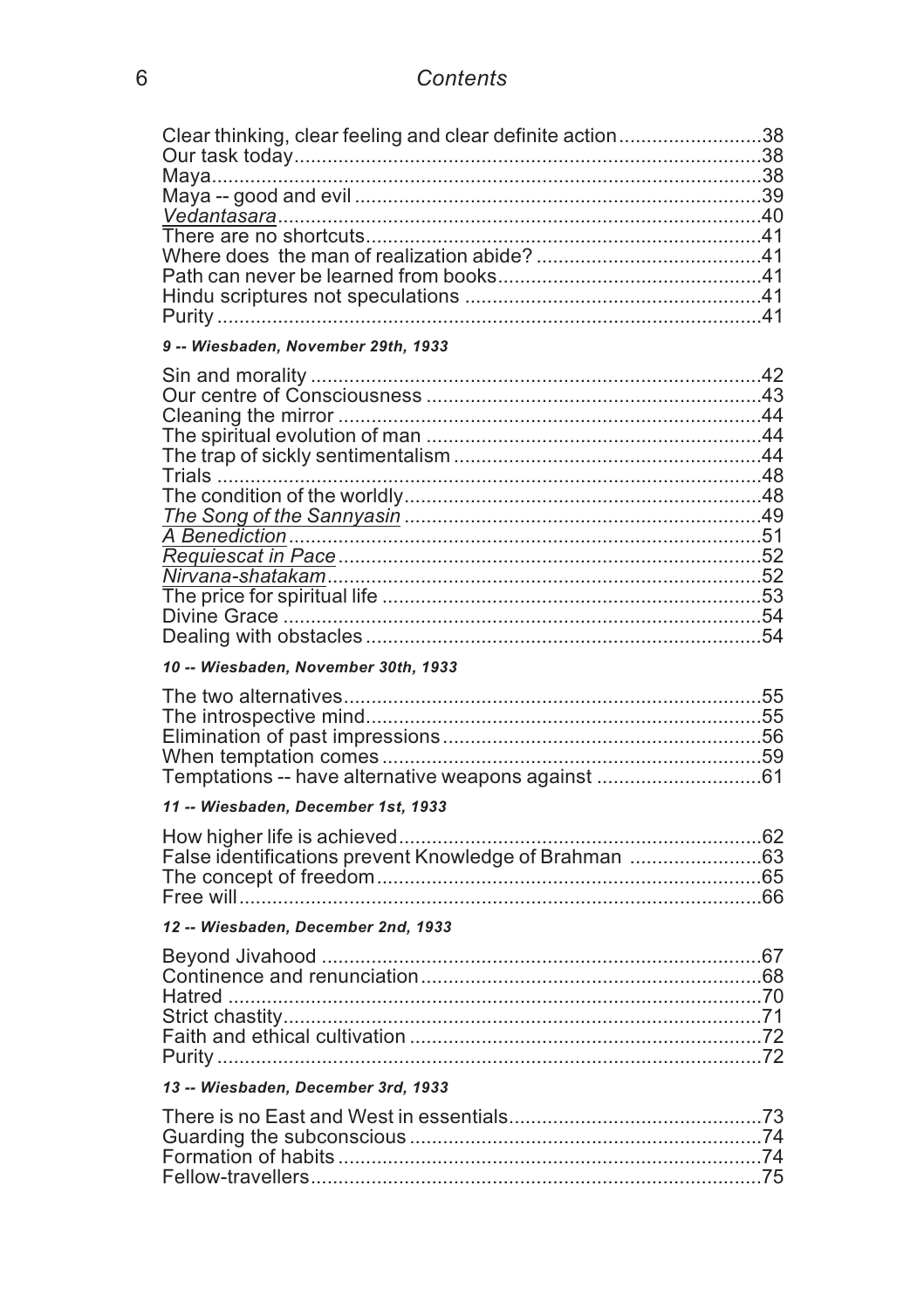Clear thinking, clear feeling and clear definite action .......................... 38
Our task today .......................... 38
Maya .......................... 38
Maya -- good and evil .......................... 39
*Vedantasara* .......................... 40
There are no shortcuts .......................... 41
Where does the man of realization abide? .......................... 41
Path can never be learned from books .......................... 41
Hindu scriptures not speculations .......................... 41
Purity .......................... 41

***9 -- Wiesbaden, November 29th, 1933***

Sin and morality .......................... 42
Our centre of Consciousness .......................... 43
Cleaning the mirror .......................... 44
The spiritual evolution of man .......................... 44
The trap of sickly sentimentalism .......................... 44
Trials .......................... 48
The condition of the worldly .......................... 48
*The Song of the Sannyasin* .......................... 49
*A Benediction* .......................... 51
*Requiescat in Pace* .......................... 52
*Nirvana-shatakam* .......................... 52
The price for spiritual life .......................... 53
Divine Grace .......................... 54
Dealing with obstacles .......................... 54

***10 -- Wiesbaden, November 30th, 1933***

The two alternatives .......................... 55
The introspective mind .......................... 55
Elimination of past impressions .......................... 56
When temptation comes .......................... 59
Temptations -- have alternative weapons against .......................... 61

***11 -- Wiesbaden, December 1st, 1933***

How higher life is achieved .......................... 62
False identifications prevent Knowledge of Brahman .......................... 63
The concept of freedom .......................... 65
Free will .......................... 66

***12 -- Wiesbaden, December 2nd, 1933***

Beyond Jivahood .......................... 67
Continence and renunciation .......................... 68
Hatred .......................... 70
Strict chastity .......................... 71
Faith and ethical cultivation .......................... 72
Purity .......................... 72

***13 -- Wiesbaden, December 3rd, 1933***

There is no East and West in essentials .......................... 73
Guarding the subconscious .......................... 74
Formation of habits .......................... 74
Fellow-travellers .......................... 75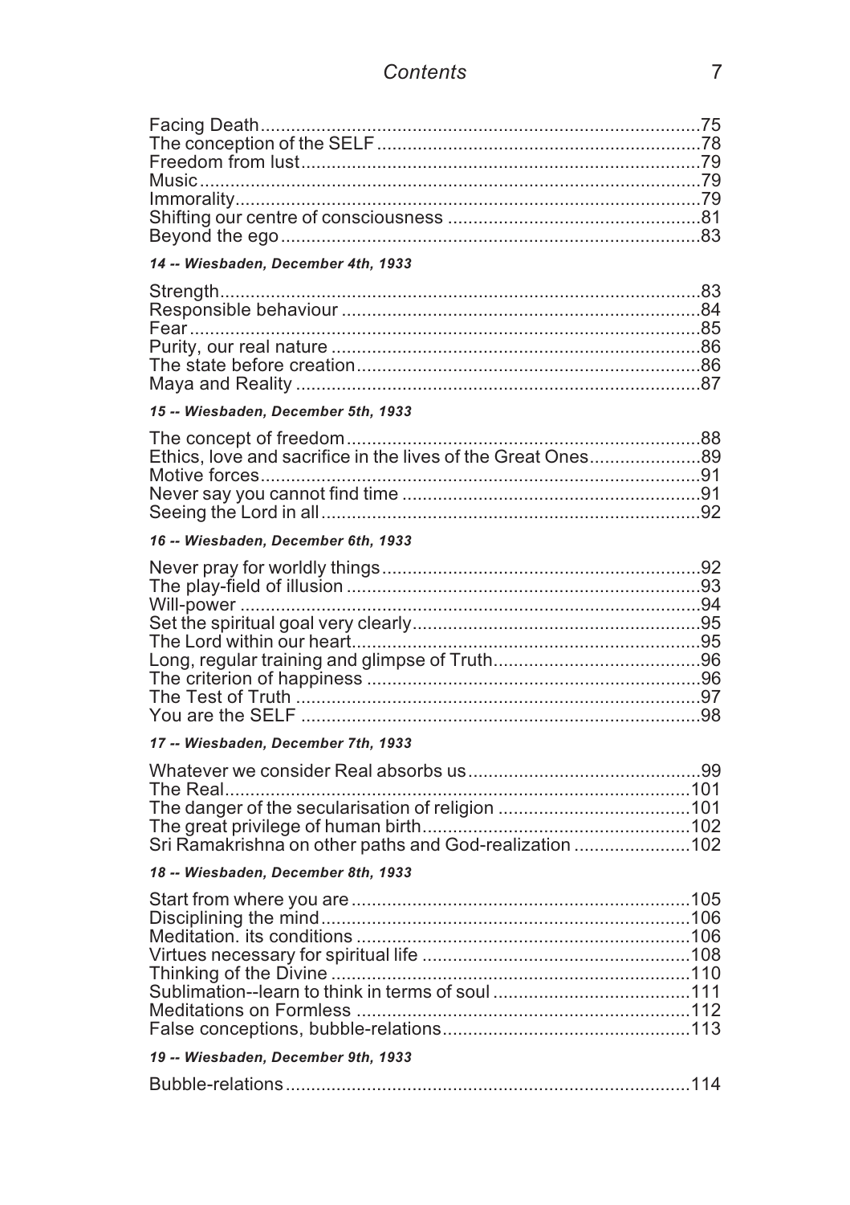Facing Death....75
The conception of the SELF....78
Freedom from lust....79
Music....79
Immorality....79
Shifting our centre of consciousness....81
Beyond the ego....83

***14 -- Wiesbaden, December 4th, 1933***

Strength....83
Responsible behaviour....84
Fear....85
Purity, our real nature....86
The state before creation....86
Maya and Reality....87

***15 -- Wiesbaden, December 5th, 1933***

The concept of freedom....88
Ethics, love and sacrifice in the lives of the Great Ones....89
Motive forces....91
Never say you cannot find time....91
Seeing the Lord in all....92

***16 -- Wiesbaden, December 6th, 1933***

Never pray for worldly things....92
The play-field of illusion....93
Will-power....94
Set the spiritual goal very clearly....95
The Lord within our heart....95
Long, regular training and glimpse of Truth....96
The criterion of happiness....96
The Test of Truth....97
You are the SELF....98

***17 -- Wiesbaden, December 7th, 1933***

Whatever we consider Real absorbs us....99
The Real....101
The danger of the secularisation of religion....101
The great privilege of human birth....102
Sri Ramakrishna on other paths and God-realization....102

***18 -- Wiesbaden, December 8th, 1933***

Start from where you are....105
Disciplining the mind....106
Meditation. its conditions....106
Virtues necessary for spiritual life....108
Thinking of the Divine....110
Sublimation--learn to think in terms of soul....111
Meditations on Formless....112
False conceptions, bubble-relations....113

***19 -- Wiesbaden, December 9th, 1933***

Bubble-relations....114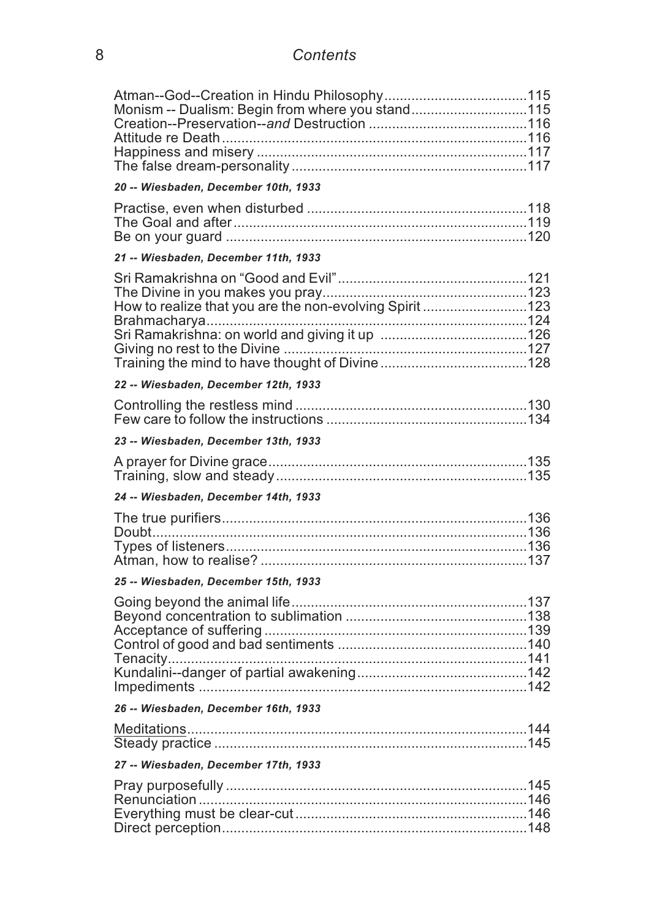Atman--God--Creation in Hindu Philosophy.....115
Monism -- Dualism: Begin from where you stand.....115
Creation--Preservation--*and* Destruction.....116
Attitude re Death.....116
Happiness and misery.....117
The false dream-personality.....117

***20 -- Wiesbaden, December 10th, 1933***

Practise, even when disturbed.....118
The Goal and after.....119
Be on your guard.....120

***21 -- Wiesbaden, December 11th, 1933***

Sri Ramakrishna on "Good and Evil".....121
The Divine in you makes you pray.....123
How to realize that you are the non-evolving Spirit.....123
Brahmacharya.....124
Sri Ramakrishna: on world and giving it up.....126
Giving no rest to the Divine.....127
Training the mind to have thought of Divine.....128

***22 -- Wiesbaden, December 12th, 1933***

Controlling the restless mind.....130
Few care to follow the instructions.....134

***23 -- Wiesbaden, December 13th, 1933***

A prayer for Divine grace.....135
Training, slow and steady.....135

***24 -- Wiesbaden, December 14th, 1933***

The true purifiers.....136
Doubt.....136
Types of listeners.....136
Atman, how to realise?.....137

***25 -- Wiesbaden, December 15th, 1933***

Going beyond the animal life.....137
Beyond concentration to sublimation.....138
Acceptance of suffering.....139
Control of good and bad sentiments.....140
Tenacity.....141
Kundalini--danger of partial awakening.....142
Impediments.....142

***26 -- Wiesbaden, December 16th, 1933***

<u>Meditations</u>.....144
Steady practice.....145

***27 -- Wiesbaden, December 17th, 1933***

Pray purposefully.....145
Renunciation.....146
Everything must be clear-cut.....146
Direct perception.....148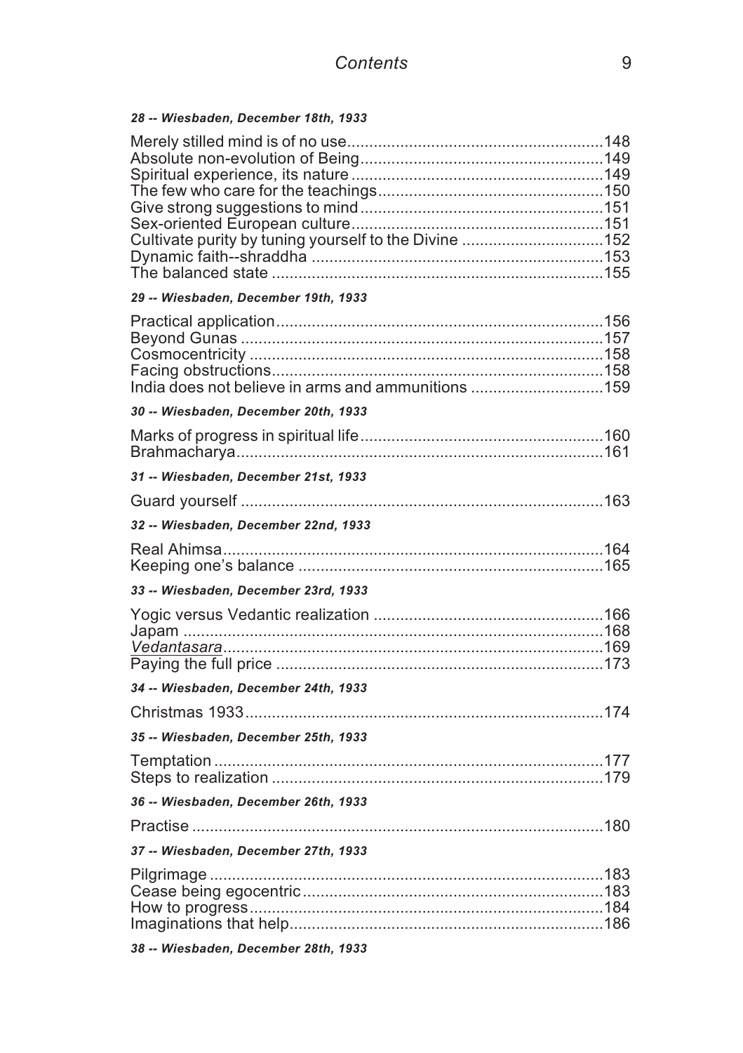***28 -- Wiesbaden, December 18th, 1933***

Merely stilled mind is of no use....................................................148
Absolute non-evolution of Being....................................................149
Spiritual experience, its nature ....................................................149
The few who care for the teachings................................................150
Give strong suggestions to mind....................................................151
Sex-oriented European culture......................................................151
Cultivate purity by tuning yourself to the Divine ...............................152
Dynamic faith--shraddha ............................................................153
The balanced state ....................................................................155

***29 -- Wiesbaden, December 19th, 1933***

Practical application....................................................................156
Beyond Gunas ............................................................................157
Cosmocentricity ..........................................................................158
Facing obstructions......................................................................158
India does not believe in arms and ammunitions ............................159

***30 -- Wiesbaden, December 20th, 1933***

Marks of progress in spiritual life....................................................160
Brahmacharya..............................................................................161

***31 -- Wiesbaden, December 21st, 1933***

Guard yourself .............................................................................163

***32 -- Wiesbaden, December 22nd, 1933***

Real Ahimsa..................................................................................164
Keeping one's balance ..................................................................165

***33 -- Wiesbaden, December 23rd, 1933***

Yogic versus Vedantic realization ..................................................166
Japam ..........................................................................................168
*Vedantasara*.................................................................................169
Paying the full price ......................................................................173

***34 -- Wiesbaden, December 24th, 1933***

Christmas 1933.............................................................................174

***35 -- Wiesbaden, December 25th, 1933***

Temptation ....................................................................................177
Steps to realization .......................................................................179

***36 -- Wiesbaden, December 26th, 1933***

Practise .........................................................................................180

***37 -- Wiesbaden, December 27th, 1933***

Pilgrimage .....................................................................................183
Cease being egocentric..................................................................183
How to progress.............................................................................184
Imaginations that help....................................................................186

***38 -- Wiesbaden, December 28th, 1933***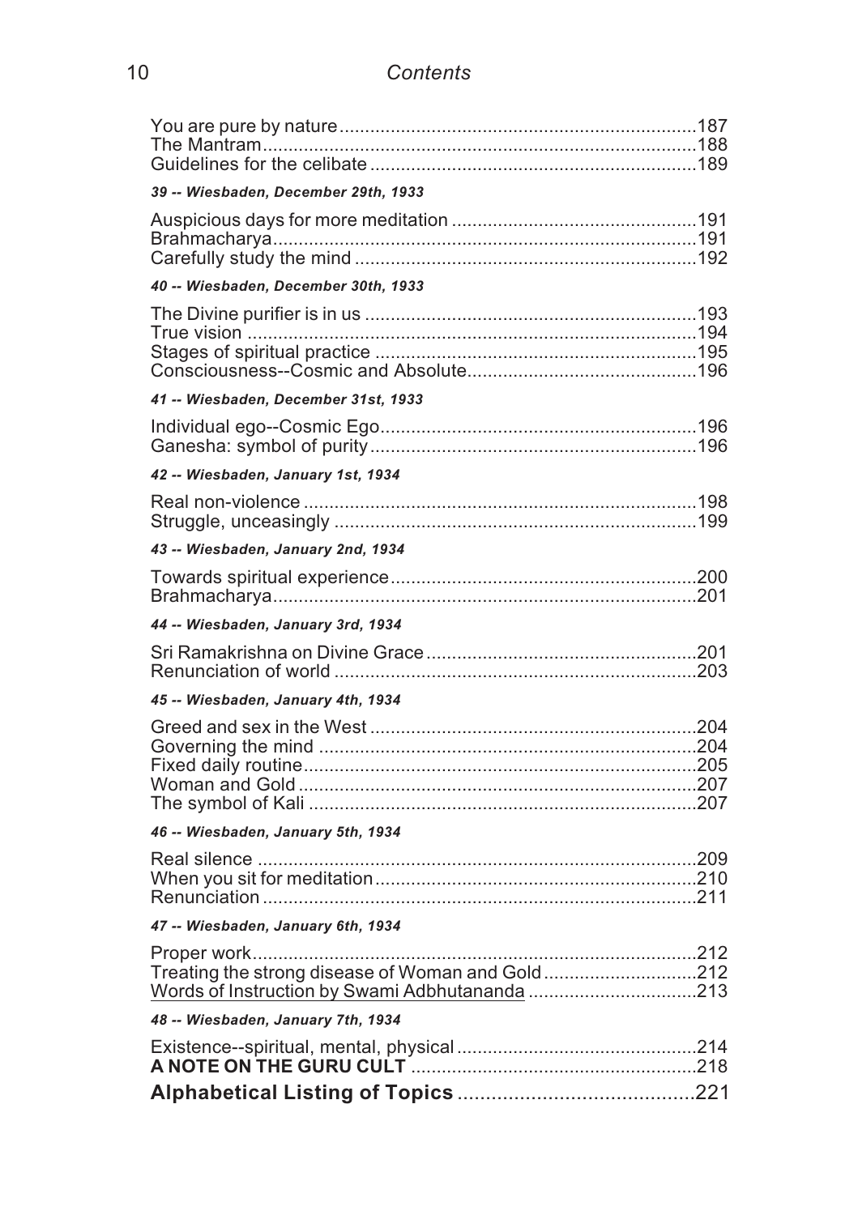You are pure by nature ........................................ 187
The Mantram ........................................ 188
Guidelines for the celibate ........................................ 189

***39 -- Wiesbaden, December 29th, 1933***

Auspicious days for more meditation ........................................ 191
Brahmacharya ........................................ 191
Carefully study the mind ........................................ 192

***40 -- Wiesbaden, December 30th, 1933***

The Divine purifier is in us ........................................ 193
True vision ........................................ 194
Stages of spiritual practice ........................................ 195
Consciousness--Cosmic and Absolute ........................................ 196

***41 -- Wiesbaden, December 31st, 1933***

Individual ego--Cosmic Ego ........................................ 196
Ganesha: symbol of purity ........................................ 196

***42 -- Wiesbaden, January 1st, 1934***

Real non-violence ........................................ 198
Struggle, unceasingly ........................................ 199

***43 -- Wiesbaden, January 2nd, 1934***

Towards spiritual experience ........................................ 200
Brahmacharya ........................................ 201

***44 -- Wiesbaden, January 3rd, 1934***

Sri Ramakrishna on Divine Grace ........................................ 201
Renunciation of world ........................................ 203

***45 -- Wiesbaden, January 4th, 1934***

Greed and sex in the West ........................................ 204
Governing the mind ........................................ 204
Fixed daily routine ........................................ 205
Woman and Gold ........................................ 207
The symbol of Kali ........................................ 207

***46 -- Wiesbaden, January 5th, 1934***

Real silence ........................................ 209
When you sit for meditation ........................................ 210
Renunciation ........................................ 211

***47 -- Wiesbaden, January 6th, 1934***

Proper work ........................................ 212
Treating the strong disease of Woman and Gold ........................................ 212
Words of Instruction by Swami Adbhutananda ........................................ 213

***48 -- Wiesbaden, January 7th, 1934***

Existence--spiritual, mental, physical ........................................ 214
**A NOTE ON THE GURU CULT** ........................................ 218

**Alphabetical Listing of Topics** ........................................ 221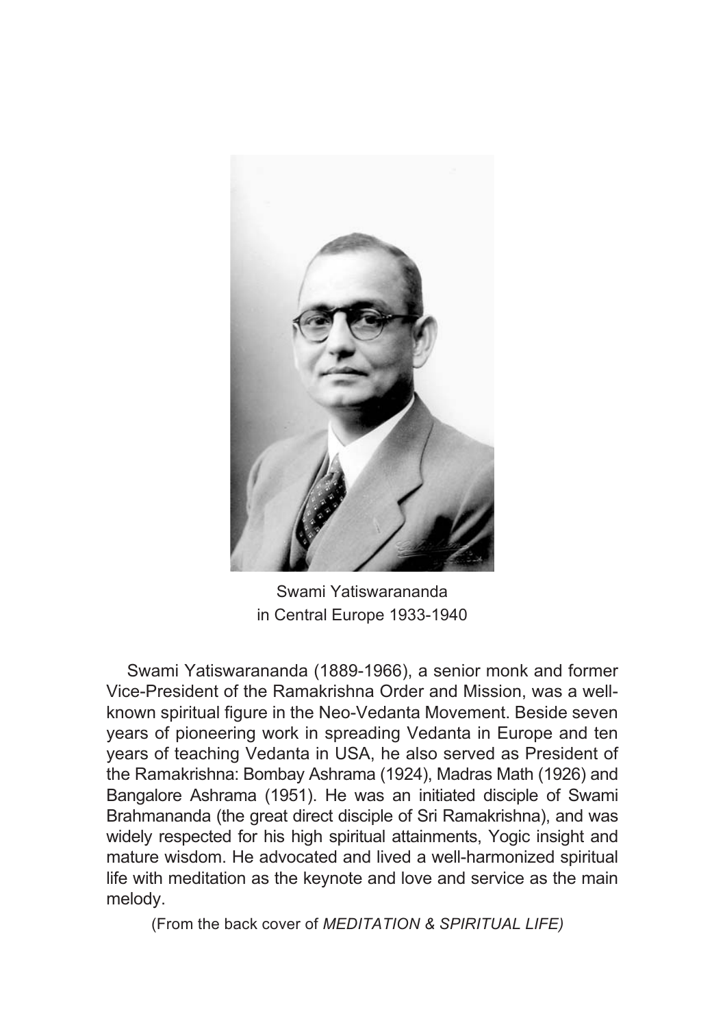Swami Yatiswarananda
in Central Europe 1933-1940

Swami Yatiswarananda (1889-1966), a senior monk and former Vice-President of the Ramakrishna Order and Mission, was a well-known spiritual figure in the Neo-Vedanta Movement. Beside seven years of pioneering work in spreading Vedanta in Europe and ten years of teaching Vedanta in USA, he also served as President of the Ramakrishna: Bombay Ashrama (1924), Madras Math (1926) and Bangalore Ashrama (1951). He was an initiated disciple of Swami Brahmananda (the great direct disciple of Sri Ramakrishna), and was widely respected for his high spiritual attainments, Yogic insight and mature wisdom. He advocated and lived a well-harmonized spiritual life with meditation as the keynote and love and service as the main melody.

(From the back cover of *MEDITATION & SPIRITUAL LIFE)*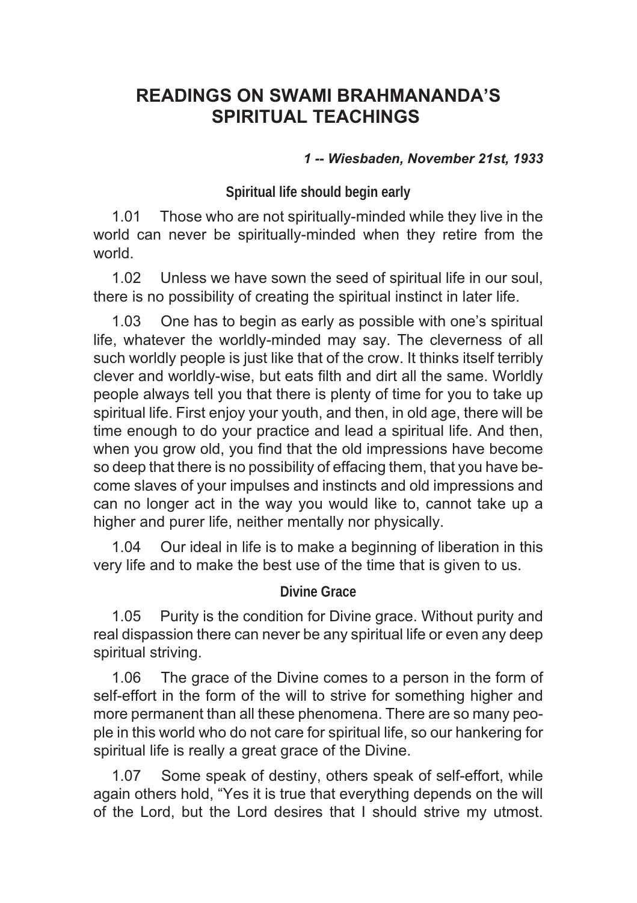# READINGS ON SWAMI BRAHMANANDA'S SPIRITUAL TEACHINGS

***1 -- Wiesbaden, November 21st, 1933***

### Spiritual life should begin early

1.01 Those who are not spiritually-minded while they live in the world can never be spiritually-minded when they retire from the world.

1.02 Unless we have sown the seed of spiritual life in our soul, there is no possibility of creating the spiritual instinct in later life.

1.03 One has to begin as early as possible with one's spiritual life, whatever the worldly-minded may say. The cleverness of all such worldly people is just like that of the crow. It thinks itself terribly clever and worldly-wise, but eats filth and dirt all the same. Worldly people always tell you that there is plenty of time for you to take up spiritual life. First enjoy your youth, and then, in old age, there will be time enough to do your practice and lead a spiritual life. And then, when you grow old, you find that the old impressions have become so deep that there is no possibility of effacing them, that you have become slaves of your impulses and instincts and old impressions and can no longer act in the way you would like to, cannot take up a higher and purer life, neither mentally nor physically.

1.04 Our ideal in life is to make a beginning of liberation in this very life and to make the best use of the time that is given to us.

### Divine Grace

1.05 Purity is the condition for Divine grace. Without purity and real dispassion there can never be any spiritual life or even any deep spiritual striving.

1.06 The grace of the Divine comes to a person in the form of self-effort in the form of the will to strive for something higher and more permanent than all these phenomena. There are so many people in this world who do not care for spiritual life, so our hankering for spiritual life is really a great grace of the Divine.

1.07 Some speak of destiny, others speak of self-effort, while again others hold, "Yes it is true that everything depends on the will of the Lord, but the Lord desires that I should strive my utmost.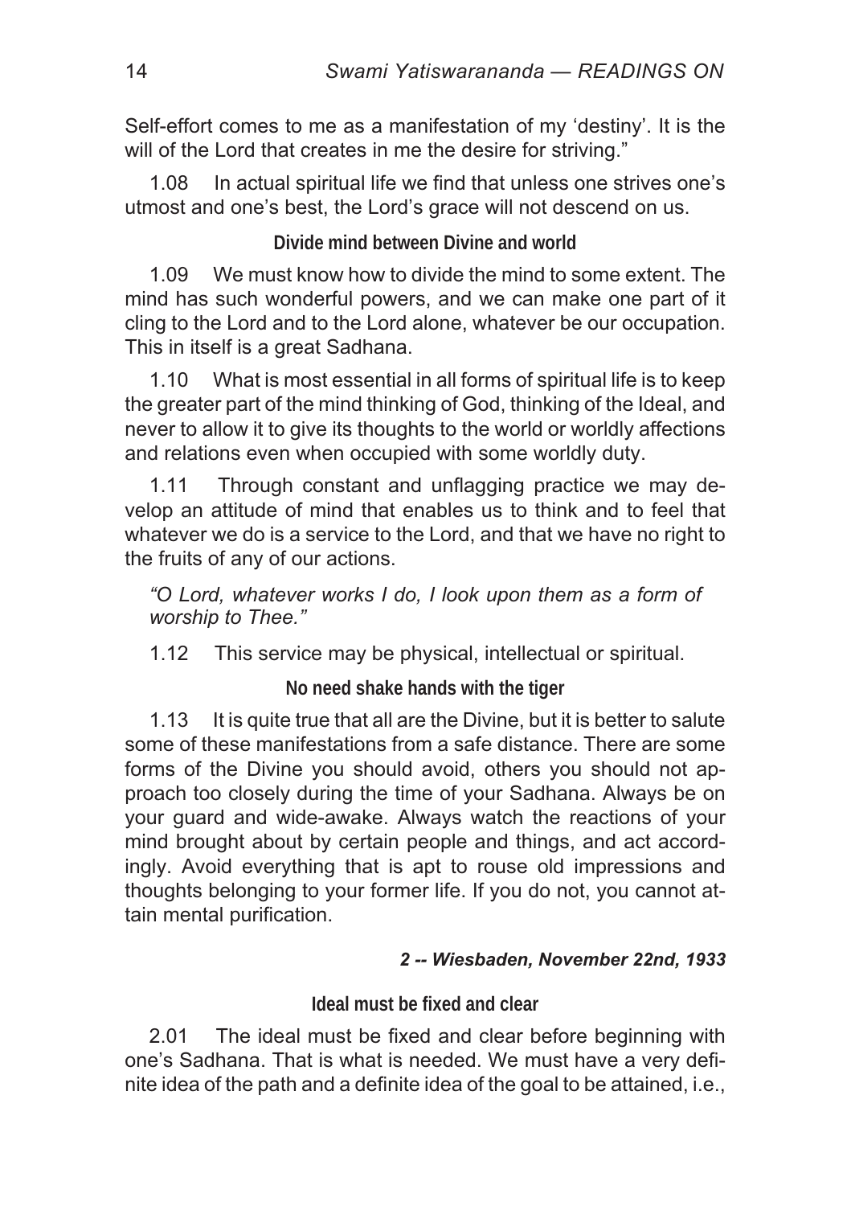Self-effort comes to me as a manifestation of my 'destiny'. It is the will of the Lord that creates in me the desire for striving."

1.08 In actual spiritual life we find that unless one strives one's utmost and one's best, the Lord's grace will not descend on us.

### Divide mind between Divine and world

1.09 We must know how to divide the mind to some extent. The mind has such wonderful powers, and we can make one part of it cling to the Lord and to the Lord alone, whatever be our occupation. This in itself is a great Sadhana.

1.10 What is most essential in all forms of spiritual life is to keep the greater part of the mind thinking of God, thinking of the Ideal, and never to allow it to give its thoughts to the world or worldly affections and relations even when occupied with some worldly duty.

1.11 Through constant and unflagging practice we may develop an attitude of mind that enables us to think and to feel that whatever we do is a service to the Lord, and that we have no right to the fruits of any of our actions.

*"O Lord, whatever works I do, I look upon them as a form of worship to Thee."*

1.12 This service may be physical, intellectual or spiritual.

### No need shake hands with the tiger

1.13 It is quite true that all are the Divine, but it is better to salute some of these manifestations from a safe distance. There are some forms of the Divine you should avoid, others you should not approach too closely during the time of your Sadhana. Always be on your guard and wide-awake. Always watch the reactions of your mind brought about by certain people and things, and act accordingly. Avoid everything that is apt to rouse old impressions and thoughts belonging to your former life. If you do not, you cannot attain mental purification.

***2 -- Wiesbaden, November 22nd, 1933***

### Ideal must be fixed and clear

2.01 The ideal must be fixed and clear before beginning with one's Sadhana. That is what is needed. We must have a very definite idea of the path and a definite idea of the goal to be attained, i.e.,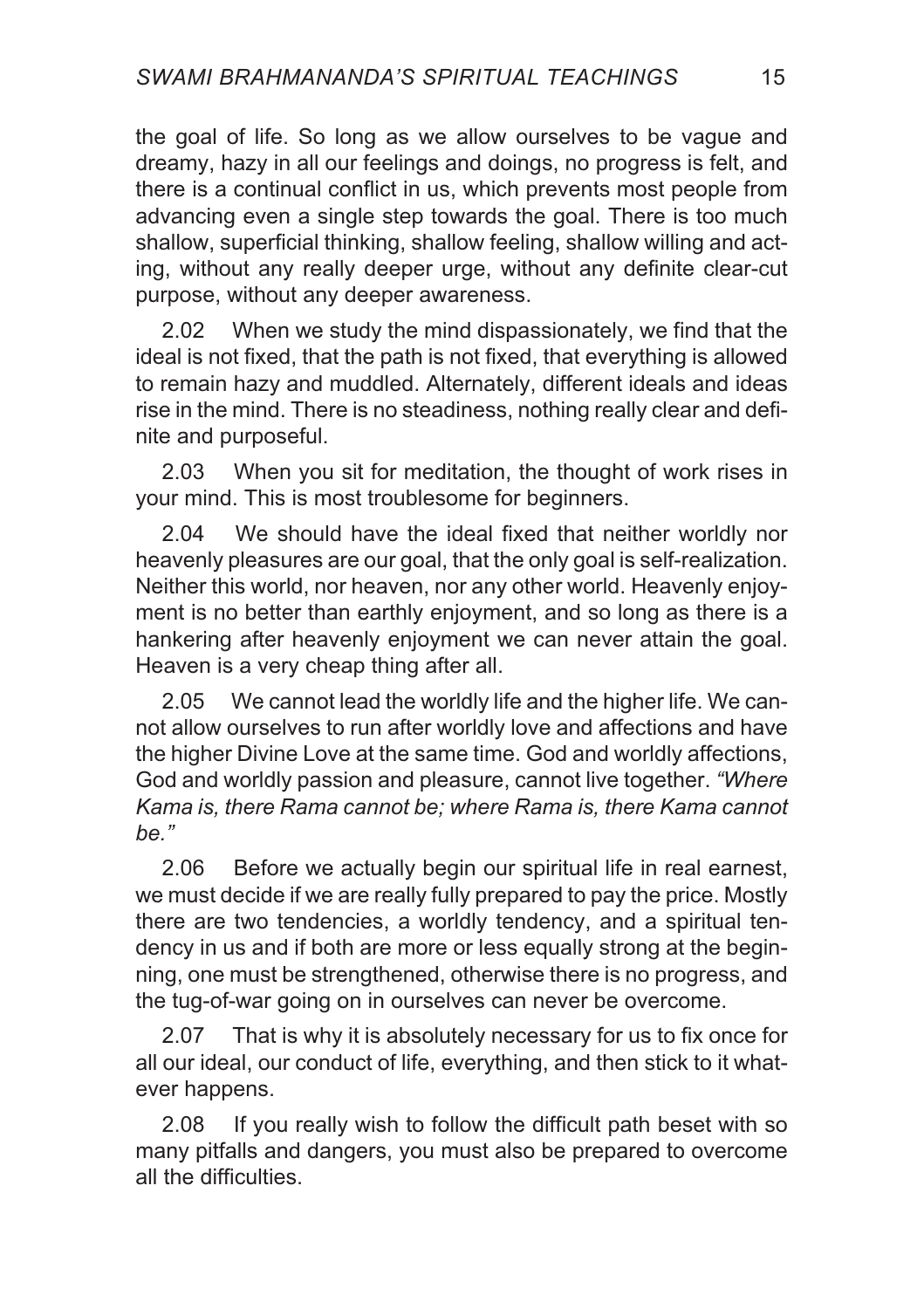the goal of life. So long as we allow ourselves to be vague and dreamy, hazy in all our feelings and doings, no progress is felt, and there is a continual conflict in us, which prevents most people from advancing even a single step towards the goal. There is too much shallow, superficial thinking, shallow feeling, shallow willing and acting, without any really deeper urge, without any definite clear-cut purpose, without any deeper awareness.

2.02 When we study the mind dispassionately, we find that the ideal is not fixed, that the path is not fixed, that everything is allowed to remain hazy and muddled. Alternately, different ideals and ideas rise in the mind. There is no steadiness, nothing really clear and definite and purposeful.

2.03 When you sit for meditation, the thought of work rises in your mind. This is most troublesome for beginners.

2.04 We should have the ideal fixed that neither worldly nor heavenly pleasures are our goal, that the only goal is self-realization. Neither this world, nor heaven, nor any other world. Heavenly enjoyment is no better than earthly enjoyment, and so long as there is a hankering after heavenly enjoyment we can never attain the goal. Heaven is a very cheap thing after all.

2.05 We cannot lead the worldly life and the higher life. We cannot allow ourselves to run after worldly love and affections and have the higher Divine Love at the same time. God and worldly affections, God and worldly passion and pleasure, cannot live together. *"Where Kama is, there Rama cannot be; where Rama is, there Kama cannot be."*

2.06 Before we actually begin our spiritual life in real earnest, we must decide if we are really fully prepared to pay the price. Mostly there are two tendencies, a worldly tendency, and a spiritual tendency in us and if both are more or less equally strong at the beginning, one must be strengthened, otherwise there is no progress, and the tug-of-war going on in ourselves can never be overcome.

2.07 That is why it is absolutely necessary for us to fix once for all our ideal, our conduct of life, everything, and then stick to it whatever happens.

2.08 If you really wish to follow the difficult path beset with so many pitfalls and dangers, you must also be prepared to overcome all the difficulties.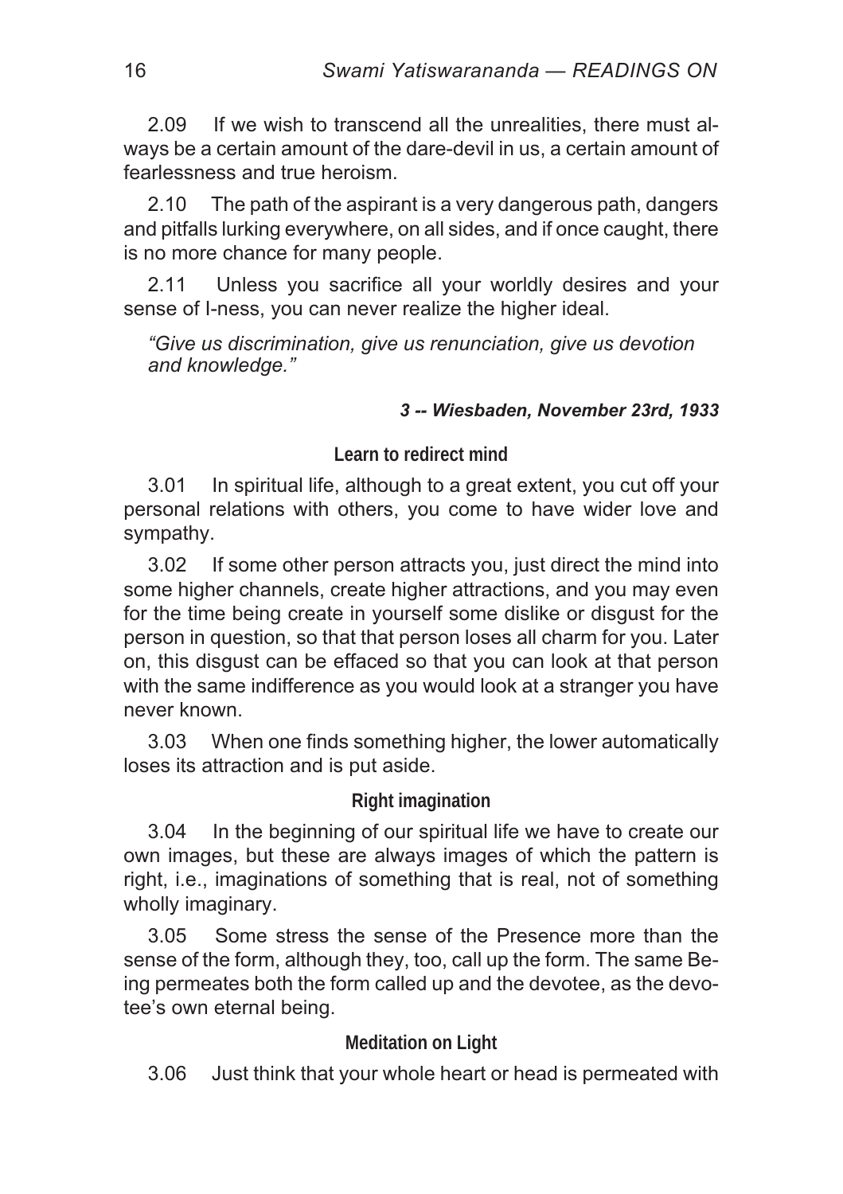2.09 If we wish to transcend all the unrealities, there must always be a certain amount of the dare-devil in us, a certain amount of fearlessness and true heroism.

2.10 The path of the aspirant is a very dangerous path, dangers and pitfalls lurking everywhere, on all sides, and if once caught, there is no more chance for many people.

2.11 Unless you sacrifice all your worldly desires and your sense of I-ness, you can never realize the higher ideal.

*"Give us discrimination, give us renunciation, give us devotion and knowledge."*

***3 -- Wiesbaden, November 23rd, 1933***

### Learn to redirect mind

3.01 In spiritual life, although to a great extent, you cut off your personal relations with others, you come to have wider love and sympathy.

3.02 If some other person attracts you, just direct the mind into some higher channels, create higher attractions, and you may even for the time being create in yourself some dislike or disgust for the person in question, so that that person loses all charm for you. Later on, this disgust can be effaced so that you can look at that person with the same indifference as you would look at a stranger you have never known.

3.03 When one finds something higher, the lower automatically loses its attraction and is put aside.

### Right imagination

3.04 In the beginning of our spiritual life we have to create our own images, but these are always images of which the pattern is right, i.e., imaginations of something that is real, not of something wholly imaginary.

3.05 Some stress the sense of the Presence more than the sense of the form, although they, too, call up the form. The same Being permeates both the form called up and the devotee, as the devotee's own eternal being.

### Meditation on Light

3.06 Just think that your whole heart or head is permeated with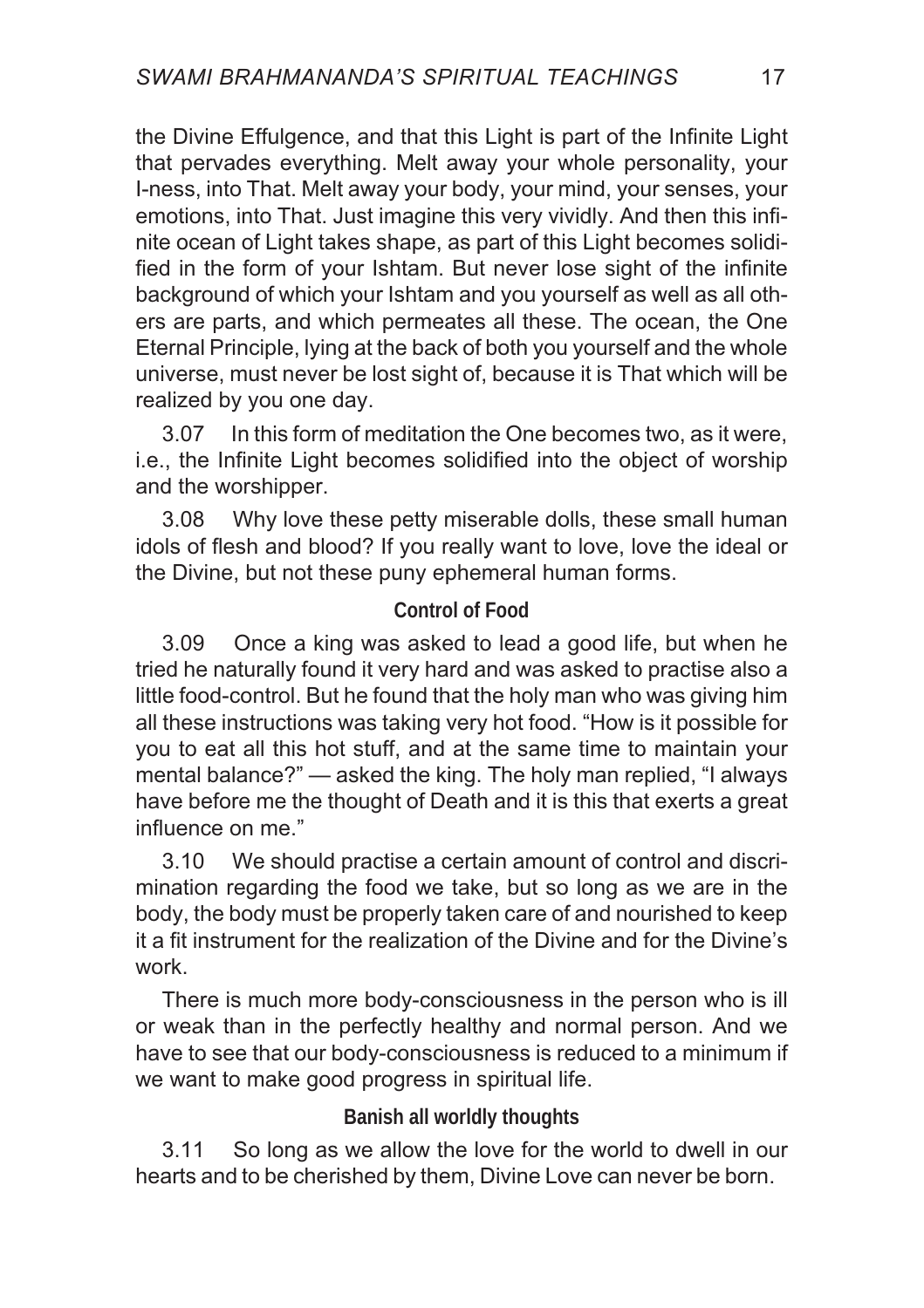the Divine Effulgence, and that this Light is part of the Infinite Light that pervades everything. Melt away your whole personality, your I-ness, into That. Melt away your body, your mind, your senses, your emotions, into That. Just imagine this very vividly. And then this infinite ocean of Light takes shape, as part of this Light becomes solidified in the form of your Ishtam. But never lose sight of the infinite background of which your Ishtam and you yourself as well as all others are parts, and which permeates all these. The ocean, the One Eternal Principle, lying at the back of both you yourself and the whole universe, must never be lost sight of, because it is That which will be realized by you one day.

3.07 In this form of meditation the One becomes two, as it were, i.e., the Infinite Light becomes solidified into the object of worship and the worshipper.

3.08 Why love these petty miserable dolls, these small human idols of flesh and blood? If you really want to love, love the ideal or the Divine, but not these puny ephemeral human forms.

### Control of Food

3.09 Once a king was asked to lead a good life, but when he tried he naturally found it very hard and was asked to practise also a little food-control. But he found that the holy man who was giving him all these instructions was taking very hot food. "How is it possible for you to eat all this hot stuff, and at the same time to maintain your mental balance?" — asked the king. The holy man replied, "I always have before me the thought of Death and it is this that exerts a great influence on me."

3.10 We should practise a certain amount of control and discrimination regarding the food we take, but so long as we are in the body, the body must be properly taken care of and nourished to keep it a fit instrument for the realization of the Divine and for the Divine's work.

There is much more body-consciousness in the person who is ill or weak than in the perfectly healthy and normal person. And we have to see that our body-consciousness is reduced to a minimum if we want to make good progress in spiritual life.

### Banish all worldly thoughts

3.11 So long as we allow the love for the world to dwell in our hearts and to be cherished by them, Divine Love can never be born.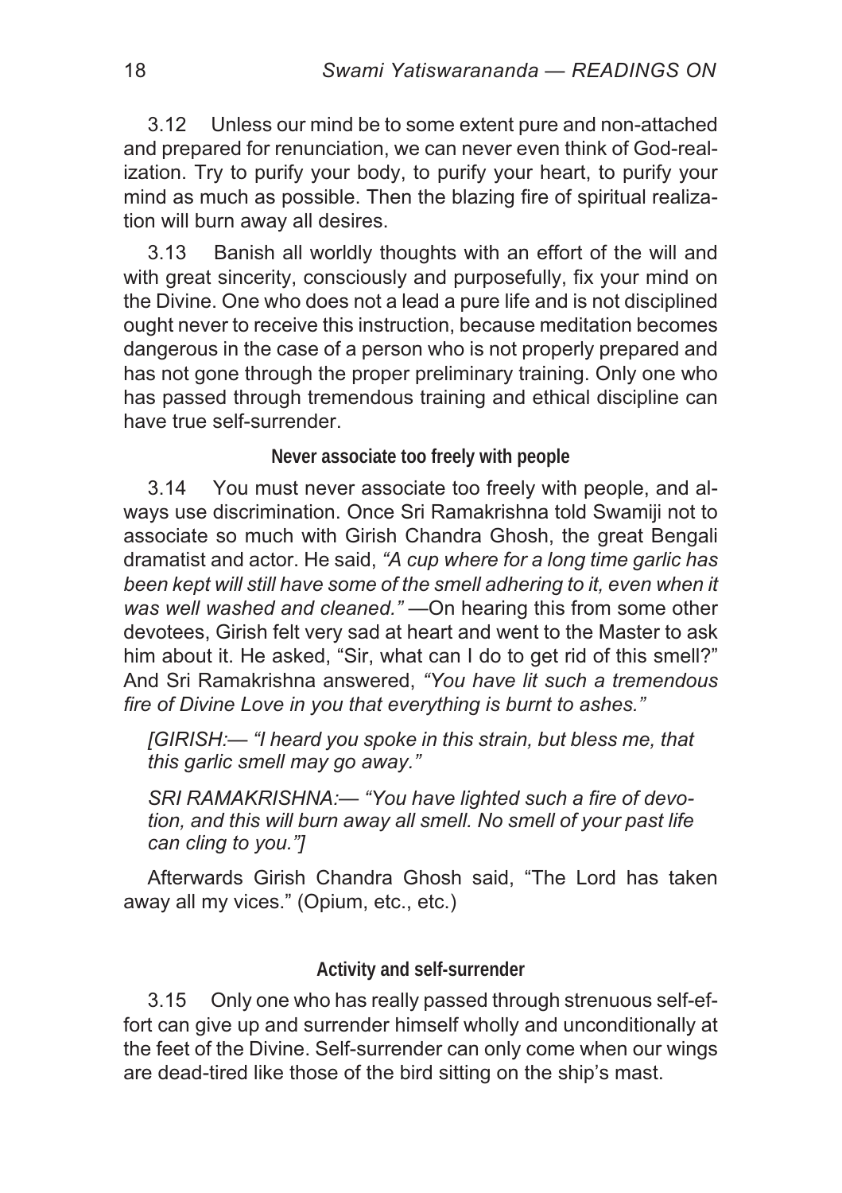3.12 Unless our mind be to some extent pure and non-attached and prepared for renunciation, we can never even think of God-realization. Try to purify your body, to purify your heart, to purify your mind as much as possible. Then the blazing fire of spiritual realization will burn away all desires.

3.13 Banish all worldly thoughts with an effort of the will and with great sincerity, consciously and purposefully, fix your mind on the Divine. One who does not a lead a pure life and is not disciplined ought never to receive this instruction, because meditation becomes dangerous in the case of a person who is not properly prepared and has not gone through the proper preliminary training. Only one who has passed through tremendous training and ethical discipline can have true self-surrender.

### Never associate too freely with people

3.14 You must never associate too freely with people, and always use discrimination. Once Sri Ramakrishna told Swamiji not to associate so much with Girish Chandra Ghosh, the great Bengali dramatist and actor. He said, *"A cup where for a long time garlic has been kept will still have some of the smell adhering to it, even when it was well washed and cleaned."* —On hearing this from some other devotees, Girish felt very sad at heart and went to the Master to ask him about it. He asked, "Sir, what can I do to get rid of this smell?" And Sri Ramakrishna answered, *"You have lit such a tremendous fire of Divine Love in you that everything is burnt to ashes."*

> *[GIRISH:— "I heard you spoke in this strain, but bless me, that this garlic smell may go away."*
>
> *SRI RAMAKRISHNA:— "You have lighted such a fire of devotion, and this will burn away all smell. No smell of your past life can cling to you."]*

Afterwards Girish Chandra Ghosh said, "The Lord has taken away all my vices." (Opium, etc., etc.)

### Activity and self-surrender

3.15 Only one who has really passed through strenuous self-effort can give up and surrender himself wholly and unconditionally at the feet of the Divine. Self-surrender can only come when our wings are dead-tired like those of the bird sitting on the ship's mast.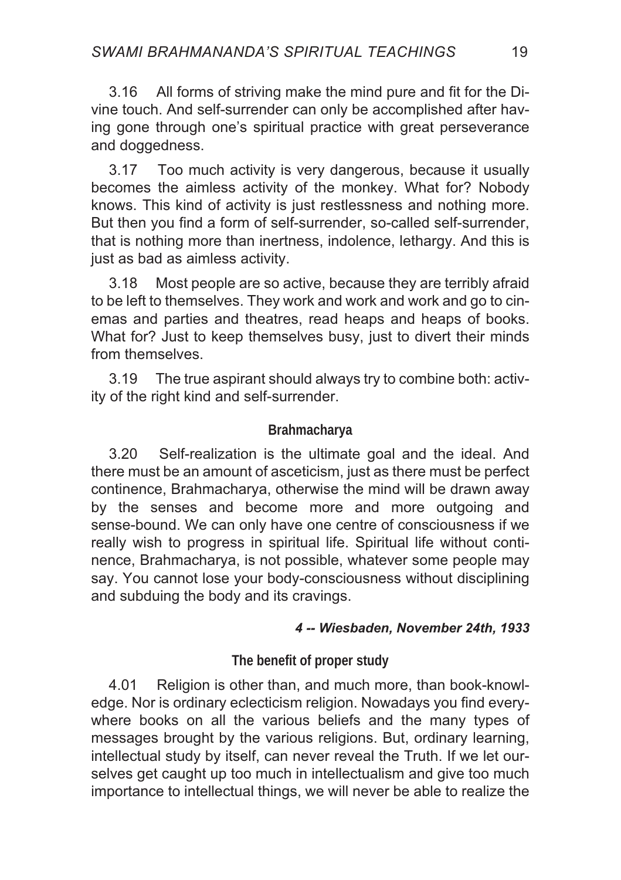3.16 All forms of striving make the mind pure and fit for the Divine touch. And self-surrender can only be accomplished after having gone through one's spiritual practice with great perseverance and doggedness.

3.17 Too much activity is very dangerous, because it usually becomes the aimless activity of the monkey. What for? Nobody knows. This kind of activity is just restlessness and nothing more. But then you find a form of self-surrender, so-called self-surrender, that is nothing more than inertness, indolence, lethargy. And this is just as bad as aimless activity.

3.18 Most people are so active, because they are terribly afraid to be left to themselves. They work and work and work and go to cinemas and parties and theatres, read heaps and heaps of books. What for? Just to keep themselves busy, just to divert their minds from themselves.

3.19 The true aspirant should always try to combine both: activity of the right kind and self-surrender.

### Brahmacharya

3.20 Self-realization is the ultimate goal and the ideal. And there must be an amount of asceticism, just as there must be perfect continence, Brahmacharya, otherwise the mind will be drawn away by the senses and become more and more outgoing and sense-bound. We can only have one centre of consciousness if we really wish to progress in spiritual life. Spiritual life without continence, Brahmacharya, is not possible, whatever some people may say. You cannot lose your body-consciousness without disciplining and subduing the body and its cravings.

## *4 -- Wiesbaden, November 24th, 1933*

### The benefit of proper study

4.01 Religion is other than, and much more, than book-knowledge. Nor is ordinary eclecticism religion. Nowadays you find everywhere books on all the various beliefs and the many types of messages brought by the various religions. But, ordinary learning, intellectual study by itself, can never reveal the Truth. If we let ourselves get caught up too much in intellectualism and give too much importance to intellectual things, we will never be able to realize the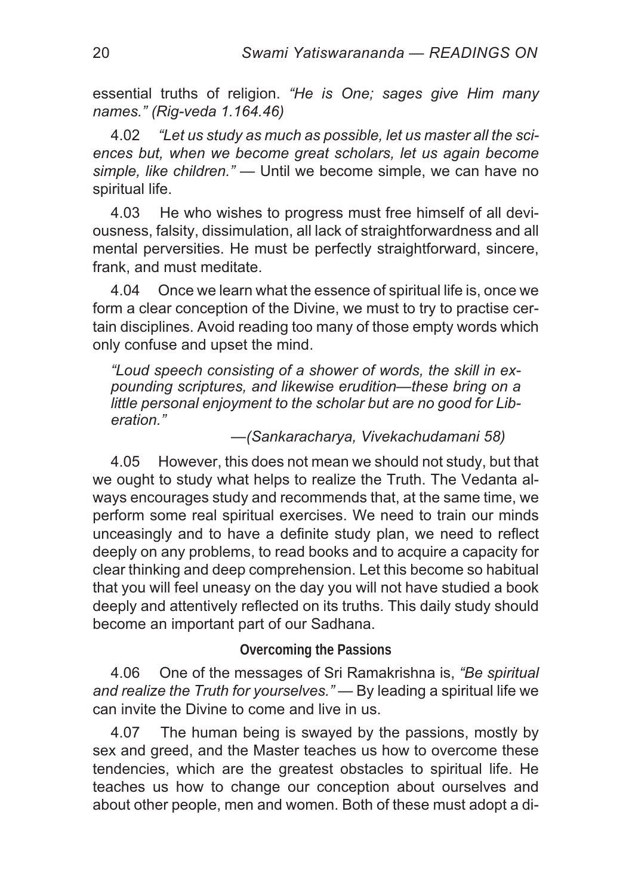essential truths of religion. *"He is One; sages give Him many names." (Rig-veda 1.164.46)*

4.02 *"Let us study as much as possible, let us master all the sciences but, when we become great scholars, let us again become simple, like children."* — Until we become simple, we can have no spiritual life.

4.03 He who wishes to progress must free himself of all deviousness, falsity, dissimulation, all lack of straightforwardness and all mental perversities. He must be perfectly straightforward, sincere, frank, and must meditate.

4.04 Once we learn what the essence of spiritual life is, once we form a clear conception of the Divine, we must to try to practise certain disciplines. Avoid reading too many of those empty words which only confuse and upset the mind.

> *"Loud speech consisting of a shower of words, the skill in expounding scriptures, and likewise erudition—these bring on a little personal enjoyment to the scholar but are no good for Liberation."*
>
> *—(Sankaracharya, Vivekachudamani 58)*

4.05 However, this does not mean we should not study, but that we ought to study what helps to realize the Truth. The Vedanta always encourages study and recommends that, at the same time, we perform some real spiritual exercises. We need to train our minds unceasingly and to have a definite study plan, we need to reflect deeply on any problems, to read books and to acquire a capacity for clear thinking and deep comprehension. Let this become so habitual that you will feel uneasy on the day you will not have studied a book deeply and attentively reflected on its truths. This daily study should become an important part of our Sadhana.

### Overcoming the Passions

4.06 One of the messages of Sri Ramakrishna is, *"Be spiritual and realize the Truth for yourselves."* — By leading a spiritual life we can invite the Divine to come and live in us.

4.07 The human being is swayed by the passions, mostly by sex and greed, and the Master teaches us how to overcome these tendencies, which are the greatest obstacles to spiritual life. He teaches us how to change our conception about ourselves and about other people, men and women. Both of these must adopt a di-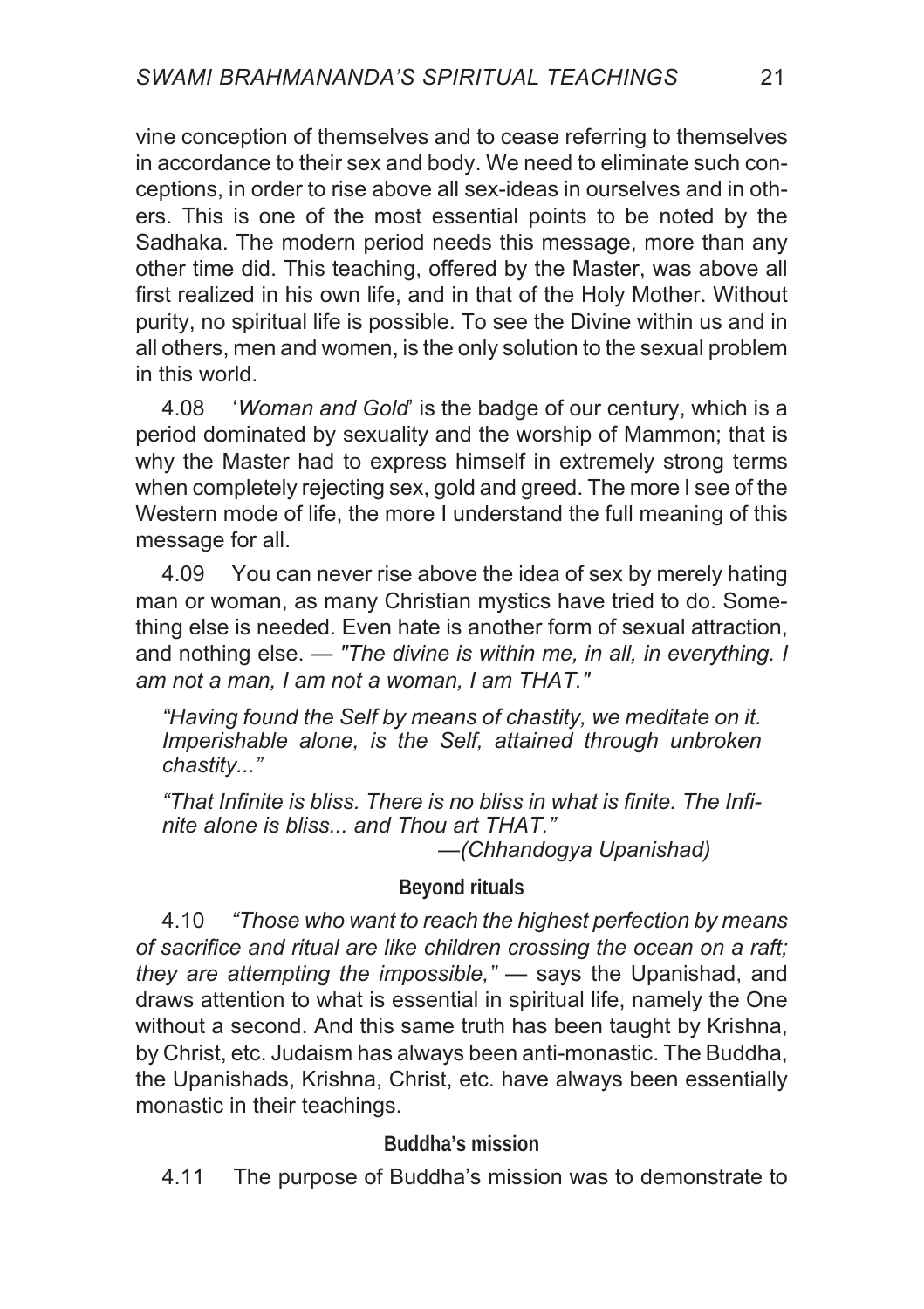vine conception of themselves and to cease referring to themselves in accordance to their sex and body. We need to eliminate such conceptions, in order to rise above all sex-ideas in ourselves and in others. This is one of the most essential points to be noted by the Sadhaka. The modern period needs this message, more than any other time did. This teaching, offered by the Master, was above all first realized in his own life, and in that of the Holy Mother. Without purity, no spiritual life is possible. To see the Divine within us and in all others, men and women, is the only solution to the sexual problem in this world.

4.08 '*Woman and Gold*' is the badge of our century, which is a period dominated by sexuality and the worship of Mammon; that is why the Master had to express himself in extremely strong terms when completely rejecting sex, gold and greed. The more I see of the Western mode of life, the more I understand the full meaning of this message for all.

4.09 You can never rise above the idea of sex by merely hating man or woman, as many Christian mystics have tried to do. Something else is needed. Even hate is another form of sexual attraction, and nothing else. — *"The divine is within me, in all, in everything. I am not a man, I am not a woman, I am THAT."*

> *"Having found the Self by means of chastity, we meditate on it. Imperishable alone, is the Self, attained through unbroken chastity..."*
>
> *"That Infinite is bliss. There is no bliss in what is finite. The Infinite alone is bliss... and Thou art THAT."*
>
> —*(Chhandogya Upanishad)*

### Beyond rituals

4.10 *"Those who want to reach the highest perfection by means of sacrifice and ritual are like children crossing the ocean on a raft; they are attempting the impossible,"* — says the Upanishad, and draws attention to what is essential in spiritual life, namely the One without a second. And this same truth has been taught by Krishna, by Christ, etc. Judaism has always been anti-monastic. The Buddha, the Upanishads, Krishna, Christ, etc. have always been essentially monastic in their teachings.

### Buddha's mission

4.11 The purpose of Buddha's mission was to demonstrate to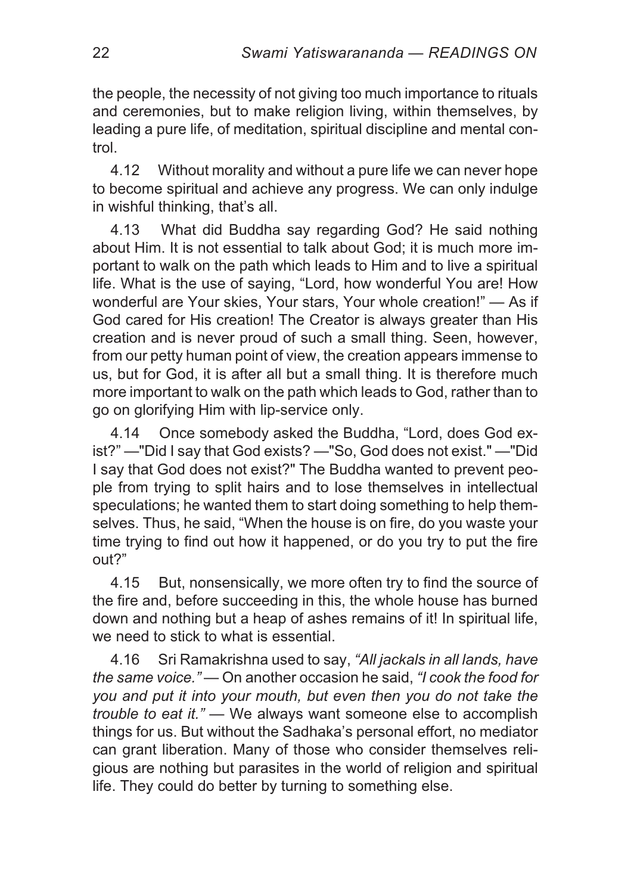the people, the necessity of not giving too much importance to rituals and ceremonies, but to make religion living, within themselves, by leading a pure life, of meditation, spiritual discipline and mental control.

4.12 Without morality and without a pure life we can never hope to become spiritual and achieve any progress. We can only indulge in wishful thinking, that's all.

4.13 What did Buddha say regarding God? He said nothing about Him. It is not essential to talk about God; it is much more important to walk on the path which leads to Him and to live a spiritual life. What is the use of saying, "Lord, how wonderful You are! How wonderful are Your skies, Your stars, Your whole creation!" — As if God cared for His creation! The Creator is always greater than His creation and is never proud of such a small thing. Seen, however, from our petty human point of view, the creation appears immense to us, but for God, it is after all but a small thing. It is therefore much more important to walk on the path which leads to God, rather than to go on glorifying Him with lip-service only.

4.14 Once somebody asked the Buddha, "Lord, does God exist?" —"Did I say that God exists? —"So, God does not exist." —"Did I say that God does not exist?" The Buddha wanted to prevent people from trying to split hairs and to lose themselves in intellectual speculations; he wanted them to start doing something to help themselves. Thus, he said, "When the house is on fire, do you waste your time trying to find out how it happened, or do you try to put the fire out?"

4.15 But, nonsensically, we more often try to find the source of the fire and, before succeeding in this, the whole house has burned down and nothing but a heap of ashes remains of it! In spiritual life, we need to stick to what is essential.

4.16 Sri Ramakrishna used to say, *"All jackals in all lands, have the same voice."* — On another occasion he said, *"I cook the food for you and put it into your mouth, but even then you do not take the trouble to eat it."* — We always want someone else to accomplish things for us. But without the Sadhaka's personal effort, no mediator can grant liberation. Many of those who consider themselves religious are nothing but parasites in the world of religion and spiritual life. They could do better by turning to something else.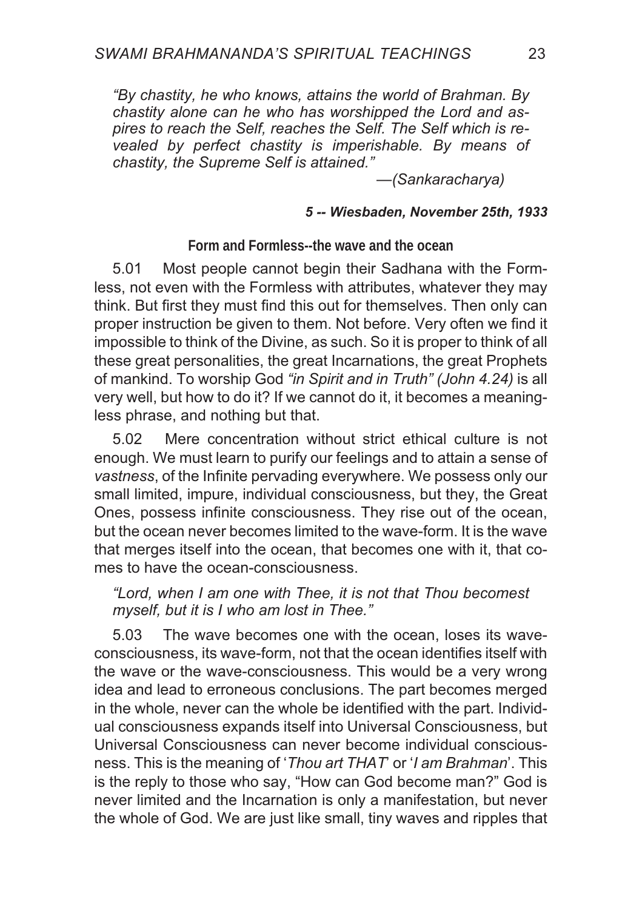*"By chastity, he who knows, attains the world of Brahman. By chastity alone can he who has worshipped the Lord and aspires to reach the Self, reaches the Self. The Self which is revealed by perfect chastity is imperishable. By means of chastity, the Supreme Self is attained."*

—*(Sankaracharya)*

### *5 -- Wiesbaden, November 25th, 1933*

#### Form and Formless--the wave and the ocean

5.01 Most people cannot begin their Sadhana with the Formless, not even with the Formless with attributes, whatever they may think. But first they must find this out for themselves. Then only can proper instruction be given to them. Not before. Very often we find it impossible to think of the Divine, as such. So it is proper to think of all these great personalities, the great Incarnations, the great Prophets of mankind. To worship God *"in Spirit and in Truth" (John 4.24)* is all very well, but how to do it? If we cannot do it, it becomes a meaningless phrase, and nothing but that.

5.02 Mere concentration without strict ethical culture is not enough. We must learn to purify our feelings and to attain a sense of *vastness*, of the Infinite pervading everywhere. We possess only our small limited, impure, individual consciousness, but they, the Great Ones, possess infinite consciousness. They rise out of the ocean, but the ocean never becomes limited to the wave-form. It is the wave that merges itself into the ocean, that becomes one with it, that comes to have the ocean-consciousness.

*"Lord, when I am one with Thee, it is not that Thou becomest myself, but it is I who am lost in Thee."*

5.03 The wave becomes one with the ocean, loses its wave-consciousness, its wave-form, not that the ocean identifies itself with the wave or the wave-consciousness. This would be a very wrong idea and lead to erroneous conclusions. The part becomes merged in the whole, never can the whole be identified with the part. Individual consciousness expands itself into Universal Consciousness, but Universal Consciousness can never become individual consciousness. This is the meaning of '*Thou art THAT*' or '*I am Brahman*'. This is the reply to those who say, "How can God become man?" God is never limited and the Incarnation is only a manifestation, but never the whole of God. We are just like small, tiny waves and ripples that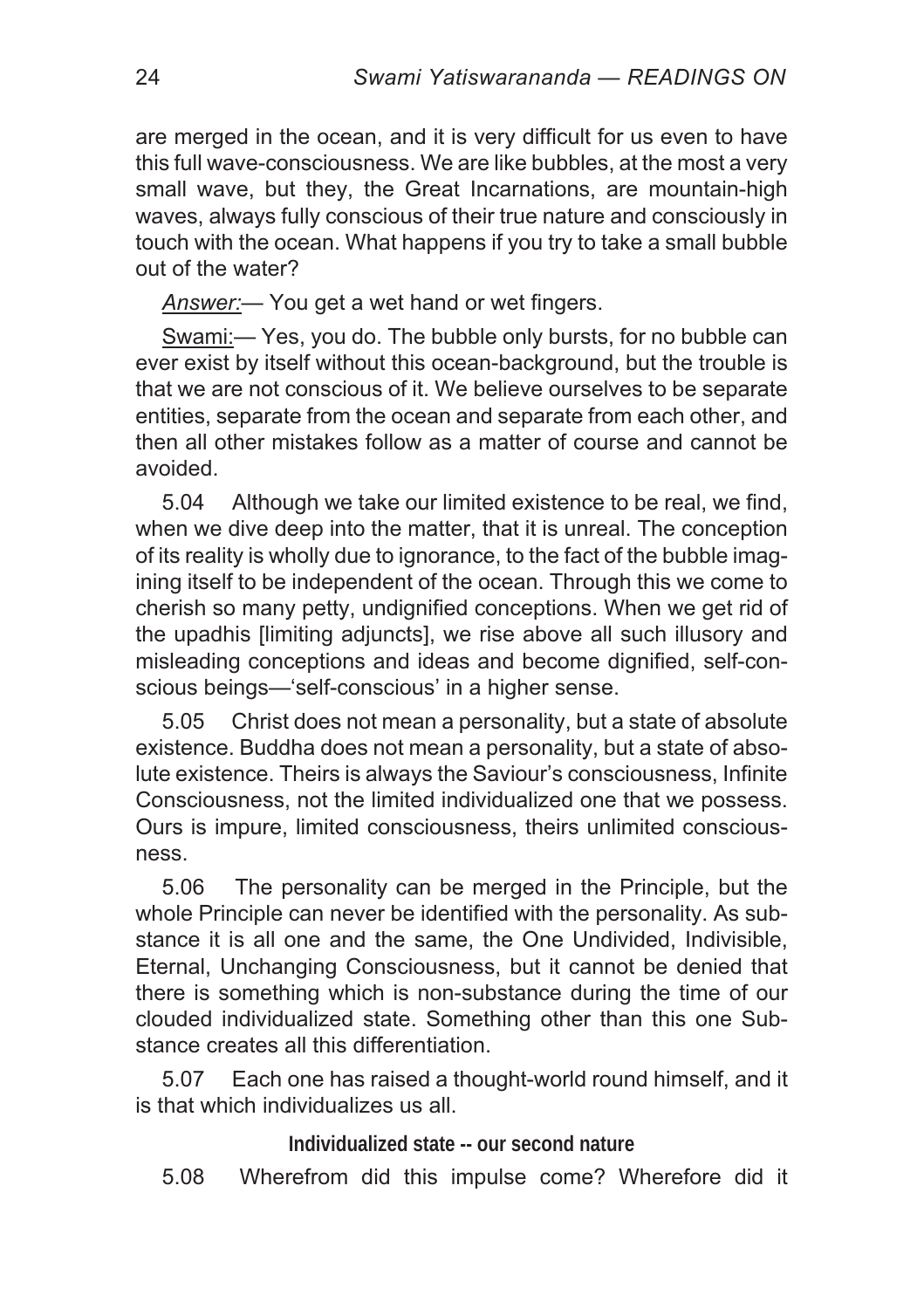are merged in the ocean, and it is very difficult for us even to have this full wave-consciousness. We are like bubbles, at the most a very small wave, but they, the Great Incarnations, are mountain-high waves, always fully conscious of their true nature and consciously in touch with the ocean. What happens if you try to take a small bubble out of the water?

*Answer:*— You get a wet hand or wet fingers.

Swami:— Yes, you do. The bubble only bursts, for no bubble can ever exist by itself without this ocean-background, but the trouble is that we are not conscious of it. We believe ourselves to be separate entities, separate from the ocean and separate from each other, and then all other mistakes follow as a matter of course and cannot be avoided.

5.04 Although we take our limited existence to be real, we find, when we dive deep into the matter, that it is unreal. The conception of its reality is wholly due to ignorance, to the fact of the bubble imagining itself to be independent of the ocean. Through this we come to cherish so many petty, undignified conceptions. When we get rid of the upadhis [limiting adjuncts], we rise above all such illusory and misleading conceptions and ideas and become dignified, self-conscious beings—'self-conscious' in a higher sense.

5.05 Christ does not mean a personality, but a state of absolute existence. Buddha does not mean a personality, but a state of absolute existence. Theirs is always the Saviour's consciousness, Infinite Consciousness, not the limited individualized one that we possess. Ours is impure, limited consciousness, theirs unlimited consciousness.

5.06 The personality can be merged in the Principle, but the whole Principle can never be identified with the personality. As substance it is all one and the same, the One Undivided, Indivisible, Eternal, Unchanging Consciousness, but it cannot be denied that there is something which is non-substance during the time of our clouded individualized state. Something other than this one Substance creates all this differentiation.

5.07 Each one has raised a thought-world round himself, and it is that which individualizes us all.

### Individualized state -- our second nature

5.08 Wherefrom did this impulse come? Wherefore did it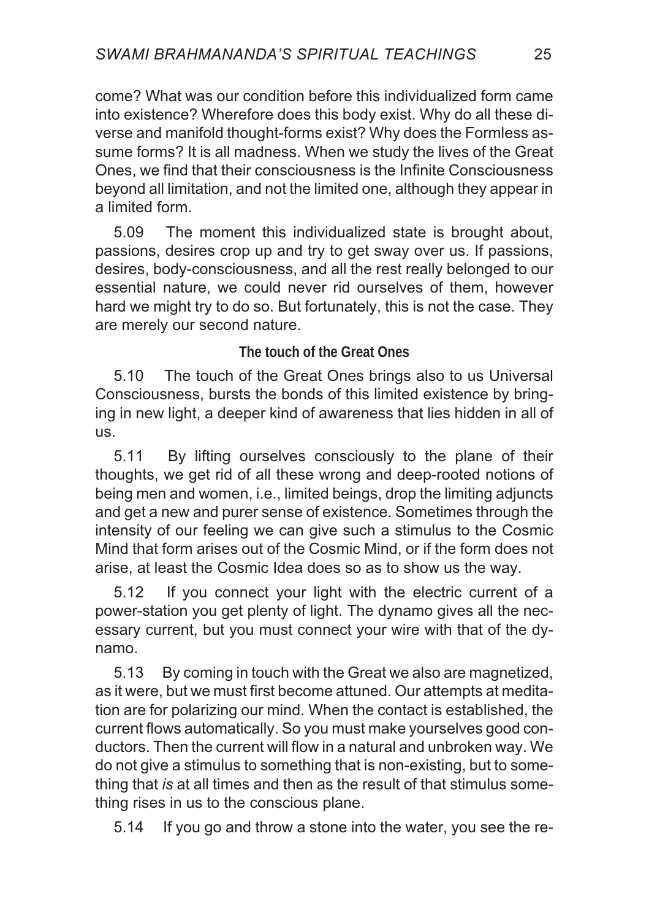come? What was our condition before this individualized form came into existence? Wherefore does this body exist. Why do all these diverse and manifold thought-forms exist? Why does the Formless assume forms? It is all madness. When we study the lives of the Great Ones, we find that their consciousness is the Infinite Consciousness beyond all limitation, and not the limited one, although they appear in a limited form.

5.09 The moment this individualized state is brought about, passions, desires crop up and try to get sway over us. If passions, desires, body-consciousness, and all the rest really belonged to our essential nature, we could never rid ourselves of them, however hard we might try to do so. But fortunately, this is not the case. They are merely our second nature.

### The touch of the Great Ones

5.10 The touch of the Great Ones brings also to us Universal Consciousness, bursts the bonds of this limited existence by bringing in new light, a deeper kind of awareness that lies hidden in all of us.

5.11 By lifting ourselves consciously to the plane of their thoughts, we get rid of all these wrong and deep-rooted notions of being men and women, i.e., limited beings, drop the limiting adjuncts and get a new and purer sense of existence. Sometimes through the intensity of our feeling we can give such a stimulus to the Cosmic Mind that form arises out of the Cosmic Mind, or if the form does not arise, at least the Cosmic Idea does so as to show us the way.

5.12 If you connect your light with the electric current of a power-station you get plenty of light. The dynamo gives all the necessary current, but you must connect your wire with that of the dynamo.

5.13 By coming in touch with the Great we also are magnetized, as it were, but we must first become attuned. Our attempts at meditation are for polarizing our mind. When the contact is established, the current flows automatically. So you must make yourselves good conductors. Then the current will flow in a natural and unbroken way. We do not give a stimulus to something that is non-existing, but to something that *is* at all times and then as the result of that stimulus something rises in us to the conscious plane.

5.14 If you go and throw a stone into the water, you see the re-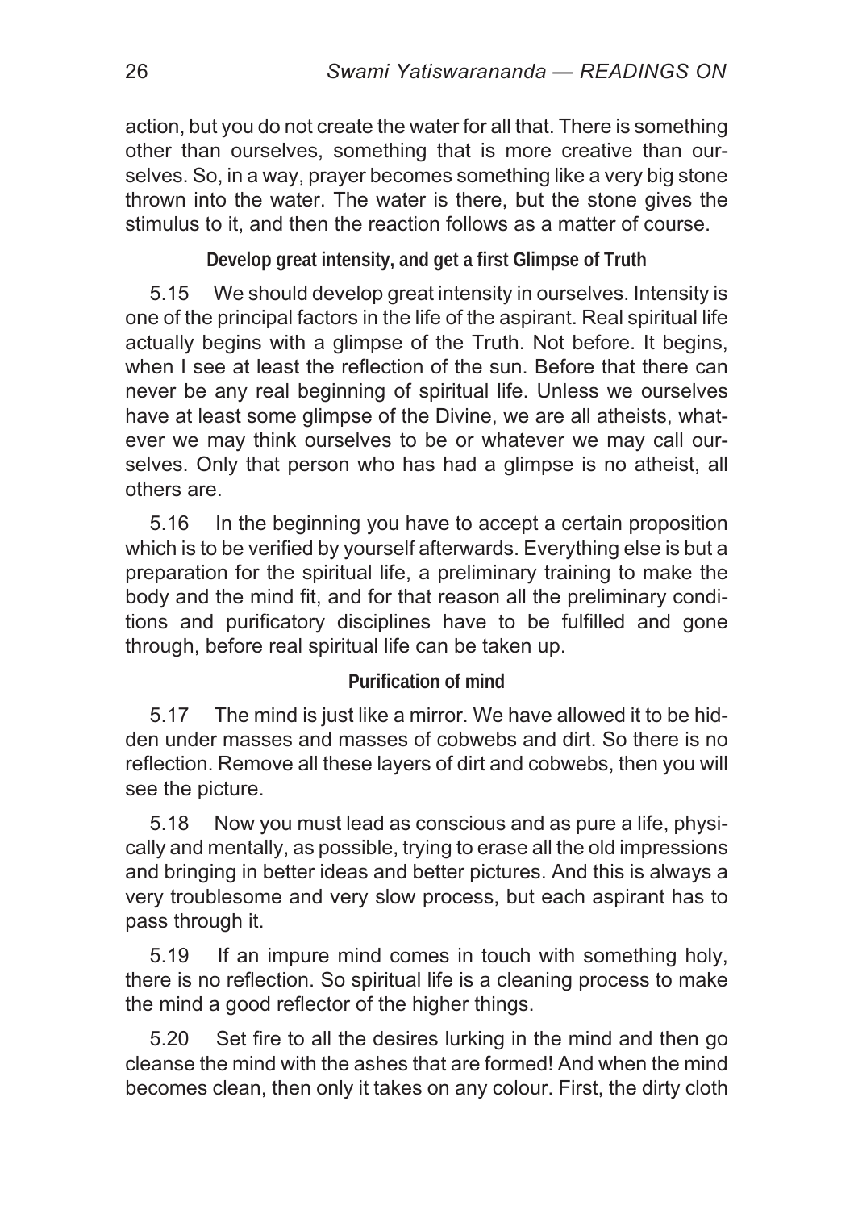action, but you do not create the water for all that. There is something other than ourselves, something that is more creative than ourselves. So, in a way, prayer becomes something like a very big stone thrown into the water. The water is there, but the stone gives the stimulus to it, and then the reaction follows as a matter of course.

### Develop great intensity, and get a first Glimpse of Truth

5.15 We should develop great intensity in ourselves. Intensity is one of the principal factors in the life of the aspirant. Real spiritual life actually begins with a glimpse of the Truth. Not before. It begins, when I see at least the reflection of the sun. Before that there can never be any real beginning of spiritual life. Unless we ourselves have at least some glimpse of the Divine, we are all atheists, whatever we may think ourselves to be or whatever we may call ourselves. Only that person who has had a glimpse is no atheist, all others are.

5.16 In the beginning you have to accept a certain proposition which is to be verified by yourself afterwards. Everything else is but a preparation for the spiritual life, a preliminary training to make the body and the mind fit, and for that reason all the preliminary conditions and purificatory disciplines have to be fulfilled and gone through, before real spiritual life can be taken up.

### Purification of mind

5.17 The mind is just like a mirror. We have allowed it to be hidden under masses and masses of cobwebs and dirt. So there is no reflection. Remove all these layers of dirt and cobwebs, then you will see the picture.

5.18 Now you must lead as conscious and as pure a life, physically and mentally, as possible, trying to erase all the old impressions and bringing in better ideas and better pictures. And this is always a very troublesome and very slow process, but each aspirant has to pass through it.

5.19 If an impure mind comes in touch with something holy, there is no reflection. So spiritual life is a cleaning process to make the mind a good reflector of the higher things.

5.20 Set fire to all the desires lurking in the mind and then go cleanse the mind with the ashes that are formed! And when the mind becomes clean, then only it takes on any colour. First, the dirty cloth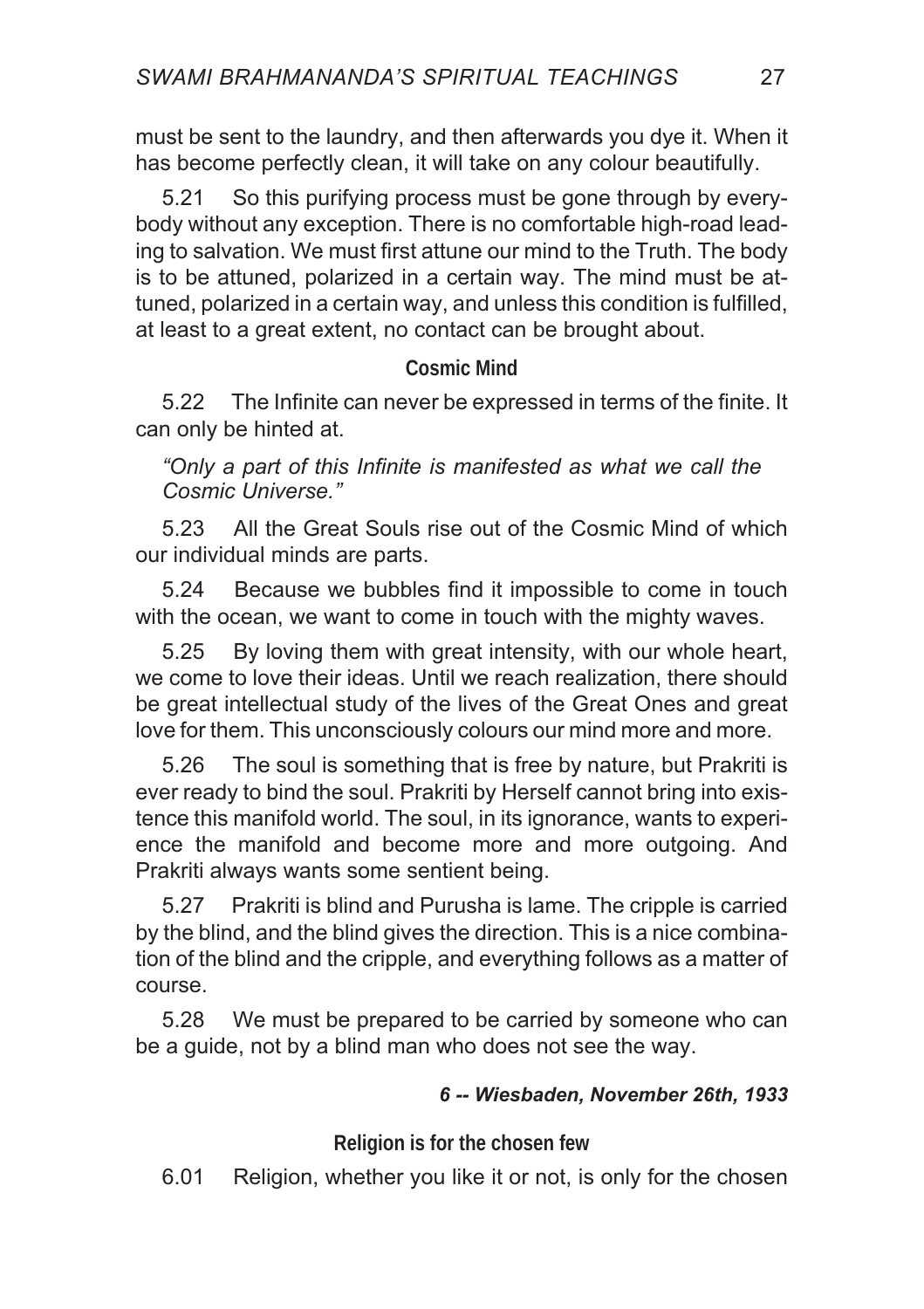must be sent to the laundry, and then afterwards you dye it. When it has become perfectly clean, it will take on any colour beautifully.

5.21 So this purifying process must be gone through by everybody without any exception. There is no comfortable high-road leading to salvation. We must first attune our mind to the Truth. The body is to be attuned, polarized in a certain way. The mind must be attuned, polarized in a certain way, and unless this condition is fulfilled, at least to a great extent, no contact can be brought about.

### Cosmic Mind

5.22 The Infinite can never be expressed in terms of the finite. It can only be hinted at.

*"Only a part of this Infinite is manifested as what we call the Cosmic Universe."*

5.23 All the Great Souls rise out of the Cosmic Mind of which our individual minds are parts.

5.24 Because we bubbles find it impossible to come in touch with the ocean, we want to come in touch with the mighty waves.

5.25 By loving them with great intensity, with our whole heart, we come to love their ideas. Until we reach realization, there should be great intellectual study of the lives of the Great Ones and great love for them. This unconsciously colours our mind more and more.

5.26 The soul is something that is free by nature, but Prakriti is ever ready to bind the soul. Prakriti by Herself cannot bring into existence this manifold world. The soul, in its ignorance, wants to experience the manifold and become more and more outgoing. And Prakriti always wants some sentient being.

5.27 Prakriti is blind and Purusha is lame. The cripple is carried by the blind, and the blind gives the direction. This is a nice combination of the blind and the cripple, and everything follows as a matter of course.

5.28 We must be prepared to be carried by someone who can be a guide, not by a blind man who does not see the way.

***6 -- Wiesbaden, November 26th, 1933***

### Religion is for the chosen few

6.01 Religion, whether you like it or not, is only for the chosen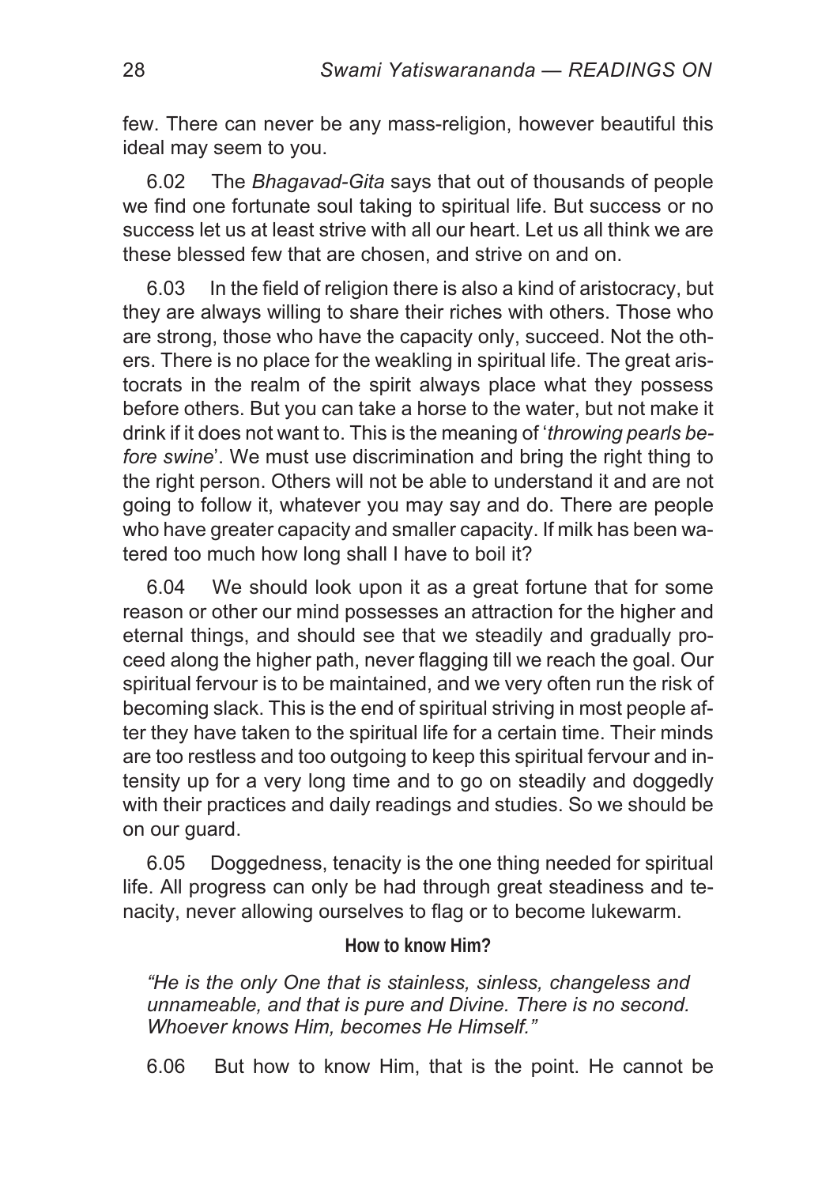few. There can never be any mass-religion, however beautiful this ideal may seem to you.

6.02 The *Bhagavad-Gita* says that out of thousands of people we find one fortunate soul taking to spiritual life. But success or no success let us at least strive with all our heart. Let us all think we are these blessed few that are chosen, and strive on and on.

6.03 In the field of religion there is also a kind of aristocracy, but they are always willing to share their riches with others. Those who are strong, those who have the capacity only, succeed. Not the others. There is no place for the weakling in spiritual life. The great aristocrats in the realm of the spirit always place what they possess before others. But you can take a horse to the water, but not make it drink if it does not want to. This is the meaning of '*throwing pearls before swine*'. We must use discrimination and bring the right thing to the right person. Others will not be able to understand it and are not going to follow it, whatever you may say and do. There are people who have greater capacity and smaller capacity. If milk has been watered too much how long shall I have to boil it?

6.04 We should look upon it as a great fortune that for some reason or other our mind possesses an attraction for the higher and eternal things, and should see that we steadily and gradually proceed along the higher path, never flagging till we reach the goal. Our spiritual fervour is to be maintained, and we very often run the risk of becoming slack. This is the end of spiritual striving in most people after they have taken to the spiritual life for a certain time. Their minds are too restless and too outgoing to keep this spiritual fervour and intensity up for a very long time and to go on steadily and doggedly with their practices and daily readings and studies. So we should be on our guard.

6.05 Doggedness, tenacity is the one thing needed for spiritual life. All progress can only be had through great steadiness and tenacity, never allowing ourselves to flag or to become lukewarm.

### How to know Him?

*"He is the only One that is stainless, sinless, changeless and unnameable, and that is pure and Divine. There is no second. Whoever knows Him, becomes He Himself."*

6.06 But how to know Him, that is the point. He cannot be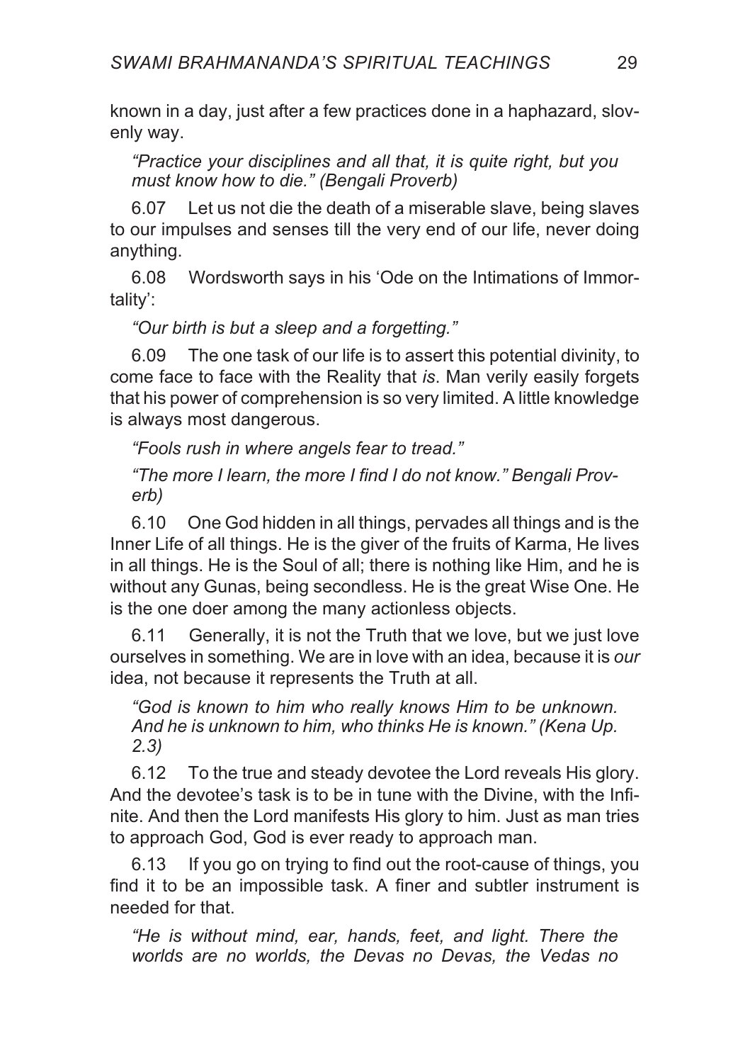known in a day, just after a few practices done in a haphazard, slovenly way.

> *"Practice your disciplines and all that, it is quite right, but you must know how to die." (Bengali Proverb)*

6.07 Let us not die the death of a miserable slave, being slaves to our impulses and senses till the very end of our life, never doing anything.

6.08 Wordsworth says in his 'Ode on the Intimations of Immortality':

> *"Our birth is but a sleep and a forgetting."*

6.09 The one task of our life is to assert this potential divinity, to come face to face with the Reality that *is*. Man verily easily forgets that his power of comprehension is so very limited. A little knowledge is always most dangerous.

> *"Fools rush in where angels fear to tread."*
>
> *"The more I learn, the more I find I do not know." Bengali Proverb)*

6.10 One God hidden in all things, pervades all things and is the Inner Life of all things. He is the giver of the fruits of Karma, He lives in all things. He is the Soul of all; there is nothing like Him, and he is without any Gunas, being secondless. He is the great Wise One. He is the one doer among the many actionless objects.

6.11 Generally, it is not the Truth that we love, but we just love ourselves in something. We are in love with an idea, because it is *our* idea, not because it represents the Truth at all.

> *"God is known to him who really knows Him to be unknown. And he is unknown to him, who thinks He is known." (Kena Up. 2.3)*

6.12 To the true and steady devotee the Lord reveals His glory. And the devotee's task is to be in tune with the Divine, with the Infinite. And then the Lord manifests His glory to him. Just as man tries to approach God, God is ever ready to approach man.

6.13 If you go on trying to find out the root-cause of things, you find it to be an impossible task. A finer and subtler instrument is needed for that.

> *"He is without mind, ear, hands, feet, and light. There the worlds are no worlds, the Devas no Devas, the Vedas no*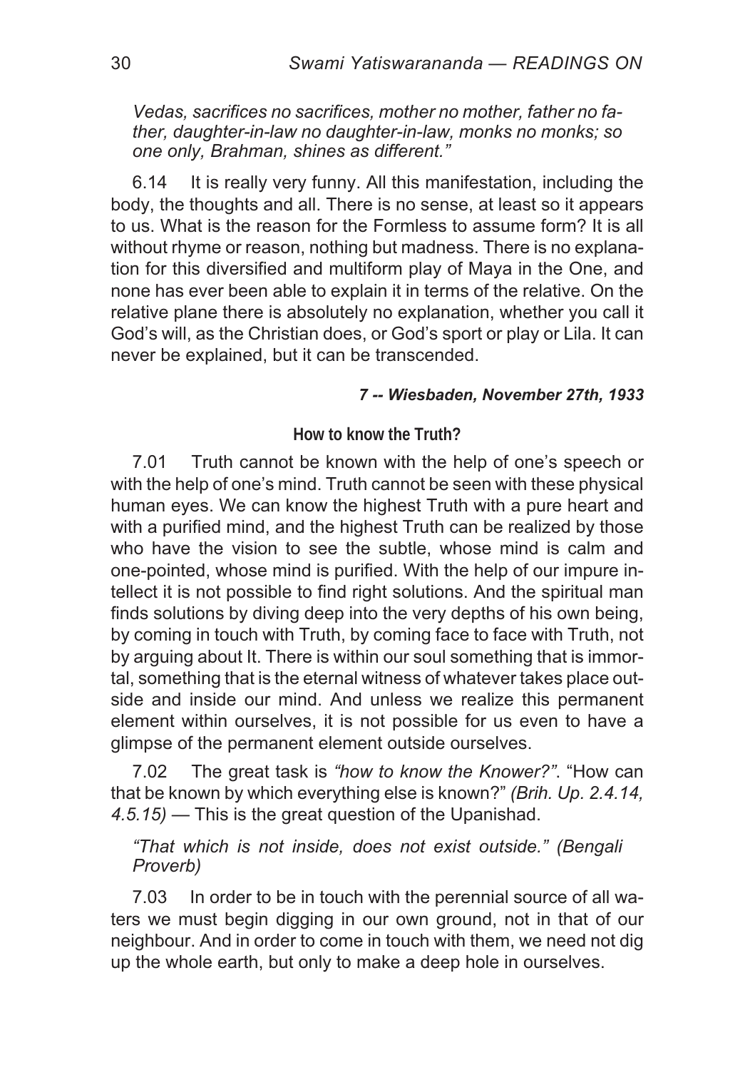*Vedas, sacrifices no sacrifices, mother no mother, father no father, daughter-in-law no daughter-in-law, monks no monks; so one only, Brahman, shines as different."*

6.14 It is really very funny. All this manifestation, including the body, the thoughts and all. There is no sense, at least so it appears to us. What is the reason for the Formless to assume form? It is all without rhyme or reason, nothing but madness. There is no explanation for this diversified and multiform play of Maya in the One, and none has ever been able to explain it in terms of the relative. On the relative plane there is absolutely no explanation, whether you call it God's will, as the Christian does, or God's sport or play or Lila. It can never be explained, but it can be transcended.

***7 -- Wiesbaden, November 27th, 1933***

### How to know the Truth?

7.01 Truth cannot be known with the help of one's speech or with the help of one's mind. Truth cannot be seen with these physical human eyes. We can know the highest Truth with a pure heart and with a purified mind, and the highest Truth can be realized by those who have the vision to see the subtle, whose mind is calm and one-pointed, whose mind is purified. With the help of our impure intellect it is not possible to find right solutions. And the spiritual man finds solutions by diving deep into the very depths of his own being, by coming in touch with Truth, by coming face to face with Truth, not by arguing about It. There is within our soul something that is immortal, something that is the eternal witness of whatever takes place outside and inside our mind. And unless we realize this permanent element within ourselves, it is not possible for us even to have a glimpse of the permanent element outside ourselves.

7.02 The great task is *"how to know the Knower?"*. "How can that be known by which everything else is known?" *(Brih. Up. 2.4.14, 4.5.15)* — This is the great question of the Upanishad.

*"That which is not inside, does not exist outside." (Bengali Proverb)*

7.03 In order to be in touch with the perennial source of all waters we must begin digging in our own ground, not in that of our neighbour. And in order to come in touch with them, we need not dig up the whole earth, but only to make a deep hole in ourselves.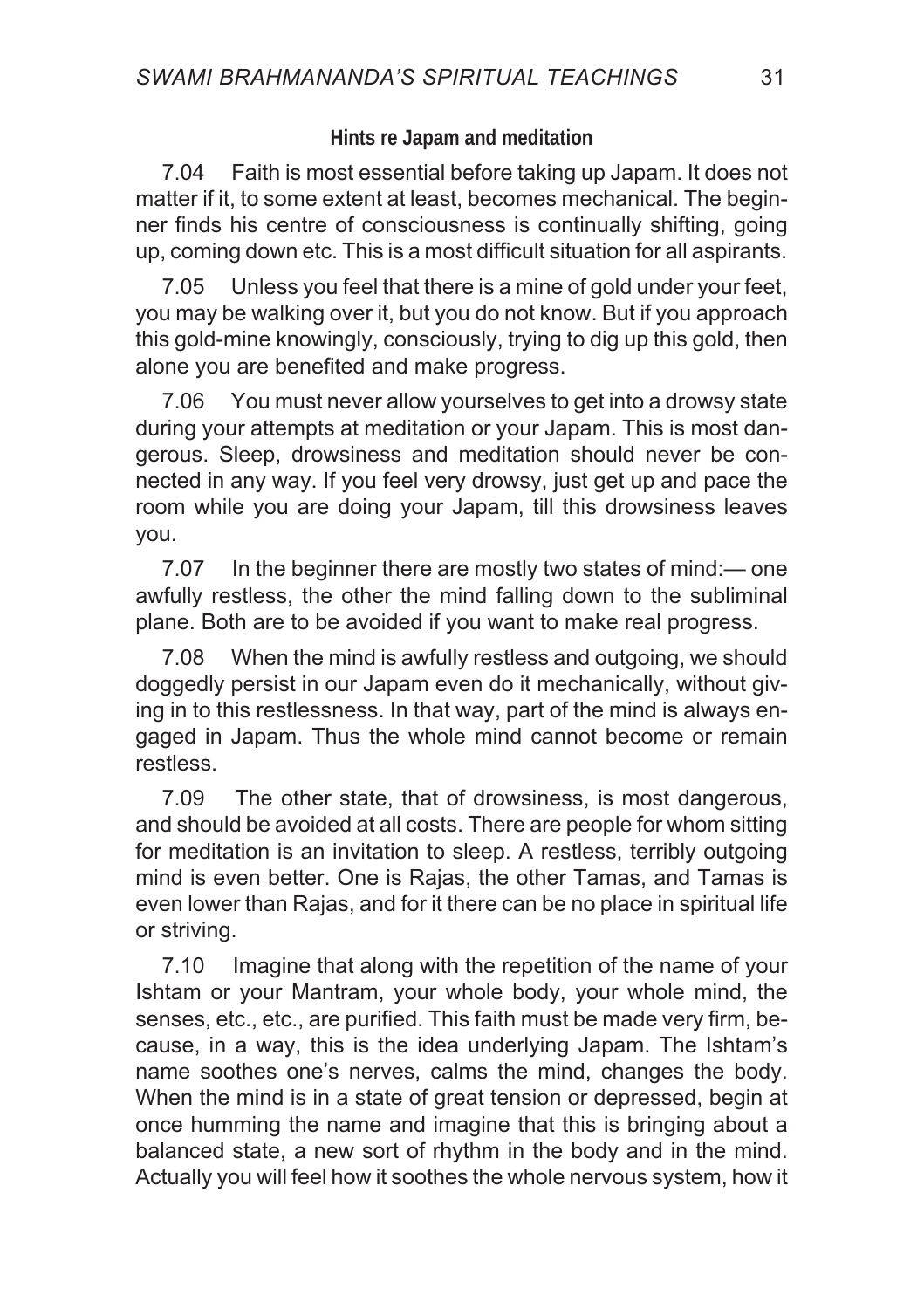### Hints re Japam and meditation

7.04 Faith is most essential before taking up Japam. It does not matter if it, to some extent at least, becomes mechanical. The beginner finds his centre of consciousness is continually shifting, going up, coming down etc. This is a most difficult situation for all aspirants.

7.05 Unless you feel that there is a mine of gold under your feet, you may be walking over it, but you do not know. But if you approach this gold-mine knowingly, consciously, trying to dig up this gold, then alone you are benefited and make progress.

7.06 You must never allow yourselves to get into a drowsy state during your attempts at meditation or your Japam. This is most dangerous. Sleep, drowsiness and meditation should never be connected in any way. If you feel very drowsy, just get up and pace the room while you are doing your Japam, till this drowsiness leaves you.

7.07 In the beginner there are mostly two states of mind:— one awfully restless, the other the mind falling down to the subliminal plane. Both are to be avoided if you want to make real progress.

7.08 When the mind is awfully restless and outgoing, we should doggedly persist in our Japam even do it mechanically, without giving in to this restlessness. In that way, part of the mind is always engaged in Japam. Thus the whole mind cannot become or remain restless.

7.09 The other state, that of drowsiness, is most dangerous, and should be avoided at all costs. There are people for whom sitting for meditation is an invitation to sleep. A restless, terribly outgoing mind is even better. One is Rajas, the other Tamas, and Tamas is even lower than Rajas, and for it there can be no place in spiritual life or striving.

7.10 Imagine that along with the repetition of the name of your Ishtam or your Mantram, your whole body, your whole mind, the senses, etc., etc., are purified. This faith must be made very firm, because, in a way, this is the idea underlying Japam. The Ishtam's name soothes one's nerves, calms the mind, changes the body. When the mind is in a state of great tension or depressed, begin at once humming the name and imagine that this is bringing about a balanced state, a new sort of rhythm in the body and in the mind. Actually you will feel how it soothes the whole nervous system, how it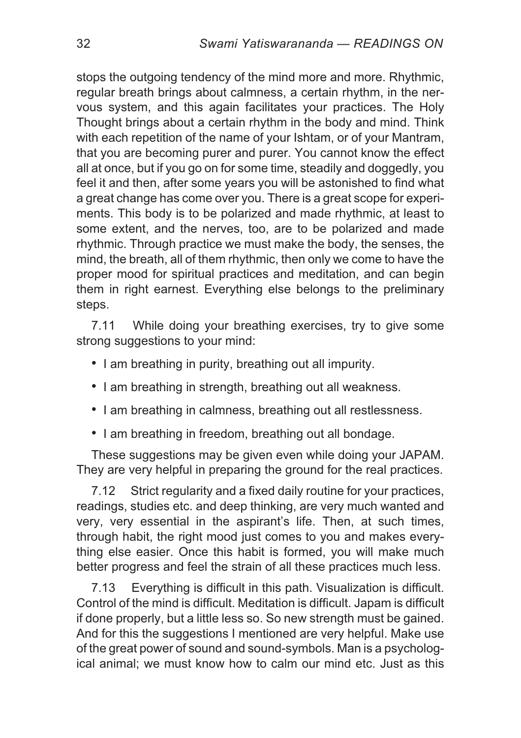stops the outgoing tendency of the mind more and more. Rhythmic, regular breath brings about calmness, a certain rhythm, in the nervous system, and this again facilitates your practices. The Holy Thought brings about a certain rhythm in the body and mind. Think with each repetition of the name of your Ishtam, or of your Mantram, that you are becoming purer and purer. You cannot know the effect all at once, but if you go on for some time, steadily and doggedly, you feel it and then, after some years you will be astonished to find what a great change has come over you. There is a great scope for experiments. This body is to be polarized and made rhythmic, at least to some extent, and the nerves, too, are to be polarized and made rhythmic. Through practice we must make the body, the senses, the mind, the breath, all of them rhythmic, then only we come to have the proper mood for spiritual practices and meditation, and can begin them in right earnest. Everything else belongs to the preliminary steps.

7.11 While doing your breathing exercises, try to give some strong suggestions to your mind:

- I am breathing in purity, breathing out all impurity.
- I am breathing in strength, breathing out all weakness.
- I am breathing in calmness, breathing out all restlessness.
- I am breathing in freedom, breathing out all bondage.

These suggestions may be given even while doing your JAPAM. They are very helpful in preparing the ground for the real practices.

7.12 Strict regularity and a fixed daily routine for your practices, readings, studies etc. and deep thinking, are very much wanted and very, very essential in the aspirant's life. Then, at such times, through habit, the right mood just comes to you and makes everything else easier. Once this habit is formed, you will make much better progress and feel the strain of all these practices much less.

7.13 Everything is difficult in this path. Visualization is difficult. Control of the mind is difficult. Meditation is difficult. Japam is difficult if done properly, but a little less so. So new strength must be gained. And for this the suggestions I mentioned are very helpful. Make use of the great power of sound and sound-symbols. Man is a psychological animal; we must know how to calm our mind etc. Just as this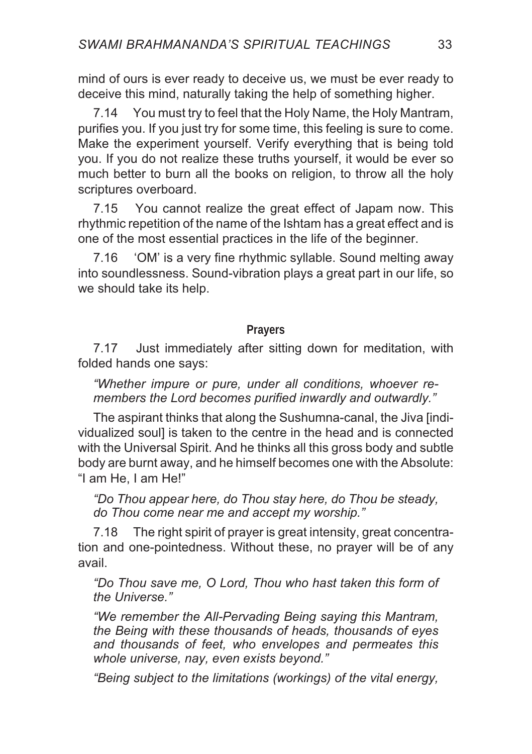mind of ours is ever ready to deceive us, we must be ever ready to deceive this mind, naturally taking the help of something higher.

7.14 You must try to feel that the Holy Name, the Holy Mantram, purifies you. If you just try for some time, this feeling is sure to come. Make the experiment yourself. Verify everything that is being told you. If you do not realize these truths yourself, it would be ever so much better to burn all the books on religion, to throw all the holy scriptures overboard.

7.15 You cannot realize the great effect of Japam now. This rhythmic repetition of the name of the Ishtam has a great effect and is one of the most essential practices in the life of the beginner.

7.16 'OM' is a very fine rhythmic syllable. Sound melting away into soundlessness. Sound-vibration plays a great part in our life, so we should take its help.

### Prayers

7.17 Just immediately after sitting down for meditation, with folded hands one says:

> *"Whether impure or pure, under all conditions, whoever remembers the Lord becomes purified inwardly and outwardly."*

The aspirant thinks that along the Sushumna-canal, the Jiva [individualized soul] is taken to the centre in the head and is connected with the Universal Spirit. And he thinks all this gross body and subtle body are burnt away, and he himself becomes one with the Absolute: "I am He, I am He!"

> *"Do Thou appear here, do Thou stay here, do Thou be steady, do Thou come near me and accept my worship."*

7.18 The right spirit of prayer is great intensity, great concentration and one-pointedness. Without these, no prayer will be of any avail.

> *"Do Thou save me, O Lord, Thou who hast taken this form of the Universe."*

> *"We remember the All-Pervading Being saying this Mantram, the Being with these thousands of heads, thousands of eyes and thousands of feet, who envelopes and permeates this whole universe, nay, even exists beyond."*

> *"Being subject to the limitations (workings) of the vital energy,*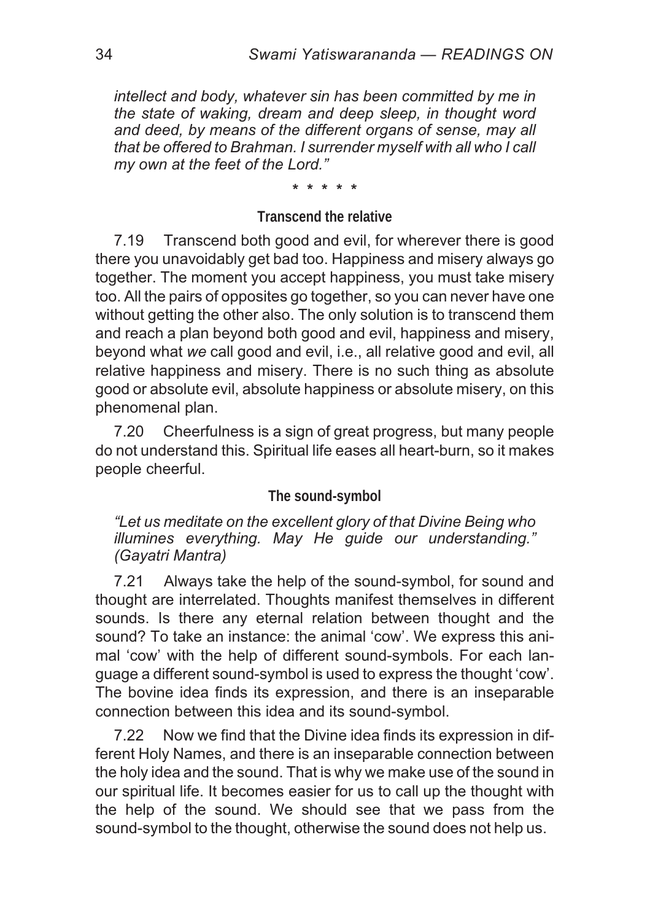*intellect and body, whatever sin has been committed by me in the state of waking, dream and deep sleep, in thought word and deed, by means of the different organs of sense, may all that be offered to Brahman. I surrender myself with all who I call my own at the feet of the Lord."*

\* \* \* \* \*

### Transcend the relative

7.19 Transcend both good and evil, for wherever there is good there you unavoidably get bad too. Happiness and misery always go together. The moment you accept happiness, you must take misery too. All the pairs of opposites go together, so you can never have one without getting the other also. The only solution is to transcend them and reach a plan beyond both good and evil, happiness and misery, beyond what *we* call good and evil, i.e., all relative good and evil, all relative happiness and misery. There is no such thing as absolute good or absolute evil, absolute happiness or absolute misery, on this phenomenal plan.

7.20 Cheerfulness is a sign of great progress, but many people do not understand this. Spiritual life eases all heart-burn, so it makes people cheerful.

### The sound-symbol

*"Let us meditate on the excellent glory of that Divine Being who illumines everything. May He guide our understanding." (Gayatri Mantra)*

7.21 Always take the help of the sound-symbol, for sound and thought are interrelated. Thoughts manifest themselves in different sounds. Is there any eternal relation between thought and the sound? To take an instance: the animal 'cow'. We express this animal 'cow' with the help of different sound-symbols. For each language a different sound-symbol is used to express the thought 'cow'. The bovine idea finds its expression, and there is an inseparable connection between this idea and its sound-symbol.

7.22 Now we find that the Divine idea finds its expression in different Holy Names, and there is an inseparable connection between the holy idea and the sound. That is why we make use of the sound in our spiritual life. It becomes easier for us to call up the thought with the help of the sound. We should see that we pass from the sound-symbol to the thought, otherwise the sound does not help us.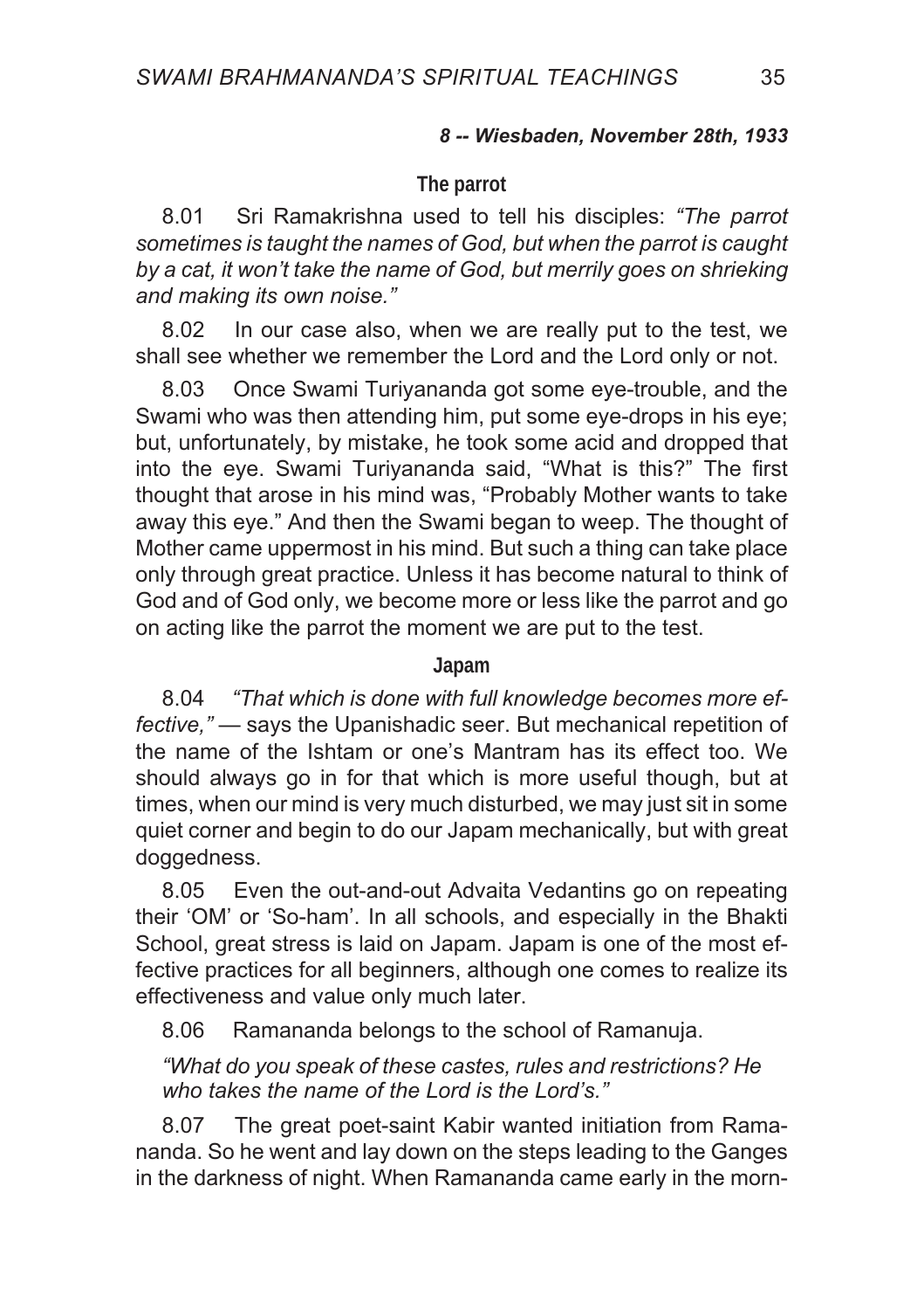***8 -- Wiesbaden, November 28th, 1933***

### The parrot

8.01 Sri Ramakrishna used to tell his disciples: *"The parrot sometimes is taught the names of God, but when the parrot is caught by a cat, it won't take the name of God, but merrily goes on shrieking and making its own noise."*

8.02 In our case also, when we are really put to the test, we shall see whether we remember the Lord and the Lord only or not.

8.03 Once Swami Turiyananda got some eye-trouble, and the Swami who was then attending him, put some eye-drops in his eye; but, unfortunately, by mistake, he took some acid and dropped that into the eye. Swami Turiyananda said, "What is this?" The first thought that arose in his mind was, "Probably Mother wants to take away this eye." And then the Swami began to weep. The thought of Mother came uppermost in his mind. But such a thing can take place only through great practice. Unless it has become natural to think of God and of God only, we become more or less like the parrot and go on acting like the parrot the moment we are put to the test.

### Japam

8.04 *"That which is done with full knowledge becomes more effective,"* — says the Upanishadic seer. But mechanical repetition of the name of the Ishtam or one's Mantram has its effect too. We should always go in for that which is more useful though, but at times, when our mind is very much disturbed, we may just sit in some quiet corner and begin to do our Japam mechanically, but with great doggedness.

8.05 Even the out-and-out Advaita Vedantins go on repeating their 'OM' or 'So-ham'. In all schools, and especially in the Bhakti School, great stress is laid on Japam. Japam is one of the most effective practices for all beginners, although one comes to realize its effectiveness and value only much later.

8.06 Ramananda belongs to the school of Ramanuja.

*"What do you speak of these castes, rules and restrictions? He who takes the name of the Lord is the Lord's."*

8.07 The great poet-saint Kabir wanted initiation from Ramananda. So he went and lay down on the steps leading to the Ganges in the darkness of night. When Ramananda came early in the morn-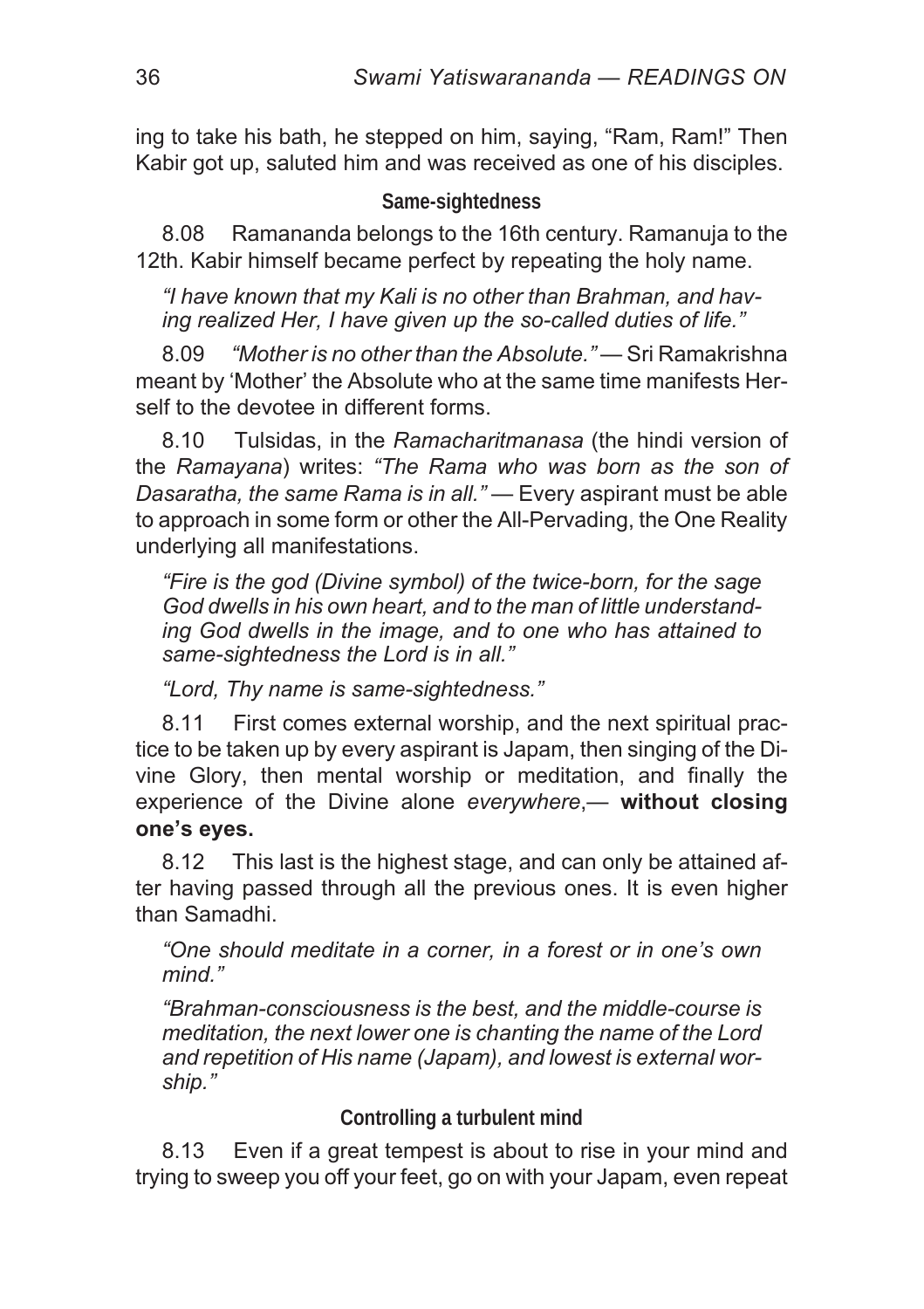ing to take his bath, he stepped on him, saying, "Ram, Ram!" Then Kabir got up, saluted him and was received as one of his disciples.

### Same-sightedness

8.08 Ramananda belongs to the 16th century. Ramanuja to the 12th. Kabir himself became perfect by repeating the holy name.

> *"I have known that my Kali is no other than Brahman, and having realized Her, I have given up the so-called duties of life."*

8.09 *"Mother is no other than the Absolute."* — Sri Ramakrishna meant by 'Mother' the Absolute who at the same time manifests Herself to the devotee in different forms.

8.10 Tulsidas, in the *Ramacharitmanasa* (the hindi version of the *Ramayana*) writes: *"The Rama who was born as the son of Dasaratha, the same Rama is in all."* — Every aspirant must be able to approach in some form or other the All-Pervading, the One Reality underlying all manifestations.

> *"Fire is the god (Divine symbol) of the twice-born, for the sage God dwells in his own heart, and to the man of little understanding God dwells in the image, and to one who has attained to same-sightedness the Lord is in all."*
>
> *"Lord, Thy name is same-sightedness."*

8.11 First comes external worship, and the next spiritual practice to be taken up by every aspirant is Japam, then singing of the Divine Glory, then mental worship or meditation, and finally the experience of the Divine alone *everywhere*,— **without closing one's eyes.**

8.12 This last is the highest stage, and can only be attained after having passed through all the previous ones. It is even higher than Samadhi.

> *"One should meditate in a corner, in a forest or in one's own mind."*
>
> *"Brahman-consciousness is the best, and the middle-course is meditation, the next lower one is chanting the name of the Lord and repetition of His name (Japam), and lowest is external worship."*

### Controlling a turbulent mind

8.13 Even if a great tempest is about to rise in your mind and trying to sweep you off your feet, go on with your Japam, even repeat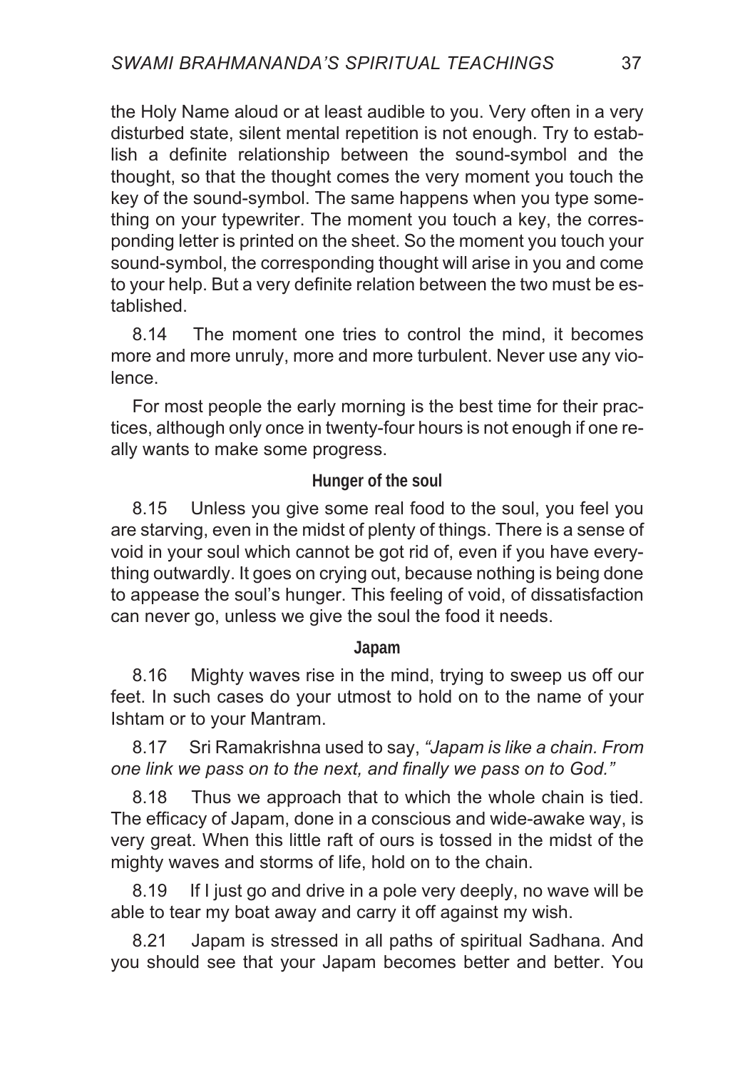the Holy Name aloud or at least audible to you. Very often in a very disturbed state, silent mental repetition is not enough. Try to establish a definite relationship between the sound-symbol and the thought, so that the thought comes the very moment you touch the key of the sound-symbol. The same happens when you type something on your typewriter. The moment you touch a key, the corresponding letter is printed on the sheet. So the moment you touch your sound-symbol, the corresponding thought will arise in you and come to your help. But a very definite relation between the two must be established.

8.14 The moment one tries to control the mind, it becomes more and more unruly, more and more turbulent. Never use any violence.

For most people the early morning is the best time for their practices, although only once in twenty-four hours is not enough if one really wants to make some progress.

#### Hunger of the soul

8.15 Unless you give some real food to the soul, you feel you are starving, even in the midst of plenty of things. There is a sense of void in your soul which cannot be got rid of, even if you have everything outwardly. It goes on crying out, because nothing is being done to appease the soul's hunger. This feeling of void, of dissatisfaction can never go, unless we give the soul the food it needs.

#### Japam

8.16 Mighty waves rise in the mind, trying to sweep us off our feet. In such cases do your utmost to hold on to the name of your Ishtam or to your Mantram.

8.17 Sri Ramakrishna used to say, *"Japam is like a chain. From one link we pass on to the next, and finally we pass on to God."*

8.18 Thus we approach that to which the whole chain is tied. The efficacy of Japam, done in a conscious and wide-awake way, is very great. When this little raft of ours is tossed in the midst of the mighty waves and storms of life, hold on to the chain.

8.19 If I just go and drive in a pole very deeply, no wave will be able to tear my boat away and carry it off against my wish.

8.21 Japam is stressed in all paths of spiritual Sadhana. And you should see that your Japam becomes better and better. You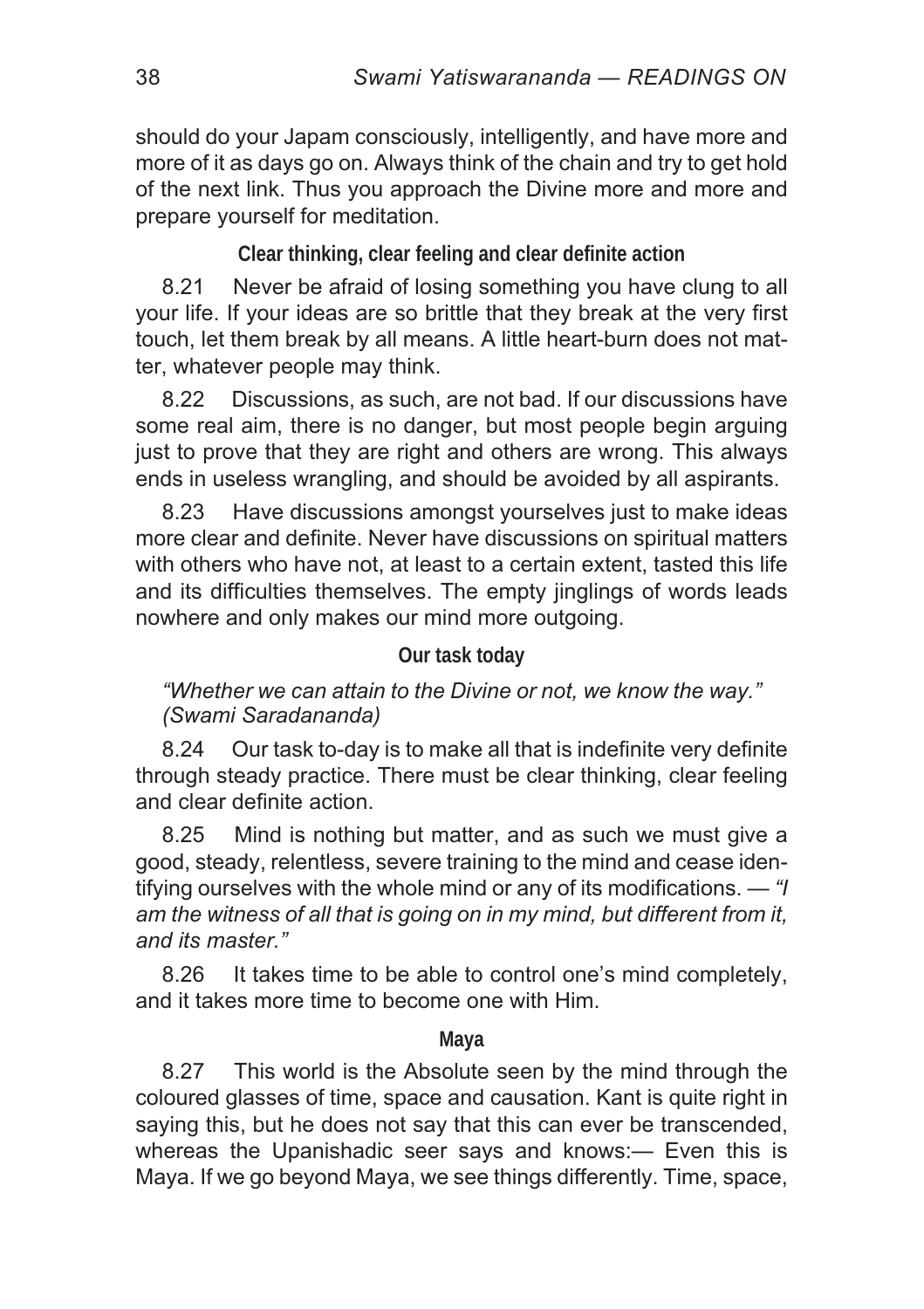should do your Japam consciously, intelligently, and have more and more of it as days go on. Always think of the chain and try to get hold of the next link. Thus you approach the Divine more and more and prepare yourself for meditation.

### Clear thinking, clear feeling and clear definite action

8.21 Never be afraid of losing something you have clung to all your life. If your ideas are so brittle that they break at the very first touch, let them break by all means. A little heart-burn does not matter, whatever people may think.

8.22 Discussions, as such, are not bad. If our discussions have some real aim, there is no danger, but most people begin arguing just to prove that they are right and others are wrong. This always ends in useless wrangling, and should be avoided by all aspirants.

8.23 Have discussions amongst yourselves just to make ideas more clear and definite. Never have discussions on spiritual matters with others who have not, at least to a certain extent, tasted this life and its difficulties themselves. The empty jinglings of words leads nowhere and only makes our mind more outgoing.

### Our task today

*"Whether we can attain to the Divine or not, we know the way." (Swami Saradananda)*

8.24 Our task to-day is to make all that is indefinite very definite through steady practice. There must be clear thinking, clear feeling and clear definite action.

8.25 Mind is nothing but matter, and as such we must give a good, steady, relentless, severe training to the mind and cease identifying ourselves with the whole mind or any of its modifications. — *"I am the witness of all that is going on in my mind, but different from it, and its master."*

8.26 It takes time to be able to control one's mind completely, and it takes more time to become one with Him.

### Maya

8.27 This world is the Absolute seen by the mind through the coloured glasses of time, space and causation. Kant is quite right in saying this, but he does not say that this can ever be transcended, whereas the Upanishadic seer says and knows:— Even this is Maya. If we go beyond Maya, we see things differently. Time, space,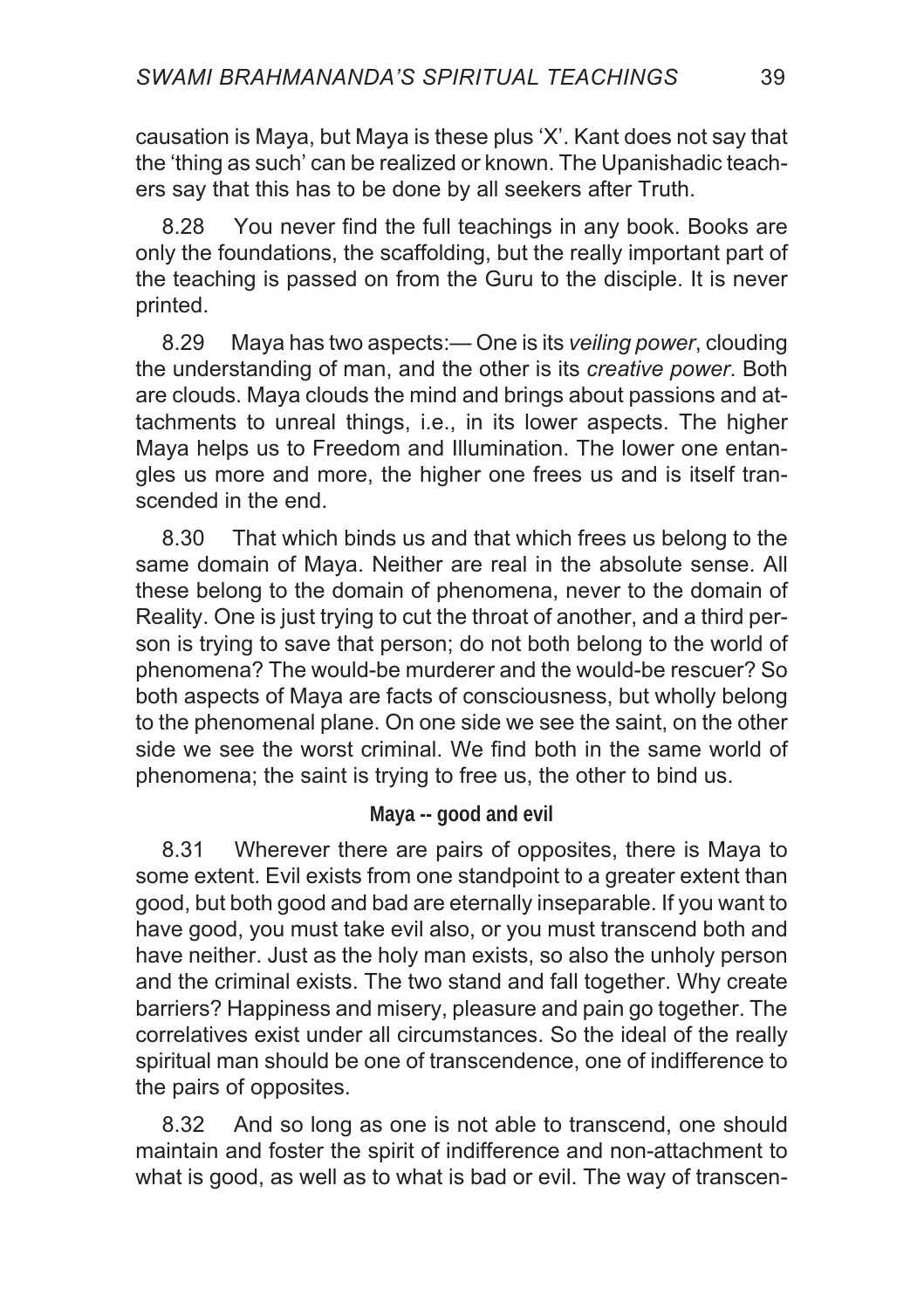causation is Maya, but Maya is these plus 'X'. Kant does not say that the 'thing as such' can be realized or known. The Upanishadic teachers say that this has to be done by all seekers after Truth.

8.28 You never find the full teachings in any book. Books are only the foundations, the scaffolding, but the really important part of the teaching is passed on from the Guru to the disciple. It is never printed.

8.29 Maya has two aspects:— One is its *veiling power*, clouding the understanding of man, and the other is its *creative power*. Both are clouds. Maya clouds the mind and brings about passions and attachments to unreal things, i.e., in its lower aspects. The higher Maya helps us to Freedom and Illumination. The lower one entangles us more and more, the higher one frees us and is itself transcended in the end.

8.30 That which binds us and that which frees us belong to the same domain of Maya. Neither are real in the absolute sense. All these belong to the domain of phenomena, never to the domain of Reality. One is just trying to cut the throat of another, and a third person is trying to save that person; do not both belong to the world of phenomena? The would-be murderer and the would-be rescuer? So both aspects of Maya are facts of consciousness, but wholly belong to the phenomenal plane. On one side we see the saint, on the other side we see the worst criminal. We find both in the same world of phenomena; the saint is trying to free us, the other to bind us.

### Maya -- good and evil

8.31 Wherever there are pairs of opposites, there is Maya to some extent. Evil exists from one standpoint to a greater extent than good, but both good and bad are eternally inseparable. If you want to have good, you must take evil also, or you must transcend both and have neither. Just as the holy man exists, so also the unholy person and the criminal exists. The two stand and fall together. Why create barriers? Happiness and misery, pleasure and pain go together. The correlatives exist under all circumstances. So the ideal of the really spiritual man should be one of transcendence, one of indifference to the pairs of opposites.

8.32 And so long as one is not able to transcend, one should maintain and foster the spirit of indifference and non-attachment to what is good, as well as to what is bad or evil. The way of transcen-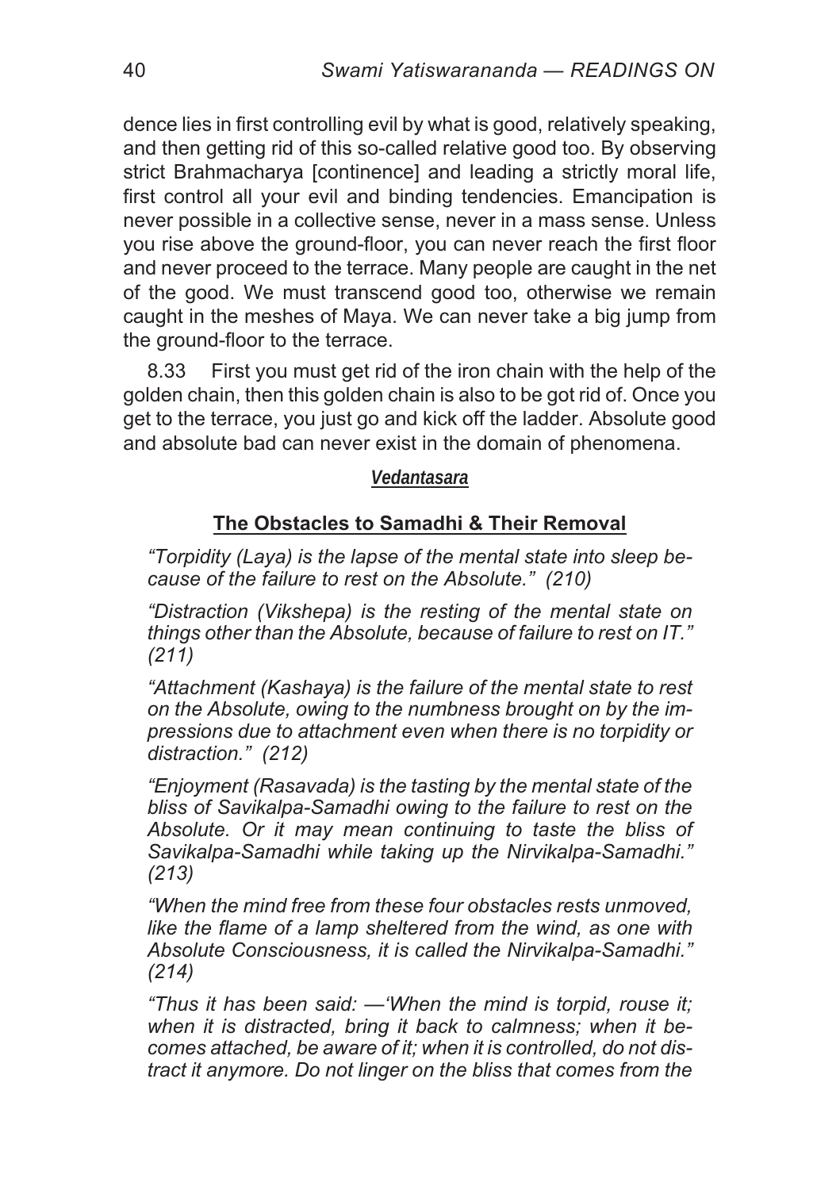dence lies in first controlling evil by what is good, relatively speaking, and then getting rid of this so-called relative good too. By observing strict Brahmacharya [continence] and leading a strictly moral life, first control all your evil and binding tendencies. Emancipation is never possible in a collective sense, never in a mass sense. Unless you rise above the ground-floor, you can never reach the first floor and never proceed to the terrace. Many people are caught in the net of the good. We must transcend good too, otherwise we remain caught in the meshes of Maya. We can never take a big jump from the ground-floor to the terrace.

8.33 First you must get rid of the iron chain with the help of the golden chain, then this golden chain is also to be got rid of. Once you get to the terrace, you just go and kick off the ladder. Absolute good and absolute bad can never exist in the domain of phenomena.

### *Vedantasara*

### The Obstacles to Samadhi & Their Removal

*"Torpidity (Laya) is the lapse of the mental state into sleep because of the failure to rest on the Absolute." (210)*

*"Distraction (Vikshepa) is the resting of the mental state on things other than the Absolute, because of failure to rest on IT." (211)*

*"Attachment (Kashaya) is the failure of the mental state to rest on the Absolute, owing to the numbness brought on by the impressions due to attachment even when there is no torpidity or distraction." (212)*

*"Enjoyment (Rasavada) is the tasting by the mental state of the bliss of Savikalpa-Samadhi owing to the failure to rest on the Absolute. Or it may mean continuing to taste the bliss of Savikalpa-Samadhi while taking up the Nirvikalpa-Samadhi." (213)*

*"When the mind free from these four obstacles rests unmoved, like the flame of a lamp sheltered from the wind, as one with Absolute Consciousness, it is called the Nirvikalpa-Samadhi." (214)*

*"Thus it has been said: —'When the mind is torpid, rouse it; when it is distracted, bring it back to calmness; when it becomes attached, be aware of it; when it is controlled, do not distract it anymore. Do not linger on the bliss that comes from the*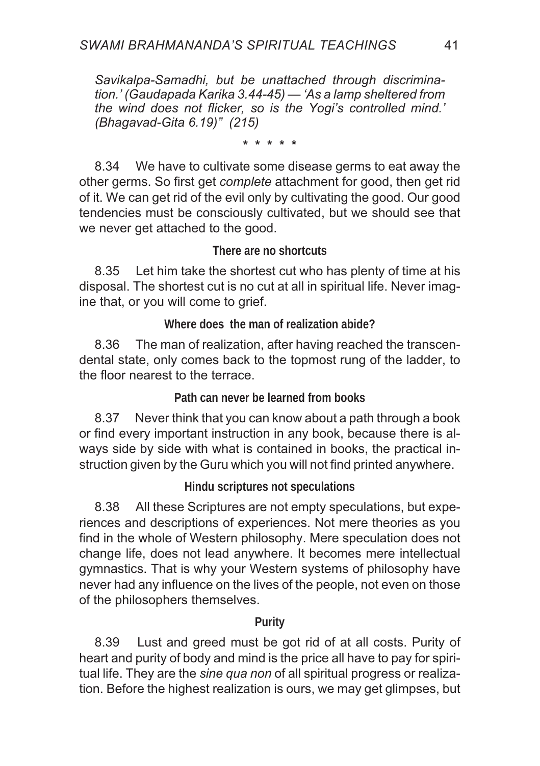*Savikalpa-Samadhi, but be unattached through discrimination.' (Gaudapada Karika 3.44-45) — 'As a lamp sheltered from the wind does not flicker, so is the Yogi's controlled mind.' (Bhagavad-Gita 6.19)" (215)*

\* \* \* \* \*

8.34 We have to cultivate some disease germs to eat away the other germs. So first get *complete* attachment for good, then get rid of it. We can get rid of the evil only by cultivating the good. Our good tendencies must be consciously cultivated, but we should see that we never get attached to the good.

### There are no shortcuts

8.35 Let him take the shortest cut who has plenty of time at his disposal. The shortest cut is no cut at all in spiritual life. Never imagine that, or you will come to grief.

### Where does the man of realization abide?

8.36 The man of realization, after having reached the transcendental state, only comes back to the topmost rung of the ladder, to the floor nearest to the terrace.

### Path can never be learned from books

8.37 Never think that you can know about a path through a book or find every important instruction in any book, because there is always side by side with what is contained in books, the practical instruction given by the Guru which you will not find printed anywhere.

### Hindu scriptures not speculations

8.38 All these Scriptures are not empty speculations, but experiences and descriptions of experiences. Not mere theories as you find in the whole of Western philosophy. Mere speculation does not change life, does not lead anywhere. It becomes mere intellectual gymnastics. That is why your Western systems of philosophy have never had any influence on the lives of the people, not even on those of the philosophers themselves.

### Purity

8.39 Lust and greed must be got rid of at all costs. Purity of heart and purity of body and mind is the price all have to pay for spiritual life. They are the *sine qua non* of all spiritual progress or realization. Before the highest realization is ours, we may get glimpses, but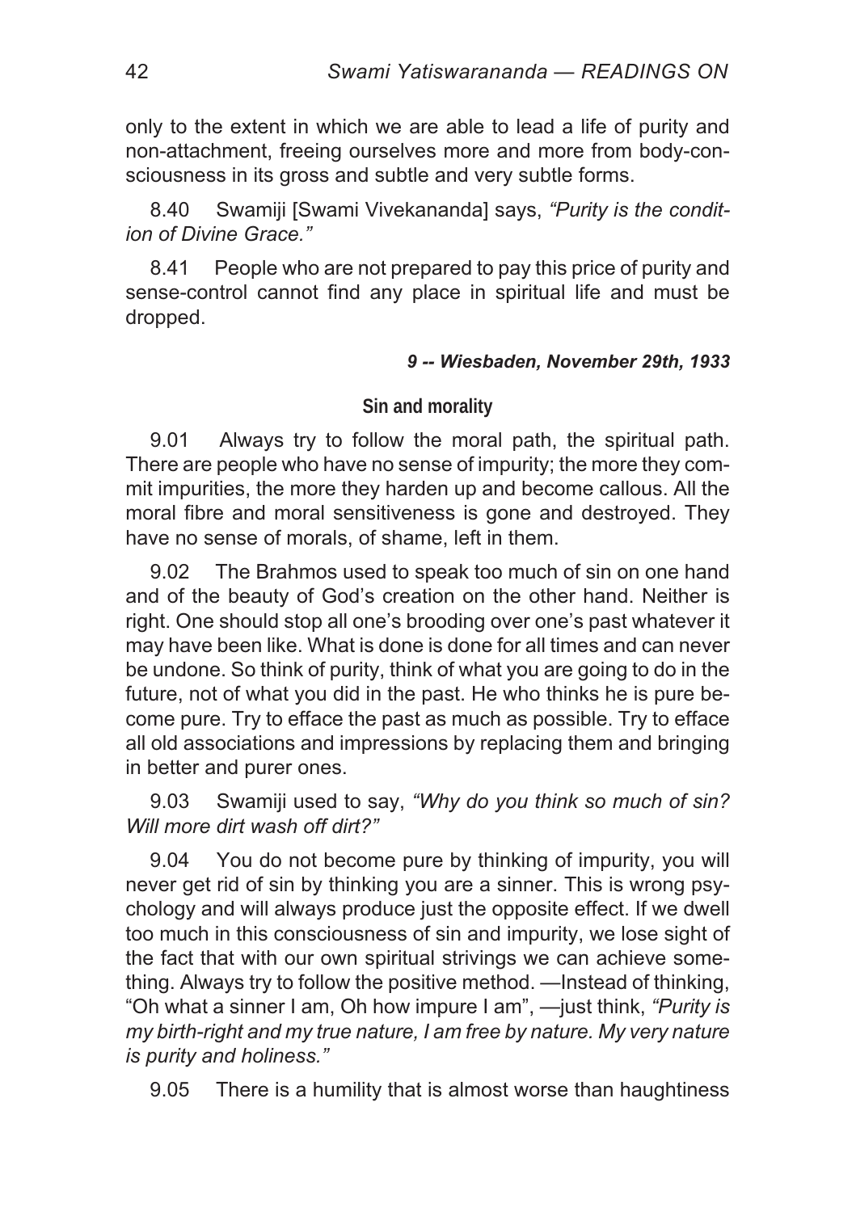only to the extent in which we are able to lead a life of purity and non-attachment, freeing ourselves more and more from body-consciousness in its gross and subtle and very subtle forms.

8.40 Swamiji [Swami Vivekananda] says, *"Purity is the condition of Divine Grace."*

8.41 People who are not prepared to pay this price of purity and sense-control cannot find any place in spiritual life and must be dropped.

***9 -- Wiesbaden, November 29th, 1933***

### Sin and morality

9.01 Always try to follow the moral path, the spiritual path. There are people who have no sense of impurity; the more they commit impurities, the more they harden up and become callous. All the moral fibre and moral sensitiveness is gone and destroyed. They have no sense of morals, of shame, left in them.

9.02 The Brahmos used to speak too much of sin on one hand and of the beauty of God's creation on the other hand. Neither is right. One should stop all one's brooding over one's past whatever it may have been like. What is done is done for all times and can never be undone. So think of purity, think of what you are going to do in the future, not of what you did in the past. He who thinks he is pure become pure. Try to efface the past as much as possible. Try to efface all old associations and impressions by replacing them and bringing in better and purer ones.

9.03 Swamiji used to say, *"Why do you think so much of sin? Will more dirt wash off dirt?"*

9.04 You do not become pure by thinking of impurity, you will never get rid of sin by thinking you are a sinner. This is wrong psychology and will always produce just the opposite effect. If we dwell too much in this consciousness of sin and impurity, we lose sight of the fact that with our own spiritual strivings we can achieve something. Always try to follow the positive method. —Instead of thinking, "Oh what a sinner I am, Oh how impure I am", —just think, *"Purity is my birth-right and my true nature, I am free by nature. My very nature is purity and holiness."*

9.05 There is a humility that is almost worse than haughtiness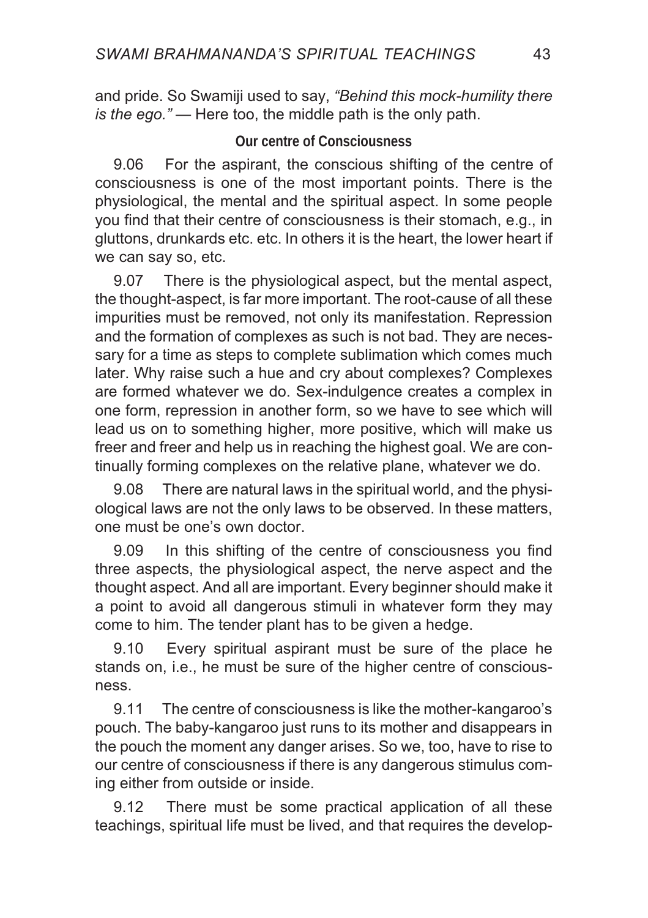and pride. So Swamiji used to say, *"Behind this mock-humility there is the ego."* — Here too, the middle path is the only path.

### Our centre of Consciousness

9.06 For the aspirant, the conscious shifting of the centre of consciousness is one of the most important points. There is the physiological, the mental and the spiritual aspect. In some people you find that their centre of consciousness is their stomach, e.g., in gluttons, drunkards etc. etc. In others it is the heart, the lower heart if we can say so, etc.

9.07 There is the physiological aspect, but the mental aspect, the thought-aspect, is far more important. The root-cause of all these impurities must be removed, not only its manifestation. Repression and the formation of complexes as such is not bad. They are necessary for a time as steps to complete sublimation which comes much later. Why raise such a hue and cry about complexes? Complexes are formed whatever we do. Sex-indulgence creates a complex in one form, repression in another form, so we have to see which will lead us on to something higher, more positive, which will make us freer and freer and help us in reaching the highest goal. We are continually forming complexes on the relative plane, whatever we do.

9.08 There are natural laws in the spiritual world, and the physiological laws are not the only laws to be observed. In these matters, one must be one's own doctor.

9.09 In this shifting of the centre of consciousness you find three aspects, the physiological aspect, the nerve aspect and the thought aspect. And all are important. Every beginner should make it a point to avoid all dangerous stimuli in whatever form they may come to him. The tender plant has to be given a hedge.

9.10 Every spiritual aspirant must be sure of the place he stands on, i.e., he must be sure of the higher centre of consciousness.

9.11 The centre of consciousness is like the mother-kangaroo's pouch. The baby-kangaroo just runs to its mother and disappears in the pouch the moment any danger arises. So we, too, have to rise to our centre of consciousness if there is any dangerous stimulus coming either from outside or inside.

9.12 There must be some practical application of all these teachings, spiritual life must be lived, and that requires the develop-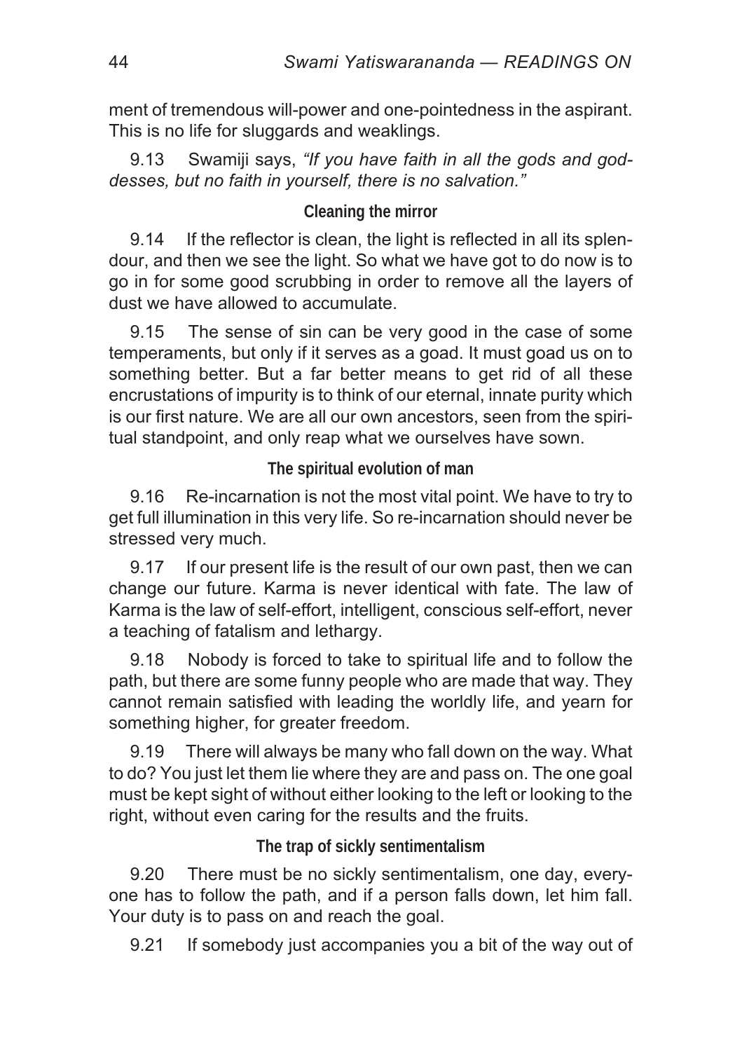ment of tremendous will-power and one-pointedness in the aspirant. This is no life for sluggards and weaklings.

9.13 Swamiji says, *"If you have faith in all the gods and goddesses, but no faith in yourself, there is no salvation."*

### Cleaning the mirror

9.14 If the reflector is clean, the light is reflected in all its splendour, and then we see the light. So what we have got to do now is to go in for some good scrubbing in order to remove all the layers of dust we have allowed to accumulate.

9.15 The sense of sin can be very good in the case of some temperaments, but only if it serves as a goad. It must goad us on to something better. But a far better means to get rid of all these encrustations of impurity is to think of our eternal, innate purity which is our first nature. We are all our own ancestors, seen from the spiritual standpoint, and only reap what we ourselves have sown.

### The spiritual evolution of man

9.16 Re-incarnation is not the most vital point. We have to try to get full illumination in this very life. So re-incarnation should never be stressed very much.

9.17 If our present life is the result of our own past, then we can change our future. Karma is never identical with fate. The law of Karma is the law of self-effort, intelligent, conscious self-effort, never a teaching of fatalism and lethargy.

9.18 Nobody is forced to take to spiritual life and to follow the path, but there are some funny people who are made that way. They cannot remain satisfied with leading the worldly life, and yearn for something higher, for greater freedom.

9.19 There will always be many who fall down on the way. What to do? You just let them lie where they are and pass on. The one goal must be kept sight of without either looking to the left or looking to the right, without even caring for the results and the fruits.

### The trap of sickly sentimentalism

9.20 There must be no sickly sentimentalism, one day, everyone has to follow the path, and if a person falls down, let him fall. Your duty is to pass on and reach the goal.

9.21 If somebody just accompanies you a bit of the way out of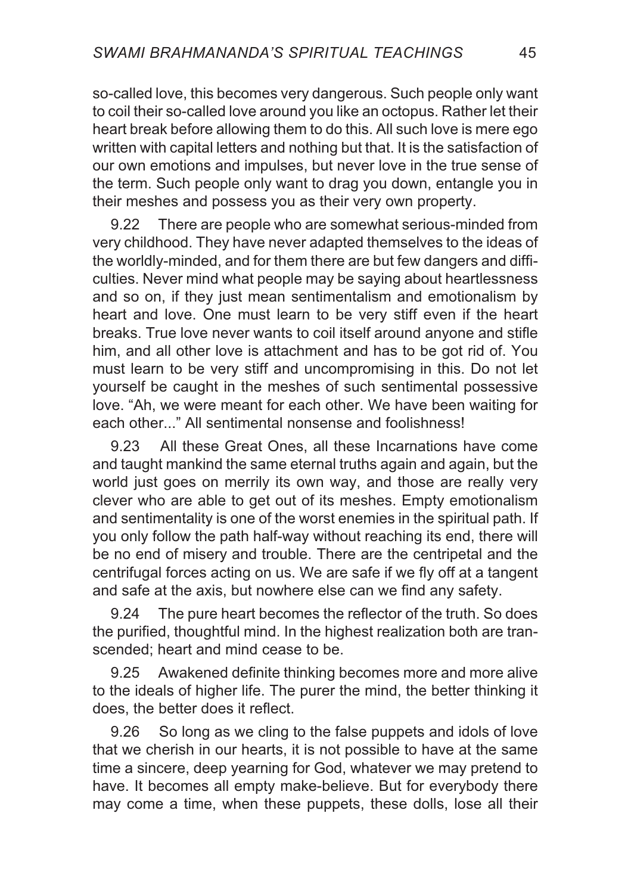so-called love, this becomes very dangerous. Such people only want to coil their so-called love around you like an octopus. Rather let their heart break before allowing them to do this. All such love is mere ego written with capital letters and nothing but that. It is the satisfaction of our own emotions and impulses, but never love in the true sense of the term. Such people only want to drag you down, entangle you in their meshes and possess you as their very own property.

9.22 There are people who are somewhat serious-minded from very childhood. They have never adapted themselves to the ideas of the worldly-minded, and for them there are but few dangers and difficulties. Never mind what people may be saying about heartlessness and so on, if they just mean sentimentalism and emotionalism by heart and love. One must learn to be very stiff even if the heart breaks. True love never wants to coil itself around anyone and stifle him, and all other love is attachment and has to be got rid of. You must learn to be very stiff and uncompromising in this. Do not let yourself be caught in the meshes of such sentimental possessive love. "Ah, we were meant for each other. We have been waiting for each other..." All sentimental nonsense and foolishness!

9.23 All these Great Ones, all these Incarnations have come and taught mankind the same eternal truths again and again, but the world just goes on merrily its own way, and those are really very clever who are able to get out of its meshes. Empty emotionalism and sentimentality is one of the worst enemies in the spiritual path. If you only follow the path half-way without reaching its end, there will be no end of misery and trouble. There are the centripetal and the centrifugal forces acting on us. We are safe if we fly off at a tangent and safe at the axis, but nowhere else can we find any safety.

9.24 The pure heart becomes the reflector of the truth. So does the purified, thoughtful mind. In the highest realization both are transcended; heart and mind cease to be.

9.25 Awakened definite thinking becomes more and more alive to the ideals of higher life. The purer the mind, the better thinking it does, the better does it reflect.

9.26 So long as we cling to the false puppets and idols of love that we cherish in our hearts, it is not possible to have at the same time a sincere, deep yearning for God, whatever we may pretend to have. It becomes all empty make-believe. But for everybody there may come a time, when these puppets, these dolls, lose all their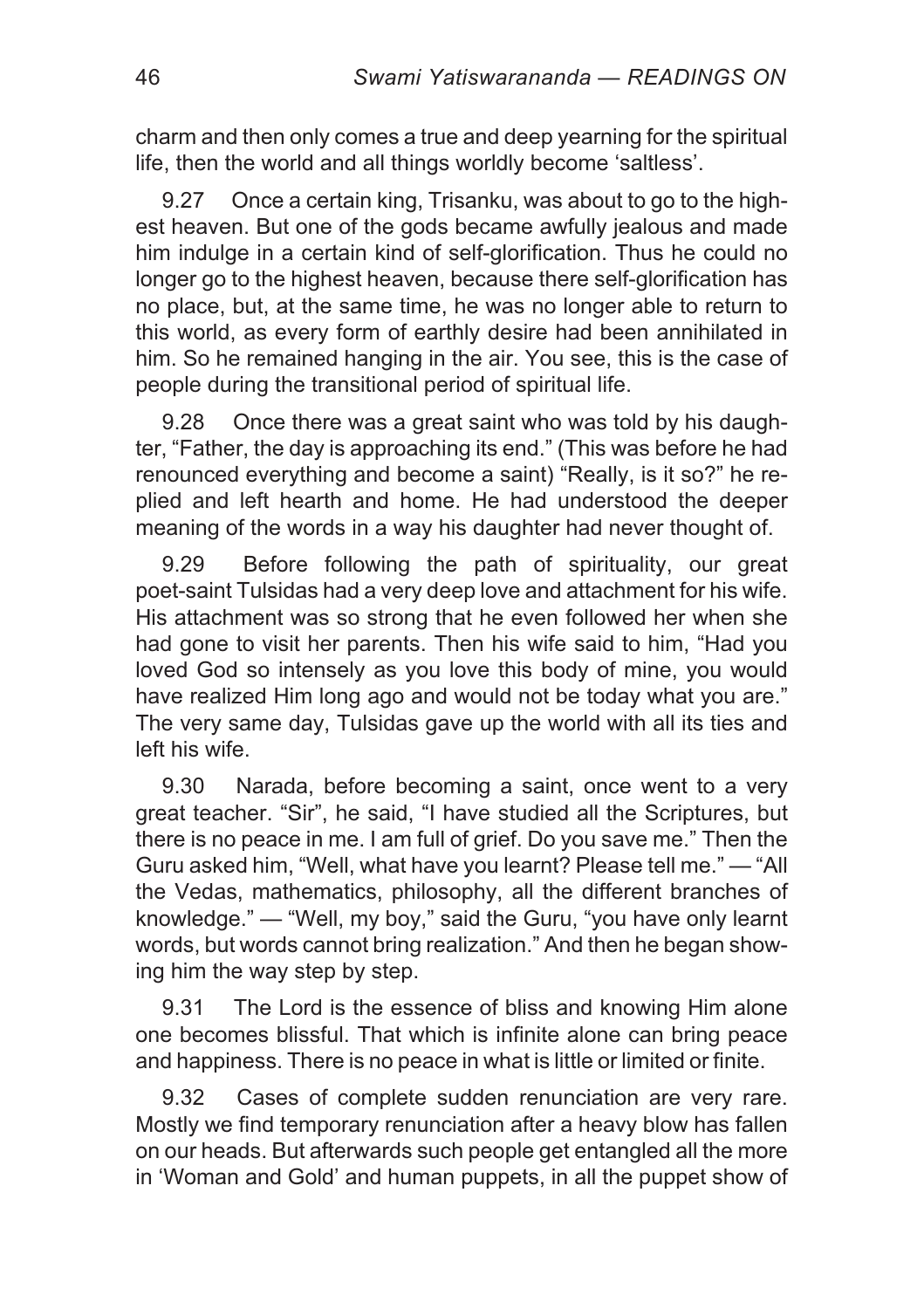charm and then only comes a true and deep yearning for the spiritual life, then the world and all things worldly become 'saltless'.

9.27 Once a certain king, Trisanku, was about to go to the highest heaven. But one of the gods became awfully jealous and made him indulge in a certain kind of self-glorification. Thus he could no longer go to the highest heaven, because there self-glorification has no place, but, at the same time, he was no longer able to return to this world, as every form of earthly desire had been annihilated in him. So he remained hanging in the air. You see, this is the case of people during the transitional period of spiritual life.

9.28 Once there was a great saint who was told by his daughter, "Father, the day is approaching its end." (This was before he had renounced everything and become a saint) "Really, is it so?" he replied and left hearth and home. He had understood the deeper meaning of the words in a way his daughter had never thought of.

9.29 Before following the path of spirituality, our great poet-saint Tulsidas had a very deep love and attachment for his wife. His attachment was so strong that he even followed her when she had gone to visit her parents. Then his wife said to him, "Had you loved God so intensely as you love this body of mine, you would have realized Him long ago and would not be today what you are." The very same day, Tulsidas gave up the world with all its ties and left his wife.

9.30 Narada, before becoming a saint, once went to a very great teacher. "Sir", he said, "I have studied all the Scriptures, but there is no peace in me. I am full of grief. Do you save me." Then the Guru asked him, "Well, what have you learnt? Please tell me." — "All the Vedas, mathematics, philosophy, all the different branches of knowledge." — "Well, my boy," said the Guru, "you have only learnt words, but words cannot bring realization." And then he began showing him the way step by step.

9.31 The Lord is the essence of bliss and knowing Him alone one becomes blissful. That which is infinite alone can bring peace and happiness. There is no peace in what is little or limited or finite.

9.32 Cases of complete sudden renunciation are very rare. Mostly we find temporary renunciation after a heavy blow has fallen on our heads. But afterwards such people get entangled all the more in 'Woman and Gold' and human puppets, in all the puppet show of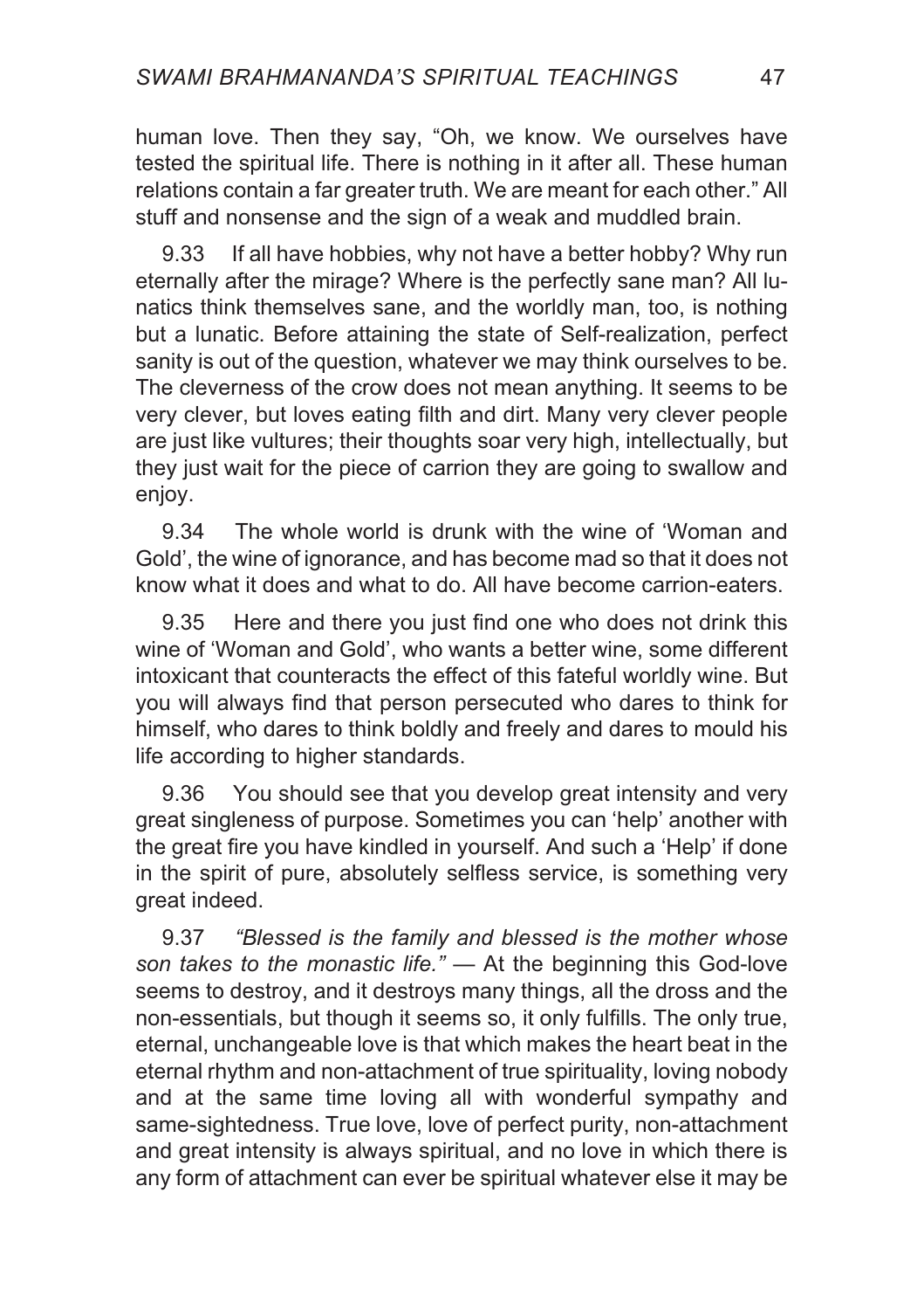human love. Then they say, "Oh, we know. We ourselves have tested the spiritual life. There is nothing in it after all. These human relations contain a far greater truth. We are meant for each other." All stuff and nonsense and the sign of a weak and muddled brain.

9.33 If all have hobbies, why not have a better hobby? Why run eternally after the mirage? Where is the perfectly sane man? All lunatics think themselves sane, and the worldly man, too, is nothing but a lunatic. Before attaining the state of Self-realization, perfect sanity is out of the question, whatever we may think ourselves to be. The cleverness of the crow does not mean anything. It seems to be very clever, but loves eating filth and dirt. Many very clever people are just like vultures; their thoughts soar very high, intellectually, but they just wait for the piece of carrion they are going to swallow and enjoy.

9.34 The whole world is drunk with the wine of 'Woman and Gold', the wine of ignorance, and has become mad so that it does not know what it does and what to do. All have become carrion-eaters.

9.35 Here and there you just find one who does not drink this wine of 'Woman and Gold', who wants a better wine, some different intoxicant that counteracts the effect of this fateful worldly wine. But you will always find that person persecuted who dares to think for himself, who dares to think boldly and freely and dares to mould his life according to higher standards.

9.36 You should see that you develop great intensity and very great singleness of purpose. Sometimes you can 'help' another with the great fire you have kindled in yourself. And such a 'Help' if done in the spirit of pure, absolutely selfless service, is something very great indeed.

9.37 *"Blessed is the family and blessed is the mother whose son takes to the monastic life."* — At the beginning this God-love seems to destroy, and it destroys many things, all the dross and the non-essentials, but though it seems so, it only fulfills. The only true, eternal, unchangeable love is that which makes the heart beat in the eternal rhythm and non-attachment of true spirituality, loving nobody and at the same time loving all with wonderful sympathy and same-sightedness. True love, love of perfect purity, non-attachment and great intensity is always spiritual, and no love in which there is any form of attachment can ever be spiritual whatever else it may be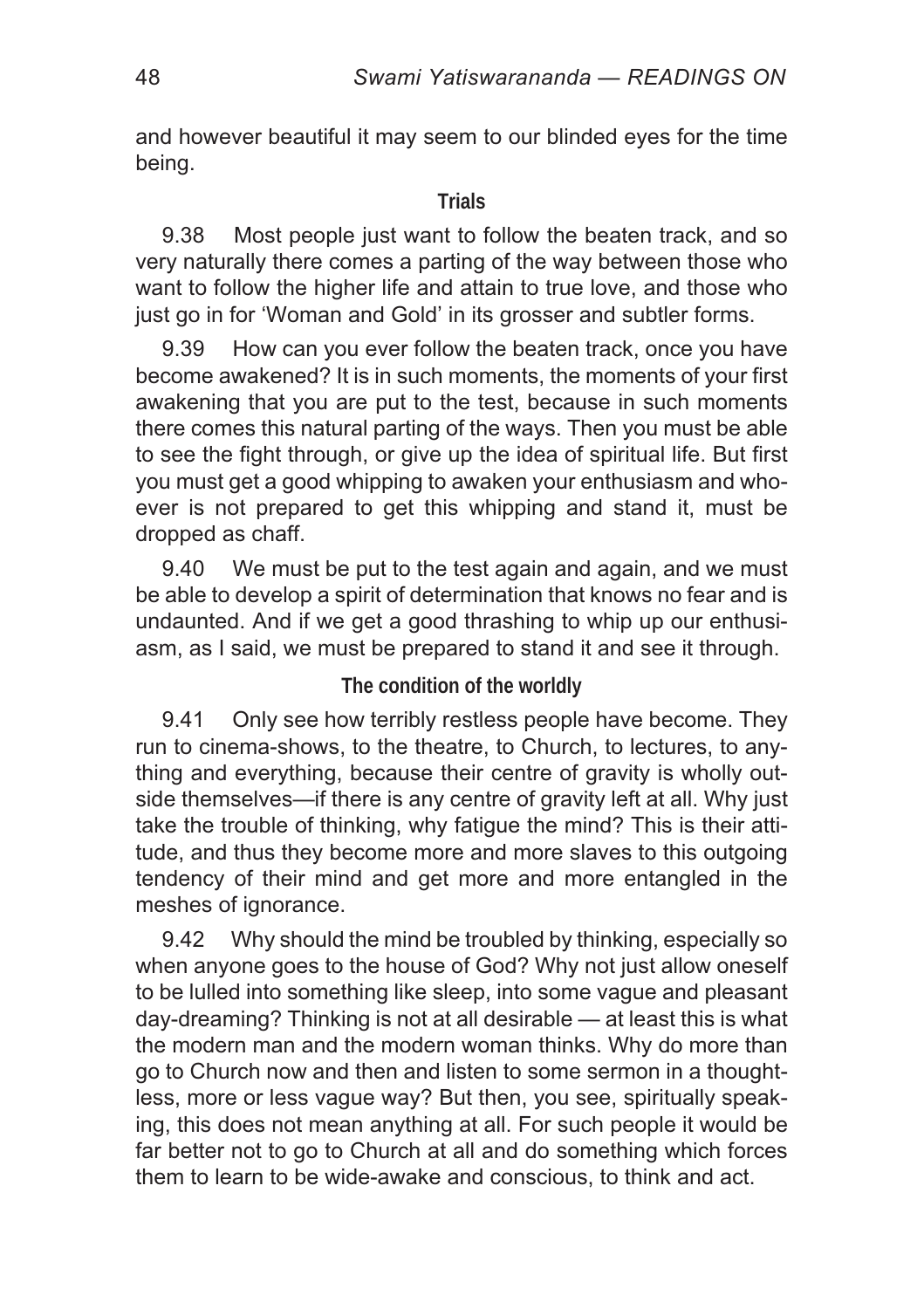and however beautiful it may seem to our blinded eyes for the time being.

### Trials

9.38 Most people just want to follow the beaten track, and so very naturally there comes a parting of the way between those who want to follow the higher life and attain to true love, and those who just go in for 'Woman and Gold' in its grosser and subtler forms.

9.39 How can you ever follow the beaten track, once you have become awakened? It is in such moments, the moments of your first awakening that you are put to the test, because in such moments there comes this natural parting of the ways. Then you must be able to see the fight through, or give up the idea of spiritual life. But first you must get a good whipping to awaken your enthusiasm and whoever is not prepared to get this whipping and stand it, must be dropped as chaff.

9.40 We must be put to the test again and again, and we must be able to develop a spirit of determination that knows no fear and is undaunted. And if we get a good thrashing to whip up our enthusiasm, as I said, we must be prepared to stand it and see it through.

### The condition of the worldly

9.41 Only see how terribly restless people have become. They run to cinema-shows, to the theatre, to Church, to lectures, to anything and everything, because their centre of gravity is wholly outside themselves—if there is any centre of gravity left at all. Why just take the trouble of thinking, why fatigue the mind? This is their attitude, and thus they become more and more slaves to this outgoing tendency of their mind and get more and more entangled in the meshes of ignorance.

9.42 Why should the mind be troubled by thinking, especially so when anyone goes to the house of God? Why not just allow oneself to be lulled into something like sleep, into some vague and pleasant day-dreaming? Thinking is not at all desirable — at least this is what the modern man and the modern woman thinks. Why do more than go to Church now and then and listen to some sermon in a thoughtless, more or less vague way? But then, you see, spiritually speaking, this does not mean anything at all. For such people it would be far better not to go to Church at all and do something which forces them to learn to be wide-awake and conscious, to think and act.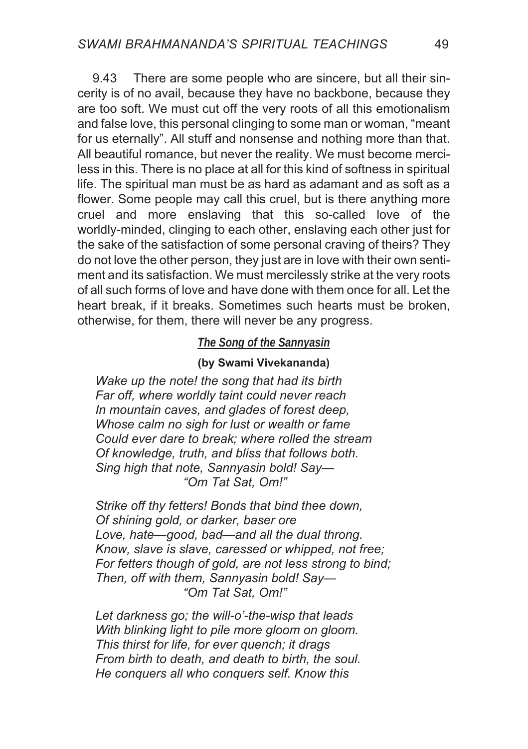9.43 There are some people who are sincere, but all their sincerity is of no avail, because they have no backbone, because they are too soft. We must cut off the very roots of all this emotionalism and false love, this personal clinging to some man or woman, "meant for us eternally". All stuff and nonsense and nothing more than that. All beautiful romance, but never the reality. We must become merciless in this. There is no place at all for this kind of softness in spiritual life. The spiritual man must be as hard as adamant and as soft as a flower. Some people may call this cruel, but is there anything more cruel and more enslaving that this so-called love of the worldly-minded, clinging to each other, enslaving each other just for the sake of the satisfaction of some personal craving of theirs? They do not love the other person, they just are in love with their own sentiment and its satisfaction. We must mercilessly strike at the very roots of all such forms of love and have done with them once for all. Let the heart break, if it breaks. Sometimes such hearts must be broken, otherwise, for them, there will never be any progress.

### *The Song of the Sannyasin*

**(by Swami Vivekananda)**

*Wake up the note! the song that had its birth*
*Far off, where worldly taint could never reach*
*In mountain caves, and glades of forest deep,*
*Whose calm no sigh for lust or wealth or fame*
*Could ever dare to break; where rolled the stream*
*Of knowledge, truth, and bliss that follows both.*
*Sing high that note, Sannyasin bold! Say—*
*"Om Tat Sat, Om!"*

*Strike off thy fetters! Bonds that bind thee down,*
*Of shining gold, or darker, baser ore*
*Love, hate—good, bad—and all the dual throng.*
*Know, slave is slave, caressed or whipped, not free;*
*For fetters though of gold, are not less strong to bind;*
*Then, off with them, Sannyasin bold! Say—*
*"Om Tat Sat, Om!"*

*Let darkness go; the will-o'-the-wisp that leads*
*With blinking light to pile more gloom on gloom.*
*This thirst for life, for ever quench; it drags*
*From birth to death, and death to birth, the soul.*
*He conquers all who conquers self. Know this*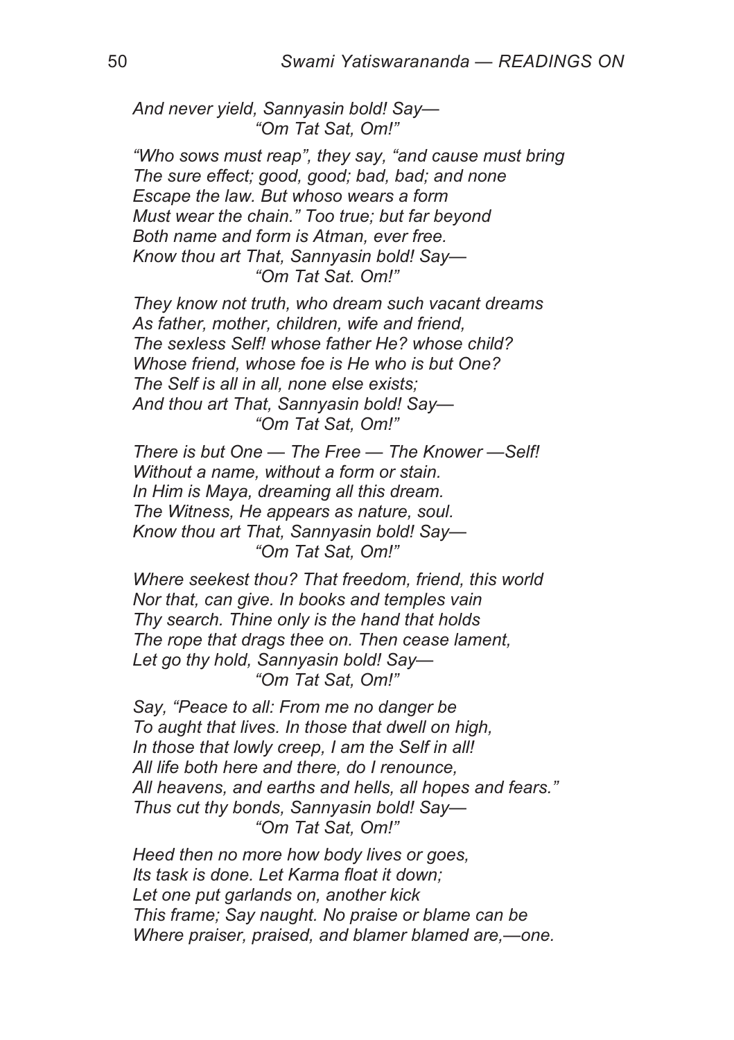*And never yield, Sannyasin bold! Say—*
*"Om Tat Sat, Om!"*

*"Who sows must reap", they say, "and cause must bring*
*The sure effect; good, good; bad, bad; and none*
*Escape the law. But whoso wears a form*
*Must wear the chain." Too true; but far beyond*
*Both name and form is Atman, ever free.*
*Know thou art That, Sannyasin bold! Say—*
*"Om Tat Sat. Om!"*

*They know not truth, who dream such vacant dreams*
*As father, mother, children, wife and friend,*
*The sexless Self! whose father He? whose child?*
*Whose friend, whose foe is He who is but One?*
*The Self is all in all, none else exists;*
*And thou art That, Sannyasin bold! Say—*
*"Om Tat Sat, Om!"*

*There is but One — The Free — The Knower —Self!*
*Without a name, without a form or stain.*
*In Him is Maya, dreaming all this dream.*
*The Witness, He appears as nature, soul.*
*Know thou art That, Sannyasin bold! Say—*
*"Om Tat Sat, Om!"*

*Where seekest thou? That freedom, friend, this world*
*Nor that, can give. In books and temples vain*
*Thy search. Thine only is the hand that holds*
*The rope that drags thee on. Then cease lament,*
*Let go thy hold, Sannyasin bold! Say—*
*"Om Tat Sat, Om!"*

*Say, "Peace to all: From me no danger be*
*To aught that lives. In those that dwell on high,*
*In those that lowly creep, I am the Self in all!*
*All life both here and there, do I renounce,*
*All heavens, and earths and hells, all hopes and fears."*
*Thus cut thy bonds, Sannyasin bold! Say—*
*"Om Tat Sat, Om!"*

*Heed then no more how body lives or goes,*
*Its task is done. Let Karma float it down;*
*Let one put garlands on, another kick*
*This frame; Say naught. No praise or blame can be*
*Where praiser, praised, and blamer blamed are,—one.*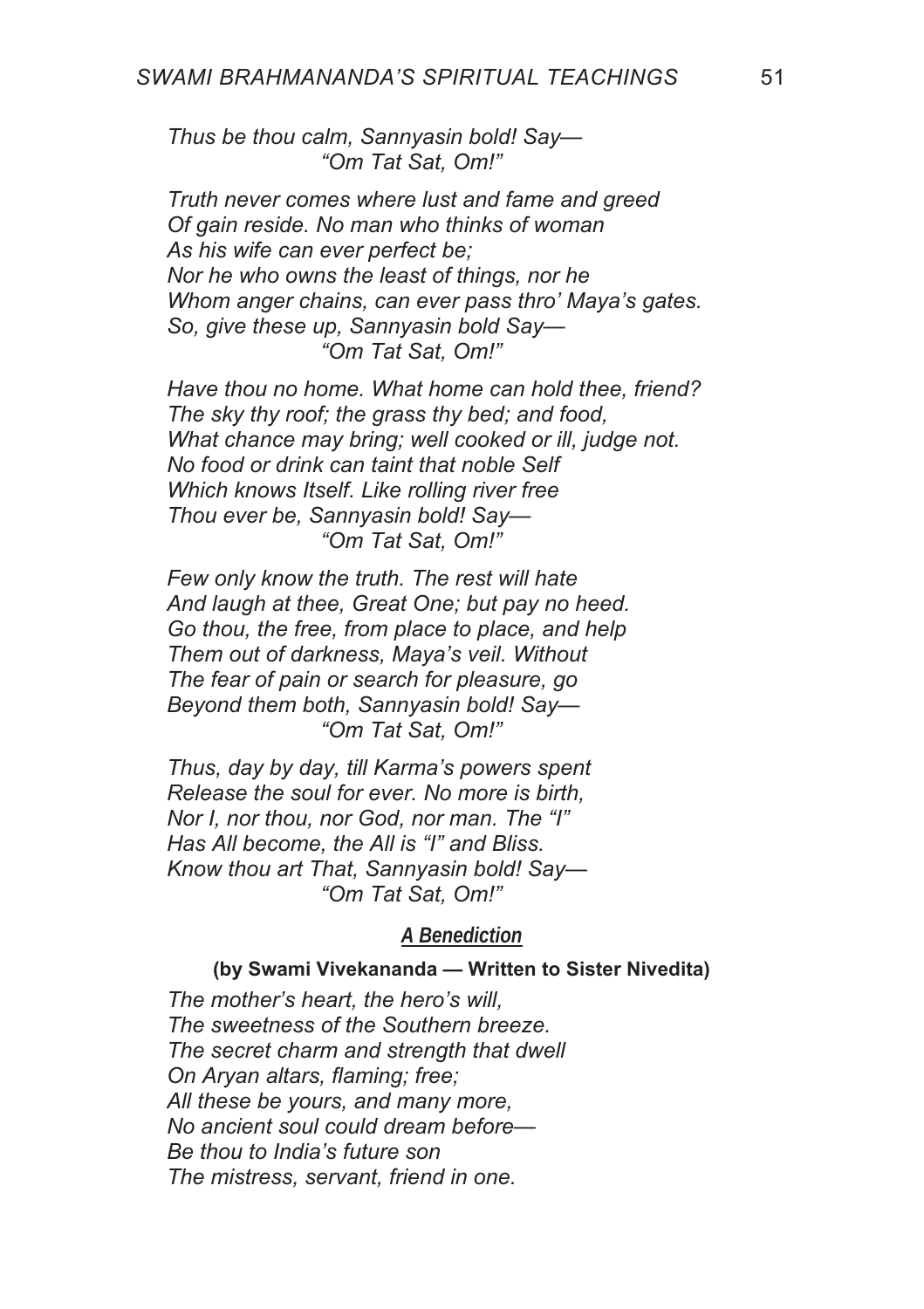*Thus be thou calm, Sannyasin bold! Say—*
*"Om Tat Sat, Om!"*

*Truth never comes where lust and fame and greed*
*Of gain reside. No man who thinks of woman*
*As his wife can ever perfect be;*
*Nor he who owns the least of things, nor he*
*Whom anger chains, can ever pass thro' Maya's gates.*
*So, give these up, Sannyasin bold Say—*
*"Om Tat Sat, Om!"*

*Have thou no home. What home can hold thee, friend?*
*The sky thy roof; the grass thy bed; and food,*
*What chance may bring; well cooked or ill, judge not.*
*No food or drink can taint that noble Self*
*Which knows Itself. Like rolling river free*
*Thou ever be, Sannyasin bold! Say—*
*"Om Tat Sat, Om!"*

*Few only know the truth. The rest will hate*
*And laugh at thee, Great One; but pay no heed.*
*Go thou, the free, from place to place, and help*
*Them out of darkness, Maya's veil. Without*
*The fear of pain or search for pleasure, go*
*Beyond them both, Sannyasin bold! Say—*
*"Om Tat Sat, Om!"*

*Thus, day by day, till Karma's powers spent*
*Release the soul for ever. No more is birth,*
*Nor I, nor thou, nor God, nor man. The "I"*
*Has All become, the All is "I" and Bliss.*
*Know thou art That, Sannyasin bold! Say—*
*"Om Tat Sat, Om!"*

### *A Benediction*

**(by Swami Vivekananda — Written to Sister Nivedita)**

*The mother's heart, the hero's will,*
*The sweetness of the Southern breeze.*
*The secret charm and strength that dwell*
*On Aryan altars, flaming; free;*
*All these be yours, and many more,*
*No ancient soul could dream before—*
*Be thou to India's future son*
*The mistress, servant, friend in one.*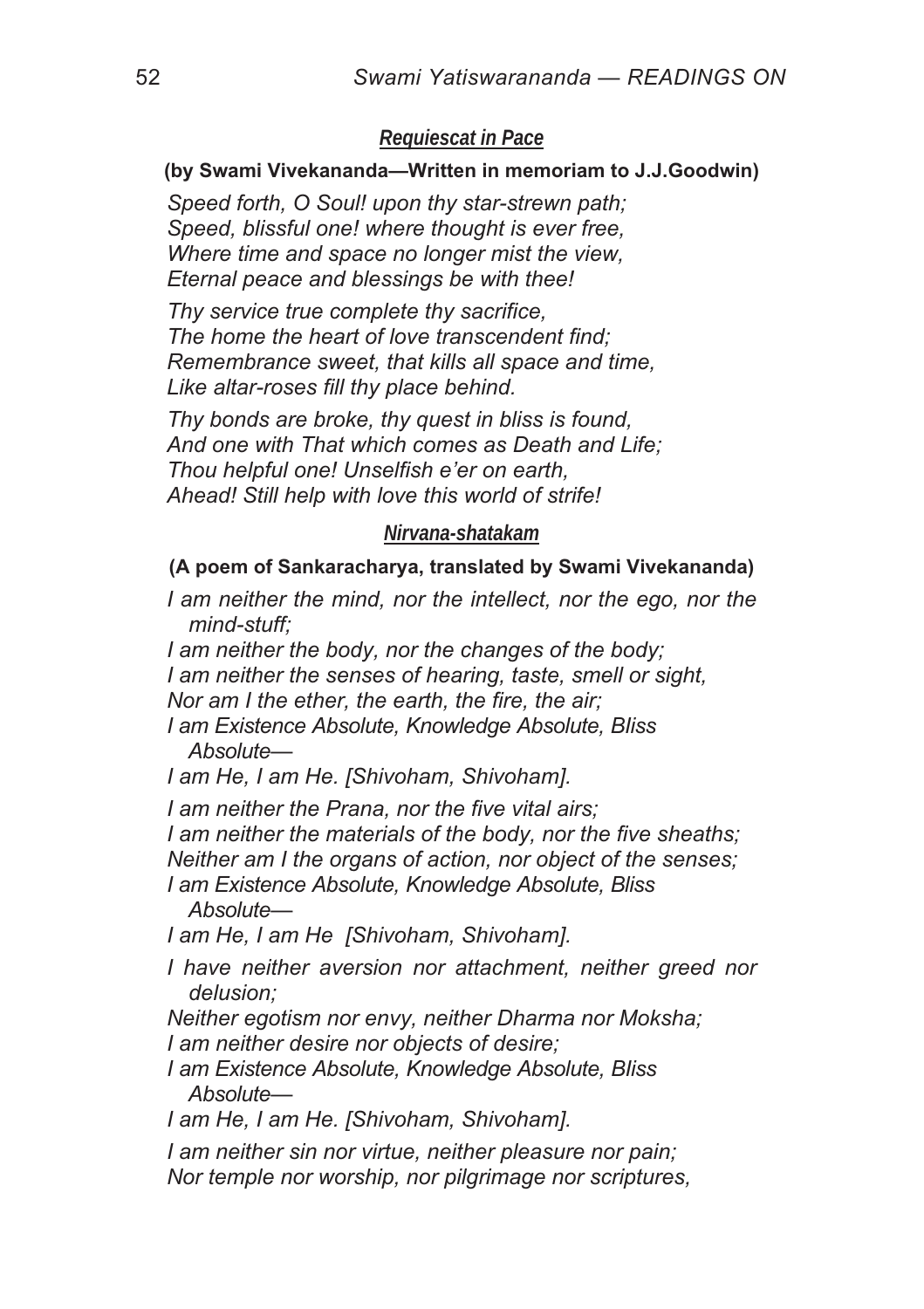## *Requiescat in Pace*

**(by Swami Vivekananda—Written in memoriam to J.J.Goodwin)**

*Speed forth, O Soul! upon thy star-strewn path;*
*Speed, blissful one! where thought is ever free,*
*Where time and space no longer mist the view,*
*Eternal peace and blessings be with thee!*

*Thy service true complete thy sacrifice,*
*The home the heart of love transcendent find;*
*Remembrance sweet, that kills all space and time,*
*Like altar-roses fill thy place behind.*

*Thy bonds are broke, thy quest in bliss is found,*
*And one with That which comes as Death and Life;*
*Thou helpful one! Unselfish e'er on earth,*
*Ahead! Still help with love this world of strife!*

## *Nirvana-shatakam*

**(A poem of Sankaracharya, translated by Swami Vivekananda)**

*I am neither the mind, nor the intellect, nor the ego, nor the mind-stuff;*
*I am neither the body, nor the changes of the body;*
*I am neither the senses of hearing, taste, smell or sight,*
*Nor am I the ether, the earth, the fire, the air;*
*I am Existence Absolute, Knowledge Absolute, Bliss Absolute—*
*I am He, I am He. [Shivoham, Shivoham].*

*I am neither the Prana, nor the five vital airs;*
*I am neither the materials of the body, nor the five sheaths;*
*Neither am I the organs of action, nor object of the senses;*
*I am Existence Absolute, Knowledge Absolute, Bliss Absolute—*
*I am He, I am He [Shivoham, Shivoham].*

*I have neither aversion nor attachment, neither greed nor delusion;*
*Neither egotism nor envy, neither Dharma nor Moksha;*
*I am neither desire nor objects of desire;*
*I am Existence Absolute, Knowledge Absolute, Bliss Absolute—*
*I am He, I am He. [Shivoham, Shivoham].*

*I am neither sin nor virtue, neither pleasure nor pain;*
*Nor temple nor worship, nor pilgrimage nor scriptures,*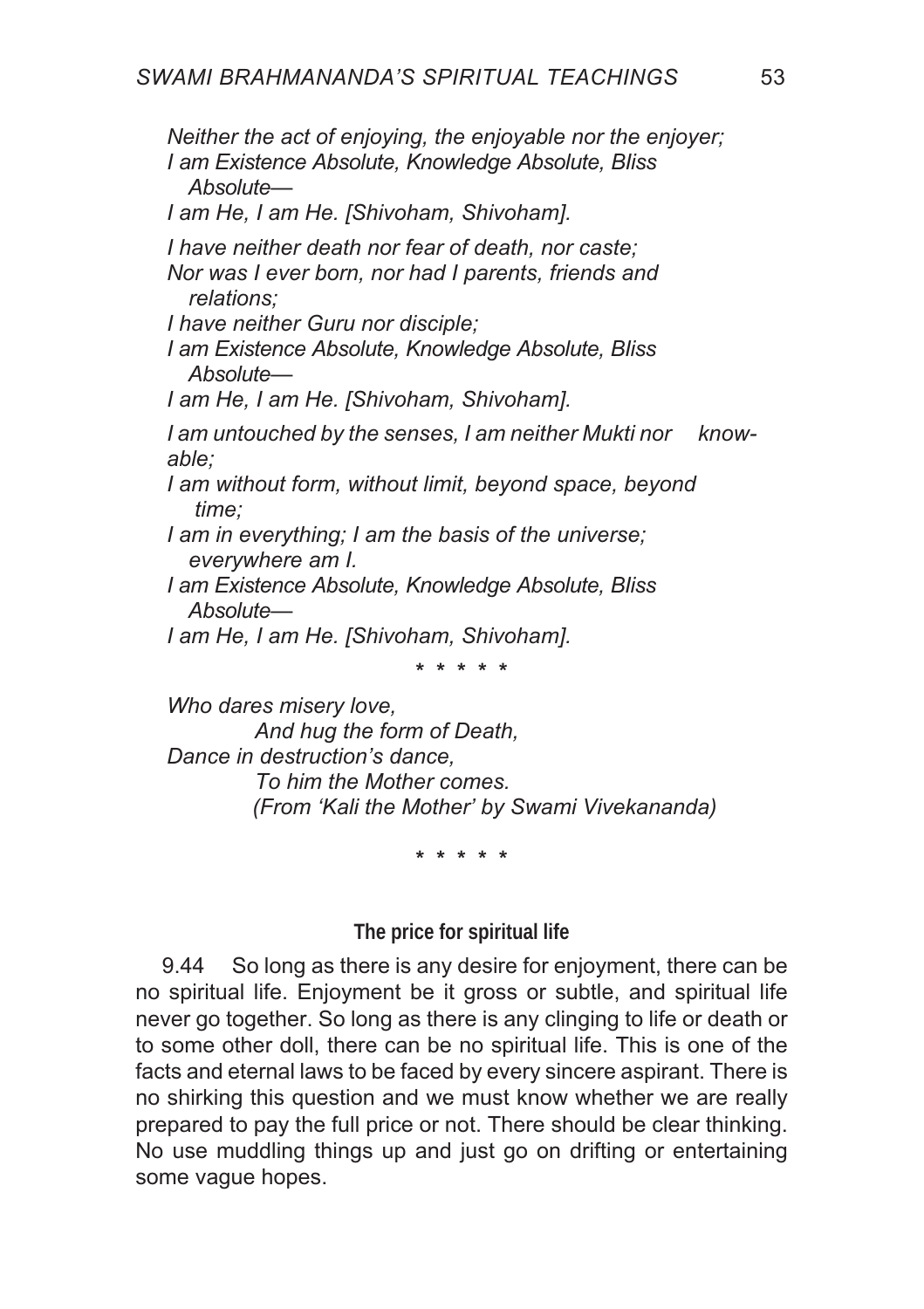*Neither the act of enjoying, the enjoyable nor the enjoyer;*
*I am Existence Absolute, Knowledge Absolute, Bliss Absolute—*
*I am He, I am He. [Shivoham, Shivoham].*

*I have neither death nor fear of death, nor caste;*
*Nor was I ever born, nor had I parents, friends and relations;*
*I have neither Guru nor disciple;*
*I am Existence Absolute, Knowledge Absolute, Bliss Absolute—*
*I am He, I am He. [Shivoham, Shivoham].*

*I am untouched by the senses, I am neither Mukti nor knowable;*
*I am without form, without limit, beyond space, beyond time;*
*I am in everything; I am the basis of the universe; everywhere am I.*
*I am Existence Absolute, Knowledge Absolute, Bliss Absolute—*
*I am He, I am He. [Shivoham, Shivoham].*

\* \* \* \* \*

*Who dares misery love,*
*And hug the form of Death,*
*Dance in destruction's dance,*
*To him the Mother comes.*
*(From 'Kali the Mother' by Swami Vivekananda)*

\* \* \* \* \*

### The price for spiritual life

9.44 So long as there is any desire for enjoyment, there can be no spiritual life. Enjoyment be it gross or subtle, and spiritual life never go together. So long as there is any clinging to life or death or to some other doll, there can be no spiritual life. This is one of the facts and eternal laws to be faced by every sincere aspirant. There is no shirking this question and we must know whether we are really prepared to pay the full price or not. There should be clear thinking. No use muddling things up and just go on drifting or entertaining some vague hopes.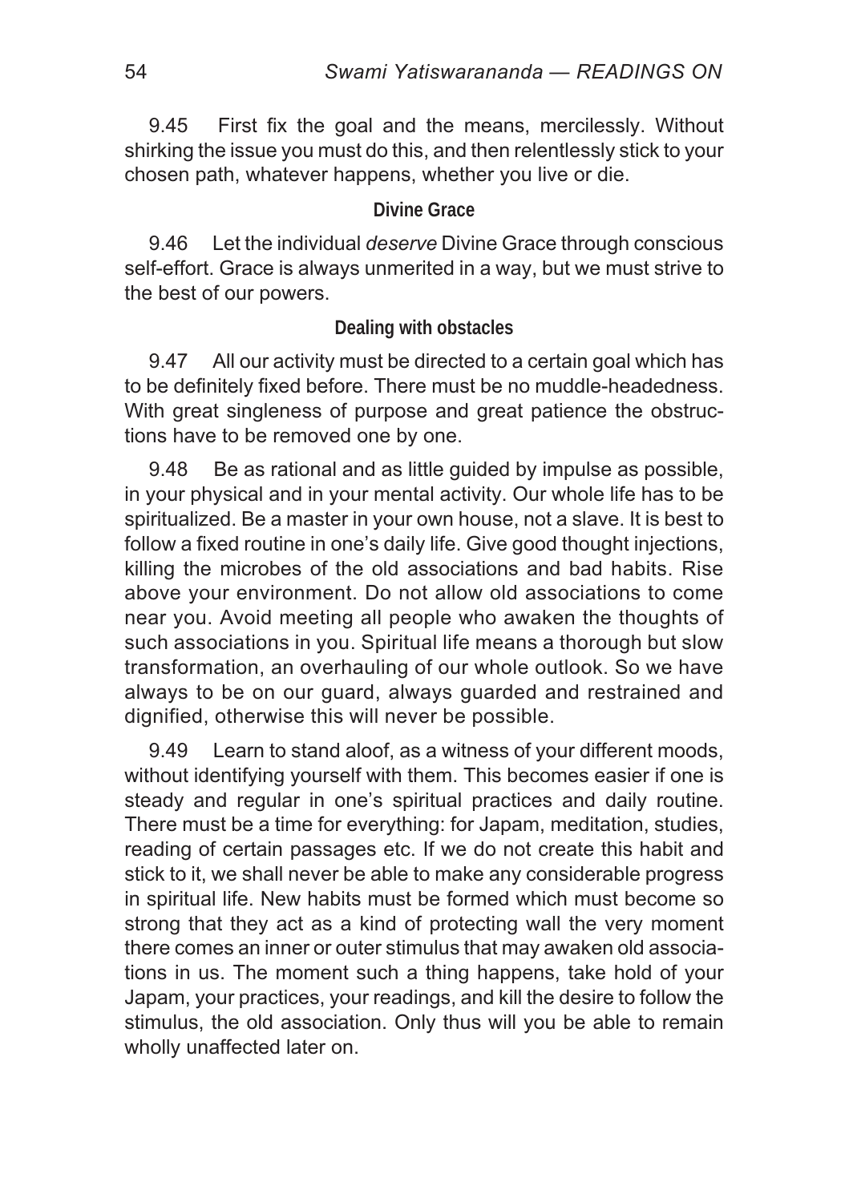9.45 First fix the goal and the means, mercilessly. Without shirking the issue you must do this, and then relentlessly stick to your chosen path, whatever happens, whether you live or die.

### Divine Grace

9.46 Let the individual *deserve* Divine Grace through conscious self-effort. Grace is always unmerited in a way, but we must strive to the best of our powers.

### Dealing with obstacles

9.47 All our activity must be directed to a certain goal which has to be definitely fixed before. There must be no muddle-headedness. With great singleness of purpose and great patience the obstructions have to be removed one by one.

9.48 Be as rational and as little guided by impulse as possible, in your physical and in your mental activity. Our whole life has to be spiritualized. Be a master in your own house, not a slave. It is best to follow a fixed routine in one's daily life. Give good thought injections, killing the microbes of the old associations and bad habits. Rise above your environment. Do not allow old associations to come near you. Avoid meeting all people who awaken the thoughts of such associations in you. Spiritual life means a thorough but slow transformation, an overhauling of our whole outlook. So we have always to be on our guard, always guarded and restrained and dignified, otherwise this will never be possible.

9.49 Learn to stand aloof, as a witness of your different moods, without identifying yourself with them. This becomes easier if one is steady and regular in one's spiritual practices and daily routine. There must be a time for everything: for Japam, meditation, studies, reading of certain passages etc. If we do not create this habit and stick to it, we shall never be able to make any considerable progress in spiritual life. New habits must be formed which must become so strong that they act as a kind of protecting wall the very moment there comes an inner or outer stimulus that may awaken old associations in us. The moment such a thing happens, take hold of your Japam, your practices, your readings, and kill the desire to follow the stimulus, the old association. Only thus will you be able to remain wholly unaffected later on.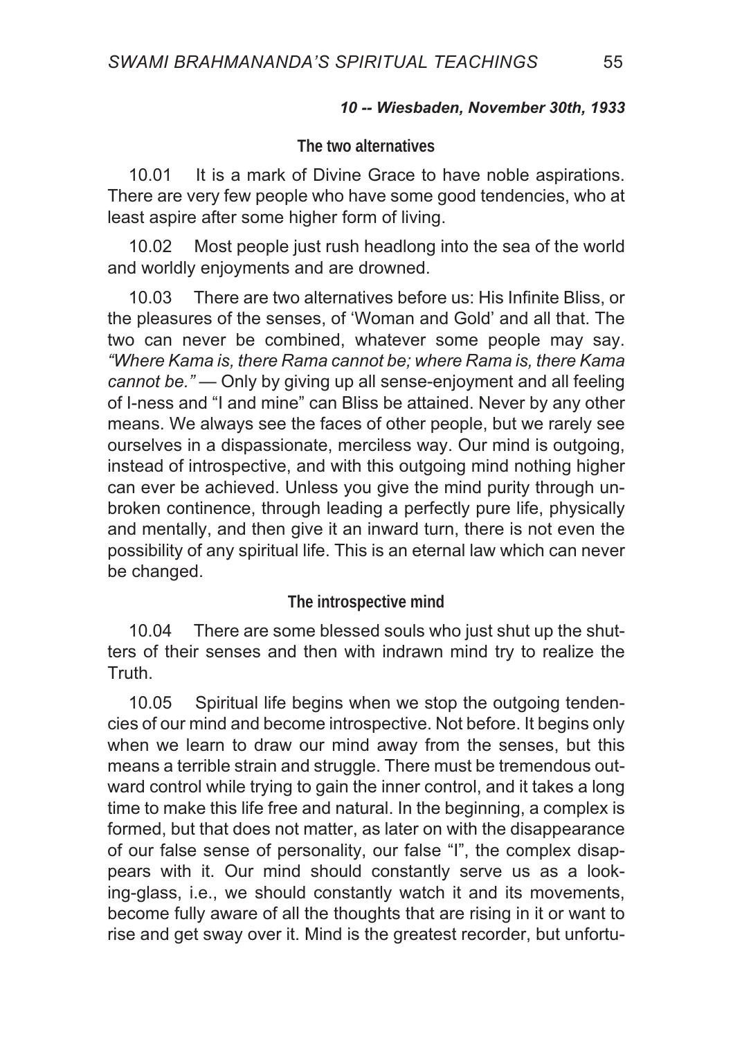***10 -- Wiesbaden, November 30th, 1933***

### The two alternatives

10.01 It is a mark of Divine Grace to have noble aspirations. There are very few people who have some good tendencies, who at least aspire after some higher form of living.

10.02 Most people just rush headlong into the sea of the world and worldly enjoyments and are drowned.

10.03 There are two alternatives before us: His Infinite Bliss, or the pleasures of the senses, of 'Woman and Gold' and all that. The two can never be combined, whatever some people may say. *"Where Kama is, there Rama cannot be; where Rama is, there Kama cannot be."* — Only by giving up all sense-enjoyment and all feeling of I-ness and "I and mine" can Bliss be attained. Never by any other means. We always see the faces of other people, but we rarely see ourselves in a dispassionate, merciless way. Our mind is outgoing, instead of introspective, and with this outgoing mind nothing higher can ever be achieved. Unless you give the mind purity through unbroken continence, through leading a perfectly pure life, physically and mentally, and then give it an inward turn, there is not even the possibility of any spiritual life. This is an eternal law which can never be changed.

### The introspective mind

10.04 There are some blessed souls who just shut up the shutters of their senses and then with indrawn mind try to realize the Truth.

10.05 Spiritual life begins when we stop the outgoing tendencies of our mind and become introspective. Not before. It begins only when we learn to draw our mind away from the senses, but this means a terrible strain and struggle. There must be tremendous outward control while trying to gain the inner control, and it takes a long time to make this life free and natural. In the beginning, a complex is formed, but that does not matter, as later on with the disappearance of our false sense of personality, our false "I", the complex disappears with it. Our mind should constantly serve us as a looking-glass, i.e., we should constantly watch it and its movements, become fully aware of all the thoughts that are rising in it or want to rise and get sway over it. Mind is the greatest recorder, but unfortu-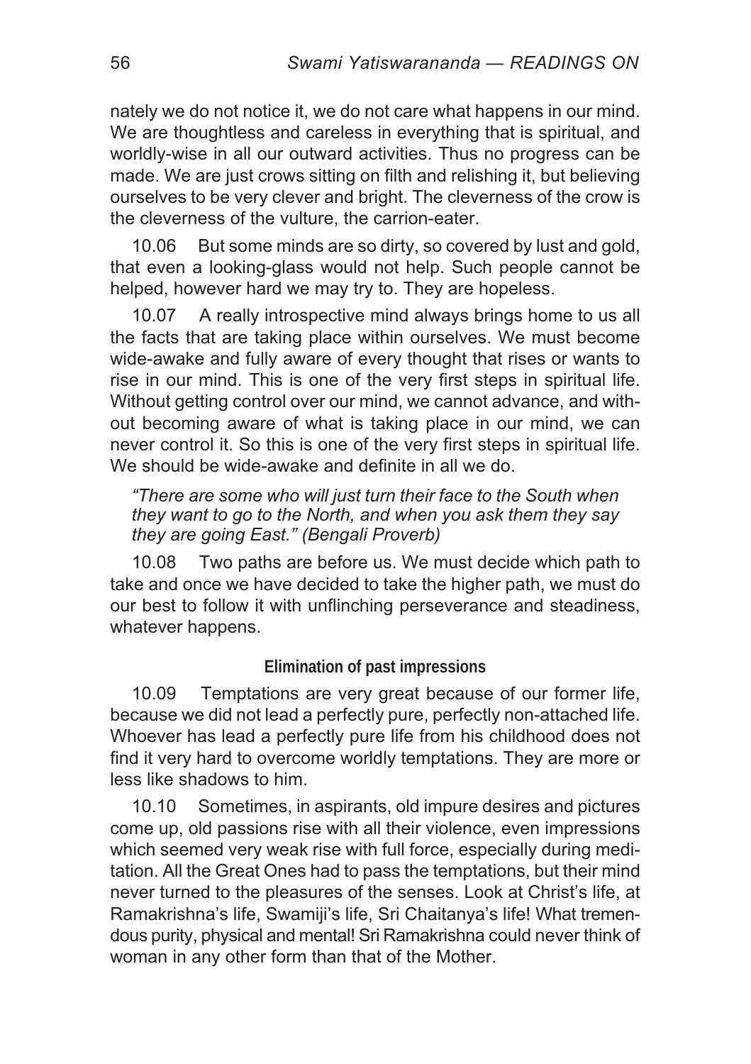nately we do not notice it, we do not care what happens in our mind. We are thoughtless and careless in everything that is spiritual, and worldly-wise in all our outward activities. Thus no progress can be made. We are just crows sitting on filth and relishing it, but believing ourselves to be very clever and bright. The cleverness of the crow is the cleverness of the vulture, the carrion-eater.

10.06 But some minds are so dirty, so covered by lust and gold, that even a looking-glass would not help. Such people cannot be helped, however hard we may try to. They are hopeless.

10.07 A really introspective mind always brings home to us all the facts that are taking place within ourselves. We must become wide-awake and fully aware of every thought that rises or wants to rise in our mind. This is one of the very first steps in spiritual life. Without getting control over our mind, we cannot advance, and without becoming aware of what is taking place in our mind, we can never control it. So this is one of the very first steps in spiritual life. We should be wide-awake and definite in all we do.

*"There are some who will just turn their face to the South when they want to go to the North, and when you ask them they say they are going East." (Bengali Proverb)*

10.08 Two paths are before us. We must decide which path to take and once we have decided to take the higher path, we must do our best to follow it with unflinching perseverance and steadiness, whatever happens.

### Elimination of past impressions

10.09 Temptations are very great because of our former life, because we did not lead a perfectly pure, perfectly non-attached life. Whoever has lead a perfectly pure life from his childhood does not find it very hard to overcome worldly temptations. They are more or less like shadows to him.

10.10 Sometimes, in aspirants, old impure desires and pictures come up, old passions rise with all their violence, even impressions which seemed very weak rise with full force, especially during meditation. All the Great Ones had to pass the temptations, but their mind never turned to the pleasures of the senses. Look at Christ's life, at Ramakrishna's life, Swamiji's life, Sri Chaitanya's life! What tremendous purity, physical and mental! Sri Ramakrishna could never think of woman in any other form than that of the Mother.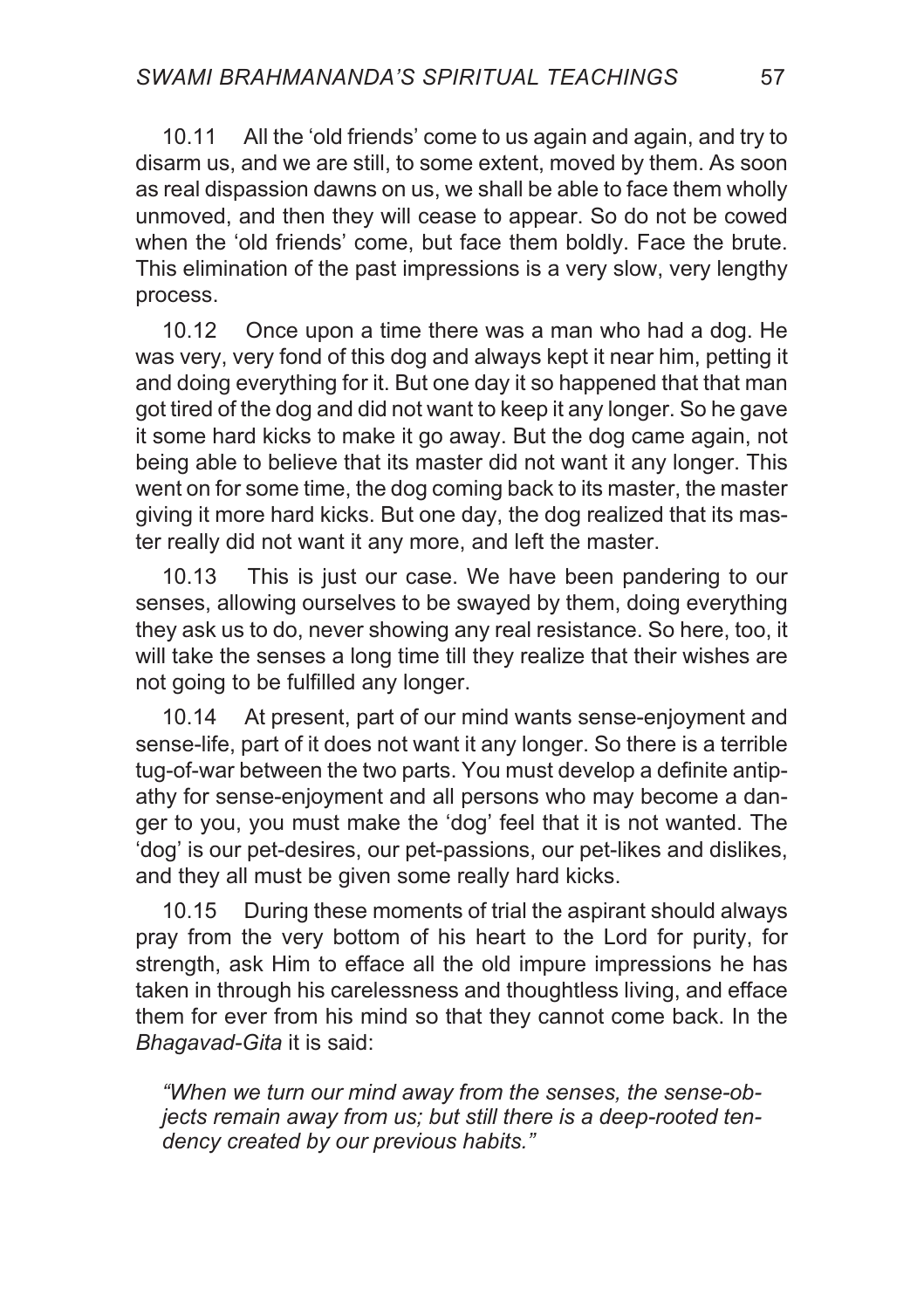10.11 All the 'old friends' come to us again and again, and try to disarm us, and we are still, to some extent, moved by them. As soon as real dispassion dawns on us, we shall be able to face them wholly unmoved, and then they will cease to appear. So do not be cowed when the 'old friends' come, but face them boldly. Face the brute. This elimination of the past impressions is a very slow, very lengthy process.

10.12 Once upon a time there was a man who had a dog. He was very, very fond of this dog and always kept it near him, petting it and doing everything for it. But one day it so happened that that man got tired of the dog and did not want to keep it any longer. So he gave it some hard kicks to make it go away. But the dog came again, not being able to believe that its master did not want it any longer. This went on for some time, the dog coming back to its master, the master giving it more hard kicks. But one day, the dog realized that its master really did not want it any more, and left the master.

10.13 This is just our case. We have been pandering to our senses, allowing ourselves to be swayed by them, doing everything they ask us to do, never showing any real resistance. So here, too, it will take the senses a long time till they realize that their wishes are not going to be fulfilled any longer.

10.14 At present, part of our mind wants sense-enjoyment and sense-life, part of it does not want it any longer. So there is a terrible tug-of-war between the two parts. You must develop a definite antipathy for sense-enjoyment and all persons who may become a danger to you, you must make the 'dog' feel that it is not wanted. The 'dog' is our pet-desires, our pet-passions, our pet-likes and dislikes, and they all must be given some really hard kicks.

10.15 During these moments of trial the aspirant should always pray from the very bottom of his heart to the Lord for purity, for strength, ask Him to efface all the old impure impressions he has taken in through his carelessness and thoughtless living, and efface them for ever from his mind so that they cannot come back. In the *Bhagavad-Gita* it is said:

> *"When we turn our mind away from the senses, the sense-objects remain away from us; but still there is a deep-rooted tendency created by our previous habits."*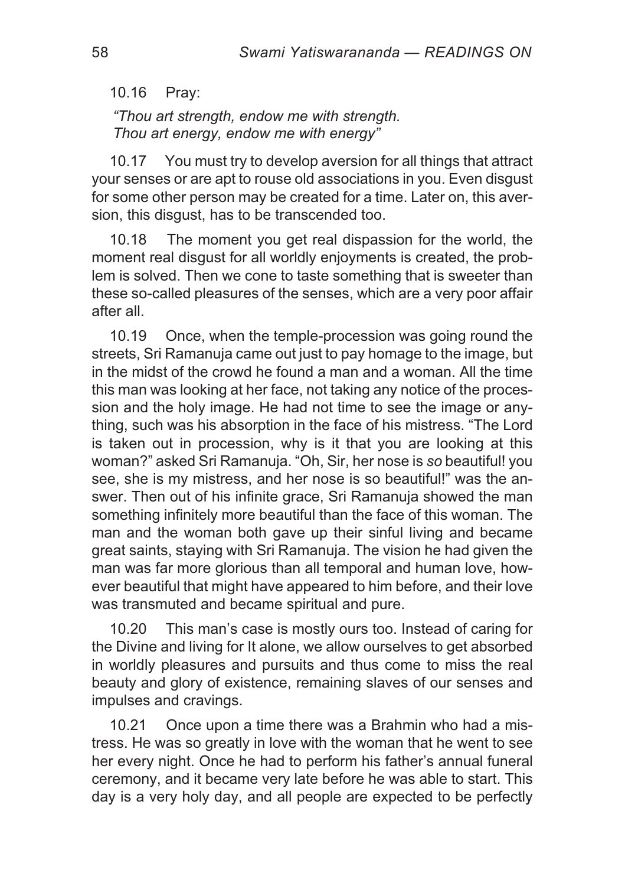10.16 Pray:

*"Thou art strength, endow me with strength.*
*Thou art energy, endow me with energy"*

10.17 You must try to develop aversion for all things that attract your senses or are apt to rouse old associations in you. Even disgust for some other person may be created for a time. Later on, this aversion, this disgust, has to be transcended too.

10.18 The moment you get real dispassion for the world, the moment real disgust for all worldly enjoyments is created, the problem is solved. Then we cone to taste something that is sweeter than these so-called pleasures of the senses, which are a very poor affair after all.

10.19 Once, when the temple-procession was going round the streets, Sri Ramanuja came out just to pay homage to the image, but in the midst of the crowd he found a man and a woman. All the time this man was looking at her face, not taking any notice of the procession and the holy image. He had not time to see the image or anything, such was his absorption in the face of his mistress. "The Lord is taken out in procession, why is it that you are looking at this woman?" asked Sri Ramanuja. "Oh, Sir, her nose is *so* beautiful! you see, she is my mistress, and her nose is so beautiful!" was the answer. Then out of his infinite grace, Sri Ramanuja showed the man something infinitely more beautiful than the face of this woman. The man and the woman both gave up their sinful living and became great saints, staying with Sri Ramanuja. The vision he had given the man was far more glorious than all temporal and human love, however beautiful that might have appeared to him before, and their love was transmuted and became spiritual and pure.

10.20 This man's case is mostly ours too. Instead of caring for the Divine and living for It alone, we allow ourselves to get absorbed in worldly pleasures and pursuits and thus come to miss the real beauty and glory of existence, remaining slaves of our senses and impulses and cravings.

10.21 Once upon a time there was a Brahmin who had a mistress. He was so greatly in love with the woman that he went to see her every night. Once he had to perform his father's annual funeral ceremony, and it became very late before he was able to start. This day is a very holy day, and all people are expected to be perfectly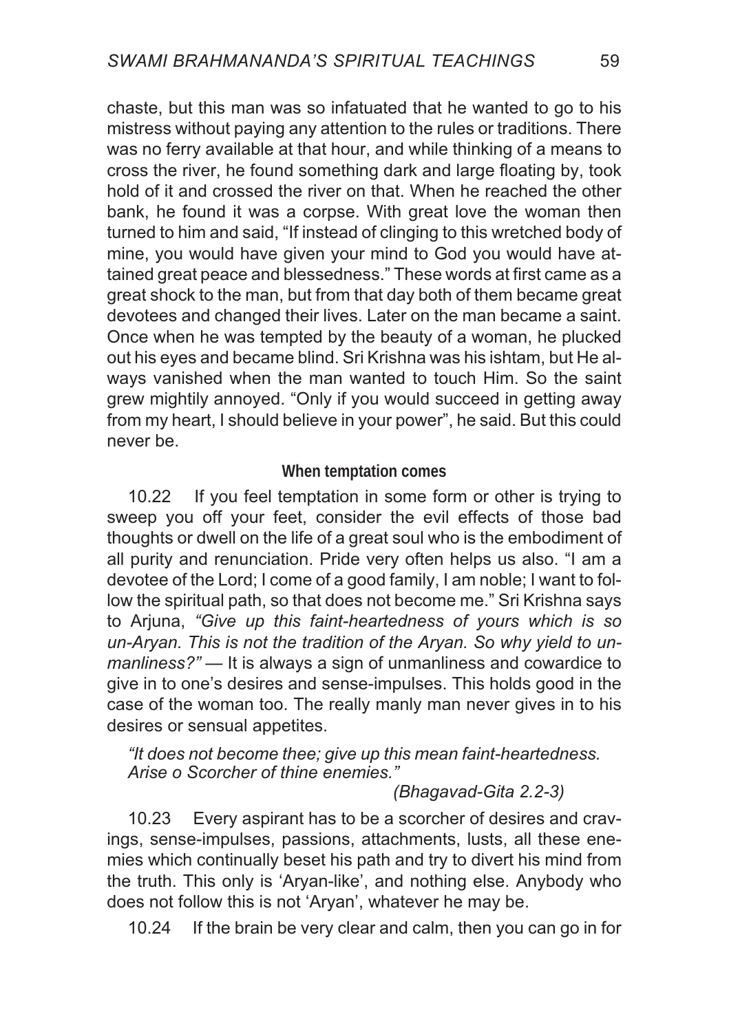chaste, but this man was so infatuated that he wanted to go to his mistress without paying any attention to the rules or traditions. There was no ferry available at that hour, and while thinking of a means to cross the river, he found something dark and large floating by, took hold of it and crossed the river on that. When he reached the other bank, he found it was a corpse. With great love the woman then turned to him and said, "If instead of clinging to this wretched body of mine, you would have given your mind to God you would have attained great peace and blessedness." These words at first came as a great shock to the man, but from that day both of them became great devotees and changed their lives. Later on the man became a saint. Once when he was tempted by the beauty of a woman, he plucked out his eyes and became blind. Sri Krishna was his ishtam, but He always vanished when the man wanted to touch Him. So the saint grew mightily annoyed. "Only if you would succeed in getting away from my heart, I should believe in your power", he said. But this could never be.

### When temptation comes

10.22 If you feel temptation in some form or other is trying to sweep you off your feet, consider the evil effects of those bad thoughts or dwell on the life of a great soul who is the embodiment of all purity and renunciation. Pride very often helps us also. "I am a devotee of the Lord; I come of a good family, I am noble; I want to follow the spiritual path, so that does not become me." Sri Krishna says to Arjuna, *"Give up this faint-heartedness of yours which is so un-Aryan. This is not the tradition of the Aryan. So why yield to unmanliness?"* — It is always a sign of unmanliness and cowardice to give in to one's desires and sense-impulses. This holds good in the case of the woman too. The really manly man never gives in to his desires or sensual appetites.

> *"It does not become thee; give up this mean faint-heartedness. Arise o Scorcher of thine enemies."*
>
> *(Bhagavad-Gita 2.2-3)*

10.23 Every aspirant has to be a scorcher of desires and cravings, sense-impulses, passions, attachments, lusts, all these enemies which continually beset his path and try to divert his mind from the truth. This only is 'Aryan-like', and nothing else. Anybody who does not follow this is not 'Aryan', whatever he may be.

10.24 If the brain be very clear and calm, then you can go in for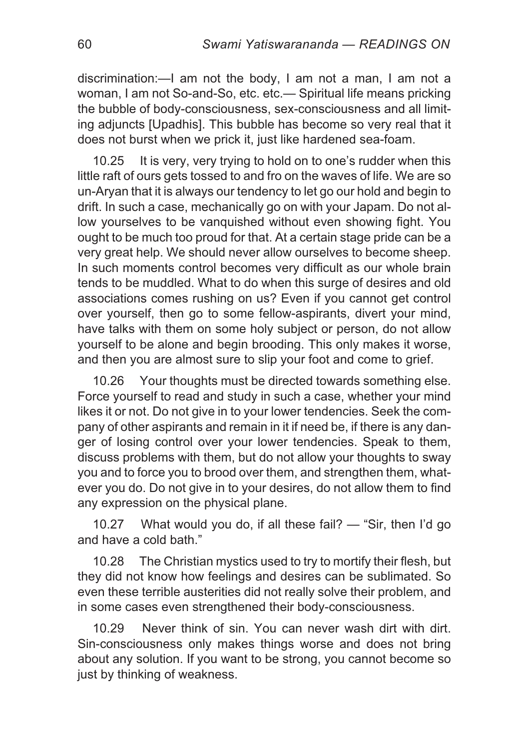discrimination:—I am not the body, I am not a man, I am not a woman, I am not So-and-So, etc. etc.— Spiritual life means pricking the bubble of body-consciousness, sex-consciousness and all limiting adjuncts [Upadhis]. This bubble has become so very real that it does not burst when we prick it, just like hardened sea-foam.

10.25 It is very, very trying to hold on to one's rudder when this little raft of ours gets tossed to and fro on the waves of life. We are so un-Aryan that it is always our tendency to let go our hold and begin to drift. In such a case, mechanically go on with your Japam. Do not allow yourselves to be vanquished without even showing fight. You ought to be much too proud for that. At a certain stage pride can be a very great help. We should never allow ourselves to become sheep. In such moments control becomes very difficult as our whole brain tends to be muddled. What to do when this surge of desires and old associations comes rushing on us? Even if you cannot get control over yourself, then go to some fellow-aspirants, divert your mind, have talks with them on some holy subject or person, do not allow yourself to be alone and begin brooding. This only makes it worse, and then you are almost sure to slip your foot and come to grief.

10.26 Your thoughts must be directed towards something else. Force yourself to read and study in such a case, whether your mind likes it or not. Do not give in to your lower tendencies. Seek the company of other aspirants and remain in it if need be, if there is any danger of losing control over your lower tendencies. Speak to them, discuss problems with them, but do not allow your thoughts to sway you and to force you to brood over them, and strengthen them, whatever you do. Do not give in to your desires, do not allow them to find any expression on the physical plane.

10.27 What would you do, if all these fail? — "Sir, then I'd go and have a cold bath."

10.28 The Christian mystics used to try to mortify their flesh, but they did not know how feelings and desires can be sublimated. So even these terrible austerities did not really solve their problem, and in some cases even strengthened their body-consciousness.

10.29 Never think of sin. You can never wash dirt with dirt. Sin-consciousness only makes things worse and does not bring about any solution. If you want to be strong, you cannot become so just by thinking of weakness.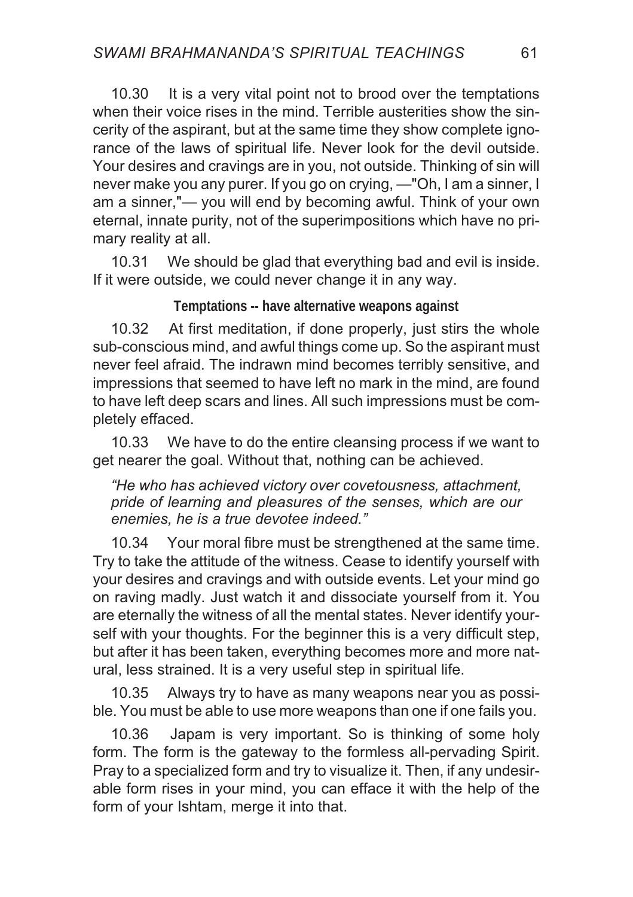10.30 It is a very vital point not to brood over the temptations when their voice rises in the mind. Terrible austerities show the sincerity of the aspirant, but at the same time they show complete ignorance of the laws of spiritual life. Never look for the devil outside. Your desires and cravings are in you, not outside. Thinking of sin will never make you any purer. If you go on crying, —"Oh, I am a sinner, I am a sinner,"— you will end by becoming awful. Think of your own eternal, innate purity, not of the superimpositions which have no primary reality at all.

10.31 We should be glad that everything bad and evil is inside. If it were outside, we could never change it in any way.

**Temptations -- have alternative weapons against**

10.32 At first meditation, if done properly, just stirs the whole sub-conscious mind, and awful things come up. So the aspirant must never feel afraid. The indrawn mind becomes terribly sensitive, and impressions that seemed to have left no mark in the mind, are found to have left deep scars and lines. All such impressions must be completely effaced.

10.33 We have to do the entire cleansing process if we want to get nearer the goal. Without that, nothing can be achieved.

*"He who has achieved victory over covetousness, attachment, pride of learning and pleasures of the senses, which are our enemies, he is a true devotee indeed."*

10.34 Your moral fibre must be strengthened at the same time. Try to take the attitude of the witness. Cease to identify yourself with your desires and cravings and with outside events. Let your mind go on raving madly. Just watch it and dissociate yourself from it. You are eternally the witness of all the mental states. Never identify yourself with your thoughts. For the beginner this is a very difficult step, but after it has been taken, everything becomes more and more natural, less strained. It is a very useful step in spiritual life.

10.35 Always try to have as many weapons near you as possible. You must be able to use more weapons than one if one fails you.

10.36 Japam is very important. So is thinking of some holy form. The form is the gateway to the formless all-pervading Spirit. Pray to a specialized form and try to visualize it. Then, if any undesirable form rises in your mind, you can efface it with the help of the form of your Ishtam, merge it into that.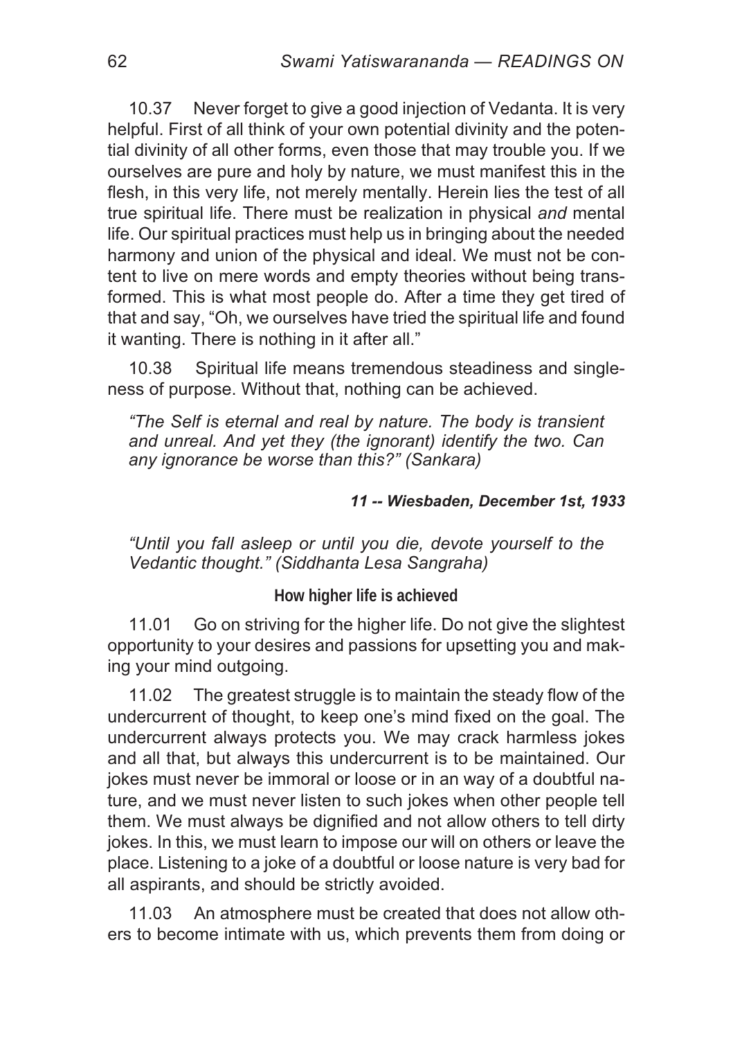10.37 Never forget to give a good injection of Vedanta. It is very helpful. First of all think of your own potential divinity and the potential divinity of all other forms, even those that may trouble you. If we ourselves are pure and holy by nature, we must manifest this in the flesh, in this very life, not merely mentally. Herein lies the test of all true spiritual life. There must be realization in physical *and* mental life. Our spiritual practices must help us in bringing about the needed harmony and union of the physical and ideal. We must not be content to live on mere words and empty theories without being transformed. This is what most people do. After a time they get tired of that and say, "Oh, we ourselves have tried the spiritual life and found it wanting. There is nothing in it after all."

10.38 Spiritual life means tremendous steadiness and singleness of purpose. Without that, nothing can be achieved.

> *"The Self is eternal and real by nature. The body is transient and unreal. And yet they (the ignorant) identify the two. Can any ignorance be worse than this?" (Sankara)*

## *11 -- Wiesbaden, December 1st, 1933*

> *"Until you fall asleep or until you die, devote yourself to the Vedantic thought." (Siddhanta Lesa Sangraha)*

### How higher life is achieved

11.01 Go on striving for the higher life. Do not give the slightest opportunity to your desires and passions for upsetting you and making your mind outgoing.

11.02 The greatest struggle is to maintain the steady flow of the undercurrent of thought, to keep one's mind fixed on the goal. The undercurrent always protects you. We may crack harmless jokes and all that, but always this undercurrent is to be maintained. Our jokes must never be immoral or loose or in an way of a doubtful nature, and we must never listen to such jokes when other people tell them. We must always be dignified and not allow others to tell dirty jokes. In this, we must learn to impose our will on others or leave the place. Listening to a joke of a doubtful or loose nature is very bad for all aspirants, and should be strictly avoided.

11.03 An atmosphere must be created that does not allow others to become intimate with us, which prevents them from doing or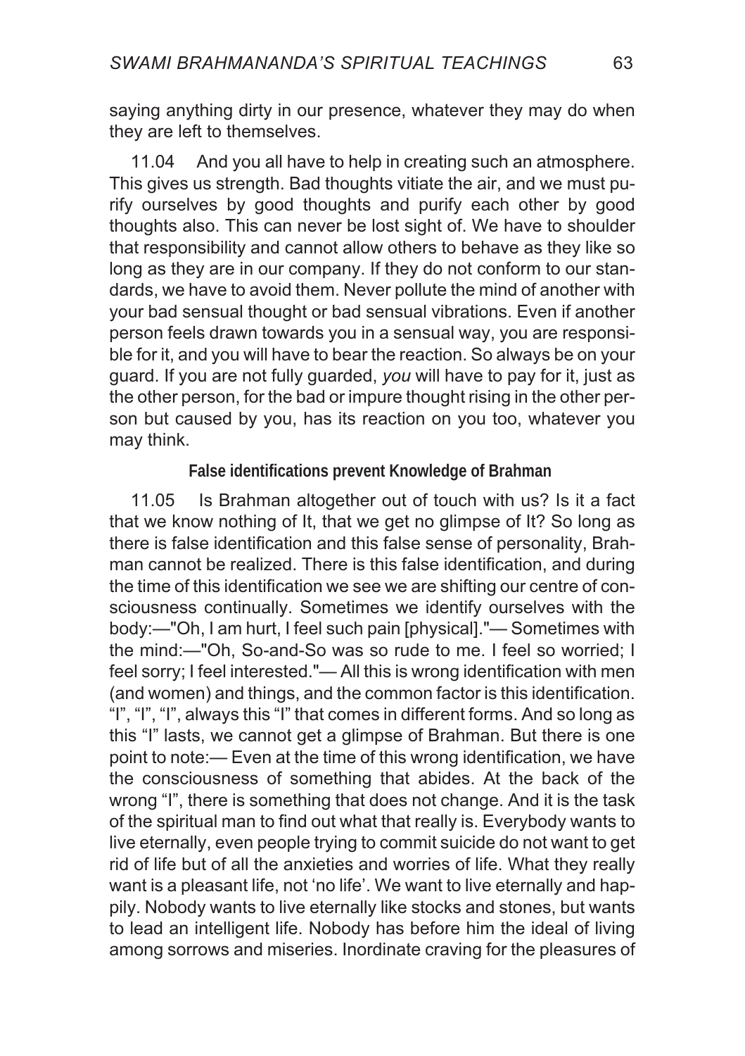saying anything dirty in our presence, whatever they may do when they are left to themselves.

11.04 And you all have to help in creating such an atmosphere. This gives us strength. Bad thoughts vitiate the air, and we must purify ourselves by good thoughts and purify each other by good thoughts also. This can never be lost sight of. We have to shoulder that responsibility and cannot allow others to behave as they like so long as they are in our company. If they do not conform to our standards, we have to avoid them. Never pollute the mind of another with your bad sensual thought or bad sensual vibrations. Even if another person feels drawn towards you in a sensual way, you are responsible for it, and you will have to bear the reaction. So always be on your guard. If you are not fully guarded, *you* will have to pay for it, just as the other person, for the bad or impure thought rising in the other person but caused by you, has its reaction on you too, whatever you may think.

### False identifications prevent Knowledge of Brahman

11.05 Is Brahman altogether out of touch with us? Is it a fact that we know nothing of It, that we get no glimpse of It? So long as there is false identification and this false sense of personality, Brahman cannot be realized. There is this false identification, and during the time of this identification we see we are shifting our centre of consciousness continually. Sometimes we identify ourselves with the body:—"Oh, I am hurt, I feel such pain [physical]."— Sometimes with the mind:—"Oh, So-and-So was so rude to me. I feel so worried; I feel sorry; I feel interested."— All this is wrong identification with men (and women) and things, and the common factor is this identification. "I", "I", "I", always this "I" that comes in different forms. And so long as this "I" lasts, we cannot get a glimpse of Brahman. But there is one point to note:— Even at the time of this wrong identification, we have the consciousness of something that abides. At the back of the wrong "I", there is something that does not change. And it is the task of the spiritual man to find out what that really is. Everybody wants to live eternally, even people trying to commit suicide do not want to get rid of life but of all the anxieties and worries of life. What they really want is a pleasant life, not 'no life'. We want to live eternally and happily. Nobody wants to live eternally like stocks and stones, but wants to lead an intelligent life. Nobody has before him the ideal of living among sorrows and miseries. Inordinate craving for the pleasures of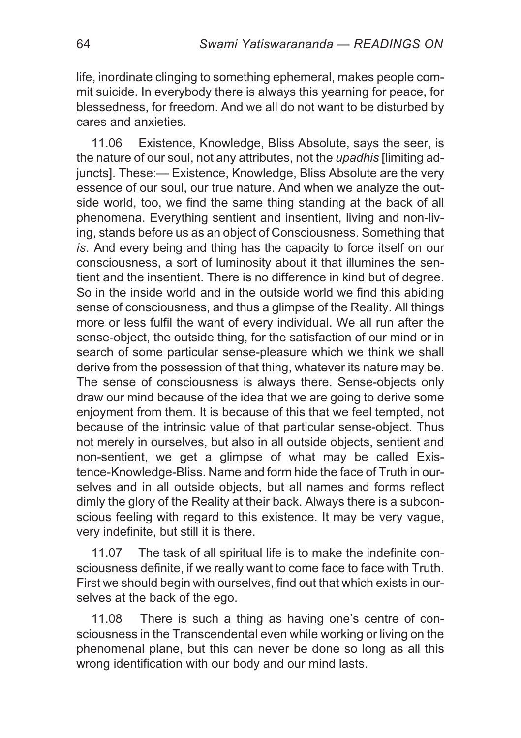life, inordinate clinging to something ephemeral, makes people commit suicide. In everybody there is always this yearning for peace, for blessedness, for freedom. And we all do not want to be disturbed by cares and anxieties.

11.06 Existence, Knowledge, Bliss Absolute, says the seer, is the nature of our soul, not any attributes, not the *upadhis* [limiting adjuncts]. These:— Existence, Knowledge, Bliss Absolute are the very essence of our soul, our true nature. And when we analyze the outside world, too, we find the same thing standing at the back of all phenomena. Everything sentient and insentient, living and non-living, stands before us as an object of Consciousness. Something that *is*. And every being and thing has the capacity to force itself on our consciousness, a sort of luminosity about it that illumines the sentient and the insentient. There is no difference in kind but of degree. So in the inside world and in the outside world we find this abiding sense of consciousness, and thus a glimpse of the Reality. All things more or less fulfil the want of every individual. We all run after the sense-object, the outside thing, for the satisfaction of our mind or in search of some particular sense-pleasure which we think we shall derive from the possession of that thing, whatever its nature may be. The sense of consciousness is always there. Sense-objects only draw our mind because of the idea that we are going to derive some enjoyment from them. It is because of this that we feel tempted, not because of the intrinsic value of that particular sense-object. Thus not merely in ourselves, but also in all outside objects, sentient and non-sentient, we get a glimpse of what may be called Existence-Knowledge-Bliss. Name and form hide the face of Truth in ourselves and in all outside objects, but all names and forms reflect dimly the glory of the Reality at their back. Always there is a subconscious feeling with regard to this existence. It may be very vague, very indefinite, but still it is there.

11.07 The task of all spiritual life is to make the indefinite consciousness definite, if we really want to come face to face with Truth. First we should begin with ourselves, find out that which exists in ourselves at the back of the ego.

11.08 There is such a thing as having one's centre of consciousness in the Transcendental even while working or living on the phenomenal plane, but this can never be done so long as all this wrong identification with our body and our mind lasts.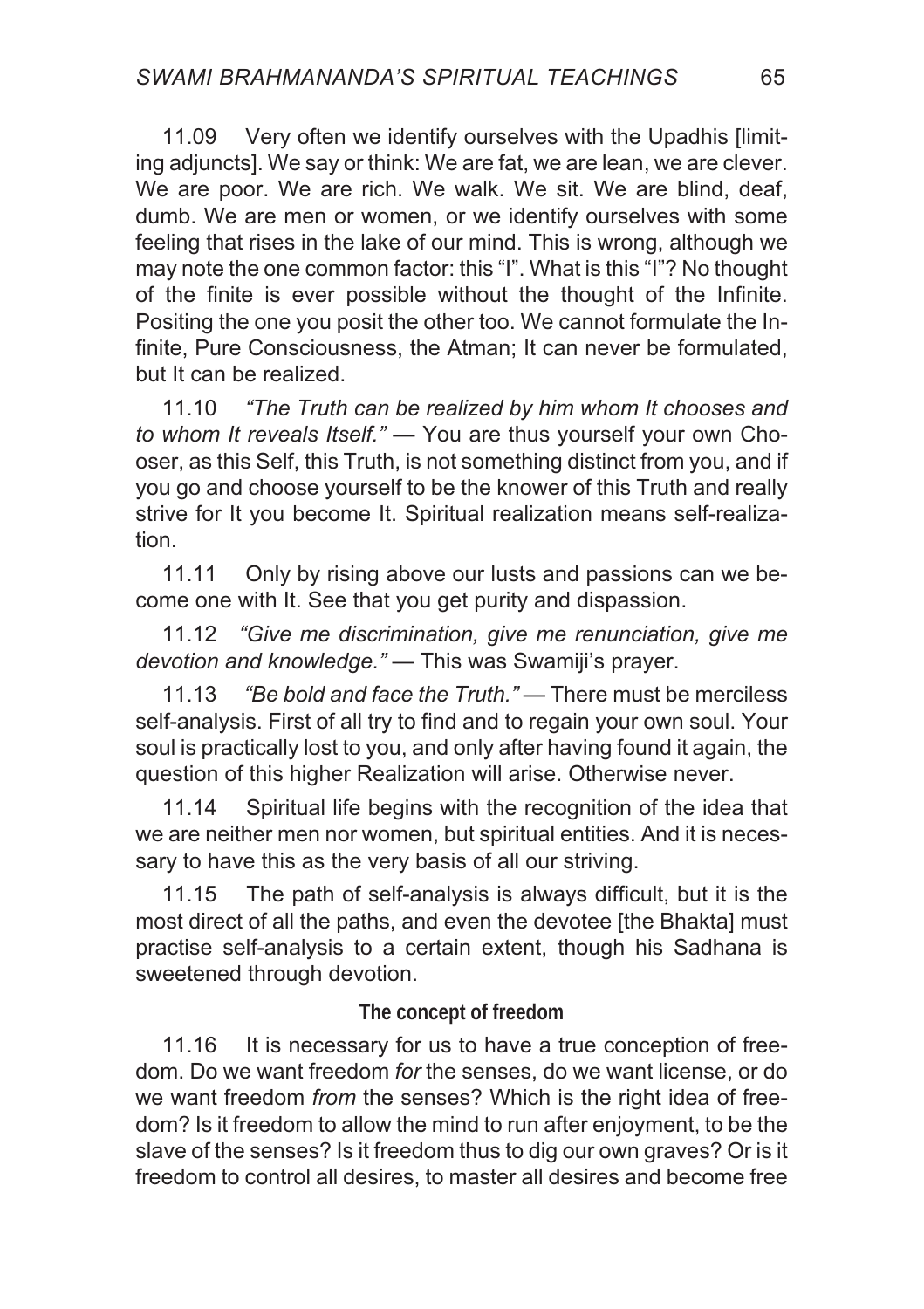11.09 Very often we identify ourselves with the Upadhis [limiting adjuncts]. We say or think: We are fat, we are lean, we are clever. We are poor. We are rich. We walk. We sit. We are blind, deaf, dumb. We are men or women, or we identify ourselves with some feeling that rises in the lake of our mind. This is wrong, although we may note the one common factor: this "I". What is this "I"? No thought of the finite is ever possible without the thought of the Infinite. Positing the one you posit the other too. We cannot formulate the Infinite, Pure Consciousness, the Atman; It can never be formulated, but It can be realized.

11.10 *"The Truth can be realized by him whom It chooses and to whom It reveals Itself."* — You are thus yourself your own Chooser, as this Self, this Truth, is not something distinct from you, and if you go and choose yourself to be the knower of this Truth and really strive for It you become It. Spiritual realization means self-realization.

11.11 Only by rising above our lusts and passions can we become one with It. See that you get purity and dispassion.

11.12 *"Give me discrimination, give me renunciation, give me devotion and knowledge."* — This was Swamiji's prayer.

11.13 *"Be bold and face the Truth."* — There must be merciless self-analysis. First of all try to find and to regain your own soul. Your soul is practically lost to you, and only after having found it again, the question of this higher Realization will arise. Otherwise never.

11.14 Spiritual life begins with the recognition of the idea that we are neither men nor women, but spiritual entities. And it is necessary to have this as the very basis of all our striving.

11.15 The path of self-analysis is always difficult, but it is the most direct of all the paths, and even the devotee [the Bhakta] must practise self-analysis to a certain extent, though his Sadhana is sweetened through devotion.

### The concept of freedom

11.16 It is necessary for us to have a true conception of freedom. Do we want freedom *for* the senses, do we want license, or do we want freedom *from* the senses? Which is the right idea of freedom? Is it freedom to allow the mind to run after enjoyment, to be the slave of the senses? Is it freedom thus to dig our own graves? Or is it freedom to control all desires, to master all desires and become free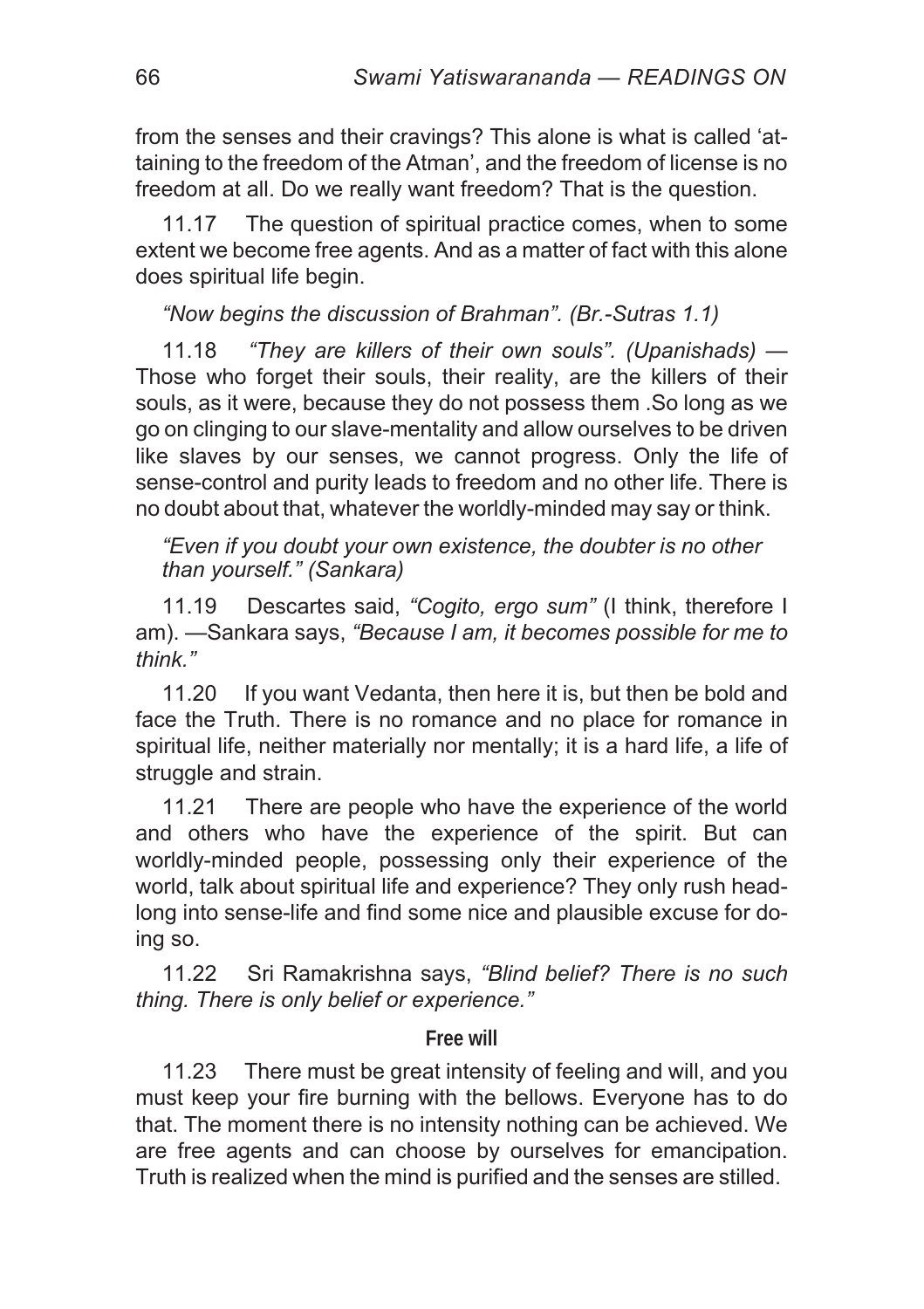from the senses and their cravings? This alone is what is called 'attaining to the freedom of the Atman', and the freedom of license is no freedom at all. Do we really want freedom? That is the question.

11.17 The question of spiritual practice comes, when to some extent we become free agents. And as a matter of fact with this alone does spiritual life begin.

*"Now begins the discussion of Brahman". (Br.-Sutras 1.1)*

11.18 *"They are killers of their own souls". (Upanishads)* — Those who forget their souls, their reality, are the killers of their souls, as it were, because they do not possess them .So long as we go on clinging to our slave-mentality and allow ourselves to be driven like slaves by our senses, we cannot progress. Only the life of sense-control and purity leads to freedom and no other life. There is no doubt about that, whatever the worldly-minded may say or think.

*"Even if you doubt your own existence, the doubter is no other than yourself." (Sankara)*

11.19 Descartes said, *"Cogito, ergo sum"* (I think, therefore I am). —Sankara says, *"Because I am, it becomes possible for me to think."*

11.20 If you want Vedanta, then here it is, but then be bold and face the Truth. There is no romance and no place for romance in spiritual life, neither materially nor mentally; it is a hard life, a life of struggle and strain.

11.21 There are people who have the experience of the world and others who have the experience of the spirit. But can worldly-minded people, possessing only their experience of the world, talk about spiritual life and experience? They only rush headlong into sense-life and find some nice and plausible excuse for doing so.

11.22 Sri Ramakrishna says, *"Blind belief? There is no such thing. There is only belief or experience."*

### Free will

11.23 There must be great intensity of feeling and will, and you must keep your fire burning with the bellows. Everyone has to do that. The moment there is no intensity nothing can be achieved. We are free agents and can choose by ourselves for emancipation. Truth is realized when the mind is purified and the senses are stilled.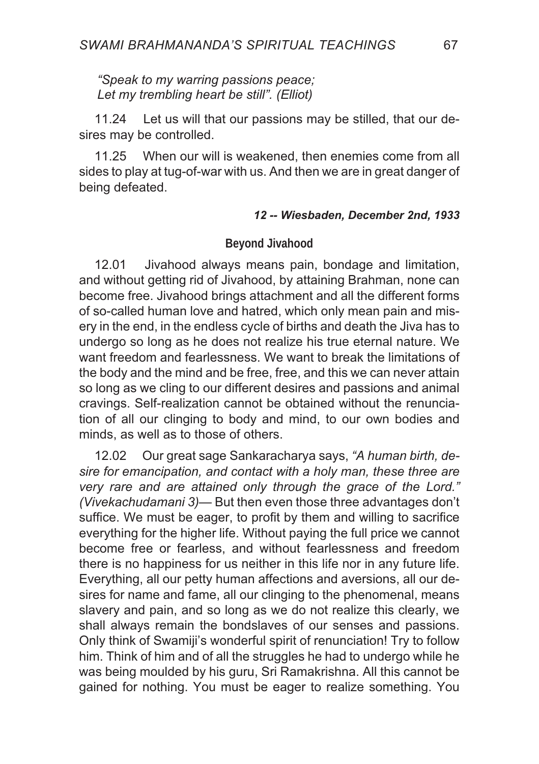*"Speak to my warring passions peace;*
*Let my trembling heart be still". (Elliot)*

11.24 Let us will that our passions may be stilled, that our desires may be controlled.

11.25 When our will is weakened, then enemies come from all sides to play at tug-of-war with us. And then we are in great danger of being defeated.

***12 -- Wiesbaden, December 2nd, 1933***

### Beyond Jivahood

12.01 Jivahood always means pain, bondage and limitation, and without getting rid of Jivahood, by attaining Brahman, none can become free. Jivahood brings attachment and all the different forms of so-called human love and hatred, which only mean pain and misery in the end, in the endless cycle of births and death the Jiva has to undergo so long as he does not realize his true eternal nature. We want freedom and fearlessness. We want to break the limitations of the body and the mind and be free, free, and this we can never attain so long as we cling to our different desires and passions and animal cravings. Self-realization cannot be obtained without the renunciation of all our clinging to body and mind, to our own bodies and minds, as well as to those of others.

12.02 Our great sage Sankaracharya says, *"A human birth, desire for emancipation, and contact with a holy man, these three are very rare and are attained only through the grace of the Lord." (Vivekachudamani 3)*— But then even those three advantages don't suffice. We must be eager, to profit by them and willing to sacrifice everything for the higher life. Without paying the full price we cannot become free or fearless, and without fearlessness and freedom there is no happiness for us neither in this life nor in any future life. Everything, all our petty human affections and aversions, all our desires for name and fame, all our clinging to the phenomenal, means slavery and pain, and so long as we do not realize this clearly, we shall always remain the bondslaves of our senses and passions. Only think of Swamiji's wonderful spirit of renunciation! Try to follow him. Think of him and of all the struggles he had to undergo while he was being moulded by his guru, Sri Ramakrishna. All this cannot be gained for nothing. You must be eager to realize something. You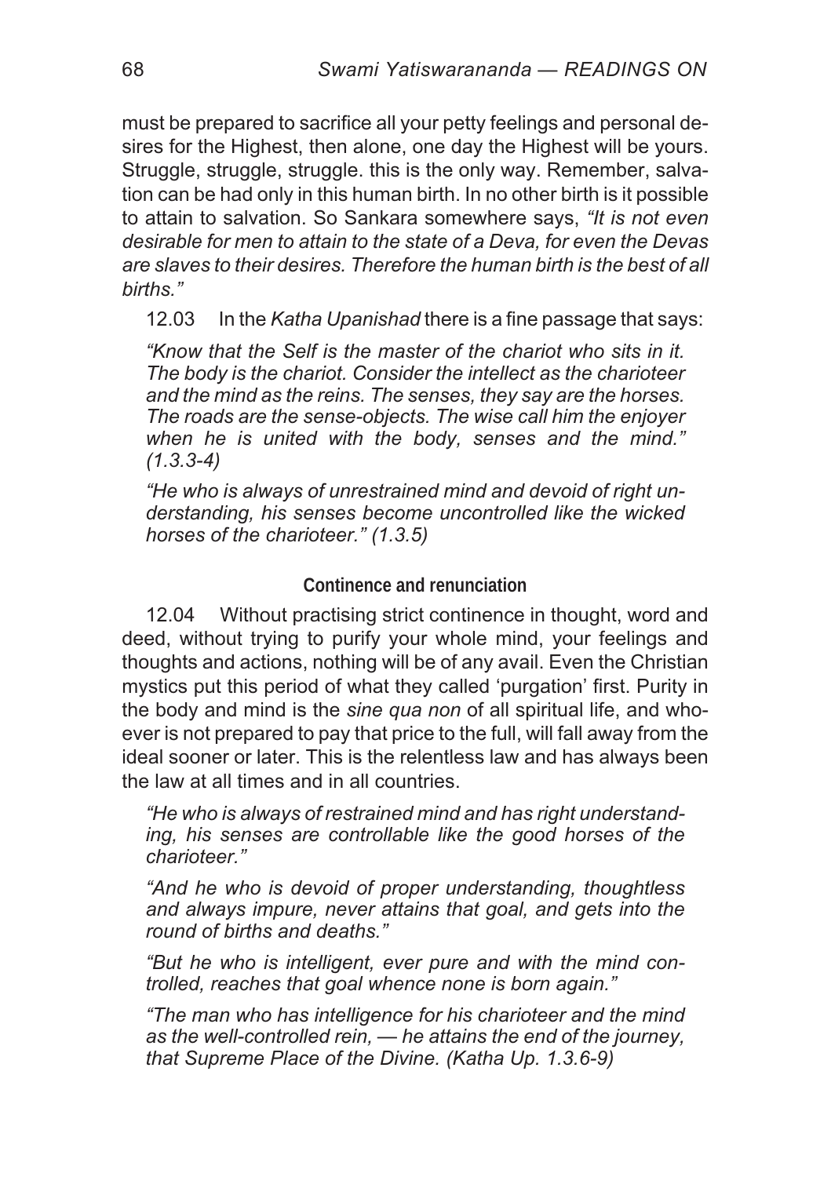must be prepared to sacrifice all your petty feelings and personal desires for the Highest, then alone, one day the Highest will be yours. Struggle, struggle, struggle. this is the only way. Remember, salvation can be had only in this human birth. In no other birth is it possible to attain to salvation. So Sankara somewhere says, *"It is not even desirable for men to attain to the state of a Deva, for even the Devas are slaves to their desires. Therefore the human birth is the best of all births."*

12.03 In the *Katha Upanishad* there is a fine passage that says:

> *"Know that the Self is the master of the chariot who sits in it. The body is the chariot. Consider the intellect as the charioteer and the mind as the reins. The senses, they say are the horses. The roads are the sense-objects. The wise call him the enjoyer when he is united with the body, senses and the mind." (1.3.3-4)*
>
> *"He who is always of unrestrained mind and devoid of right understanding, his senses become uncontrolled like the wicked horses of the charioteer." (1.3.5)*

#### Continence and renunciation

12.04 Without practising strict continence in thought, word and deed, without trying to purify your whole mind, your feelings and thoughts and actions, nothing will be of any avail. Even the Christian mystics put this period of what they called 'purgation' first. Purity in the body and mind is the *sine qua non* of all spiritual life, and whoever is not prepared to pay that price to the full, will fall away from the ideal sooner or later. This is the relentless law and has always been the law at all times and in all countries.

> *"He who is always of restrained mind and has right understanding, his senses are controllable like the good horses of the charioteer."*
>
> *"And he who is devoid of proper understanding, thoughtless and always impure, never attains that goal, and gets into the round of births and deaths."*
>
> *"But he who is intelligent, ever pure and with the mind controlled, reaches that goal whence none is born again."*
>
> *"The man who has intelligence for his charioteer and the mind as the well-controlled rein, — he attains the end of the journey, that Supreme Place of the Divine. (Katha Up. 1.3.6-9)*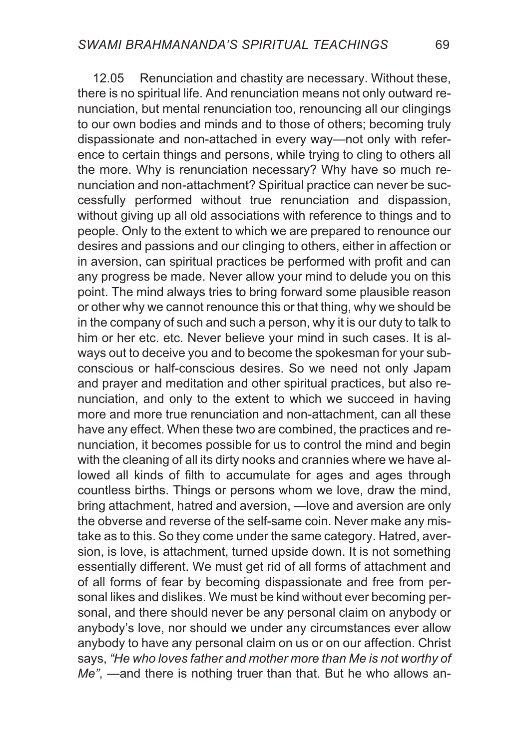12.05 Renunciation and chastity are necessary. Without these, there is no spiritual life. And renunciation means not only outward renunciation, but mental renunciation too, renouncing all our clingings to our own bodies and minds and to those of others; becoming truly dispassionate and non-attached in every way—not only with reference to certain things and persons, while trying to cling to others all the more. Why is renunciation necessary? Why have so much renunciation and non-attachment? Spiritual practice can never be successfully performed without true renunciation and dispassion, without giving up all old associations with reference to things and to people. Only to the extent to which we are prepared to renounce our desires and passions and our clinging to others, either in affection or in aversion, can spiritual practices be performed with profit and can any progress be made. Never allow your mind to delude you on this point. The mind always tries to bring forward some plausible reason or other why we cannot renounce this or that thing, why we should be in the company of such and such a person, why it is our duty to talk to him or her etc. etc. Never believe your mind in such cases. It is always out to deceive you and to become the spokesman for your subconscious or half-conscious desires. So we need not only Japam and prayer and meditation and other spiritual practices, but also renunciation, and only to the extent to which we succeed in having more and more true renunciation and non-attachment, can all these have any effect. When these two are combined, the practices and renunciation, it becomes possible for us to control the mind and begin with the cleaning of all its dirty nooks and crannies where we have allowed all kinds of filth to accumulate for ages and ages through countless births. Things or persons whom we love, draw the mind, bring attachment, hatred and aversion, —love and aversion are only the obverse and reverse of the self-same coin. Never make any mistake as to this. So they come under the same category. Hatred, aversion, is love, is attachment, turned upside down. It is not something essentially different. We must get rid of all forms of attachment and of all forms of fear by becoming dispassionate and free from personal likes and dislikes. We must be kind without ever becoming personal, and there should never be any personal claim on anybody or anybody's love, nor should we under any circumstances ever allow anybody to have any personal claim on us or on our affection. Christ says, *"He who loves father and mother more than Me is not worthy of Me"*, —and there is nothing truer than that. But he who allows an-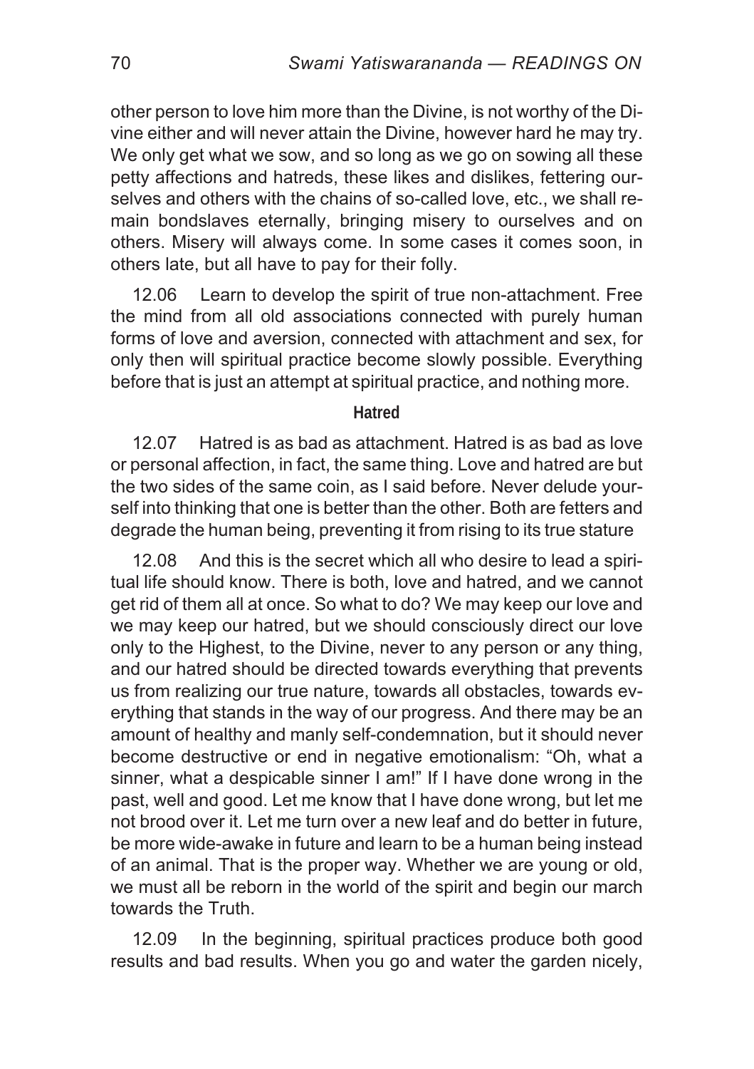other person to love him more than the Divine, is not worthy of the Divine either and will never attain the Divine, however hard he may try. We only get what we sow, and so long as we go on sowing all these petty affections and hatreds, these likes and dislikes, fettering ourselves and others with the chains of so-called love, etc., we shall remain bondslaves eternally, bringing misery to ourselves and on others. Misery will always come. In some cases it comes soon, in others late, but all have to pay for their folly.

12.06 Learn to develop the spirit of true non-attachment. Free the mind from all old associations connected with purely human forms of love and aversion, connected with attachment and sex, for only then will spiritual practice become slowly possible. Everything before that is just an attempt at spiritual practice, and nothing more.

### Hatred

12.07 Hatred is as bad as attachment. Hatred is as bad as love or personal affection, in fact, the same thing. Love and hatred are but the two sides of the same coin, as I said before. Never delude yourself into thinking that one is better than the other. Both are fetters and degrade the human being, preventing it from rising to its true stature

12.08 And this is the secret which all who desire to lead a spiritual life should know. There is both, love and hatred, and we cannot get rid of them all at once. So what to do? We may keep our love and we may keep our hatred, but we should consciously direct our love only to the Highest, to the Divine, never to any person or any thing, and our hatred should be directed towards everything that prevents us from realizing our true nature, towards all obstacles, towards everything that stands in the way of our progress. And there may be an amount of healthy and manly self-condemnation, but it should never become destructive or end in negative emotionalism: "Oh, what a sinner, what a despicable sinner I am!" If I have done wrong in the past, well and good. Let me know that I have done wrong, but let me not brood over it. Let me turn over a new leaf and do better in future, be more wide-awake in future and learn to be a human being instead of an animal. That is the proper way. Whether we are young or old, we must all be reborn in the world of the spirit and begin our march towards the Truth.

12.09 In the beginning, spiritual practices produce both good results and bad results. When you go and water the garden nicely,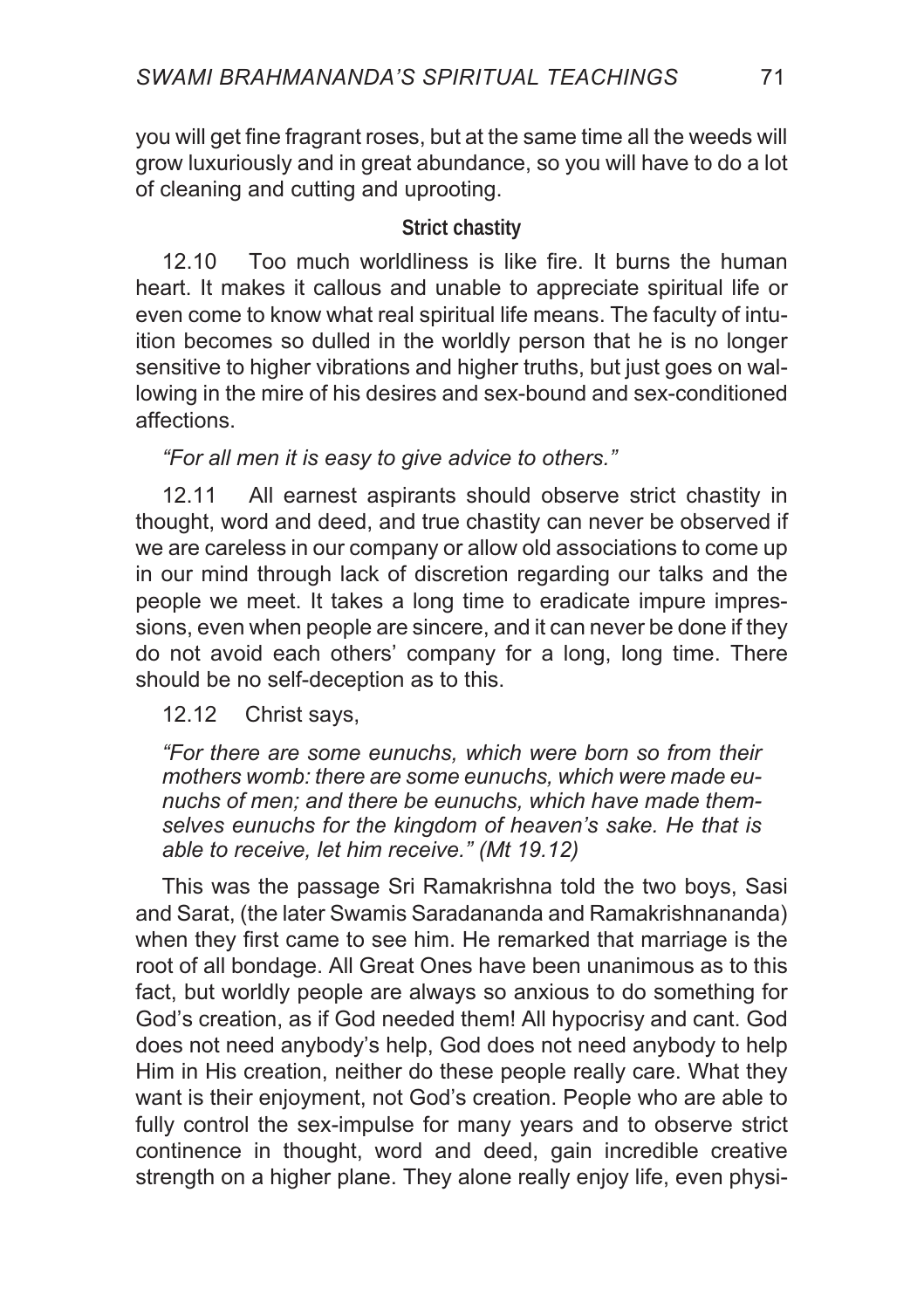you will get fine fragrant roses, but at the same time all the weeds will grow luxuriously and in great abundance, so you will have to do a lot of cleaning and cutting and uprooting.

### Strict chastity

12.10 Too much worldliness is like fire. It burns the human heart. It makes it callous and unable to appreciate spiritual life or even come to know what real spiritual life means. The faculty of intuition becomes so dulled in the worldly person that he is no longer sensitive to higher vibrations and higher truths, but just goes on wallowing in the mire of his desires and sex-bound and sex-conditioned affections.

*"For all men it is easy to give advice to others."*

12.11 All earnest aspirants should observe strict chastity in thought, word and deed, and true chastity can never be observed if we are careless in our company or allow old associations to come up in our mind through lack of discretion regarding our talks and the people we meet. It takes a long time to eradicate impure impressions, even when people are sincere, and it can never be done if they do not avoid each others' company for a long, long time. There should be no self-deception as to this.

12.12 Christ says,

> *"For there are some eunuchs, which were born so from their mothers womb: there are some eunuchs, which were made eunuchs of men; and there be eunuchs, which have made themselves eunuchs for the kingdom of heaven's sake. He that is able to receive, let him receive." (Mt 19.12)*

This was the passage Sri Ramakrishna told the two boys, Sasi and Sarat, (the later Swamis Saradananda and Ramakrishnananda) when they first came to see him. He remarked that marriage is the root of all bondage. All Great Ones have been unanimous as to this fact, but worldly people are always so anxious to do something for God's creation, as if God needed them! All hypocrisy and cant. God does not need anybody's help, God does not need anybody to help Him in His creation, neither do these people really care. What they want is their enjoyment, not God's creation. People who are able to fully control the sex-impulse for many years and to observe strict continence in thought, word and deed, gain incredible creative strength on a higher plane. They alone really enjoy life, even physi-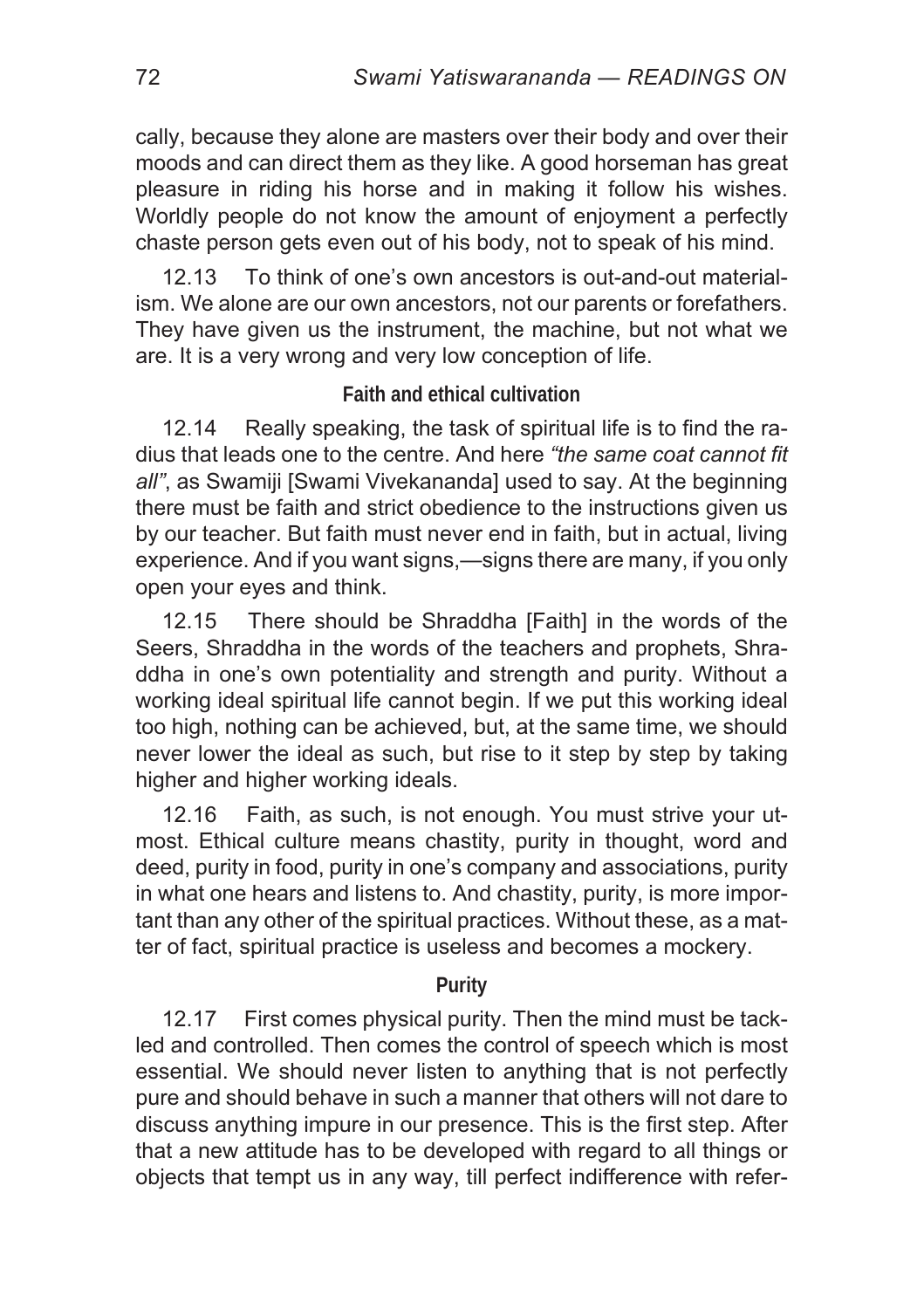cally, because they alone are masters over their body and over their moods and can direct them as they like. A good horseman has great pleasure in riding his horse and in making it follow his wishes. Worldly people do not know the amount of enjoyment a perfectly chaste person gets even out of his body, not to speak of his mind.

12.13 To think of one's own ancestors is out-and-out materialism. We alone are our own ancestors, not our parents or forefathers. They have given us the instrument, the machine, but not what we are. It is a very wrong and very low conception of life.

### Faith and ethical cultivation

12.14 Really speaking, the task of spiritual life is to find the radius that leads one to the centre. And here *"the same coat cannot fit all"*, as Swamiji [Swami Vivekananda] used to say. At the beginning there must be faith and strict obedience to the instructions given us by our teacher. But faith must never end in faith, but in actual, living experience. And if you want signs,—signs there are many, if you only open your eyes and think.

12.15 There should be Shraddha [Faith] in the words of the Seers, Shraddha in the words of the teachers and prophets, Shraddha in one's own potentiality and strength and purity. Without a working ideal spiritual life cannot begin. If we put this working ideal too high, nothing can be achieved, but, at the same time, we should never lower the ideal as such, but rise to it step by step by taking higher and higher working ideals.

12.16 Faith, as such, is not enough. You must strive your utmost. Ethical culture means chastity, purity in thought, word and deed, purity in food, purity in one's company and associations, purity in what one hears and listens to. And chastity, purity, is more important than any other of the spiritual practices. Without these, as a matter of fact, spiritual practice is useless and becomes a mockery.

### Purity

12.17 First comes physical purity. Then the mind must be tackled and controlled. Then comes the control of speech which is most essential. We should never listen to anything that is not perfectly pure and should behave in such a manner that others will not dare to discuss anything impure in our presence. This is the first step. After that a new attitude has to be developed with regard to all things or objects that tempt us in any way, till perfect indifference with refer-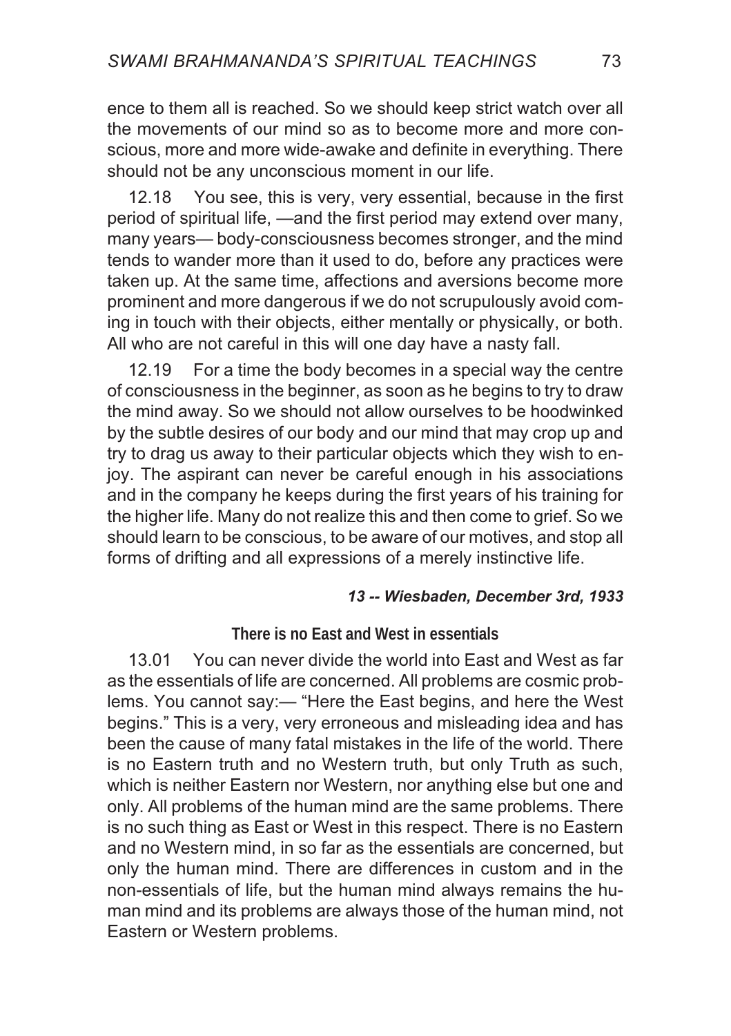ence to them all is reached. So we should keep strict watch over all the movements of our mind so as to become more and more conscious, more and more wide-awake and definite in everything. There should not be any unconscious moment in our life.

12.18 You see, this is very, very essential, because in the first period of spiritual life, —and the first period may extend over many, many years— body-consciousness becomes stronger, and the mind tends to wander more than it used to do, before any practices were taken up. At the same time, affections and aversions become more prominent and more dangerous if we do not scrupulously avoid coming in touch with their objects, either mentally or physically, or both. All who are not careful in this will one day have a nasty fall.

12.19 For a time the body becomes in a special way the centre of consciousness in the beginner, as soon as he begins to try to draw the mind away. So we should not allow ourselves to be hoodwinked by the subtle desires of our body and our mind that may crop up and try to drag us away to their particular objects which they wish to enjoy. The aspirant can never be careful enough in his associations and in the company he keeps during the first years of his training for the higher life. Many do not realize this and then come to grief. So we should learn to be conscious, to be aware of our motives, and stop all forms of drifting and all expressions of a merely instinctive life.

## *13 -- Wiesbaden, December 3rd, 1933*

### There is no East and West in essentials

13.01 You can never divide the world into East and West as far as the essentials of life are concerned. All problems are cosmic problems. You cannot say:— "Here the East begins, and here the West begins." This is a very, very erroneous and misleading idea and has been the cause of many fatal mistakes in the life of the world. There is no Eastern truth and no Western truth, but only Truth as such, which is neither Eastern nor Western, nor anything else but one and only. All problems of the human mind are the same problems. There is no such thing as East or West in this respect. There is no Eastern and no Western mind, in so far as the essentials are concerned, but only the human mind. There are differences in custom and in the non-essentials of life, but the human mind always remains the human mind and its problems are always those of the human mind, not Eastern or Western problems.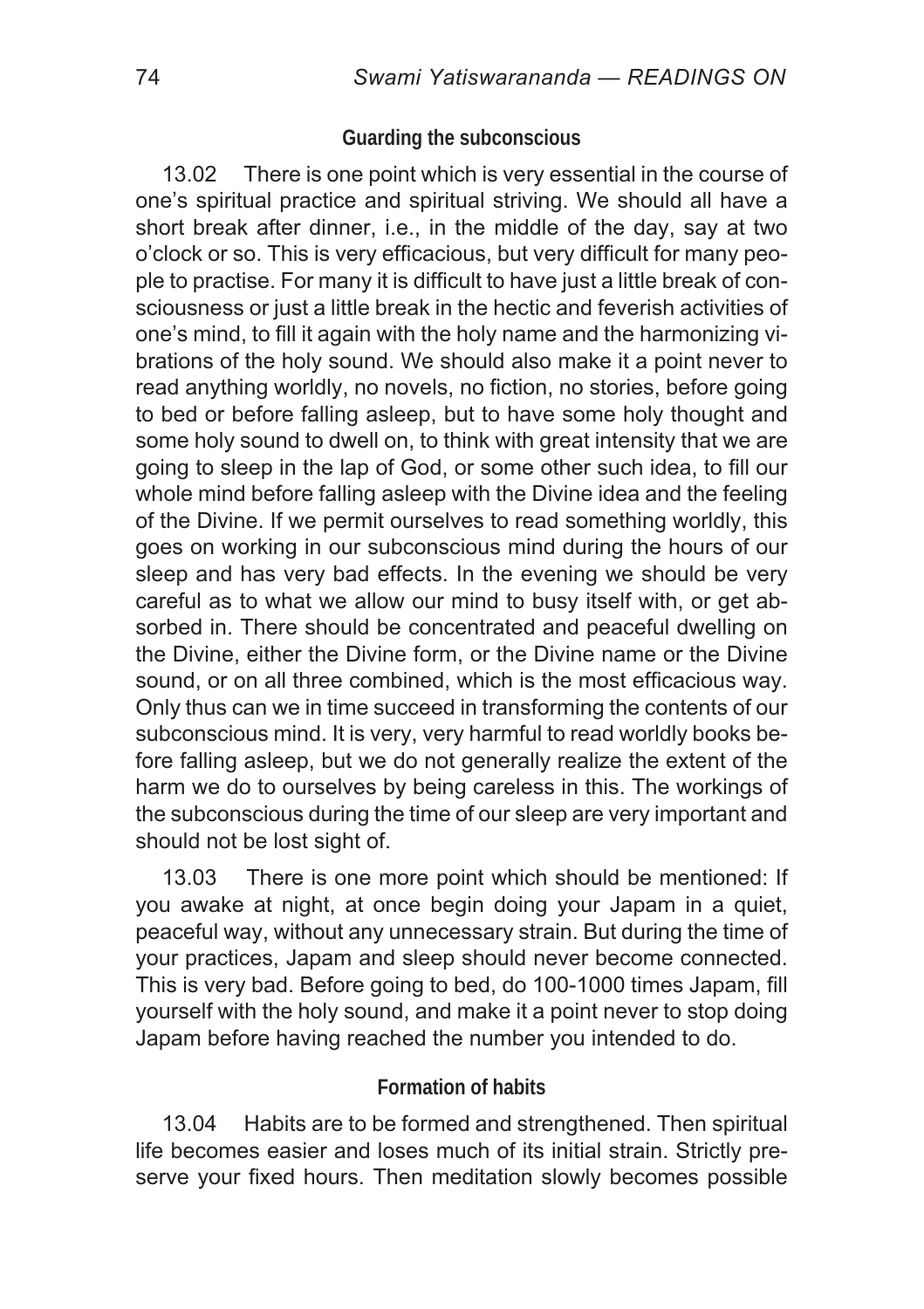### Guarding the subconscious

13.02 There is one point which is very essential in the course of one's spiritual practice and spiritual striving. We should all have a short break after dinner, i.e., in the middle of the day, say at two o'clock or so. This is very efficacious, but very difficult for many people to practise. For many it is difficult to have just a little break of consciousness or just a little break in the hectic and feverish activities of one's mind, to fill it again with the holy name and the harmonizing vibrations of the holy sound. We should also make it a point never to read anything worldly, no novels, no fiction, no stories, before going to bed or before falling asleep, but to have some holy thought and some holy sound to dwell on, to think with great intensity that we are going to sleep in the lap of God, or some other such idea, to fill our whole mind before falling asleep with the Divine idea and the feeling of the Divine. If we permit ourselves to read something worldly, this goes on working in our subconscious mind during the hours of our sleep and has very bad effects. In the evening we should be very careful as to what we allow our mind to busy itself with, or get absorbed in. There should be concentrated and peaceful dwelling on the Divine, either the Divine form, or the Divine name or the Divine sound, or on all three combined, which is the most efficacious way. Only thus can we in time succeed in transforming the contents of our subconscious mind. It is very, very harmful to read worldly books before falling asleep, but we do not generally realize the extent of the harm we do to ourselves by being careless in this. The workings of the subconscious during the time of our sleep are very important and should not be lost sight of.

13.03 There is one more point which should be mentioned: If you awake at night, at once begin doing your Japam in a quiet, peaceful way, without any unnecessary strain. But during the time of your practices, Japam and sleep should never become connected. This is very bad. Before going to bed, do 100-1000 times Japam, fill yourself with the holy sound, and make it a point never to stop doing Japam before having reached the number you intended to do.

### Formation of habits

13.04 Habits are to be formed and strengthened. Then spiritual life becomes easier and loses much of its initial strain. Strictly preserve your fixed hours. Then meditation slowly becomes possible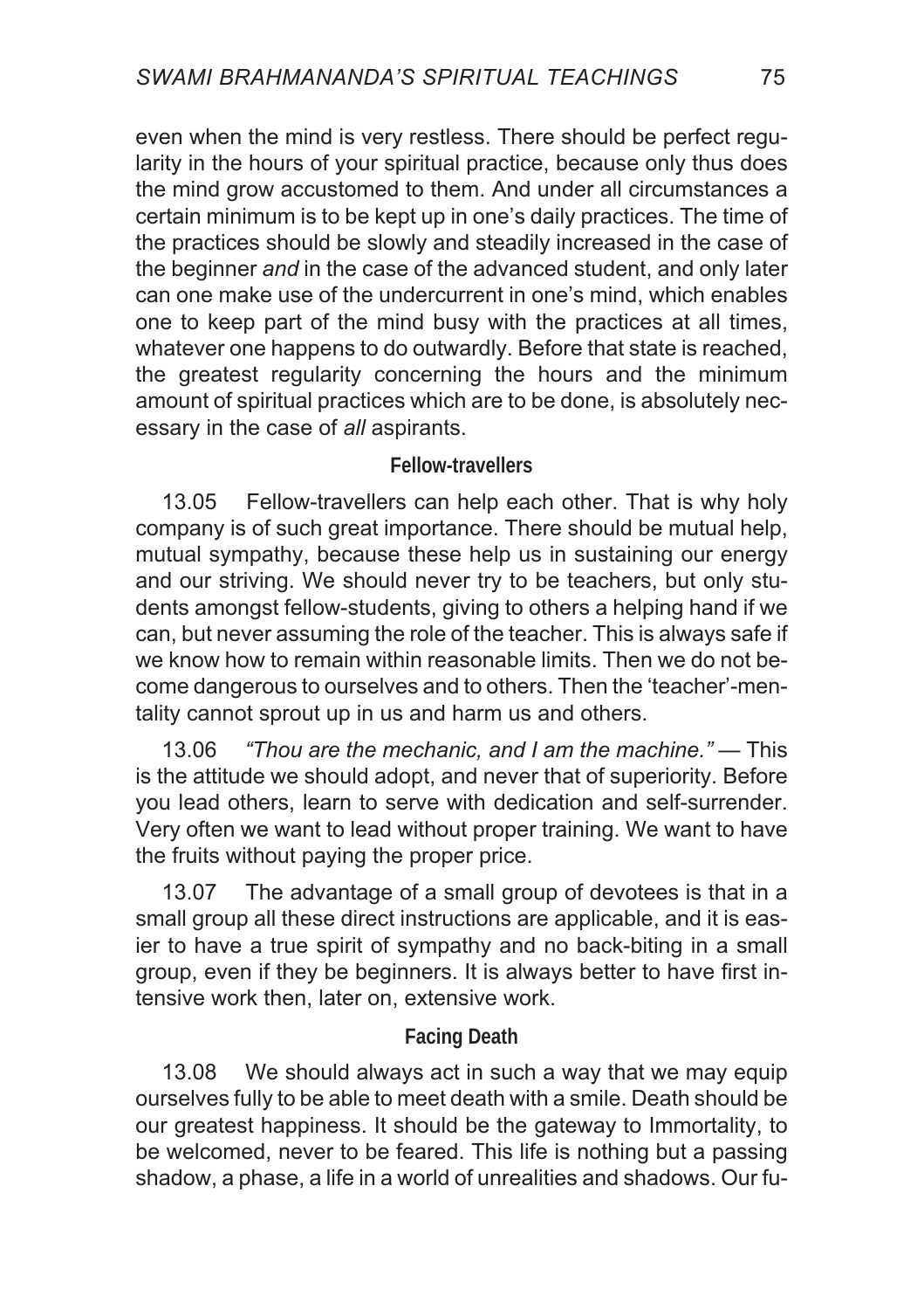even when the mind is very restless. There should be perfect regularity in the hours of your spiritual practice, because only thus does the mind grow accustomed to them. And under all circumstances a certain minimum is to be kept up in one's daily practices. The time of the practices should be slowly and steadily increased in the case of the beginner *and* in the case of the advanced student, and only later can one make use of the undercurrent in one's mind, which enables one to keep part of the mind busy with the practices at all times, whatever one happens to do outwardly. Before that state is reached, the greatest regularity concerning the hours and the minimum amount of spiritual practices which are to be done, is absolutely necessary in the case of *all* aspirants.

### Fellow-travellers

13.05 Fellow-travellers can help each other. That is why holy company is of such great importance. There should be mutual help, mutual sympathy, because these help us in sustaining our energy and our striving. We should never try to be teachers, but only students amongst fellow-students, giving to others a helping hand if we can, but never assuming the role of the teacher. This is always safe if we know how to remain within reasonable limits. Then we do not become dangerous to ourselves and to others. Then the 'teacher'-mentality cannot sprout up in us and harm us and others.

13.06 *"Thou are the mechanic, and I am the machine."* — This is the attitude we should adopt, and never that of superiority. Before you lead others, learn to serve with dedication and self-surrender. Very often we want to lead without proper training. We want to have the fruits without paying the proper price.

13.07 The advantage of a small group of devotees is that in a small group all these direct instructions are applicable, and it is easier to have a true spirit of sympathy and no back-biting in a small group, even if they be beginners. It is always better to have first intensive work then, later on, extensive work.

### Facing Death

13.08 We should always act in such a way that we may equip ourselves fully to be able to meet death with a smile. Death should be our greatest happiness. It should be the gateway to Immortality, to be welcomed, never to be feared. This life is nothing but a passing shadow, a phase, a life in a world of unrealities and shadows. Our fu-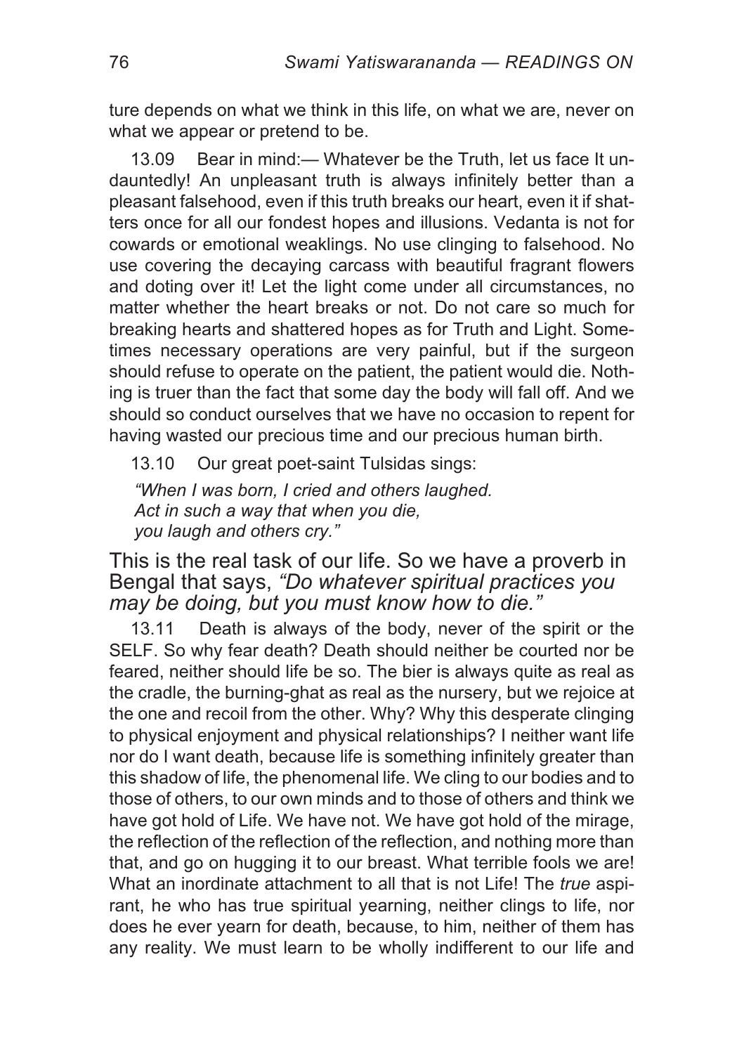ture depends on what we think in this life, on what we are, never on what we appear or pretend to be.

13.09 Bear in mind:— Whatever be the Truth, let us face It undauntedly! An unpleasant truth is always infinitely better than a pleasant falsehood, even if this truth breaks our heart, even it if shatters once for all our fondest hopes and illusions. Vedanta is not for cowards or emotional weaklings. No use clinging to falsehood. No use covering the decaying carcass with beautiful fragrant flowers and doting over it! Let the light come under all circumstances, no matter whether the heart breaks or not. Do not care so much for breaking hearts and shattered hopes as for Truth and Light. Sometimes necessary operations are very painful, but if the surgeon should refuse to operate on the patient, the patient would die. Nothing is truer than the fact that some day the body will fall off. And we should so conduct ourselves that we have no occasion to repent for having wasted our precious time and our precious human birth.

13.10 Our great poet-saint Tulsidas sings:

*"When I was born, I cried and others laughed.*
*Act in such a way that when you die,*
*you laugh and others cry."*

This is the real task of our life. So we have a proverb in Bengal that says, *"Do whatever spiritual practices you may be doing, but you must know how to die."*

13.11 Death is always of the body, never of the spirit or the SELF. So why fear death? Death should neither be courted nor be feared, neither should life be so. The bier is always quite as real as the cradle, the burning-ghat as real as the nursery, but we rejoice at the one and recoil from the other. Why? Why this desperate clinging to physical enjoyment and physical relationships? I neither want life nor do I want death, because life is something infinitely greater than this shadow of life, the phenomenal life. We cling to our bodies and to those of others, to our own minds and to those of others and think we have got hold of Life. We have not. We have got hold of the mirage, the reflection of the reflection of the reflection, and nothing more than that, and go on hugging it to our breast. What terrible fools we are! What an inordinate attachment to all that is not Life! The *true* aspirant, he who has true spiritual yearning, neither clings to life, nor does he ever yearn for death, because, to him, neither of them has any reality. We must learn to be wholly indifferent to our life and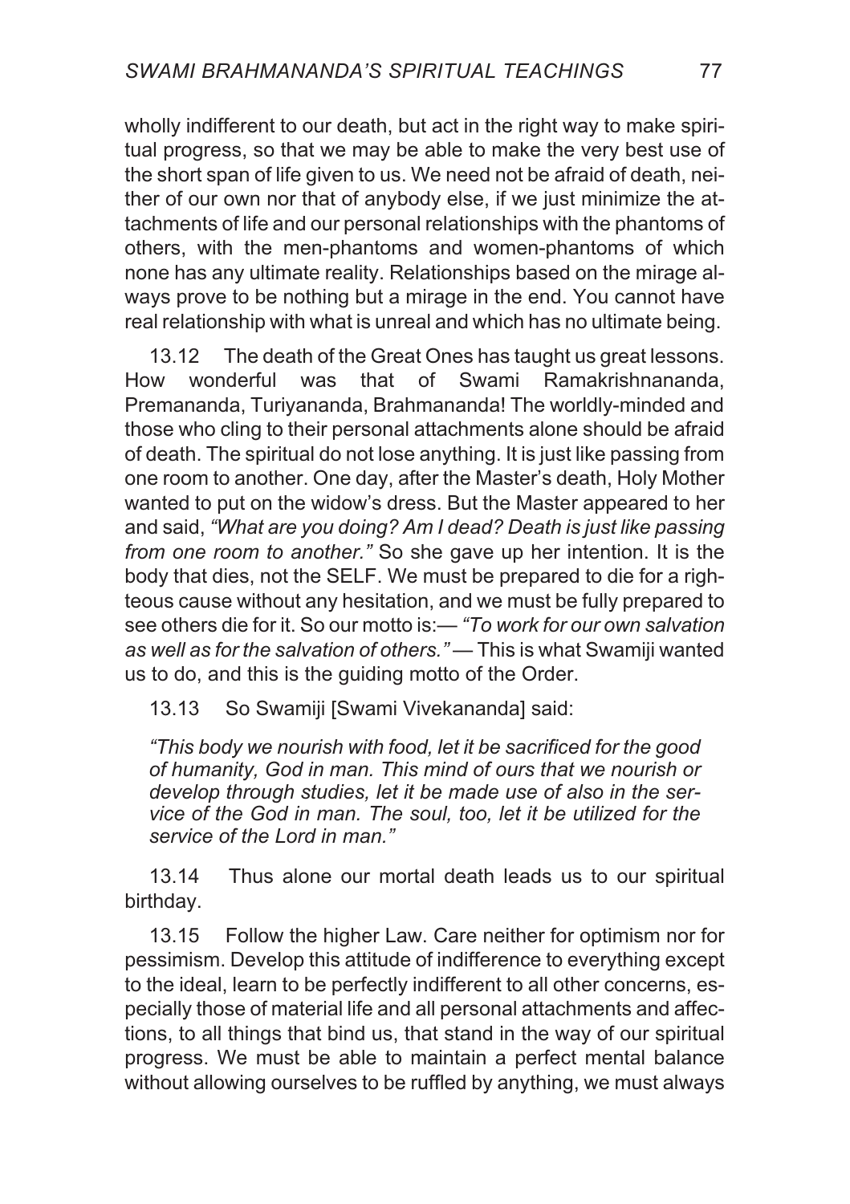wholly indifferent to our death, but act in the right way to make spiritual progress, so that we may be able to make the very best use of the short span of life given to us. We need not be afraid of death, neither of our own nor that of anybody else, if we just minimize the attachments of life and our personal relationships with the phantoms of others, with the men-phantoms and women-phantoms of which none has any ultimate reality. Relationships based on the mirage always prove to be nothing but a mirage in the end. You cannot have real relationship with what is unreal and which has no ultimate being.

13.12 The death of the Great Ones has taught us great lessons. How wonderful was that of Swami Ramakrishnananda, Premananda, Turiyananda, Brahmananda! The worldly-minded and those who cling to their personal attachments alone should be afraid of death. The spiritual do not lose anything. It is just like passing from one room to another. One day, after the Master's death, Holy Mother wanted to put on the widow's dress. But the Master appeared to her and said, *"What are you doing? Am I dead? Death is just like passing from one room to another."* So she gave up her intention. It is the body that dies, not the SELF. We must be prepared to die for a righteous cause without any hesitation, and we must be fully prepared to see others die for it. So our motto is:— *"To work for our own salvation as well as for the salvation of others."* — This is what Swamiji wanted us to do, and this is the guiding motto of the Order.

13.13 So Swamiji [Swami Vivekananda] said:

> *"This body we nourish with food, let it be sacrificed for the good of humanity, God in man. This mind of ours that we nourish or develop through studies, let it be made use of also in the service of the God in man. The soul, too, let it be utilized for the service of the Lord in man."*

13.14 Thus alone our mortal death leads us to our spiritual birthday.

13.15 Follow the higher Law. Care neither for optimism nor for pessimism. Develop this attitude of indifference to everything except to the ideal, learn to be perfectly indifferent to all other concerns, especially those of material life and all personal attachments and affections, to all things that bind us, that stand in the way of our spiritual progress. We must be able to maintain a perfect mental balance without allowing ourselves to be ruffled by anything, we must always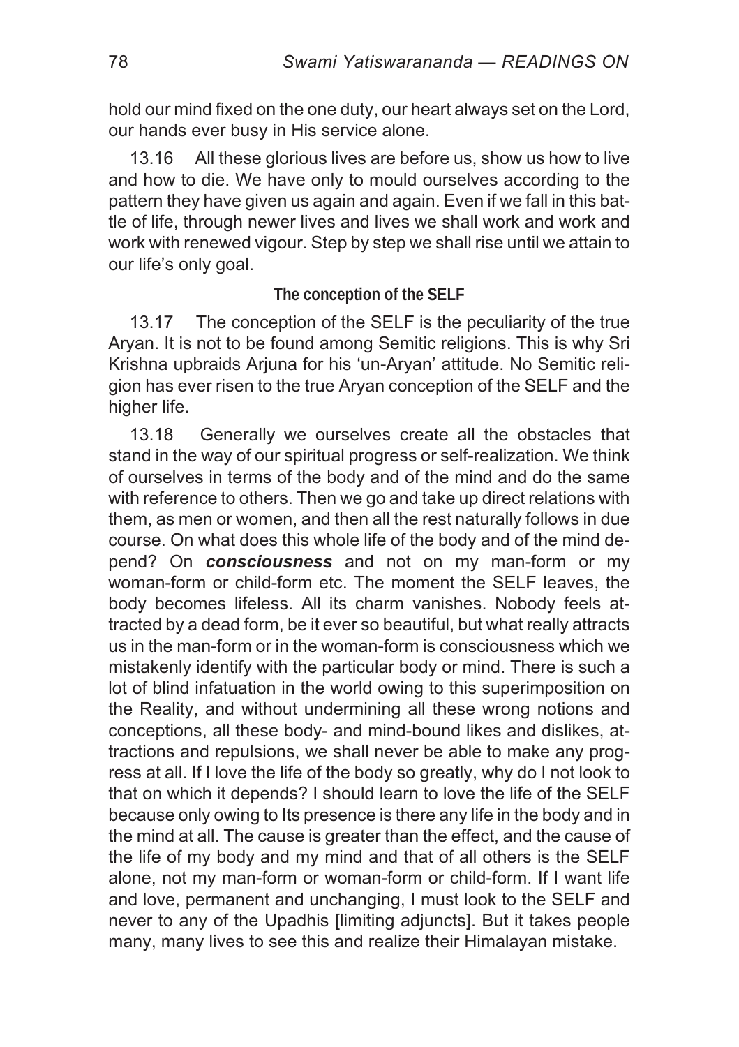hold our mind fixed on the one duty, our heart always set on the Lord, our hands ever busy in His service alone.

13.16 All these glorious lives are before us, show us how to live and how to die. We have only to mould ourselves according to the pattern they have given us again and again. Even if we fall in this battle of life, through newer lives and lives we shall work and work and work with renewed vigour. Step by step we shall rise until we attain to our life's only goal.

### The conception of the SELF

13.17 The conception of the SELF is the peculiarity of the true Aryan. It is not to be found among Semitic religions. This is why Sri Krishna upbraids Arjuna for his 'un-Aryan' attitude. No Semitic religion has ever risen to the true Aryan conception of the SELF and the higher life.

13.18 Generally we ourselves create all the obstacles that stand in the way of our spiritual progress or self-realization. We think of ourselves in terms of the body and of the mind and do the same with reference to others. Then we go and take up direct relations with them, as men or women, and then all the rest naturally follows in due course. On what does this whole life of the body and of the mind depend? On ***consciousness*** and not on my man-form or my woman-form or child-form etc. The moment the SELF leaves, the body becomes lifeless. All its charm vanishes. Nobody feels attracted by a dead form, be it ever so beautiful, but what really attracts us in the man-form or in the woman-form is consciousness which we mistakenly identify with the particular body or mind. There is such a lot of blind infatuation in the world owing to this superimposition on the Reality, and without undermining all these wrong notions and conceptions, all these body- and mind-bound likes and dislikes, attractions and repulsions, we shall never be able to make any progress at all. If I love the life of the body so greatly, why do I not look to that on which it depends? I should learn to love the life of the SELF because only owing to Its presence is there any life in the body and in the mind at all. The cause is greater than the effect, and the cause of the life of my body and my mind and that of all others is the SELF alone, not my man-form or woman-form or child-form. If I want life and love, permanent and unchanging, I must look to the SELF and never to any of the Upadhis [limiting adjuncts]. But it takes people many, many lives to see this and realize their Himalayan mistake.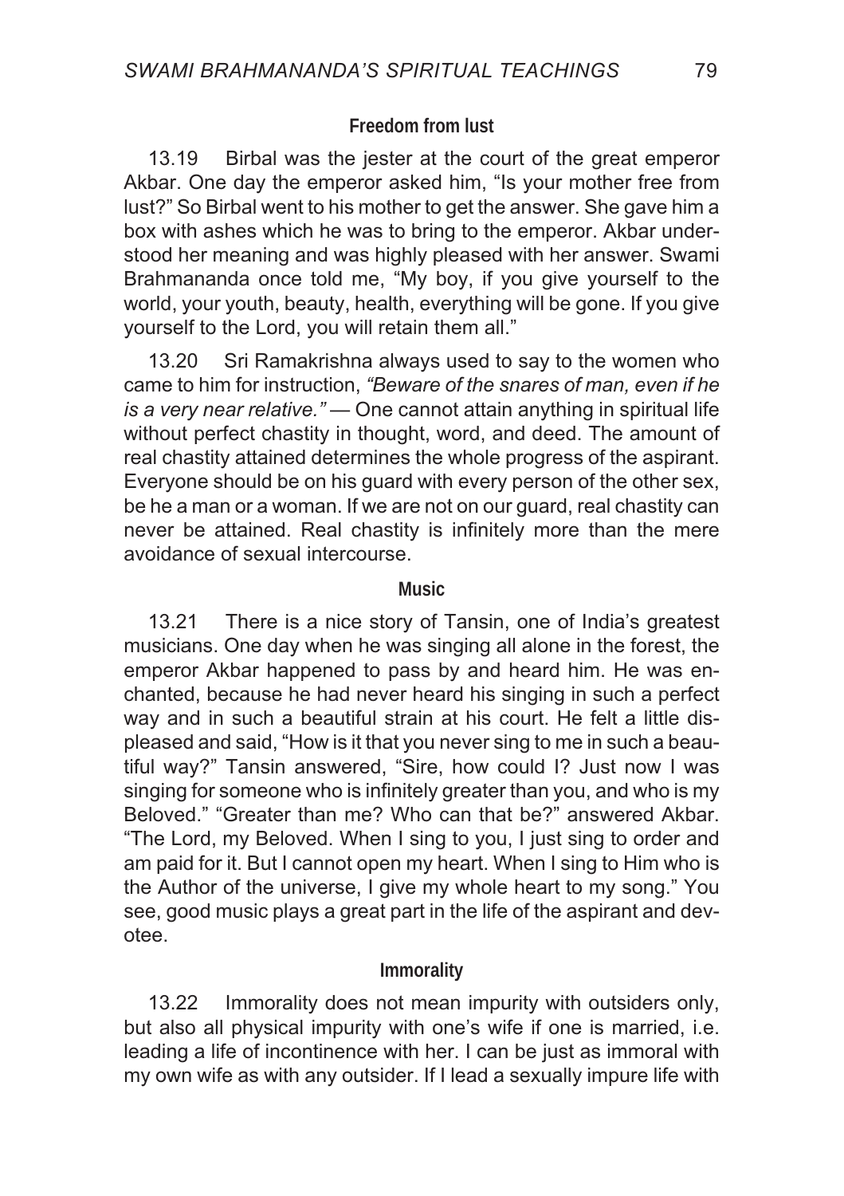### Freedom from lust

13.19 Birbal was the jester at the court of the great emperor Akbar. One day the emperor asked him, "Is your mother free from lust?" So Birbal went to his mother to get the answer. She gave him a box with ashes which he was to bring to the emperor. Akbar understood her meaning and was highly pleased with her answer. Swami Brahmananda once told me, "My boy, if you give yourself to the world, your youth, beauty, health, everything will be gone. If you give yourself to the Lord, you will retain them all."

13.20 Sri Ramakrishna always used to say to the women who came to him for instruction, *"Beware of the snares of man, even if he is a very near relative."* — One cannot attain anything in spiritual life without perfect chastity in thought, word, and deed. The amount of real chastity attained determines the whole progress of the aspirant. Everyone should be on his guard with every person of the other sex, be he a man or a woman. If we are not on our guard, real chastity can never be attained. Real chastity is infinitely more than the mere avoidance of sexual intercourse.

### Music

13.21 There is a nice story of Tansin, one of India's greatest musicians. One day when he was singing all alone in the forest, the emperor Akbar happened to pass by and heard him. He was enchanted, because he had never heard his singing in such a perfect way and in such a beautiful strain at his court. He felt a little displeased and said, "How is it that you never sing to me in such a beautiful way?" Tansin answered, "Sire, how could I? Just now I was singing for someone who is infinitely greater than you, and who is my Beloved." "Greater than me? Who can that be?" answered Akbar. "The Lord, my Beloved. When I sing to you, I just sing to order and am paid for it. But I cannot open my heart. When I sing to Him who is the Author of the universe, I give my whole heart to my song." You see, good music plays a great part in the life of the aspirant and devotee.

### Immorality

13.22 Immorality does not mean impurity with outsiders only, but also all physical impurity with one's wife if one is married, i.e. leading a life of incontinence with her. I can be just as immoral with my own wife as with any outsider. If I lead a sexually impure life with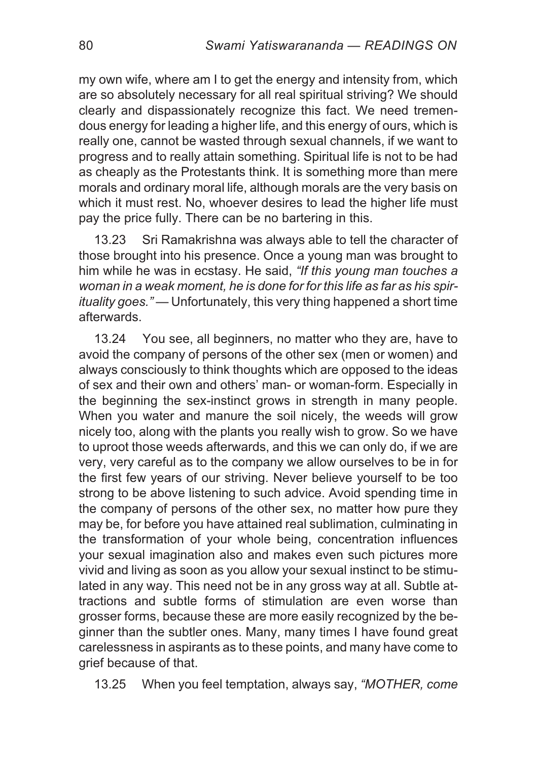my own wife, where am I to get the energy and intensity from, which are so absolutely necessary for all real spiritual striving? We should clearly and dispassionately recognize this fact. We need tremendous energy for leading a higher life, and this energy of ours, which is really one, cannot be wasted through sexual channels, if we want to progress and to really attain something. Spiritual life is not to be had as cheaply as the Protestants think. It is something more than mere morals and ordinary moral life, although morals are the very basis on which it must rest. No, whoever desires to lead the higher life must pay the price fully. There can be no bartering in this.

13.23 Sri Ramakrishna was always able to tell the character of those brought into his presence. Once a young man was brought to him while he was in ecstasy. He said, *"If this young man touches a woman in a weak moment, he is done for for this life as far as his spirituality goes."* — Unfortunately, this very thing happened a short time afterwards.

13.24 You see, all beginners, no matter who they are, have to avoid the company of persons of the other sex (men or women) and always consciously to think thoughts which are opposed to the ideas of sex and their own and others' man- or woman-form. Especially in the beginning the sex-instinct grows in strength in many people. When you water and manure the soil nicely, the weeds will grow nicely too, along with the plants you really wish to grow. So we have to uproot those weeds afterwards, and this we can only do, if we are very, very careful as to the company we allow ourselves to be in for the first few years of our striving. Never believe yourself to be too strong to be above listening to such advice. Avoid spending time in the company of persons of the other sex, no matter how pure they may be, for before you have attained real sublimation, culminating in the transformation of your whole being, concentration influences your sexual imagination also and makes even such pictures more vivid and living as soon as you allow your sexual instinct to be stimulated in any way. This need not be in any gross way at all. Subtle attractions and subtle forms of stimulation are even worse than grosser forms, because these are more easily recognized by the beginner than the subtler ones. Many, many times I have found great carelessness in aspirants as to these points, and many have come to grief because of that.

13.25 When you feel temptation, always say, *"MOTHER, come*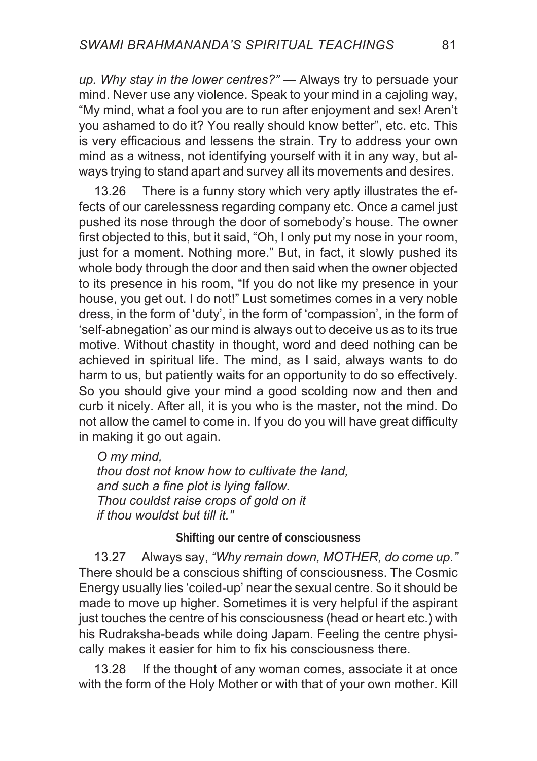*up. Why stay in the lower centres?"* — Always try to persuade your mind. Never use any violence. Speak to your mind in a cajoling way, "My mind, what a fool you are to run after enjoyment and sex! Aren't you ashamed to do it? You really should know better", etc. etc. This is very efficacious and lessens the strain. Try to address your own mind as a witness, not identifying yourself with it in any way, but always trying to stand apart and survey all its movements and desires.

13.26 There is a funny story which very aptly illustrates the effects of our carelessness regarding company etc. Once a camel just pushed its nose through the door of somebody's house. The owner first objected to this, but it said, "Oh, I only put my nose in your room, just for a moment. Nothing more." But, in fact, it slowly pushed its whole body through the door and then said when the owner objected to its presence in his room, "If you do not like my presence in your house, you get out. I do not!" Lust sometimes comes in a very noble dress, in the form of 'duty', in the form of 'compassion', in the form of 'self-abnegation' as our mind is always out to deceive us as to its true motive. Without chastity in thought, word and deed nothing can be achieved in spiritual life. The mind, as I said, always wants to do harm to us, but patiently waits for an opportunity to do so effectively. So you should give your mind a good scolding now and then and curb it nicely. After all, it is you who is the master, not the mind. Do not allow the camel to come in. If you do you will have great difficulty in making it go out again.

*O my mind,*
*thou dost not know how to cultivate the land,*
*and such a fine plot is lying fallow.*
*Thou couldst raise crops of gold on it*
*if thou wouldst but till it."*

### Shifting our centre of consciousness

13.27 Always say, *"Why remain down, MOTHER, do come up."* There should be a conscious shifting of consciousness. The Cosmic Energy usually lies 'coiled-up' near the sexual centre. So it should be made to move up higher. Sometimes it is very helpful if the aspirant just touches the centre of his consciousness (head or heart etc.) with his Rudraksha-beads while doing Japam. Feeling the centre physically makes it easier for him to fix his consciousness there.

13.28 If the thought of any woman comes, associate it at once with the form of the Holy Mother or with that of your own mother. Kill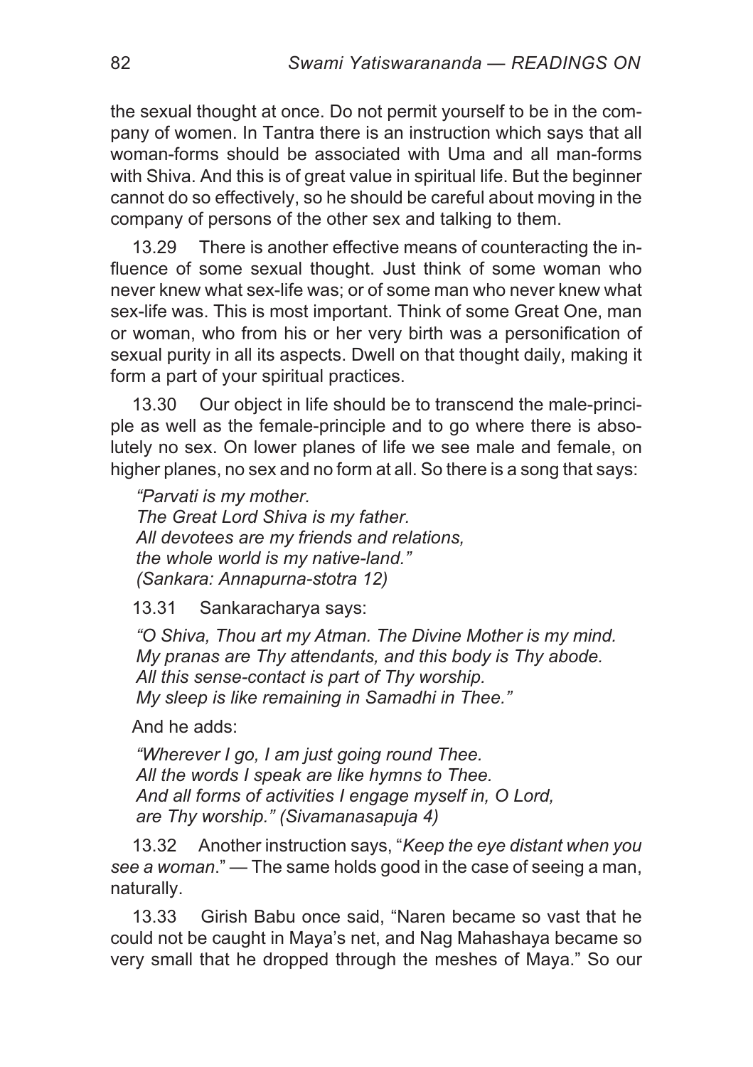the sexual thought at once. Do not permit yourself to be in the company of women. In Tantra there is an instruction which says that all woman-forms should be associated with Uma and all man-forms with Shiva. And this is of great value in spiritual life. But the beginner cannot do so effectively, so he should be careful about moving in the company of persons of the other sex and talking to them.

13.29 There is another effective means of counteracting the influence of some sexual thought. Just think of some woman who never knew what sex-life was; or of some man who never knew what sex-life was. This is most important. Think of some Great One, man or woman, who from his or her very birth was a personification of sexual purity in all its aspects. Dwell on that thought daily, making it form a part of your spiritual practices.

13.30 Our object in life should be to transcend the male-principle as well as the female-principle and to go where there is absolutely no sex. On lower planes of life we see male and female, on higher planes, no sex and no form at all. So there is a song that says:

> *"Parvati is my mother.*
> *The Great Lord Shiva is my father.*
> *All devotees are my friends and relations,*
> *the whole world is my native-land."*
> *(Sankara: Annapurna-stotra 12)*

13.31 Sankaracharya says:

> *"O Shiva, Thou art my Atman. The Divine Mother is my mind.*
> *My pranas are Thy attendants, and this body is Thy abode.*
> *All this sense-contact is part of Thy worship.*
> *My sleep is like remaining in Samadhi in Thee."*

And he adds:

> *"Wherever I go, I am just going round Thee.*
> *All the words I speak are like hymns to Thee.*
> *And all forms of activities I engage myself in, O Lord,*
> *are Thy worship." (Sivamanasapuja 4)*

13.32 Another instruction says, "*Keep the eye distant when you see a woman*." — The same holds good in the case of seeing a man, naturally.

13.33 Girish Babu once said, "Naren became so vast that he could not be caught in Maya's net, and Nag Mahashaya became so very small that he dropped through the meshes of Maya." So our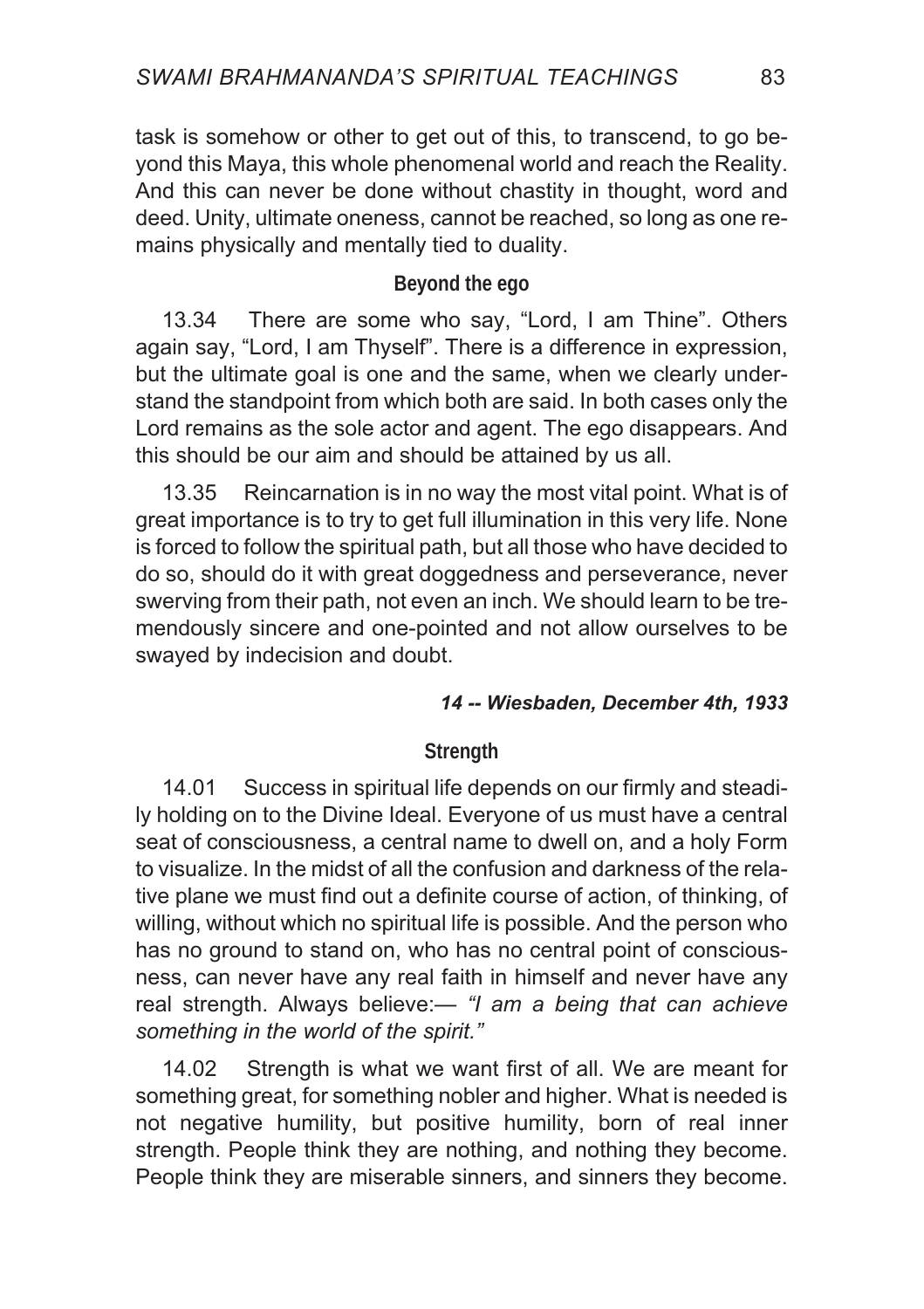task is somehow or other to get out of this, to transcend, to go beyond this Maya, this whole phenomenal world and reach the Reality. And this can never be done without chastity in thought, word and deed. Unity, ultimate oneness, cannot be reached, so long as one remains physically and mentally tied to duality.

### Beyond the ego

13.34 There are some who say, "Lord, I am Thine". Others again say, "Lord, I am Thyself". There is a difference in expression, but the ultimate goal is one and the same, when we clearly understand the standpoint from which both are said. In both cases only the Lord remains as the sole actor and agent. The ego disappears. And this should be our aim and should be attained by us all.

13.35 Reincarnation is in no way the most vital point. What is of great importance is to try to get full illumination in this very life. None is forced to follow the spiritual path, but all those who have decided to do so, should do it with great doggedness and perseverance, never swerving from their path, not even an inch. We should learn to be tremendously sincere and one-pointed and not allow ourselves to be swayed by indecision and doubt.

## *14 -- Wiesbaden, December 4th, 1933*

### Strength

14.01 Success in spiritual life depends on our firmly and steadily holding on to the Divine Ideal. Everyone of us must have a central seat of consciousness, a central name to dwell on, and a holy Form to visualize. In the midst of all the confusion and darkness of the relative plane we must find out a definite course of action, of thinking, of willing, without which no spiritual life is possible. And the person who has no ground to stand on, who has no central point of consciousness, can never have any real faith in himself and never have any real strength. Always believe:— *"I am a being that can achieve something in the world of the spirit."*

14.02 Strength is what we want first of all. We are meant for something great, for something nobler and higher. What is needed is not negative humility, but positive humility, born of real inner strength. People think they are nothing, and nothing they become. People think they are miserable sinners, and sinners they become.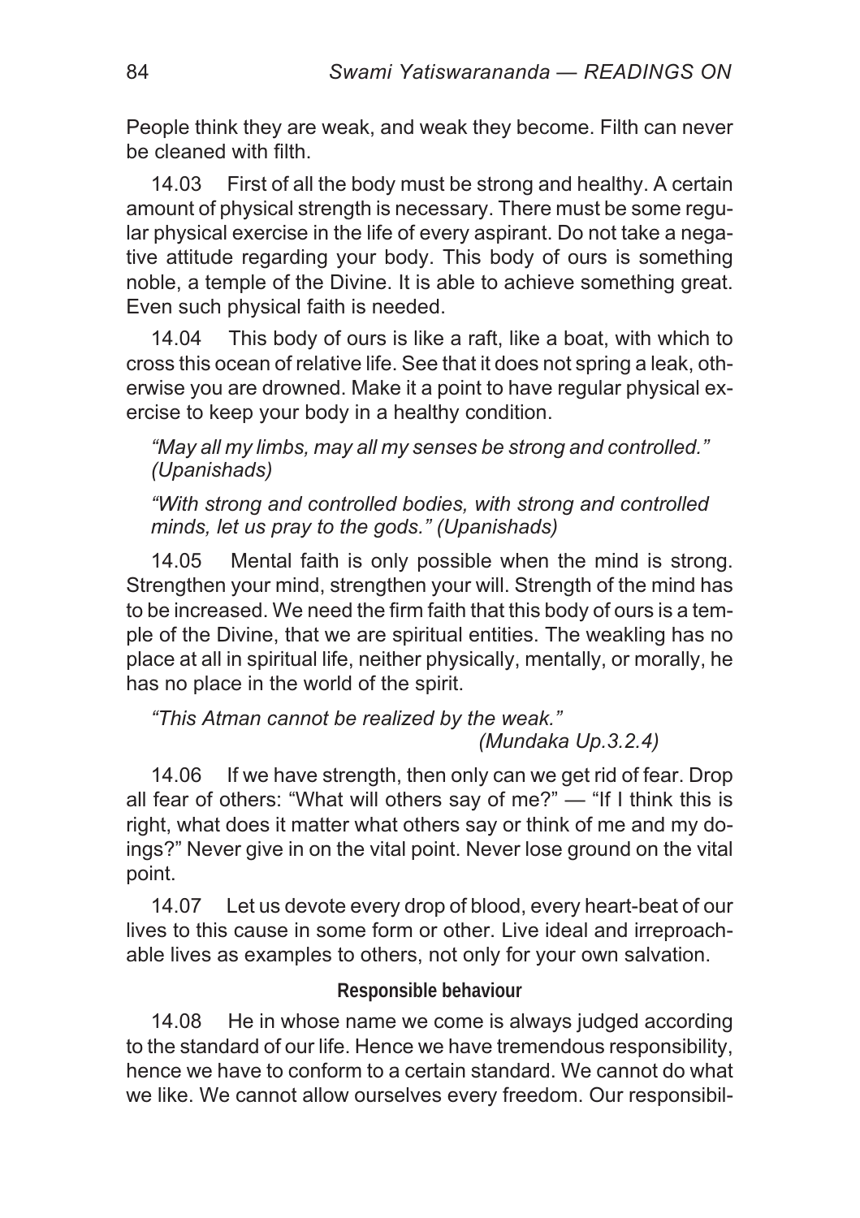People think they are weak, and weak they become. Filth can never be cleaned with filth.

14.03 First of all the body must be strong and healthy. A certain amount of physical strength is necessary. There must be some regular physical exercise in the life of every aspirant. Do not take a negative attitude regarding your body. This body of ours is something noble, a temple of the Divine. It is able to achieve something great. Even such physical faith is needed.

14.04 This body of ours is like a raft, like a boat, with which to cross this ocean of relative life. See that it does not spring a leak, otherwise you are drowned. Make it a point to have regular physical exercise to keep your body in a healthy condition.

> *"May all my limbs, may all my senses be strong and controlled." (Upanishads)*
>
> *"With strong and controlled bodies, with strong and controlled minds, let us pray to the gods." (Upanishads)*

14.05 Mental faith is only possible when the mind is strong. Strengthen your mind, strengthen your will. Strength of the mind has to be increased. We need the firm faith that this body of ours is a temple of the Divine, that we are spiritual entities. The weakling has no place at all in spiritual life, neither physically, mentally, or morally, he has no place in the world of the spirit.

> *"This Atman cannot be realized by the weak."*
> *(Mundaka Up.3.2.4)*

14.06 If we have strength, then only can we get rid of fear. Drop all fear of others: "What will others say of me?" — "If I think this is right, what does it matter what others say or think of me and my doings?" Never give in on the vital point. Never lose ground on the vital point.

14.07 Let us devote every drop of blood, every heart-beat of our lives to this cause in some form or other. Live ideal and irreproachable lives as examples to others, not only for your own salvation.

### Responsible behaviour

14.08 He in whose name we come is always judged according to the standard of our life. Hence we have tremendous responsibility, hence we have to conform to a certain standard. We cannot do what we like. We cannot allow ourselves every freedom. Our responsibil-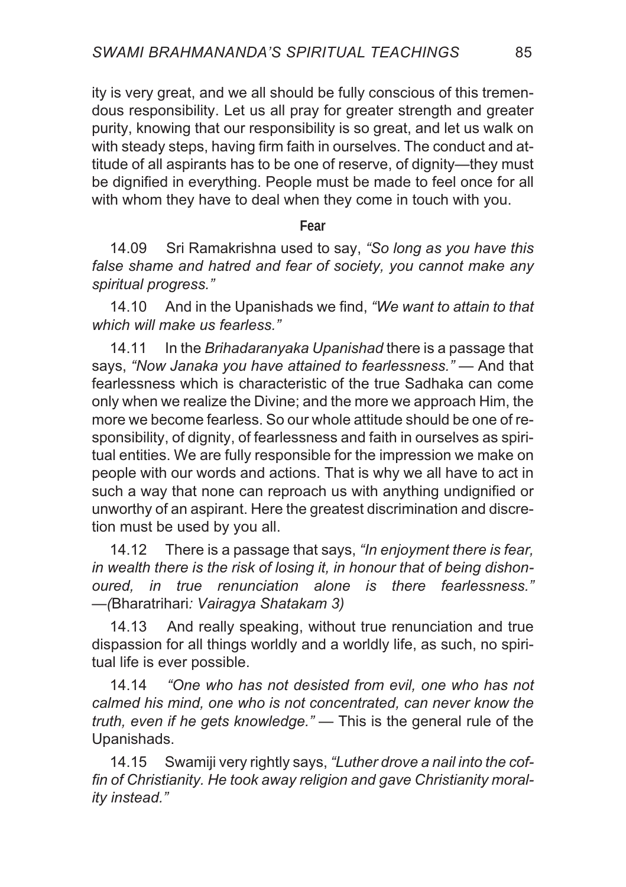ity is very great, and we all should be fully conscious of this tremendous responsibility. Let us all pray for greater strength and greater purity, knowing that our responsibility is so great, and let us walk on with steady steps, having firm faith in ourselves. The conduct and attitude of all aspirants has to be one of reserve, of dignity—they must be dignified in everything. People must be made to feel once for all with whom they have to deal when they come in touch with you.

### Fear

14.09 Sri Ramakrishna used to say, *"So long as you have this false shame and hatred and fear of society, you cannot make any spiritual progress."*

14.10 And in the Upanishads we find, *"We want to attain to that which will make us fearless."*

14.11 In the *Brihadaranyaka Upanishad* there is a passage that says, *"Now Janaka you have attained to fearlessness."* — And that fearlessness which is characteristic of the true Sadhaka can come only when we realize the Divine; and the more we approach Him, the more we become fearless. So our whole attitude should be one of responsibility, of dignity, of fearlessness and faith in ourselves as spiritual entities. We are fully responsible for the impression we make on people with our words and actions. That is why we all have to act in such a way that none can reproach us with anything undignified or unworthy of an aspirant. Here the greatest discrimination and discretion must be used by you all.

14.12 There is a passage that says, *"In enjoyment there is fear, in wealth there is the risk of losing it, in honour that of being dishonoured, in true renunciation alone is there fearlessness."* —*(*Bharatrihari*: Vairagya Shatakam 3)*

14.13 And really speaking, without true renunciation and true dispassion for all things worldly and a worldly life, as such, no spiritual life is ever possible.

14.14 *"One who has not desisted from evil, one who has not calmed his mind, one who is not concentrated, can never know the truth, even if he gets knowledge."* — This is the general rule of the Upanishads.

14.15 Swamiji very rightly says, *"Luther drove a nail into the coffin of Christianity. He took away religion and gave Christianity morality instead."*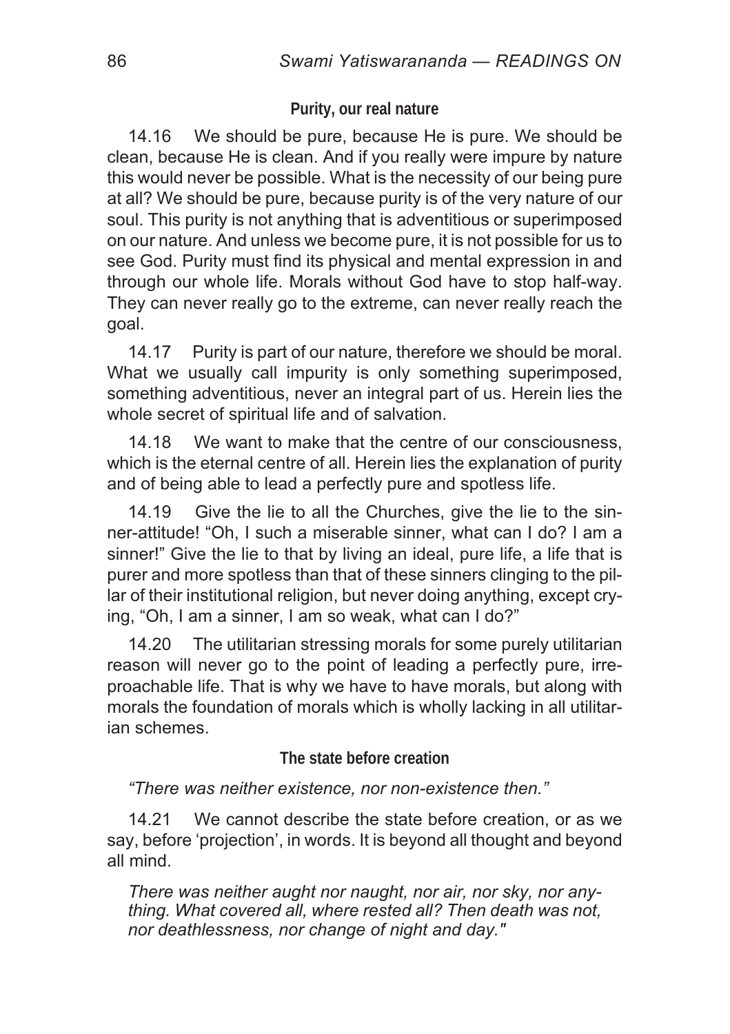### Purity, our real nature

14.16 We should be pure, because He is pure. We should be clean, because He is clean. And if you really were impure by nature this would never be possible. What is the necessity of our being pure at all? We should be pure, because purity is of the very nature of our soul. This purity is not anything that is adventitious or superimposed on our nature. And unless we become pure, it is not possible for us to see God. Purity must find its physical and mental expression in and through our whole life. Morals without God have to stop half-way. They can never really go to the extreme, can never really reach the goal.

14.17 Purity is part of our nature, therefore we should be moral. What we usually call impurity is only something superimposed, something adventitious, never an integral part of us. Herein lies the whole secret of spiritual life and of salvation.

14.18 We want to make that the centre of our consciousness, which is the eternal centre of all. Herein lies the explanation of purity and of being able to lead a perfectly pure and spotless life.

14.19 Give the lie to all the Churches, give the lie to the sinner-attitude! "Oh, I such a miserable sinner, what can I do? I am a sinner!" Give the lie to that by living an ideal, pure life, a life that is purer and more spotless than that of these sinners clinging to the pillar of their institutional religion, but never doing anything, except crying, "Oh, I am a sinner, I am so weak, what can I do?"

14.20 The utilitarian stressing morals for some purely utilitarian reason will never go to the point of leading a perfectly pure, irreproachable life. That is why we have to have morals, but along with morals the foundation of morals which is wholly lacking in all utilitarian schemes.

### The state before creation

*"There was neither existence, nor non-existence then."*

14.21 We cannot describe the state before creation, or as we say, before 'projection', in words. It is beyond all thought and beyond all mind.

> *There was neither aught nor naught, nor air, nor sky, nor anything. What covered all, where rested all? Then death was not, nor deathlessness, nor change of night and day."*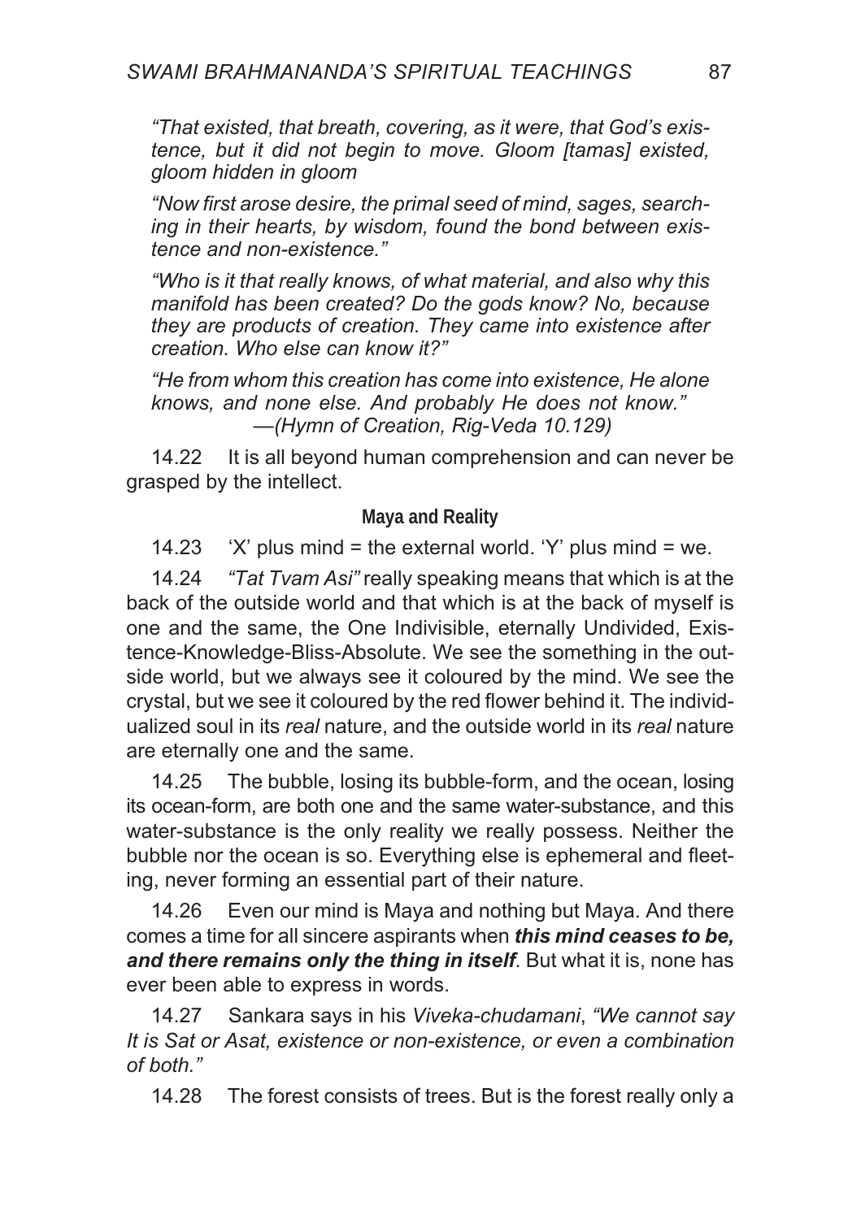*"That existed, that breath, covering, as it were, that God's existence, but it did not begin to move. Gloom [tamas] existed, gloom hidden in gloom*

*"Now first arose desire, the primal seed of mind, sages, searching in their hearts, by wisdom, found the bond between existence and non-existence."*

*"Who is it that really knows, of what material, and also why this manifold has been created? Do the gods know? No, because they are products of creation. They came into existence after creation. Who else can know it?"*

*"He from whom this creation has come into existence, He alone knows, and none else. And probably He does not know."*
*—(Hymn of Creation, Rig-Veda 10.129)*

14.22 It is all beyond human comprehension and can never be grasped by the intellect.

### Maya and Reality

14.23 'X' plus mind = the external world. 'Y' plus mind = we.

14.24 *"Tat Tvam Asi"* really speaking means that which is at the back of the outside world and that which is at the back of myself is one and the same, the One Indivisible, eternally Undivided, Existence-Knowledge-Bliss-Absolute. We see the something in the outside world, but we always see it coloured by the mind. We see the crystal, but we see it coloured by the red flower behind it. The individualized soul in its *real* nature, and the outside world in its *real* nature are eternally one and the same.

14.25 The bubble, losing its bubble-form, and the ocean, losing its ocean-form, are both one and the same water-substance, and this water-substance is the only reality we really possess. Neither the bubble nor the ocean is so. Everything else is ephemeral and fleeting, never forming an essential part of their nature.

14.26 Even our mind is Maya and nothing but Maya. And there comes a time for all sincere aspirants when ***this mind ceases to be, and there remains only the thing in itself***. But what it is, none has ever been able to express in words.

14.27 Sankara says in his *Viveka-chudamani*, *"We cannot say It is Sat or Asat, existence or non-existence, or even a combination of both."*

14.28 The forest consists of trees. But is the forest really only a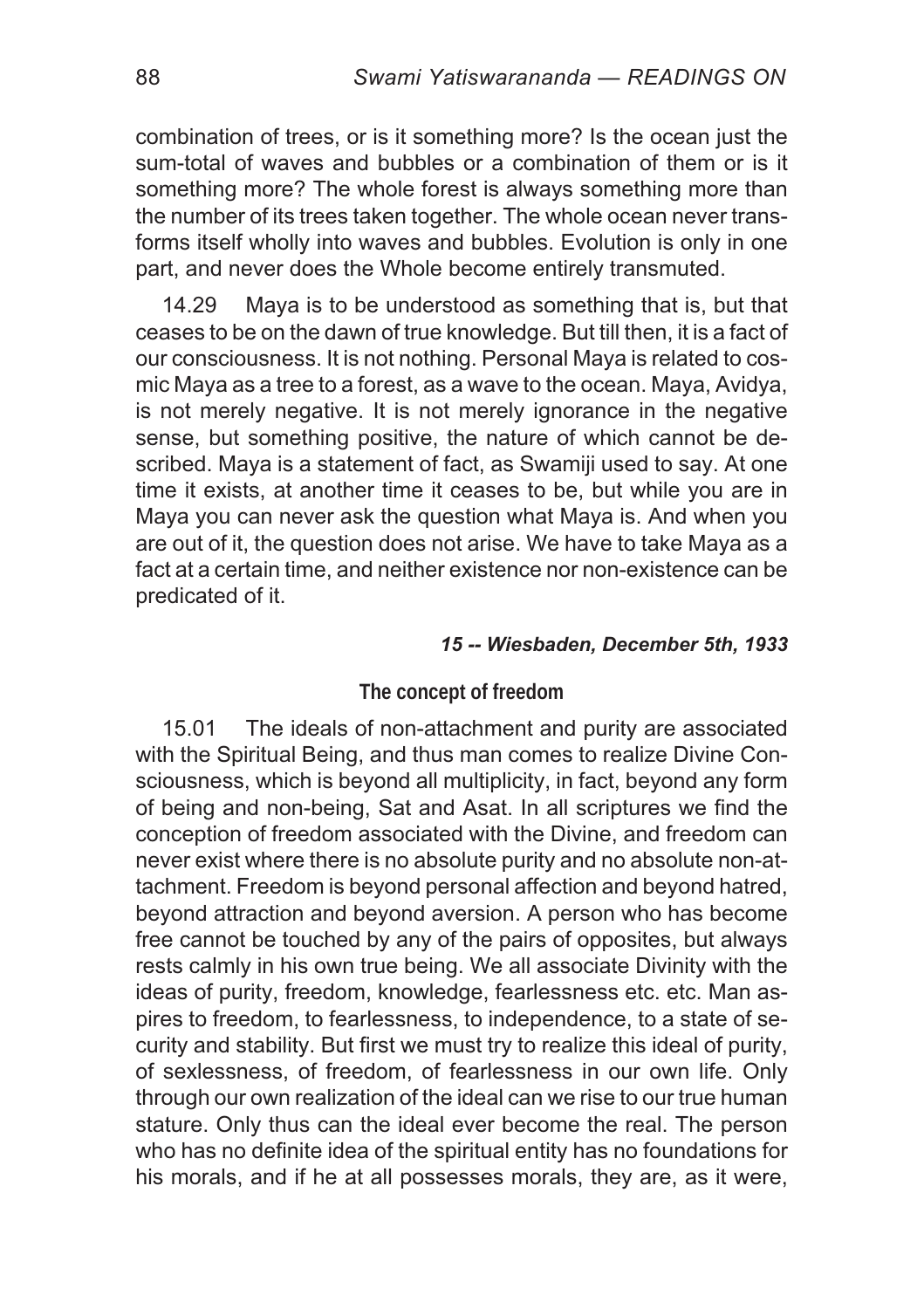combination of trees, or is it something more? Is the ocean just the sum-total of waves and bubbles or a combination of them or is it something more? The whole forest is always something more than the number of its trees taken together. The whole ocean never transforms itself wholly into waves and bubbles. Evolution is only in one part, and never does the Whole become entirely transmuted.

14.29 Maya is to be understood as something that is, but that ceases to be on the dawn of true knowledge. But till then, it is a fact of our consciousness. It is not nothing. Personal Maya is related to cosmic Maya as a tree to a forest, as a wave to the ocean. Maya, Avidya, is not merely negative. It is not merely ignorance in the negative sense, but something positive, the nature of which cannot be described. Maya is a statement of fact, as Swamiji used to say. At one time it exists, at another time it ceases to be, but while you are in Maya you can never ask the question what Maya is. And when you are out of it, the question does not arise. We have to take Maya as a fact at a certain time, and neither existence nor non-existence can be predicated of it.

***15 -- Wiesbaden, December 5th, 1933***

### The concept of freedom

15.01 The ideals of non-attachment and purity are associated with the Spiritual Being, and thus man comes to realize Divine Consciousness, which is beyond all multiplicity, in fact, beyond any form of being and non-being, Sat and Asat. In all scriptures we find the conception of freedom associated with the Divine, and freedom can never exist where there is no absolute purity and no absolute non-attachment. Freedom is beyond personal affection and beyond hatred, beyond attraction and beyond aversion. A person who has become free cannot be touched by any of the pairs of opposites, but always rests calmly in his own true being. We all associate Divinity with the ideas of purity, freedom, knowledge, fearlessness etc. etc. Man aspires to freedom, to fearlessness, to independence, to a state of security and stability. But first we must try to realize this ideal of purity, of sexlessness, of freedom, of fearlessness in our own life. Only through our own realization of the ideal can we rise to our true human stature. Only thus can the ideal ever become the real. The person who has no definite idea of the spiritual entity has no foundations for his morals, and if he at all possesses morals, they are, as it were,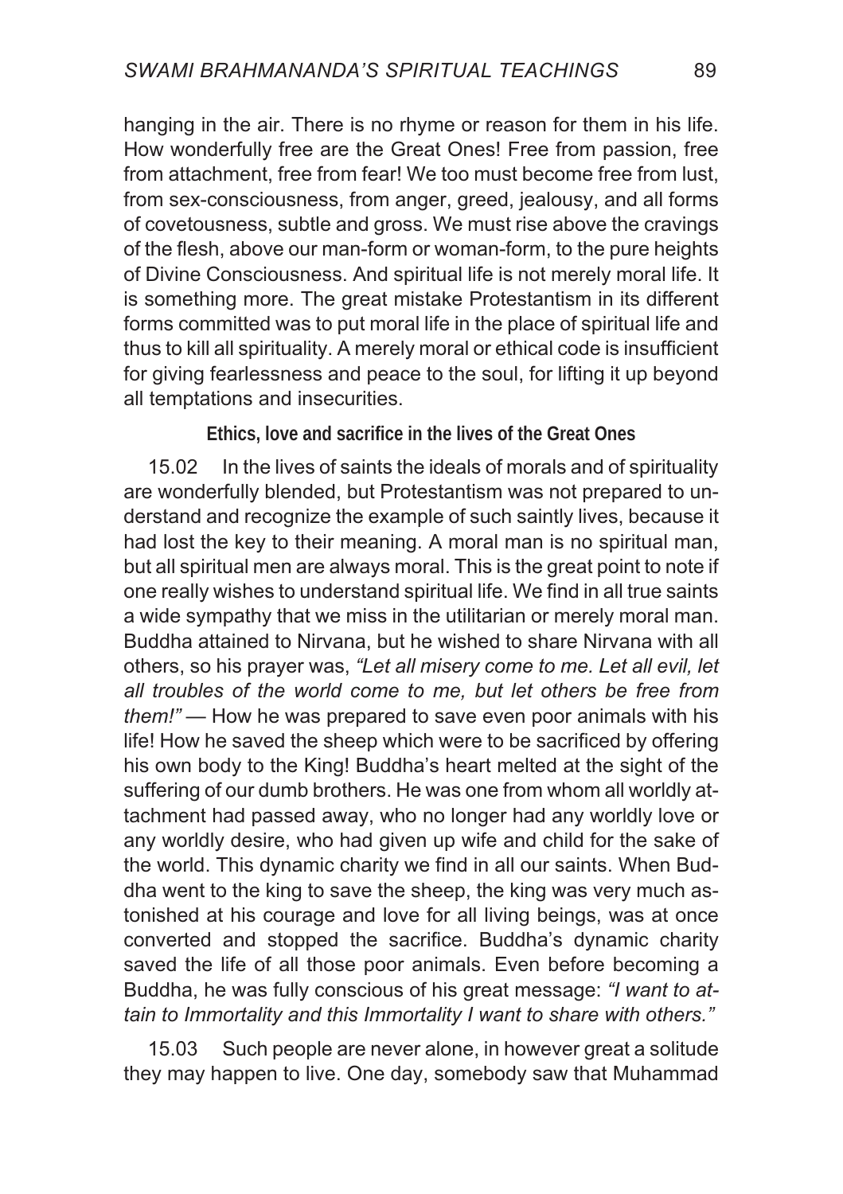hanging in the air. There is no rhyme or reason for them in his life. How wonderfully free are the Great Ones! Free from passion, free from attachment, free from fear! We too must become free from lust, from sex-consciousness, from anger, greed, jealousy, and all forms of covetousness, subtle and gross. We must rise above the cravings of the flesh, above our man-form or woman-form, to the pure heights of Divine Consciousness. And spiritual life is not merely moral life. It is something more. The great mistake Protestantism in its different forms committed was to put moral life in the place of spiritual life and thus to kill all spirituality. A merely moral or ethical code is insufficient for giving fearlessness and peace to the soul, for lifting it up beyond all temptations and insecurities.

### Ethics, love and sacrifice in the lives of the Great Ones

15.02 In the lives of saints the ideals of morals and of spirituality are wonderfully blended, but Protestantism was not prepared to understand and recognize the example of such saintly lives, because it had lost the key to their meaning. A moral man is no spiritual man, but all spiritual men are always moral. This is the great point to note if one really wishes to understand spiritual life. We find in all true saints a wide sympathy that we miss in the utilitarian or merely moral man. Buddha attained to Nirvana, but he wished to share Nirvana with all others, so his prayer was, *"Let all misery come to me. Let all evil, let all troubles of the world come to me, but let others be free from them!"* — How he was prepared to save even poor animals with his life! How he saved the sheep which were to be sacrificed by offering his own body to the King! Buddha's heart melted at the sight of the suffering of our dumb brothers. He was one from whom all worldly attachment had passed away, who no longer had any worldly love or any worldly desire, who had given up wife and child for the sake of the world. This dynamic charity we find in all our saints. When Buddha went to the king to save the sheep, the king was very much astonished at his courage and love for all living beings, was at once converted and stopped the sacrifice. Buddha's dynamic charity saved the life of all those poor animals. Even before becoming a Buddha, he was fully conscious of his great message: *"I want to attain to Immortality and this Immortality I want to share with others."*

15.03 Such people are never alone, in however great a solitude they may happen to live. One day, somebody saw that Muhammad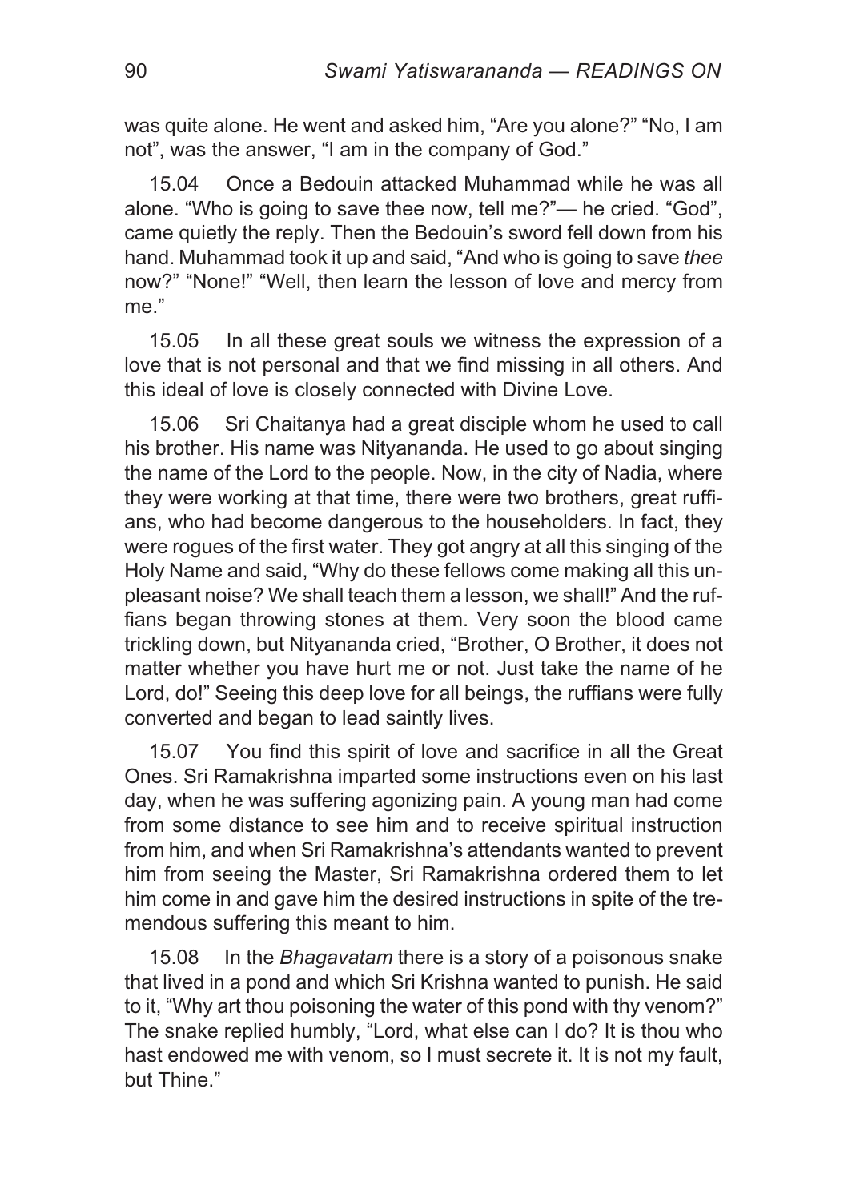was quite alone. He went and asked him, “Are you alone?” “No, I am not”, was the answer, “I am in the company of God.”

15.04 Once a Bedouin attacked Muhammad while he was all alone. “Who is going to save thee now, tell me?”— he cried. “God”, came quietly the reply. Then the Bedouin’s sword fell down from his hand. Muhammad took it up and said, “And who is going to save *thee* now?” “None!” “Well, then learn the lesson of love and mercy from me.”

15.05 In all these great souls we witness the expression of a love that is not personal and that we find missing in all others. And this ideal of love is closely connected with Divine Love.

15.06 Sri Chaitanya had a great disciple whom he used to call his brother. His name was Nityananda. He used to go about singing the name of the Lord to the people. Now, in the city of Nadia, where they were working at that time, there were two brothers, great ruffians, who had become dangerous to the householders. In fact, they were rogues of the first water. They got angry at all this singing of the Holy Name and said, “Why do these fellows come making all this unpleasant noise? We shall teach them a lesson, we shall!” And the ruffians began throwing stones at them. Very soon the blood came trickling down, but Nityananda cried, “Brother, O Brother, it does not matter whether you have hurt me or not. Just take the name of he Lord, do!” Seeing this deep love for all beings, the ruffians were fully converted and began to lead saintly lives.

15.07 You find this spirit of love and sacrifice in all the Great Ones. Sri Ramakrishna imparted some instructions even on his last day, when he was suffering agonizing pain. A young man had come from some distance to see him and to receive spiritual instruction from him, and when Sri Ramakrishna’s attendants wanted to prevent him from seeing the Master, Sri Ramakrishna ordered them to let him come in and gave him the desired instructions in spite of the tremendous suffering this meant to him.

15.08 In the *Bhagavatam* there is a story of a poisonous snake that lived in a pond and which Sri Krishna wanted to punish. He said to it, “Why art thou poisoning the water of this pond with thy venom?” The snake replied humbly, “Lord, what else can I do? It is thou who hast endowed me with venom, so I must secrete it. It is not my fault, but Thine.”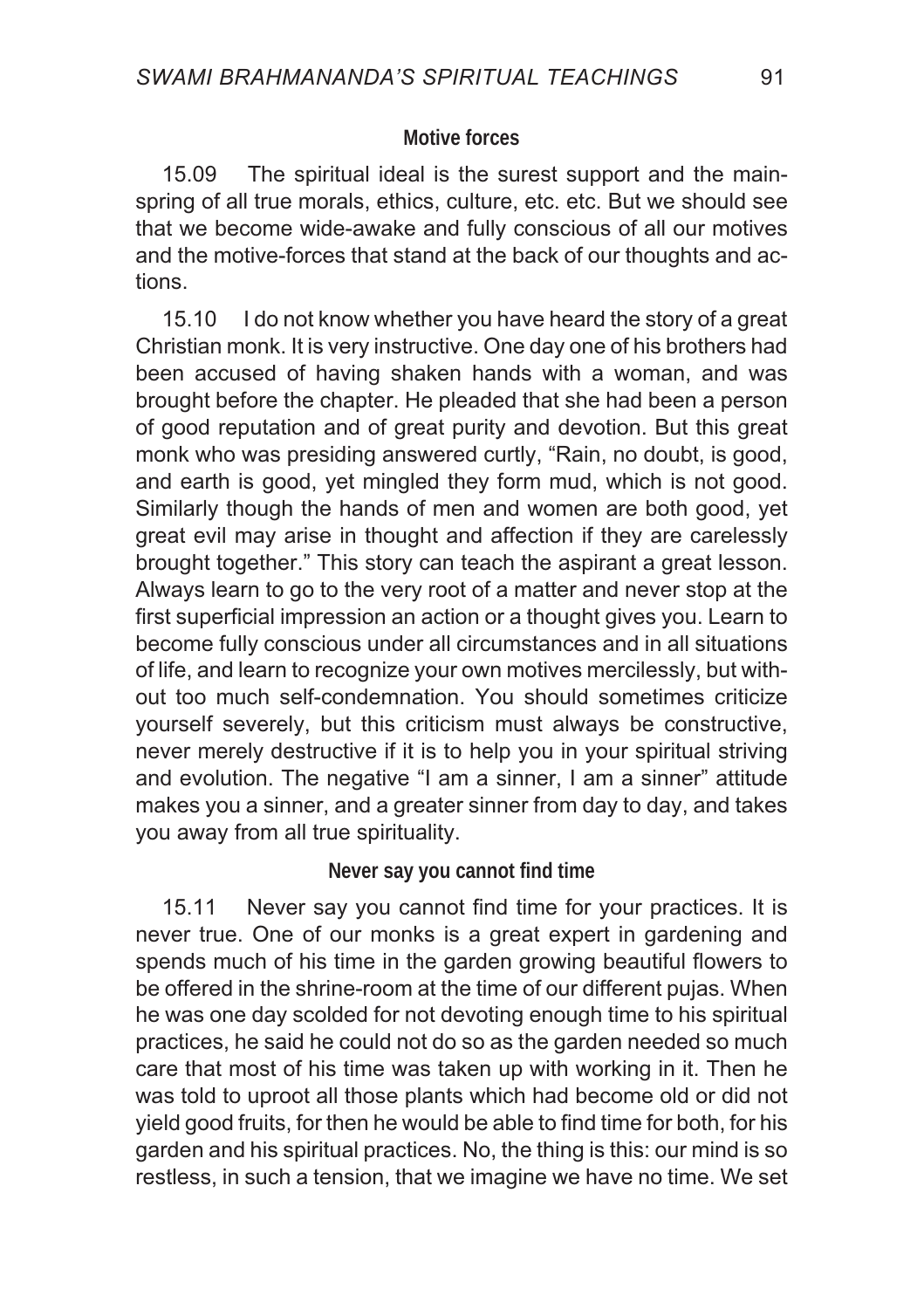### Motive forces

15.09 The spiritual ideal is the surest support and the mainspring of all true morals, ethics, culture, etc. etc. But we should see that we become wide-awake and fully conscious of all our motives and the motive-forces that stand at the back of our thoughts and actions.

15.10 I do not know whether you have heard the story of a great Christian monk. It is very instructive. One day one of his brothers had been accused of having shaken hands with a woman, and was brought before the chapter. He pleaded that she had been a person of good reputation and of great purity and devotion. But this great monk who was presiding answered curtly, "Rain, no doubt, is good, and earth is good, yet mingled they form mud, which is not good. Similarly though the hands of men and women are both good, yet great evil may arise in thought and affection if they are carelessly brought together." This story can teach the aspirant a great lesson. Always learn to go to the very root of a matter and never stop at the first superficial impression an action or a thought gives you. Learn to become fully conscious under all circumstances and in all situations of life, and learn to recognize your own motives mercilessly, but without too much self-condemnation. You should sometimes criticize yourself severely, but this criticism must always be constructive, never merely destructive if it is to help you in your spiritual striving and evolution. The negative "I am a sinner, I am a sinner" attitude makes you a sinner, and a greater sinner from day to day, and takes you away from all true spirituality.

### Never say you cannot find time

15.11 Never say you cannot find time for your practices. It is never true. One of our monks is a great expert in gardening and spends much of his time in the garden growing beautiful flowers to be offered in the shrine-room at the time of our different pujas. When he was one day scolded for not devoting enough time to his spiritual practices, he said he could not do so as the garden needed so much care that most of his time was taken up with working in it. Then he was told to uproot all those plants which had become old or did not yield good fruits, for then he would be able to find time for both, for his garden and his spiritual practices. No, the thing is this: our mind is so restless, in such a tension, that we imagine we have no time. We set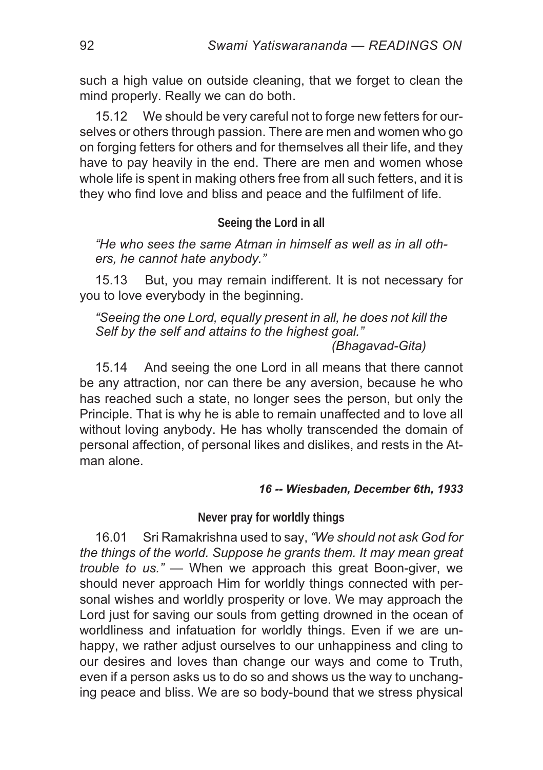such a high value on outside cleaning, that we forget to clean the mind properly. Really we can do both.

15.12 We should be very careful not to forge new fetters for ourselves or others through passion. There are men and women who go on forging fetters for others and for themselves all their life, and they have to pay heavily in the end. There are men and women whose whole life is spent in making others free from all such fetters, and it is they who find love and bliss and peace and the fulfilment of life.

### Seeing the Lord in all

*"He who sees the same Atman in himself as well as in all others, he cannot hate anybody."*

15.13 But, you may remain indifferent. It is not necessary for you to love everybody in the beginning.

*"Seeing the one Lord, equally present in all, he does not kill the Self by the self and attains to the highest goal."*
*(Bhagavad-Gita)*

15.14 And seeing the one Lord in all means that there cannot be any attraction, nor can there be any aversion, because he who has reached such a state, no longer sees the person, but only the Principle. That is why he is able to remain unaffected and to love all without loving anybody. He has wholly transcended the domain of personal affection, of personal likes and dislikes, and rests in the Atman alone.

## *16 -- Wiesbaden, December 6th, 1933*

### Never pray for worldly things

16.01 Sri Ramakrishna used to say, *"We should not ask God for the things of the world. Suppose he grants them. It may mean great trouble to us."* — When we approach this great Boon-giver, we should never approach Him for worldly things connected with personal wishes and worldly prosperity or love. We may approach the Lord just for saving our souls from getting drowned in the ocean of worldliness and infatuation for worldly things. Even if we are unhappy, we rather adjust ourselves to our unhappiness and cling to our desires and loves than change our ways and come to Truth, even if a person asks us to do so and shows us the way to unchanging peace and bliss. We are so body-bound that we stress physical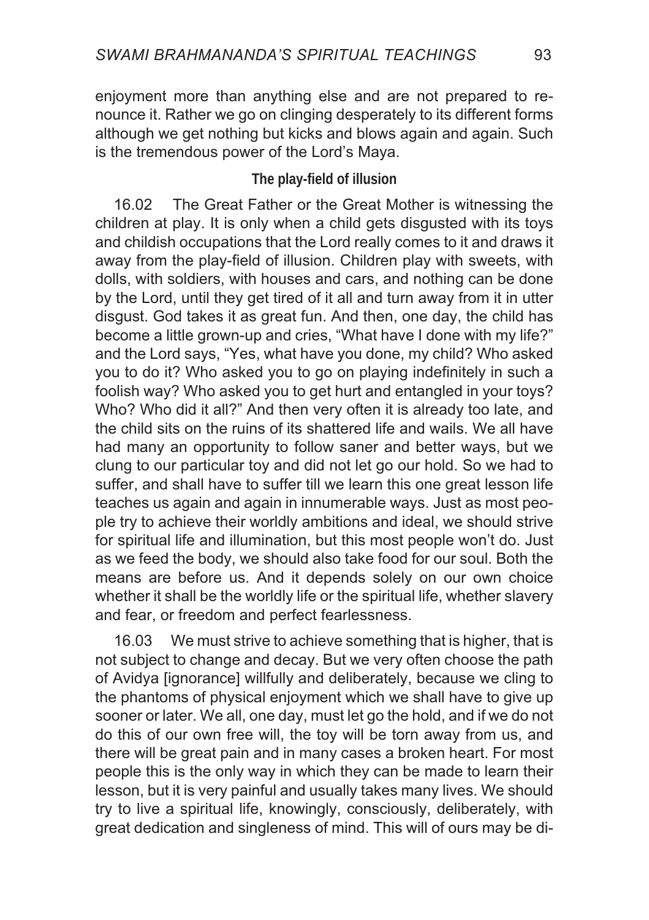enjoyment more than anything else and are not prepared to renounce it. Rather we go on clinging desperately to its different forms although we get nothing but kicks and blows again and again. Such is the tremendous power of the Lord's Maya.

### The play-field of illusion

16.02 The Great Father or the Great Mother is witnessing the children at play. It is only when a child gets disgusted with its toys and childish occupations that the Lord really comes to it and draws it away from the play-field of illusion. Children play with sweets, with dolls, with soldiers, with houses and cars, and nothing can be done by the Lord, until they get tired of it all and turn away from it in utter disgust. God takes it as great fun. And then, one day, the child has become a little grown-up and cries, "What have I done with my life?" and the Lord says, "Yes, what have you done, my child? Who asked you to do it? Who asked you to go on playing indefinitely in such a foolish way? Who asked you to get hurt and entangled in your toys? Who? Who did it all?" And then very often it is already too late, and the child sits on the ruins of its shattered life and wails. We all have had many an opportunity to follow saner and better ways, but we clung to our particular toy and did not let go our hold. So we had to suffer, and shall have to suffer till we learn this one great lesson life teaches us again and again in innumerable ways. Just as most people try to achieve their worldly ambitions and ideal, we should strive for spiritual life and illumination, but this most people won't do. Just as we feed the body, we should also take food for our soul. Both the means are before us. And it depends solely on our own choice whether it shall be the worldly life or the spiritual life, whether slavery and fear, or freedom and perfect fearlessness.

16.03 We must strive to achieve something that is higher, that is not subject to change and decay. But we very often choose the path of Avidya [ignorance] willfully and deliberately, because we cling to the phantoms of physical enjoyment which we shall have to give up sooner or later. We all, one day, must let go the hold, and if we do not do this of our own free will, the toy will be torn away from us, and there will be great pain and in many cases a broken heart. For most people this is the only way in which they can be made to learn their lesson, but it is very painful and usually takes many lives. We should try to live a spiritual life, knowingly, consciously, deliberately, with great dedication and singleness of mind. This will of ours may be di-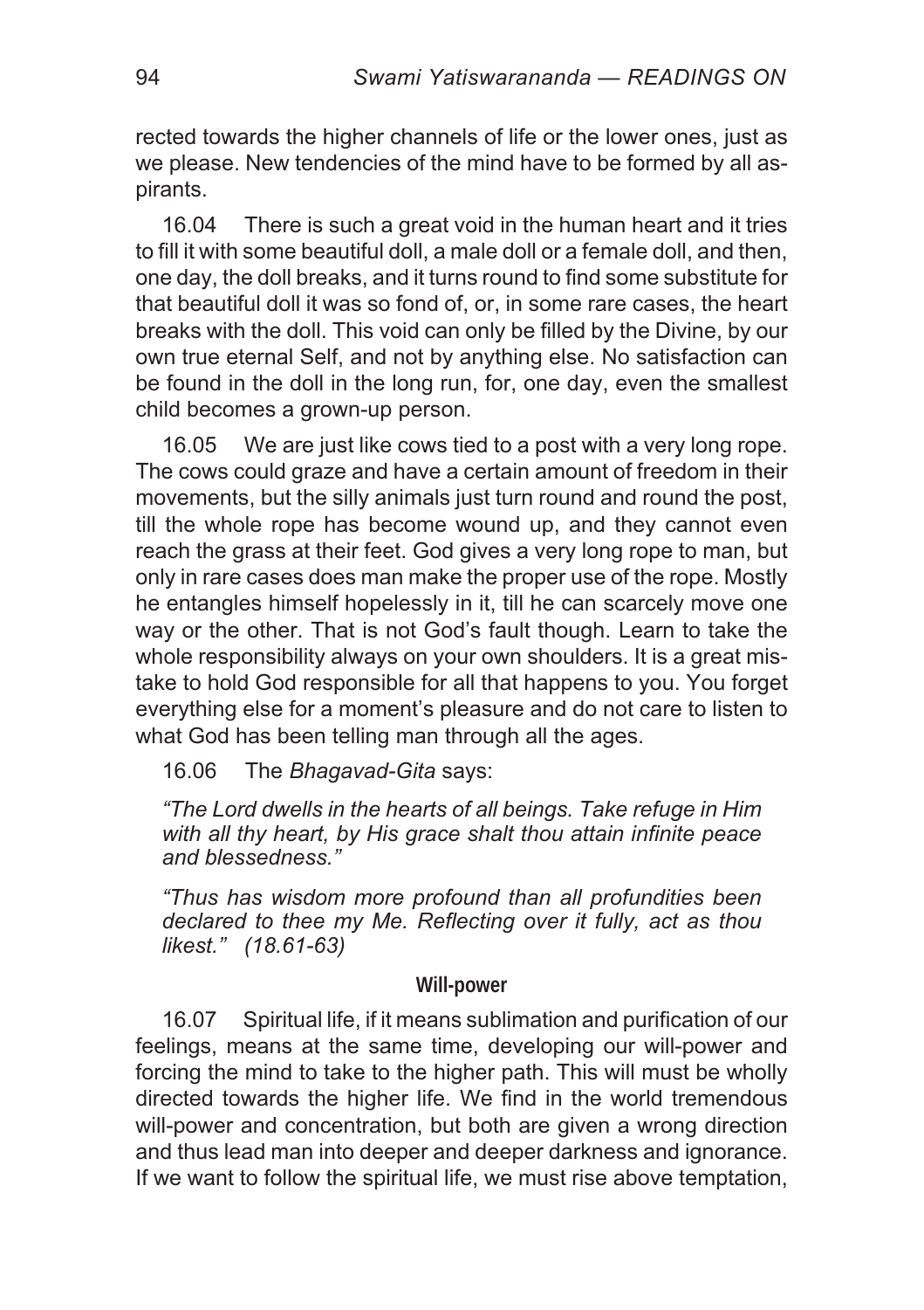rected towards the higher channels of life or the lower ones, just as we please. New tendencies of the mind have to be formed by all aspirants.

16.04 There is such a great void in the human heart and it tries to fill it with some beautiful doll, a male doll or a female doll, and then, one day, the doll breaks, and it turns round to find some substitute for that beautiful doll it was so fond of, or, in some rare cases, the heart breaks with the doll. This void can only be filled by the Divine, by our own true eternal Self, and not by anything else. No satisfaction can be found in the doll in the long run, for, one day, even the smallest child becomes a grown-up person.

16.05 We are just like cows tied to a post with a very long rope. The cows could graze and have a certain amount of freedom in their movements, but the silly animals just turn round and round the post, till the whole rope has become wound up, and they cannot even reach the grass at their feet. God gives a very long rope to man, but only in rare cases does man make the proper use of the rope. Mostly he entangles himself hopelessly in it, till he can scarcely move one way or the other. That is not God's fault though. Learn to take the whole responsibility always on your own shoulders. It is a great mistake to hold God responsible for all that happens to you. You forget everything else for a moment's pleasure and do not care to listen to what God has been telling man through all the ages.

16.06 The *Bhagavad-Gita* says:

> *"The Lord dwells in the hearts of all beings. Take refuge in Him with all thy heart, by His grace shalt thou attain infinite peace and blessedness."*
>
> *"Thus has wisdom more profound than all profundities been declared to thee my Me. Reflecting over it fully, act as thou likest." (18.61-63)*

#### Will-power

16.07 Spiritual life, if it means sublimation and purification of our feelings, means at the same time, developing our will-power and forcing the mind to take to the higher path. This will must be wholly directed towards the higher life. We find in the world tremendous will-power and concentration, but both are given a wrong direction and thus lead man into deeper and deeper darkness and ignorance. If we want to follow the spiritual life, we must rise above temptation,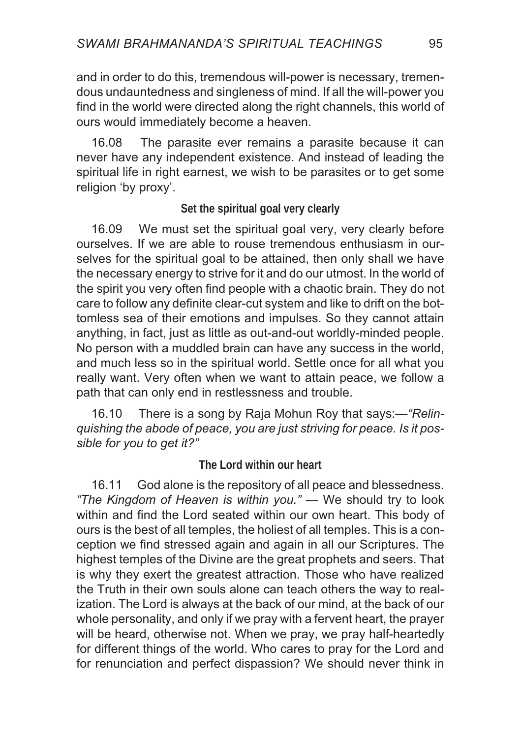and in order to do this, tremendous will-power is necessary, tremendous undauntedness and singleness of mind. If all the will-power you find in the world were directed along the right channels, this world of ours would immediately become a heaven.

16.08 The parasite ever remains a parasite because it can never have any independent existence. And instead of leading the spiritual life in right earnest, we wish to be parasites or to get some religion 'by proxy'.

### Set the spiritual goal very clearly

16.09 We must set the spiritual goal very, very clearly before ourselves. If we are able to rouse tremendous enthusiasm in ourselves for the spiritual goal to be attained, then only shall we have the necessary energy to strive for it and do our utmost. In the world of the spirit you very often find people with a chaotic brain. They do not care to follow any definite clear-cut system and like to drift on the bottomless sea of their emotions and impulses. So they cannot attain anything, in fact, just as little as out-and-out worldly-minded people. No person with a muddled brain can have any success in the world, and much less so in the spiritual world. Settle once for all what you really want. Very often when we want to attain peace, we follow a path that can only end in restlessness and trouble.

16.10 There is a song by Raja Mohun Roy that says:—*"Relinquishing the abode of peace, you are just striving for peace. Is it possible for you to get it?"*

### The Lord within our heart

16.11 God alone is the repository of all peace and blessedness. *"The Kingdom of Heaven is within you."* — We should try to look within and find the Lord seated within our own heart. This body of ours is the best of all temples, the holiest of all temples. This is a conception we find stressed again and again in all our Scriptures. The highest temples of the Divine are the great prophets and seers. That is why they exert the greatest attraction. Those who have realized the Truth in their own souls alone can teach others the way to realization. The Lord is always at the back of our mind, at the back of our whole personality, and only if we pray with a fervent heart, the prayer will be heard, otherwise not. When we pray, we pray half-heartedly for different things of the world. Who cares to pray for the Lord and for renunciation and perfect dispassion? We should never think in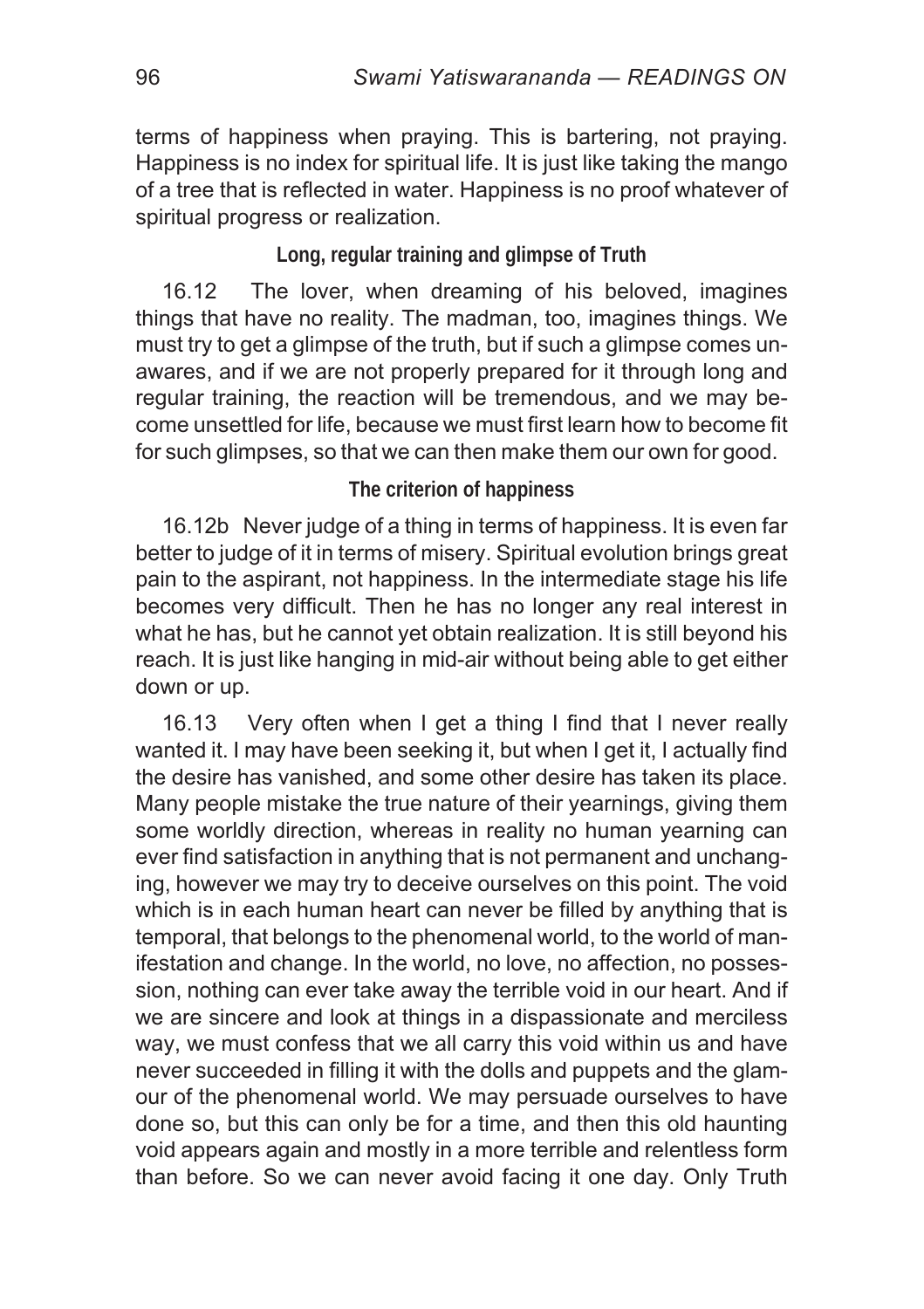terms of happiness when praying. This is bartering, not praying. Happiness is no index for spiritual life. It is just like taking the mango of a tree that is reflected in water. Happiness is no proof whatever of spiritual progress or realization.

### Long, regular training and glimpse of Truth

16.12 The lover, when dreaming of his beloved, imagines things that have no reality. The madman, too, imagines things. We must try to get a glimpse of the truth, but if such a glimpse comes unawares, and if we are not properly prepared for it through long and regular training, the reaction will be tremendous, and we may become unsettled for life, because we must first learn how to become fit for such glimpses, so that we can then make them our own for good.

### The criterion of happiness

16.12b Never judge of a thing in terms of happiness. It is even far better to judge of it in terms of misery. Spiritual evolution brings great pain to the aspirant, not happiness. In the intermediate stage his life becomes very difficult. Then he has no longer any real interest in what he has, but he cannot yet obtain realization. It is still beyond his reach. It is just like hanging in mid-air without being able to get either down or up.

16.13 Very often when I get a thing I find that I never really wanted it. I may have been seeking it, but when I get it, I actually find the desire has vanished, and some other desire has taken its place. Many people mistake the true nature of their yearnings, giving them some worldly direction, whereas in reality no human yearning can ever find satisfaction in anything that is not permanent and unchanging, however we may try to deceive ourselves on this point. The void which is in each human heart can never be filled by anything that is temporal, that belongs to the phenomenal world, to the world of manifestation and change. In the world, no love, no affection, no possession, nothing can ever take away the terrible void in our heart. And if we are sincere and look at things in a dispassionate and merciless way, we must confess that we all carry this void within us and have never succeeded in filling it with the dolls and puppets and the glamour of the phenomenal world. We may persuade ourselves to have done so, but this can only be for a time, and then this old haunting void appears again and mostly in a more terrible and relentless form than before. So we can never avoid facing it one day. Only Truth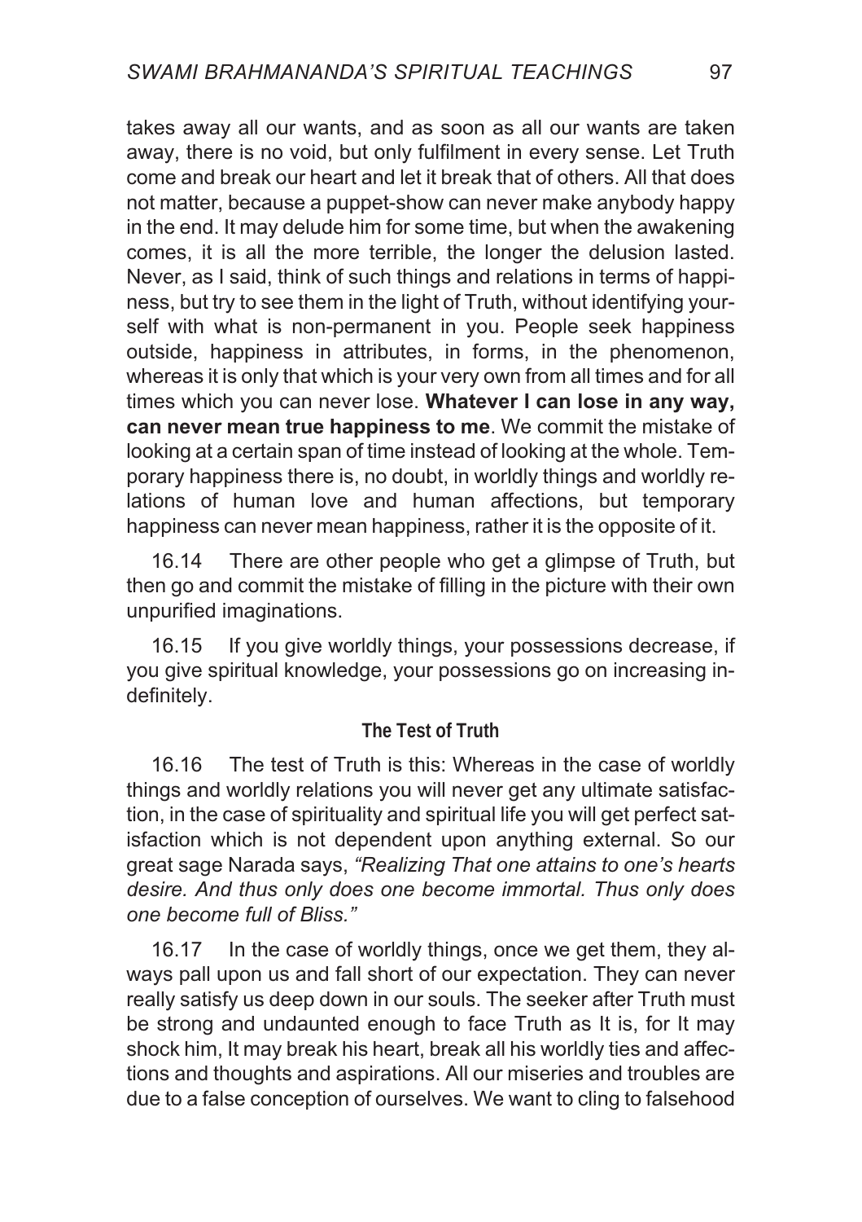takes away all our wants, and as soon as all our wants are taken away, there is no void, but only fulfilment in every sense. Let Truth come and break our heart and let it break that of others. All that does not matter, because a puppet-show can never make anybody happy in the end. It may delude him for some time, but when the awakening comes, it is all the more terrible, the longer the delusion lasted. Never, as I said, think of such things and relations in terms of happiness, but try to see them in the light of Truth, without identifying yourself with what is non-permanent in you. People seek happiness outside, happiness in attributes, in forms, in the phenomenon, whereas it is only that which is your very own from all times and for all times which you can never lose. **Whatever I can lose in any way, can never mean true happiness to me**. We commit the mistake of looking at a certain span of time instead of looking at the whole. Temporary happiness there is, no doubt, in worldly things and worldly relations of human love and human affections, but temporary happiness can never mean happiness, rather it is the opposite of it.

16.14 There are other people who get a glimpse of Truth, but then go and commit the mistake of filling in the picture with their own unpurified imaginations.

16.15 If you give worldly things, your possessions decrease, if you give spiritual knowledge, your possessions go on increasing indefinitely.

#### The Test of Truth

16.16 The test of Truth is this: Whereas in the case of worldly things and worldly relations you will never get any ultimate satisfaction, in the case of spirituality and spiritual life you will get perfect satisfaction which is not dependent upon anything external. So our great sage Narada says, *"Realizing That one attains to one's hearts desire. And thus only does one become immortal. Thus only does one become full of Bliss."*

16.17 In the case of worldly things, once we get them, they always pall upon us and fall short of our expectation. They can never really satisfy us deep down in our souls. The seeker after Truth must be strong and undaunted enough to face Truth as It is, for It may shock him, It may break his heart, break all his worldly ties and affections and thoughts and aspirations. All our miseries and troubles are due to a false conception of ourselves. We want to cling to falsehood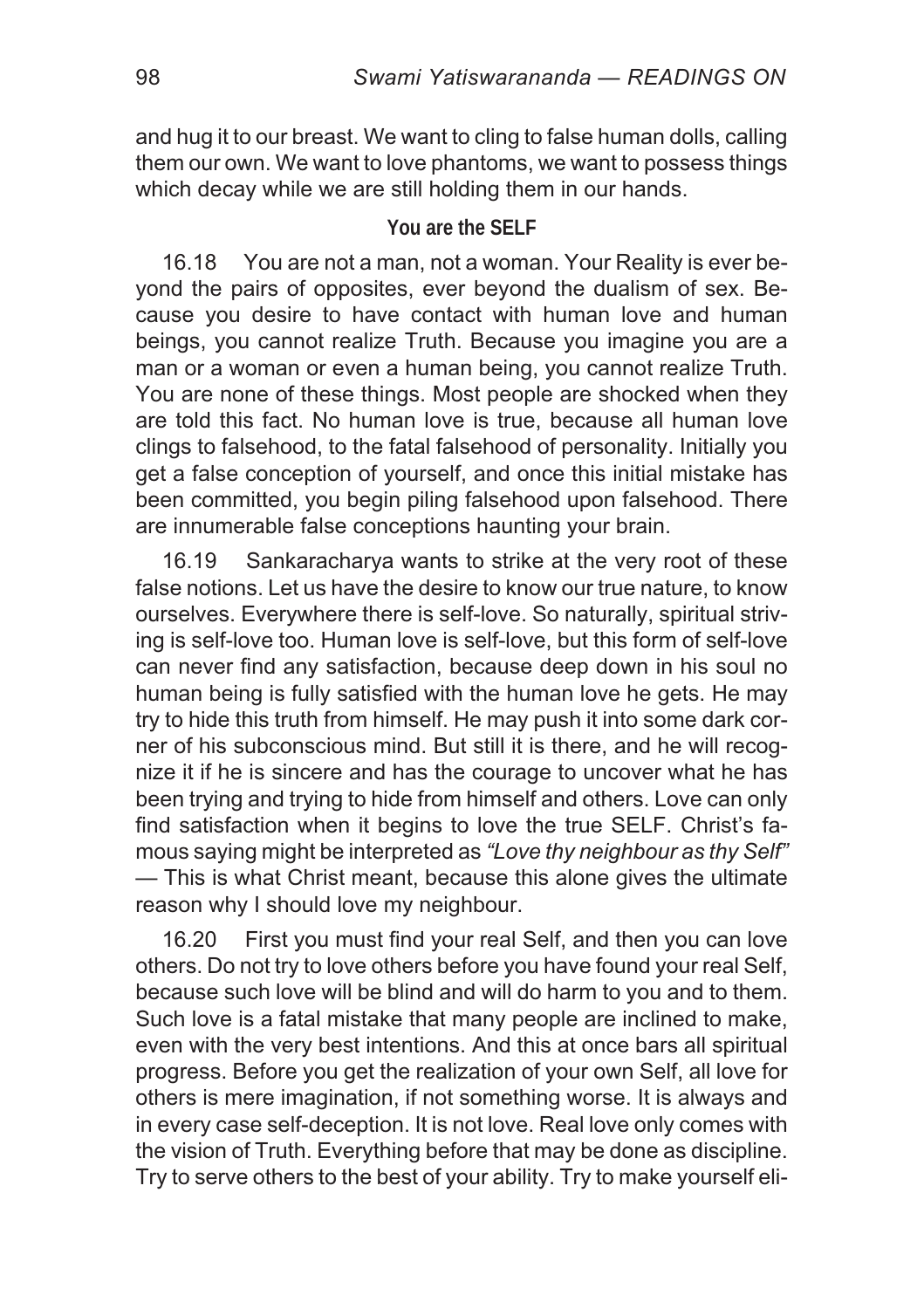and hug it to our breast. We want to cling to false human dolls, calling them our own. We want to love phantoms, we want to possess things which decay while we are still holding them in our hands.

### You are the SELF

16.18 You are not a man, not a woman. Your Reality is ever beyond the pairs of opposites, ever beyond the dualism of sex. Because you desire to have contact with human love and human beings, you cannot realize Truth. Because you imagine you are a man or a woman or even a human being, you cannot realize Truth. You are none of these things. Most people are shocked when they are told this fact. No human love is true, because all human love clings to falsehood, to the fatal falsehood of personality. Initially you get a false conception of yourself, and once this initial mistake has been committed, you begin piling falsehood upon falsehood. There are innumerable false conceptions haunting your brain.

16.19 Sankaracharya wants to strike at the very root of these false notions. Let us have the desire to know our true nature, to know ourselves. Everywhere there is self-love. So naturally, spiritual striving is self-love too. Human love is self-love, but this form of self-love can never find any satisfaction, because deep down in his soul no human being is fully satisfied with the human love he gets. He may try to hide this truth from himself. He may push it into some dark corner of his subconscious mind. But still it is there, and he will recognize it if he is sincere and has the courage to uncover what he has been trying and trying to hide from himself and others. Love can only find satisfaction when it begins to love the true SELF. Christ's famous saying might be interpreted as *"Love thy neighbour as thy Self"* — This is what Christ meant, because this alone gives the ultimate reason why I should love my neighbour.

16.20 First you must find your real Self, and then you can love others. Do not try to love others before you have found your real Self, because such love will be blind and will do harm to you and to them. Such love is a fatal mistake that many people are inclined to make, even with the very best intentions. And this at once bars all spiritual progress. Before you get the realization of your own Self, all love for others is mere imagination, if not something worse. It is always and in every case self-deception. It is not love. Real love only comes with the vision of Truth. Everything before that may be done as discipline. Try to serve others to the best of your ability. Try to make yourself eli-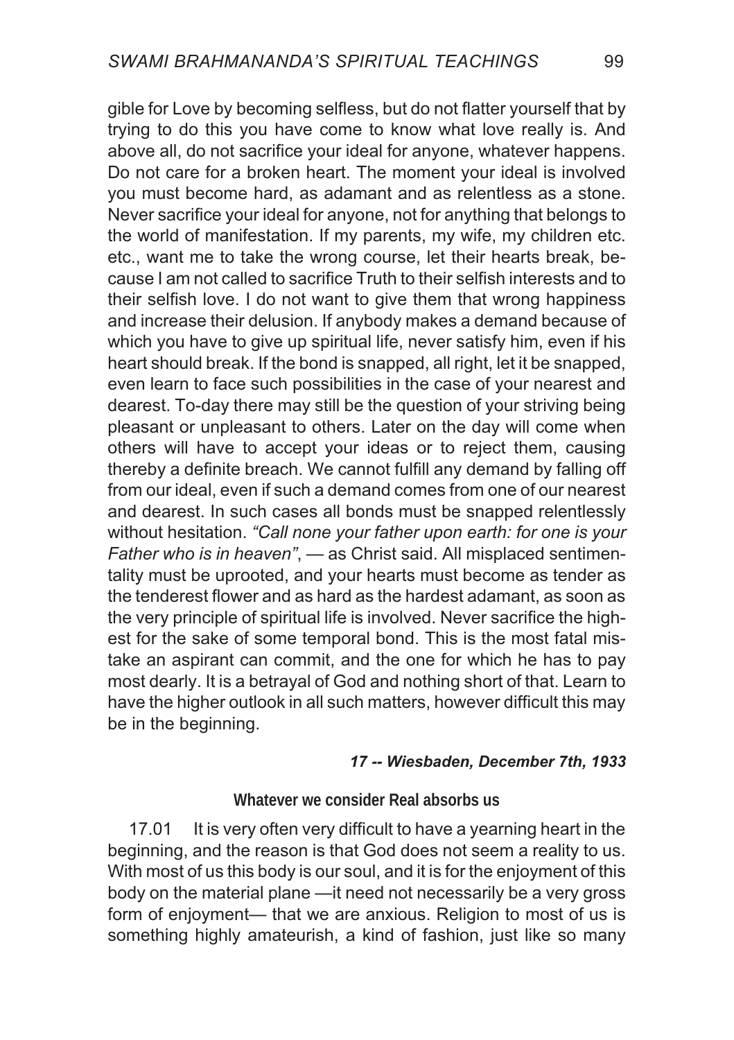gible for Love by becoming selfless, but do not flatter yourself that by trying to do this you have come to know what love really is. And above all, do not sacrifice your ideal for anyone, whatever happens. Do not care for a broken heart. The moment your ideal is involved you must become hard, as adamant and as relentless as a stone. Never sacrifice your ideal for anyone, not for anything that belongs to the world of manifestation. If my parents, my wife, my children etc. etc., want me to take the wrong course, let their hearts break, because I am not called to sacrifice Truth to their selfish interests and to their selfish love. I do not want to give them that wrong happiness and increase their delusion. If anybody makes a demand because of which you have to give up spiritual life, never satisfy him, even if his heart should break. If the bond is snapped, all right, let it be snapped, even learn to face such possibilities in the case of your nearest and dearest. To-day there may still be the question of your striving being pleasant or unpleasant to others. Later on the day will come when others will have to accept your ideas or to reject them, causing thereby a definite breach. We cannot fulfill any demand by falling off from our ideal, even if such a demand comes from one of our nearest and dearest. In such cases all bonds must be snapped relentlessly without hesitation. *"Call none your father upon earth: for one is your Father who is in heaven"*, — as Christ said. All misplaced sentimentality must be uprooted, and your hearts must become as tender as the tenderest flower and as hard as the hardest adamant, as soon as the very principle of spiritual life is involved. Never sacrifice the highest for the sake of some temporal bond. This is the most fatal mistake an aspirant can commit, and the one for which he has to pay most dearly. It is a betrayal of God and nothing short of that. Learn to have the higher outlook in all such matters, however difficult this may be in the beginning.

***17 -- Wiesbaden, December 7th, 1933***

### Whatever we consider Real absorbs us

17.01 It is very often very difficult to have a yearning heart in the beginning, and the reason is that God does not seem a reality to us. With most of us this body is our soul, and it is for the enjoyment of this body on the material plane —it need not necessarily be a very gross form of enjoyment— that we are anxious. Religion to most of us is something highly amateurish, a kind of fashion, just like so many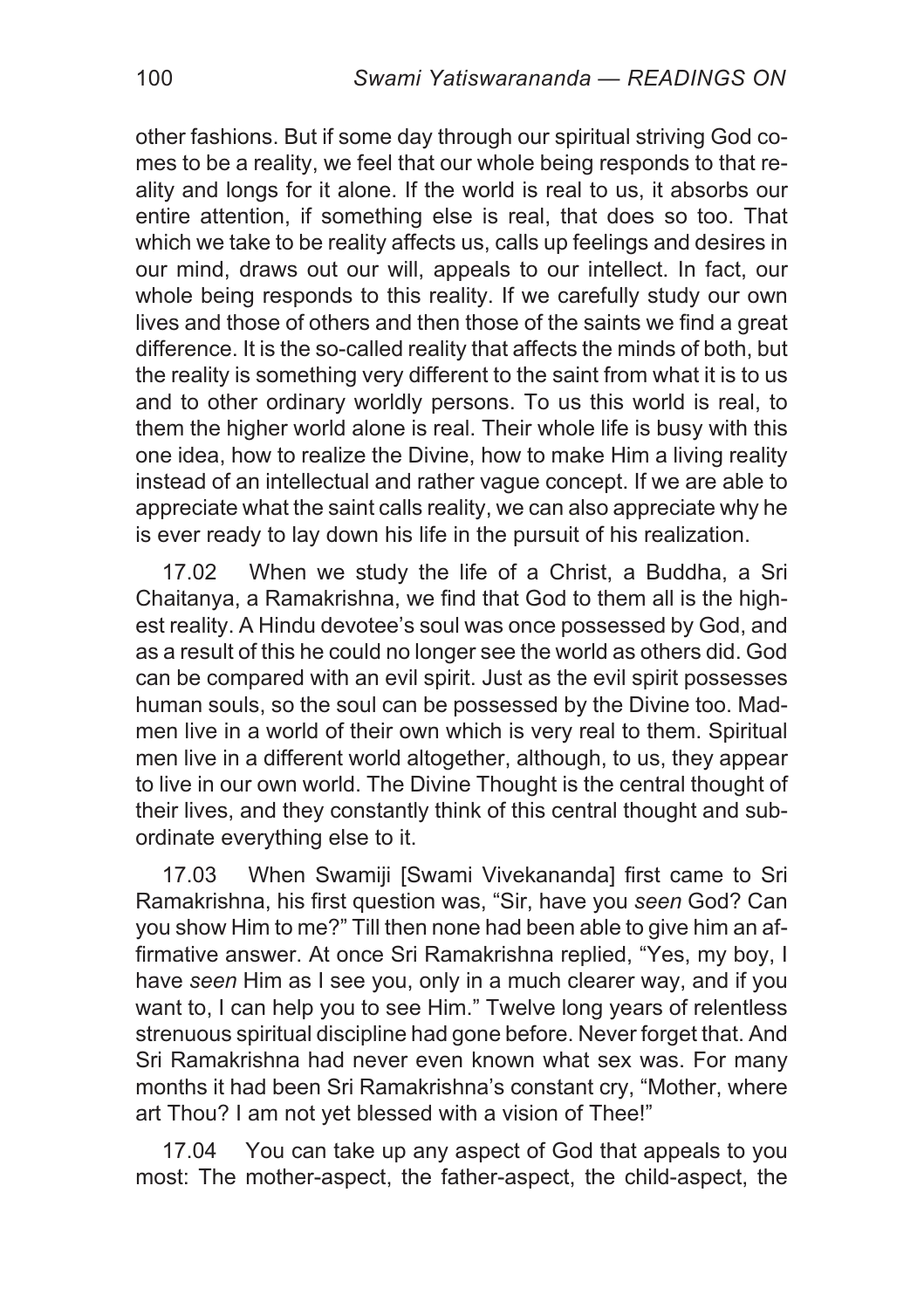other fashions. But if some day through our spiritual striving God comes to be a reality, we feel that our whole being responds to that reality and longs for it alone. If the world is real to us, it absorbs our entire attention, if something else is real, that does so too. That which we take to be reality affects us, calls up feelings and desires in our mind, draws out our will, appeals to our intellect. In fact, our whole being responds to this reality. If we carefully study our own lives and those of others and then those of the saints we find a great difference. It is the so-called reality that affects the minds of both, but the reality is something very different to the saint from what it is to us and to other ordinary worldly persons. To us this world is real, to them the higher world alone is real. Their whole life is busy with this one idea, how to realize the Divine, how to make Him a living reality instead of an intellectual and rather vague concept. If we are able to appreciate what the saint calls reality, we can also appreciate why he is ever ready to lay down his life in the pursuit of his realization.

17.02 When we study the life of a Christ, a Buddha, a Sri Chaitanya, a Ramakrishna, we find that God to them all is the highest reality. A Hindu devotee's soul was once possessed by God, and as a result of this he could no longer see the world as others did. God can be compared with an evil spirit. Just as the evil spirit possesses human souls, so the soul can be possessed by the Divine too. Madmen live in a world of their own which is very real to them. Spiritual men live in a different world altogether, although, to us, they appear to live in our own world. The Divine Thought is the central thought of their lives, and they constantly think of this central thought and subordinate everything else to it.

17.03 When Swamiji [Swami Vivekananda] first came to Sri Ramakrishna, his first question was, "Sir, have you *seen* God? Can you show Him to me?" Till then none had been able to give him an affirmative answer. At once Sri Ramakrishna replied, "Yes, my boy, I have *seen* Him as I see you, only in a much clearer way, and if you want to, I can help you to see Him." Twelve long years of relentless strenuous spiritual discipline had gone before. Never forget that. And Sri Ramakrishna had never even known what sex was. For many months it had been Sri Ramakrishna's constant cry, "Mother, where art Thou? I am not yet blessed with a vision of Thee!"

17.04 You can take up any aspect of God that appeals to you most: The mother-aspect, the father-aspect, the child-aspect, the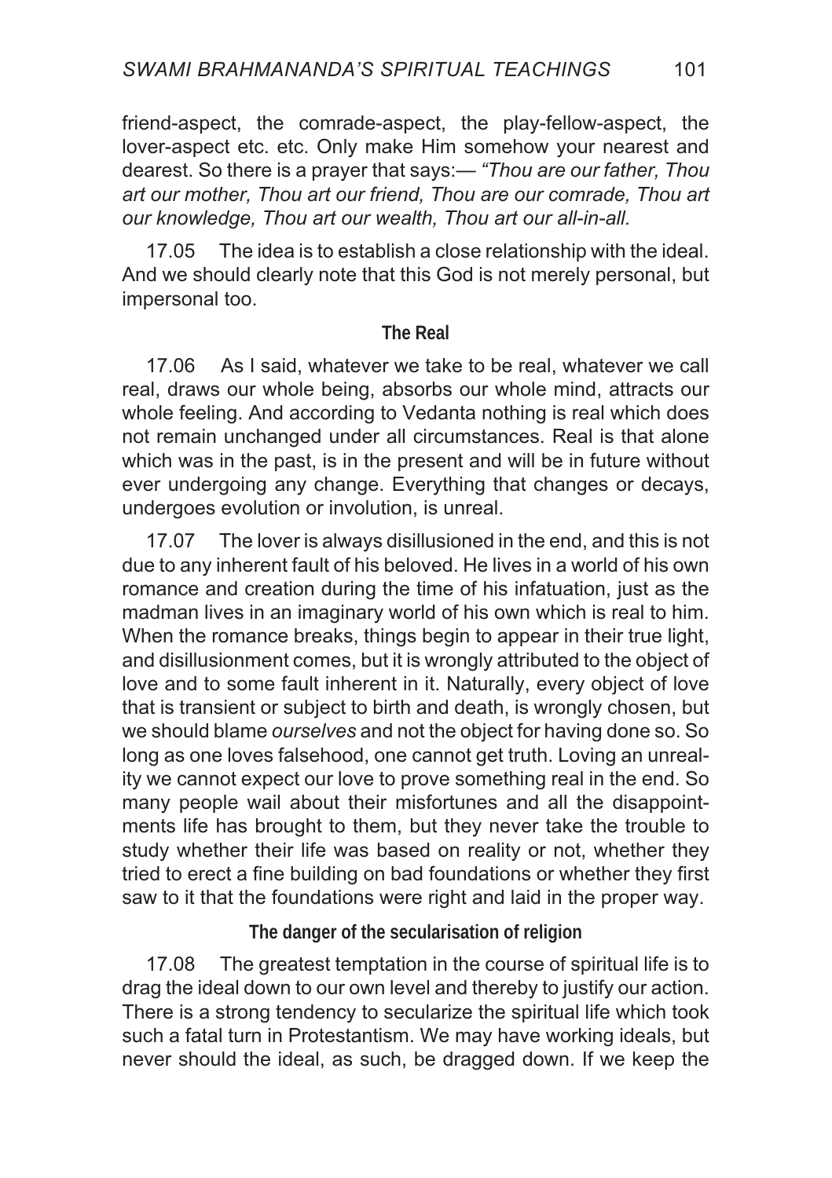friend-aspect, the comrade-aspect, the play-fellow-aspect, the lover-aspect etc. etc. Only make Him somehow your nearest and dearest. So there is a prayer that says:— *"Thou are our father, Thou art our mother, Thou art our friend, Thou are our comrade, Thou art our knowledge, Thou art our wealth, Thou art our all-in-all.*

17.05 The idea is to establish a close relationship with the ideal. And we should clearly note that this God is not merely personal, but impersonal too.

### The Real

17.06 As I said, whatever we take to be real, whatever we call real, draws our whole being, absorbs our whole mind, attracts our whole feeling. And according to Vedanta nothing is real which does not remain unchanged under all circumstances. Real is that alone which was in the past, is in the present and will be in future without ever undergoing any change. Everything that changes or decays, undergoes evolution or involution, is unreal.

17.07 The lover is always disillusioned in the end, and this is not due to any inherent fault of his beloved. He lives in a world of his own romance and creation during the time of his infatuation, just as the madman lives in an imaginary world of his own which is real to him. When the romance breaks, things begin to appear in their true light, and disillusionment comes, but it is wrongly attributed to the object of love and to some fault inherent in it. Naturally, every object of love that is transient or subject to birth and death, is wrongly chosen, but we should blame *ourselves* and not the object for having done so. So long as one loves falsehood, one cannot get truth. Loving an unreality we cannot expect our love to prove something real in the end. So many people wail about their misfortunes and all the disappointments life has brought to them, but they never take the trouble to study whether their life was based on reality or not, whether they tried to erect a fine building on bad foundations or whether they first saw to it that the foundations were right and laid in the proper way.

### The danger of the secularisation of religion

17.08 The greatest temptation in the course of spiritual life is to drag the ideal down to our own level and thereby to justify our action. There is a strong tendency to secularize the spiritual life which took such a fatal turn in Protestantism. We may have working ideals, but never should the ideal, as such, be dragged down. If we keep the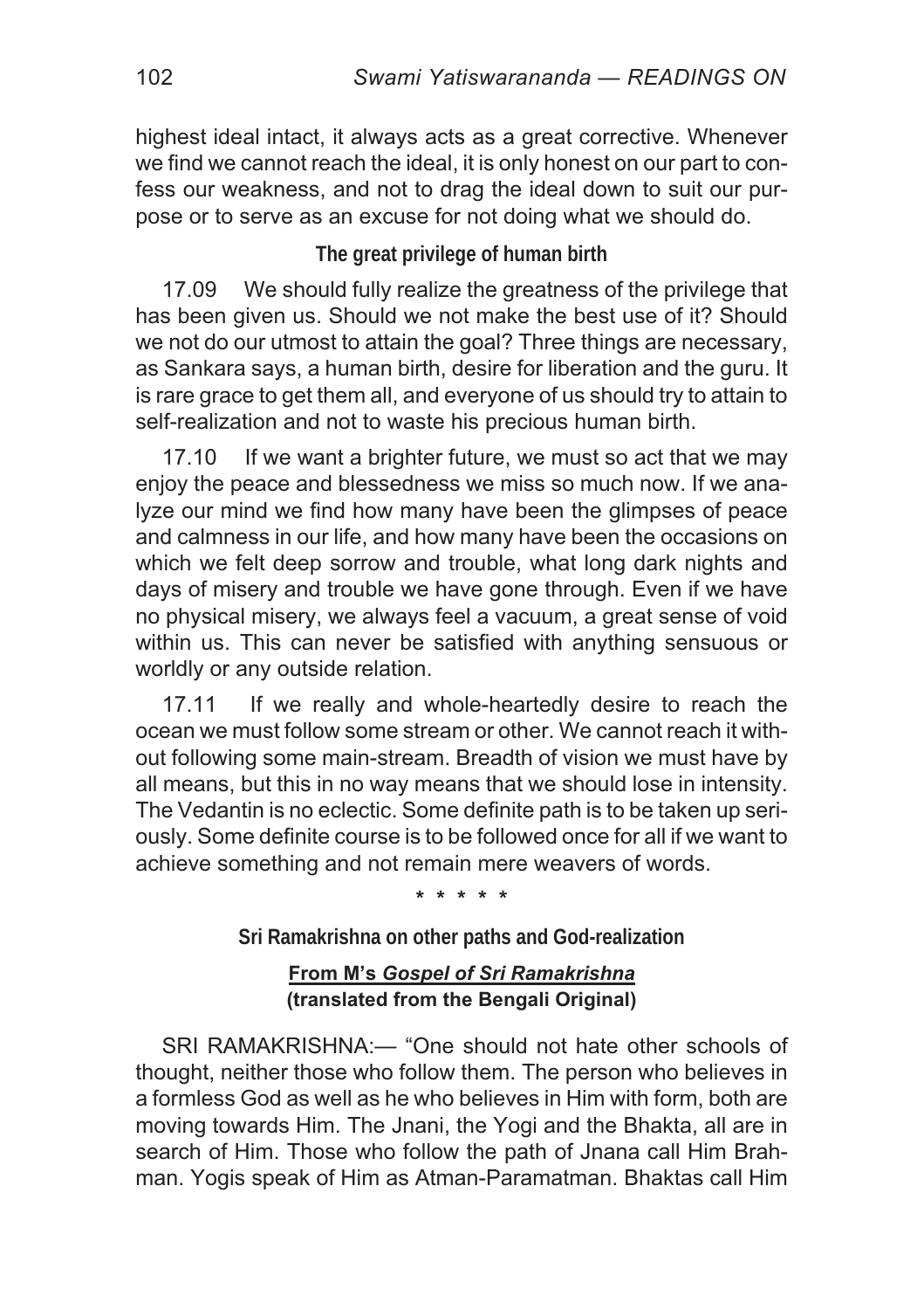highest ideal intact, it always acts as a great corrective. Whenever we find we cannot reach the ideal, it is only honest on our part to confess our weakness, and not to drag the ideal down to suit our purpose or to serve as an excuse for not doing what we should do.

### The great privilege of human birth

17.09 We should fully realize the greatness of the privilege that has been given us. Should we not make the best use of it? Should we not do our utmost to attain the goal? Three things are necessary, as Sankara says, a human birth, desire for liberation and the guru. It is rare grace to get them all, and everyone of us should try to attain to self-realization and not to waste his precious human birth.

17.10 If we want a brighter future, we must so act that we may enjoy the peace and blessedness we miss so much now. If we analyze our mind we find how many have been the glimpses of peace and calmness in our life, and how many have been the occasions on which we felt deep sorrow and trouble, what long dark nights and days of misery and trouble we have gone through. Even if we have no physical misery, we always feel a vacuum, a great sense of void within us. This can never be satisfied with anything sensuous or worldly or any outside relation.

17.11 If we really and whole-heartedly desire to reach the ocean we must follow some stream or other. We cannot reach it without following some main-stream. Breadth of vision we must have by all means, but this in no way means that we should lose in intensity. The Vedantin is no eclectic. Some definite path is to be taken up seriously. Some definite course is to be followed once for all if we want to achieve something and not remain mere weavers of words.

\* \* \* \* \*

### Sri Ramakrishna on other paths and God-realization

**From M's *Gospel of Sri Ramakrishna***
**(translated from the Bengali Original)**

SRI RAMAKRISHNA:— "One should not hate other schools of thought, neither those who follow them. The person who believes in a formless God as well as he who believes in Him with form, both are moving towards Him. The Jnani, the Yogi and the Bhakta, all are in search of Him. Those who follow the path of Jnana call Him Brahman. Yogis speak of Him as Atman-Paramatman. Bhaktas call Him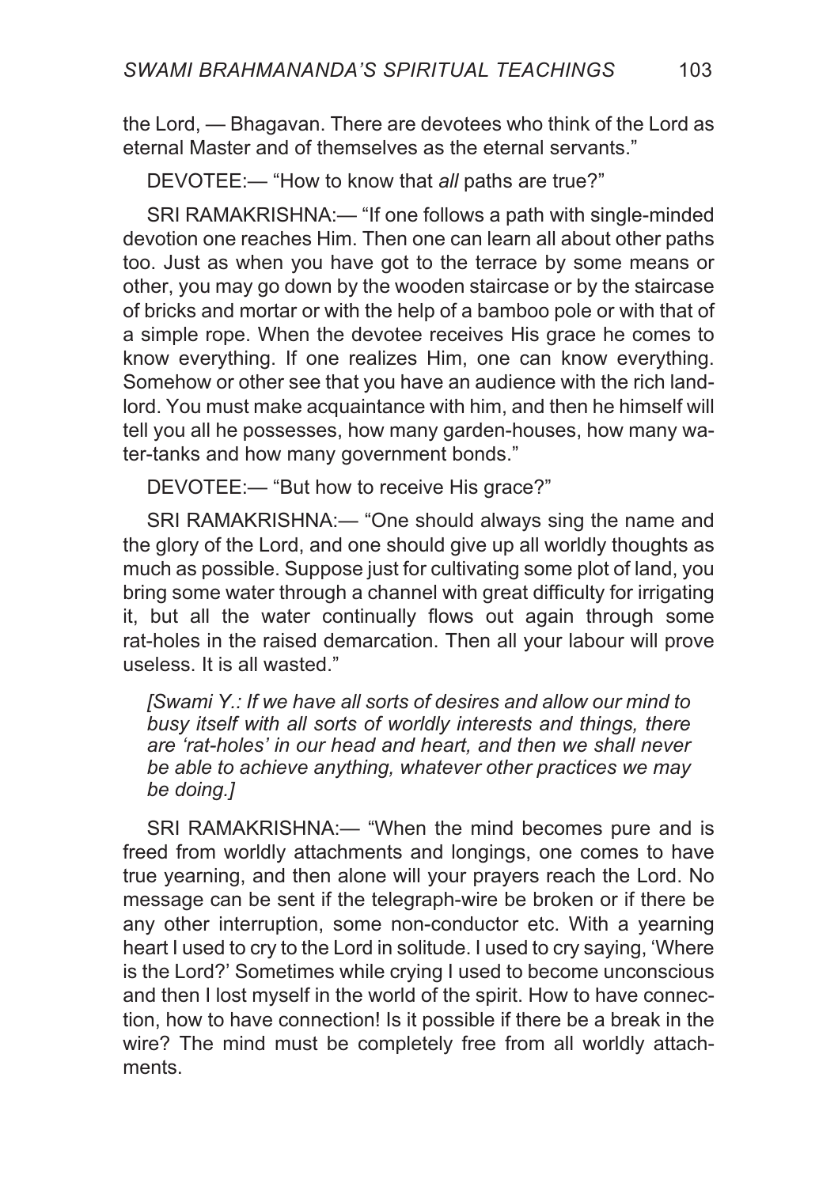the Lord, — Bhagavan. There are devotees who think of the Lord as eternal Master and of themselves as the eternal servants."

DEVOTEE:— "How to know that *all* paths are true?"

SRI RAMAKRISHNA:— "If one follows a path with single-minded devotion one reaches Him. Then one can learn all about other paths too. Just as when you have got to the terrace by some means or other, you may go down by the wooden staircase or by the staircase of bricks and mortar or with the help of a bamboo pole or with that of a simple rope. When the devotee receives His grace he comes to know everything. If one realizes Him, one can know everything. Somehow or other see that you have an audience with the rich landlord. You must make acquaintance with him, and then he himself will tell you all he possesses, how many garden-houses, how many water-tanks and how many government bonds."

DEVOTEE:— "But how to receive His grace?"

SRI RAMAKRISHNA:— "One should always sing the name and the glory of the Lord, and one should give up all worldly thoughts as much as possible. Suppose just for cultivating some plot of land, you bring some water through a channel with great difficulty for irrigating it, but all the water continually flows out again through some rat-holes in the raised demarcation. Then all your labour will prove useless. It is all wasted."

*[Swami Y.: If we have all sorts of desires and allow our mind to busy itself with all sorts of worldly interests and things, there are 'rat-holes' in our head and heart, and then we shall never be able to achieve anything, whatever other practices we may be doing.]*

SRI RAMAKRISHNA:— "When the mind becomes pure and is freed from worldly attachments and longings, one comes to have true yearning, and then alone will your prayers reach the Lord. No message can be sent if the telegraph-wire be broken or if there be any other interruption, some non-conductor etc. With a yearning heart I used to cry to the Lord in solitude. I used to cry saying, 'Where is the Lord?' Sometimes while crying I used to become unconscious and then I lost myself in the world of the spirit. How to have connection, how to have connection! Is it possible if there be a break in the wire? The mind must be completely free from all worldly attachments.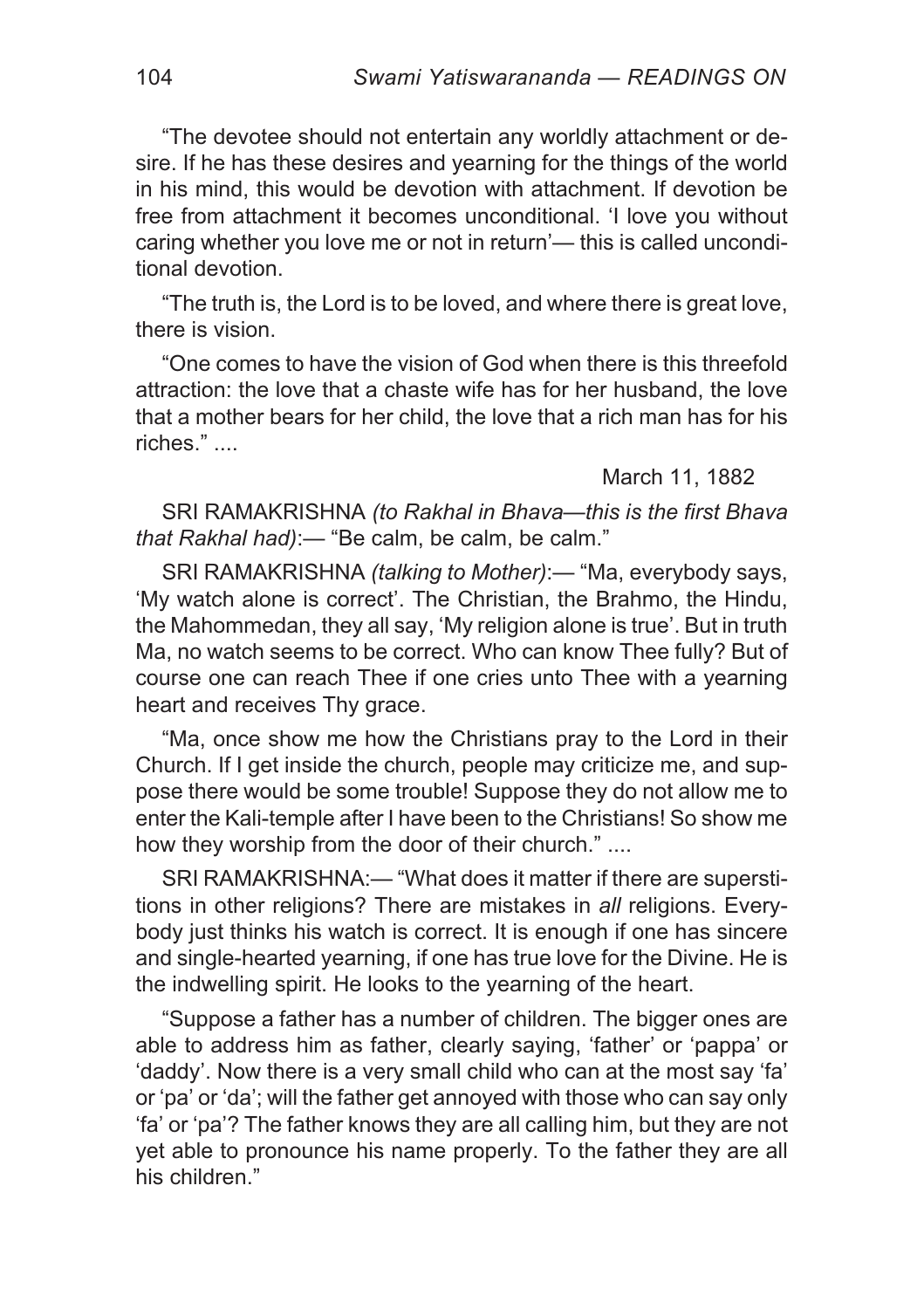"The devotee should not entertain any worldly attachment or desire. If he has these desires and yearning for the things of the world in his mind, this would be devotion with attachment. If devotion be free from attachment it becomes unconditional. 'I love you without caring whether you love me or not in return'— this is called unconditional devotion.

"The truth is, the Lord is to be loved, and where there is great love, there is vision.

"One comes to have the vision of God when there is this threefold attraction: the love that a chaste wife has for her husband, the love that a mother bears for her child, the love that a rich man has for his riches." ....

March 11, 1882

SRI RAMAKRISHNA *(to Rakhal in Bhava—this is the first Bhava that Rakhal had)*:— "Be calm, be calm, be calm."

SRI RAMAKRISHNA *(talking to Mother)*:— "Ma, everybody says, 'My watch alone is correct'. The Christian, the Brahmo, the Hindu, the Mahommedan, they all say, 'My religion alone is true'. But in truth Ma, no watch seems to be correct. Who can know Thee fully? But of course one can reach Thee if one cries unto Thee with a yearning heart and receives Thy grace.

"Ma, once show me how the Christians pray to the Lord in their Church. If I get inside the church, people may criticize me, and suppose there would be some trouble! Suppose they do not allow me to enter the Kali-temple after I have been to the Christians! So show me how they worship from the door of their church." ....

SRI RAMAKRISHNA:— "What does it matter if there are superstitions in other religions? There are mistakes in *all* religions. Everybody just thinks his watch is correct. It is enough if one has sincere and single-hearted yearning, if one has true love for the Divine. He is the indwelling spirit. He looks to the yearning of the heart.

"Suppose a father has a number of children. The bigger ones are able to address him as father, clearly saying, 'father' or 'pappa' or 'daddy'. Now there is a very small child who can at the most say 'fa' or 'pa' or 'da'; will the father get annoyed with those who can say only 'fa' or 'pa'? The father knows they are all calling him, but they are not yet able to pronounce his name properly. To the father they are all his children."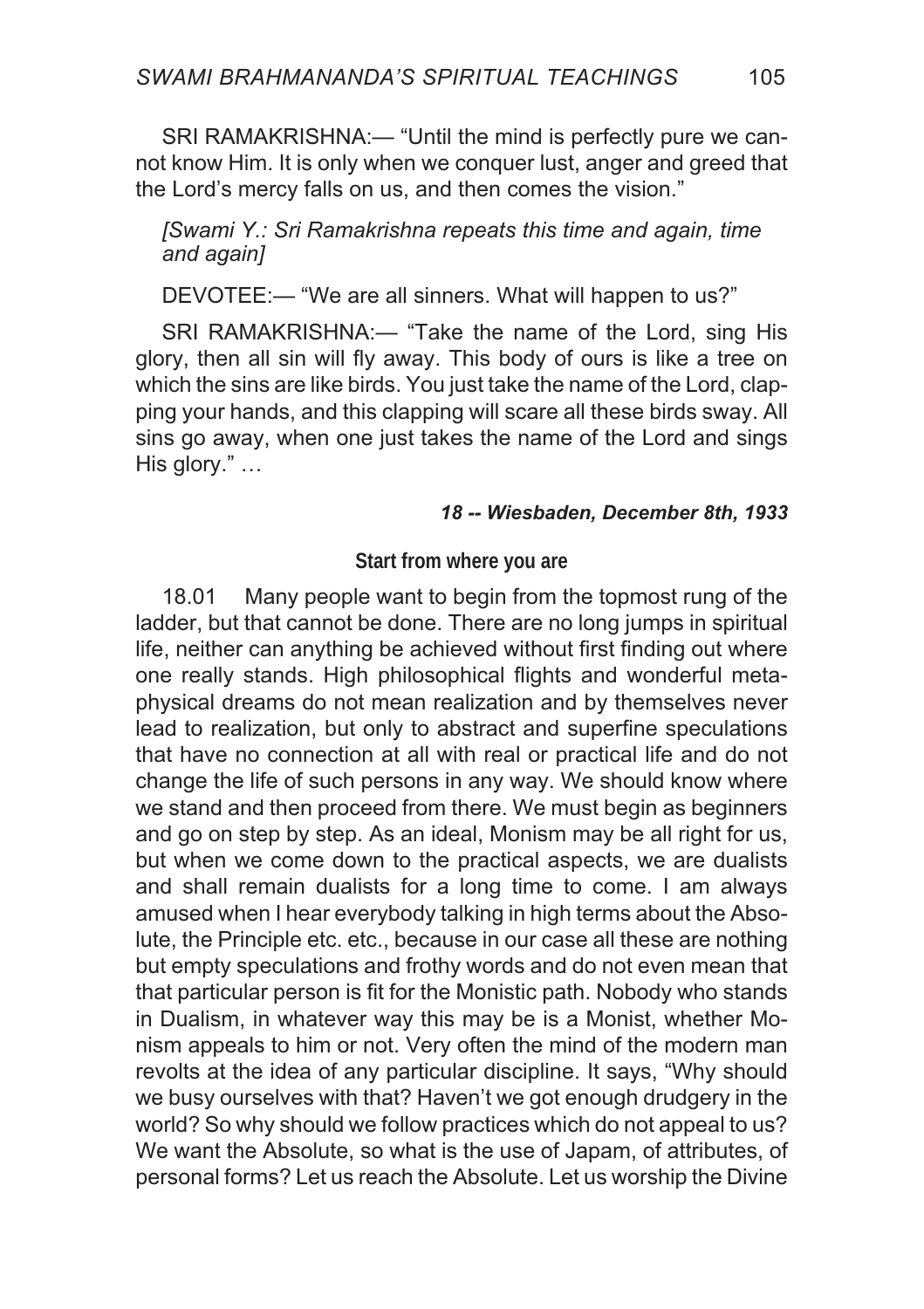SRI RAMAKRISHNA:— "Until the mind is perfectly pure we cannot know Him. It is only when we conquer lust, anger and greed that the Lord's mercy falls on us, and then comes the vision."

*[Swami Y.: Sri Ramakrishna repeats this time and again, time and again]*

DEVOTEE:— "We are all sinners. What will happen to us?"

SRI RAMAKRISHNA:— "Take the name of the Lord, sing His glory, then all sin will fly away. This body of ours is like a tree on which the sins are like birds. You just take the name of the Lord, clapping your hands, and this clapping will scare all these birds sway. All sins go away, when one just takes the name of the Lord and sings His glory." …

***18 -- Wiesbaden, December 8th, 1933***

### Start from where you are

18.01 Many people want to begin from the topmost rung of the ladder, but that cannot be done. There are no long jumps in spiritual life, neither can anything be achieved without first finding out where one really stands. High philosophical flights and wonderful metaphysical dreams do not mean realization and by themselves never lead to realization, but only to abstract and superfine speculations that have no connection at all with real or practical life and do not change the life of such persons in any way. We should know where we stand and then proceed from there. We must begin as beginners and go on step by step. As an ideal, Monism may be all right for us, but when we come down to the practical aspects, we are dualists and shall remain dualists for a long time to come. I am always amused when I hear everybody talking in high terms about the Absolute, the Principle etc. etc., because in our case all these are nothing but empty speculations and frothy words and do not even mean that that particular person is fit for the Monistic path. Nobody who stands in Dualism, in whatever way this may be is a Monist, whether Monism appeals to him or not. Very often the mind of the modern man revolts at the idea of any particular discipline. It says, "Why should we busy ourselves with that? Haven't we got enough drudgery in the world? So why should we follow practices which do not appeal to us? We want the Absolute, so what is the use of Japam, of attributes, of personal forms? Let us reach the Absolute. Let us worship the Divine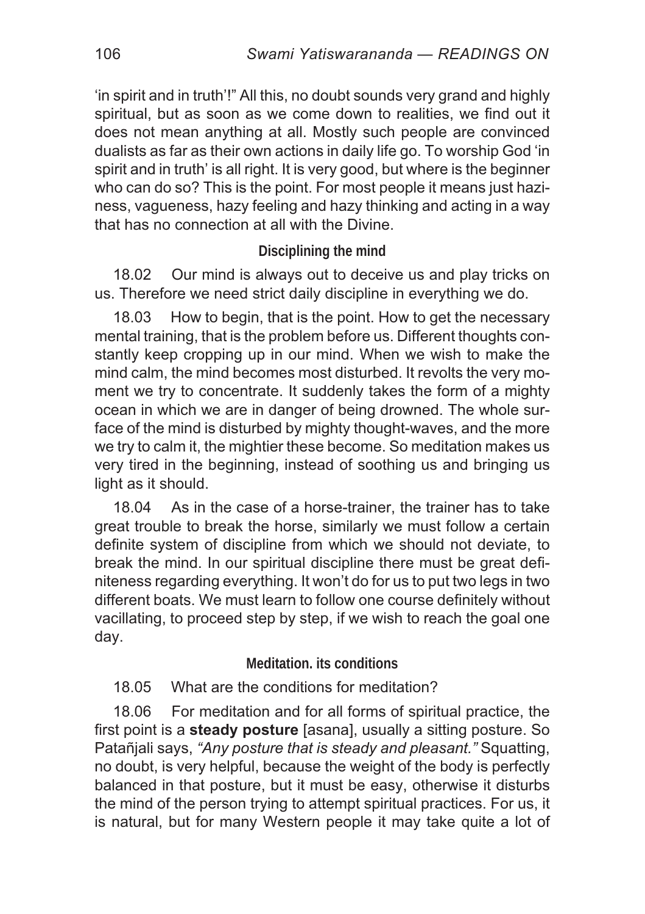'in spirit and in truth'!" All this, no doubt sounds very grand and highly spiritual, but as soon as we come down to realities, we find out it does not mean anything at all. Mostly such people are convinced dualists as far as their own actions in daily life go. To worship God 'in spirit and in truth' is all right. It is very good, but where is the beginner who can do so? This is the point. For most people it means just haziness, vagueness, hazy feeling and hazy thinking and acting in a way that has no connection at all with the Divine.

### Disciplining the mind

18.02 Our mind is always out to deceive us and play tricks on us. Therefore we need strict daily discipline in everything we do.

18.03 How to begin, that is the point. How to get the necessary mental training, that is the problem before us. Different thoughts constantly keep cropping up in our mind. When we wish to make the mind calm, the mind becomes most disturbed. It revolts the very moment we try to concentrate. It suddenly takes the form of a mighty ocean in which we are in danger of being drowned. The whole surface of the mind is disturbed by mighty thought-waves, and the more we try to calm it, the mightier these become. So meditation makes us very tired in the beginning, instead of soothing us and bringing us light as it should.

18.04 As in the case of a horse-trainer, the trainer has to take great trouble to break the horse, similarly we must follow a certain definite system of discipline from which we should not deviate, to break the mind. In our spiritual discipline there must be great definiteness regarding everything. It won't do for us to put two legs in two different boats. We must learn to follow one course definitely without vacillating, to proceed step by step, if we wish to reach the goal one day.

### Meditation. its conditions

18.05 What are the conditions for meditation?

18.06 For meditation and for all forms of spiritual practice, the first point is a **steady posture** [asana], usually a sitting posture. So Patañjali says, *"Any posture that is steady and pleasant."* Squatting, no doubt, is very helpful, because the weight of the body is perfectly balanced in that posture, but it must be easy, otherwise it disturbs the mind of the person trying to attempt spiritual practices. For us, it is natural, but for many Western people it may take quite a lot of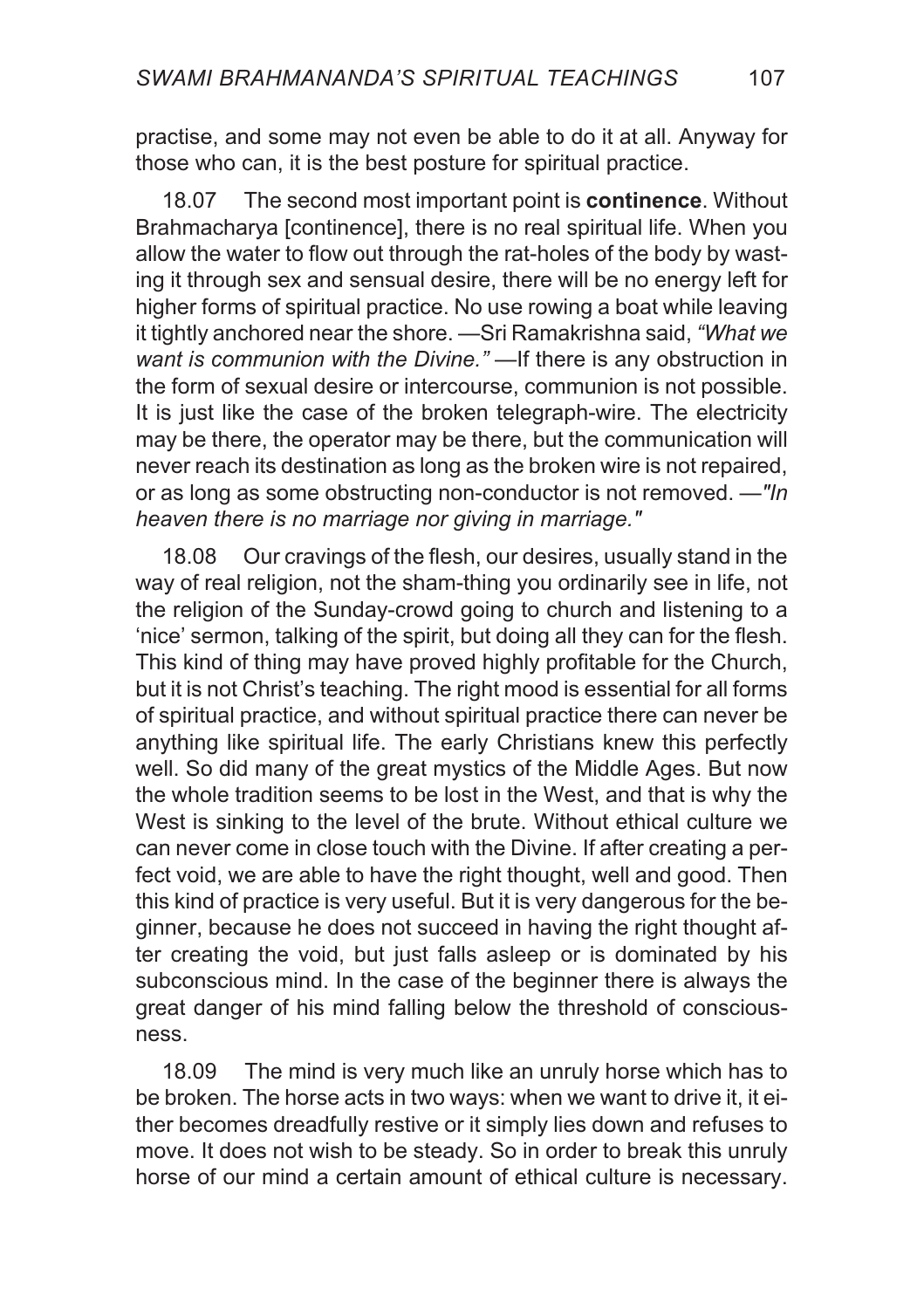practise, and some may not even be able to do it at all. Anyway for those who can, it is the best posture for spiritual practice.

18.07 The second most important point is **continence**. Without Brahmacharya [continence], there is no real spiritual life. When you allow the water to flow out through the rat-holes of the body by wasting it through sex and sensual desire, there will be no energy left for higher forms of spiritual practice. No use rowing a boat while leaving it tightly anchored near the shore. —Sri Ramakrishna said, *"What we want is communion with the Divine."* —If there is any obstruction in the form of sexual desire or intercourse, communion is not possible. It is just like the case of the broken telegraph-wire. The electricity may be there, the operator may be there, but the communication will never reach its destination as long as the broken wire is not repaired, or as long as some obstructing non-conductor is not removed. —*"In heaven there is no marriage nor giving in marriage."*

18.08 Our cravings of the flesh, our desires, usually stand in the way of real religion, not the sham-thing you ordinarily see in life, not the religion of the Sunday-crowd going to church and listening to a 'nice' sermon, talking of the spirit, but doing all they can for the flesh. This kind of thing may have proved highly profitable for the Church, but it is not Christ's teaching. The right mood is essential for all forms of spiritual practice, and without spiritual practice there can never be anything like spiritual life. The early Christians knew this perfectly well. So did many of the great mystics of the Middle Ages. But now the whole tradition seems to be lost in the West, and that is why the West is sinking to the level of the brute. Without ethical culture we can never come in close touch with the Divine. If after creating a perfect void, we are able to have the right thought, well and good. Then this kind of practice is very useful. But it is very dangerous for the beginner, because he does not succeed in having the right thought after creating the void, but just falls asleep or is dominated by his subconscious mind. In the case of the beginner there is always the great danger of his mind falling below the threshold of consciousness.

18.09 The mind is very much like an unruly horse which has to be broken. The horse acts in two ways: when we want to drive it, it either becomes dreadfully restive or it simply lies down and refuses to move. It does not wish to be steady. So in order to break this unruly horse of our mind a certain amount of ethical culture is necessary.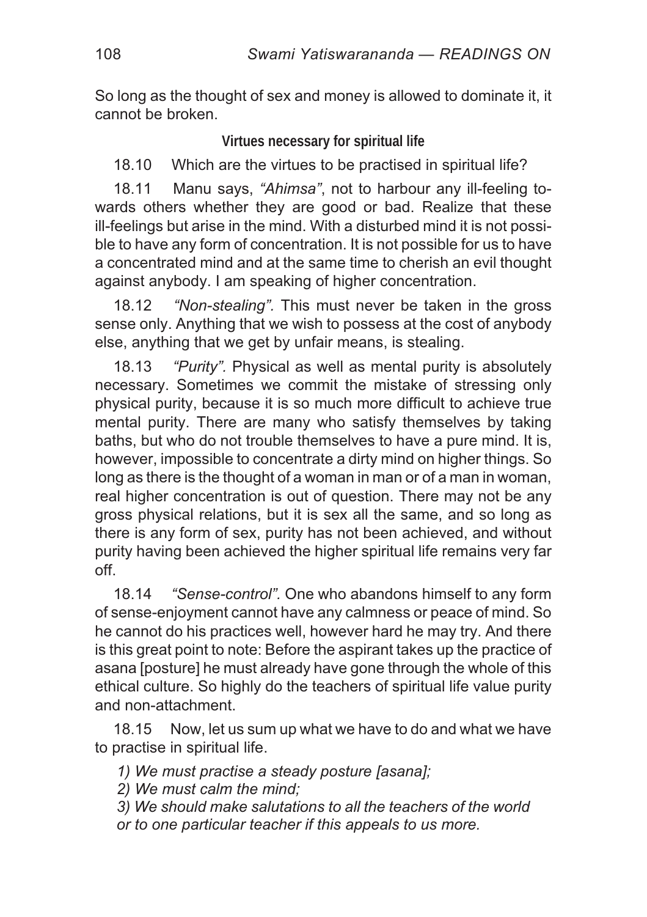So long as the thought of sex and money is allowed to dominate it, it cannot be broken.

### Virtues necessary for spiritual life

18.10 Which are the virtues to be practised in spiritual life?

18.11 Manu says, *"Ahimsa"*, not to harbour any ill-feeling towards others whether they are good or bad. Realize that these ill-feelings but arise in the mind. With a disturbed mind it is not possible to have any form of concentration. It is not possible for us to have a concentrated mind and at the same time to cherish an evil thought against anybody. I am speaking of higher concentration.

18.12 *"Non-stealing".* This must never be taken in the gross sense only. Anything that we wish to possess at the cost of anybody else, anything that we get by unfair means, is stealing.

18.13 *"Purity".* Physical as well as mental purity is absolutely necessary. Sometimes we commit the mistake of stressing only physical purity, because it is so much more difficult to achieve true mental purity. There are many who satisfy themselves by taking baths, but who do not trouble themselves to have a pure mind. It is, however, impossible to concentrate a dirty mind on higher things. So long as there is the thought of a woman in man or of a man in woman, real higher concentration is out of question. There may not be any gross physical relations, but it is sex all the same, and so long as there is any form of sex, purity has not been achieved, and without purity having been achieved the higher spiritual life remains very far off.

18.14 *"Sense-control".* One who abandons himself to any form of sense-enjoyment cannot have any calmness or peace of mind. So he cannot do his practices well, however hard he may try. And there is this great point to note: Before the aspirant takes up the practice of asana [posture] he must already have gone through the whole of this ethical culture. So highly do the teachers of spiritual life value purity and non-attachment.

18.15 Now, let us sum up what we have to do and what we have to practise in spiritual life.

*1) We must practise a steady posture [asana];*
*2) We must calm the mind;*
*3) We should make salutations to all the teachers of the world or to one particular teacher if this appeals to us more.*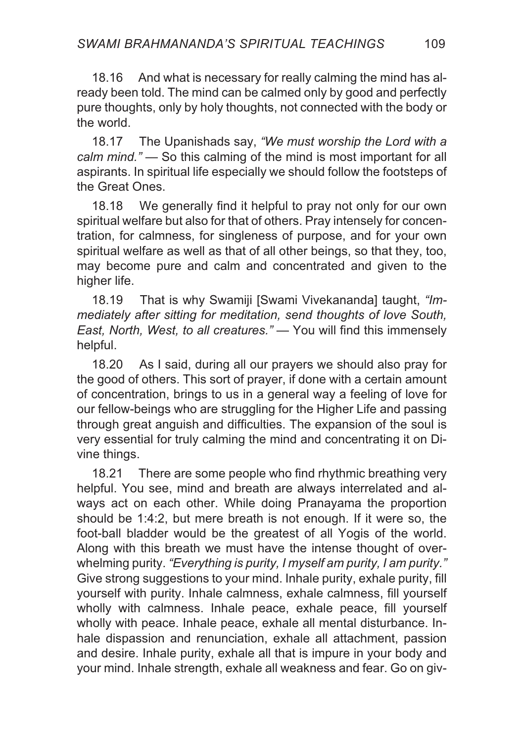18.16 And what is necessary for really calming the mind has already been told. The mind can be calmed only by good and perfectly pure thoughts, only by holy thoughts, not connected with the body or the world.

18.17 The Upanishads say, *"We must worship the Lord with a calm mind."* — So this calming of the mind is most important for all aspirants. In spiritual life especially we should follow the footsteps of the Great Ones.

18.18 We generally find it helpful to pray not only for our own spiritual welfare but also for that of others. Pray intensely for concentration, for calmness, for singleness of purpose, and for your own spiritual welfare as well as that of all other beings, so that they, too, may become pure and calm and concentrated and given to the higher life.

18.19 That is why Swamiji [Swami Vivekananda] taught, *"Immediately after sitting for meditation, send thoughts of love South, East, North, West, to all creatures."* — You will find this immensely helpful.

18.20 As I said, during all our prayers we should also pray for the good of others. This sort of prayer, if done with a certain amount of concentration, brings to us in a general way a feeling of love for our fellow-beings who are struggling for the Higher Life and passing through great anguish and difficulties. The expansion of the soul is very essential for truly calming the mind and concentrating it on Divine things.

18.21 There are some people who find rhythmic breathing very helpful. You see, mind and breath are always interrelated and always act on each other. While doing Pranayama the proportion should be 1:4:2, but mere breath is not enough. If it were so, the foot-ball bladder would be the greatest of all Yogis of the world. Along with this breath we must have the intense thought of overwhelming purity. *"Everything is purity, I myself am purity, I am purity."* Give strong suggestions to your mind. Inhale purity, exhale purity, fill yourself with purity. Inhale calmness, exhale calmness, fill yourself wholly with calmness. Inhale peace, exhale peace, fill yourself wholly with peace. Inhale peace, exhale all mental disturbance. Inhale dispassion and renunciation, exhale all attachment, passion and desire. Inhale purity, exhale all that is impure in your body and your mind. Inhale strength, exhale all weakness and fear. Go on giv-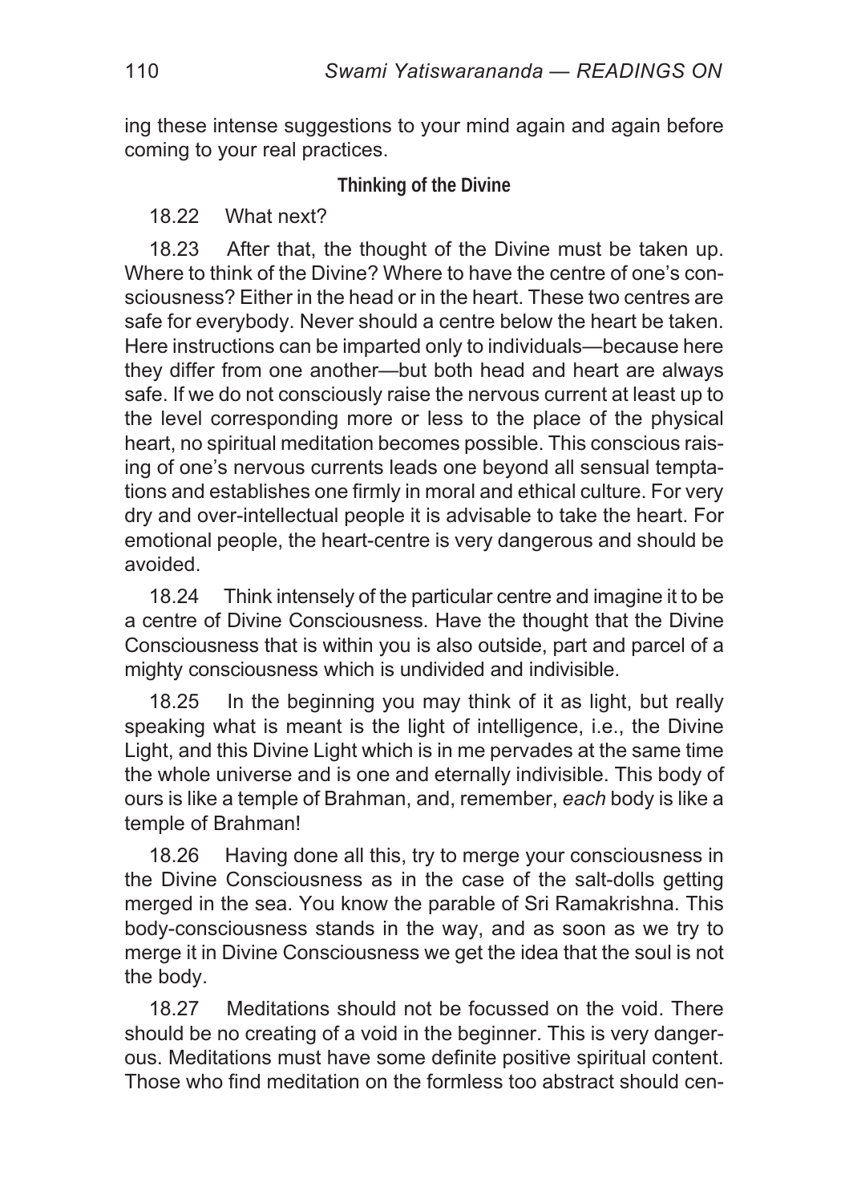ing these intense suggestions to your mind again and again before coming to your real practices.

### Thinking of the Divine

18.22 What next?

18.23 After that, the thought of the Divine must be taken up. Where to think of the Divine? Where to have the centre of one's consciousness? Either in the head or in the heart. These two centres are safe for everybody. Never should a centre below the heart be taken. Here instructions can be imparted only to individuals—because here they differ from one another—but both head and heart are always safe. If we do not consciously raise the nervous current at least up to the level corresponding more or less to the place of the physical heart, no spiritual meditation becomes possible. This conscious raising of one's nervous currents leads one beyond all sensual temptations and establishes one firmly in moral and ethical culture. For very dry and over-intellectual people it is advisable to take the heart. For emotional people, the heart-centre is very dangerous and should be avoided.

18.24 Think intensely of the particular centre and imagine it to be a centre of Divine Consciousness. Have the thought that the Divine Consciousness that is within you is also outside, part and parcel of a mighty consciousness which is undivided and indivisible.

18.25 In the beginning you may think of it as light, but really speaking what is meant is the light of intelligence, i.e., the Divine Light, and this Divine Light which is in me pervades at the same time the whole universe and is one and eternally indivisible. This body of ours is like a temple of Brahman, and, remember, *each* body is like a temple of Brahman!

18.26 Having done all this, try to merge your consciousness in the Divine Consciousness as in the case of the salt-dolls getting merged in the sea. You know the parable of Sri Ramakrishna. This body-consciousness stands in the way, and as soon as we try to merge it in Divine Consciousness we get the idea that the soul is not the body.

18.27 Meditations should not be focussed on the void. There should be no creating of a void in the beginner. This is very dangerous. Meditations must have some definite positive spiritual content. Those who find meditation on the formless too abstract should cen-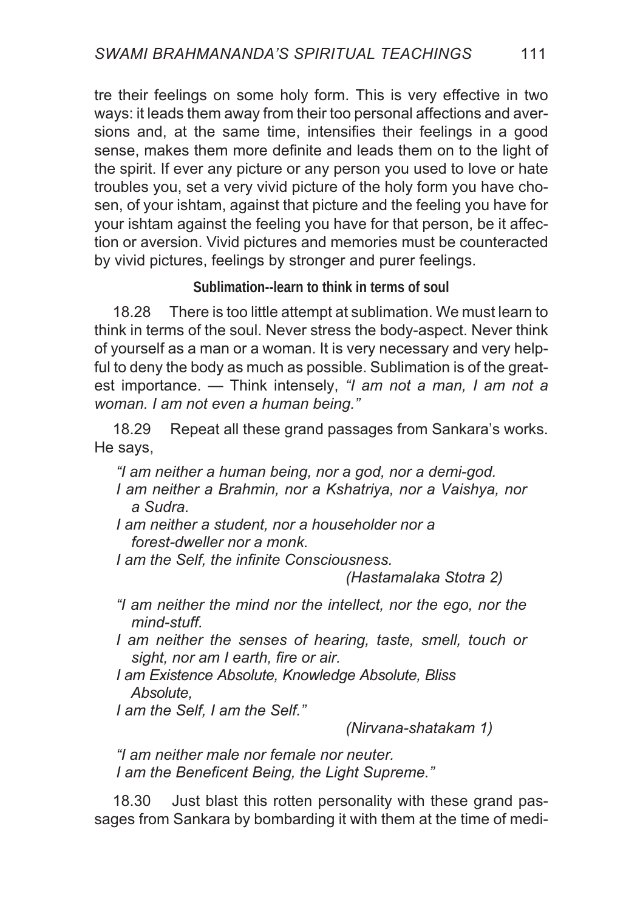tre their feelings on some holy form. This is very effective in two ways: it leads them away from their too personal affections and aversions and, at the same time, intensifies their feelings in a good sense, makes them more definite and leads them on to the light of the spirit. If ever any picture or any person you used to love or hate troubles you, set a very vivid picture of the holy form you have chosen, of your ishtam, against that picture and the feeling you have for your ishtam against the feeling you have for that person, be it affection or aversion. Vivid pictures and memories must be counteracted by vivid pictures, feelings by stronger and purer feelings.

**Sublimation--learn to think in terms of soul**

18.28 There is too little attempt at sublimation. We must learn to think in terms of the soul. Never stress the body-aspect. Never think of yourself as a man or a woman. It is very necessary and very helpful to deny the body as much as possible. Sublimation is of the greatest importance. — Think intensely, *"I am not a man, I am not a woman. I am not even a human being."*

18.29 Repeat all these grand passages from Sankara's works. He says,

*"I am neither a human being, nor a god, nor a demi-god.*
*I am neither a Brahmin, nor a Kshatriya, nor a Vaishya, nor a Sudra.*
*I am neither a student, nor a householder nor a forest-dweller nor a monk.*
*I am the Self, the infinite Consciousness.*

*(Hastamalaka Stotra 2)*

*"I am neither the mind nor the intellect, nor the ego, nor the mind-stuff.*
*I am neither the senses of hearing, taste, smell, touch or sight, nor am I earth, fire or air.*
*I am Existence Absolute, Knowledge Absolute, Bliss Absolute,*
*I am the Self, I am the Self."*

*(Nirvana-shatakam 1)*

*"I am neither male nor female nor neuter.*
*I am the Beneficent Being, the Light Supreme."*

18.30 Just blast this rotten personality with these grand passages from Sankara by bombarding it with them at the time of medi-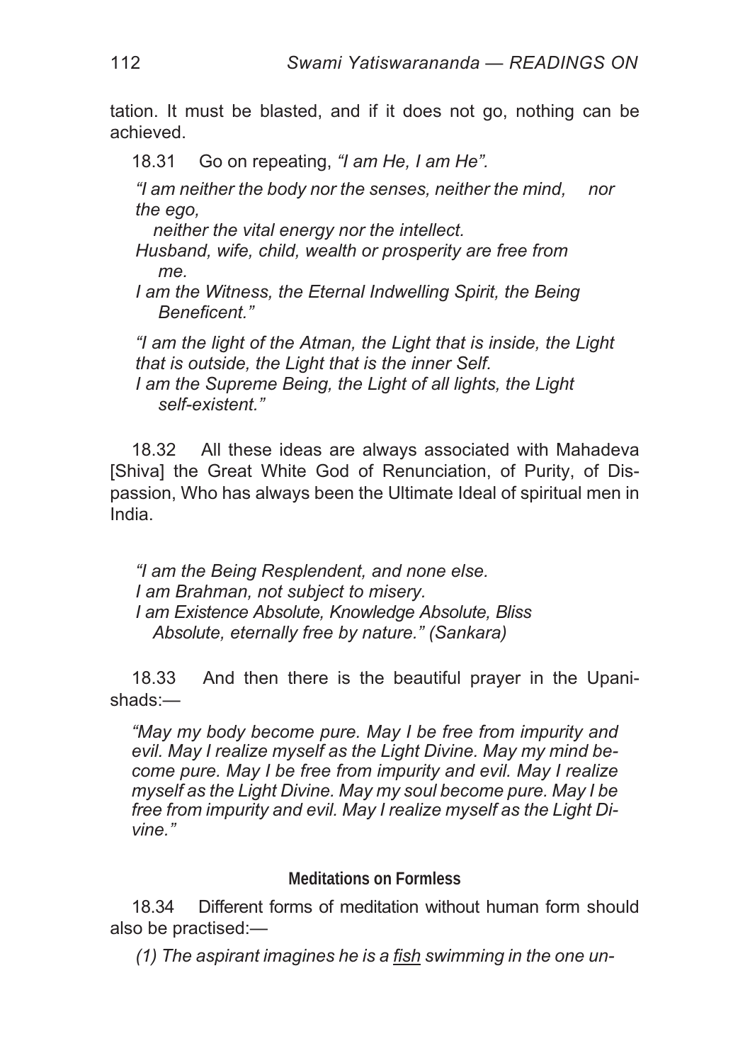tation. It must be blasted, and if it does not go, nothing can be achieved.

18.31 Go on repeating, *"I am He, I am He".*

*"I am neither the body nor the senses, neither the mind, nor the ego,*
*neither the vital energy nor the intellect.*
*Husband, wife, child, wealth or prosperity are free from me.*
*I am the Witness, the Eternal Indwelling Spirit, the Being Beneficent."*

*"I am the light of the Atman, the Light that is inside, the Light that is outside, the Light that is the inner Self.*
*I am the Supreme Being, the Light of all lights, the Light self-existent."*

18.32 All these ideas are always associated with Mahadeva [Shiva] the Great White God of Renunciation, of Purity, of Dispassion, Who has always been the Ultimate Ideal of spiritual men in India.

*"I am the Being Resplendent, and none else.*
*I am Brahman, not subject to misery.*
*I am Existence Absolute, Knowledge Absolute, Bliss Absolute, eternally free by nature." (Sankara)*

18.33 And then there is the beautiful prayer in the Upanishads:—

*"May my body become pure. May I be free from impurity and evil. May I realize myself as the Light Divine. May my mind become pure. May I be free from impurity and evil. May I realize myself as the Light Divine. May my soul become pure. May I be free from impurity and evil. May I realize myself as the Light Divine."*

#### Meditations on Formless

18.34 Different forms of meditation without human form should also be practised:—

*(1) The aspirant imagines he is a fish swimming in the one un-*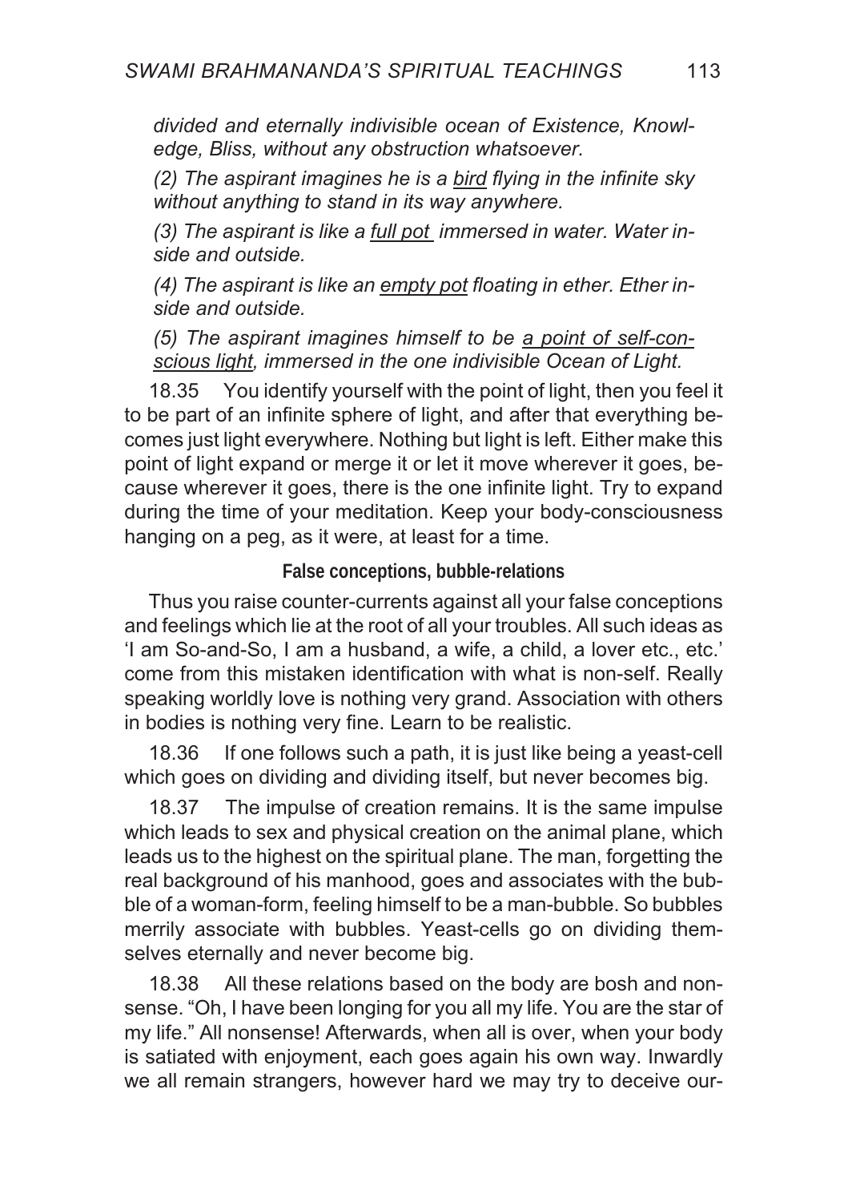*divided and eternally indivisible ocean of Existence, Knowledge, Bliss, without any obstruction whatsoever.*

*(2) The aspirant imagines he is a* <u>*bird*</u> *flying in the infinite sky without anything to stand in its way anywhere.*

*(3) The aspirant is like a* <u>*full pot*</u> *immersed in water. Water inside and outside.*

*(4) The aspirant is like an* <u>*empty pot*</u> *floating in ether. Ether inside and outside.*

*(5) The aspirant imagines himself to be* <u>*a point of self-conscious light*</u>*, immersed in the one indivisible Ocean of Light.*

18.35 You identify yourself with the point of light, then you feel it to be part of an infinite sphere of light, and after that everything becomes just light everywhere. Nothing but light is left. Either make this point of light expand or merge it or let it move wherever it goes, because wherever it goes, there is the one infinite light. Try to expand during the time of your meditation. Keep your body-consciousness hanging on a peg, as it were, at least for a time.

**False conceptions, bubble-relations**

Thus you raise counter-currents against all your false conceptions and feelings which lie at the root of all your troubles. All such ideas as 'I am So-and-So, I am a husband, a wife, a child, a lover etc., etc.' come from this mistaken identification with what is non-self. Really speaking worldly love is nothing very grand. Association with others in bodies is nothing very fine. Learn to be realistic.

18.36 If one follows such a path, it is just like being a yeast-cell which goes on dividing and dividing itself, but never becomes big.

18.37 The impulse of creation remains. It is the same impulse which leads to sex and physical creation on the animal plane, which leads us to the highest on the spiritual plane. The man, forgetting the real background of his manhood, goes and associates with the bubble of a woman-form, feeling himself to be a man-bubble. So bubbles merrily associate with bubbles. Yeast-cells go on dividing themselves eternally and never become big.

18.38 All these relations based on the body are bosh and nonsense. "Oh, I have been longing for you all my life. You are the star of my life." All nonsense! Afterwards, when all is over, when your body is satiated with enjoyment, each goes again his own way. Inwardly we all remain strangers, however hard we may try to deceive our-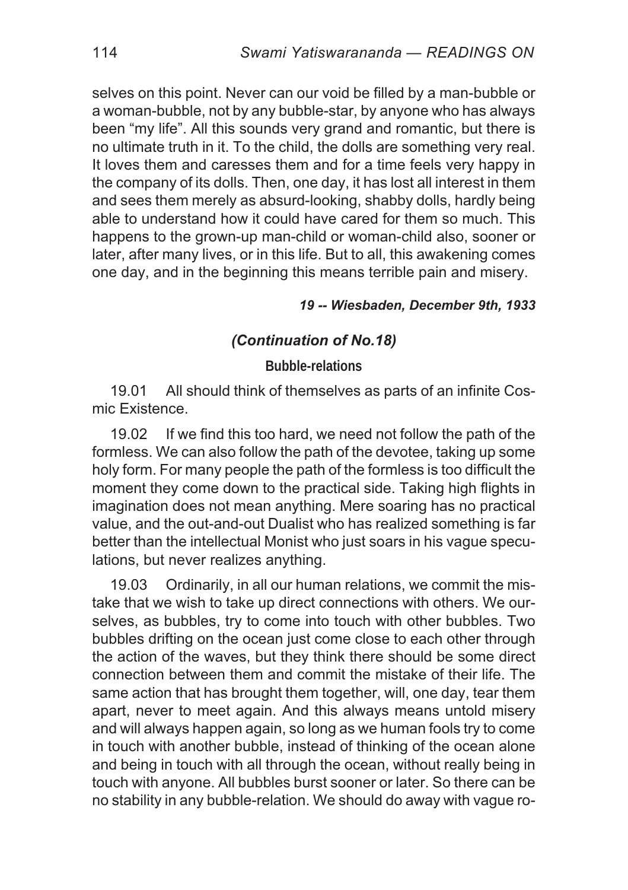selves on this point. Never can our void be filled by a man-bubble or a woman-bubble, not by any bubble-star, by anyone who has always been "my life". All this sounds very grand and romantic, but there is no ultimate truth in it. To the child, the dolls are something very real. It loves them and caresses them and for a time feels very happy in the company of its dolls. Then, one day, it has lost all interest in them and sees them merely as absurd-looking, shabby dolls, hardly being able to understand how it could have cared for them so much. This happens to the grown-up man-child or woman-child also, sooner or later, after many lives, or in this life. But to all, this awakening comes one day, and in the beginning this means terrible pain and misery.

***19 -- Wiesbaden, December 9th, 1933***

### *(Continuation of No.18)*

#### Bubble-relations

19.01 All should think of themselves as parts of an infinite Cosmic Existence.

19.02 If we find this too hard, we need not follow the path of the formless. We can also follow the path of the devotee, taking up some holy form. For many people the path of the formless is too difficult the moment they come down to the practical side. Taking high flights in imagination does not mean anything. Mere soaring has no practical value, and the out-and-out Dualist who has realized something is far better than the intellectual Monist who just soars in his vague speculations, but never realizes anything.

19.03 Ordinarily, in all our human relations, we commit the mistake that we wish to take up direct connections with others. We ourselves, as bubbles, try to come into touch with other bubbles. Two bubbles drifting on the ocean just come close to each other through the action of the waves, but they think there should be some direct connection between them and commit the mistake of their life. The same action that has brought them together, will, one day, tear them apart, never to meet again. And this always means untold misery and will always happen again, so long as we human fools try to come in touch with another bubble, instead of thinking of the ocean alone and being in touch with all through the ocean, without really being in touch with anyone. All bubbles burst sooner or later. So there can be no stability in any bubble-relation. We should do away with vague ro-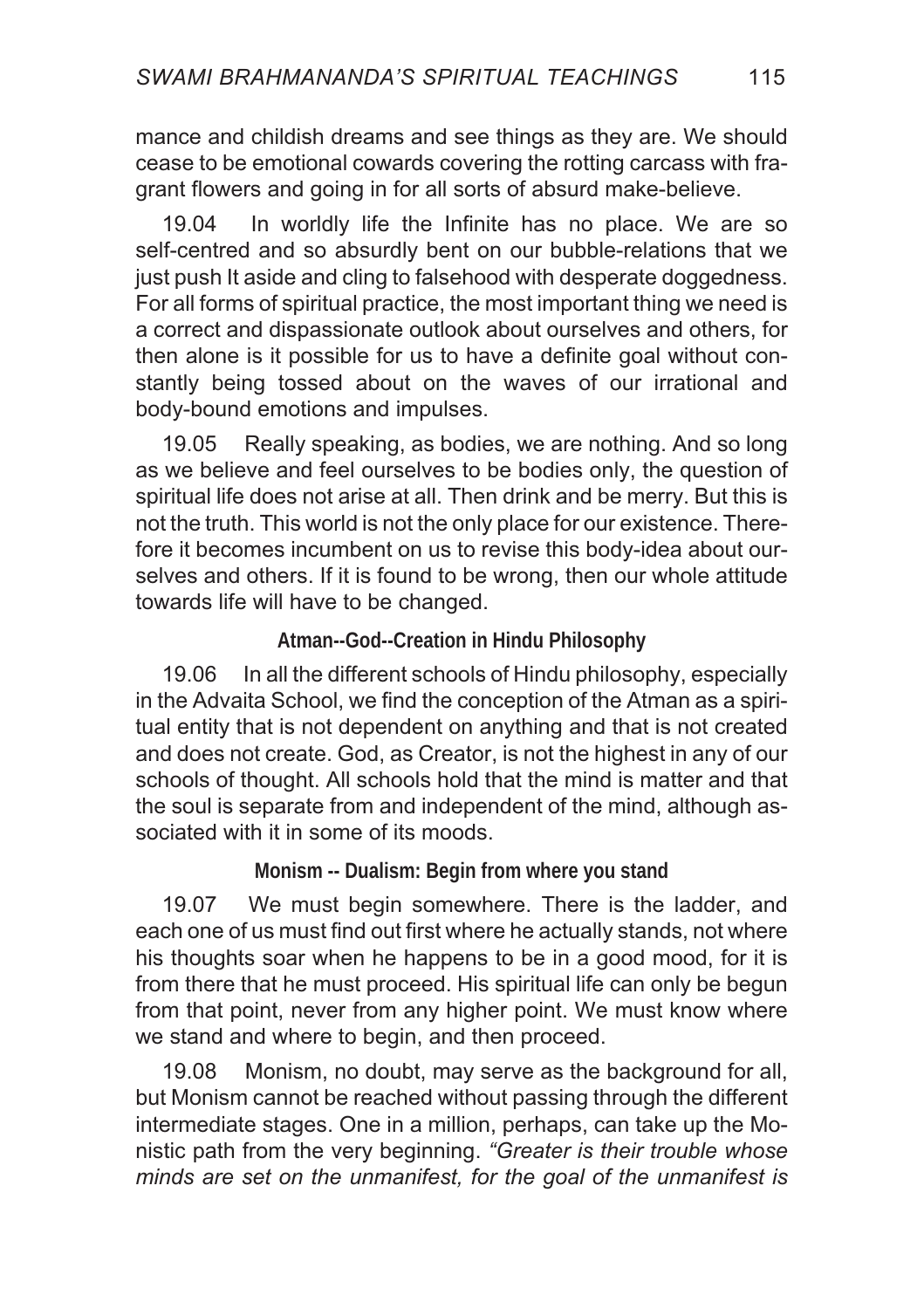mance and childish dreams and see things as they are. We should cease to be emotional cowards covering the rotting carcass with fragrant flowers and going in for all sorts of absurd make-believe.

19.04 In worldly life the Infinite has no place. We are so self-centred and so absurdly bent on our bubble-relations that we just push It aside and cling to falsehood with desperate doggedness. For all forms of spiritual practice, the most important thing we need is a correct and dispassionate outlook about ourselves and others, for then alone is it possible for us to have a definite goal without constantly being tossed about on the waves of our irrational and body-bound emotions and impulses.

19.05 Really speaking, as bodies, we are nothing. And so long as we believe and feel ourselves to be bodies only, the question of spiritual life does not arise at all. Then drink and be merry. But this is not the truth. This world is not the only place for our existence. Therefore it becomes incumbent on us to revise this body-idea about ourselves and others. If it is found to be wrong, then our whole attitude towards life will have to be changed.

### Atman--God--Creation in Hindu Philosophy

19.06 In all the different schools of Hindu philosophy, especially in the Advaita School, we find the conception of the Atman as a spiritual entity that is not dependent on anything and that is not created and does not create. God, as Creator, is not the highest in any of our schools of thought. All schools hold that the mind is matter and that the soul is separate from and independent of the mind, although associated with it in some of its moods.

### Monism -- Dualism: Begin from where you stand

19.07 We must begin somewhere. There is the ladder, and each one of us must find out first where he actually stands, not where his thoughts soar when he happens to be in a good mood, for it is from there that he must proceed. His spiritual life can only be begun from that point, never from any higher point. We must know where we stand and where to begin, and then proceed.

19.08 Monism, no doubt, may serve as the background for all, but Monism cannot be reached without passing through the different intermediate stages. One in a million, perhaps, can take up the Monistic path from the very beginning. *"Greater is their trouble whose minds are set on the unmanifest, for the goal of the unmanifest is*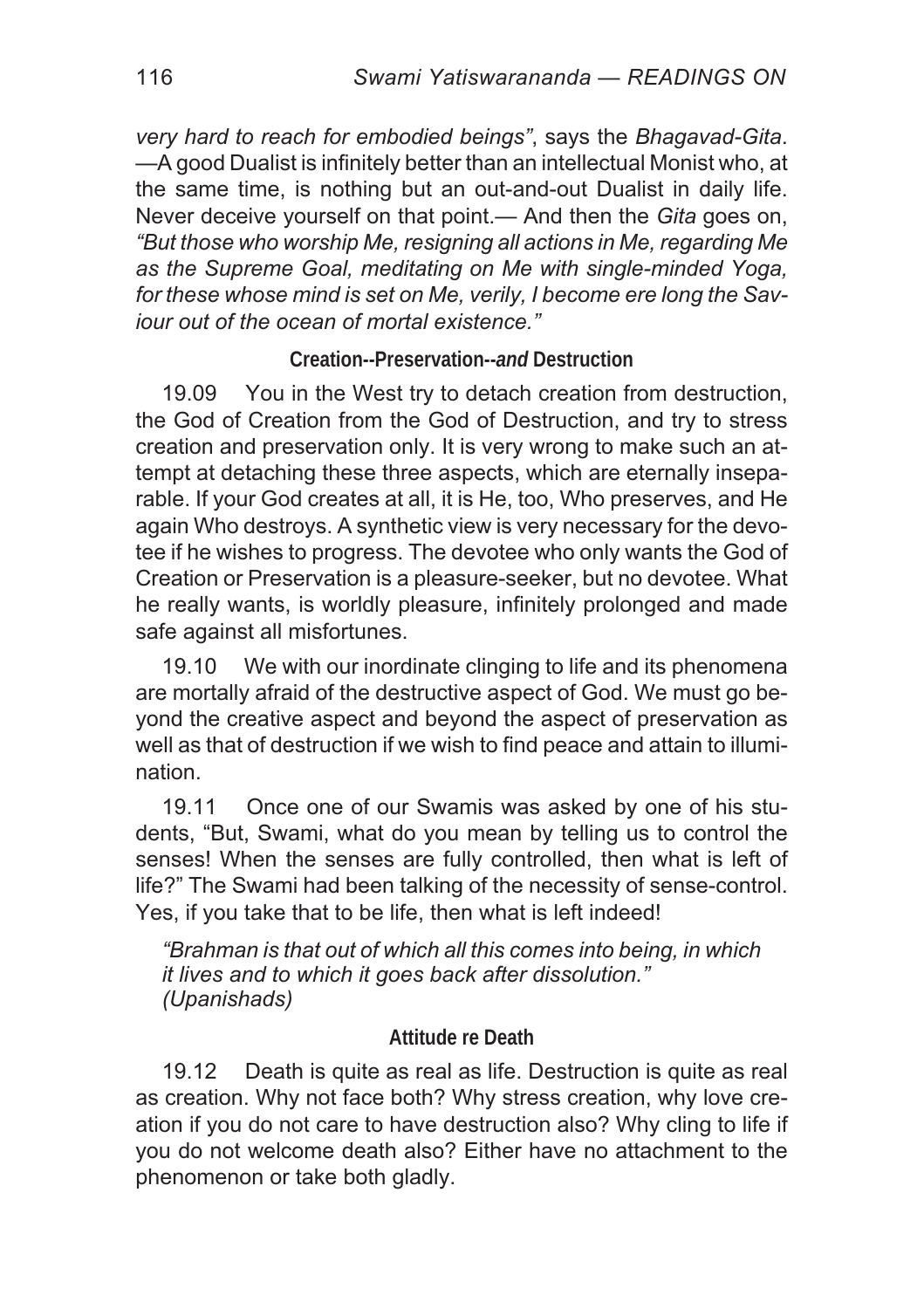*very hard to reach for embodied beings"*, says the *Bhagavad-Gita*. —A good Dualist is infinitely better than an intellectual Monist who, at the same time, is nothing but an out-and-out Dualist in daily life. Never deceive yourself on that point.— And then the *Gita* goes on, *"But those who worship Me, resigning all actions in Me, regarding Me as the Supreme Goal, meditating on Me with single-minded Yoga, for these whose mind is set on Me, verily, I become ere long the Saviour out of the ocean of mortal existence."*

### Creation--Preservation--*and* Destruction

19.09 You in the West try to detach creation from destruction, the God of Creation from the God of Destruction, and try to stress creation and preservation only. It is very wrong to make such an attempt at detaching these three aspects, which are eternally inseparable. If your God creates at all, it is He, too, Who preserves, and He again Who destroys. A synthetic view is very necessary for the devotee if he wishes to progress. The devotee who only wants the God of Creation or Preservation is a pleasure-seeker, but no devotee. What he really wants, is worldly pleasure, infinitely prolonged and made safe against all misfortunes.

19.10 We with our inordinate clinging to life and its phenomena are mortally afraid of the destructive aspect of God. We must go beyond the creative aspect and beyond the aspect of preservation as well as that of destruction if we wish to find peace and attain to illumination.

19.11 Once one of our Swamis was asked by one of his students, "But, Swami, what do you mean by telling us to control the senses! When the senses are fully controlled, then what is left of life?" The Swami had been talking of the necessity of sense-control. Yes, if you take that to be life, then what is left indeed!

> *"Brahman is that out of which all this comes into being, in which it lives and to which it goes back after dissolution."*
> *(Upanishads)*

### Attitude re Death

19.12 Death is quite as real as life. Destruction is quite as real as creation. Why not face both? Why stress creation, why love creation if you do not care to have destruction also? Why cling to life if you do not welcome death also? Either have no attachment to the phenomenon or take both gladly.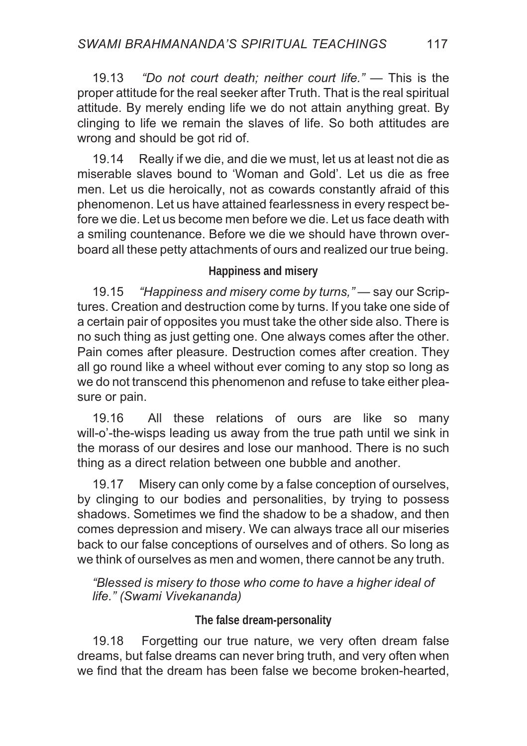19.13 *"Do not court death; neither court life."* — This is the proper attitude for the real seeker after Truth. That is the real spiritual attitude. By merely ending life we do not attain anything great. By clinging to life we remain the slaves of life. So both attitudes are wrong and should be got rid of.

19.14 Really if we die, and die we must, let us at least not die as miserable slaves bound to 'Woman and Gold'. Let us die as free men. Let us die heroically, not as cowards constantly afraid of this phenomenon. Let us have attained fearlessness in every respect before we die. Let us become men before we die. Let us face death with a smiling countenance. Before we die we should have thrown overboard all these petty attachments of ours and realized our true being.

### Happiness and misery

19.15 *"Happiness and misery come by turns,"* — say our Scriptures. Creation and destruction come by turns. If you take one side of a certain pair of opposites you must take the other side also. There is no such thing as just getting one. One always comes after the other. Pain comes after pleasure. Destruction comes after creation. They all go round like a wheel without ever coming to any stop so long as we do not transcend this phenomenon and refuse to take either pleasure or pain.

19.16 All these relations of ours are like so many will-o'-the-wisps leading us away from the true path until we sink in the morass of our desires and lose our manhood. There is no such thing as a direct relation between one bubble and another.

19.17 Misery can only come by a false conception of ourselves, by clinging to our bodies and personalities, by trying to possess shadows. Sometimes we find the shadow to be a shadow, and then comes depression and misery. We can always trace all our miseries back to our false conceptions of ourselves and of others. So long as we think of ourselves as men and women, there cannot be any truth.

*"Blessed is misery to those who come to have a higher ideal of life." (Swami Vivekananda)*

### The false dream-personality

19.18 Forgetting our true nature, we very often dream false dreams, but false dreams can never bring truth, and very often when we find that the dream has been false we become broken-hearted,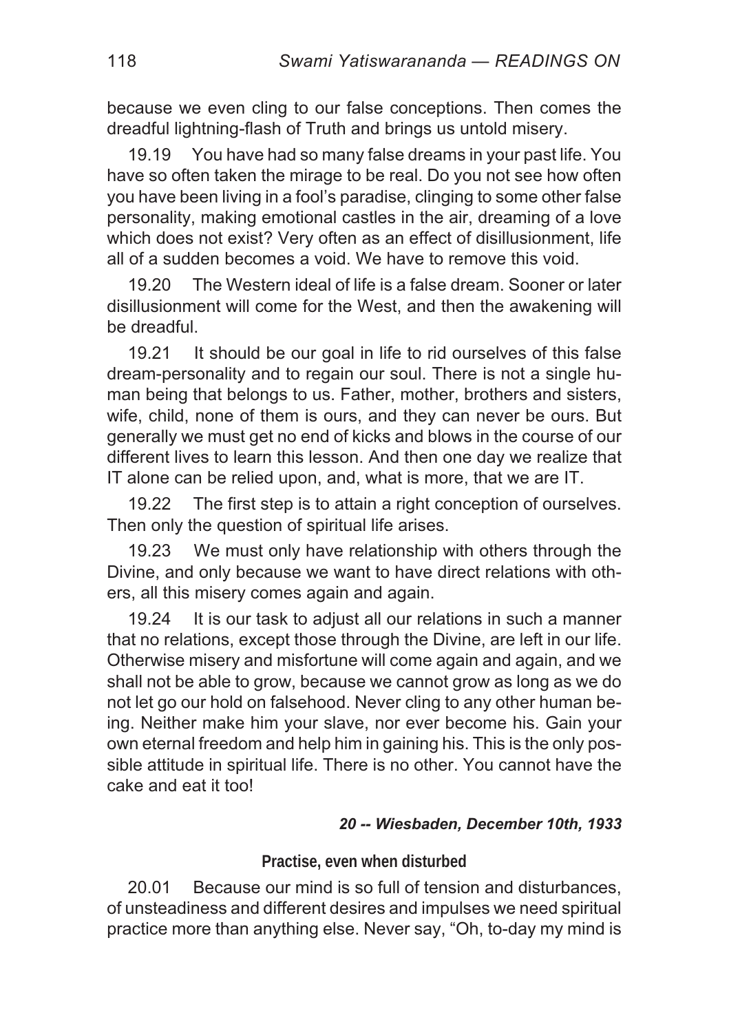because we even cling to our false conceptions. Then comes the dreadful lightning-flash of Truth and brings us untold misery.

19.19 You have had so many false dreams in your past life. You have so often taken the mirage to be real. Do you not see how often you have been living in a fool's paradise, clinging to some other false personality, making emotional castles in the air, dreaming of a love which does not exist? Very often as an effect of disillusionment, life all of a sudden becomes a void. We have to remove this void.

19.20 The Western ideal of life is a false dream. Sooner or later disillusionment will come for the West, and then the awakening will be dreadful.

19.21 It should be our goal in life to rid ourselves of this false dream-personality and to regain our soul. There is not a single human being that belongs to us. Father, mother, brothers and sisters, wife, child, none of them is ours, and they can never be ours. But generally we must get no end of kicks and blows in the course of our different lives to learn this lesson. And then one day we realize that IT alone can be relied upon, and, what is more, that we are IT.

19.22 The first step is to attain a right conception of ourselves. Then only the question of spiritual life arises.

19.23 We must only have relationship with others through the Divine, and only because we want to have direct relations with others, all this misery comes again and again.

19.24 It is our task to adjust all our relations in such a manner that no relations, except those through the Divine, are left in our life. Otherwise misery and misfortune will come again and again, and we shall not be able to grow, because we cannot grow as long as we do not let go our hold on falsehood. Never cling to any other human being. Neither make him your slave, nor ever become his. Gain your own eternal freedom and help him in gaining his. This is the only possible attitude in spiritual life. There is no other. You cannot have the cake and eat it too!

### *20 -- Wiesbaden, December 10th, 1933*

#### Practise, even when disturbed

20.01 Because our mind is so full of tension and disturbances, of unsteadiness and different desires and impulses we need spiritual practice more than anything else. Never say, "Oh, to-day my mind is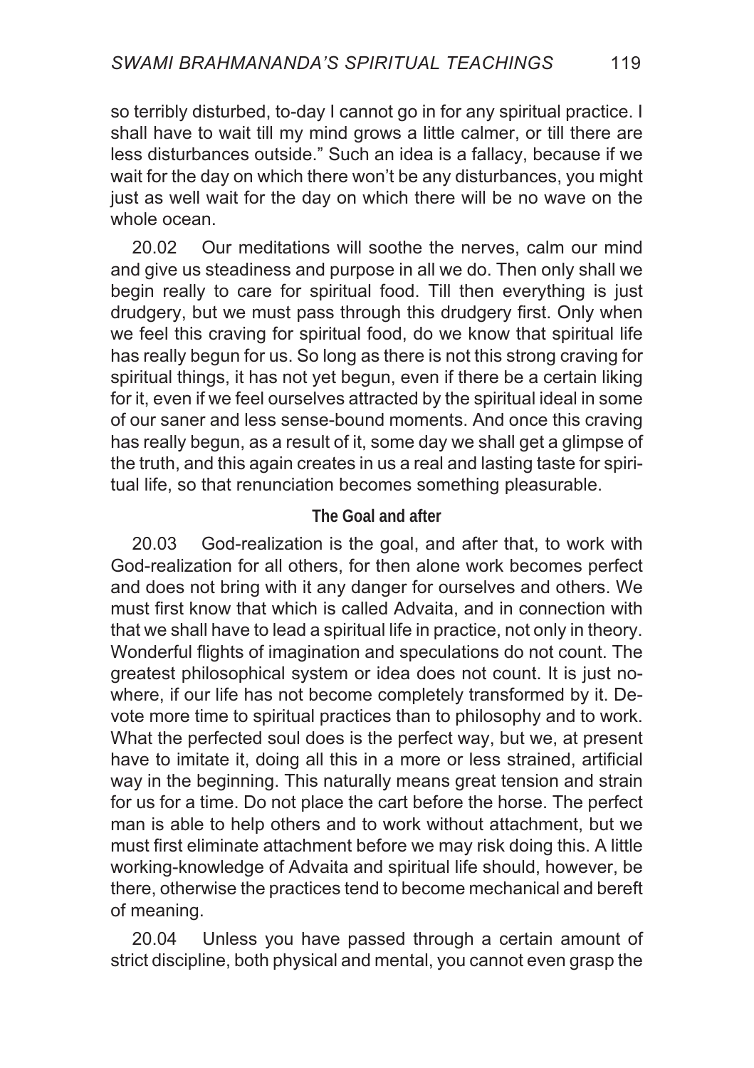so terribly disturbed, to-day I cannot go in for any spiritual practice. I shall have to wait till my mind grows a little calmer, or till there are less disturbances outside." Such an idea is a fallacy, because if we wait for the day on which there won't be any disturbances, you might just as well wait for the day on which there will be no wave on the whole ocean.

20.02 Our meditations will soothe the nerves, calm our mind and give us steadiness and purpose in all we do. Then only shall we begin really to care for spiritual food. Till then everything is just drudgery, but we must pass through this drudgery first. Only when we feel this craving for spiritual food, do we know that spiritual life has really begun for us. So long as there is not this strong craving for spiritual things, it has not yet begun, even if there be a certain liking for it, even if we feel ourselves attracted by the spiritual ideal in some of our saner and less sense-bound moments. And once this craving has really begun, as a result of it, some day we shall get a glimpse of the truth, and this again creates in us a real and lasting taste for spiritual life, so that renunciation becomes something pleasurable.

### The Goal and after

20.03 God-realization is the goal, and after that, to work with God-realization for all others, for then alone work becomes perfect and does not bring with it any danger for ourselves and others. We must first know that which is called Advaita, and in connection with that we shall have to lead a spiritual life in practice, not only in theory. Wonderful flights of imagination and speculations do not count. The greatest philosophical system or idea does not count. It is just nowhere, if our life has not become completely transformed by it. Devote more time to spiritual practices than to philosophy and to work. What the perfected soul does is the perfect way, but we, at present have to imitate it, doing all this in a more or less strained, artificial way in the beginning. This naturally means great tension and strain for us for a time. Do not place the cart before the horse. The perfect man is able to help others and to work without attachment, but we must first eliminate attachment before we may risk doing this. A little working-knowledge of Advaita and spiritual life should, however, be there, otherwise the practices tend to become mechanical and bereft of meaning.

20.04 Unless you have passed through a certain amount of strict discipline, both physical and mental, you cannot even grasp the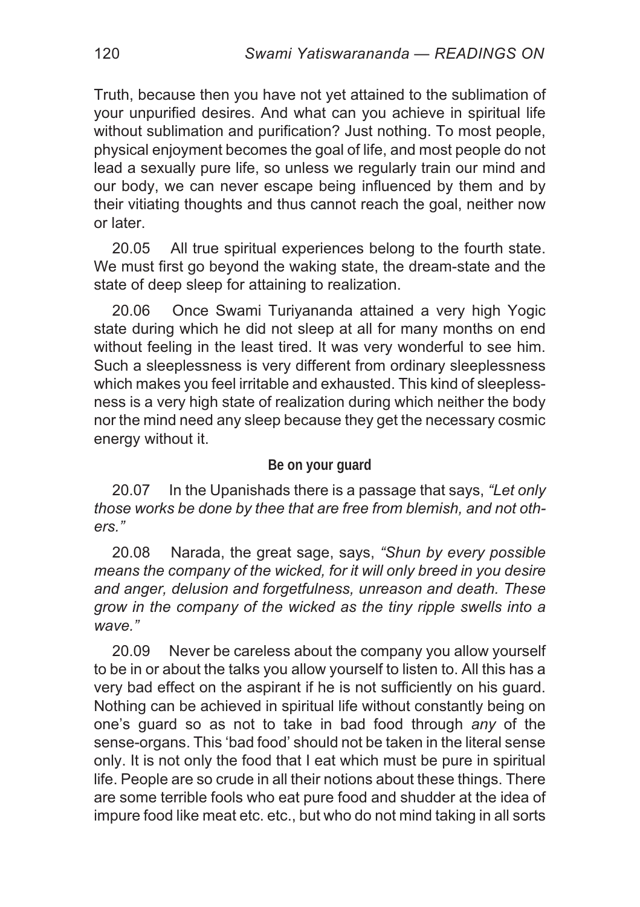Truth, because then you have not yet attained to the sublimation of your unpurified desires. And what can you achieve in spiritual life without sublimation and purification? Just nothing. To most people, physical enjoyment becomes the goal of life, and most people do not lead a sexually pure life, so unless we regularly train our mind and our body, we can never escape being influenced by them and by their vitiating thoughts and thus cannot reach the goal, neither now or later.

20.05 All true spiritual experiences belong to the fourth state. We must first go beyond the waking state, the dream-state and the state of deep sleep for attaining to realization.

20.06 Once Swami Turiyananda attained a very high Yogic state during which he did not sleep at all for many months on end without feeling in the least tired. It was very wonderful to see him. Such a sleeplessness is very different from ordinary sleeplessness which makes you feel irritable and exhausted. This kind of sleeplessness is a very high state of realization during which neither the body nor the mind need any sleep because they get the necessary cosmic energy without it.

#### Be on your guard

20.07 In the Upanishads there is a passage that says, *"Let only those works be done by thee that are free from blemish, and not others."*

20.08 Narada, the great sage, says, *"Shun by every possible means the company of the wicked, for it will only breed in you desire and anger, delusion and forgetfulness, unreason and death. These grow in the company of the wicked as the tiny ripple swells into a wave."*

20.09 Never be careless about the company you allow yourself to be in or about the talks you allow yourself to listen to. All this has a very bad effect on the aspirant if he is not sufficiently on his guard. Nothing can be achieved in spiritual life without constantly being on one's guard so as not to take in bad food through *any* of the sense-organs. This 'bad food' should not be taken in the literal sense only. It is not only the food that I eat which must be pure in spiritual life. People are so crude in all their notions about these things. There are some terrible fools who eat pure food and shudder at the idea of impure food like meat etc. etc., but who do not mind taking in all sorts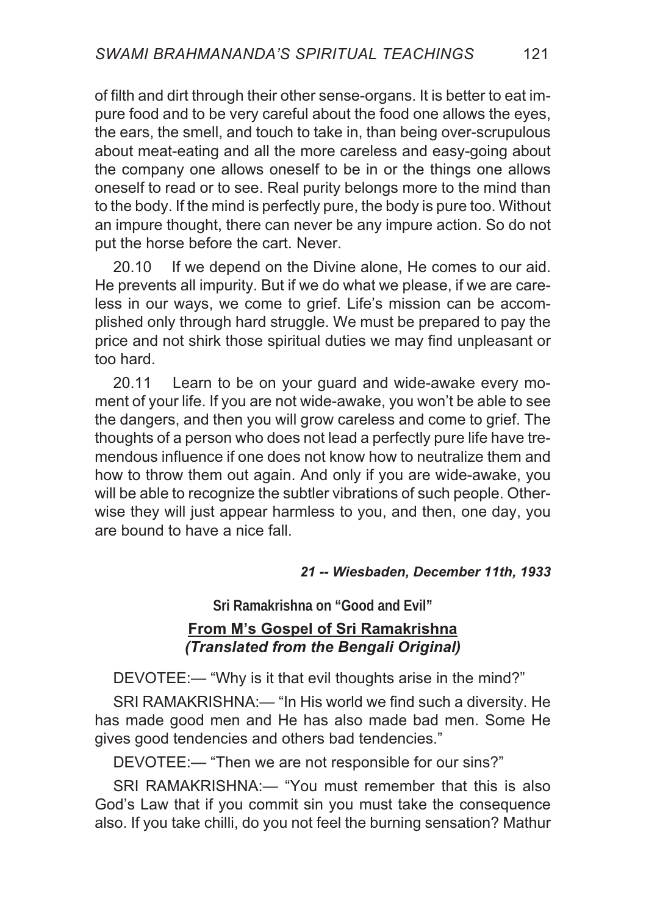of filth and dirt through their other sense-organs. It is better to eat impure food and to be very careful about the food one allows the eyes, the ears, the smell, and touch to take in, than being over-scrupulous about meat-eating and all the more careless and easy-going about the company one allows oneself to be in or the things one allows oneself to read or to see. Real purity belongs more to the mind than to the body. If the mind is perfectly pure, the body is pure too. Without an impure thought, there can never be any impure action. So do not put the horse before the cart. Never.

20.10 If we depend on the Divine alone, He comes to our aid. He prevents all impurity. But if we do what we please, if we are careless in our ways, we come to grief. Life's mission can be accomplished only through hard struggle. We must be prepared to pay the price and not shirk those spiritual duties we may find unpleasant or too hard.

20.11 Learn to be on your guard and wide-awake every moment of your life. If you are not wide-awake, you won't be able to see the dangers, and then you will grow careless and come to grief. The thoughts of a person who does not lead a perfectly pure life have tremendous influence if one does not know how to neutralize them and how to throw them out again. And only if you are wide-awake, you will be able to recognize the subtler vibrations of such people. Otherwise they will just appear harmless to you, and then, one day, you are bound to have a nice fall.

***21 -- Wiesbaden, December 11th, 1933***

### Sri Ramakrishna on "Good and Evil"

**From M's Gospel of Sri Ramakrishna**
***(Translated from the Bengali Original)***

DEVOTEE:— "Why is it that evil thoughts arise in the mind?"

SRI RAMAKRISHNA:— "In His world we find such a diversity. He has made good men and He has also made bad men. Some He gives good tendencies and others bad tendencies."

DEVOTEE:— "Then we are not responsible for our sins?"

SRI RAMAKRISHNA:— "You must remember that this is also God's Law that if you commit sin you must take the consequence also. If you take chilli, do you not feel the burning sensation? Mathur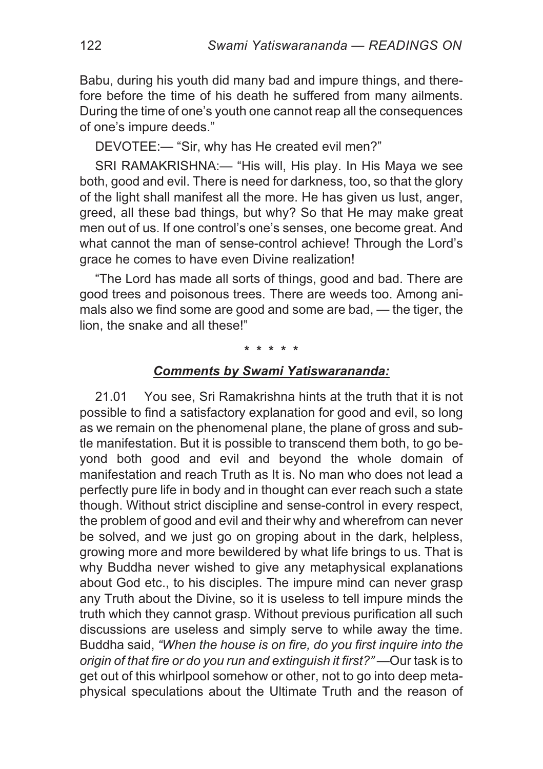Babu, during his youth did many bad and impure things, and therefore before the time of his death he suffered from many ailments. During the time of one's youth one cannot reap all the consequences of one's impure deeds."

DEVOTEE:— "Sir, why has He created evil men?"

SRI RAMAKRISHNA:— "His will, His play. In His Maya we see both, good and evil. There is need for darkness, too, so that the glory of the light shall manifest all the more. He has given us lust, anger, greed, all these bad things, but why? So that He may make great men out of us. If one control's one's senses, one become great. And what cannot the man of sense-control achieve! Through the Lord's grace he comes to have even Divine realization!

"The Lord has made all sorts of things, good and bad. There are good trees and poisonous trees. There are weeds too. Among animals also we find some are good and some are bad, — the tiger, the lion, the snake and all these!"

\* \* \* \* \*

***Comments by Swami Yatiswarananda:***

21.01 You see, Sri Ramakrishna hints at the truth that it is not possible to find a satisfactory explanation for good and evil, so long as we remain on the phenomenal plane, the plane of gross and subtle manifestation. But it is possible to transcend them both, to go beyond both good and evil and beyond the whole domain of manifestation and reach Truth as It is. No man who does not lead a perfectly pure life in body and in thought can ever reach such a state though. Without strict discipline and sense-control in every respect, the problem of good and evil and their why and wherefrom can never be solved, and we just go on groping about in the dark, helpless, growing more and more bewildered by what life brings to us. That is why Buddha never wished to give any metaphysical explanations about God etc., to his disciples. The impure mind can never grasp any Truth about the Divine, so it is useless to tell impure minds the truth which they cannot grasp. Without previous purification all such discussions are useless and simply serve to while away the time. Buddha said, *"When the house is on fire, do you first inquire into the origin of that fire or do you run and extinguish it first?"* —Our task is to get out of this whirlpool somehow or other, not to go into deep metaphysical speculations about the Ultimate Truth and the reason of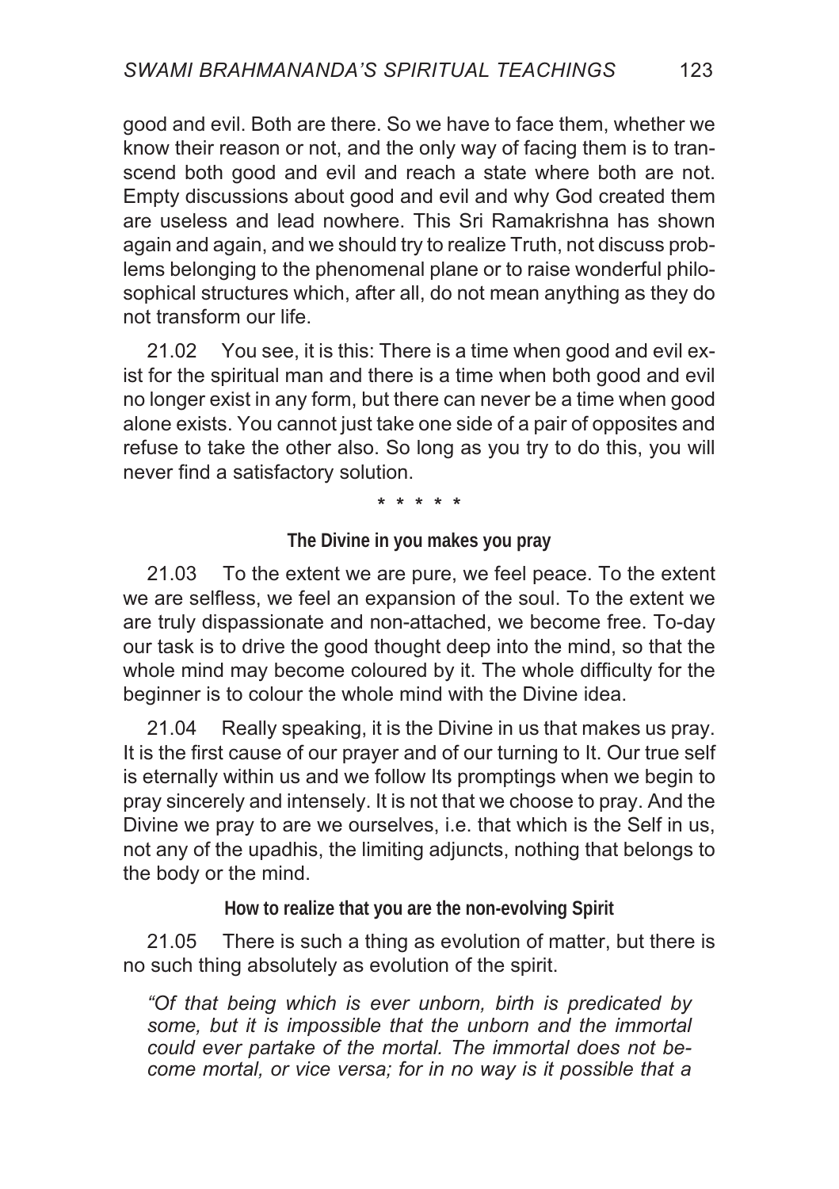good and evil. Both are there. So we have to face them, whether we know their reason or not, and the only way of facing them is to transcend both good and evil and reach a state where both are not. Empty discussions about good and evil and why God created them are useless and lead nowhere. This Sri Ramakrishna has shown again and again, and we should try to realize Truth, not discuss problems belonging to the phenomenal plane or to raise wonderful philosophical structures which, after all, do not mean anything as they do not transform our life.

21.02 You see, it is this: There is a time when good and evil exist for the spiritual man and there is a time when both good and evil no longer exist in any form, but there can never be a time when good alone exists. You cannot just take one side of a pair of opposites and refuse to take the other also. So long as you try to do this, you will never find a satisfactory solution.

\* \* \* \* \*

**The Divine in you makes you pray**

21.03 To the extent we are pure, we feel peace. To the extent we are selfless, we feel an expansion of the soul. To the extent we are truly dispassionate and non-attached, we become free. To-day our task is to drive the good thought deep into the mind, so that the whole mind may become coloured by it. The whole difficulty for the beginner is to colour the whole mind with the Divine idea.

21.04 Really speaking, it is the Divine in us that makes us pray. It is the first cause of our prayer and of our turning to It. Our true self is eternally within us and we follow Its promptings when we begin to pray sincerely and intensely. It is not that we choose to pray. And the Divine we pray to are we ourselves, i.e. that which is the Self in us, not any of the upadhis, the limiting adjuncts, nothing that belongs to the body or the mind.

**How to realize that you are the non-evolving Spirit**

21.05 There is such a thing as evolution of matter, but there is no such thing absolutely as evolution of the spirit.

*"Of that being which is ever unborn, birth is predicated by some, but it is impossible that the unborn and the immortal could ever partake of the mortal. The immortal does not become mortal, or vice versa; for in no way is it possible that a*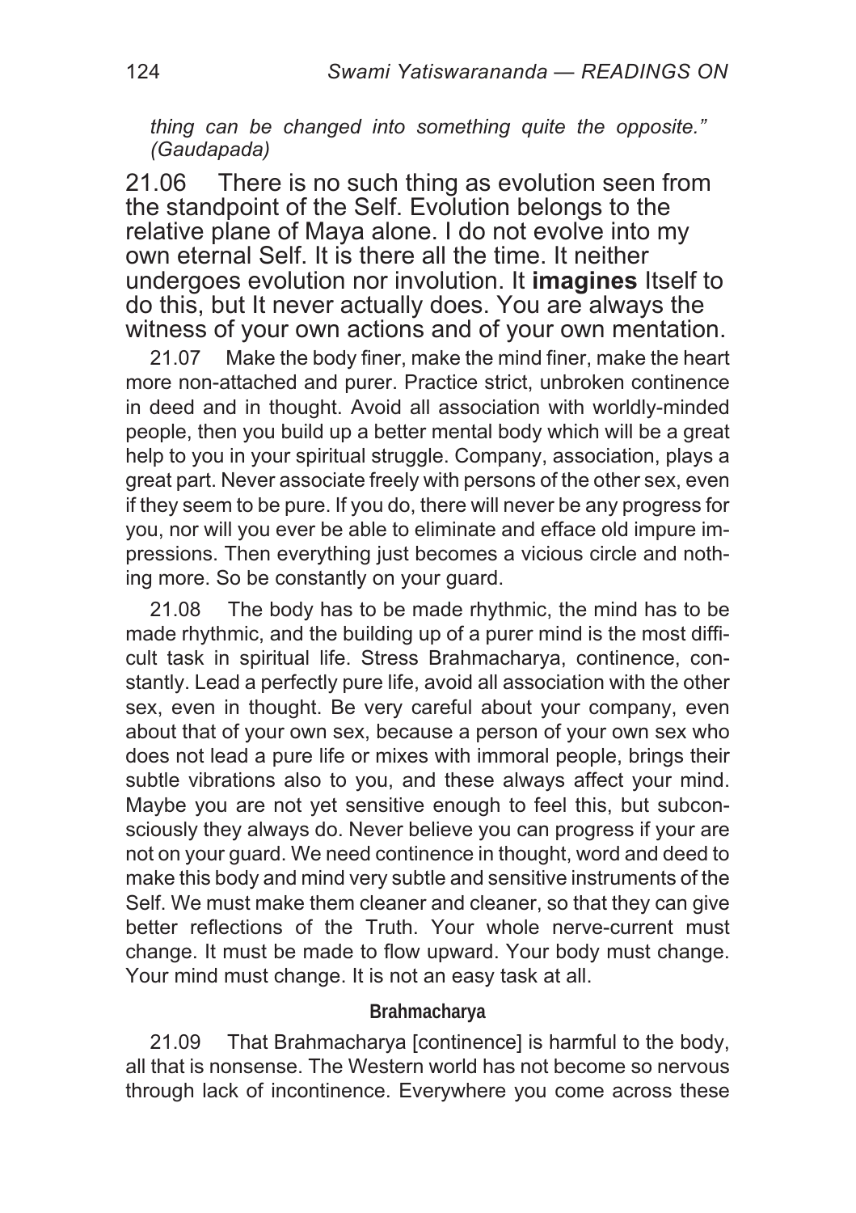*thing can be changed into something quite the opposite." (Gaudapada)*

21.06 There is no such thing as evolution seen from the standpoint of the Self. Evolution belongs to the relative plane of Maya alone. I do not evolve into my own eternal Self. It is there all the time. It neither undergoes evolution nor involution. It **imagines** Itself to do this, but It never actually does. You are always the witness of your own actions and of your own mentation.

21.07 Make the body finer, make the mind finer, make the heart more non-attached and purer. Practice strict, unbroken continence in deed and in thought. Avoid all association with worldly-minded people, then you build up a better mental body which will be a great help to you in your spiritual struggle. Company, association, plays a great part. Never associate freely with persons of the other sex, even if they seem to be pure. If you do, there will never be any progress for you, nor will you ever be able to eliminate and efface old impure impressions. Then everything just becomes a vicious circle and nothing more. So be constantly on your guard.

21.08 The body has to be made rhythmic, the mind has to be made rhythmic, and the building up of a purer mind is the most difficult task in spiritual life. Stress Brahmacharya, continence, constantly. Lead a perfectly pure life, avoid all association with the other sex, even in thought. Be very careful about your company, even about that of your own sex, because a person of your own sex who does not lead a pure life or mixes with immoral people, brings their subtle vibrations also to you, and these always affect your mind. Maybe you are not yet sensitive enough to feel this, but subconsciously they always do. Never believe you can progress if your are not on your guard. We need continence in thought, word and deed to make this body and mind very subtle and sensitive instruments of the Self. We must make them cleaner and cleaner, so that they can give better reflections of the Truth. Your whole nerve-current must change. It must be made to flow upward. Your body must change. Your mind must change. It is not an easy task at all.

### Brahmacharya

21.09 That Brahmacharya [continence] is harmful to the body, all that is nonsense. The Western world has not become so nervous through lack of incontinence. Everywhere you come across these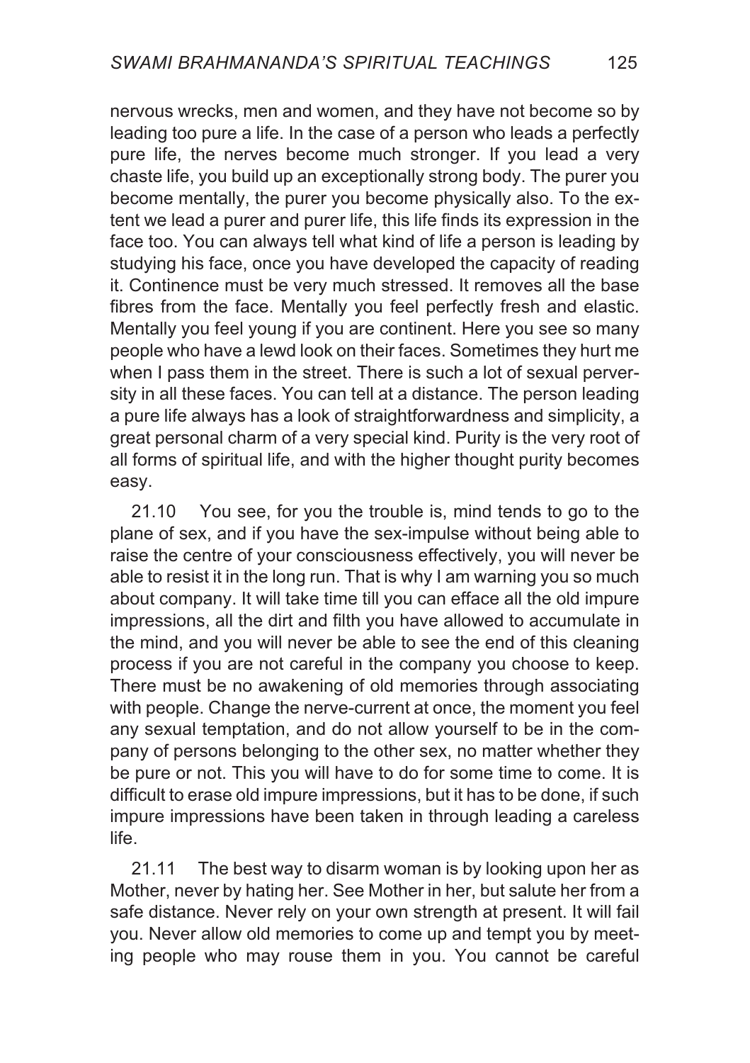nervous wrecks, men and women, and they have not become so by leading too pure a life. In the case of a person who leads a perfectly pure life, the nerves become much stronger. If you lead a very chaste life, you build up an exceptionally strong body. The purer you become mentally, the purer you become physically also. To the extent we lead a purer and purer life, this life finds its expression in the face too. You can always tell what kind of life a person is leading by studying his face, once you have developed the capacity of reading it. Continence must be very much stressed. It removes all the base fibres from the face. Mentally you feel perfectly fresh and elastic. Mentally you feel young if you are continent. Here you see so many people who have a lewd look on their faces. Sometimes they hurt me when I pass them in the street. There is such a lot of sexual perversity in all these faces. You can tell at a distance. The person leading a pure life always has a look of straightforwardness and simplicity, a great personal charm of a very special kind. Purity is the very root of all forms of spiritual life, and with the higher thought purity becomes easy.

21.10 You see, for you the trouble is, mind tends to go to the plane of sex, and if you have the sex-impulse without being able to raise the centre of your consciousness effectively, you will never be able to resist it in the long run. That is why I am warning you so much about company. It will take time till you can efface all the old impure impressions, all the dirt and filth you have allowed to accumulate in the mind, and you will never be able to see the end of this cleaning process if you are not careful in the company you choose to keep. There must be no awakening of old memories through associating with people. Change the nerve-current at once, the moment you feel any sexual temptation, and do not allow yourself to be in the company of persons belonging to the other sex, no matter whether they be pure or not. This you will have to do for some time to come. It is difficult to erase old impure impressions, but it has to be done, if such impure impressions have been taken in through leading a careless life.

21.11 The best way to disarm woman is by looking upon her as Mother, never by hating her. See Mother in her, but salute her from a safe distance. Never rely on your own strength at present. It will fail you. Never allow old memories to come up and tempt you by meeting people who may rouse them in you. You cannot be careful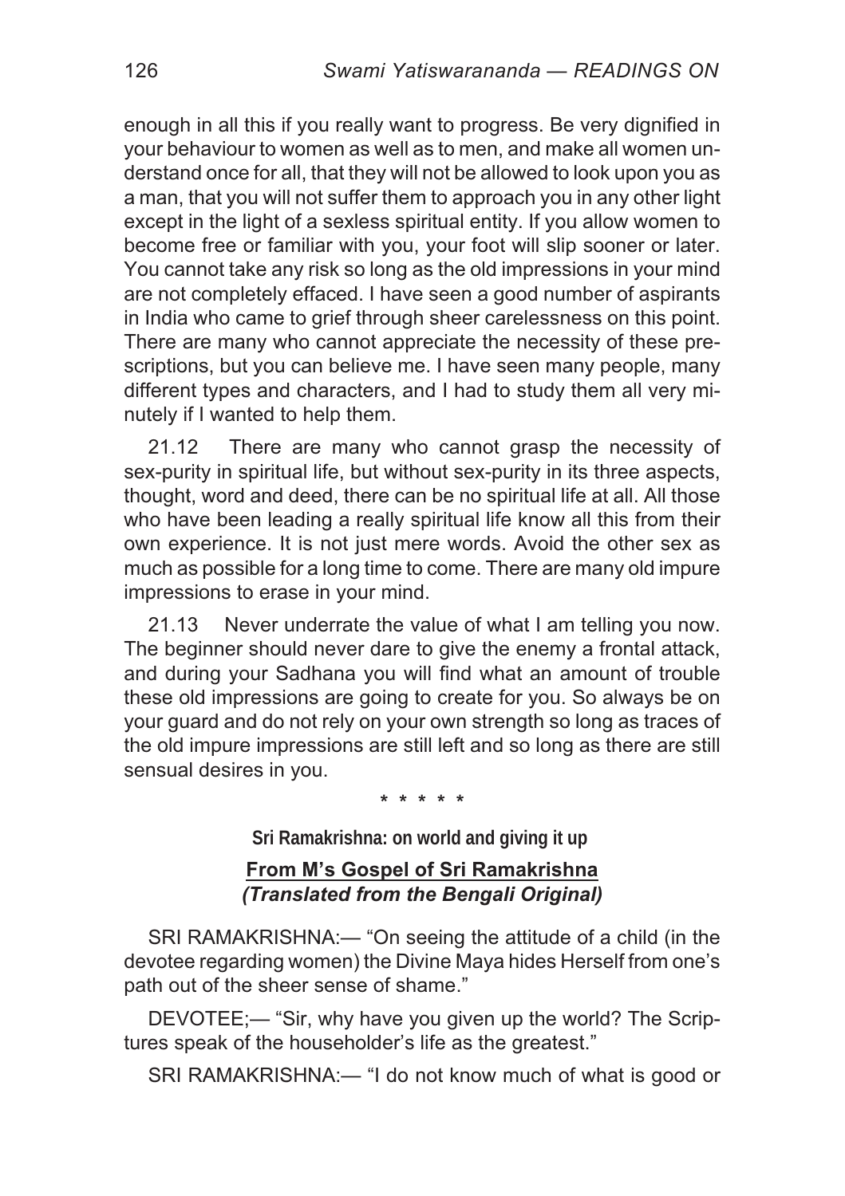enough in all this if you really want to progress. Be very dignified in your behaviour to women as well as to men, and make all women understand once for all, that they will not be allowed to look upon you as a man, that you will not suffer them to approach you in any other light except in the light of a sexless spiritual entity. If you allow women to become free or familiar with you, your foot will slip sooner or later. You cannot take any risk so long as the old impressions in your mind are not completely effaced. I have seen a good number of aspirants in India who came to grief through sheer carelessness on this point. There are many who cannot appreciate the necessity of these prescriptions, but you can believe me. I have seen many people, many different types and characters, and I had to study them all very minutely if I wanted to help them.

21.12 There are many who cannot grasp the necessity of sex-purity in spiritual life, but without sex-purity in its three aspects, thought, word and deed, there can be no spiritual life at all. All those who have been leading a really spiritual life know all this from their own experience. It is not just mere words. Avoid the other sex as much as possible for a long time to come. There are many old impure impressions to erase in your mind.

21.13 Never underrate the value of what I am telling you now. The beginner should never dare to give the enemy a frontal attack, and during your Sadhana you will find what an amount of trouble these old impressions are going to create for you. So always be on your guard and do not rely on your own strength so long as traces of the old impure impressions are still left and so long as there are still sensual desires in you.

\* \* \* \* \*

### Sri Ramakrishna: on world and giving it up

**From M's Gospel of Sri Ramakrishna**
***(Translated from the Bengali Original)***

SRI RAMAKRISHNA:— "On seeing the attitude of a child (in the devotee regarding women) the Divine Maya hides Herself from one's path out of the sheer sense of shame."

DEVOTEE;— "Sir, why have you given up the world? The Scriptures speak of the householder's life as the greatest."

SRI RAMAKRISHNA:— "I do not know much of what is good or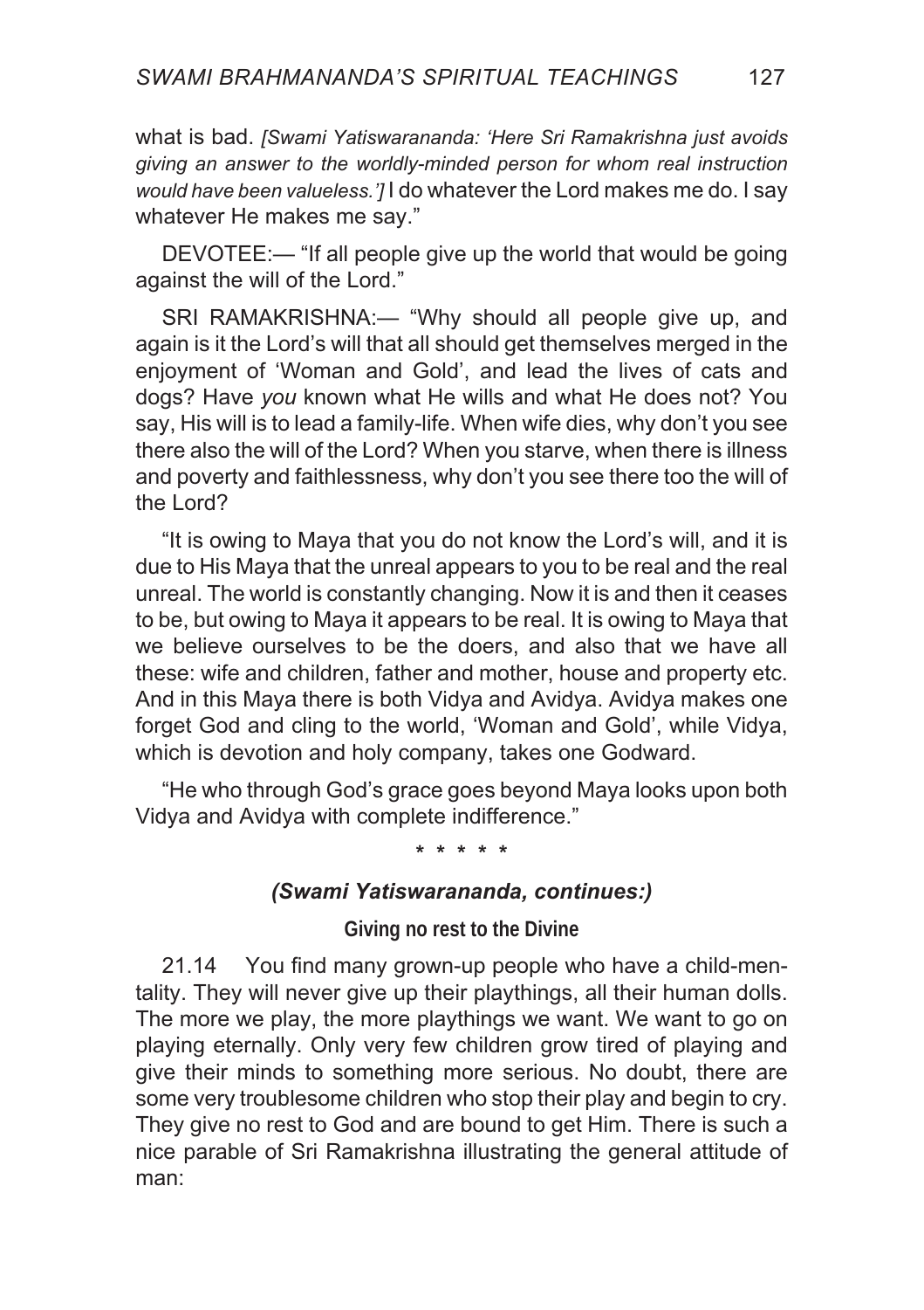what is bad. *[Swami Yatiswarananda: 'Here Sri Ramakrishna just avoids giving an answer to the worldly-minded person for whom real instruction would have been valueless.']* I do whatever the Lord makes me do. I say whatever He makes me say."

DEVOTEE:— "If all people give up the world that would be going against the will of the Lord."

SRI RAMAKRISHNA:— "Why should all people give up, and again is it the Lord's will that all should get themselves merged in the enjoyment of 'Woman and Gold', and lead the lives of cats and dogs? Have *you* known what He wills and what He does not? You say, His will is to lead a family-life. When wife dies, why don't you see there also the will of the Lord? When you starve, when there is illness and poverty and faithlessness, why don't you see there too the will of the Lord?

"It is owing to Maya that you do not know the Lord's will, and it is due to His Maya that the unreal appears to you to be real and the real unreal. The world is constantly changing. Now it is and then it ceases to be, but owing to Maya it appears to be real. It is owing to Maya that we believe ourselves to be the doers, and also that we have all these: wife and children, father and mother, house and property etc. And in this Maya there is both Vidya and Avidya. Avidya makes one forget God and cling to the world, 'Woman and Gold', while Vidya, which is devotion and holy company, takes one Godward.

"He who through God's grace goes beyond Maya looks upon both Vidya and Avidya with complete indifference."

\* \* \* \* \*

### *(Swami Yatiswarananda, continues:)*

#### Giving no rest to the Divine

21.14 You find many grown-up people who have a child-mentality. They will never give up their playthings, all their human dolls. The more we play, the more playthings we want. We want to go on playing eternally. Only very few children grow tired of playing and give their minds to something more serious. No doubt, there are some very troublesome children who stop their play and begin to cry. They give no rest to God and are bound to get Him. There is such a nice parable of Sri Ramakrishna illustrating the general attitude of man: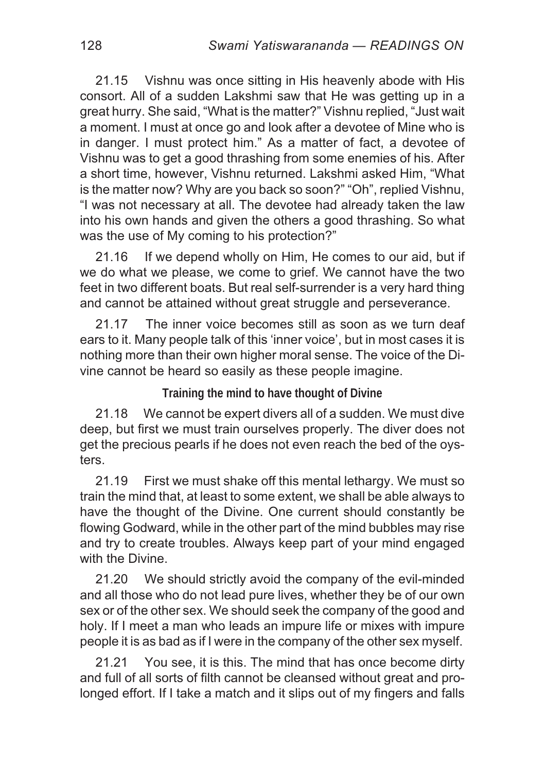21.15 Vishnu was once sitting in His heavenly abode with His consort. All of a sudden Lakshmi saw that He was getting up in a great hurry. She said, “What is the matter?” Vishnu replied, “Just wait a moment. I must at once go and look after a devotee of Mine who is in danger. I must protect him.” As a matter of fact, a devotee of Vishnu was to get a good thrashing from some enemies of his. After a short time, however, Vishnu returned. Lakshmi asked Him, “What is the matter now? Why are you back so soon?” “Oh”, replied Vishnu, “I was not necessary at all. The devotee had already taken the law into his own hands and given the others a good thrashing. So what was the use of My coming to his protection?”

21.16 If we depend wholly on Him, He comes to our aid, but if we do what we please, we come to grief. We cannot have the two feet in two different boats. But real self-surrender is a very hard thing and cannot be attained without great struggle and perseverance.

21.17 The inner voice becomes still as soon as we turn deaf ears to it. Many people talk of this ‘inner voice’, but in most cases it is nothing more than their own higher moral sense. The voice of the Divine cannot be heard so easily as these people imagine.

### Training the mind to have thought of Divine

21.18 We cannot be expert divers all of a sudden. We must dive deep, but first we must train ourselves properly. The diver does not get the precious pearls if he does not even reach the bed of the oysters.

21.19 First we must shake off this mental lethargy. We must so train the mind that, at least to some extent, we shall be able always to have the thought of the Divine. One current should constantly be flowing Godward, while in the other part of the mind bubbles may rise and try to create troubles. Always keep part of your mind engaged with the Divine.

21.20 We should strictly avoid the company of the evil-minded and all those who do not lead pure lives, whether they be of our own sex or of the other sex. We should seek the company of the good and holy. If I meet a man who leads an impure life or mixes with impure people it is as bad as if I were in the company of the other sex myself.

21.21 You see, it is this. The mind that has once become dirty and full of all sorts of filth cannot be cleansed without great and prolonged effort. If I take a match and it slips out of my fingers and falls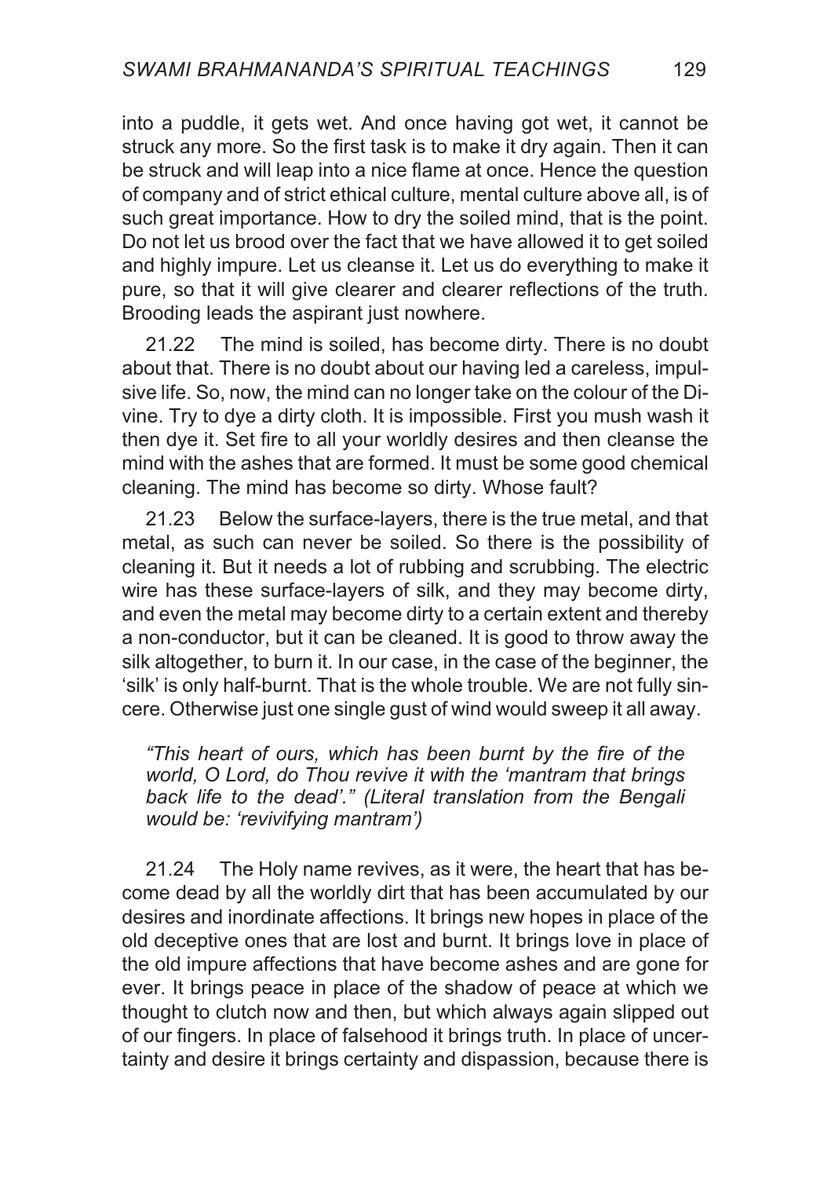into a puddle, it gets wet. And once having got wet, it cannot be struck any more. So the first task is to make it dry again. Then it can be struck and will leap into a nice flame at once. Hence the question of company and of strict ethical culture, mental culture above all, is of such great importance. How to dry the soiled mind, that is the point. Do not let us brood over the fact that we have allowed it to get soiled and highly impure. Let us cleanse it. Let us do everything to make it pure, so that it will give clearer and clearer reflections of the truth. Brooding leads the aspirant just nowhere.

21.22 The mind is soiled, has become dirty. There is no doubt about that. There is no doubt about our having led a careless, impulsive life. So, now, the mind can no longer take on the colour of the Divine. Try to dye a dirty cloth. It is impossible. First you mush wash it then dye it. Set fire to all your worldly desires and then cleanse the mind with the ashes that are formed. It must be some good chemical cleaning. The mind has become so dirty. Whose fault?

21.23 Below the surface-layers, there is the true metal, and that metal, as such can never be soiled. So there is the possibility of cleaning it. But it needs a lot of rubbing and scrubbing. The electric wire has these surface-layers of silk, and they may become dirty, and even the metal may become dirty to a certain extent and thereby a non-conductor, but it can be cleaned. It is good to throw away the silk altogether, to burn it. In our case, in the case of the beginner, the 'silk' is only half-burnt. That is the whole trouble. We are not fully sincere. Otherwise just one single gust of wind would sweep it all away.

> *"This heart of ours, which has been burnt by the fire of the world, O Lord, do Thou revive it with the 'mantram that brings back life to the dead'." (Literal translation from the Bengali would be: 'revivifying mantram')*

21.24 The Holy name revives, as it were, the heart that has become dead by all the worldly dirt that has been accumulated by our desires and inordinate affections. It brings new hopes in place of the old deceptive ones that are lost and burnt. It brings love in place of the old impure affections that have become ashes and are gone for ever. It brings peace in place of the shadow of peace at which we thought to clutch now and then, but which always again slipped out of our fingers. In place of falsehood it brings truth. In place of uncertainty and desire it brings certainty and dispassion, because there is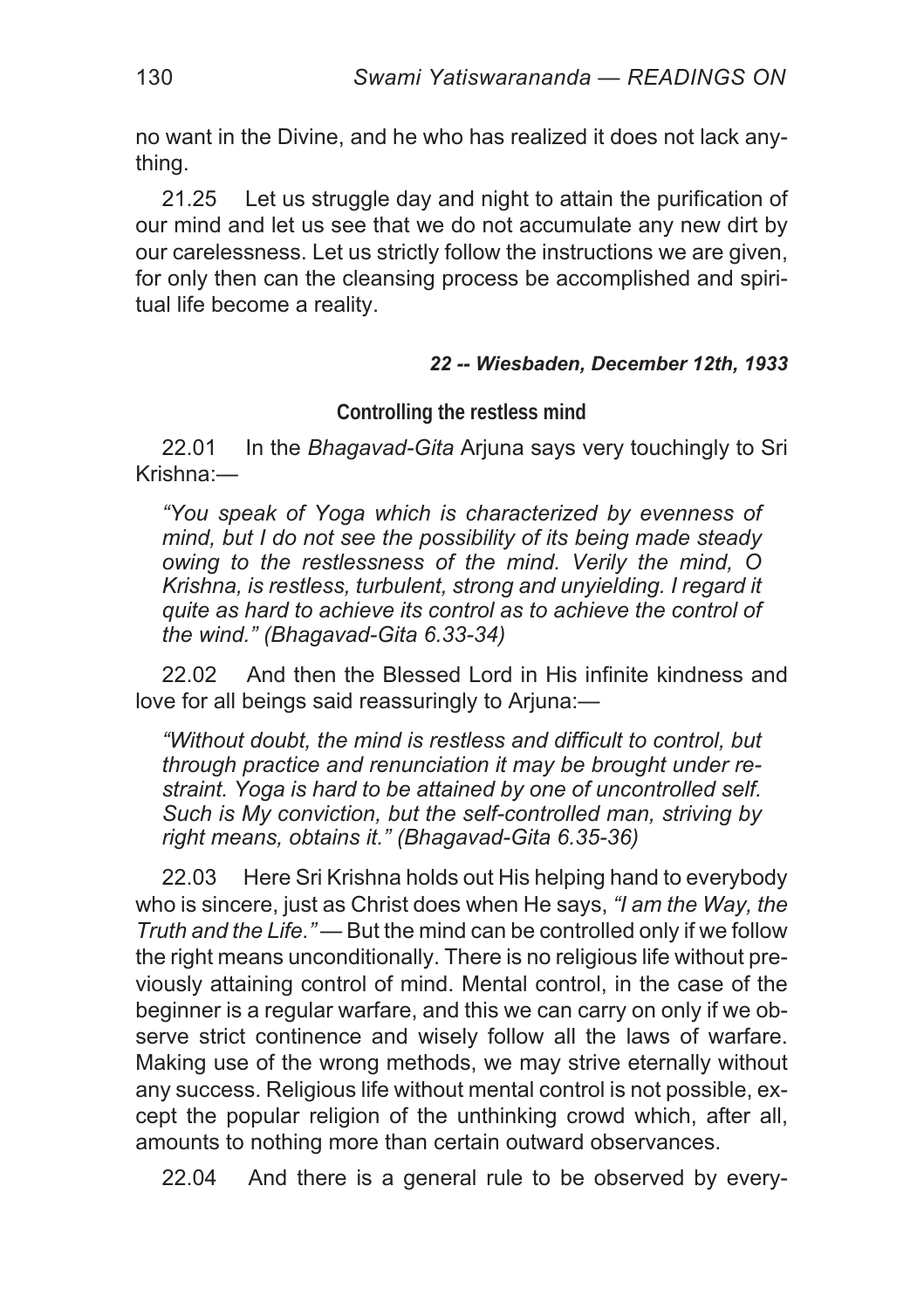no want in the Divine, and he who has realized it does not lack anything.

21.25 Let us struggle day and night to attain the purification of our mind and let us see that we do not accumulate any new dirt by our carelessness. Let us strictly follow the instructions we are given, for only then can the cleansing process be accomplished and spiritual life become a reality.

***22 -- Wiesbaden, December 12th, 1933***

### Controlling the restless mind

22.01 In the *Bhagavad-Gita* Arjuna says very touchingly to Sri Krishna:—

> *"You speak of Yoga which is characterized by evenness of mind, but I do not see the possibility of its being made steady owing to the restlessness of the mind. Verily the mind, O Krishna, is restless, turbulent, strong and unyielding. I regard it quite as hard to achieve its control as to achieve the control of the wind." (Bhagavad-Gita 6.33-34)*

22.02 And then the Blessed Lord in His infinite kindness and love for all beings said reassuringly to Arjuna:—

> *"Without doubt, the mind is restless and difficult to control, but through practice and renunciation it may be brought under restraint. Yoga is hard to be attained by one of uncontrolled self. Such is My conviction, but the self-controlled man, striving by right means, obtains it." (Bhagavad-Gita 6.35-36)*

22.03 Here Sri Krishna holds out His helping hand to everybody who is sincere, just as Christ does when He says, *"I am the Way, the Truth and the Life."* — But the mind can be controlled only if we follow the right means unconditionally. There is no religious life without previously attaining control of mind. Mental control, in the case of the beginner is a regular warfare, and this we can carry on only if we observe strict continence and wisely follow all the laws of warfare. Making use of the wrong methods, we may strive eternally without any success. Religious life without mental control is not possible, except the popular religion of the unthinking crowd which, after all, amounts to nothing more than certain outward observances.

22.04 And there is a general rule to be observed by every-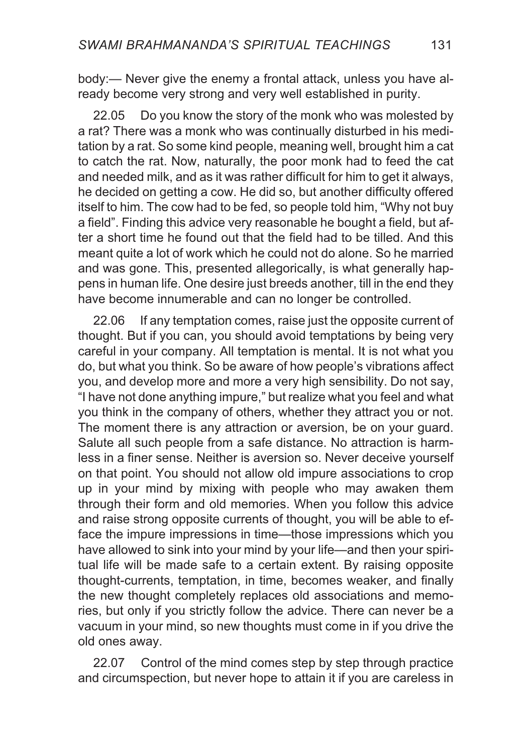body:— Never give the enemy a frontal attack, unless you have already become very strong and very well established in purity.

22.05 Do you know the story of the monk who was molested by a rat? There was a monk who was continually disturbed in his meditation by a rat. So some kind people, meaning well, brought him a cat to catch the rat. Now, naturally, the poor monk had to feed the cat and needed milk, and as it was rather difficult for him to get it always, he decided on getting a cow. He did so, but another difficulty offered itself to him. The cow had to be fed, so people told him, "Why not buy a field". Finding this advice very reasonable he bought a field, but after a short time he found out that the field had to be tilled. And this meant quite a lot of work which he could not do alone. So he married and was gone. This, presented allegorically, is what generally happens in human life. One desire just breeds another, till in the end they have become innumerable and can no longer be controlled.

22.06 If any temptation comes, raise just the opposite current of thought. But if you can, you should avoid temptations by being very careful in your company. All temptation is mental. It is not what you do, but what you think. So be aware of how people's vibrations affect you, and develop more and more a very high sensibility. Do not say, "I have not done anything impure," but realize what you feel and what you think in the company of others, whether they attract you or not. The moment there is any attraction or aversion, be on your guard. Salute all such people from a safe distance. No attraction is harmless in a finer sense. Neither is aversion so. Never deceive yourself on that point. You should not allow old impure associations to crop up in your mind by mixing with people who may awaken them through their form and old memories. When you follow this advice and raise strong opposite currents of thought, you will be able to efface the impure impressions in time—those impressions which you have allowed to sink into your mind by your life—and then your spiritual life will be made safe to a certain extent. By raising opposite thought-currents, temptation, in time, becomes weaker, and finally the new thought completely replaces old associations and memories, but only if you strictly follow the advice. There can never be a vacuum in your mind, so new thoughts must come in if you drive the old ones away.

22.07 Control of the mind comes step by step through practice and circumspection, but never hope to attain it if you are careless in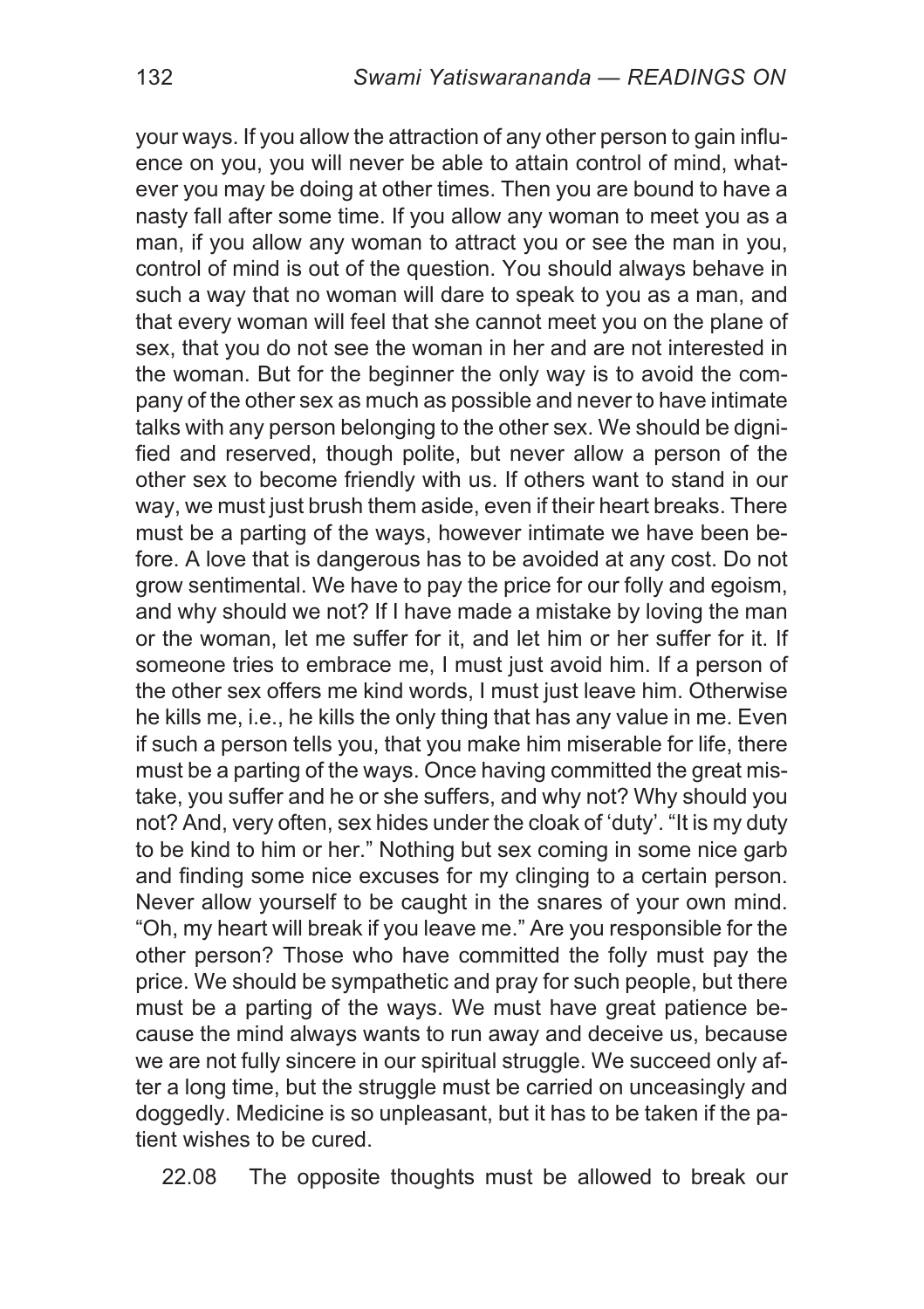your ways. If you allow the attraction of any other person to gain influence on you, you will never be able to attain control of mind, whatever you may be doing at other times. Then you are bound to have a nasty fall after some time. If you allow any woman to meet you as a man, if you allow any woman to attract you or see the man in you, control of mind is out of the question. You should always behave in such a way that no woman will dare to speak to you as a man, and that every woman will feel that she cannot meet you on the plane of sex, that you do not see the woman in her and are not interested in the woman. But for the beginner the only way is to avoid the company of the other sex as much as possible and never to have intimate talks with any person belonging to the other sex. We should be dignified and reserved, though polite, but never allow a person of the other sex to become friendly with us. If others want to stand in our way, we must just brush them aside, even if their heart breaks. There must be a parting of the ways, however intimate we have been before. A love that is dangerous has to be avoided at any cost. Do not grow sentimental. We have to pay the price for our folly and egoism, and why should we not? If I have made a mistake by loving the man or the woman, let me suffer for it, and let him or her suffer for it. If someone tries to embrace me, I must just avoid him. If a person of the other sex offers me kind words, I must just leave him. Otherwise he kills me, i.e., he kills the only thing that has any value in me. Even if such a person tells you, that you make him miserable for life, there must be a parting of the ways. Once having committed the great mistake, you suffer and he or she suffers, and why not? Why should you not? And, very often, sex hides under the cloak of 'duty'. "It is my duty to be kind to him or her." Nothing but sex coming in some nice garb and finding some nice excuses for my clinging to a certain person. Never allow yourself to be caught in the snares of your own mind. "Oh, my heart will break if you leave me." Are you responsible for the other person? Those who have committed the folly must pay the price. We should be sympathetic and pray for such people, but there must be a parting of the ways. We must have great patience because the mind always wants to run away and deceive us, because we are not fully sincere in our spiritual struggle. We succeed only after a long time, but the struggle must be carried on unceasingly and doggedly. Medicine is so unpleasant, but it has to be taken if the patient wishes to be cured.

22.08 The opposite thoughts must be allowed to break our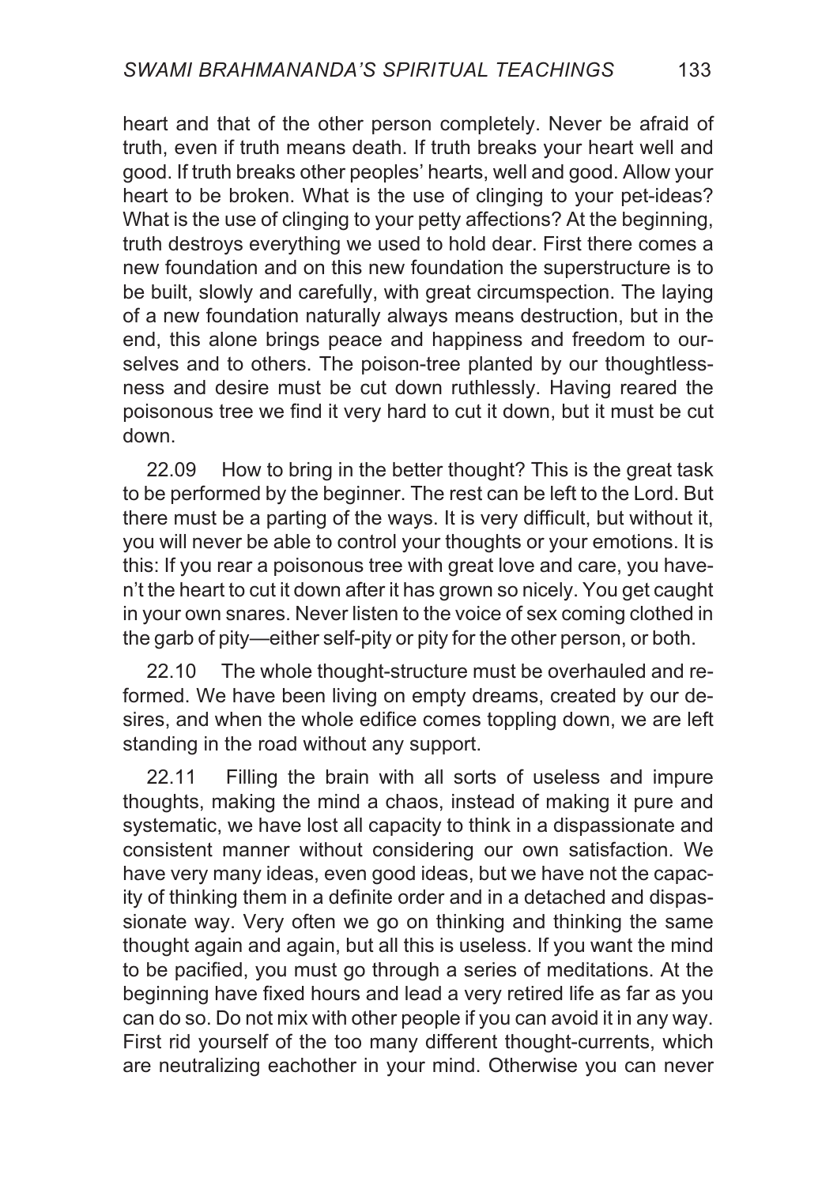heart and that of the other person completely. Never be afraid of truth, even if truth means death. If truth breaks your heart well and good. If truth breaks other peoples' hearts, well and good. Allow your heart to be broken. What is the use of clinging to your pet-ideas? What is the use of clinging to your petty affections? At the beginning, truth destroys everything we used to hold dear. First there comes a new foundation and on this new foundation the superstructure is to be built, slowly and carefully, with great circumspection. The laying of a new foundation naturally always means destruction, but in the end, this alone brings peace and happiness and freedom to ourselves and to others. The poison-tree planted by our thoughtlessness and desire must be cut down ruthlessly. Having reared the poisonous tree we find it very hard to cut it down, but it must be cut down.

22.09 How to bring in the better thought? This is the great task to be performed by the beginner. The rest can be left to the Lord. But there must be a parting of the ways. It is very difficult, but without it, you will never be able to control your thoughts or your emotions. It is this: If you rear a poisonous tree with great love and care, you haven't the heart to cut it down after it has grown so nicely. You get caught in your own snares. Never listen to the voice of sex coming clothed in the garb of pity—either self-pity or pity for the other person, or both.

22.10 The whole thought-structure must be overhauled and reformed. We have been living on empty dreams, created by our desires, and when the whole edifice comes toppling down, we are left standing in the road without any support.

22.11 Filling the brain with all sorts of useless and impure thoughts, making the mind a chaos, instead of making it pure and systematic, we have lost all capacity to think in a dispassionate and consistent manner without considering our own satisfaction. We have very many ideas, even good ideas, but we have not the capacity of thinking them in a definite order and in a detached and dispassionate way. Very often we go on thinking and thinking the same thought again and again, but all this is useless. If you want the mind to be pacified, you must go through a series of meditations. At the beginning have fixed hours and lead a very retired life as far as you can do so. Do not mix with other people if you can avoid it in any way. First rid yourself of the too many different thought-currents, which are neutralizing eachother in your mind. Otherwise you can never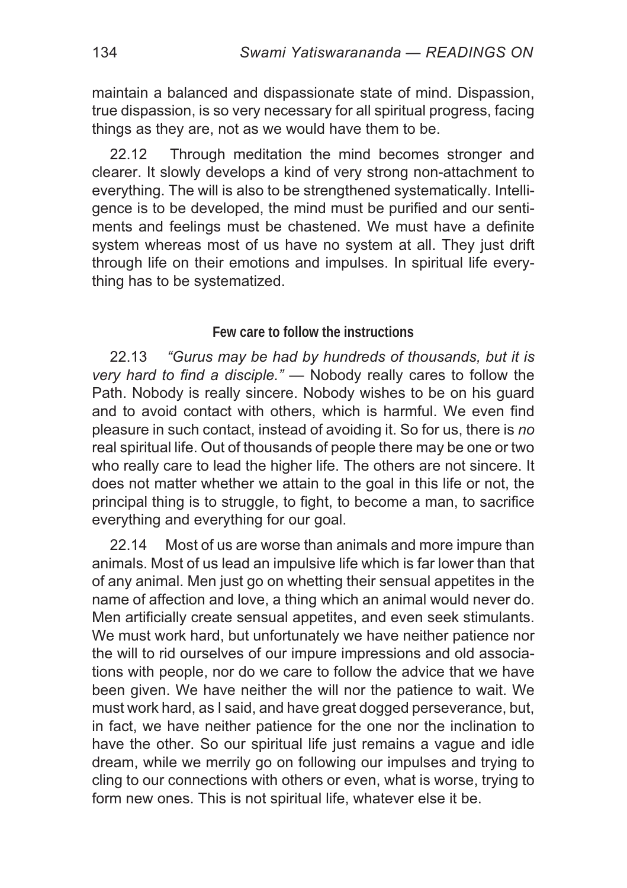maintain a balanced and dispassionate state of mind. Dispassion, true dispassion, is so very necessary for all spiritual progress, facing things as they are, not as we would have them to be.

22.12 Through meditation the mind becomes stronger and clearer. It slowly develops a kind of very strong non-attachment to everything. The will is also to be strengthened systematically. Intelligence is to be developed, the mind must be purified and our sentiments and feelings must be chastened. We must have a definite system whereas most of us have no system at all. They just drift through life on their emotions and impulses. In spiritual life everything has to be systematized.

### Few care to follow the instructions

22.13 *"Gurus may be had by hundreds of thousands, but it is very hard to find a disciple."* — Nobody really cares to follow the Path. Nobody is really sincere. Nobody wishes to be on his guard and to avoid contact with others, which is harmful. We even find pleasure in such contact, instead of avoiding it. So for us, there is *no* real spiritual life. Out of thousands of people there may be one or two who really care to lead the higher life. The others are not sincere. It does not matter whether we attain to the goal in this life or not, the principal thing is to struggle, to fight, to become a man, to sacrifice everything and everything for our goal.

22.14 Most of us are worse than animals and more impure than animals. Most of us lead an impulsive life which is far lower than that of any animal. Men just go on whetting their sensual appetites in the name of affection and love, a thing which an animal would never do. Men artificially create sensual appetites, and even seek stimulants. We must work hard, but unfortunately we have neither patience nor the will to rid ourselves of our impure impressions and old associations with people, nor do we care to follow the advice that we have been given. We have neither the will nor the patience to wait. We must work hard, as I said, and have great dogged perseverance, but, in fact, we have neither patience for the one nor the inclination to have the other. So our spiritual life just remains a vague and idle dream, while we merrily go on following our impulses and trying to cling to our connections with others or even, what is worse, trying to form new ones. This is not spiritual life, whatever else it be.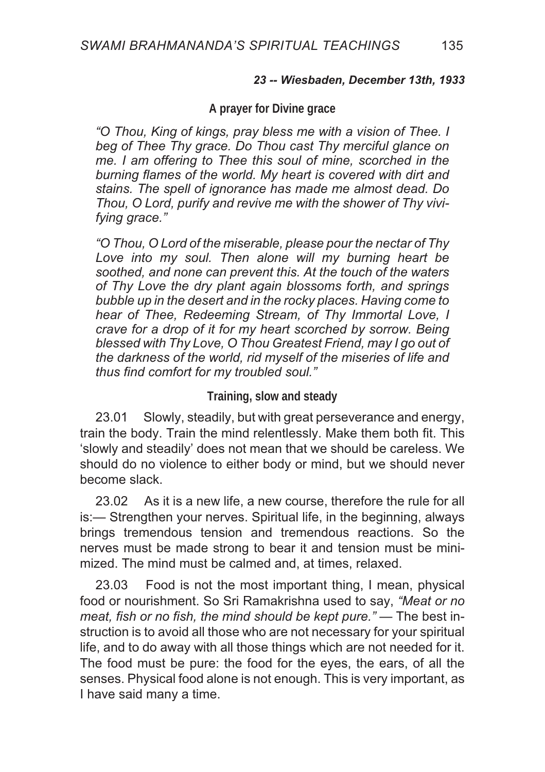### *23 -- Wiesbaden, December 13th, 1933*

#### A prayer for Divine grace

*"O Thou, King of kings, pray bless me with a vision of Thee. I beg of Thee Thy grace. Do Thou cast Thy merciful glance on me. I am offering to Thee this soul of mine, scorched in the burning flames of the world. My heart is covered with dirt and stains. The spell of ignorance has made me almost dead. Do Thou, O Lord, purify and revive me with the shower of Thy vivifying grace."*

*"O Thou, O Lord of the miserable, please pour the nectar of Thy Love into my soul. Then alone will my burning heart be soothed, and none can prevent this. At the touch of the waters of Thy Love the dry plant again blossoms forth, and springs bubble up in the desert and in the rocky places. Having come to hear of Thee, Redeeming Stream, of Thy Immortal Love, I crave for a drop of it for my heart scorched by sorrow. Being blessed with Thy Love, O Thou Greatest Friend, may I go out of the darkness of the world, rid myself of the miseries of life and thus find comfort for my troubled soul."*

#### Training, slow and steady

23.01 Slowly, steadily, but with great perseverance and energy, train the body. Train the mind relentlessly. Make them both fit. This 'slowly and steadily' does not mean that we should be careless. We should do no violence to either body or mind, but we should never become slack.

23.02 As it is a new life, a new course, therefore the rule for all is:— Strengthen your nerves. Spiritual life, in the beginning, always brings tremendous tension and tremendous reactions. So the nerves must be made strong to bear it and tension must be minimized. The mind must be calmed and, at times, relaxed.

23.03 Food is not the most important thing, I mean, physical food or nourishment. So Sri Ramakrishna used to say, *"Meat or no meat, fish or no fish, the mind should be kept pure."* — The best instruction is to avoid all those who are not necessary for your spiritual life, and to do away with all those things which are not needed for it. The food must be pure: the food for the eyes, the ears, of all the senses. Physical food alone is not enough. This is very important, as I have said many a time.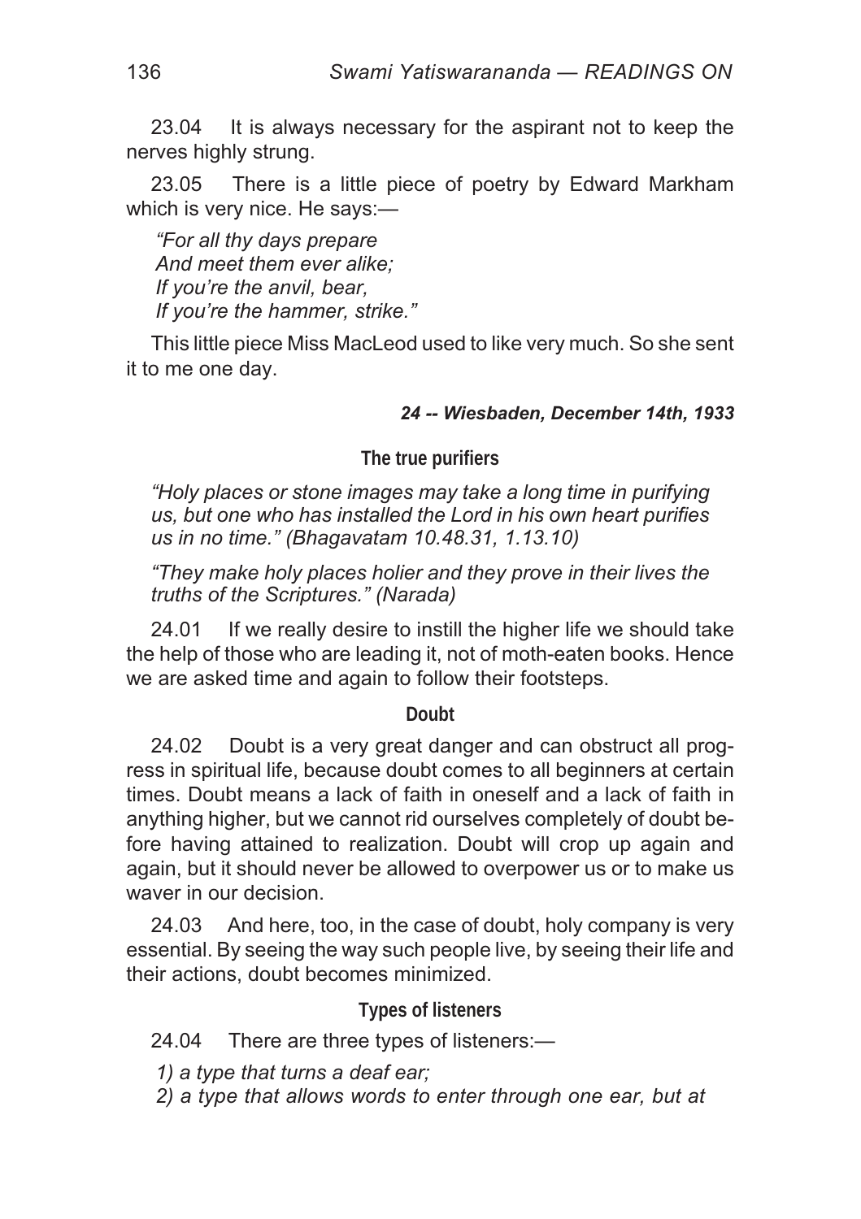23.04 It is always necessary for the aspirant not to keep the nerves highly strung.

23.05 There is a little piece of poetry by Edward Markham which is very nice. He says:—

*"For all thy days prepare*
*And meet them ever alike;*
*If you're the anvil, bear,*
*If you're the hammer, strike."*

This little piece Miss MacLeod used to like very much. So she sent it to me one day.

***24 -- Wiesbaden, December 14th, 1933***

### The true purifiers

*"Holy places or stone images may take a long time in purifying us, but one who has installed the Lord in his own heart purifies us in no time." (Bhagavatam 10.48.31, 1.13.10)*

*"They make holy places holier and they prove in their lives the truths of the Scriptures." (Narada)*

24.01 If we really desire to instill the higher life we should take the help of those who are leading it, not of moth-eaten books. Hence we are asked time and again to follow their footsteps.

### Doubt

24.02 Doubt is a very great danger and can obstruct all progress in spiritual life, because doubt comes to all beginners at certain times. Doubt means a lack of faith in oneself and a lack of faith in anything higher, but we cannot rid ourselves completely of doubt before having attained to realization. Doubt will crop up again and again, but it should never be allowed to overpower us or to make us waver in our decision.

24.03 And here, too, in the case of doubt, holy company is very essential. By seeing the way such people live, by seeing their life and their actions, doubt becomes minimized.

### Types of listeners

24.04 There are three types of listeners:—

*1) a type that turns a deaf ear;*

*2) a type that allows words to enter through one ear, but at*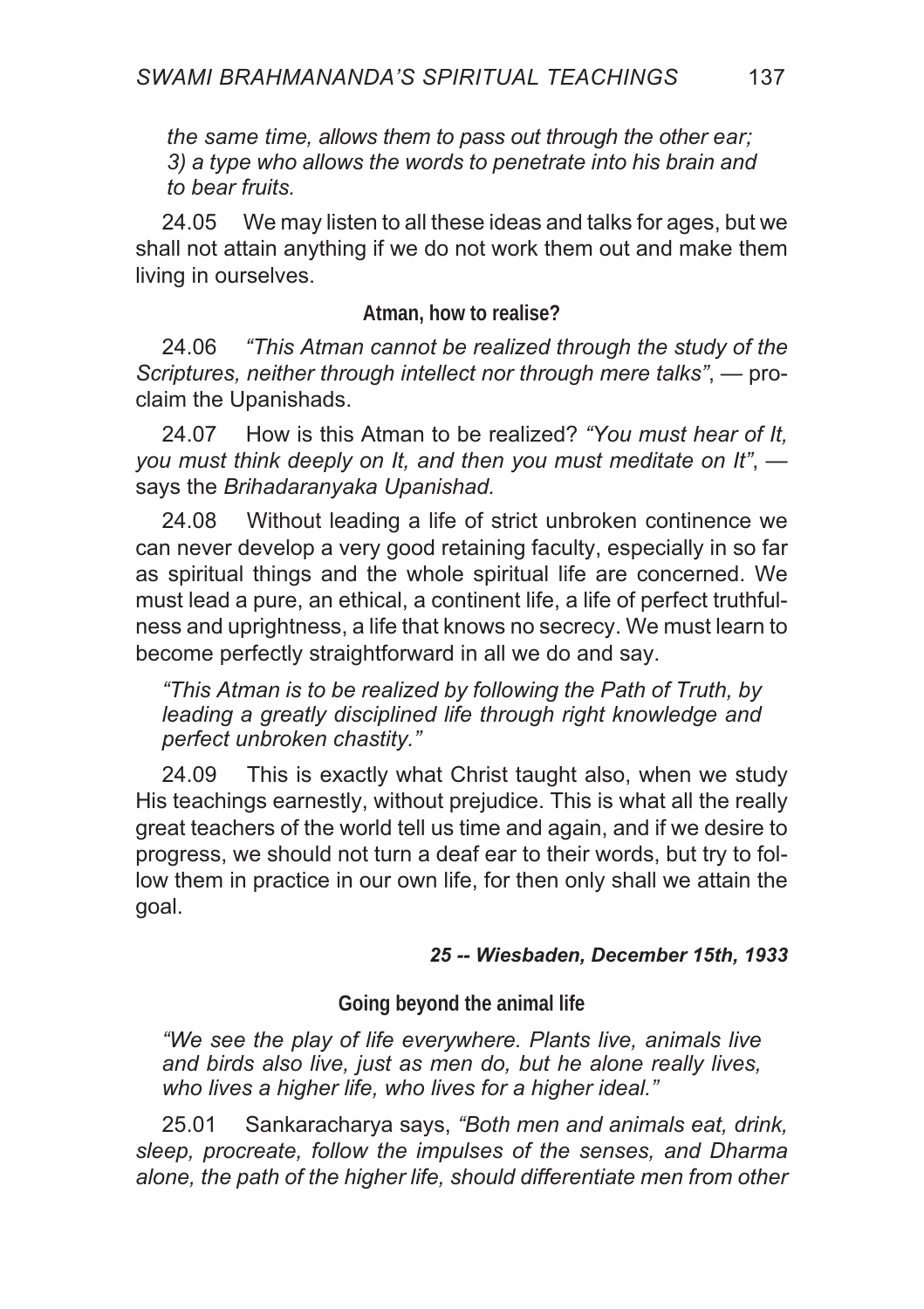*the same time, allows them to pass out through the other ear; 3) a type who allows the words to penetrate into his brain and to bear fruits.*

24.05 We may listen to all these ideas and talks for ages, but we shall not attain anything if we do not work them out and make them living in ourselves.

### Atman, how to realise?

24.06 *"This Atman cannot be realized through the study of the Scriptures, neither through intellect nor through mere talks"*, — proclaim the Upanishads.

24.07 How is this Atman to be realized? *"You must hear of It, you must think deeply on It, and then you must meditate on It"*, — says the *Brihadaranyaka Upanishad.*

24.08 Without leading a life of strict unbroken continence we can never develop a very good retaining faculty, especially in so far as spiritual things and the whole spiritual life are concerned. We must lead a pure, an ethical, a continent life, a life of perfect truthfulness and uprightness, a life that knows no secrecy. We must learn to become perfectly straightforward in all we do and say.

*"This Atman is to be realized by following the Path of Truth, by leading a greatly disciplined life through right knowledge and perfect unbroken chastity."*

24.09 This is exactly what Christ taught also, when we study His teachings earnestly, without prejudice. This is what all the really great teachers of the world tell us time and again, and if we desire to progress, we should not turn a deaf ear to their words, but try to follow them in practice in our own life, for then only shall we attain the goal.

***25 -- Wiesbaden, December 15th, 1933***

### Going beyond the animal life

*"We see the play of life everywhere. Plants live, animals live and birds also live, just as men do, but he alone really lives, who lives a higher life, who lives for a higher ideal."*

25.01 Sankaracharya says, *"Both men and animals eat, drink, sleep, procreate, follow the impulses of the senses, and Dharma alone, the path of the higher life, should differentiate men from other*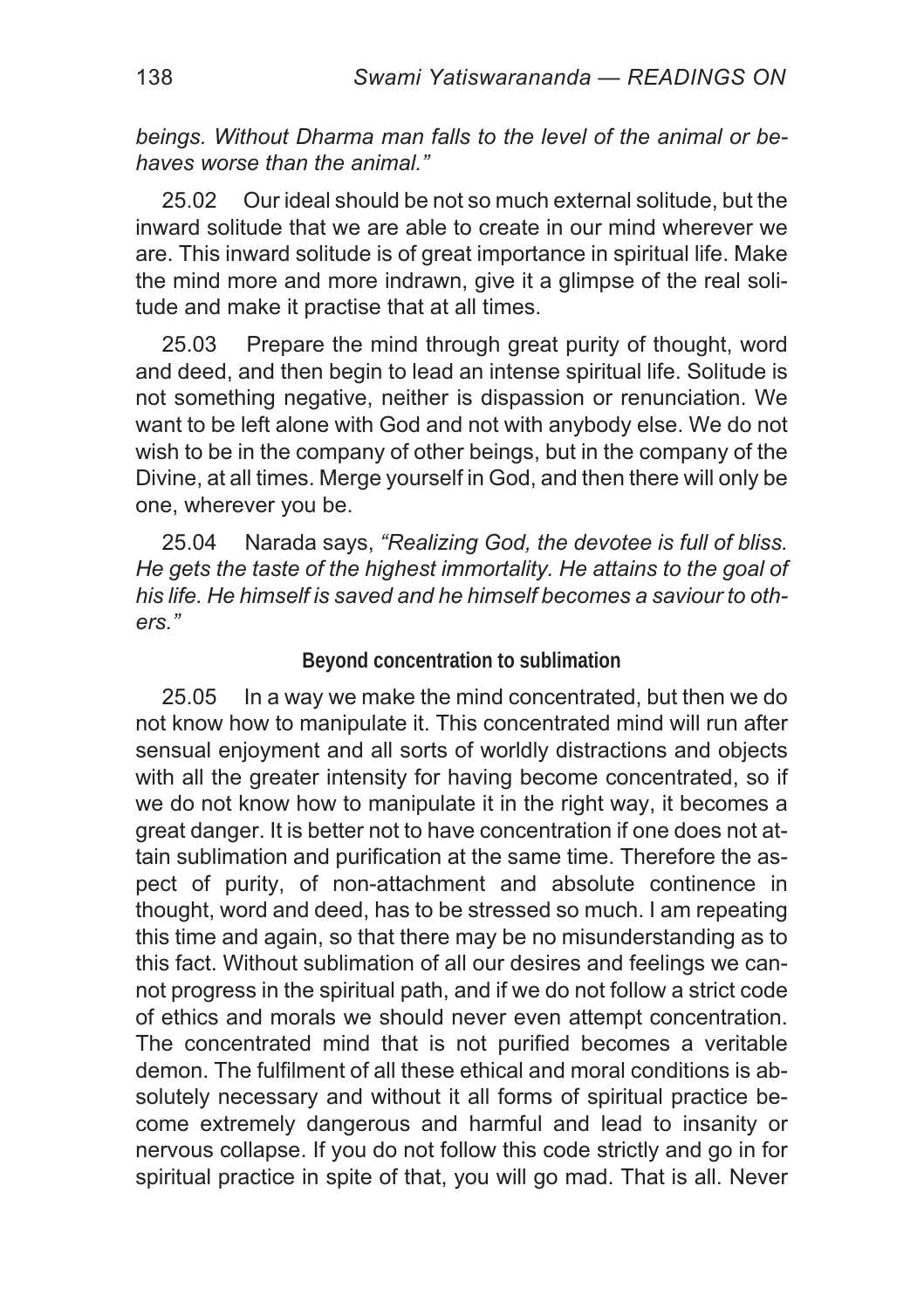*beings. Without Dharma man falls to the level of the animal or behaves worse than the animal."*

25.02 Our ideal should be not so much external solitude, but the inward solitude that we are able to create in our mind wherever we are. This inward solitude is of great importance in spiritual life. Make the mind more and more indrawn, give it a glimpse of the real solitude and make it practise that at all times.

25.03 Prepare the mind through great purity of thought, word and deed, and then begin to lead an intense spiritual life. Solitude is not something negative, neither is dispassion or renunciation. We want to be left alone with God and not with anybody else. We do not wish to be in the company of other beings, but in the company of the Divine, at all times. Merge yourself in God, and then there will only be one, wherever you be.

25.04 Narada says, *"Realizing God, the devotee is full of bliss. He gets the taste of the highest immortality. He attains to the goal of his life. He himself is saved and he himself becomes a saviour to others."*

### Beyond concentration to sublimation

25.05 In a way we make the mind concentrated, but then we do not know how to manipulate it. This concentrated mind will run after sensual enjoyment and all sorts of worldly distractions and objects with all the greater intensity for having become concentrated, so if we do not know how to manipulate it in the right way, it becomes a great danger. It is better not to have concentration if one does not attain sublimation and purification at the same time. Therefore the aspect of purity, of non-attachment and absolute continence in thought, word and deed, has to be stressed so much. I am repeating this time and again, so that there may be no misunderstanding as to this fact. Without sublimation of all our desires and feelings we cannot progress in the spiritual path, and if we do not follow a strict code of ethics and morals we should never even attempt concentration. The concentrated mind that is not purified becomes a veritable demon. The fulfilment of all these ethical and moral conditions is absolutely necessary and without it all forms of spiritual practice become extremely dangerous and harmful and lead to insanity or nervous collapse. If you do not follow this code strictly and go in for spiritual practice in spite of that, you will go mad. That is all. Never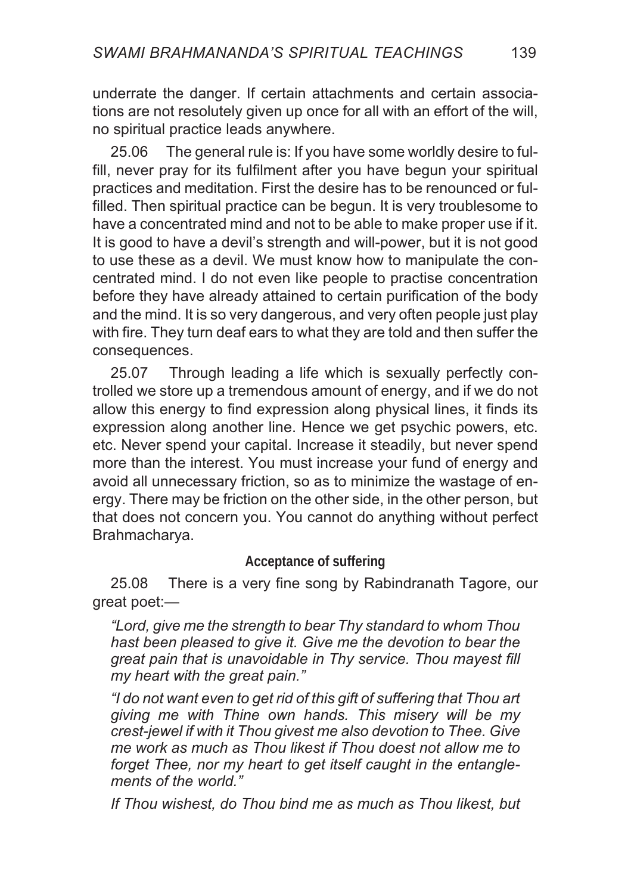underrate the danger. If certain attachments and certain associations are not resolutely given up once for all with an effort of the will, no spiritual practice leads anywhere.

25.06 The general rule is: If you have some worldly desire to fulfill, never pray for its fulfilment after you have begun your spiritual practices and meditation. First the desire has to be renounced or fulfilled. Then spiritual practice can be begun. It is very troublesome to have a concentrated mind and not to be able to make proper use if it. It is good to have a devil's strength and will-power, but it is not good to use these as a devil. We must know how to manipulate the concentrated mind. I do not even like people to practise concentration before they have already attained to certain purification of the body and the mind. It is so very dangerous, and very often people just play with fire. They turn deaf ears to what they are told and then suffer the consequences.

25.07 Through leading a life which is sexually perfectly controlled we store up a tremendous amount of energy, and if we do not allow this energy to find expression along physical lines, it finds its expression along another line. Hence we get psychic powers, etc. etc. Never spend your capital. Increase it steadily, but never spend more than the interest. You must increase your fund of energy and avoid all unnecessary friction, so as to minimize the wastage of energy. There may be friction on the other side, in the other person, but that does not concern you. You cannot do anything without perfect Brahmacharya.

### Acceptance of suffering

25.08 There is a very fine song by Rabindranath Tagore, our great poet:—

*"Lord, give me the strength to bear Thy standard to whom Thou hast been pleased to give it. Give me the devotion to bear the great pain that is unavoidable in Thy service. Thou mayest fill my heart with the great pain."*

*"I do not want even to get rid of this gift of suffering that Thou art giving me with Thine own hands. This misery will be my crest-jewel if with it Thou givest me also devotion to Thee. Give me work as much as Thou likest if Thou doest not allow me to forget Thee, nor my heart to get itself caught in the entanglements of the world."*

*If Thou wishest, do Thou bind me as much as Thou likest, but*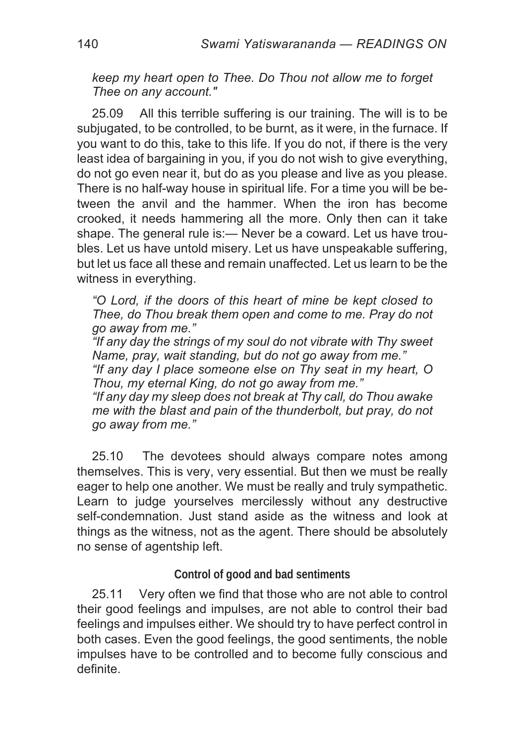*keep my heart open to Thee. Do Thou not allow me to forget Thee on any account."*

25.09 All this terrible suffering is our training. The will is to be subjugated, to be controlled, to be burnt, as it were, in the furnace. If you want to do this, take to this life. If you do not, if there is the very least idea of bargaining in you, if you do not wish to give everything, do not go even near it, but do as you please and live as you please. There is no half-way house in spiritual life. For a time you will be between the anvil and the hammer. When the iron has become crooked, it needs hammering all the more. Only then can it take shape. The general rule is:— Never be a coward. Let us have troubles. Let us have untold misery. Let us have unspeakable suffering, but let us face all these and remain unaffected. Let us learn to be the witness in everything.

*"O Lord, if the doors of this heart of mine be kept closed to Thee, do Thou break them open and come to me. Pray do not go away from me."*
*"If any day the strings of my soul do not vibrate with Thy sweet Name, pray, wait standing, but do not go away from me."*
*"If any day I place someone else on Thy seat in my heart, O Thou, my eternal King, do not go away from me."*
*"If any day my sleep does not break at Thy call, do Thou awake me with the blast and pain of the thunderbolt, but pray, do not go away from me."*

25.10 The devotees should always compare notes among themselves. This is very, very essential. But then we must be really eager to help one another. We must be really and truly sympathetic. Learn to judge yourselves mercilessly without any destructive self-condemnation. Just stand aside as the witness and look at things as the witness, not as the agent. There should be absolutely no sense of agentship left.

### Control of good and bad sentiments

25.11 Very often we find that those who are not able to control their good feelings and impulses, are not able to control their bad feelings and impulses either. We should try to have perfect control in both cases. Even the good feelings, the good sentiments, the noble impulses have to be controlled and to become fully conscious and definite.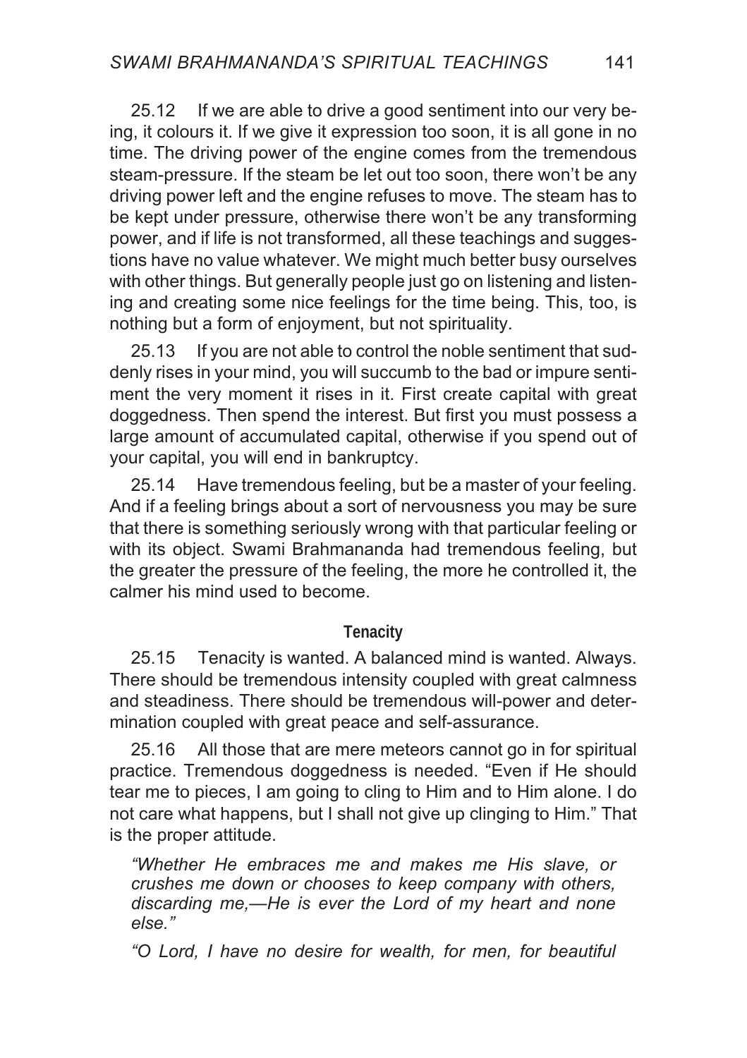25.12 If we are able to drive a good sentiment into our very being, it colours it. If we give it expression too soon, it is all gone in no time. The driving power of the engine comes from the tremendous steam-pressure. If the steam be let out too soon, there won't be any driving power left and the engine refuses to move. The steam has to be kept under pressure, otherwise there won't be any transforming power, and if life is not transformed, all these teachings and suggestions have no value whatever. We might much better busy ourselves with other things. But generally people just go on listening and listening and creating some nice feelings for the time being. This, too, is nothing but a form of enjoyment, but not spirituality.

25.13 If you are not able to control the noble sentiment that suddenly rises in your mind, you will succumb to the bad or impure sentiment the very moment it rises in it. First create capital with great doggedness. Then spend the interest. But first you must possess a large amount of accumulated capital, otherwise if you spend out of your capital, you will end in bankruptcy.

25.14 Have tremendous feeling, but be a master of your feeling. And if a feeling brings about a sort of nervousness you may be sure that there is something seriously wrong with that particular feeling or with its object. Swami Brahmananda had tremendous feeling, but the greater the pressure of the feeling, the more he controlled it, the calmer his mind used to become.

#### Tenacity

25.15 Tenacity is wanted. A balanced mind is wanted. Always. There should be tremendous intensity coupled with great calmness and steadiness. There should be tremendous will-power and determination coupled with great peace and self-assurance.

25.16 All those that are mere meteors cannot go in for spiritual practice. Tremendous doggedness is needed. "Even if He should tear me to pieces, I am going to cling to Him and to Him alone. I do not care what happens, but I shall not give up clinging to Him." That is the proper attitude.

> *"Whether He embraces me and makes me His slave, or crushes me down or chooses to keep company with others, discarding me,—He is ever the Lord of my heart and none else."*
>
> *"O Lord, I have no desire for wealth, for men, for beautiful*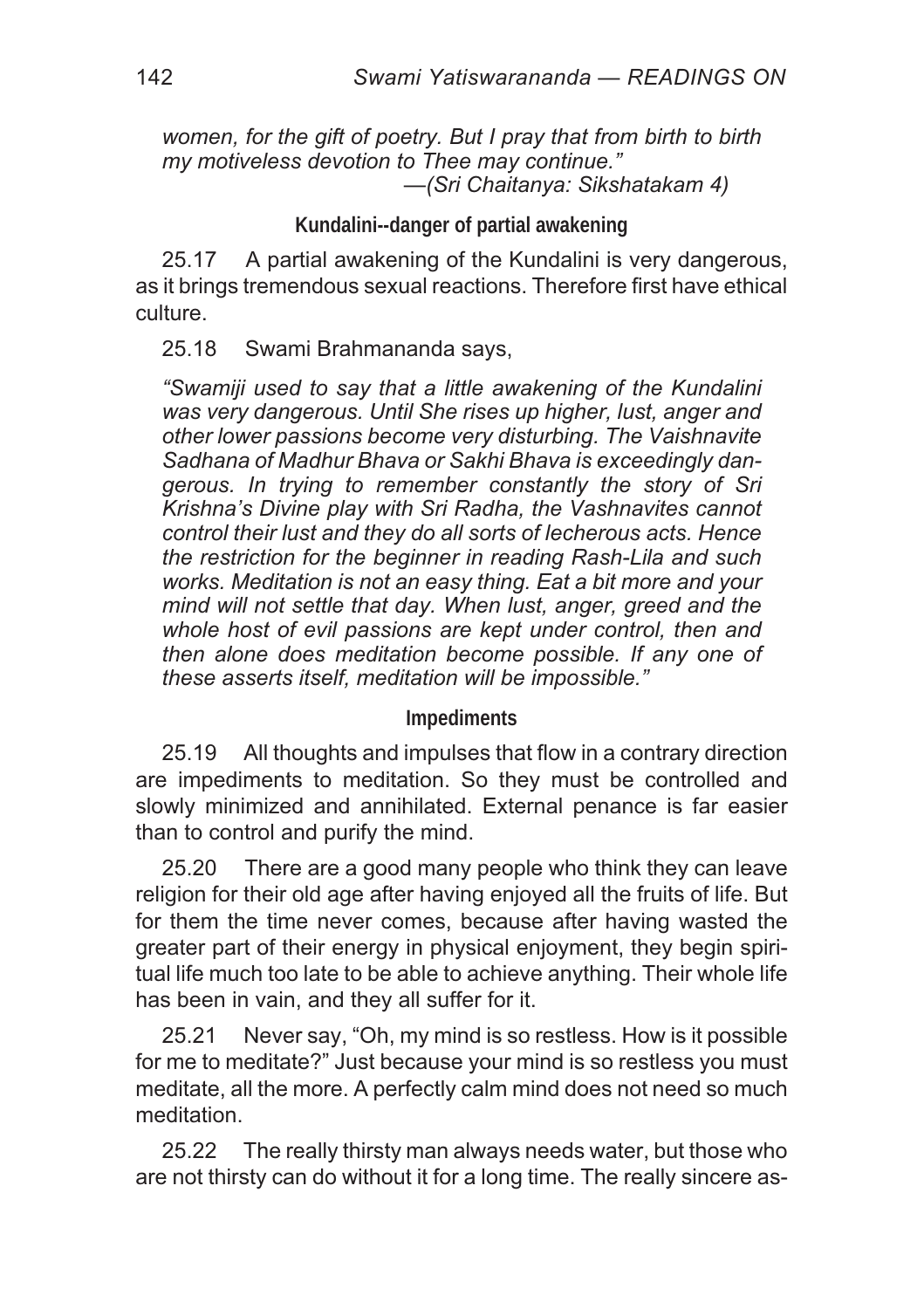*women, for the gift of poetry. But I pray that from birth to birth my motiveless devotion to Thee may continue."*
*—(Sri Chaitanya: Sikshatakam 4)*

### Kundalini--danger of partial awakening

25.17 A partial awakening of the Kundalini is very dangerous, as it brings tremendous sexual reactions. Therefore first have ethical culture.

25.18 Swami Brahmananda says,

*"Swamiji used to say that a little awakening of the Kundalini was very dangerous. Until She rises up higher, lust, anger and other lower passions become very disturbing. The Vaishnavite Sadhana of Madhur Bhava or Sakhi Bhava is exceedingly dangerous. In trying to remember constantly the story of Sri Krishna's Divine play with Sri Radha, the Vashnavites cannot control their lust and they do all sorts of lecherous acts. Hence the restriction for the beginner in reading Rash-Lila and such works. Meditation is not an easy thing. Eat a bit more and your mind will not settle that day. When lust, anger, greed and the whole host of evil passions are kept under control, then and then alone does meditation become possible. If any one of these asserts itself, meditation will be impossible."*

### Impediments

25.19 All thoughts and impulses that flow in a contrary direction are impediments to meditation. So they must be controlled and slowly minimized and annihilated. External penance is far easier than to control and purify the mind.

25.20 There are a good many people who think they can leave religion for their old age after having enjoyed all the fruits of life. But for them the time never comes, because after having wasted the greater part of their energy in physical enjoyment, they begin spiritual life much too late to be able to achieve anything. Their whole life has been in vain, and they all suffer for it.

25.21 Never say, "Oh, my mind is so restless. How is it possible for me to meditate?" Just because your mind is so restless you must meditate, all the more. A perfectly calm mind does not need so much meditation.

25.22 The really thirsty man always needs water, but those who are not thirsty can do without it for a long time. The really sincere as-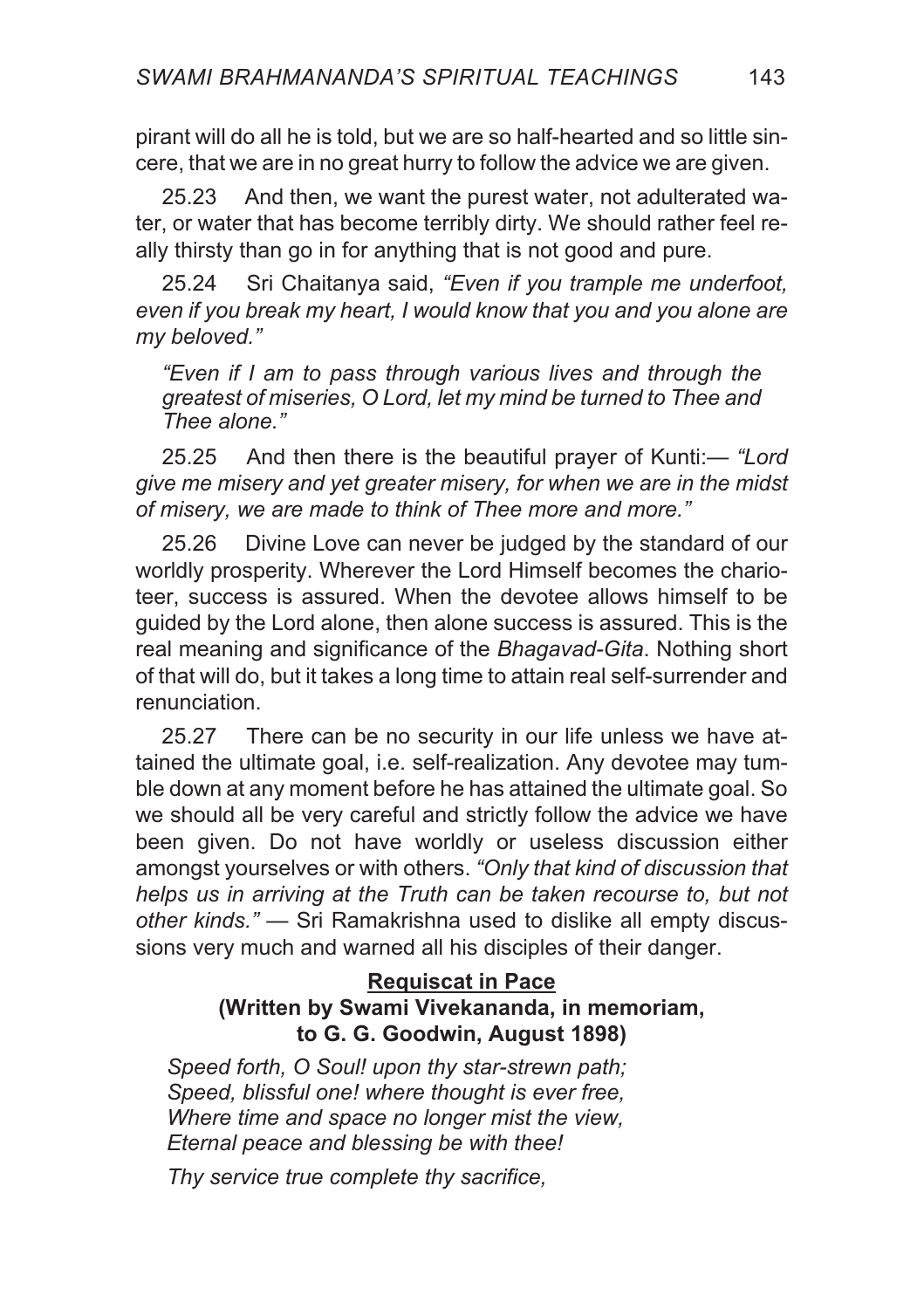pirant will do all he is told, but we are so half-hearted and so little sincere, that we are in no great hurry to follow the advice we are given.

25.23 And then, we want the purest water, not adulterated water, or water that has become terribly dirty. We should rather feel really thirsty than go in for anything that is not good and pure.

25.24 Sri Chaitanya said, *"Even if you trample me underfoot, even if you break my heart, I would know that you and you alone are my beloved."*

> *"Even if I am to pass through various lives and through the greatest of miseries, O Lord, let my mind be turned to Thee and Thee alone."*

25.25 And then there is the beautiful prayer of Kunti:— *"Lord give me misery and yet greater misery, for when we are in the midst of misery, we are made to think of Thee more and more."*

25.26 Divine Love can never be judged by the standard of our worldly prosperity. Wherever the Lord Himself becomes the charioteer, success is assured. When the devotee allows himself to be guided by the Lord alone, then alone success is assured. This is the real meaning and significance of the *Bhagavad-Gita*. Nothing short of that will do, but it takes a long time to attain real self-surrender and renunciation.

25.27 There can be no security in our life unless we have attained the ultimate goal, i.e. self-realization. Any devotee may tumble down at any moment before he has attained the ultimate goal. So we should all be very careful and strictly follow the advice we have been given. Do not have worldly or useless discussion either amongst yourselves or with others. *"Only that kind of discussion that helps us in arriving at the Truth can be taken recourse to, but not other kinds."* — Sri Ramakrishna used to dislike all empty discussions very much and warned all his disciples of their danger.

**<u>Requiscat in Pace</u>**
**(Written by Swami Vivekananda, in memoriam, to G. G. Goodwin, August 1898)**

*Speed forth, O Soul! upon thy star-strewn path;*
*Speed, blissful one! where thought is ever free,*
*Where time and space no longer mist the view,*
*Eternal peace and blessing be with thee!*

*Thy service true complete thy sacrifice,*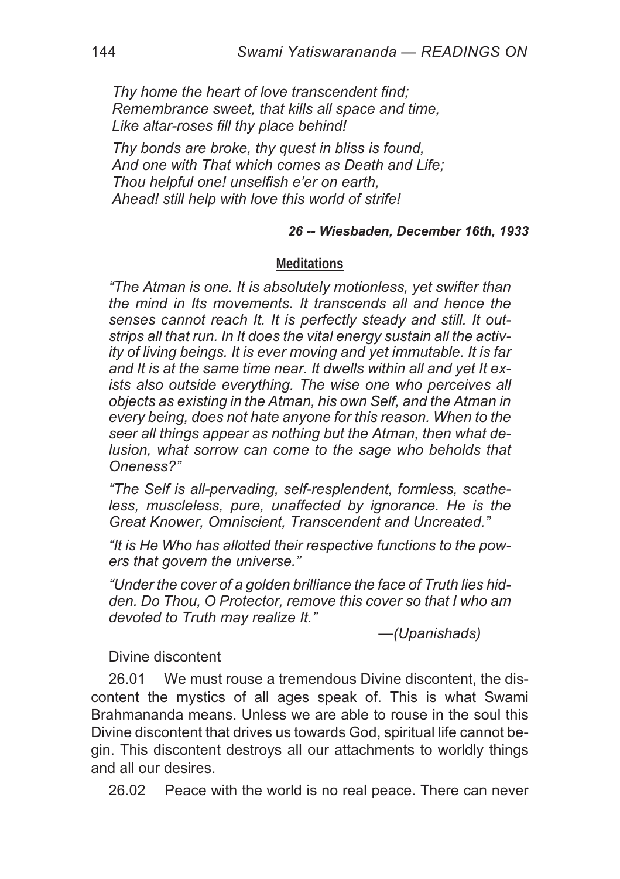*Thy home the heart of love transcendent find;*
*Remembrance sweet, that kills all space and time,*
*Like altar-roses fill thy place behind!*

*Thy bonds are broke, thy quest in bliss is found,*
*And one with That which comes as Death and Life;*
*Thou helpful one! unselfish e'er on earth,*
*Ahead! still help with love this world of strife!*

***26 -- Wiesbaden, December 16th, 1933***

## Meditations

*"The Atman is one. It is absolutely motionless, yet swifter than the mind in Its movements. It transcends all and hence the senses cannot reach It. It is perfectly steady and still. It outstrips all that run. In It does the vital energy sustain all the activity of living beings. It is ever moving and yet immutable. It is far and It is at the same time near. It dwells within all and yet It exists also outside everything. The wise one who perceives all objects as existing in the Atman, his own Self, and the Atman in every being, does not hate anyone for this reason. When to the seer all things appear as nothing but the Atman, then what delusion, what sorrow can come to the sage who beholds that Oneness?"*

*"The Self is all-pervading, self-resplendent, formless, scatheless, muscleless, pure, unaffected by ignorance. He is the Great Knower, Omniscient, Transcendent and Uncreated."*

*"It is He Who has allotted their respective functions to the powers that govern the universe."*

*"Under the cover of a golden brilliance the face of Truth lies hidden. Do Thou, O Protector, remove this cover so that I who am devoted to Truth may realize It."*

*—(Upanishads)*

Divine discontent

26.01 We must rouse a tremendous Divine discontent, the discontent the mystics of all ages speak of. This is what Swami Brahmananda means. Unless we are able to rouse in the soul this Divine discontent that drives us towards God, spiritual life cannot begin. This discontent destroys all our attachments to worldly things and all our desires.

26.02 Peace with the world is no real peace. There can never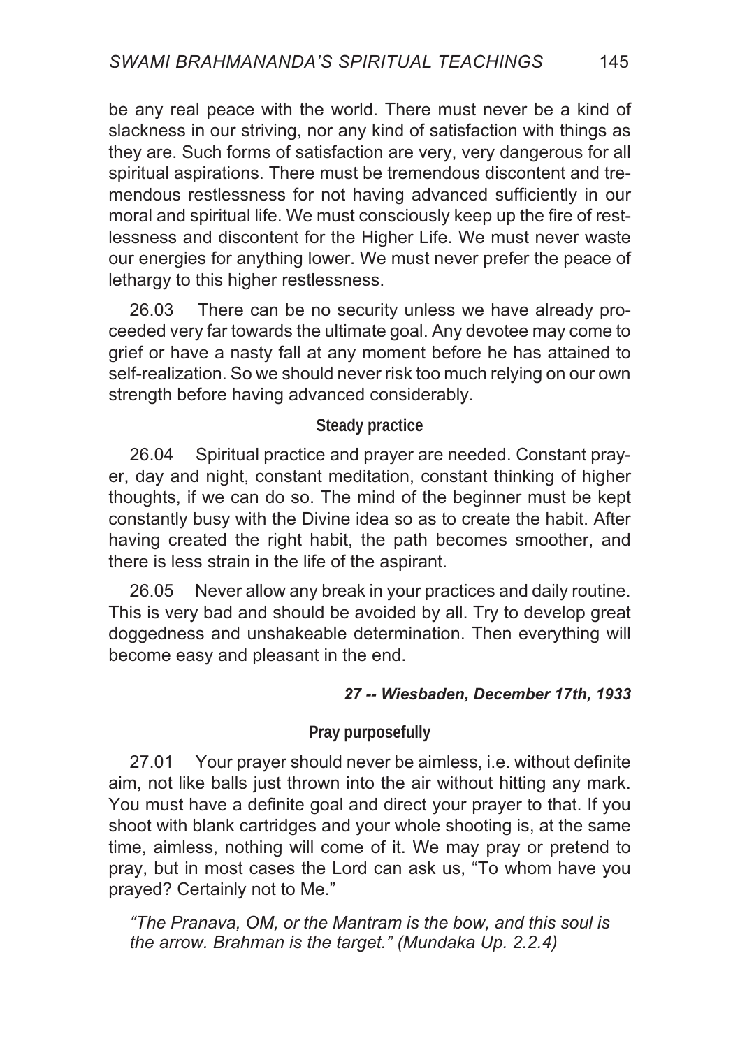be any real peace with the world. There must never be a kind of slackness in our striving, nor any kind of satisfaction with things as they are. Such forms of satisfaction are very, very dangerous for all spiritual aspirations. There must be tremendous discontent and tremendous restlessness for not having advanced sufficiently in our moral and spiritual life. We must consciously keep up the fire of restlessness and discontent for the Higher Life. We must never waste our energies for anything lower. We must never prefer the peace of lethargy to this higher restlessness.

26.03 There can be no security unless we have already proceeded very far towards the ultimate goal. Any devotee may come to grief or have a nasty fall at any moment before he has attained to self-realization. So we should never risk too much relying on our own strength before having advanced considerably.

### Steady practice

26.04 Spiritual practice and prayer are needed. Constant prayer, day and night, constant meditation, constant thinking of higher thoughts, if we can do so. The mind of the beginner must be kept constantly busy with the Divine idea so as to create the habit. After having created the right habit, the path becomes smoother, and there is less strain in the life of the aspirant.

26.05 Never allow any break in your practices and daily routine. This is very bad and should be avoided by all. Try to develop great doggedness and unshakeable determination. Then everything will become easy and pleasant in the end.

***27 -- Wiesbaden, December 17th, 1933***

### Pray purposefully

27.01 Your prayer should never be aimless, i.e. without definite aim, not like balls just thrown into the air without hitting any mark. You must have a definite goal and direct your prayer to that. If you shoot with blank cartridges and your whole shooting is, at the same time, aimless, nothing will come of it. We may pray or pretend to pray, but in most cases the Lord can ask us, “To whom have you prayed? Certainly not to Me.”

*“The Pranava, OM, or the Mantram is the bow, and this soul is the arrow. Brahman is the target.” (Mundaka Up. 2.2.4)*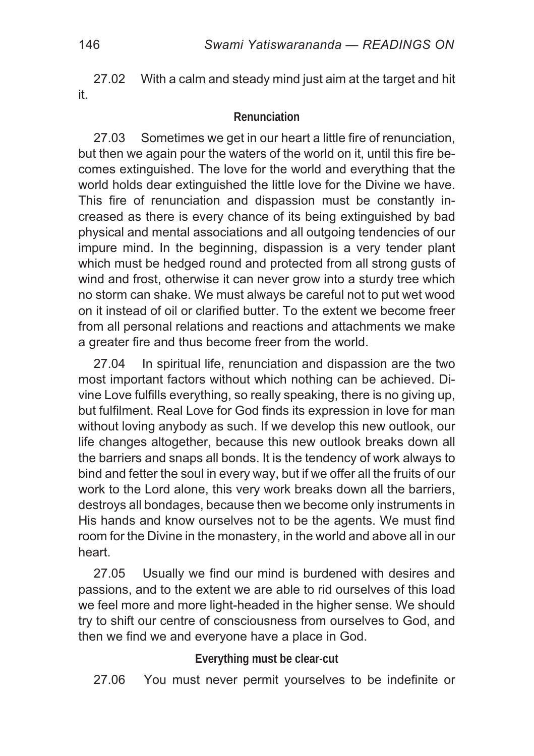27.02 With a calm and steady mind just aim at the target and hit it.

### Renunciation

27.03 Sometimes we get in our heart a little fire of renunciation, but then we again pour the waters of the world on it, until this fire becomes extinguished. The love for the world and everything that the world holds dear extinguished the little love for the Divine we have. This fire of renunciation and dispassion must be constantly increased as there is every chance of its being extinguished by bad physical and mental associations and all outgoing tendencies of our impure mind. In the beginning, dispassion is a very tender plant which must be hedged round and protected from all strong gusts of wind and frost, otherwise it can never grow into a sturdy tree which no storm can shake. We must always be careful not to put wet wood on it instead of oil or clarified butter. To the extent we become freer from all personal relations and reactions and attachments we make a greater fire and thus become freer from the world.

27.04 In spiritual life, renunciation and dispassion are the two most important factors without which nothing can be achieved. Divine Love fulfills everything, so really speaking, there is no giving up, but fulfilment. Real Love for God finds its expression in love for man without loving anybody as such. If we develop this new outlook, our life changes altogether, because this new outlook breaks down all the barriers and snaps all bonds. It is the tendency of work always to bind and fetter the soul in every way, but if we offer all the fruits of our work to the Lord alone, this very work breaks down all the barriers, destroys all bondages, because then we become only instruments in His hands and know ourselves not to be the agents. We must find room for the Divine in the monastery, in the world and above all in our heart.

27.05 Usually we find our mind is burdened with desires and passions, and to the extent we are able to rid ourselves of this load we feel more and more light-headed in the higher sense. We should try to shift our centre of consciousness from ourselves to God, and then we find we and everyone have a place in God.

### Everything must be clear-cut

27.06 You must never permit yourselves to be indefinite or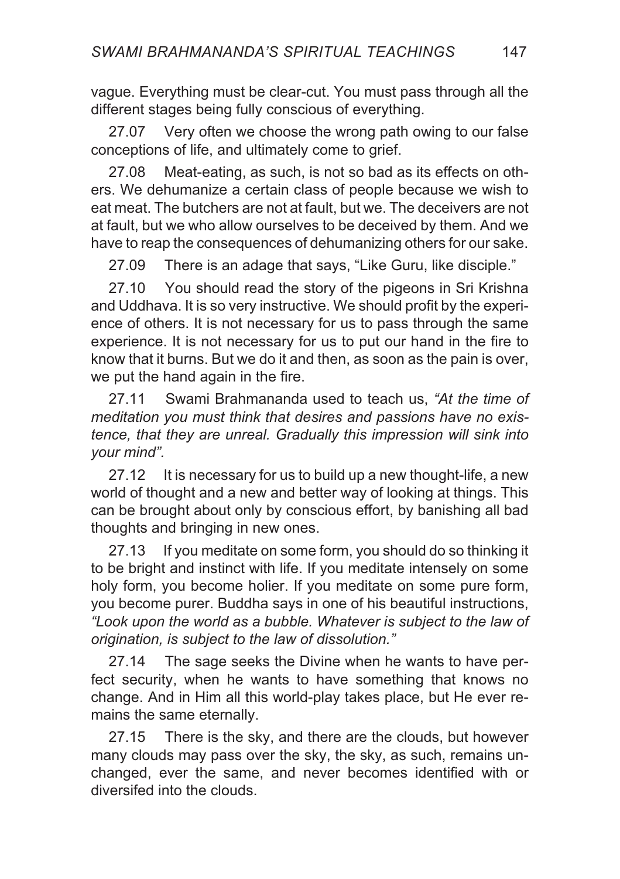vague. Everything must be clear-cut. You must pass through all the different stages being fully conscious of everything.

27.07 Very often we choose the wrong path owing to our false conceptions of life, and ultimately come to grief.

27.08 Meat-eating, as such, is not so bad as its effects on others. We dehumanize a certain class of people because we wish to eat meat. The butchers are not at fault, but we. The deceivers are not at fault, but we who allow ourselves to be deceived by them. And we have to reap the consequences of dehumanizing others for our sake.

27.09 There is an adage that says, "Like Guru, like disciple."

27.10 You should read the story of the pigeons in Sri Krishna and Uddhava. It is so very instructive. We should profit by the experience of others. It is not necessary for us to pass through the same experience. It is not necessary for us to put our hand in the fire to know that it burns. But we do it and then, as soon as the pain is over, we put the hand again in the fire.

27.11 Swami Brahmananda used to teach us, *"At the time of meditation you must think that desires and passions have no existence, that they are unreal. Gradually this impression will sink into your mind".*

27.12 It is necessary for us to build up a new thought-life, a new world of thought and a new and better way of looking at things. This can be brought about only by conscious effort, by banishing all bad thoughts and bringing in new ones.

27.13 If you meditate on some form, you should do so thinking it to be bright and instinct with life. If you meditate intensely on some holy form, you become holier. If you meditate on some pure form, you become purer. Buddha says in one of his beautiful instructions, *"Look upon the world as a bubble. Whatever is subject to the law of origination, is subject to the law of dissolution."*

27.14 The sage seeks the Divine when he wants to have perfect security, when he wants to have something that knows no change. And in Him all this world-play takes place, but He ever remains the same eternally.

27.15 There is the sky, and there are the clouds, but however many clouds may pass over the sky, the sky, as such, remains unchanged, ever the same, and never becomes identified with or diversifed into the clouds.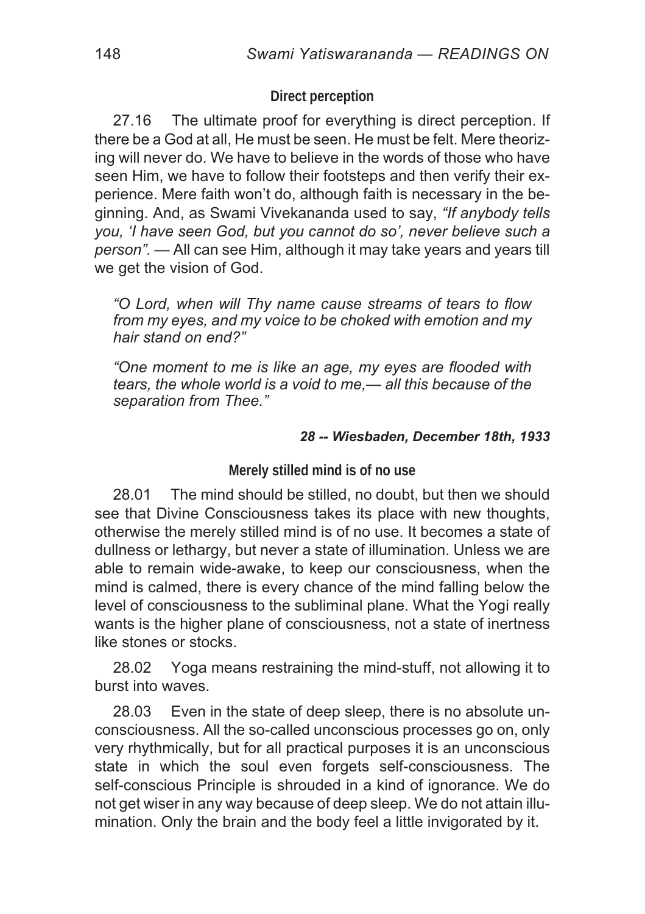### Direct perception

27.16 The ultimate proof for everything is direct perception. If there be a God at all, He must be seen. He must be felt. Mere theorizing will never do. We have to believe in the words of those who have seen Him, we have to follow their footsteps and then verify their experience. Mere faith won't do, although faith is necessary in the beginning. And, as Swami Vivekananda used to say, *"If anybody tells you, 'I have seen God, but you cannot do so', never believe such a person".* — All can see Him, although it may take years and years till we get the vision of God.

> *"O Lord, when will Thy name cause streams of tears to flow from my eyes, and my voice to be choked with emotion and my hair stand on end?"*
>
> *"One moment to me is like an age, my eyes are flooded with tears, the whole world is a void to me,— all this because of the separation from Thee."*

## *28 -- Wiesbaden, December 18th, 1933*

### Merely stilled mind is of no use

28.01 The mind should be stilled, no doubt, but then we should see that Divine Consciousness takes its place with new thoughts, otherwise the merely stilled mind is of no use. It becomes a state of dullness or lethargy, but never a state of illumination. Unless we are able to remain wide-awake, to keep our consciousness, when the mind is calmed, there is every chance of the mind falling below the level of consciousness to the subliminal plane. What the Yogi really wants is the higher plane of consciousness, not a state of inertness like stones or stocks.

28.02 Yoga means restraining the mind-stuff, not allowing it to burst into waves.

28.03 Even in the state of deep sleep, there is no absolute unconsciousness. All the so-called unconscious processes go on, only very rhythmically, but for all practical purposes it is an unconscious state in which the soul even forgets self-consciousness. The self-conscious Principle is shrouded in a kind of ignorance. We do not get wiser in any way because of deep sleep. We do not attain illumination. Only the brain and the body feel a little invigorated by it.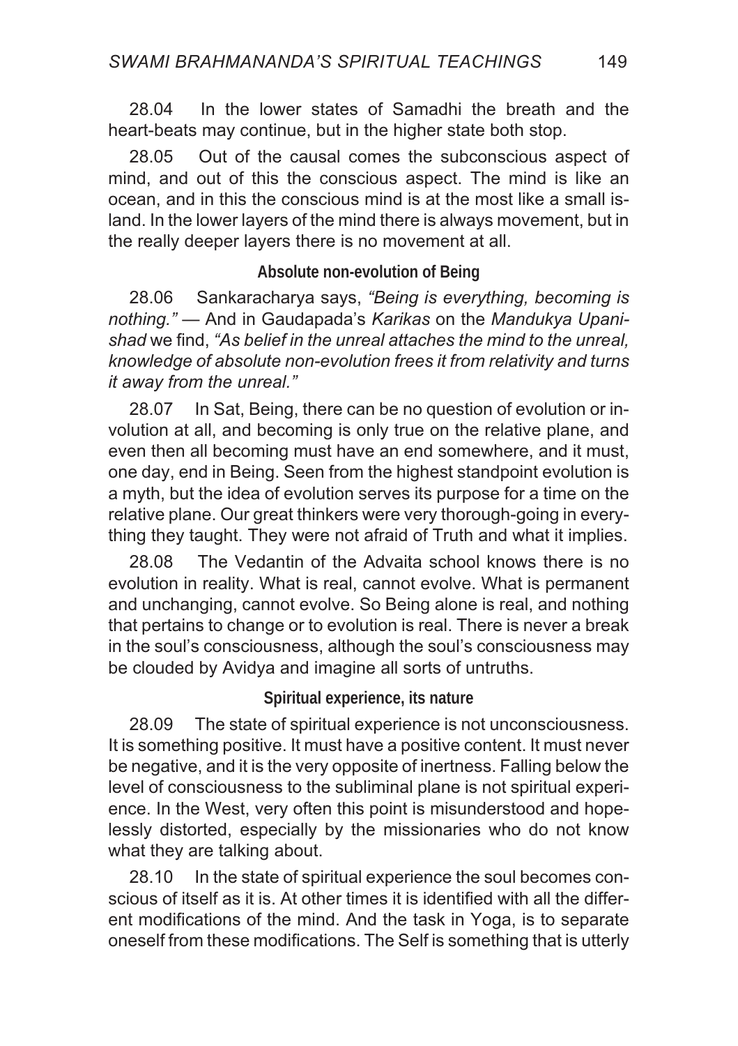28.04 In the lower states of Samadhi the breath and the heart-beats may continue, but in the higher state both stop.

28.05 Out of the causal comes the subconscious aspect of mind, and out of this the conscious aspect. The mind is like an ocean, and in this the conscious mind is at the most like a small island. In the lower layers of the mind there is always movement, but in the really deeper layers there is no movement at all.

### Absolute non-evolution of Being

28.06 Sankaracharya says, *"Being is everything, becoming is nothing."* — And in Gaudapada's *Karikas* on the *Mandukya Upanishad* we find, *"As belief in the unreal attaches the mind to the unreal, knowledge of absolute non-evolution frees it from relativity and turns it away from the unreal."*

28.07 In Sat, Being, there can be no question of evolution or involution at all, and becoming is only true on the relative plane, and even then all becoming must have an end somewhere, and it must, one day, end in Being. Seen from the highest standpoint evolution is a myth, but the idea of evolution serves its purpose for a time on the relative plane. Our great thinkers were very thorough-going in everything they taught. They were not afraid of Truth and what it implies.

28.08 The Vedantin of the Advaita school knows there is no evolution in reality. What is real, cannot evolve. What is permanent and unchanging, cannot evolve. So Being alone is real, and nothing that pertains to change or to evolution is real. There is never a break in the soul's consciousness, although the soul's consciousness may be clouded by Avidya and imagine all sorts of untruths.

### Spiritual experience, its nature

28.09 The state of spiritual experience is not unconsciousness. It is something positive. It must have a positive content. It must never be negative, and it is the very opposite of inertness. Falling below the level of consciousness to the subliminal plane is not spiritual experience. In the West, very often this point is misunderstood and hopelessly distorted, especially by the missionaries who do not know what they are talking about.

28.10 In the state of spiritual experience the soul becomes conscious of itself as it is. At other times it is identified with all the different modifications of the mind. And the task in Yoga, is to separate oneself from these modifications. The Self is something that is utterly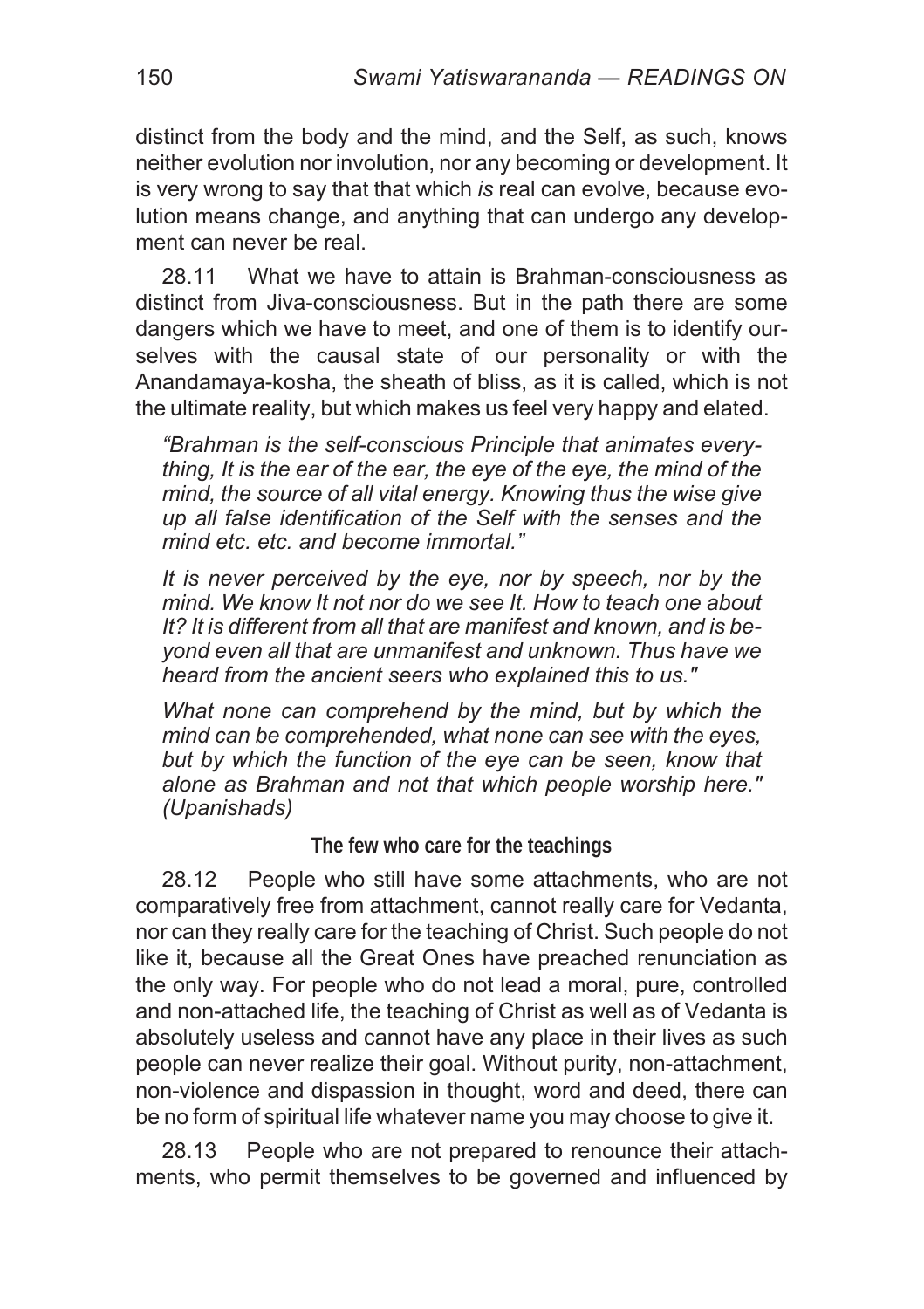distinct from the body and the mind, and the Self, as such, knows neither evolution nor involution, nor any becoming or development. It is very wrong to say that that which *is* real can evolve, because evolution means change, and anything that can undergo any development can never be real.

28.11 What we have to attain is Brahman-consciousness as distinct from Jiva-consciousness. But in the path there are some dangers which we have to meet, and one of them is to identify ourselves with the causal state of our personality or with the Anandamaya-kosha, the sheath of bliss, as it is called, which is not the ultimate reality, but which makes us feel very happy and elated.

> *"Brahman is the self-conscious Principle that animates everything, It is the ear of the ear, the eye of the eye, the mind of the mind, the source of all vital energy. Knowing thus the wise give up all false identification of the Self with the senses and the mind etc. etc. and become immortal."*
>
> *It is never perceived by the eye, nor by speech, nor by the mind. We know It not nor do we see It. How to teach one about It? It is different from all that are manifest and known, and is beyond even all that are unmanifest and unknown. Thus have we heard from the ancient seers who explained this to us."*
>
> *What none can comprehend by the mind, but by which the mind can be comprehended, what none can see with the eyes, but by which the function of the eye can be seen, know that alone as Brahman and not that which people worship here." (Upanishads)*

### The few who care for the teachings

28.12 People who still have some attachments, who are not comparatively free from attachment, cannot really care for Vedanta, nor can they really care for the teaching of Christ. Such people do not like it, because all the Great Ones have preached renunciation as the only way. For people who do not lead a moral, pure, controlled and non-attached life, the teaching of Christ as well as of Vedanta is absolutely useless and cannot have any place in their lives as such people can never realize their goal. Without purity, non-attachment, non-violence and dispassion in thought, word and deed, there can be no form of spiritual life whatever name you may choose to give it.

28.13 People who are not prepared to renounce their attachments, who permit themselves to be governed and influenced by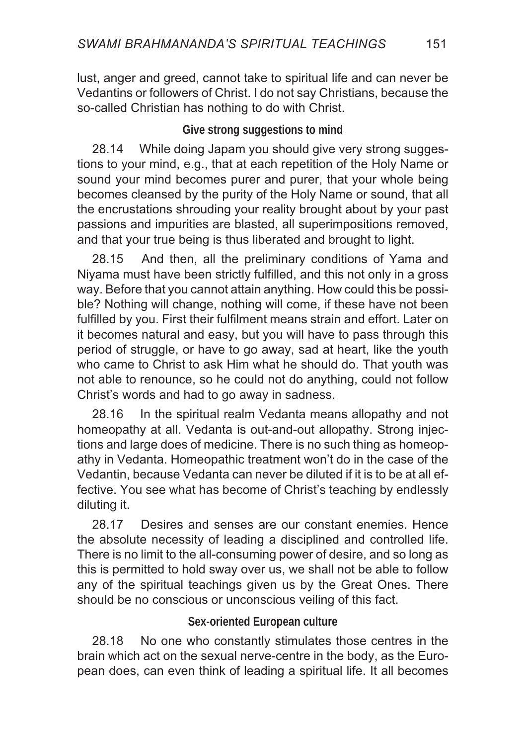lust, anger and greed, cannot take to spiritual life and can never be Vedantins or followers of Christ. I do not say Christians, because the so-called Christian has nothing to do with Christ.

### Give strong suggestions to mind

28.14 While doing Japam you should give very strong suggestions to your mind, e.g., that at each repetition of the Holy Name or sound your mind becomes purer and purer, that your whole being becomes cleansed by the purity of the Holy Name or sound, that all the encrustations shrouding your reality brought about by your past passions and impurities are blasted, all superimpositions removed, and that your true being is thus liberated and brought to light.

28.15 And then, all the preliminary conditions of Yama and Niyama must have been strictly fulfilled, and this not only in a gross way. Before that you cannot attain anything. How could this be possible? Nothing will change, nothing will come, if these have not been fulfilled by you. First their fulfilment means strain and effort. Later on it becomes natural and easy, but you will have to pass through this period of struggle, or have to go away, sad at heart, like the youth who came to Christ to ask Him what he should do. That youth was not able to renounce, so he could not do anything, could not follow Christ's words and had to go away in sadness.

28.16 In the spiritual realm Vedanta means allopathy and not homeopathy at all. Vedanta is out-and-out allopathy. Strong injections and large does of medicine. There is no such thing as homeopathy in Vedanta. Homeopathic treatment won't do in the case of the Vedantin, because Vedanta can never be diluted if it is to be at all effective. You see what has become of Christ's teaching by endlessly diluting it.

28.17 Desires and senses are our constant enemies. Hence the absolute necessity of leading a disciplined and controlled life. There is no limit to the all-consuming power of desire, and so long as this is permitted to hold sway over us, we shall not be able to follow any of the spiritual teachings given us by the Great Ones. There should be no conscious or unconscious veiling of this fact.

### Sex-oriented European culture

28.18 No one who constantly stimulates those centres in the brain which act on the sexual nerve-centre in the body, as the European does, can even think of leading a spiritual life. It all becomes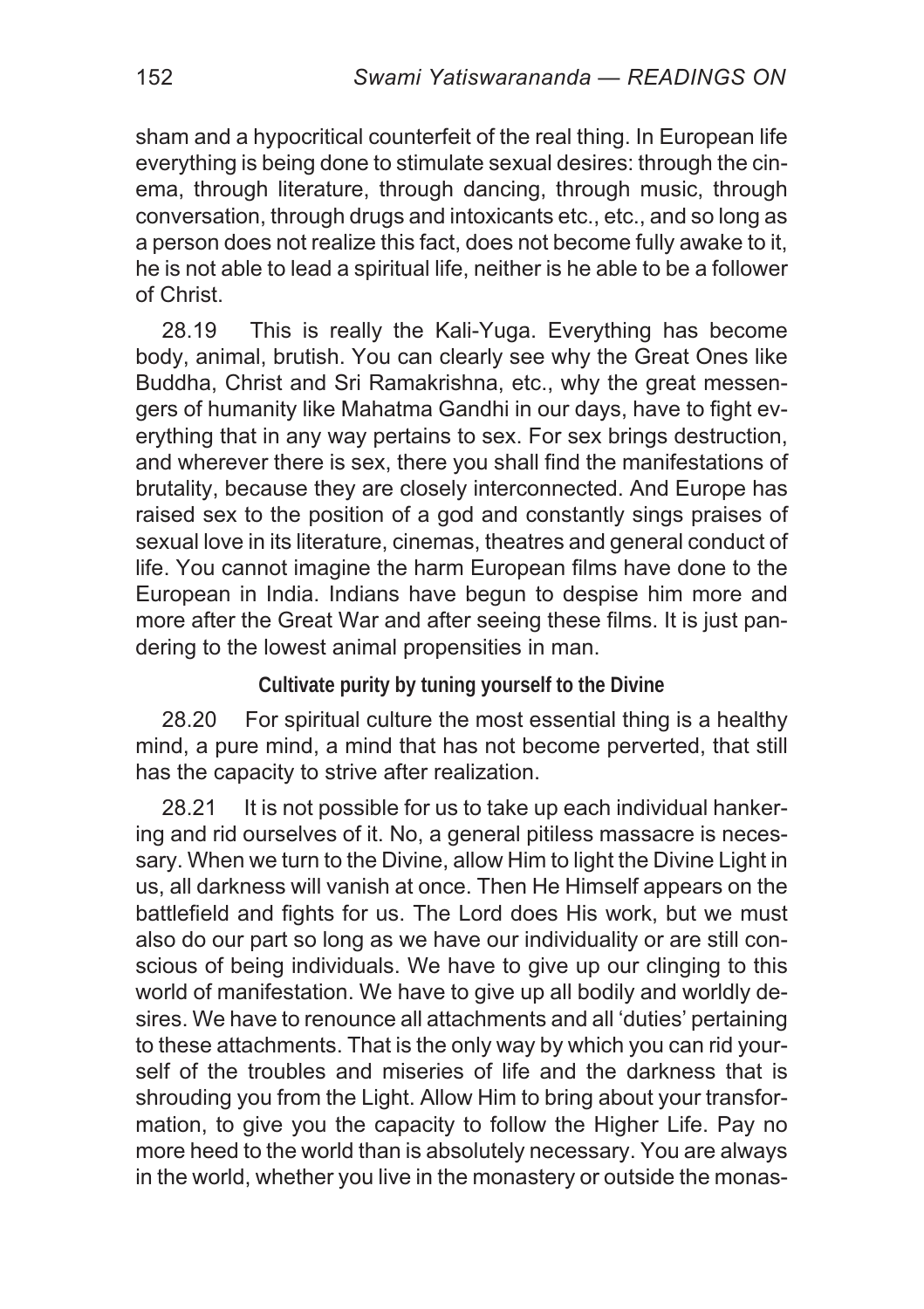sham and a hypocritical counterfeit of the real thing. In European life everything is being done to stimulate sexual desires: through the cinema, through literature, through dancing, through music, through conversation, through drugs and intoxicants etc., etc., and so long as a person does not realize this fact, does not become fully awake to it, he is not able to lead a spiritual life, neither is he able to be a follower of Christ.

28.19 This is really the Kali-Yuga. Everything has become body, animal, brutish. You can clearly see why the Great Ones like Buddha, Christ and Sri Ramakrishna, etc., why the great messengers of humanity like Mahatma Gandhi in our days, have to fight everything that in any way pertains to sex. For sex brings destruction, and wherever there is sex, there you shall find the manifestations of brutality, because they are closely interconnected. And Europe has raised sex to the position of a god and constantly sings praises of sexual love in its literature, cinemas, theatres and general conduct of life. You cannot imagine the harm European films have done to the European in India. Indians have begun to despise him more and more after the Great War and after seeing these films. It is just pandering to the lowest animal propensities in man.

### Cultivate purity by tuning yourself to the Divine

28.20 For spiritual culture the most essential thing is a healthy mind, a pure mind, a mind that has not become perverted, that still has the capacity to strive after realization.

28.21 It is not possible for us to take up each individual hankering and rid ourselves of it. No, a general pitiless massacre is necessary. When we turn to the Divine, allow Him to light the Divine Light in us, all darkness will vanish at once. Then He Himself appears on the battlefield and fights for us. The Lord does His work, but we must also do our part so long as we have our individuality or are still conscious of being individuals. We have to give up our clinging to this world of manifestation. We have to give up all bodily and worldly desires. We have to renounce all attachments and all 'duties' pertaining to these attachments. That is the only way by which you can rid yourself of the troubles and miseries of life and the darkness that is shrouding you from the Light. Allow Him to bring about your transformation, to give you the capacity to follow the Higher Life. Pay no more heed to the world than is absolutely necessary. You are always in the world, whether you live in the monastery or outside the monas-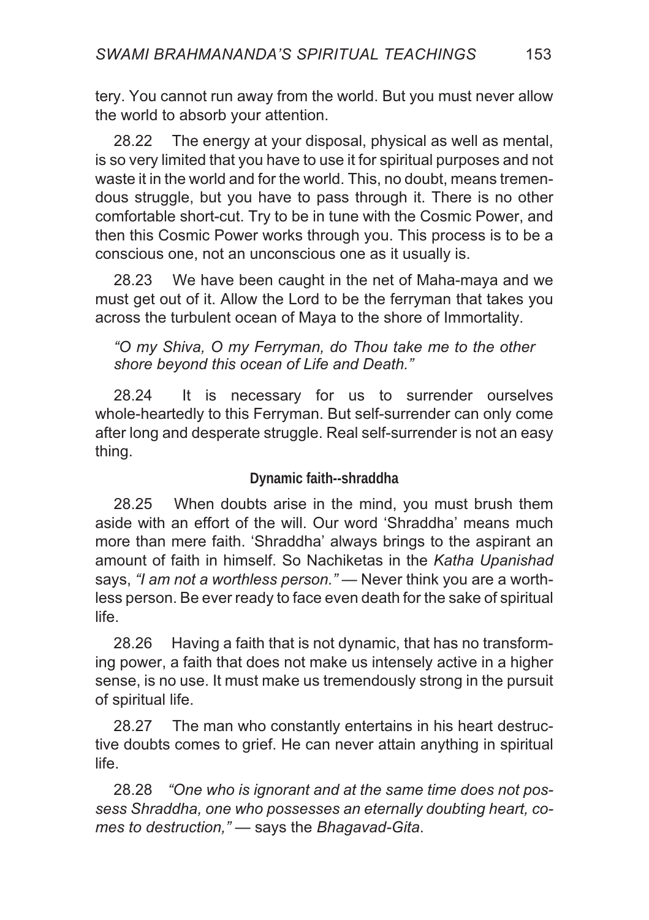tery. You cannot run away from the world. But you must never allow the world to absorb your attention.

28.22 The energy at your disposal, physical as well as mental, is so very limited that you have to use it for spiritual purposes and not waste it in the world and for the world. This, no doubt, means tremendous struggle, but you have to pass through it. There is no other comfortable short-cut. Try to be in tune with the Cosmic Power, and then this Cosmic Power works through you. This process is to be a conscious one, not an unconscious one as it usually is.

28.23 We have been caught in the net of Maha-maya and we must get out of it. Allow the Lord to be the ferryman that takes you across the turbulent ocean of Maya to the shore of Immortality.

> *"O my Shiva, O my Ferryman, do Thou take me to the other shore beyond this ocean of Life and Death."*

28.24 It is necessary for us to surrender ourselves whole-heartedly to this Ferryman. But self-surrender can only come after long and desperate struggle. Real self-surrender is not an easy thing.

### Dynamic faith--shraddha

28.25 When doubts arise in the mind, you must brush them aside with an effort of the will. Our word 'Shraddha' means much more than mere faith. 'Shraddha' always brings to the aspirant an amount of faith in himself. So Nachiketas in the *Katha Upanishad* says, *"I am not a worthless person."* — Never think you are a worthless person. Be ever ready to face even death for the sake of spiritual life.

28.26 Having a faith that is not dynamic, that has no transforming power, a faith that does not make us intensely active in a higher sense, is no use. It must make us tremendously strong in the pursuit of spiritual life.

28.27 The man who constantly entertains in his heart destructive doubts comes to grief. He can never attain anything in spiritual life.

28.28 *"One who is ignorant and at the same time does not possess Shraddha, one who possesses an eternally doubting heart, comes to destruction,"* — says the *Bhagavad-Gita*.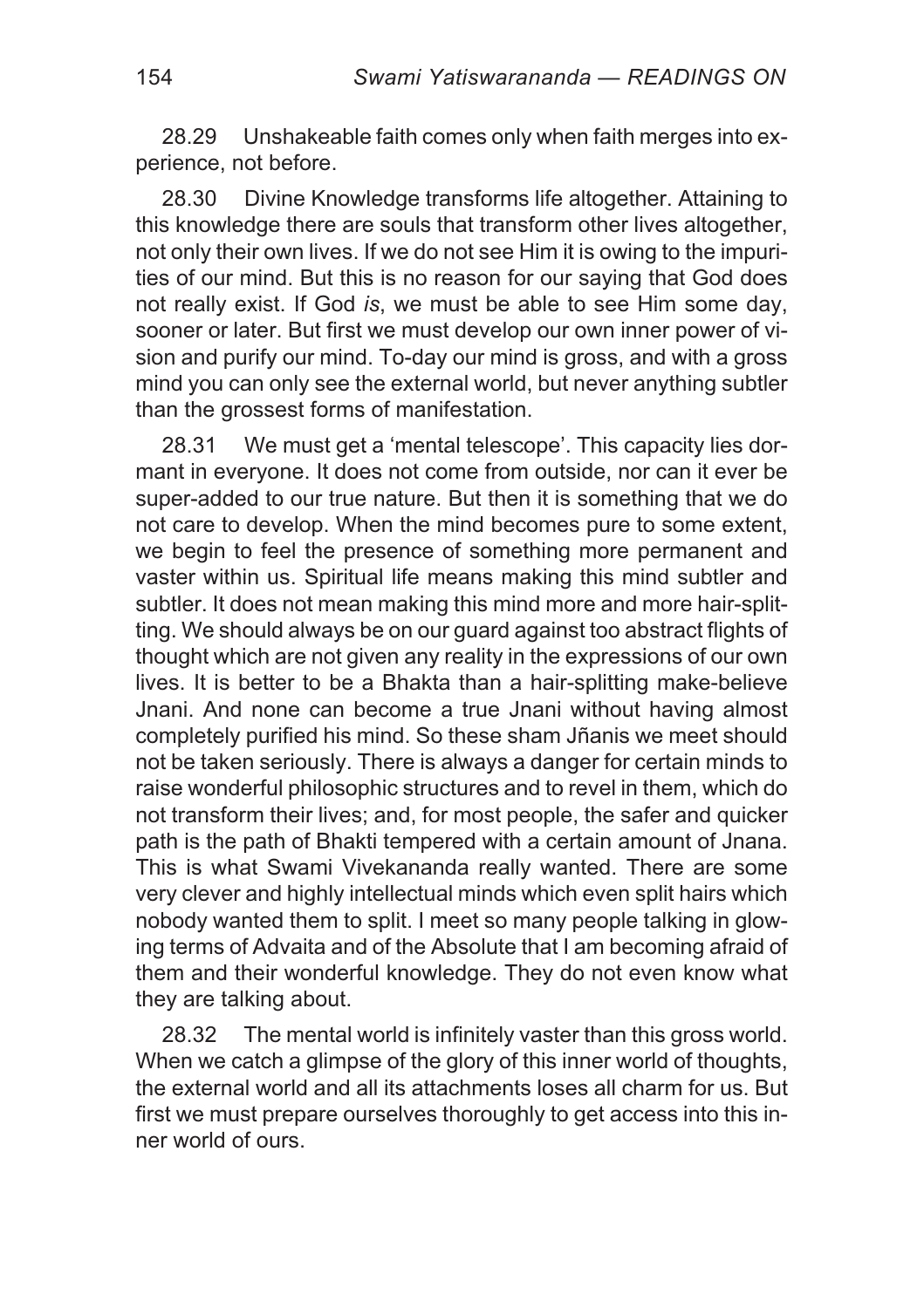28.29 Unshakeable faith comes only when faith merges into experience, not before.

28.30 Divine Knowledge transforms life altogether. Attaining to this knowledge there are souls that transform other lives altogether, not only their own lives. If we do not see Him it is owing to the impurities of our mind. But this is no reason for our saying that God does not really exist. If God *is*, we must be able to see Him some day, sooner or later. But first we must develop our own inner power of vision and purify our mind. To-day our mind is gross, and with a gross mind you can only see the external world, but never anything subtler than the grossest forms of manifestation.

28.31 We must get a 'mental telescope'. This capacity lies dormant in everyone. It does not come from outside, nor can it ever be super-added to our true nature. But then it is something that we do not care to develop. When the mind becomes pure to some extent, we begin to feel the presence of something more permanent and vaster within us. Spiritual life means making this mind subtler and subtler. It does not mean making this mind more and more hair-splitting. We should always be on our guard against too abstract flights of thought which are not given any reality in the expressions of our own lives. It is better to be a Bhakta than a hair-splitting make-believe Jnani. And none can become a true Jnani without having almost completely purified his mind. So these sham Jñanis we meet should not be taken seriously. There is always a danger for certain minds to raise wonderful philosophic structures and to revel in them, which do not transform their lives; and, for most people, the safer and quicker path is the path of Bhakti tempered with a certain amount of Jnana. This is what Swami Vivekananda really wanted. There are some very clever and highly intellectual minds which even split hairs which nobody wanted them to split. I meet so many people talking in glowing terms of Advaita and of the Absolute that I am becoming afraid of them and their wonderful knowledge. They do not even know what they are talking about.

28.32 The mental world is infinitely vaster than this gross world. When we catch a glimpse of the glory of this inner world of thoughts, the external world and all its attachments loses all charm for us. But first we must prepare ourselves thoroughly to get access into this inner world of ours.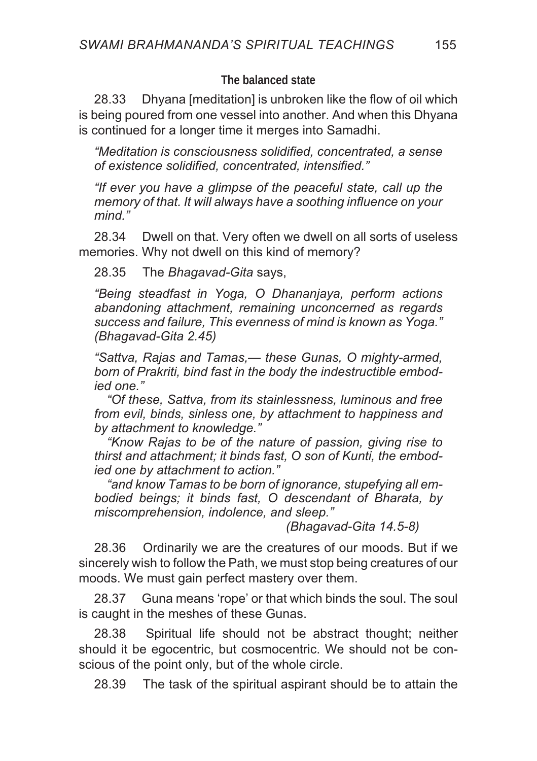### The balanced state

28.33 Dhyana [meditation] is unbroken like the flow of oil which is being poured from one vessel into another. And when this Dhyana is continued for a longer time it merges into Samadhi.

> *"Meditation is consciousness solidified, concentrated, a sense of existence solidified, concentrated, intensified."*
>
> *"If ever you have a glimpse of the peaceful state, call up the memory of that. It will always have a soothing influence on your mind."*

28.34 Dwell on that. Very often we dwell on all sorts of useless memories. Why not dwell on this kind of memory?

28.35 The *Bhagavad-Gita* says,

> *"Being steadfast in Yoga, O Dhananjaya, perform actions abandoning attachment, remaining unconcerned as regards success and failure, This evenness of mind is known as Yoga." (Bhagavad-Gita 2.45)*
>
> *"Sattva, Rajas and Tamas,— these Gunas, O mighty-armed, born of Prakriti, bind fast in the body the indestructible embodied one."*
>
> *"Of these, Sattva, from its stainlessness, luminous and free from evil, binds, sinless one, by attachment to happiness and by attachment to knowledge."*
>
> *"Know Rajas to be of the nature of passion, giving rise to thirst and attachment; it binds fast, O son of Kunti, the embodied one by attachment to action."*
>
> *"and know Tamas to be born of ignorance, stupefying all embodied beings; it binds fast, O descendant of Bharata, by miscomprehension, indolence, and sleep."*
>
> *(Bhagavad-Gita 14.5-8)*

28.36 Ordinarily we are the creatures of our moods. But if we sincerely wish to follow the Path, we must stop being creatures of our moods. We must gain perfect mastery over them.

28.37 Guna means 'rope' or that which binds the soul. The soul is caught in the meshes of these Gunas.

28.38 Spiritual life should not be abstract thought; neither should it be egocentric, but cosmocentric. We should not be conscious of the point only, but of the whole circle.

28.39 The task of the spiritual aspirant should be to attain the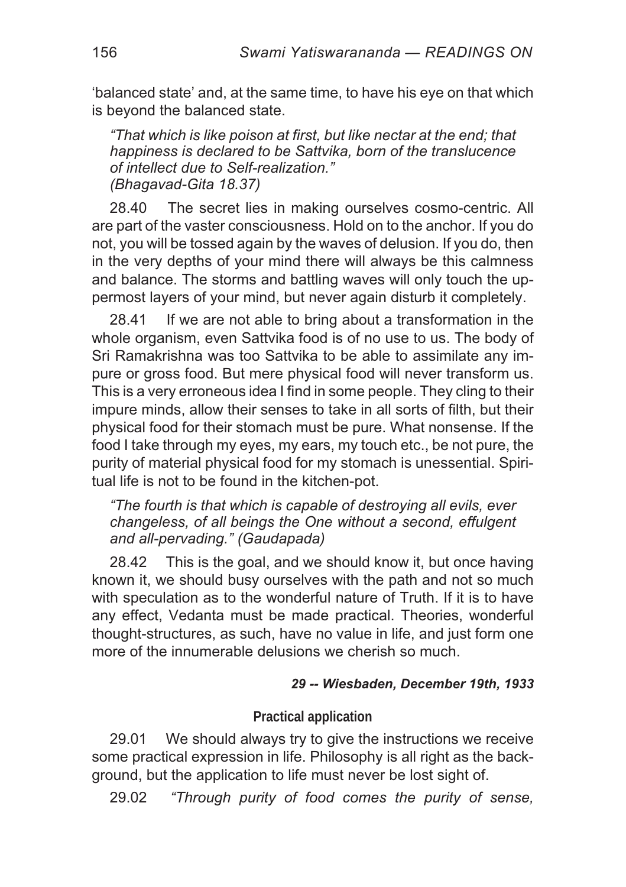'balanced state' and, at the same time, to have his eye on that which is beyond the balanced state.

*"That which is like poison at first, but like nectar at the end; that happiness is declared to be Sattvika, born of the translucence of intellect due to Self-realization."*
*(Bhagavad-Gita 18.37)*

28.40 The secret lies in making ourselves cosmo-centric. All are part of the vaster consciousness. Hold on to the anchor. If you do not, you will be tossed again by the waves of delusion. If you do, then in the very depths of your mind there will always be this calmness and balance. The storms and battling waves will only touch the uppermost layers of your mind, but never again disturb it completely.

28.41 If we are not able to bring about a transformation in the whole organism, even Sattvika food is of no use to us. The body of Sri Ramakrishna was too Sattvika to be able to assimilate any impure or gross food. But mere physical food will never transform us. This is a very erroneous idea I find in some people. They cling to their impure minds, allow their senses to take in all sorts of filth, but their physical food for their stomach must be pure. What nonsense. If the food I take through my eyes, my ears, my touch etc., be not pure, the purity of material physical food for my stomach is unessential. Spiritual life is not to be found in the kitchen-pot.

*"The fourth is that which is capable of destroying all evils, ever changeless, of all beings the One without a second, effulgent and all-pervading." (Gaudapada)*

28.42 This is the goal, and we should know it, but once having known it, we should busy ourselves with the path and not so much with speculation as to the wonderful nature of Truth. If it is to have any effect, Vedanta must be made practical. Theories, wonderful thought-structures, as such, have no value in life, and just form one more of the innumerable delusions we cherish so much.

***29 -- Wiesbaden, December 19th, 1933***

### Practical application

29.01 We should always try to give the instructions we receive some practical expression in life. Philosophy is all right as the background, but the application to life must never be lost sight of.

29.02 *"Through purity of food comes the purity of sense,*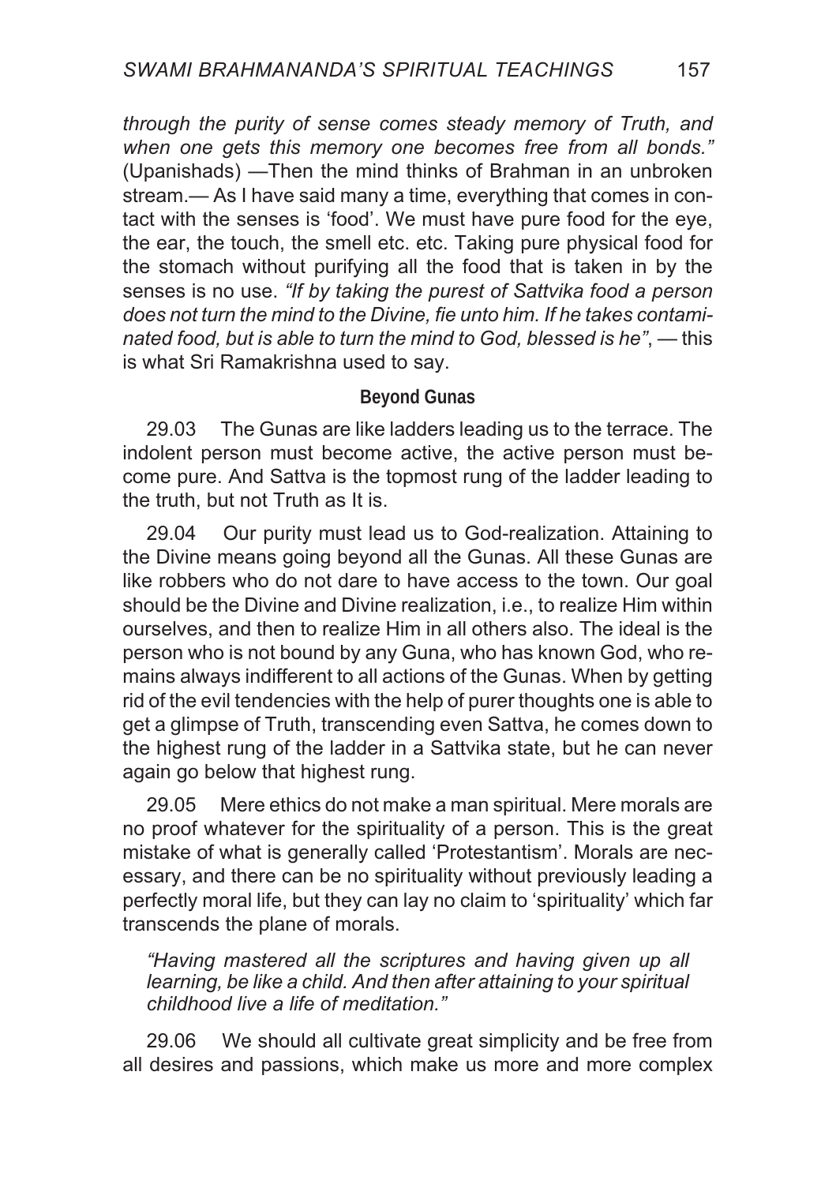*through the purity of sense comes steady memory of Truth, and when one gets this memory one becomes free from all bonds."* (Upanishads) —Then the mind thinks of Brahman in an unbroken stream.— As I have said many a time, everything that comes in contact with the senses is 'food'. We must have pure food for the eye, the ear, the touch, the smell etc. etc. Taking pure physical food for the stomach without purifying all the food that is taken in by the senses is no use. *"If by taking the purest of Sattvika food a person does not turn the mind to the Divine, fie unto him. If he takes contaminated food, but is able to turn the mind to God, blessed is he"*, — this is what Sri Ramakrishna used to say.

### Beyond Gunas

29.03 The Gunas are like ladders leading us to the terrace. The indolent person must become active, the active person must become pure. And Sattva is the topmost rung of the ladder leading to the truth, but not Truth as It is.

29.04 Our purity must lead us to God-realization. Attaining to the Divine means going beyond all the Gunas. All these Gunas are like robbers who do not dare to have access to the town. Our goal should be the Divine and Divine realization, i.e., to realize Him within ourselves, and then to realize Him in all others also. The ideal is the person who is not bound by any Guna, who has known God, who remains always indifferent to all actions of the Gunas. When by getting rid of the evil tendencies with the help of purer thoughts one is able to get a glimpse of Truth, transcending even Sattva, he comes down to the highest rung of the ladder in a Sattvika state, but he can never again go below that highest rung.

29.05 Mere ethics do not make a man spiritual. Mere morals are no proof whatever for the spirituality of a person. This is the great mistake of what is generally called 'Protestantism'. Morals are necessary, and there can be no spirituality without previously leading a perfectly moral life, but they can lay no claim to 'spirituality' which far transcends the plane of morals.

> *"Having mastered all the scriptures and having given up all learning, be like a child. And then after attaining to your spiritual childhood live a life of meditation."*

29.06 We should all cultivate great simplicity and be free from all desires and passions, which make us more and more complex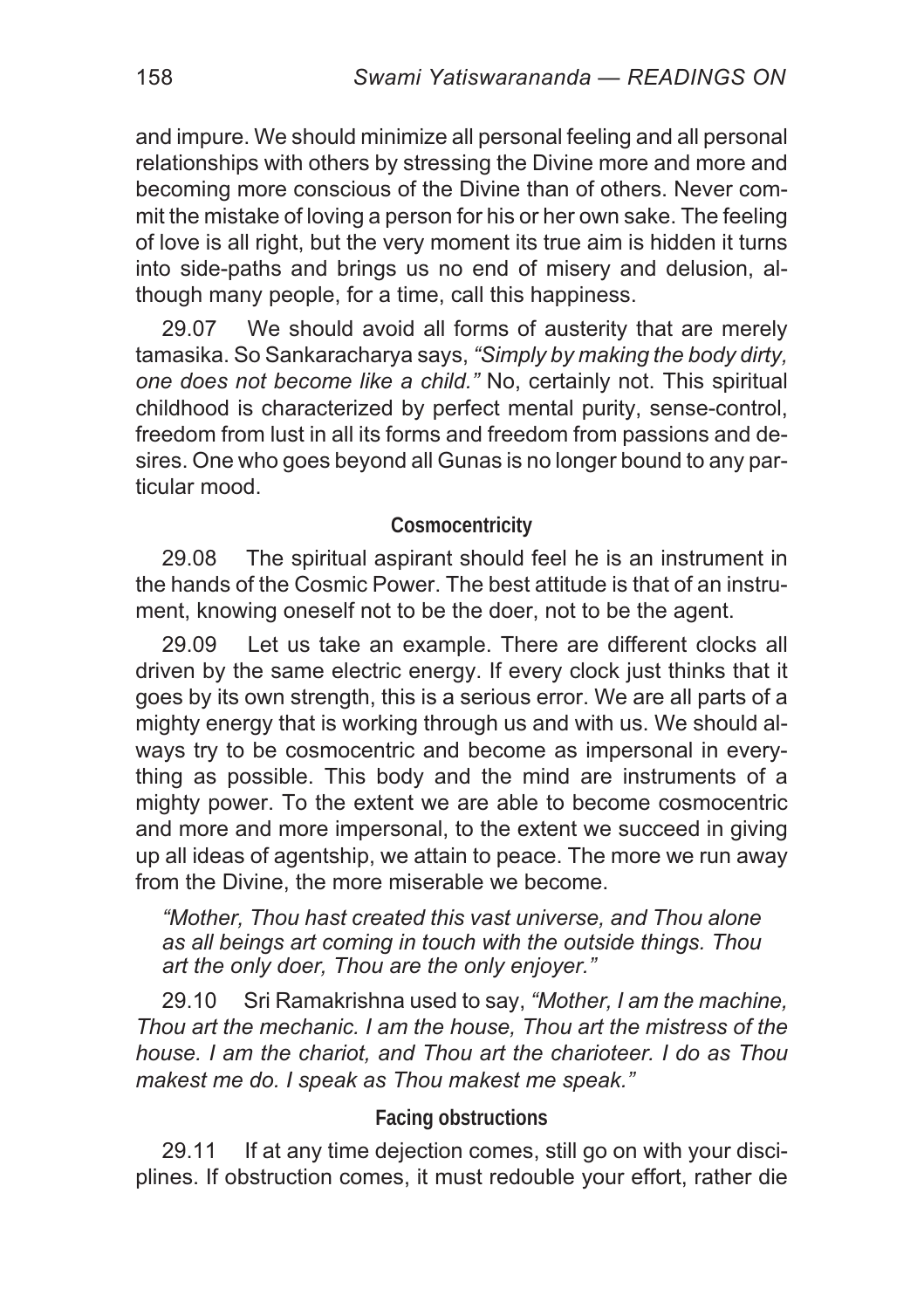and impure. We should minimize all personal feeling and all personal relationships with others by stressing the Divine more and more and becoming more conscious of the Divine than of others. Never commit the mistake of loving a person for his or her own sake. The feeling of love is all right, but the very moment its true aim is hidden it turns into side-paths and brings us no end of misery and delusion, although many people, for a time, call this happiness.

29.07 We should avoid all forms of austerity that are merely tamasika. So Sankaracharya says, *"Simply by making the body dirty, one does not become like a child."* No, certainly not. This spiritual childhood is characterized by perfect mental purity, sense-control, freedom from lust in all its forms and freedom from passions and desires. One who goes beyond all Gunas is no longer bound to any particular mood.

#### Cosmocentricity

29.08 The spiritual aspirant should feel he is an instrument in the hands of the Cosmic Power. The best attitude is that of an instrument, knowing oneself not to be the doer, not to be the agent.

29.09 Let us take an example. There are different clocks all driven by the same electric energy. If every clock just thinks that it goes by its own strength, this is a serious error. We are all parts of a mighty energy that is working through us and with us. We should always try to be cosmocentric and become as impersonal in everything as possible. This body and the mind are instruments of a mighty power. To the extent we are able to become cosmocentric and more and more impersonal, to the extent we succeed in giving up all ideas of agentship, we attain to peace. The more we run away from the Divine, the more miserable we become.

> *"Mother, Thou hast created this vast universe, and Thou alone as all beings art coming in touch with the outside things. Thou art the only doer, Thou are the only enjoyer."*

29.10 Sri Ramakrishna used to say, *"Mother, I am the machine, Thou art the mechanic. I am the house, Thou art the mistress of the house. I am the chariot, and Thou art the charioteer. I do as Thou makest me do. I speak as Thou makest me speak."*

#### Facing obstructions

29.11 If at any time dejection comes, still go on with your disciplines. If obstruction comes, it must redouble your effort, rather die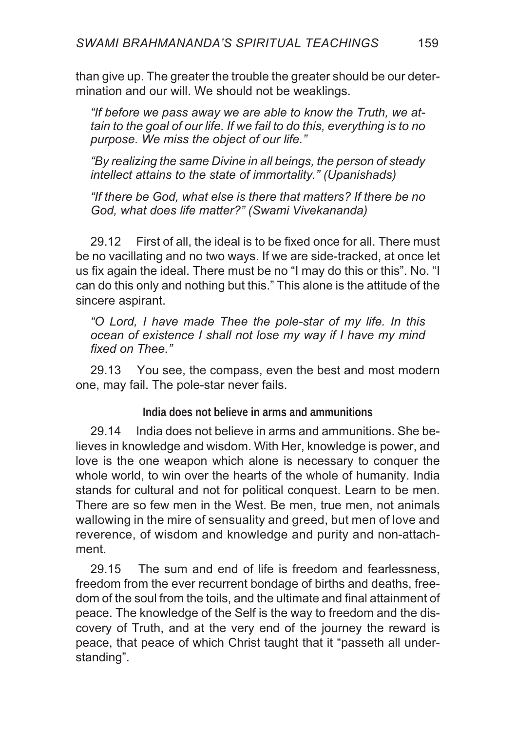than give up. The greater the trouble the greater should be our determination and our will. We should not be weaklings.

> *"If before we pass away we are able to know the Truth, we attain to the goal of our life. If we fail to do this, everything is to no purpose. We miss the object of our life."*
>
> *"By realizing the same Divine in all beings, the person of steady intellect attains to the state of immortality." (Upanishads)*
>
> *"If there be God, what else is there that matters? If there be no God, what does life matter?" (Swami Vivekananda)*

29.12 First of all, the ideal is to be fixed once for all. There must be no vacillating and no two ways. If we are side-tracked, at once let us fix again the ideal. There must be no "I may do this or this". No. "I can do this only and nothing but this." This alone is the attitude of the sincere aspirant.

> *"O Lord, I have made Thee the pole-star of my life. In this ocean of existence I shall not lose my way if I have my mind fixed on Thee."*

29.13 You see, the compass, even the best and most modern one, may fail. The pole-star never fails.

### India does not believe in arms and ammunitions

29.14 India does not believe in arms and ammunitions. She believes in knowledge and wisdom. With Her, knowledge is power, and love is the one weapon which alone is necessary to conquer the whole world, to win over the hearts of the whole of humanity. India stands for cultural and not for political conquest. Learn to be men. There are so few men in the West. Be men, true men, not animals wallowing in the mire of sensuality and greed, but men of love and reverence, of wisdom and knowledge and purity and non-attachment.

29.15 The sum and end of life is freedom and fearlessness, freedom from the ever recurrent bondage of births and deaths, freedom of the soul from the toils, and the ultimate and final attainment of peace. The knowledge of the Self is the way to freedom and the discovery of Truth, and at the very end of the journey the reward is peace, that peace of which Christ taught that it "passeth all understanding".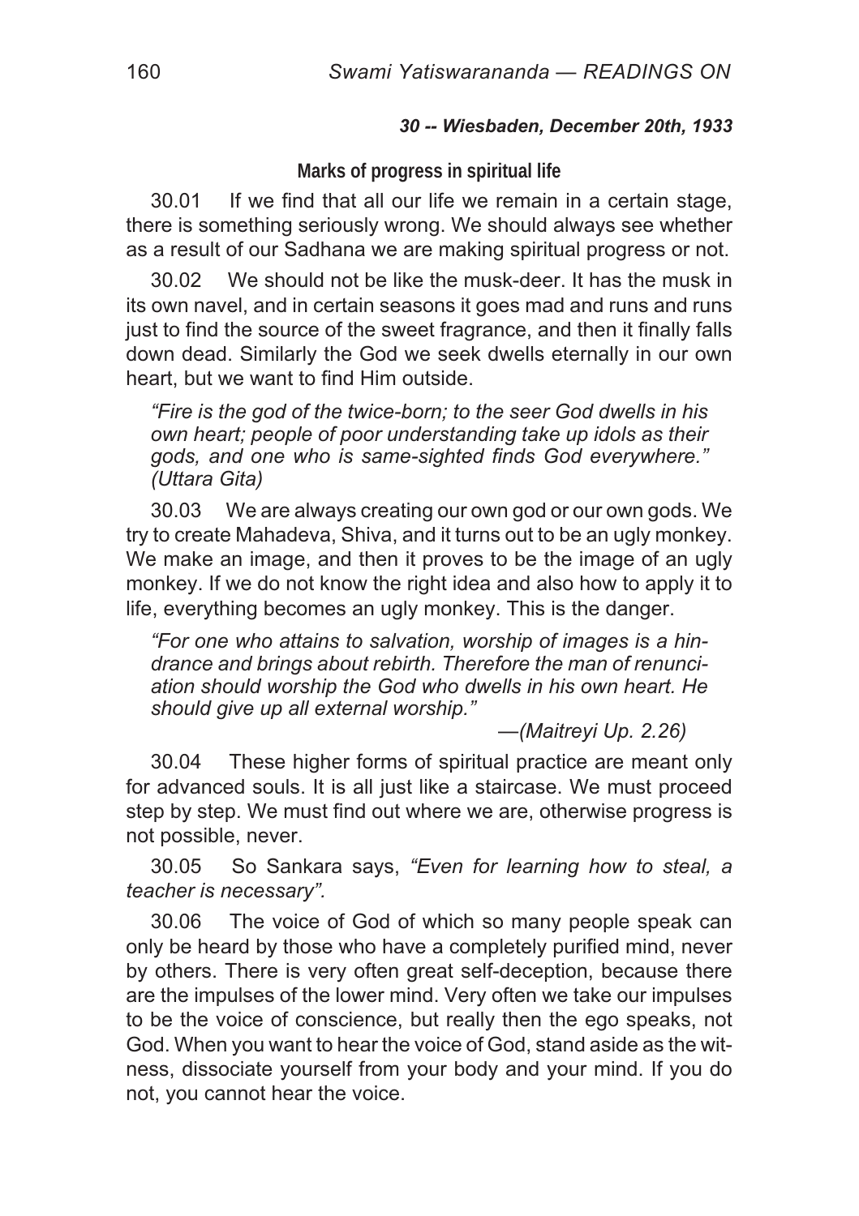***30 -- Wiesbaden, December 20th, 1933***

## Marks of progress in spiritual life

30.01 If we find that all our life we remain in a certain stage, there is something seriously wrong. We should always see whether as a result of our Sadhana we are making spiritual progress or not.

30.02 We should not be like the musk-deer. It has the musk in its own navel, and in certain seasons it goes mad and runs and runs just to find the source of the sweet fragrance, and then it finally falls down dead. Similarly the God we seek dwells eternally in our own heart, but we want to find Him outside.

> *"Fire is the god of the twice-born; to the seer God dwells in his own heart; people of poor understanding take up idols as their gods, and one who is same-sighted finds God everywhere." (Uttara Gita)*

30.03 We are always creating our own god or our own gods. We try to create Mahadeva, Shiva, and it turns out to be an ugly monkey. We make an image, and then it proves to be the image of an ugly monkey. If we do not know the right idea and also how to apply it to life, everything becomes an ugly monkey. This is the danger.

> *"For one who attains to salvation, worship of images is a hindrance and brings about rebirth. Therefore the man of renunciation should worship the God who dwells in his own heart. He should give up all external worship."*
>
> —*(Maitreyi Up. 2.26)*

30.04 These higher forms of spiritual practice are meant only for advanced souls. It is all just like a staircase. We must proceed step by step. We must find out where we are, otherwise progress is not possible, never.

30.05 So Sankara says, *"Even for learning how to steal, a teacher is necessary".*

30.06 The voice of God of which so many people speak can only be heard by those who have a completely purified mind, never by others. There is very often great self-deception, because there are the impulses of the lower mind. Very often we take our impulses to be the voice of conscience, but really then the ego speaks, not God. When you want to hear the voice of God, stand aside as the witness, dissociate yourself from your body and your mind. If you do not, you cannot hear the voice.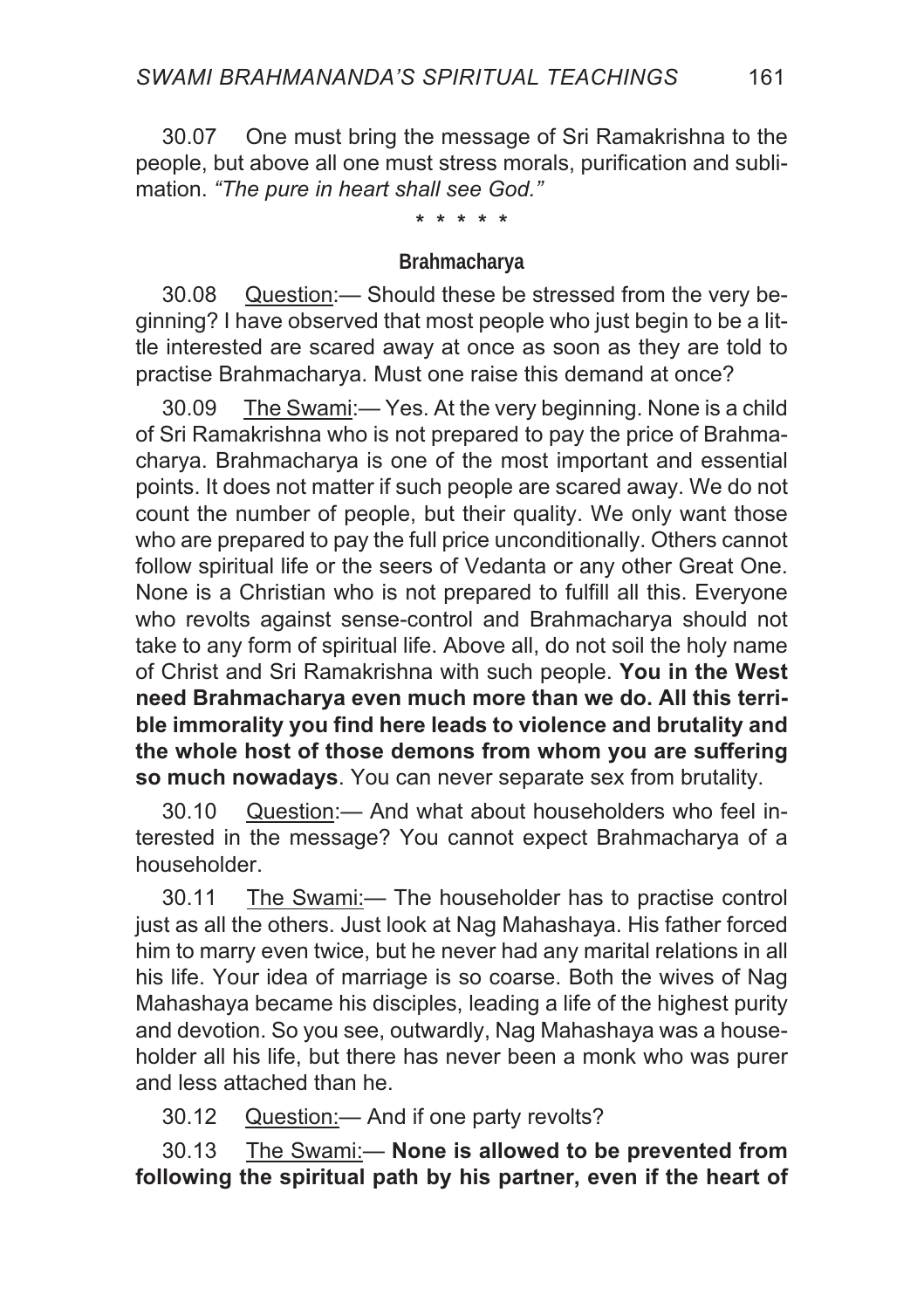30.07 One must bring the message of Sri Ramakrishna to the people, but above all one must stress morals, purification and sublimation. *"The pure in heart shall see God."*

\* \* \* \* \*

### Brahmacharya

30.08 Question:— Should these be stressed from the very beginning? I have observed that most people who just begin to be a little interested are scared away at once as soon as they are told to practise Brahmacharya. Must one raise this demand at once?

30.09 The Swami:— Yes. At the very beginning. None is a child of Sri Ramakrishna who is not prepared to pay the price of Brahmacharya. Brahmacharya is one of the most important and essential points. It does not matter if such people are scared away. We do not count the number of people, but their quality. We only want those who are prepared to pay the full price unconditionally. Others cannot follow spiritual life or the seers of Vedanta or any other Great One. None is a Christian who is not prepared to fulfill all this. Everyone who revolts against sense-control and Brahmacharya should not take to any form of spiritual life. Above all, do not soil the holy name of Christ and Sri Ramakrishna with such people. **You in the West need Brahmacharya even much more than we do. All this terrible immorality you find here leads to violence and brutality and the whole host of those demons from whom you are suffering so much nowadays**. You can never separate sex from brutality.

30.10 Question:— And what about householders who feel interested in the message? You cannot expect Brahmacharya of a householder.

30.11 The Swami:— The householder has to practise control just as all the others. Just look at Nag Mahashaya. His father forced him to marry even twice, but he never had any marital relations in all his life. Your idea of marriage is so coarse. Both the wives of Nag Mahashaya became his disciples, leading a life of the highest purity and devotion. So you see, outwardly, Nag Mahashaya was a householder all his life, but there has never been a monk who was purer and less attached than he.

30.12 Question:— And if one party revolts?

30.13 The Swami:— **None is allowed to be prevented from following the spiritual path by his partner, even if the heart of**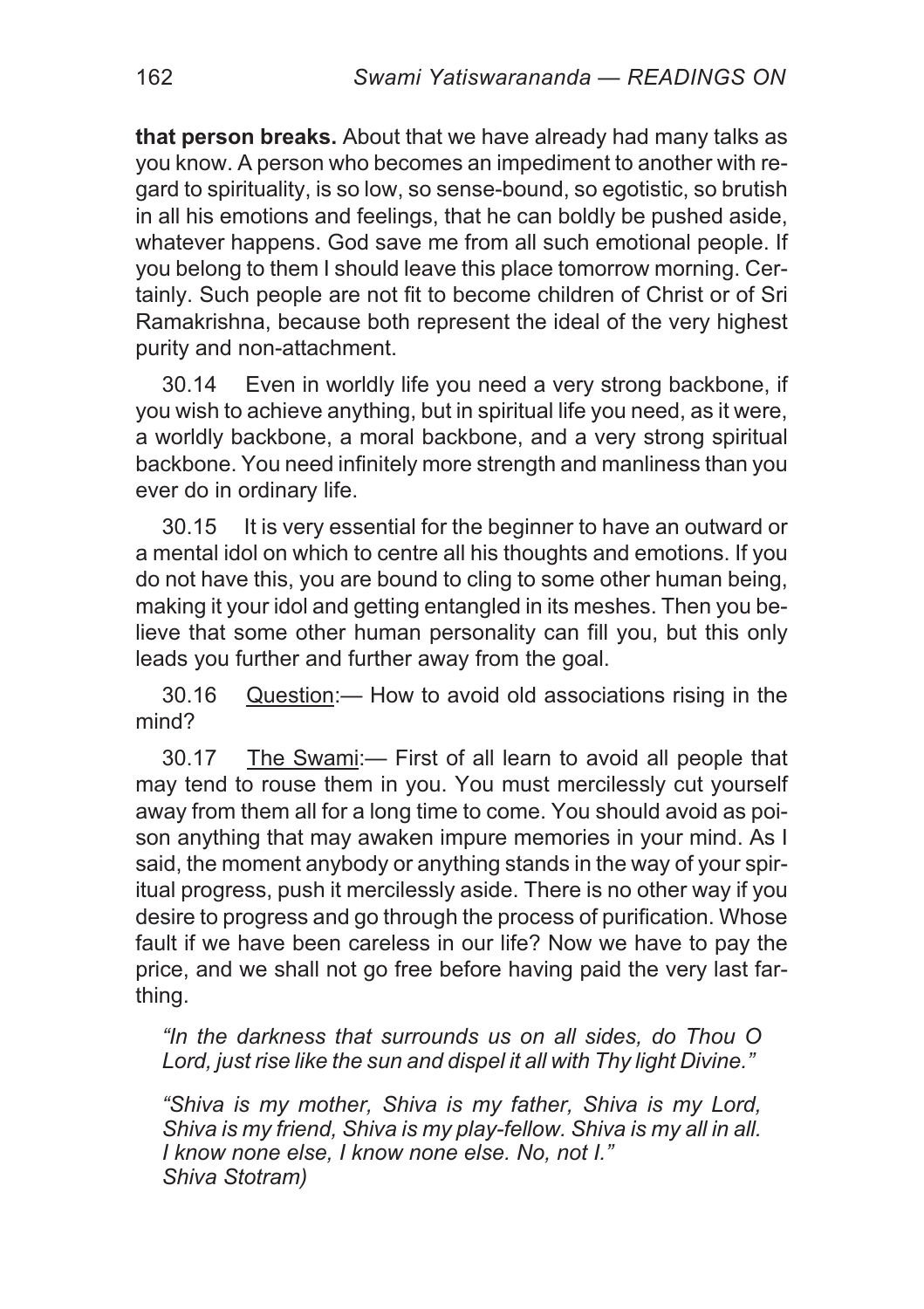**that person breaks.** About that we have already had many talks as you know. A person who becomes an impediment to another with regard to spirituality, is so low, so sense-bound, so egotistic, so brutish in all his emotions and feelings, that he can boldly be pushed aside, whatever happens. God save me from all such emotional people. If you belong to them I should leave this place tomorrow morning. Certainly. Such people are not fit to become children of Christ or of Sri Ramakrishna, because both represent the ideal of the very highest purity and non-attachment.

30.14 Even in worldly life you need a very strong backbone, if you wish to achieve anything, but in spiritual life you need, as it were, a worldly backbone, a moral backbone, and a very strong spiritual backbone. You need infinitely more strength and manliness than you ever do in ordinary life.

30.15 It is very essential for the beginner to have an outward or a mental idol on which to centre all his thoughts and emotions. If you do not have this, you are bound to cling to some other human being, making it your idol and getting entangled in its meshes. Then you believe that some other human personality can fill you, but this only leads you further and further away from the goal.

30.16 <u>Question</u>:— How to avoid old associations rising in the mind?

30.17 <u>The Swami</u>:— First of all learn to avoid all people that may tend to rouse them in you. You must mercilessly cut yourself away from them all for a long time to come. You should avoid as poison anything that may awaken impure memories in your mind. As I said, the moment anybody or anything stands in the way of your spiritual progress, push it mercilessly aside. There is no other way if you desire to progress and go through the process of purification. Whose fault if we have been careless in our life? Now we have to pay the price, and we shall not go free before having paid the very last farthing.

> *"In the darkness that surrounds us on all sides, do Thou O Lord, just rise like the sun and dispel it all with Thy light Divine."*

> *"Shiva is my mother, Shiva is my father, Shiva is my Lord, Shiva is my friend, Shiva is my play-fellow. Shiva is my all in all. I know none else, I know none else. No, not I."*
> *Shiva Stotram)*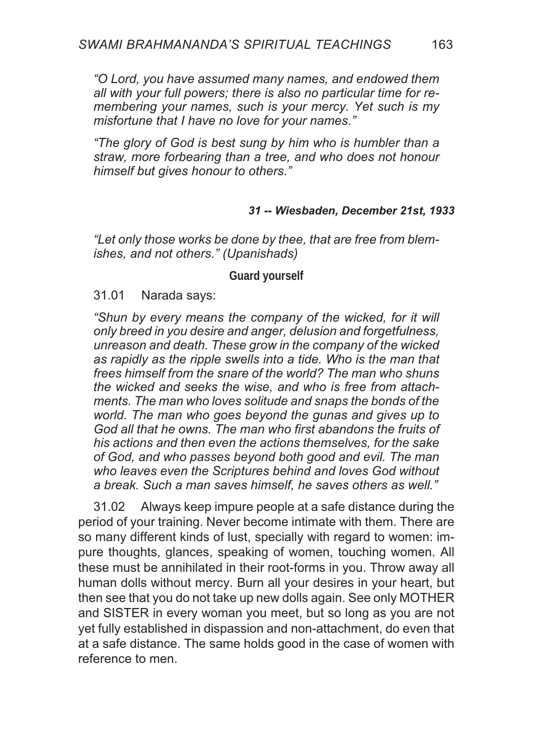*"O Lord, you have assumed many names, and endowed them all with your full powers; there is also no particular time for remembering your names, such is your mercy. Yet such is my misfortune that I have no love for your names."*

*"The glory of God is best sung by him who is humbler than a straw, more forbearing than a tree, and who does not honour himself but gives honour to others."*

### *31 -- Wiesbaden, December 21st, 1933*

*"Let only those works be done by thee, that are free from blemishes, and not others." (Upanishads)*

#### Guard yourself

31.01 Narada says:

*"Shun by every means the company of the wicked, for it will only breed in you desire and anger, delusion and forgetfulness, unreason and death. These grow in the company of the wicked as rapidly as the ripple swells into a tide. Who is the man that frees himself from the snare of the world? The man who shuns the wicked and seeks the wise, and who is free from attachments. The man who loves solitude and snaps the bonds of the world. The man who goes beyond the gunas and gives up to God all that he owns. The man who first abandons the fruits of his actions and then even the actions themselves, for the sake of God, and who passes beyond both good and evil. The man who leaves even the Scriptures behind and loves God without a break. Such a man saves himself, he saves others as well."*

31.02 Always keep impure people at a safe distance during the period of your training. Never become intimate with them. There are so many different kinds of lust, specially with regard to women: impure thoughts, glances, speaking of women, touching women. All these must be annihilated in their root-forms in you. Throw away all human dolls without mercy. Burn all your desires in your heart, but then see that you do not take up new dolls again. See only MOTHER and SISTER in every woman you meet, but so long as you are not yet fully established in dispassion and non-attachment, do even that at a safe distance. The same holds good in the case of women with reference to men.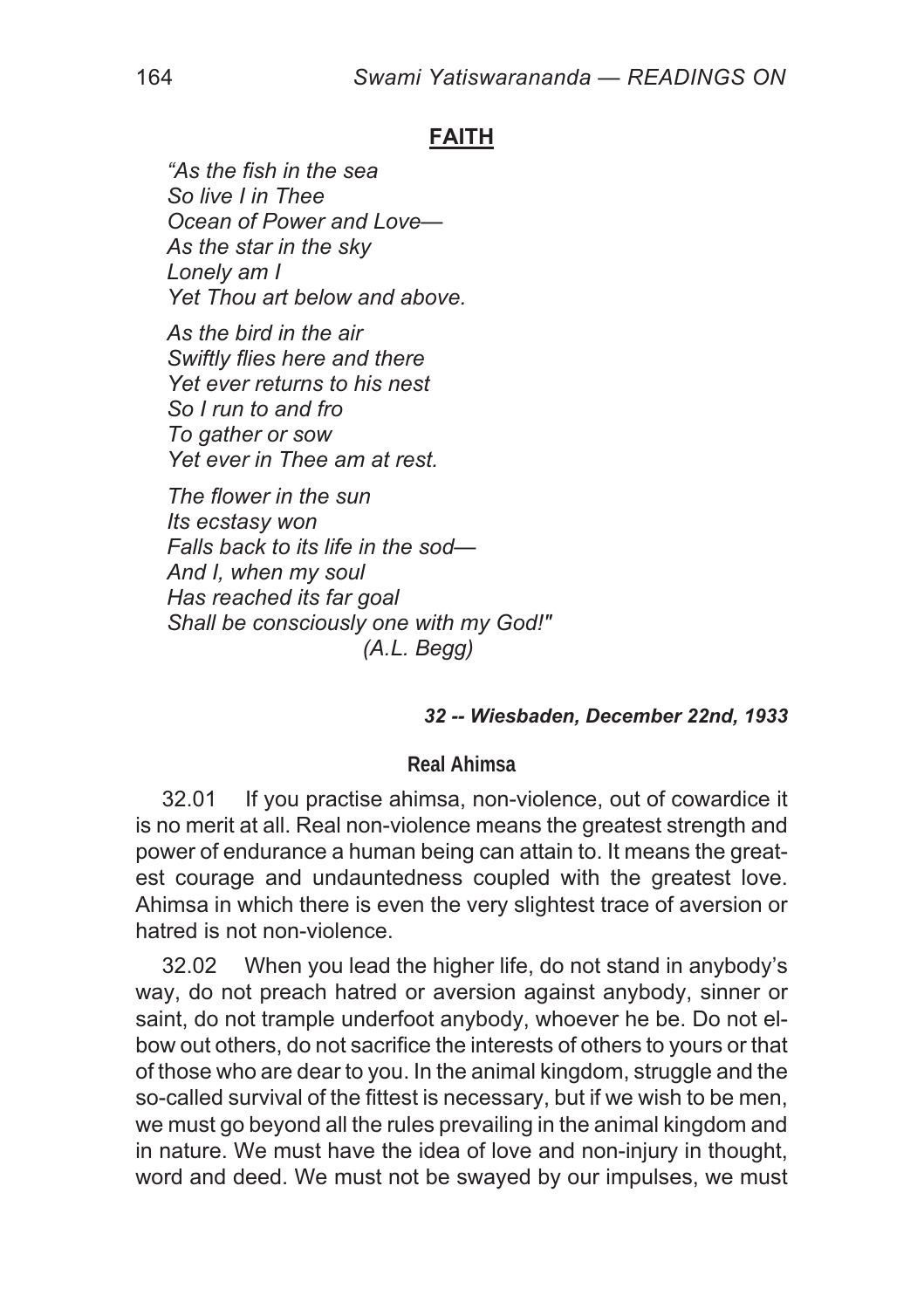## FAITH

*"As the fish in the sea*
*So live I in Thee*
*Ocean of Power and Love—*
*As the star in the sky*
*Lonely am I*
*Yet Thou art below and above.*

*As the bird in the air*
*Swiftly flies here and there*
*Yet ever returns to his nest*
*So I run to and fro*
*To gather or sow*
*Yet ever in Thee am at rest.*

*The flower in the sun*
*Its ecstasy won*
*Falls back to its life in the sod—*
*And I, when my soul*
*Has reached its far goal*
*Shall be consciously one with my God!"*
*(A.L. Begg)*

***32 -- Wiesbaden, December 22nd, 1933***

### Real Ahimsa

32.01 If you practise ahimsa, non-violence, out of cowardice it is no merit at all. Real non-violence means the greatest strength and power of endurance a human being can attain to. It means the greatest courage and undauntedness coupled with the greatest love. Ahimsa in which there is even the very slightest trace of aversion or hatred is not non-violence.

32.02 When you lead the higher life, do not stand in anybody's way, do not preach hatred or aversion against anybody, sinner or saint, do not trample underfoot anybody, whoever he be. Do not elbow out others, do not sacrifice the interests of others to yours or that of those who are dear to you. In the animal kingdom, struggle and the so-called survival of the fittest is necessary, but if we wish to be men, we must go beyond all the rules prevailing in the animal kingdom and in nature. We must have the idea of love and non-injury in thought, word and deed. We must not be swayed by our impulses, we must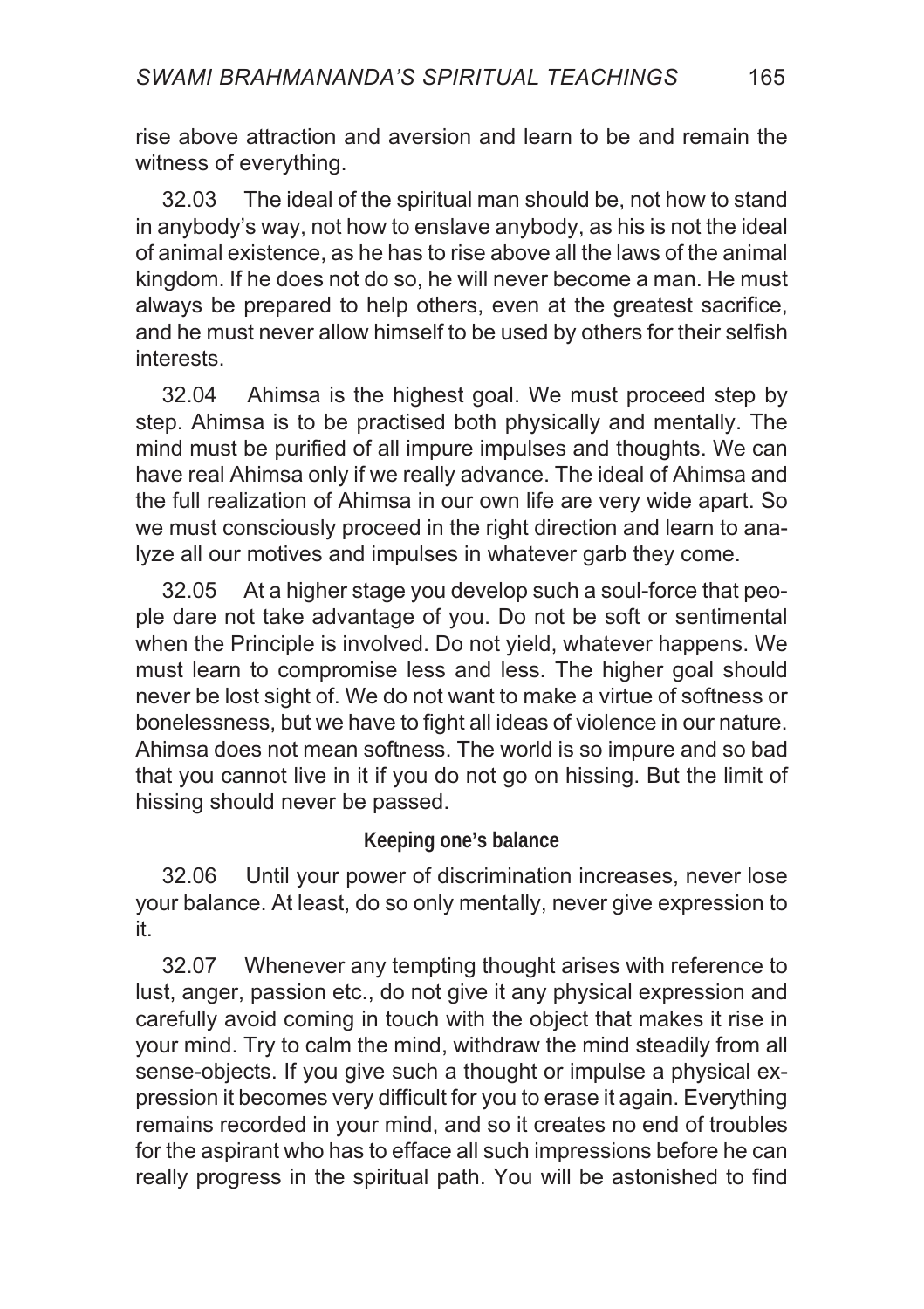rise above attraction and aversion and learn to be and remain the witness of everything.

32.03 The ideal of the spiritual man should be, not how to stand in anybody's way, not how to enslave anybody, as his is not the ideal of animal existence, as he has to rise above all the laws of the animal kingdom. If he does not do so, he will never become a man. He must always be prepared to help others, even at the greatest sacrifice, and he must never allow himself to be used by others for their selfish interests.

32.04 Ahimsa is the highest goal. We must proceed step by step. Ahimsa is to be practised both physically and mentally. The mind must be purified of all impure impulses and thoughts. We can have real Ahimsa only if we really advance. The ideal of Ahimsa and the full realization of Ahimsa in our own life are very wide apart. So we must consciously proceed in the right direction and learn to analyze all our motives and impulses in whatever garb they come.

32.05 At a higher stage you develop such a soul-force that people dare not take advantage of you. Do not be soft or sentimental when the Principle is involved. Do not yield, whatever happens. We must learn to compromise less and less. The higher goal should never be lost sight of. We do not want to make a virtue of softness or bonelessness, but we have to fight all ideas of violence in our nature. Ahimsa does not mean softness. The world is so impure and so bad that you cannot live in it if you do not go on hissing. But the limit of hissing should never be passed.

### Keeping one's balance

32.06 Until your power of discrimination increases, never lose your balance. At least, do so only mentally, never give expression to it.

32.07 Whenever any tempting thought arises with reference to lust, anger, passion etc., do not give it any physical expression and carefully avoid coming in touch with the object that makes it rise in your mind. Try to calm the mind, withdraw the mind steadily from all sense-objects. If you give such a thought or impulse a physical expression it becomes very difficult for you to erase it again. Everything remains recorded in your mind, and so it creates no end of troubles for the aspirant who has to efface all such impressions before he can really progress in the spiritual path. You will be astonished to find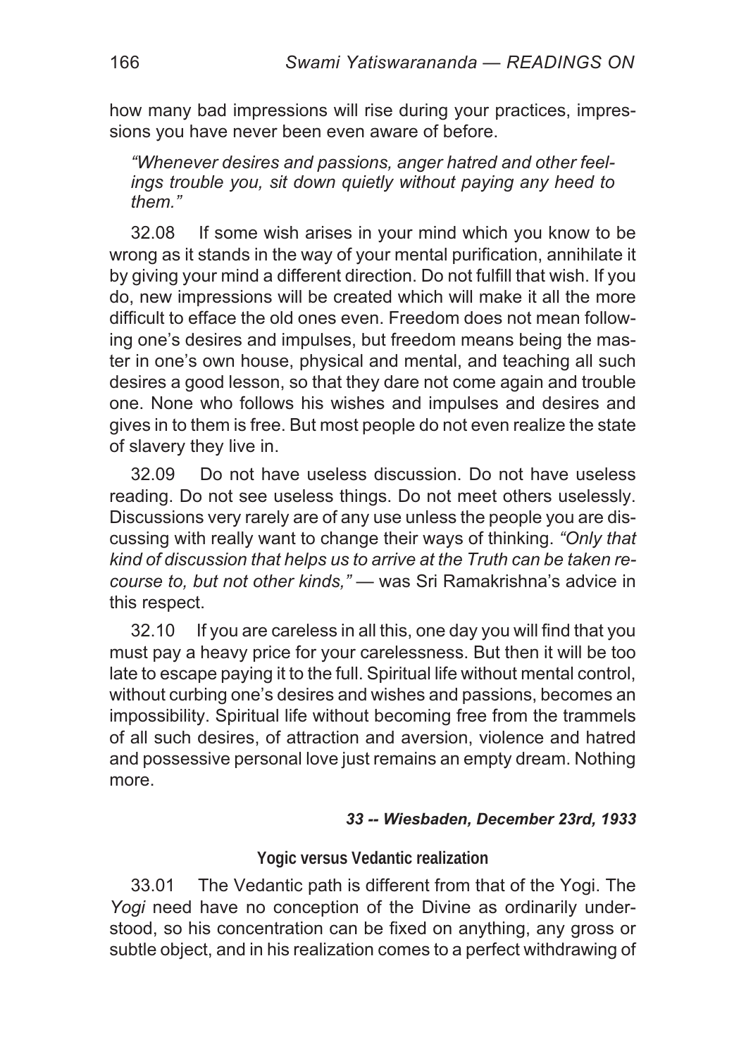how many bad impressions will rise during your practices, impressions you have never been even aware of before.

> *"Whenever desires and passions, anger hatred and other feelings trouble you, sit down quietly without paying any heed to them."*

32.08 If some wish arises in your mind which you know to be wrong as it stands in the way of your mental purification, annihilate it by giving your mind a different direction. Do not fulfill that wish. If you do, new impressions will be created which will make it all the more difficult to efface the old ones even. Freedom does not mean following one's desires and impulses, but freedom means being the master in one's own house, physical and mental, and teaching all such desires a good lesson, so that they dare not come again and trouble one. None who follows his wishes and impulses and desires and gives in to them is free. But most people do not even realize the state of slavery they live in.

32.09 Do not have useless discussion. Do not have useless reading. Do not see useless things. Do not meet others uselessly. Discussions very rarely are of any use unless the people you are discussing with really want to change their ways of thinking. *"Only that kind of discussion that helps us to arrive at the Truth can be taken recourse to, but not other kinds,"* — was Sri Ramakrishna's advice in this respect.

32.10 If you are careless in all this, one day you will find that you must pay a heavy price for your carelessness. But then it will be too late to escape paying it to the full. Spiritual life without mental control, without curbing one's desires and wishes and passions, becomes an impossibility. Spiritual life without becoming free from the trammels of all such desires, of attraction and aversion, violence and hatred and possessive personal love just remains an empty dream. Nothing more.

***33 -- Wiesbaden, December 23rd, 1933***

### Yogic versus Vedantic realization

33.01 The Vedantic path is different from that of the Yogi. The *Yogi* need have no conception of the Divine as ordinarily understood, so his concentration can be fixed on anything, any gross or subtle object, and in his realization comes to a perfect withdrawing of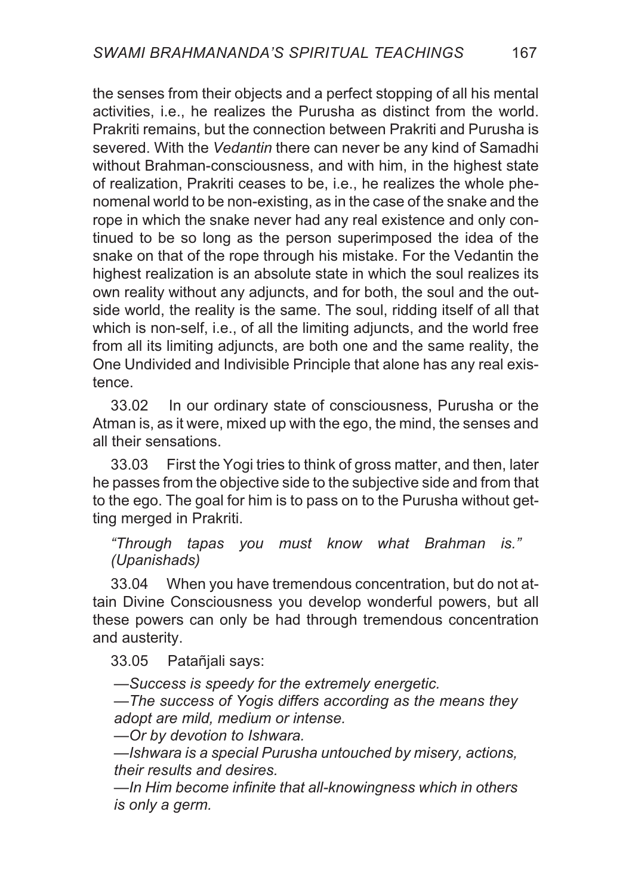the senses from their objects and a perfect stopping of all his mental activities, i.e., he realizes the Purusha as distinct from the world. Prakriti remains, but the connection between Prakriti and Purusha is severed. With the *Vedantin* there can never be any kind of Samadhi without Brahman-consciousness, and with him, in the highest state of realization, Prakriti ceases to be, i.e., he realizes the whole phenomenal world to be non-existing, as in the case of the snake and the rope in which the snake never had any real existence and only continued to be so long as the person superimposed the idea of the snake on that of the rope through his mistake. For the Vedantin the highest realization is an absolute state in which the soul realizes its own reality without any adjuncts, and for both, the soul and the outside world, the reality is the same. The soul, ridding itself of all that which is non-self, i.e., of all the limiting adjuncts, and the world free from all its limiting adjuncts, are both one and the same reality, the One Undivided and Indivisible Principle that alone has any real existence.

33.02 In our ordinary state of consciousness, Purusha or the Atman is, as it were, mixed up with the ego, the mind, the senses and all their sensations.

33.03 First the Yogi tries to think of gross matter, and then, later he passes from the objective side to the subjective side and from that to the ego. The goal for him is to pass on to the Purusha without getting merged in Prakriti.

*"Through tapas you must know what Brahman is." (Upanishads)*

33.04 When you have tremendous concentration, but do not attain Divine Consciousness you develop wonderful powers, but all these powers can only be had through tremendous concentration and austerity.

33.05 Patañjali says:

*—Success is speedy for the extremely energetic.*
*—The success of Yogis differs according as the means they adopt are mild, medium or intense.*
*—Or by devotion to Ishwara.*
*—Ishwara is a special Purusha untouched by misery, actions, their results and desires.*
*—In Him become infinite that all-knowingness which in others is only a germ.*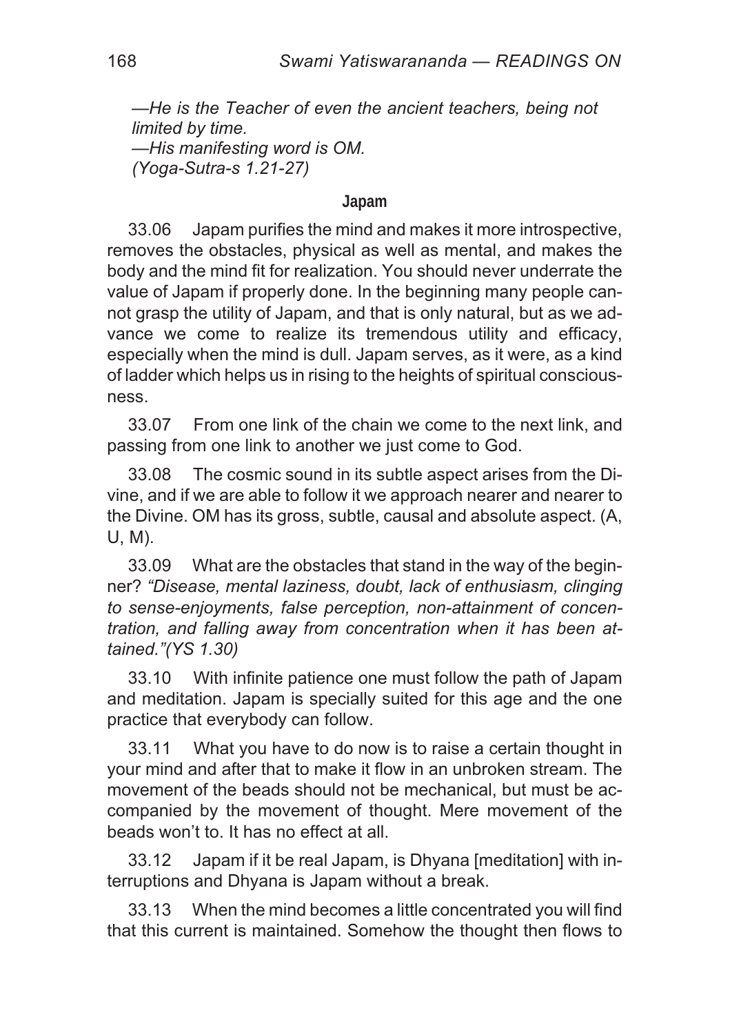*—He is the Teacher of even the ancient teachers, being not limited by time.*
*—His manifesting word is OM.*
*(Yoga-Sutra-s 1.21-27)*

### Japam

33.06 Japam purifies the mind and makes it more introspective, removes the obstacles, physical as well as mental, and makes the body and the mind fit for realization. You should never underrate the value of Japam if properly done. In the beginning many people cannot grasp the utility of Japam, and that is only natural, but as we advance we come to realize its tremendous utility and efficacy, especially when the mind is dull. Japam serves, as it were, as a kind of ladder which helps us in rising to the heights of spiritual consciousness.

33.07 From one link of the chain we come to the next link, and passing from one link to another we just come to God.

33.08 The cosmic sound in its subtle aspect arises from the Divine, and if we are able to follow it we approach nearer and nearer to the Divine. OM has its gross, subtle, causal and absolute aspect. (A, U, M).

33.09 What are the obstacles that stand in the way of the beginner? *"Disease, mental laziness, doubt, lack of enthusiasm, clinging to sense-enjoyments, false perception, non-attainment of concentration, and falling away from concentration when it has been attained."(YS 1.30)*

33.10 With infinite patience one must follow the path of Japam and meditation. Japam is specially suited for this age and the one practice that everybody can follow.

33.11 What you have to do now is to raise a certain thought in your mind and after that to make it flow in an unbroken stream. The movement of the beads should not be mechanical, but must be accompanied by the movement of thought. Mere movement of the beads won't to. It has no effect at all.

33.12 Japam if it be real Japam, is Dhyana [meditation] with interruptions and Dhyana is Japam without a break.

33.13 When the mind becomes a little concentrated you will find that this current is maintained. Somehow the thought then flows to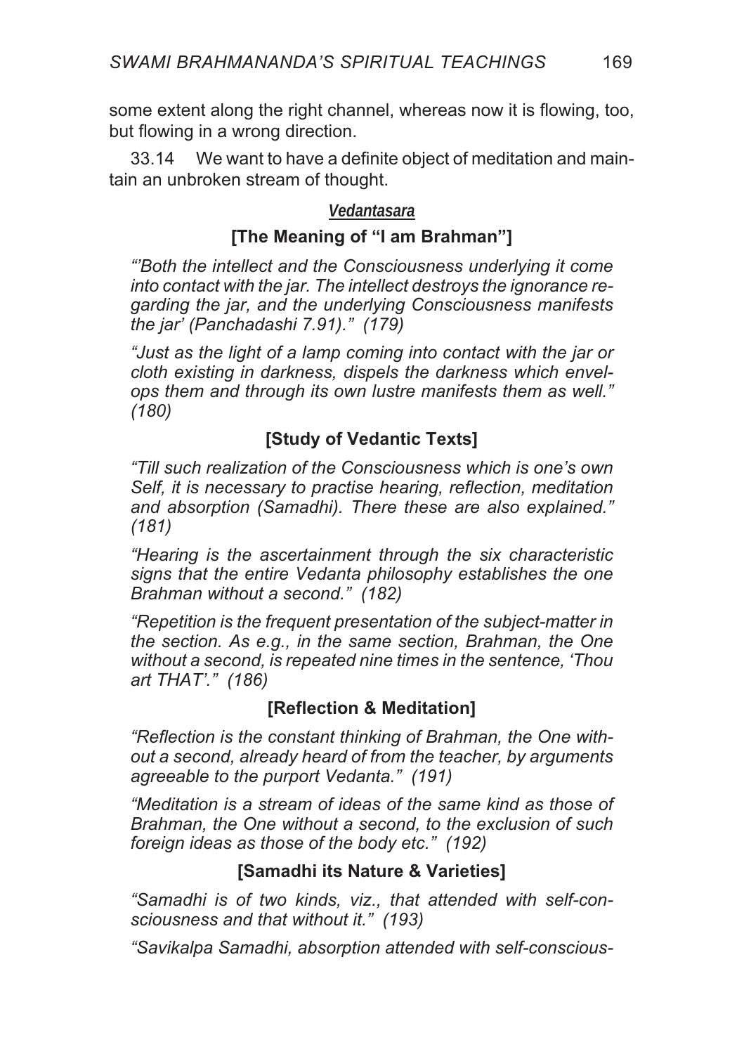some extent along the right channel, whereas now it is flowing, too, but flowing in a wrong direction.

33.14 We want to have a definite object of meditation and maintain an unbroken stream of thought.

### ***Vedantasara***

### [The Meaning of "I am Brahman"]

*"'Both the intellect and the Consciousness underlying it come into contact with the jar. The intellect destroys the ignorance regarding the jar, and the underlying Consciousness manifests the jar' (Panchadashi 7.91)." (179)*

*"Just as the light of a lamp coming into contact with the jar or cloth existing in darkness, dispels the darkness which envelops them and through its own lustre manifests them as well." (180)*

### [Study of Vedantic Texts]

*"Till such realization of the Consciousness which is one's own Self, it is necessary to practise hearing, reflection, meditation and absorption (Samadhi). There these are also explained." (181)*

*"Hearing is the ascertainment through the six characteristic signs that the entire Vedanta philosophy establishes the one Brahman without a second." (182)*

*"Repetition is the frequent presentation of the subject-matter in the section. As e.g., in the same section, Brahman, the One without a second, is repeated nine times in the sentence, 'Thou art THAT'." (186)*

### [Reflection & Meditation]

*"Reflection is the constant thinking of Brahman, the One without a second, already heard of from the teacher, by arguments agreeable to the purport Vedanta." (191)*

*"Meditation is a stream of ideas of the same kind as those of Brahman, the One without a second, to the exclusion of such foreign ideas as those of the body etc." (192)*

### [Samadhi its Nature & Varieties]

*"Samadhi is of two kinds, viz., that attended with self-consciousness and that without it." (193)*

*"Savikalpa Samadhi, absorption attended with self-conscious-*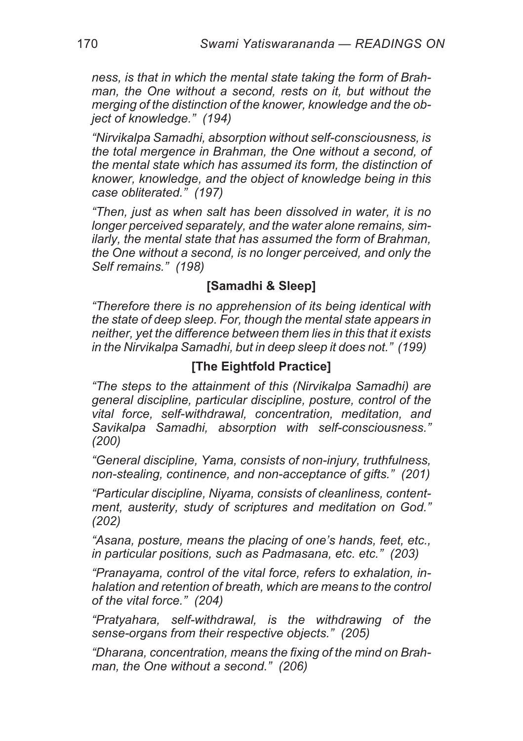*ness, is that in which the mental state taking the form of Brahman, the One without a second, rests on it, but without the merging of the distinction of the knower, knowledge and the object of knowledge." (194)*

*"Nirvikalpa Samadhi, absorption without self-consciousness, is the total mergence in Brahman, the One without a second, of the mental state which has assumed its form, the distinction of knower, knowledge, and the object of knowledge being in this case obliterated." (197)*

*"Then, just as when salt has been dissolved in water, it is no longer perceived separately, and the water alone remains, similarly, the mental state that has assumed the form of Brahman, the One without a second, is no longer perceived, and only the Self remains." (198)*

### [Samadhi & Sleep]

*"Therefore there is no apprehension of its being identical with the state of deep sleep. For, though the mental state appears in neither, yet the difference between them lies in this that it exists in the Nirvikalpa Samadhi, but in deep sleep it does not." (199)*

### [The Eightfold Practice]

*"The steps to the attainment of this (Nirvikalpa Samadhi) are general discipline, particular discipline, posture, control of the vital force, self-withdrawal, concentration, meditation, and Savikalpa Samadhi, absorption with self-consciousness." (200)*

*"General discipline, Yama, consists of non-injury, truthfulness, non-stealing, continence, and non-acceptance of gifts." (201)*

*"Particular discipline, Niyama, consists of cleanliness, contentment, austerity, study of scriptures and meditation on God." (202)*

*"Asana, posture, means the placing of one's hands, feet, etc., in particular positions, such as Padmasana, etc. etc." (203)*

*"Pranayama, control of the vital force, refers to exhalation, inhalation and retention of breath, which are means to the control of the vital force." (204)*

*"Pratyahara, self-withdrawal, is the withdrawing of the sense-organs from their respective objects." (205)*

*"Dharana, concentration, means the fixing of the mind on Brahman, the One without a second." (206)*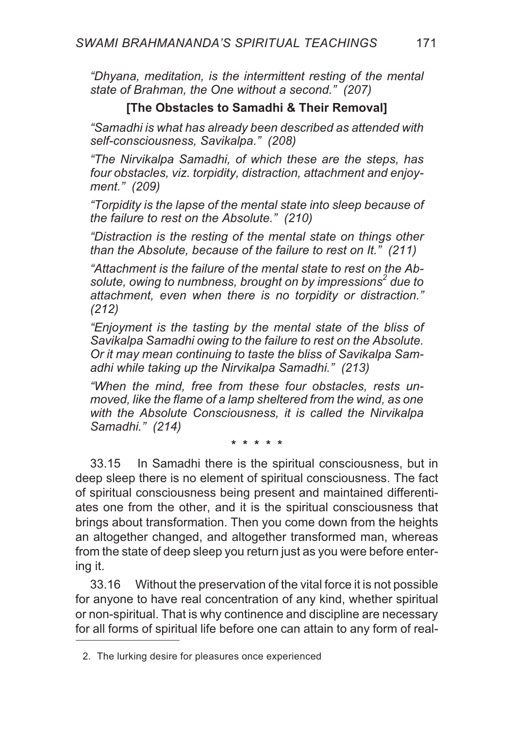*"Dhyana, meditation, is the intermittent resting of the mental state of Brahman, the One without a second." (207)*

**[The Obstacles to Samadhi & Their Removal]**

*"Samadhi is what has already been described as attended with self-consciousness, Savikalpa." (208)*

*"The Nirvikalpa Samadhi, of which these are the steps, has four obstacles, viz. torpidity, distraction, attachment and enjoyment." (209)*

*"Torpidity is the lapse of the mental state into sleep because of the failure to rest on the Absolute." (210)*

*"Distraction is the resting of the mental state on things other than the Absolute, because of the failure to rest on It." (211)*

*"Attachment is the failure of the mental state to rest on the Absolute, owing to numbness, brought on by impressions[2] due to attachment, even when there is no torpidity or distraction." (212)*

*"Enjoyment is the tasting by the mental state of the bliss of Savikalpa Samadhi owing to the failure to rest on the Absolute. Or it may mean continuing to taste the bliss of Savikalpa Samadhi while taking up the Nirvikalpa Samadhi." (213)*

*"When the mind, free from these four obstacles, rests unmoved, like the flame of a lamp sheltered from the wind, as one with the Absolute Consciousness, it is called the Nirvikalpa Samadhi." (214)*

\* \* \* \* \*

33.15 In Samadhi there is the spiritual consciousness, but in deep sleep there is no element of spiritual consciousness. The fact of spiritual consciousness being present and maintained differentiates one from the other, and it is the spiritual consciousness that brings about transformation. Then you come down from the heights an altogether changed, and altogether transformed man, whereas from the state of deep sleep you return just as you were before entering it.

33.16 Without the preservation of the vital force it is not possible for anyone to have real concentration of any kind, whether spiritual or non-spiritual. That is why continence and discipline are necessary for all forms of spiritual life before one can attain to any form of real-

---

2. The lurking desire for pleasures once experienced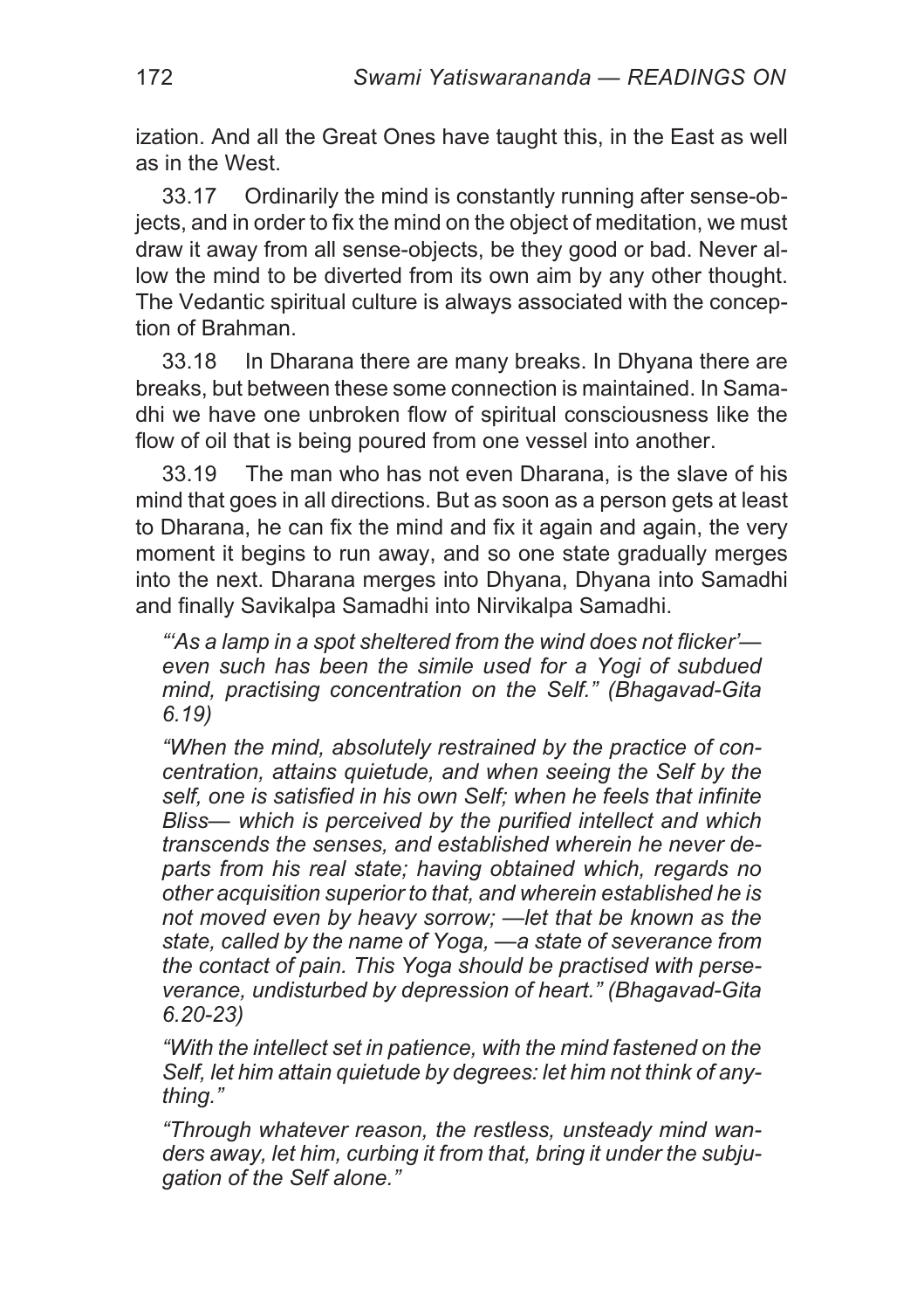ization. And all the Great Ones have taught this, in the East as well as in the West.

33.17 Ordinarily the mind is constantly running after sense-objects, and in order to fix the mind on the object of meditation, we must draw it away from all sense-objects, be they good or bad. Never allow the mind to be diverted from its own aim by any other thought. The Vedantic spiritual culture is always associated with the conception of Brahman.

33.18 In Dharana there are many breaks. In Dhyana there are breaks, but between these some connection is maintained. In Samadhi we have one unbroken flow of spiritual consciousness like the flow of oil that is being poured from one vessel into another.

33.19 The man who has not even Dharana, is the slave of his mind that goes in all directions. But as soon as a person gets at least to Dharana, he can fix the mind and fix it again and again, the very moment it begins to run away, and so one state gradually merges into the next. Dharana merges into Dhyana, Dhyana into Samadhi and finally Savikalpa Samadhi into Nirvikalpa Samadhi.

> *"'As a lamp in a spot sheltered from the wind does not flicker'— even such has been the simile used for a Yogi of subdued mind, practising concentration on the Self." (Bhagavad-Gita 6.19)*
>
> *"When the mind, absolutely restrained by the practice of concentration, attains quietude, and when seeing the Self by the self, one is satisfied in his own Self; when he feels that infinite Bliss— which is perceived by the purified intellect and which transcends the senses, and established wherein he never departs from his real state; having obtained which, regards no other acquisition superior to that, and wherein established he is not moved even by heavy sorrow; —let that be known as the state, called by the name of Yoga, —a state of severance from the contact of pain. This Yoga should be practised with perseverance, undisturbed by depression of heart." (Bhagavad-Gita 6.20-23)*
>
> *"With the intellect set in patience, with the mind fastened on the Self, let him attain quietude by degrees: let him not think of anything."*
>
> *"Through whatever reason, the restless, unsteady mind wanders away, let him, curbing it from that, bring it under the subjugation of the Self alone."*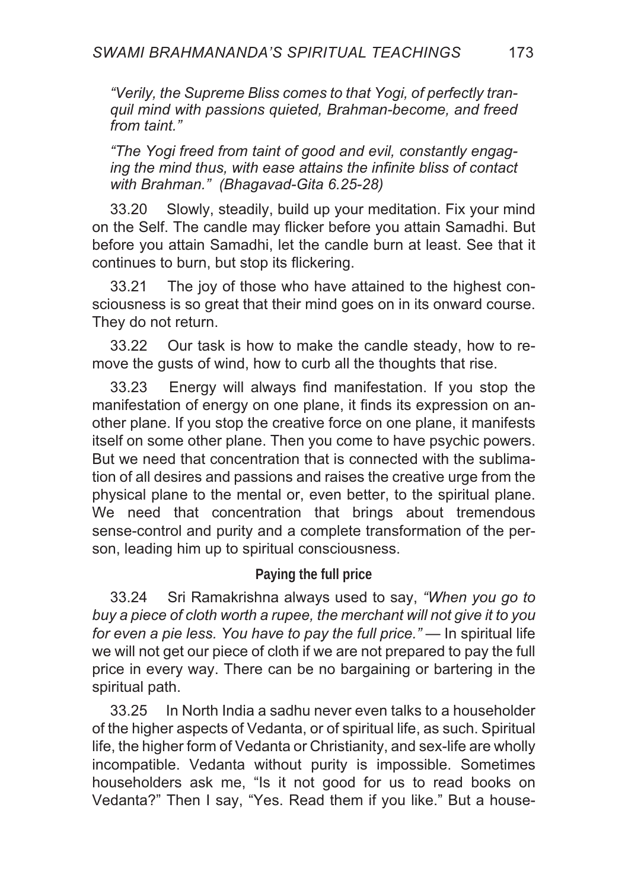*"Verily, the Supreme Bliss comes to that Yogi, of perfectly tranquil mind with passions quieted, Brahman-become, and freed from taint."*

*"The Yogi freed from taint of good and evil, constantly engaging the mind thus, with ease attains the infinite bliss of contact with Brahman." (Bhagavad-Gita 6.25-28)*

33.20 Slowly, steadily, build up your meditation. Fix your mind on the Self. The candle may flicker before you attain Samadhi. But before you attain Samadhi, let the candle burn at least. See that it continues to burn, but stop its flickering.

33.21 The joy of those who have attained to the highest consciousness is so great that their mind goes on in its onward course. They do not return.

33.22 Our task is how to make the candle steady, how to remove the gusts of wind, how to curb all the thoughts that rise.

33.23 Energy will always find manifestation. If you stop the manifestation of energy on one plane, it finds its expression on another plane. If you stop the creative force on one plane, it manifests itself on some other plane. Then you come to have psychic powers. But we need that concentration that is connected with the sublimation of all desires and passions and raises the creative urge from the physical plane to the mental or, even better, to the spiritual plane. We need that concentration that brings about tremendous sense-control and purity and a complete transformation of the person, leading him up to spiritual consciousness.

### Paying the full price

33.24 Sri Ramakrishna always used to say, *"When you go to buy a piece of cloth worth a rupee, the merchant will not give it to you for even a pie less. You have to pay the full price."* — In spiritual life we will not get our piece of cloth if we are not prepared to pay the full price in every way. There can be no bargaining or bartering in the spiritual path.

33.25 In North India a sadhu never even talks to a householder of the higher aspects of Vedanta, or of spiritual life, as such. Spiritual life, the higher form of Vedanta or Christianity, and sex-life are wholly incompatible. Vedanta without purity is impossible. Sometimes householders ask me, "Is it not good for us to read books on Vedanta?" Then I say, "Yes. Read them if you like." But a house-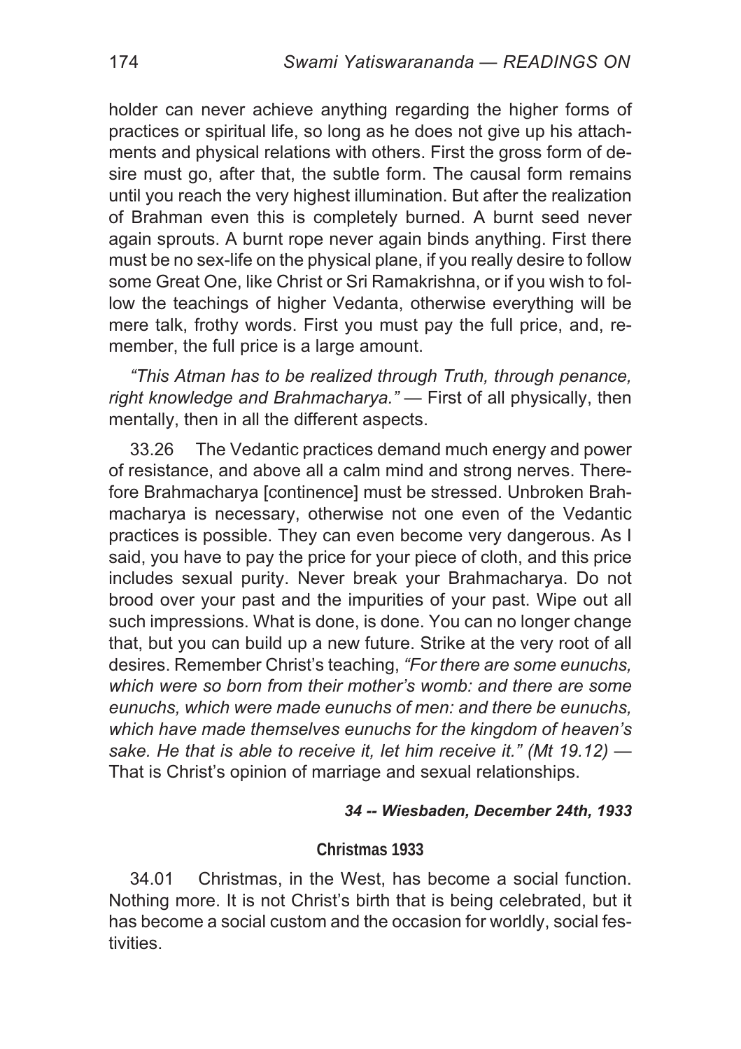holder can never achieve anything regarding the higher forms of practices or spiritual life, so long as he does not give up his attachments and physical relations with others. First the gross form of desire must go, after that, the subtle form. The causal form remains until you reach the very highest illumination. But after the realization of Brahman even this is completely burned. A burnt seed never again sprouts. A burnt rope never again binds anything. First there must be no sex-life on the physical plane, if you really desire to follow some Great One, like Christ or Sri Ramakrishna, or if you wish to follow the teachings of higher Vedanta, otherwise everything will be mere talk, frothy words. First you must pay the full price, and, remember, the full price is a large amount.

*"This Atman has to be realized through Truth, through penance, right knowledge and Brahmacharya."* — First of all physically, then mentally, then in all the different aspects.

33.26 The Vedantic practices demand much energy and power of resistance, and above all a calm mind and strong nerves. Therefore Brahmacharya [continence] must be stressed. Unbroken Brahmacharya is necessary, otherwise not one even of the Vedantic practices is possible. They can even become very dangerous. As I said, you have to pay the price for your piece of cloth, and this price includes sexual purity. Never break your Brahmacharya. Do not brood over your past and the impurities of your past. Wipe out all such impressions. What is done, is done. You can no longer change that, but you can build up a new future. Strike at the very root of all desires. Remember Christ's teaching, *"For there are some eunuchs, which were so born from their mother's womb: and there are some eunuchs, which were made eunuchs of men: and there be eunuchs, which have made themselves eunuchs for the kingdom of heaven's sake. He that is able to receive it, let him receive it." (Mt 19.12)* — That is Christ's opinion of marriage and sexual relationships.

***34 -- Wiesbaden, December 24th, 1933***

## Christmas 1933

34.01 Christmas, in the West, has become a social function. Nothing more. It is not Christ's birth that is being celebrated, but it has become a social custom and the occasion for worldly, social festivities.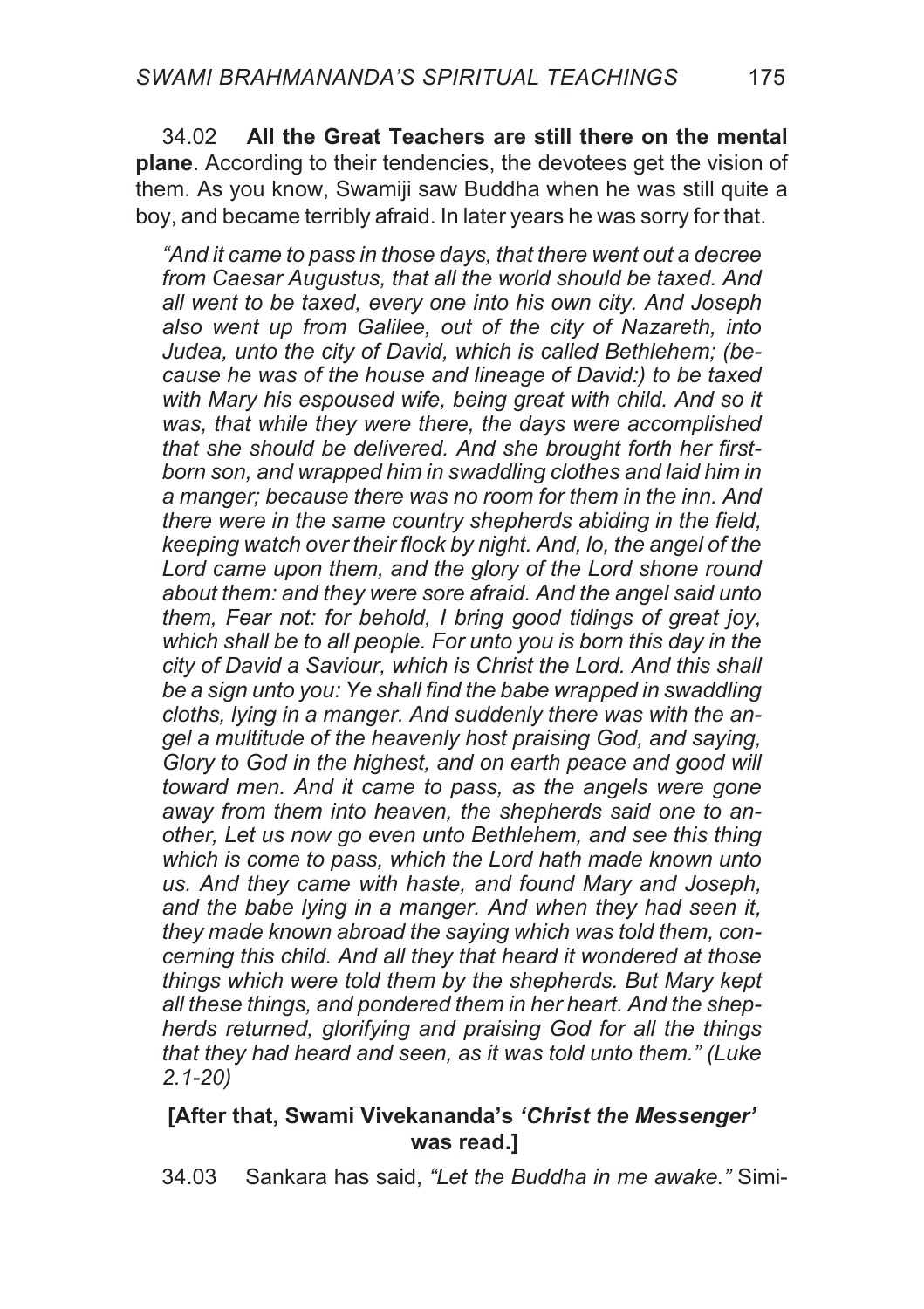34.02 **All the Great Teachers are still there on the mental plane**. According to their tendencies, the devotees get the vision of them. As you know, Swamiji saw Buddha when he was still quite a boy, and became terribly afraid. In later years he was sorry for that.

> *"And it came to pass in those days, that there went out a decree from Caesar Augustus, that all the world should be taxed. And all went to be taxed, every one into his own city. And Joseph also went up from Galilee, out of the city of Nazareth, into Judea, unto the city of David, which is called Bethlehem; (because he was of the house and lineage of David:) to be taxed with Mary his espoused wife, being great with child. And so it was, that while they were there, the days were accomplished that she should be delivered. And she brought forth her firstborn son, and wrapped him in swaddling clothes and laid him in a manger; because there was no room for them in the inn. And there were in the same country shepherds abiding in the field, keeping watch over their flock by night. And, lo, the angel of the Lord came upon them, and the glory of the Lord shone round about them: and they were sore afraid. And the angel said unto them, Fear not: for behold, I bring good tidings of great joy, which shall be to all people. For unto you is born this day in the city of David a Saviour, which is Christ the Lord. And this shall be a sign unto you: Ye shall find the babe wrapped in swaddling cloths, lying in a manger. And suddenly there was with the angel a multitude of the heavenly host praising God, and saying, Glory to God in the highest, and on earth peace and good will toward men. And it came to pass, as the angels were gone away from them into heaven, the shepherds said one to another, Let us now go even unto Bethlehem, and see this thing which is come to pass, which the Lord hath made known unto us. And they came with haste, and found Mary and Joseph, and the babe lying in a manger. And when they had seen it, they made known abroad the saying which was told them, concerning this child. And all they that heard it wondered at those things which were told them by the shepherds. But Mary kept all these things, and pondered them in her heart. And the shepherds returned, glorifying and praising God for all the things that they had heard and seen, as it was told unto them." (Luke 2.1-20)*

**[After that, Swami Vivekananda's *'Christ the Messenger'* was read.]**

34.03 Sankara has said, *"Let the Buddha in me awake."* Simi-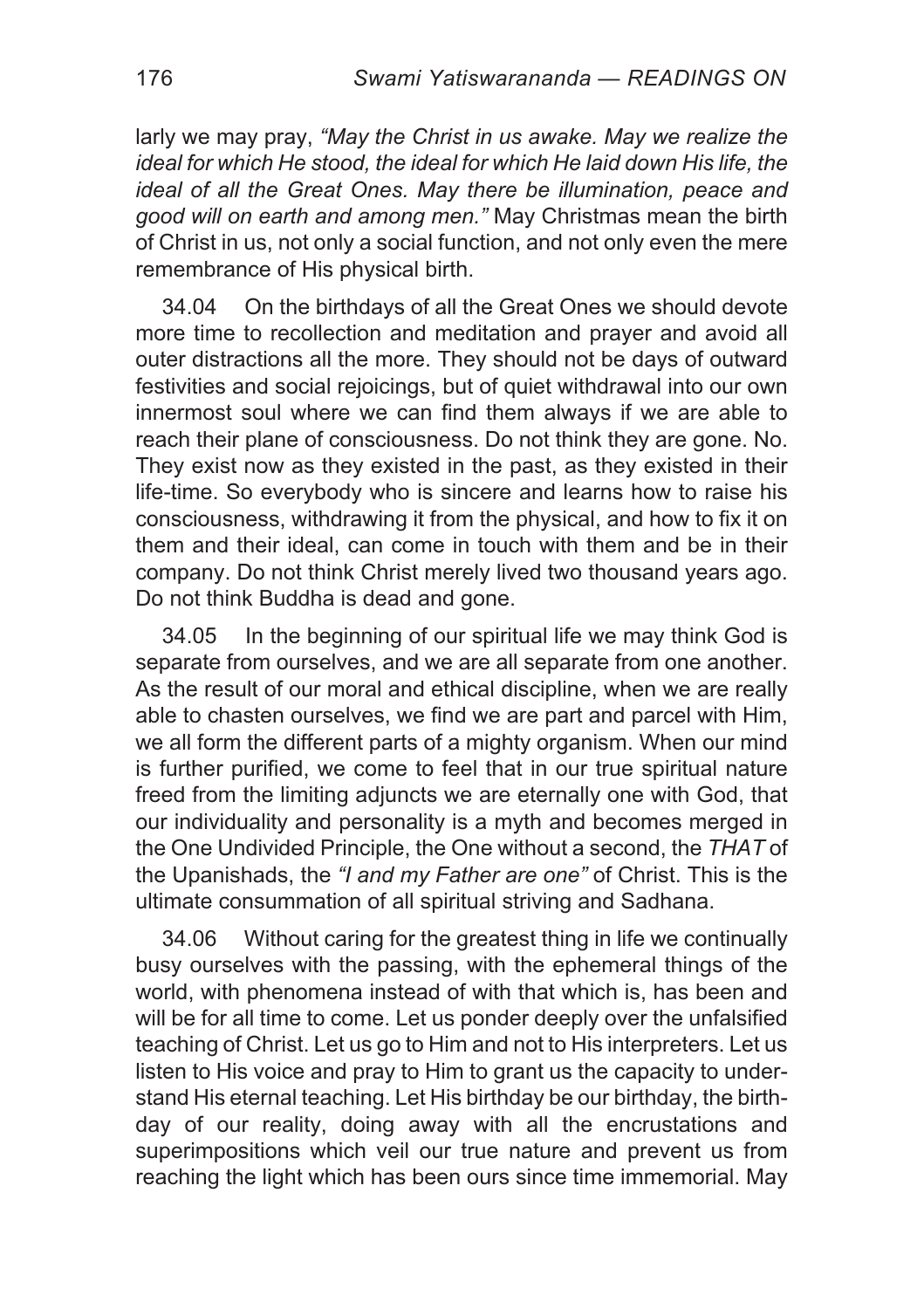larly we may pray, *"May the Christ in us awake. May we realize the ideal for which He stood, the ideal for which He laid down His life, the ideal of all the Great Ones. May there be illumination, peace and good will on earth and among men."* May Christmas mean the birth of Christ in us, not only a social function, and not only even the mere remembrance of His physical birth.

34.04 On the birthdays of all the Great Ones we should devote more time to recollection and meditation and prayer and avoid all outer distractions all the more. They should not be days of outward festivities and social rejoicings, but of quiet withdrawal into our own innermost soul where we can find them always if we are able to reach their plane of consciousness. Do not think they are gone. No. They exist now as they existed in the past, as they existed in their life-time. So everybody who is sincere and learns how to raise his consciousness, withdrawing it from the physical, and how to fix it on them and their ideal, can come in touch with them and be in their company. Do not think Christ merely lived two thousand years ago. Do not think Buddha is dead and gone.

34.05 In the beginning of our spiritual life we may think God is separate from ourselves, and we are all separate from one another. As the result of our moral and ethical discipline, when we are really able to chasten ourselves, we find we are part and parcel with Him, we all form the different parts of a mighty organism. When our mind is further purified, we come to feel that in our true spiritual nature freed from the limiting adjuncts we are eternally one with God, that our individuality and personality is a myth and becomes merged in the One Undivided Principle, the One without a second, the *THAT* of the Upanishads, the *"I and my Father are one"* of Christ. This is the ultimate consummation of all spiritual striving and Sadhana.

34.06 Without caring for the greatest thing in life we continually busy ourselves with the passing, with the ephemeral things of the world, with phenomena instead of with that which is, has been and will be for all time to come. Let us ponder deeply over the unfalsified teaching of Christ. Let us go to Him and not to His interpreters. Let us listen to His voice and pray to Him to grant us the capacity to understand His eternal teaching. Let His birthday be our birthday, the birthday of our reality, doing away with all the encrustations and superimpositions which veil our true nature and prevent us from reaching the light which has been ours since time immemorial. May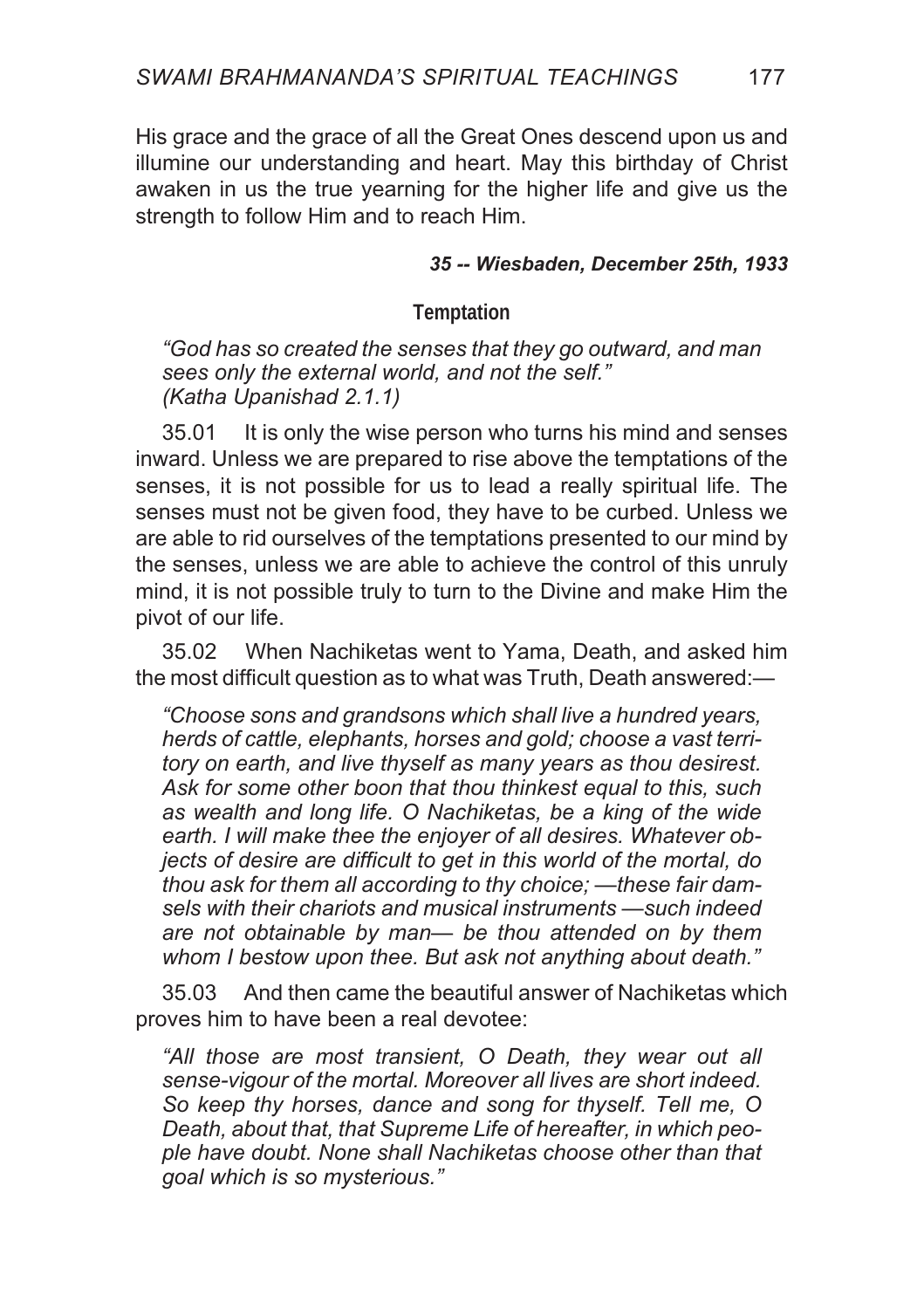His grace and the grace of all the Great Ones descend upon us and illumine our understanding and heart. May this birthday of Christ awaken in us the true yearning for the higher life and give us the strength to follow Him and to reach Him.

***35 -- Wiesbaden, December 25th, 1933***

### Temptation

*"God has so created the senses that they go outward, and man sees only the external world, and not the self." (Katha Upanishad 2.1.1)*

35.01 It is only the wise person who turns his mind and senses inward. Unless we are prepared to rise above the temptations of the senses, it is not possible for us to lead a really spiritual life. The senses must not be given food, they have to be curbed. Unless we are able to rid ourselves of the temptations presented to our mind by the senses, unless we are able to achieve the control of this unruly mind, it is not possible truly to turn to the Divine and make Him the pivot of our life.

35.02 When Nachiketas went to Yama, Death, and asked him the most difficult question as to what was Truth, Death answered:—

*"Choose sons and grandsons which shall live a hundred years, herds of cattle, elephants, horses and gold; choose a vast territory on earth, and live thyself as many years as thou desirest. Ask for some other boon that thou thinkest equal to this, such as wealth and long life. O Nachiketas, be a king of the wide earth. I will make thee the enjoyer of all desires. Whatever objects of desire are difficult to get in this world of the mortal, do thou ask for them all according to thy choice; —these fair damsels with their chariots and musical instruments —such indeed are not obtainable by man— be thou attended on by them whom I bestow upon thee. But ask not anything about death."*

35.03 And then came the beautiful answer of Nachiketas which proves him to have been a real devotee:

*"All those are most transient, O Death, they wear out all sense-vigour of the mortal. Moreover all lives are short indeed. So keep thy horses, dance and song for thyself. Tell me, O Death, about that, that Supreme Life of hereafter, in which people have doubt. None shall Nachiketas choose other than that goal which is so mysterious."*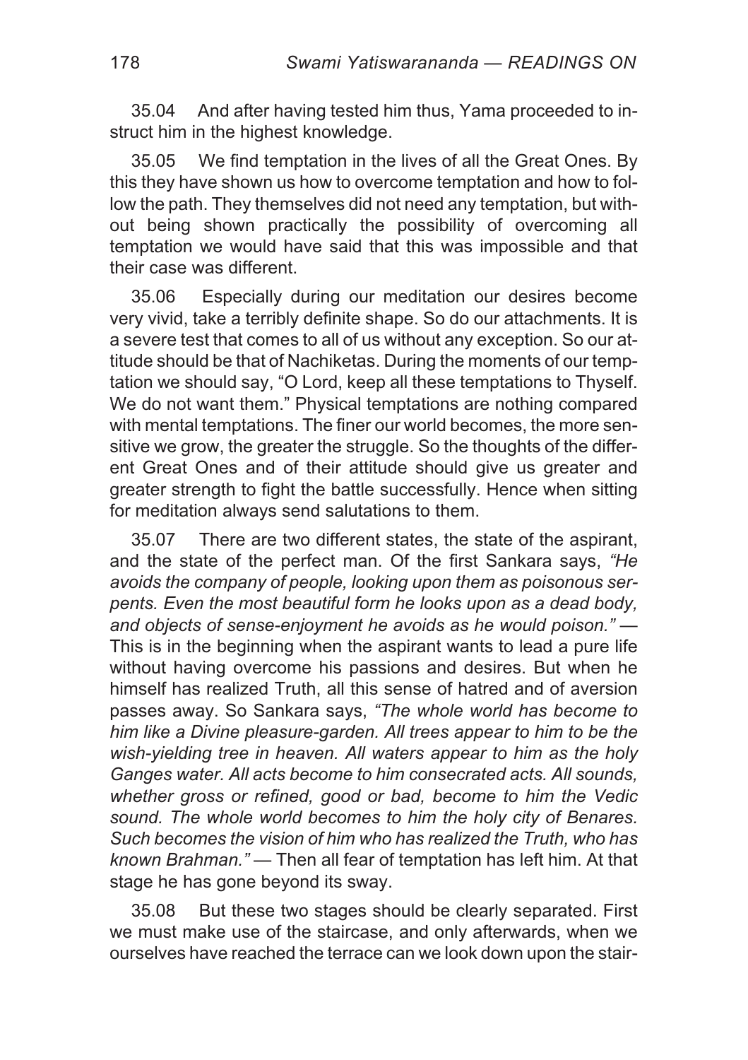35.04 And after having tested him thus, Yama proceeded to instruct him in the highest knowledge.

35.05 We find temptation in the lives of all the Great Ones. By this they have shown us how to overcome temptation and how to follow the path. They themselves did not need any temptation, but without being shown practically the possibility of overcoming all temptation we would have said that this was impossible and that their case was different.

35.06 Especially during our meditation our desires become very vivid, take a terribly definite shape. So do our attachments. It is a severe test that comes to all of us without any exception. So our attitude should be that of Nachiketas. During the moments of our temptation we should say, "O Lord, keep all these temptations to Thyself. We do not want them." Physical temptations are nothing compared with mental temptations. The finer our world becomes, the more sensitive we grow, the greater the struggle. So the thoughts of the different Great Ones and of their attitude should give us greater and greater strength to fight the battle successfully. Hence when sitting for meditation always send salutations to them.

35.07 There are two different states, the state of the aspirant, and the state of the perfect man. Of the first Sankara says, *"He avoids the company of people, looking upon them as poisonous serpents. Even the most beautiful form he looks upon as a dead body, and objects of sense-enjoyment he avoids as he would poison."* — This is in the beginning when the aspirant wants to lead a pure life without having overcome his passions and desires. But when he himself has realized Truth, all this sense of hatred and of aversion passes away. So Sankara says, *"The whole world has become to him like a Divine pleasure-garden. All trees appear to him to be the wish-yielding tree in heaven. All waters appear to him as the holy Ganges water. All acts become to him consecrated acts. All sounds, whether gross or refined, good or bad, become to him the Vedic sound. The whole world becomes to him the holy city of Benares. Such becomes the vision of him who has realized the Truth, who has known Brahman."* — Then all fear of temptation has left him. At that stage he has gone beyond its sway.

35.08 But these two stages should be clearly separated. First we must make use of the staircase, and only afterwards, when we ourselves have reached the terrace can we look down upon the stair-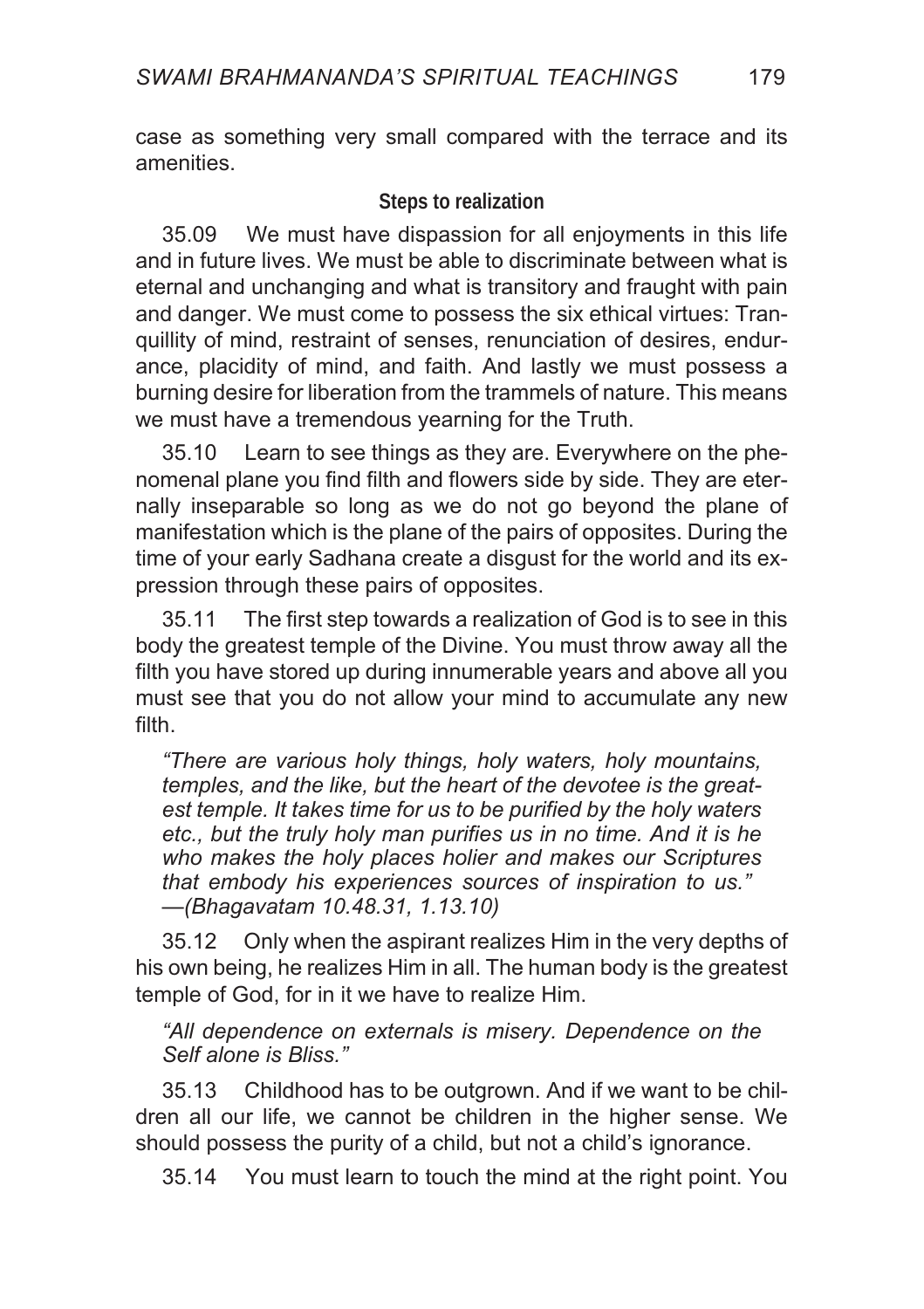case as something very small compared with the terrace and its amenities.

### Steps to realization

35.09 We must have dispassion for all enjoyments in this life and in future lives. We must be able to discriminate between what is eternal and unchanging and what is transitory and fraught with pain and danger. We must come to possess the six ethical virtues: Tranquillity of mind, restraint of senses, renunciation of desires, endurance, placidity of mind, and faith. And lastly we must possess a burning desire for liberation from the trammels of nature. This means we must have a tremendous yearning for the Truth.

35.10 Learn to see things as they are. Everywhere on the phenomenal plane you find filth and flowers side by side. They are eternally inseparable so long as we do not go beyond the plane of manifestation which is the plane of the pairs of opposites. During the time of your early Sadhana create a disgust for the world and its expression through these pairs of opposites.

35.11 The first step towards a realization of God is to see in this body the greatest temple of the Divine. You must throw away all the filth you have stored up during innumerable years and above all you must see that you do not allow your mind to accumulate any new filth.

> *"There are various holy things, holy waters, holy mountains, temples, and the like, but the heart of the devotee is the greatest temple. It takes time for us to be purified by the holy waters etc., but the truly holy man purifies us in no time. And it is he who makes the holy places holier and makes our Scriptures that embody his experiences sources of inspiration to us."* —*(Bhagavatam 10.48.31, 1.13.10)*

35.12 Only when the aspirant realizes Him in the very depths of his own being, he realizes Him in all. The human body is the greatest temple of God, for in it we have to realize Him.

> *"All dependence on externals is misery. Dependence on the Self alone is Bliss."*

35.13 Childhood has to be outgrown. And if we want to be children all our life, we cannot be children in the higher sense. We should possess the purity of a child, but not a child's ignorance.

35.14 You must learn to touch the mind at the right point. You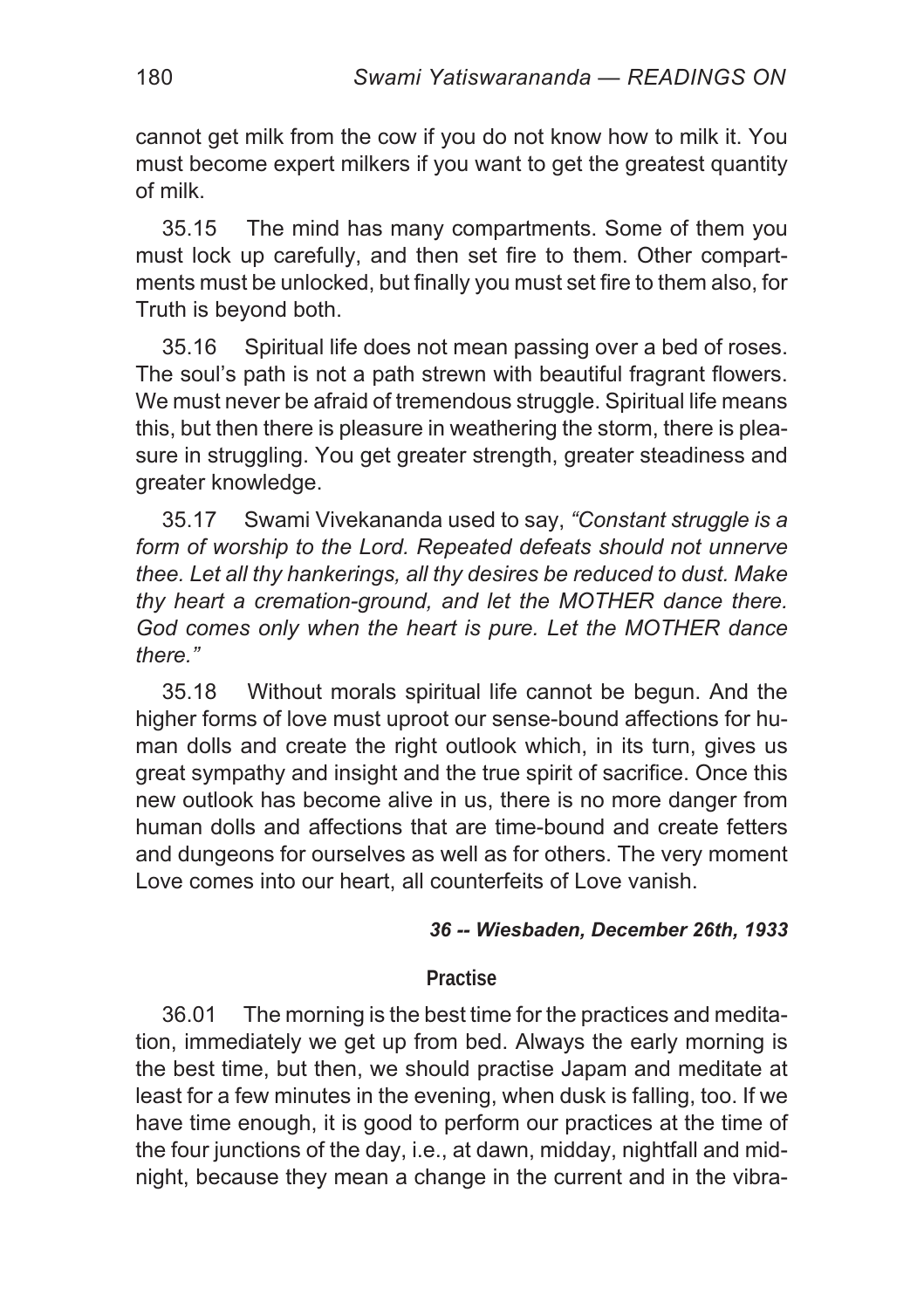cannot get milk from the cow if you do not know how to milk it. You must become expert milkers if you want to get the greatest quantity of milk.

35.15 The mind has many compartments. Some of them you must lock up carefully, and then set fire to them. Other compartments must be unlocked, but finally you must set fire to them also, for Truth is beyond both.

35.16 Spiritual life does not mean passing over a bed of roses. The soul's path is not a path strewn with beautiful fragrant flowers. We must never be afraid of tremendous struggle. Spiritual life means this, but then there is pleasure in weathering the storm, there is pleasure in struggling. You get greater strength, greater steadiness and greater knowledge.

35.17 Swami Vivekananda used to say, *"Constant struggle is a form of worship to the Lord. Repeated defeats should not unnerve thee. Let all thy hankerings, all thy desires be reduced to dust. Make thy heart a cremation-ground, and let the MOTHER dance there. God comes only when the heart is pure. Let the MOTHER dance there."*

35.18 Without morals spiritual life cannot be begun. And the higher forms of love must uproot our sense-bound affections for human dolls and create the right outlook which, in its turn, gives us great sympathy and insight and the true spirit of sacrifice. Once this new outlook has become alive in us, there is no more danger from human dolls and affections that are time-bound and create fetters and dungeons for ourselves as well as for others. The very moment Love comes into our heart, all counterfeits of Love vanish.

***36 -- Wiesbaden, December 26th, 1933***

## Practise

36.01 The morning is the best time for the practices and meditation, immediately we get up from bed. Always the early morning is the best time, but then, we should practise Japam and meditate at least for a few minutes in the evening, when dusk is falling, too. If we have time enough, it is good to perform our practices at the time of the four junctions of the day, i.e., at dawn, midday, nightfall and midnight, because they mean a change in the current and in the vibra-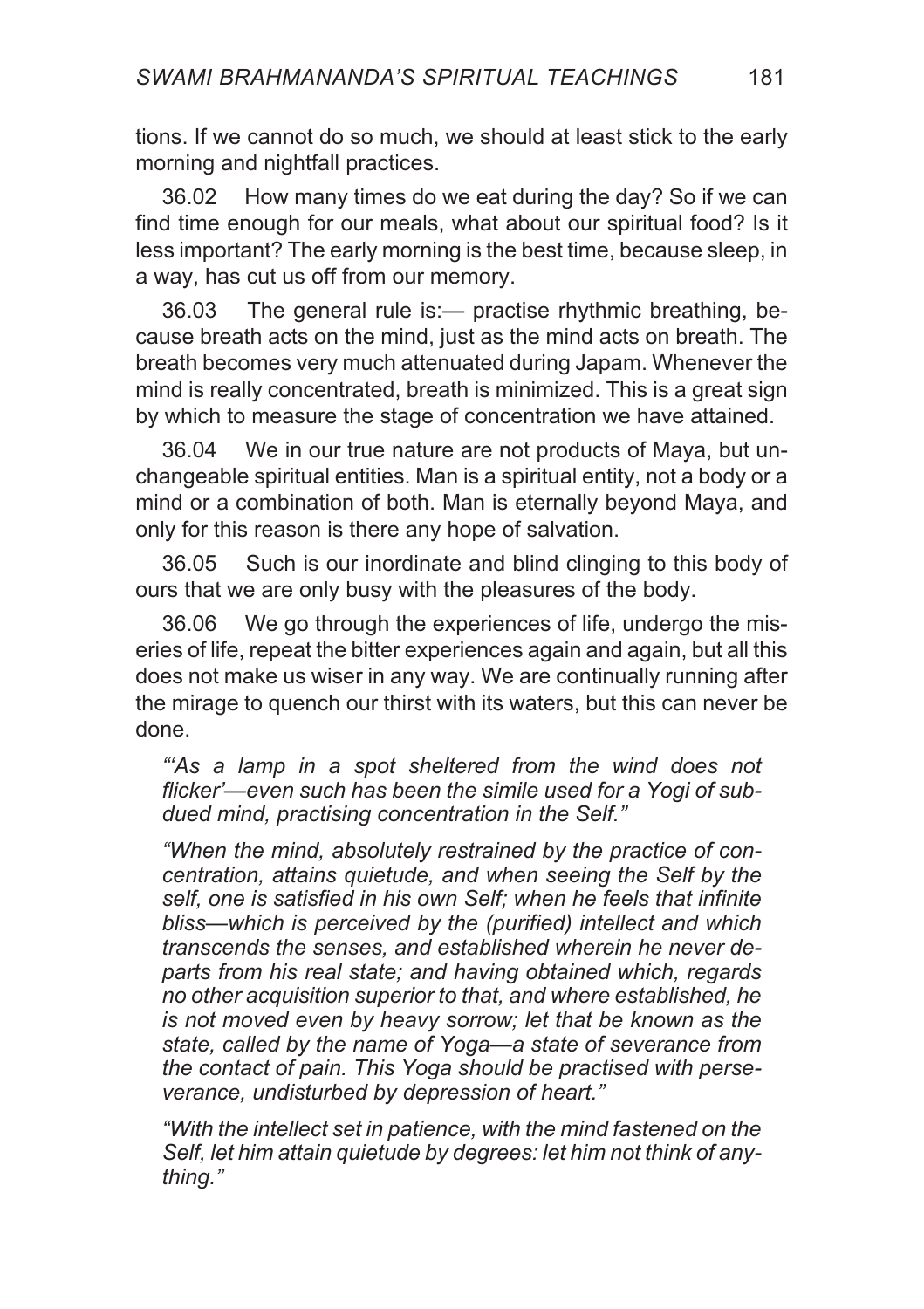tions. If we cannot do so much, we should at least stick to the early morning and nightfall practices.

36.02 How many times do we eat during the day? So if we can find time enough for our meals, what about our spiritual food? Is it less important? The early morning is the best time, because sleep, in a way, has cut us off from our memory.

36.03 The general rule is:— practise rhythmic breathing, because breath acts on the mind, just as the mind acts on breath. The breath becomes very much attenuated during Japam. Whenever the mind is really concentrated, breath is minimized. This is a great sign by which to measure the stage of concentration we have attained.

36.04 We in our true nature are not products of Maya, but unchangeable spiritual entities. Man is a spiritual entity, not a body or a mind or a combination of both. Man is eternally beyond Maya, and only for this reason is there any hope of salvation.

36.05 Such is our inordinate and blind clinging to this body of ours that we are only busy with the pleasures of the body.

36.06 We go through the experiences of life, undergo the miseries of life, repeat the bitter experiences again and again, but all this does not make us wiser in any way. We are continually running after the mirage to quench our thirst with its waters, but this can never be done.

> *"'As a lamp in a spot sheltered from the wind does not flicker'—even such has been the simile used for a Yogi of subdued mind, practising concentration in the Self."*
>
> *"When the mind, absolutely restrained by the practice of concentration, attains quietude, and when seeing the Self by the self, one is satisfied in his own Self; when he feels that infinite bliss—which is perceived by the (purified) intellect and which transcends the senses, and established wherein he never departs from his real state; and having obtained which, regards no other acquisition superior to that, and where established, he is not moved even by heavy sorrow; let that be known as the state, called by the name of Yoga—a state of severance from the contact of pain. This Yoga should be practised with perseverance, undisturbed by depression of heart."*
>
> *"With the intellect set in patience, with the mind fastened on the Self, let him attain quietude by degrees: let him not think of anything."*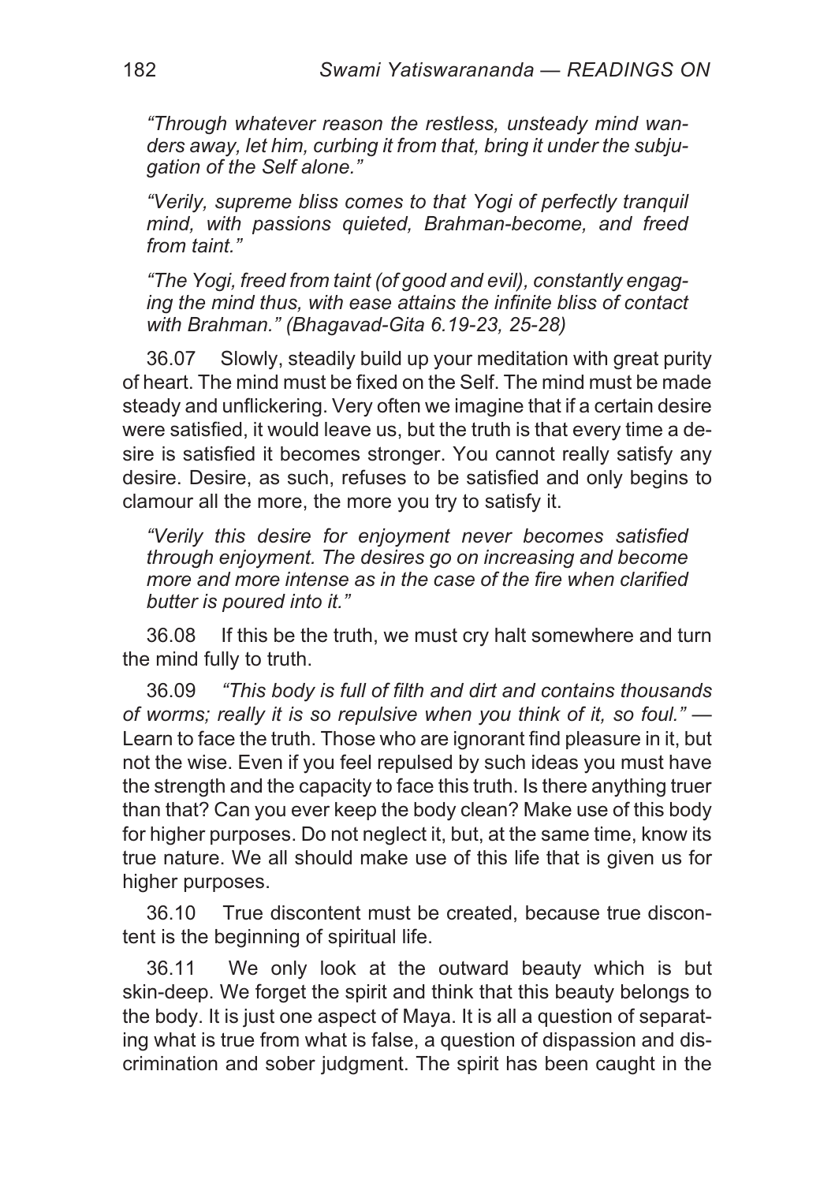*"Through whatever reason the restless, unsteady mind wanders away, let him, curbing it from that, bring it under the subjugation of the Self alone."*

*"Verily, supreme bliss comes to that Yogi of perfectly tranquil mind, with passions quieted, Brahman-become, and freed from taint."*

*"The Yogi, freed from taint (of good and evil), constantly engaging the mind thus, with ease attains the infinite bliss of contact with Brahman." (Bhagavad-Gita 6.19-23, 25-28)*

36.07 Slowly, steadily build up your meditation with great purity of heart. The mind must be fixed on the Self. The mind must be made steady and unflickering. Very often we imagine that if a certain desire were satisfied, it would leave us, but the truth is that every time a desire is satisfied it becomes stronger. You cannot really satisfy any desire. Desire, as such, refuses to be satisfied and only begins to clamour all the more, the more you try to satisfy it.

*"Verily this desire for enjoyment never becomes satisfied through enjoyment. The desires go on increasing and become more and more intense as in the case of the fire when clarified butter is poured into it."*

36.08 If this be the truth, we must cry halt somewhere and turn the mind fully to truth.

36.09 *"This body is full of filth and dirt and contains thousands of worms; really it is so repulsive when you think of it, so foul."* — Learn to face the truth. Those who are ignorant find pleasure in it, but not the wise. Even if you feel repulsed by such ideas you must have the strength and the capacity to face this truth. Is there anything truer than that? Can you ever keep the body clean? Make use of this body for higher purposes. Do not neglect it, but, at the same time, know its true nature. We all should make use of this life that is given us for higher purposes.

36.10 True discontent must be created, because true discontent is the beginning of spiritual life.

36.11 We only look at the outward beauty which is but skin-deep. We forget the spirit and think that this beauty belongs to the body. It is just one aspect of Maya. It is all a question of separating what is true from what is false, a question of dispassion and discrimination and sober judgment. The spirit has been caught in the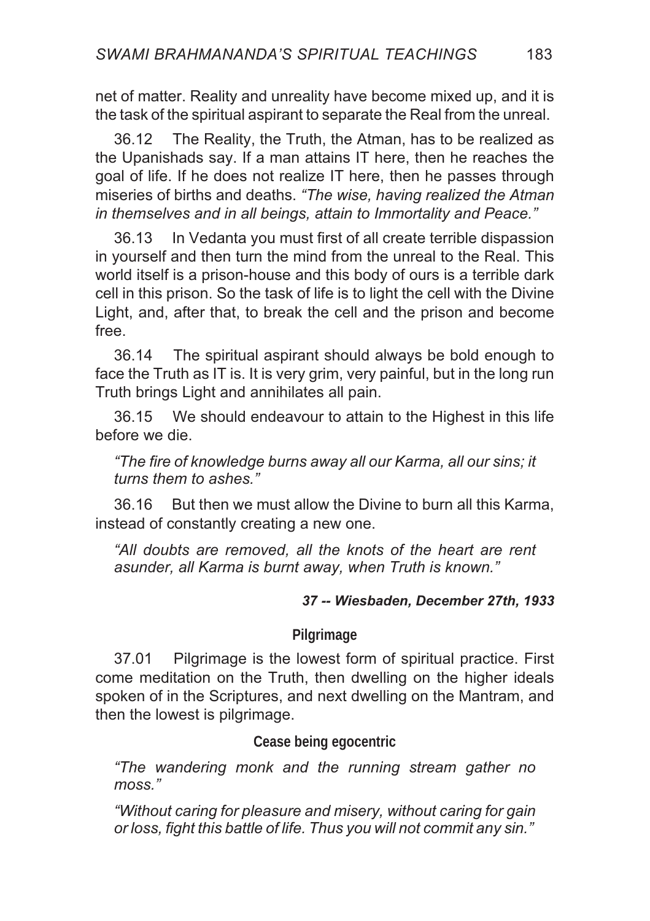net of matter. Reality and unreality have become mixed up, and it is the task of the spiritual aspirant to separate the Real from the unreal.

36.12 The Reality, the Truth, the Atman, has to be realized as the Upanishads say. If a man attains IT here, then he reaches the goal of life. If he does not realize IT here, then he passes through miseries of births and deaths. *"The wise, having realized the Atman in themselves and in all beings, attain to Immortality and Peace."*

36.13 In Vedanta you must first of all create terrible dispassion in yourself and then turn the mind from the unreal to the Real. This world itself is a prison-house and this body of ours is a terrible dark cell in this prison. So the task of life is to light the cell with the Divine Light, and, after that, to break the cell and the prison and become free.

36.14 The spiritual aspirant should always be bold enough to face the Truth as IT is. It is very grim, very painful, but in the long run Truth brings Light and annihilates all pain.

36.15 We should endeavour to attain to the Highest in this life before we die.

> *"The fire of knowledge burns away all our Karma, all our sins; it turns them to ashes."*

36.16 But then we must allow the Divine to burn all this Karma, instead of constantly creating a new one.

> *"All doubts are removed, all the knots of the heart are rent asunder, all Karma is burnt away, when Truth is known."*

***37 -- Wiesbaden, December 27th, 1933***

### Pilgrimage

37.01 Pilgrimage is the lowest form of spiritual practice. First come meditation on the Truth, then dwelling on the higher ideals spoken of in the Scriptures, and next dwelling on the Mantram, and then the lowest is pilgrimage.

### Cease being egocentric

> *"The wandering monk and the running stream gather no moss."*

> *"Without caring for pleasure and misery, without caring for gain or loss, fight this battle of life. Thus you will not commit any sin."*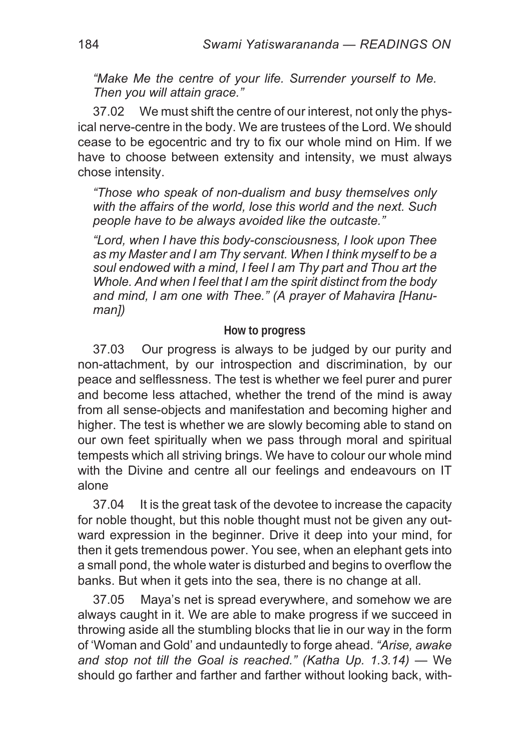*“Make Me the centre of your life. Surrender yourself to Me. Then you will attain grace.”*

37.02 We must shift the centre of our interest, not only the physical nerve-centre in the body. We are trustees of the Lord. We should cease to be egocentric and try to fix our whole mind on Him. If we have to choose between extensity and intensity, we must always chose intensity.

*“Those who speak of non-dualism and busy themselves only with the affairs of the world, lose this world and the next. Such people have to be always avoided like the outcaste.”*

*“Lord, when I have this body-consciousness, I look upon Thee as my Master and I am Thy servant. When I think myself to be a soul endowed with a mind, I feel I am Thy part and Thou art the Whole. And when I feel that I am the spirit distinct from the body and mind, I am one with Thee.” (A prayer of Mahavira [Hanuman])*

### How to progress

37.03 Our progress is always to be judged by our purity and non-attachment, by our introspection and discrimination, by our peace and selflessness. The test is whether we feel purer and purer and become less attached, whether the trend of the mind is away from all sense-objects and manifestation and becoming higher and higher. The test is whether we are slowly becoming able to stand on our own feet spiritually when we pass through moral and spiritual tempests which all striving brings. We have to colour our whole mind with the Divine and centre all our feelings and endeavours on IT alone

37.04 It is the great task of the devotee to increase the capacity for noble thought, but this noble thought must not be given any outward expression in the beginner. Drive it deep into your mind, for then it gets tremendous power. You see, when an elephant gets into a small pond, the whole water is disturbed and begins to overflow the banks. But when it gets into the sea, there is no change at all.

37.05 Maya’s net is spread everywhere, and somehow we are always caught in it. We are able to make progress if we succeed in throwing aside all the stumbling blocks that lie in our way in the form of ‘Woman and Gold’ and undauntedly to forge ahead. *“Arise, awake and stop not till the Goal is reached.” (Katha Up. 1.3.14)* — We should go farther and farther and farther without looking back, with-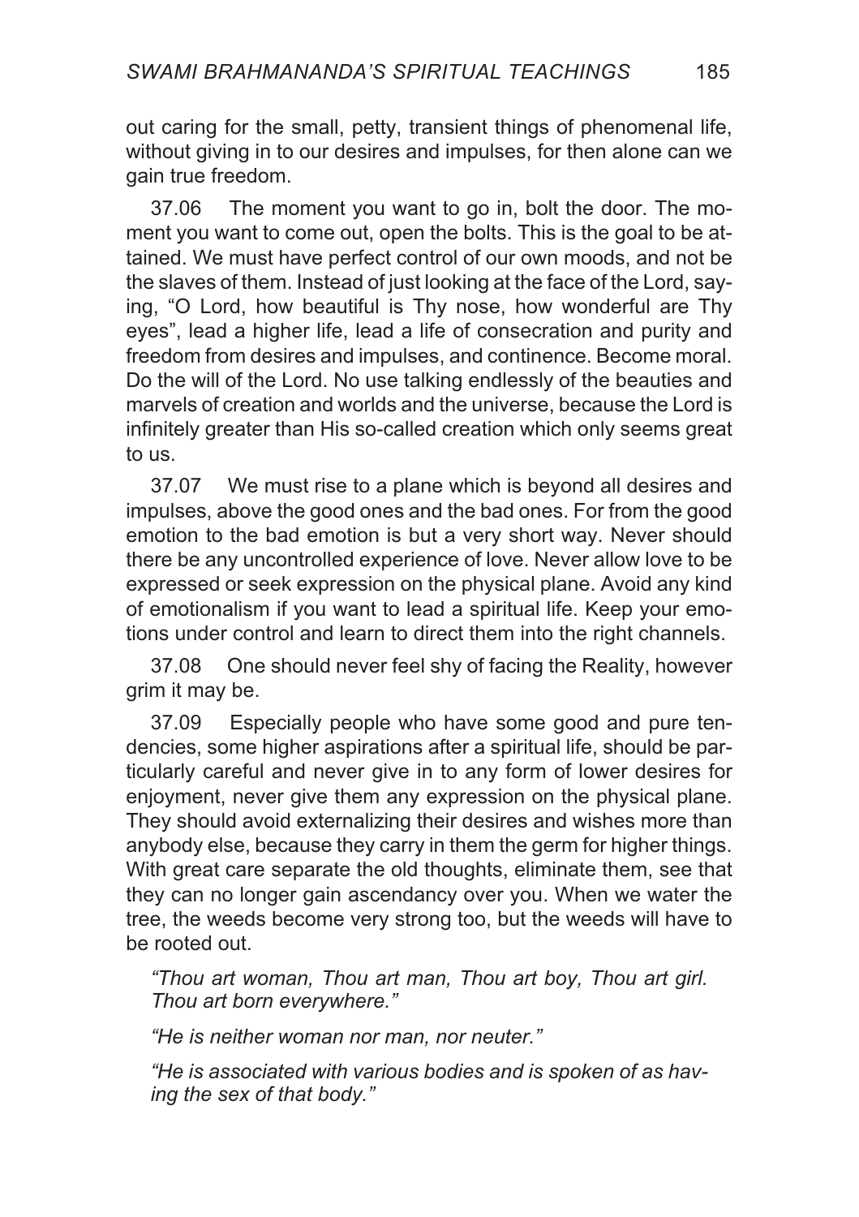out caring for the small, petty, transient things of phenomenal life, without giving in to our desires and impulses, for then alone can we gain true freedom.

37.06 The moment you want to go in, bolt the door. The moment you want to come out, open the bolts. This is the goal to be attained. We must have perfect control of our own moods, and not be the slaves of them. Instead of just looking at the face of the Lord, saying, "O Lord, how beautiful is Thy nose, how wonderful are Thy eyes", lead a higher life, lead a life of consecration and purity and freedom from desires and impulses, and continence. Become moral. Do the will of the Lord. No use talking endlessly of the beauties and marvels of creation and worlds and the universe, because the Lord is infinitely greater than His so-called creation which only seems great to us.

37.07 We must rise to a plane which is beyond all desires and impulses, above the good ones and the bad ones. For from the good emotion to the bad emotion is but a very short way. Never should there be any uncontrolled experience of love. Never allow love to be expressed or seek expression on the physical plane. Avoid any kind of emotionalism if you want to lead a spiritual life. Keep your emotions under control and learn to direct them into the right channels.

37.08 One should never feel shy of facing the Reality, however grim it may be.

37.09 Especially people who have some good and pure tendencies, some higher aspirations after a spiritual life, should be particularly careful and never give in to any form of lower desires for enjoyment, never give them any expression on the physical plane. They should avoid externalizing their desires and wishes more than anybody else, because they carry in them the germ for higher things. With great care separate the old thoughts, eliminate them, see that they can no longer gain ascendancy over you. When we water the tree, the weeds become very strong too, but the weeds will have to be rooted out.

*"Thou art woman, Thou art man, Thou art boy, Thou art girl. Thou art born everywhere."*

*"He is neither woman nor man, nor neuter."*

*"He is associated with various bodies and is spoken of as having the sex of that body."*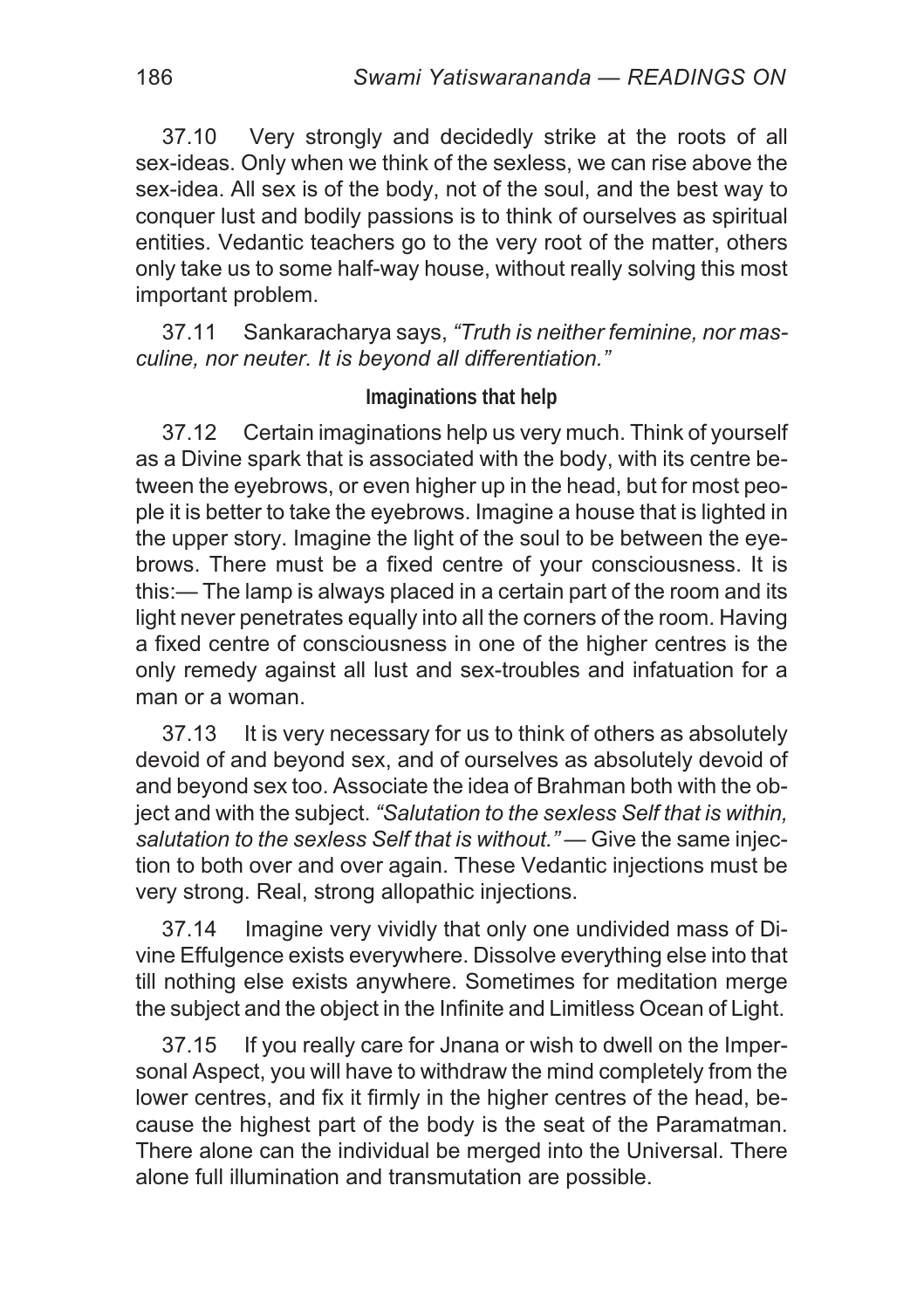37.10 Very strongly and decidedly strike at the roots of all sex-ideas. Only when we think of the sexless, we can rise above the sex-idea. All sex is of the body, not of the soul, and the best way to conquer lust and bodily passions is to think of ourselves as spiritual entities. Vedantic teachers go to the very root of the matter, others only take us to some half-way house, without really solving this most important problem.

37.11 Sankaracharya says, *"Truth is neither feminine, nor masculine, nor neuter. It is beyond all differentiation."*

### Imaginations that help

37.12 Certain imaginations help us very much. Think of yourself as a Divine spark that is associated with the body, with its centre between the eyebrows, or even higher up in the head, but for most people it is better to take the eyebrows. Imagine a house that is lighted in the upper story. Imagine the light of the soul to be between the eyebrows. There must be a fixed centre of your consciousness. It is this:— The lamp is always placed in a certain part of the room and its light never penetrates equally into all the corners of the room. Having a fixed centre of consciousness in one of the higher centres is the only remedy against all lust and sex-troubles and infatuation for a man or a woman.

37.13 It is very necessary for us to think of others as absolutely devoid of and beyond sex, and of ourselves as absolutely devoid of and beyond sex too. Associate the idea of Brahman both with the object and with the subject. *"Salutation to the sexless Self that is within, salutation to the sexless Self that is without."* — Give the same injection to both over and over again. These Vedantic injections must be very strong. Real, strong allopathic injections.

37.14 Imagine very vividly that only one undivided mass of Divine Effulgence exists everywhere. Dissolve everything else into that till nothing else exists anywhere. Sometimes for meditation merge the subject and the object in the Infinite and Limitless Ocean of Light.

37.15 If you really care for Jnana or wish to dwell on the Impersonal Aspect, you will have to withdraw the mind completely from the lower centres, and fix it firmly in the higher centres of the head, because the highest part of the body is the seat of the Paramatman. There alone can the individual be merged into the Universal. There alone full illumination and transmutation are possible.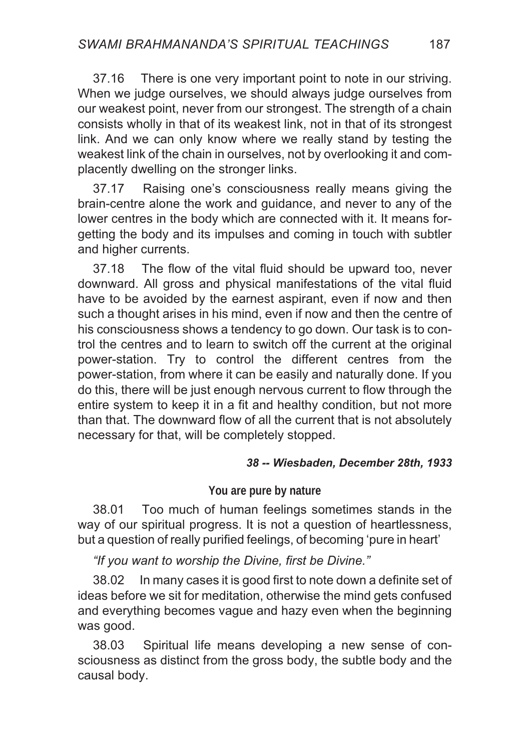37.16 There is one very important point to note in our striving. When we judge ourselves, we should always judge ourselves from our weakest point, never from our strongest. The strength of a chain consists wholly in that of its weakest link, not in that of its strongest link. And we can only know where we really stand by testing the weakest link of the chain in ourselves, not by overlooking it and complacently dwelling on the stronger links.

37.17 Raising one's consciousness really means giving the brain-centre alone the work and guidance, and never to any of the lower centres in the body which are connected with it. It means forgetting the body and its impulses and coming in touch with subtler and higher currents.

37.18 The flow of the vital fluid should be upward too, never downward. All gross and physical manifestations of the vital fluid have to be avoided by the earnest aspirant, even if now and then such a thought arises in his mind, even if now and then the centre of his consciousness shows a tendency to go down. Our task is to control the centres and to learn to switch off the current at the original power-station. Try to control the different centres from the power-station, from where it can be easily and naturally done. If you do this, there will be just enough nervous current to flow through the entire system to keep it in a fit and healthy condition, but not more than that. The downward flow of all the current that is not absolutely necessary for that, will be completely stopped.

### *38 -- Wiesbaden, December 28th, 1933*

#### You are pure by nature

38.01 Too much of human feelings sometimes stands in the way of our spiritual progress. It is not a question of heartlessness, but a question of really purified feelings, of becoming 'pure in heart'

*"If you want to worship the Divine, first be Divine."*

38.02 In many cases it is good first to note down a definite set of ideas before we sit for meditation, otherwise the mind gets confused and everything becomes vague and hazy even when the beginning was good.

38.03 Spiritual life means developing a new sense of consciousness as distinct from the gross body, the subtle body and the causal body.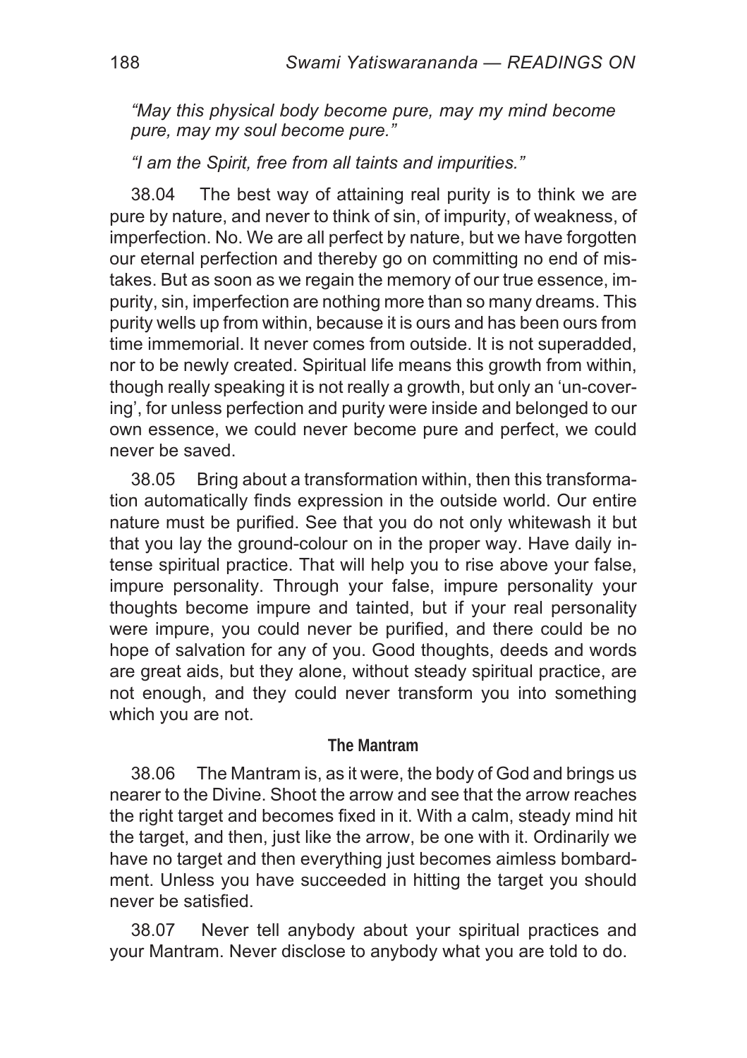*“May this physical body become pure, may my mind become pure, may my soul become pure.”*

*“I am the Spirit, free from all taints and impurities.”*

38.04 The best way of attaining real purity is to think we are pure by nature, and never to think of sin, of impurity, of weakness, of imperfection. No. We are all perfect by nature, but we have forgotten our eternal perfection and thereby go on committing no end of mistakes. But as soon as we regain the memory of our true essence, impurity, sin, imperfection are nothing more than so many dreams. This purity wells up from within, because it is ours and has been ours from time immemorial. It never comes from outside. It is not superadded, nor to be newly created. Spiritual life means this growth from within, though really speaking it is not really a growth, but only an ‘un-covering’, for unless perfection and purity were inside and belonged to our own essence, we could never become pure and perfect, we could never be saved.

38.05 Bring about a transformation within, then this transformation automatically finds expression in the outside world. Our entire nature must be purified. See that you do not only whitewash it but that you lay the ground-colour on in the proper way. Have daily intense spiritual practice. That will help you to rise above your false, impure personality. Through your false, impure personality your thoughts become impure and tainted, but if your real personality were impure, you could never be purified, and there could be no hope of salvation for any of you. Good thoughts, deeds and words are great aids, but they alone, without steady spiritual practice, are not enough, and they could never transform you into something which you are not.

## The Mantram

38.06 The Mantram is, as it were, the body of God and brings us nearer to the Divine. Shoot the arrow and see that the arrow reaches the right target and becomes fixed in it. With a calm, steady mind hit the target, and then, just like the arrow, be one with it. Ordinarily we have no target and then everything just becomes aimless bombardment. Unless you have succeeded in hitting the target you should never be satisfied.

38.07 Never tell anybody about your spiritual practices and your Mantram. Never disclose to anybody what you are told to do.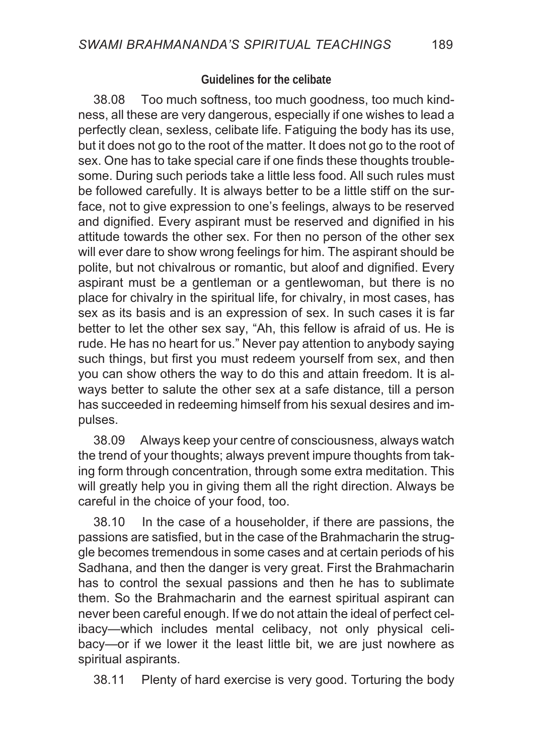### Guidelines for the celibate

38.08 Too much softness, too much goodness, too much kindness, all these are very dangerous, especially if one wishes to lead a perfectly clean, sexless, celibate life. Fatiguing the body has its use, but it does not go to the root of the matter. It does not go to the root of sex. One has to take special care if one finds these thoughts troublesome. During such periods take a little less food. All such rules must be followed carefully. It is always better to be a little stiff on the surface, not to give expression to one's feelings, always to be reserved and dignified. Every aspirant must be reserved and dignified in his attitude towards the other sex. For then no person of the other sex will ever dare to show wrong feelings for him. The aspirant should be polite, but not chivalrous or romantic, but aloof and dignified. Every aspirant must be a gentleman or a gentlewoman, but there is no place for chivalry in the spiritual life, for chivalry, in most cases, has sex as its basis and is an expression of sex. In such cases it is far better to let the other sex say, "Ah, this fellow is afraid of us. He is rude. He has no heart for us." Never pay attention to anybody saying such things, but first you must redeem yourself from sex, and then you can show others the way to do this and attain freedom. It is always better to salute the other sex at a safe distance, till a person has succeeded in redeeming himself from his sexual desires and impulses.

38.09 Always keep your centre of consciousness, always watch the trend of your thoughts; always prevent impure thoughts from taking form through concentration, through some extra meditation. This will greatly help you in giving them all the right direction. Always be careful in the choice of your food, too.

38.10 In the case of a householder, if there are passions, the passions are satisfied, but in the case of the Brahmacharin the struggle becomes tremendous in some cases and at certain periods of his Sadhana, and then the danger is very great. First the Brahmacharin has to control the sexual passions and then he has to sublimate them. So the Brahmacharin and the earnest spiritual aspirant can never been careful enough. If we do not attain the ideal of perfect celibacy—which includes mental celibacy, not only physical celibacy—or if we lower it the least little bit, we are just nowhere as spiritual aspirants.

38.11 Plenty of hard exercise is very good. Torturing the body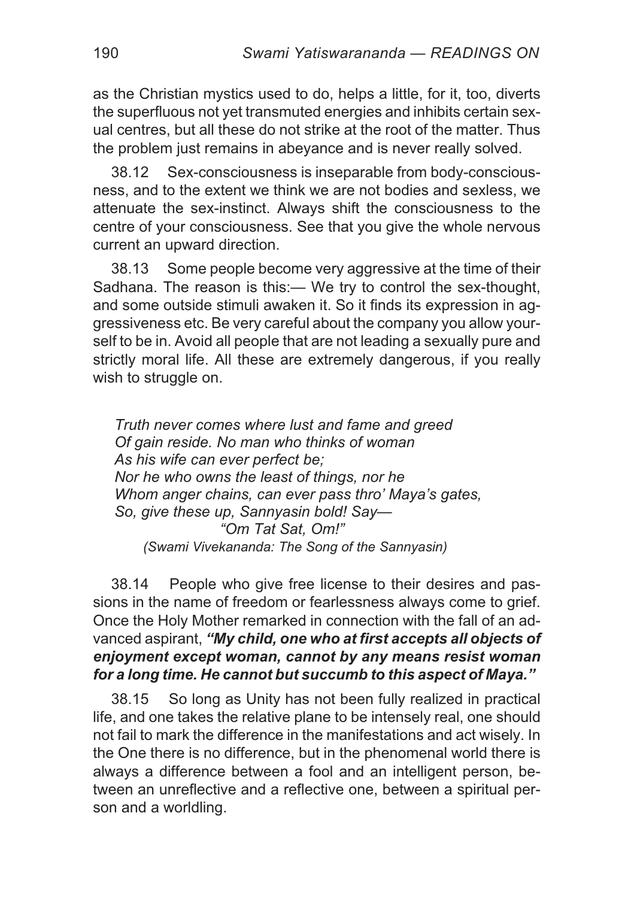as the Christian mystics used to do, helps a little, for it, too, diverts the superfluous not yet transmuted energies and inhibits certain sexual centres, but all these do not strike at the root of the matter. Thus the problem just remains in abeyance and is never really solved.

38.12 Sex-consciousness is inseparable from body-consciousness, and to the extent we think we are not bodies and sexless, we attenuate the sex-instinct. Always shift the consciousness to the centre of your consciousness. See that you give the whole nervous current an upward direction.

38.13 Some people become very aggressive at the time of their Sadhana. The reason is this:— We try to control the sex-thought, and some outside stimuli awaken it. So it finds its expression in aggressiveness etc. Be very careful about the company you allow yourself to be in. Avoid all people that are not leading a sexually pure and strictly moral life. All these are extremely dangerous, if you really wish to struggle on.

> *Truth never comes where lust and fame and greed*
> *Of gain reside. No man who thinks of woman*
> *As his wife can ever perfect be;*
> *Nor he who owns the least of things, nor he*
> *Whom anger chains, can ever pass thro' Maya's gates,*
> *So, give these up, Sannyasin bold! Say—*
> *"Om Tat Sat, Om!"*
>
> *(Swami Vivekananda: The Song of the Sannyasin)*

38.14 People who give free license to their desires and passions in the name of freedom or fearlessness always come to grief. Once the Holy Mother remarked in connection with the fall of an advanced aspirant, ***"My child, one who at first accepts all objects of enjoyment except woman, cannot by any means resist woman for a long time. He cannot but succumb to this aspect of Maya."***

38.15 So long as Unity has not been fully realized in practical life, and one takes the relative plane to be intensely real, one should not fail to mark the difference in the manifestations and act wisely. In the One there is no difference, but in the phenomenal world there is always a difference between a fool and an intelligent person, between an unreflective and a reflective one, between a spiritual person and a worldling.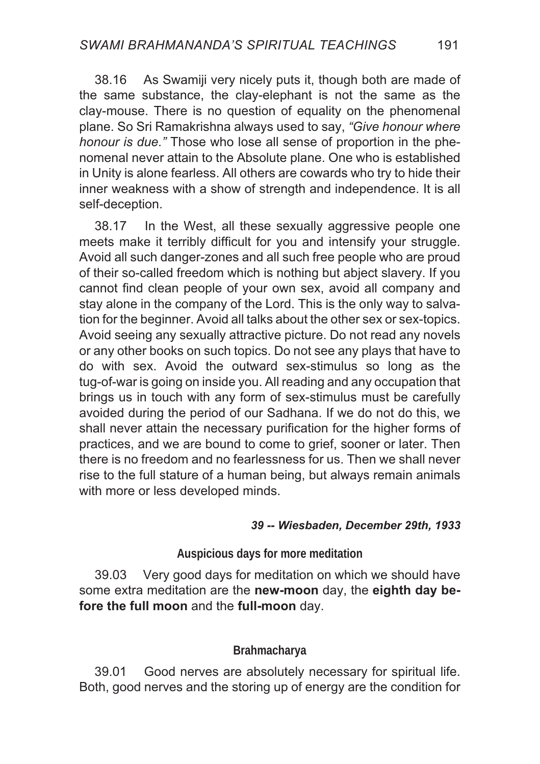38.16 As Swamiji very nicely puts it, though both are made of the same substance, the clay-elephant is not the same as the clay-mouse. There is no question of equality on the phenomenal plane. So Sri Ramakrishna always used to say, *"Give honour where honour is due."* Those who lose all sense of proportion in the phenomenal never attain to the Absolute plane. One who is established in Unity is alone fearless. All others are cowards who try to hide their inner weakness with a show of strength and independence. It is all self-deception.

38.17 In the West, all these sexually aggressive people one meets make it terribly difficult for you and intensify your struggle. Avoid all such danger-zones and all such free people who are proud of their so-called freedom which is nothing but abject slavery. If you cannot find clean people of your own sex, avoid all company and stay alone in the company of the Lord. This is the only way to salvation for the beginner. Avoid all talks about the other sex or sex-topics. Avoid seeing any sexually attractive picture. Do not read any novels or any other books on such topics. Do not see any plays that have to do with sex. Avoid the outward sex-stimulus so long as the tug-of-war is going on inside you. All reading and any occupation that brings us in touch with any form of sex-stimulus must be carefully avoided during the period of our Sadhana. If we do not do this, we shall never attain the necessary purification for the higher forms of practices, and we are bound to come to grief, sooner or later. Then there is no freedom and no fearlessness for us. Then we shall never rise to the full stature of a human being, but always remain animals with more or less developed minds.

***39 -- Wiesbaden, December 29th, 1933***

### Auspicious days for more meditation

39.03 Very good days for meditation on which we should have some extra meditation are the **new-moon** day, the **eighth day before the full moon** and the **full-moon** day.

### Brahmacharya

39.01 Good nerves are absolutely necessary for spiritual life. Both, good nerves and the storing up of energy are the condition for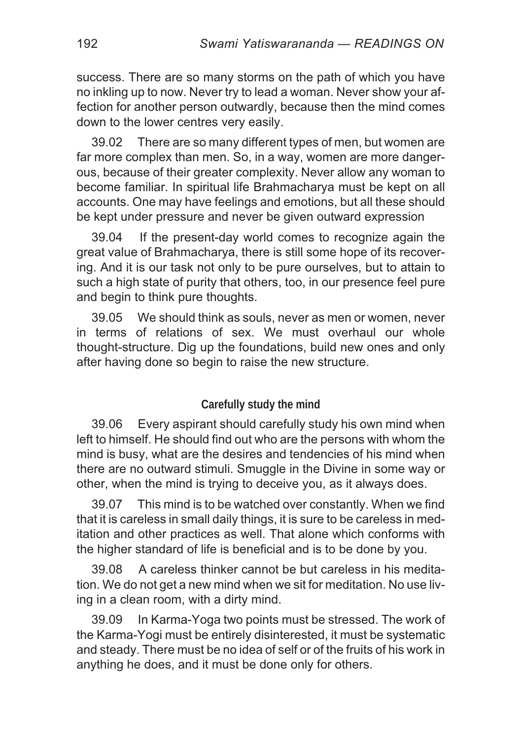success. There are so many storms on the path of which you have no inkling up to now. Never try to lead a woman. Never show your affection for another person outwardly, because then the mind comes down to the lower centres very easily.

39.02 There are so many different types of men, but women are far more complex than men. So, in a way, women are more dangerous, because of their greater complexity. Never allow any woman to become familiar. In spiritual life Brahmacharya must be kept on all accounts. One may have feelings and emotions, but all these should be kept under pressure and never be given outward expression

39.04 If the present-day world comes to recognize again the great value of Brahmacharya, there is still some hope of its recovering. And it is our task not only to be pure ourselves, but to attain to such a high state of purity that others, too, in our presence feel pure and begin to think pure thoughts.

39.05 We should think as souls, never as men or women, never in terms of relations of sex. We must overhaul our whole thought-structure. Dig up the foundations, build new ones and only after having done so begin to raise the new structure.

#### Carefully study the mind

39.06 Every aspirant should carefully study his own mind when left to himself. He should find out who are the persons with whom the mind is busy, what are the desires and tendencies of his mind when there are no outward stimuli. Smuggle in the Divine in some way or other, when the mind is trying to deceive you, as it always does.

39.07 This mind is to be watched over constantly. When we find that it is careless in small daily things, it is sure to be careless in meditation and other practices as well. That alone which conforms with the higher standard of life is beneficial and is to be done by you.

39.08 A careless thinker cannot be but careless in his meditation. We do not get a new mind when we sit for meditation. No use living in a clean room, with a dirty mind.

39.09 In Karma-Yoga two points must be stressed. The work of the Karma-Yogi must be entirely disinterested, it must be systematic and steady. There must be no idea of self or of the fruits of his work in anything he does, and it must be done only for others.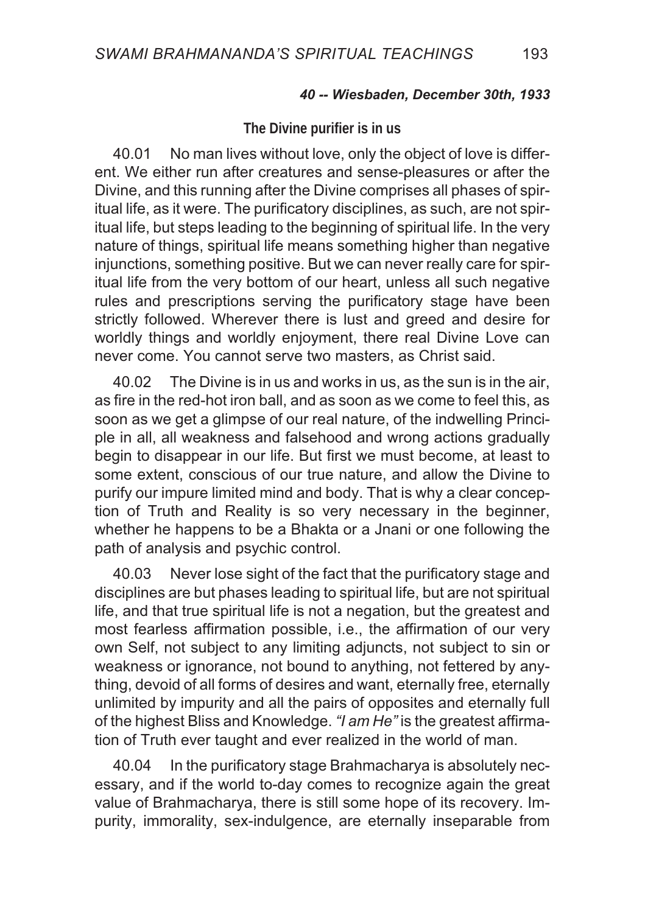***40 -- Wiesbaden, December 30th, 1933***

### The Divine purifier is in us

40.01 No man lives without love, only the object of love is different. We either run after creatures and sense-pleasures or after the Divine, and this running after the Divine comprises all phases of spiritual life, as it were. The purificatory disciplines, as such, are not spiritual life, but steps leading to the beginning of spiritual life. In the very nature of things, spiritual life means something higher than negative injunctions, something positive. But we can never really care for spiritual life from the very bottom of our heart, unless all such negative rules and prescriptions serving the purificatory stage have been strictly followed. Wherever there is lust and greed and desire for worldly things and worldly enjoyment, there real Divine Love can never come. You cannot serve two masters, as Christ said.

40.02 The Divine is in us and works in us, as the sun is in the air, as fire in the red-hot iron ball, and as soon as we come to feel this, as soon as we get a glimpse of our real nature, of the indwelling Principle in all, all weakness and falsehood and wrong actions gradually begin to disappear in our life. But first we must become, at least to some extent, conscious of our true nature, and allow the Divine to purify our impure limited mind and body. That is why a clear conception of Truth and Reality is so very necessary in the beginner, whether he happens to be a Bhakta or a Jnani or one following the path of analysis and psychic control.

40.03 Never lose sight of the fact that the purificatory stage and disciplines are but phases leading to spiritual life, but are not spiritual life, and that true spiritual life is not a negation, but the greatest and most fearless affirmation possible, i.e., the affirmation of our very own Self, not subject to any limiting adjuncts, not subject to sin or weakness or ignorance, not bound to anything, not fettered by anything, devoid of all forms of desires and want, eternally free, eternally unlimited by impurity and all the pairs of opposites and eternally full of the highest Bliss and Knowledge. *"I am He"* is the greatest affirmation of Truth ever taught and ever realized in the world of man.

40.04 In the purificatory stage Brahmacharya is absolutely necessary, and if the world to-day comes to recognize again the great value of Brahmacharya, there is still some hope of its recovery. Impurity, immorality, sex-indulgence, are eternally inseparable from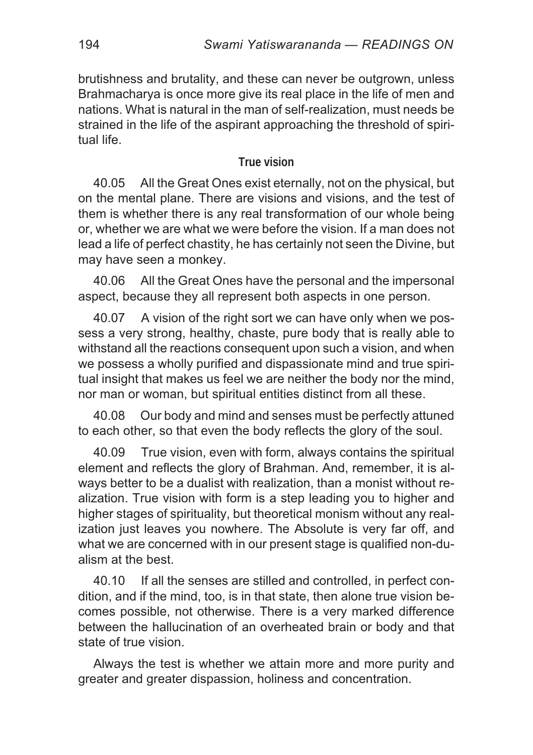brutishness and brutality, and these can never be outgrown, unless Brahmacharya is once more give its real place in the life of men and nations. What is natural in the man of self-realization, must needs be strained in the life of the aspirant approaching the threshold of spiritual life.

### True vision

40.05 All the Great Ones exist eternally, not on the physical, but on the mental plane. There are visions and visions, and the test of them is whether there is any real transformation of our whole being or, whether we are what we were before the vision. If a man does not lead a life of perfect chastity, he has certainly not seen the Divine, but may have seen a monkey.

40.06 All the Great Ones have the personal and the impersonal aspect, because they all represent both aspects in one person.

40.07 A vision of the right sort we can have only when we possess a very strong, healthy, chaste, pure body that is really able to withstand all the reactions consequent upon such a vision, and when we possess a wholly purified and dispassionate mind and true spiritual insight that makes us feel we are neither the body nor the mind, nor man or woman, but spiritual entities distinct from all these.

40.08 Our body and mind and senses must be perfectly attuned to each other, so that even the body reflects the glory of the soul.

40.09 True vision, even with form, always contains the spiritual element and reflects the glory of Brahman. And, remember, it is always better to be a dualist with realization, than a monist without realization. True vision with form is a step leading you to higher and higher stages of spirituality, but theoretical monism without any realization just leaves you nowhere. The Absolute is very far off, and what we are concerned with in our present stage is qualified non-dualism at the best.

40.10 If all the senses are stilled and controlled, in perfect condition, and if the mind, too, is in that state, then alone true vision becomes possible, not otherwise. There is a very marked difference between the hallucination of an overheated brain or body and that state of true vision.

Always the test is whether we attain more and more purity and greater and greater dispassion, holiness and concentration.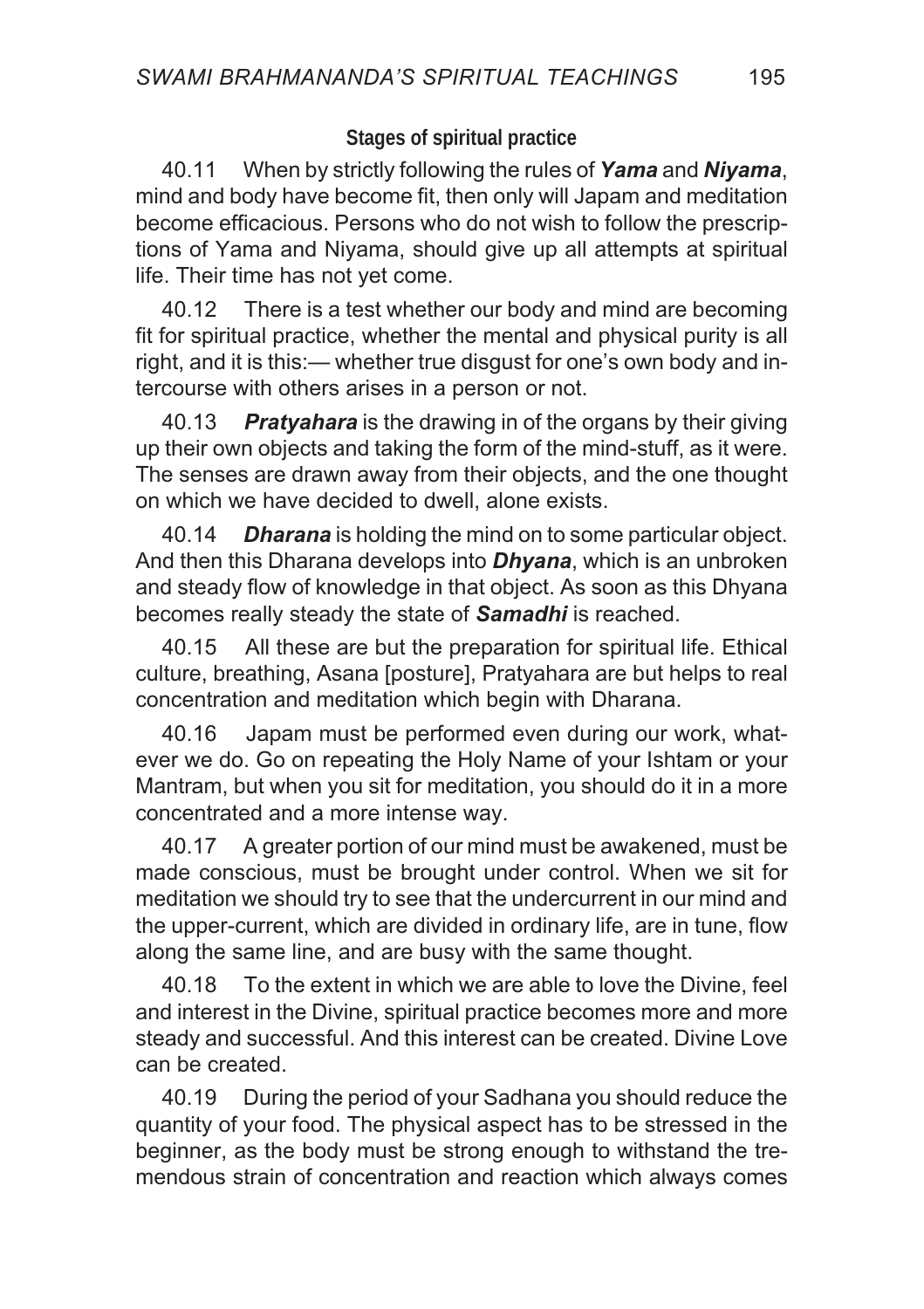### Stages of spiritual practice

40.11 When by strictly following the rules of ***Yama*** and ***Niyama***, mind and body have become fit, then only will Japam and meditation become efficacious. Persons who do not wish to follow the prescriptions of Yama and Niyama, should give up all attempts at spiritual life. Their time has not yet come.

40.12 There is a test whether our body and mind are becoming fit for spiritual practice, whether the mental and physical purity is all right, and it is this:— whether true disgust for one's own body and intercourse with others arises in a person or not.

40.13 ***Pratyahara*** is the drawing in of the organs by their giving up their own objects and taking the form of the mind-stuff, as it were. The senses are drawn away from their objects, and the one thought on which we have decided to dwell, alone exists.

40.14 ***Dharana*** is holding the mind on to some particular object. And then this Dharana develops into ***Dhyana***, which is an unbroken and steady flow of knowledge in that object. As soon as this Dhyana becomes really steady the state of ***Samadhi*** is reached.

40.15 All these are but the preparation for spiritual life. Ethical culture, breathing, Asana [posture], Pratyahara are but helps to real concentration and meditation which begin with Dharana.

40.16 Japam must be performed even during our work, whatever we do. Go on repeating the Holy Name of your Ishtam or your Mantram, but when you sit for meditation, you should do it in a more concentrated and a more intense way.

40.17 A greater portion of our mind must be awakened, must be made conscious, must be brought under control. When we sit for meditation we should try to see that the undercurrent in our mind and the upper-current, which are divided in ordinary life, are in tune, flow along the same line, and are busy with the same thought.

40.18 To the extent in which we are able to love the Divine, feel and interest in the Divine, spiritual practice becomes more and more steady and successful. And this interest can be created. Divine Love can be created.

40.19 During the period of your Sadhana you should reduce the quantity of your food. The physical aspect has to be stressed in the beginner, as the body must be strong enough to withstand the tremendous strain of concentration and reaction which always comes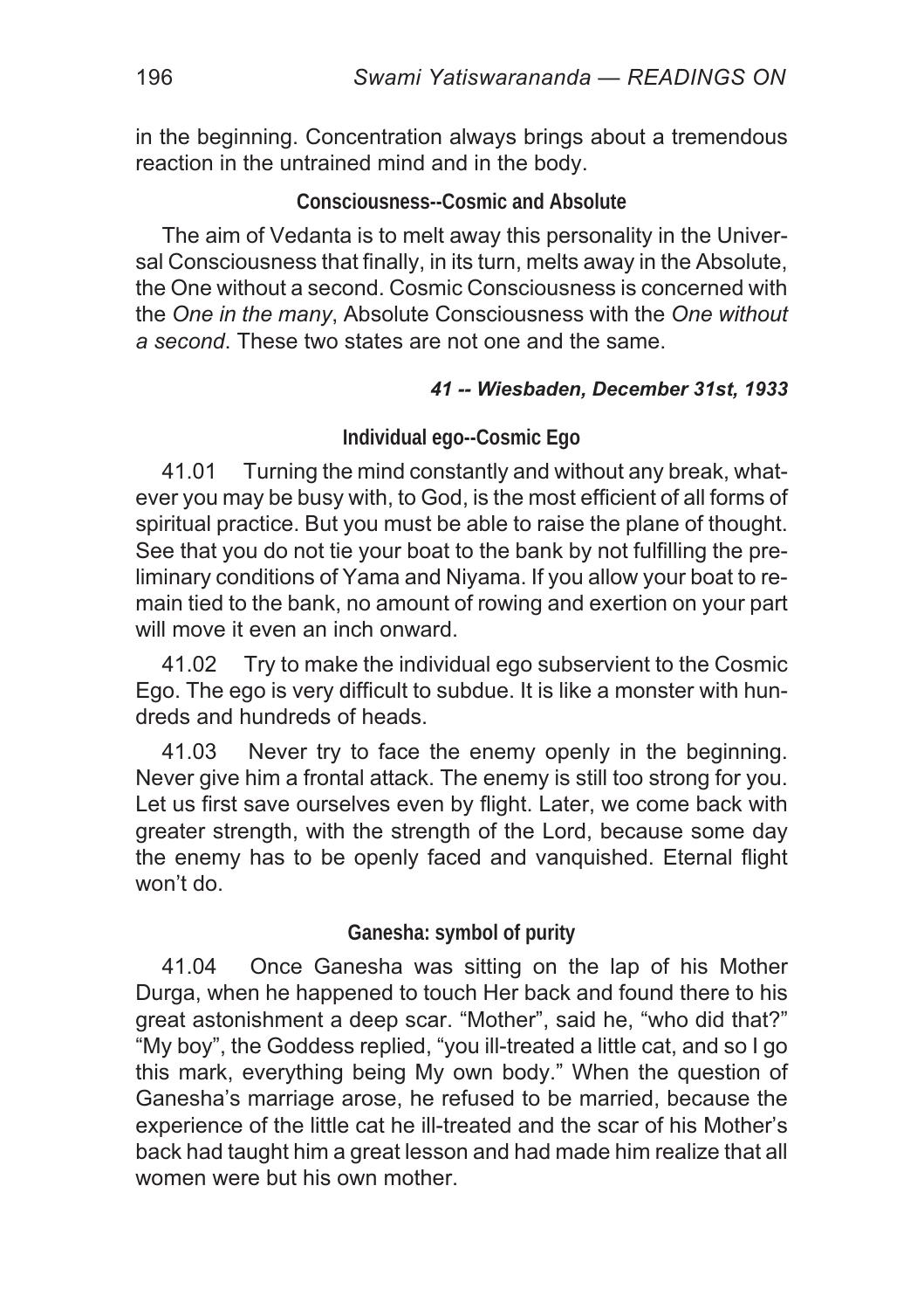in the beginning. Concentration always brings about a tremendous reaction in the untrained mind and in the body.

### Consciousness--Cosmic and Absolute

The aim of Vedanta is to melt away this personality in the Universal Consciousness that finally, in its turn, melts away in the Absolute, the One without a second. Cosmic Consciousness is concerned with the *One in the many*, Absolute Consciousness with the *One without a second*. These two states are not one and the same.

***41 -- Wiesbaden, December 31st, 1933***

### Individual ego--Cosmic Ego

41.01 Turning the mind constantly and without any break, whatever you may be busy with, to God, is the most efficient of all forms of spiritual practice. But you must be able to raise the plane of thought. See that you do not tie your boat to the bank by not fulfilling the preliminary conditions of Yama and Niyama. If you allow your boat to remain tied to the bank, no amount of rowing and exertion on your part will move it even an inch onward.

41.02 Try to make the individual ego subservient to the Cosmic Ego. The ego is very difficult to subdue. It is like a monster with hundreds and hundreds of heads.

41.03 Never try to face the enemy openly in the beginning. Never give him a frontal attack. The enemy is still too strong for you. Let us first save ourselves even by flight. Later, we come back with greater strength, with the strength of the Lord, because some day the enemy has to be openly faced and vanquished. Eternal flight won't do.

### Ganesha: symbol of purity

41.04 Once Ganesha was sitting on the lap of his Mother Durga, when he happened to touch Her back and found there to his great astonishment a deep scar. "Mother", said he, "who did that?" "My boy", the Goddess replied, "you ill-treated a little cat, and so I go this mark, everything being My own body." When the question of Ganesha's marriage arose, he refused to be married, because the experience of the little cat he ill-treated and the scar of his Mother's back had taught him a great lesson and had made him realize that all women were but his own mother.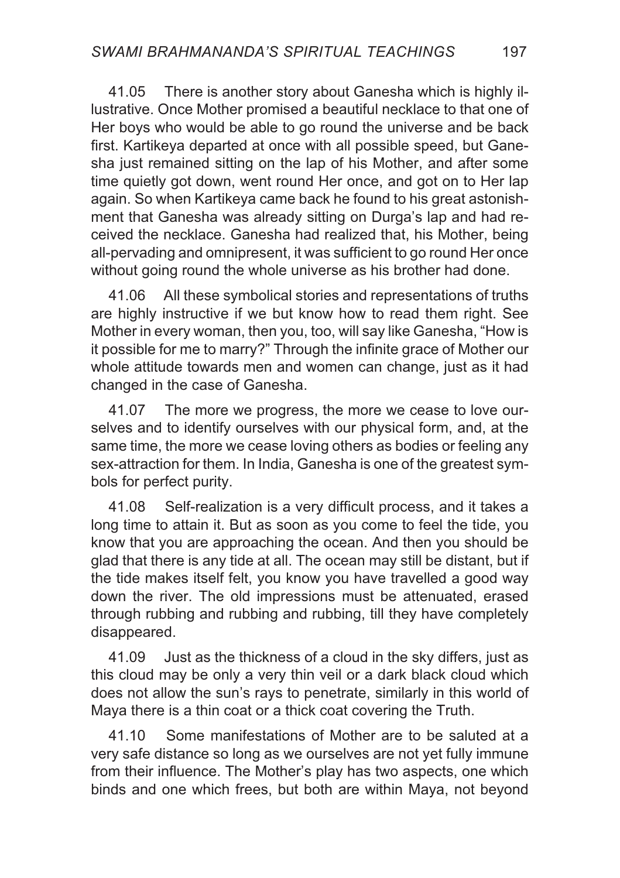41.05 There is another story about Ganesha which is highly illustrative. Once Mother promised a beautiful necklace to that one of Her boys who would be able to go round the universe and be back first. Kartikeya departed at once with all possible speed, but Ganesha just remained sitting on the lap of his Mother, and after some time quietly got down, went round Her once, and got on to Her lap again. So when Kartikeya came back he found to his great astonishment that Ganesha was already sitting on Durga's lap and had received the necklace. Ganesha had realized that, his Mother, being all-pervading and omnipresent, it was sufficient to go round Her once without going round the whole universe as his brother had done.

41.06 All these symbolical stories and representations of truths are highly instructive if we but know how to read them right. See Mother in every woman, then you, too, will say like Ganesha, "How is it possible for me to marry?" Through the infinite grace of Mother our whole attitude towards men and women can change, just as it had changed in the case of Ganesha.

41.07 The more we progress, the more we cease to love ourselves and to identify ourselves with our physical form, and, at the same time, the more we cease loving others as bodies or feeling any sex-attraction for them. In India, Ganesha is one of the greatest symbols for perfect purity.

41.08 Self-realization is a very difficult process, and it takes a long time to attain it. But as soon as you come to feel the tide, you know that you are approaching the ocean. And then you should be glad that there is any tide at all. The ocean may still be distant, but if the tide makes itself felt, you know you have travelled a good way down the river. The old impressions must be attenuated, erased through rubbing and rubbing and rubbing, till they have completely disappeared.

41.09 Just as the thickness of a cloud in the sky differs, just as this cloud may be only a very thin veil or a dark black cloud which does not allow the sun's rays to penetrate, similarly in this world of Maya there is a thin coat or a thick coat covering the Truth.

41.10 Some manifestations of Mother are to be saluted at a very safe distance so long as we ourselves are not yet fully immune from their influence. The Mother's play has two aspects, one which binds and one which frees, but both are within Maya, not beyond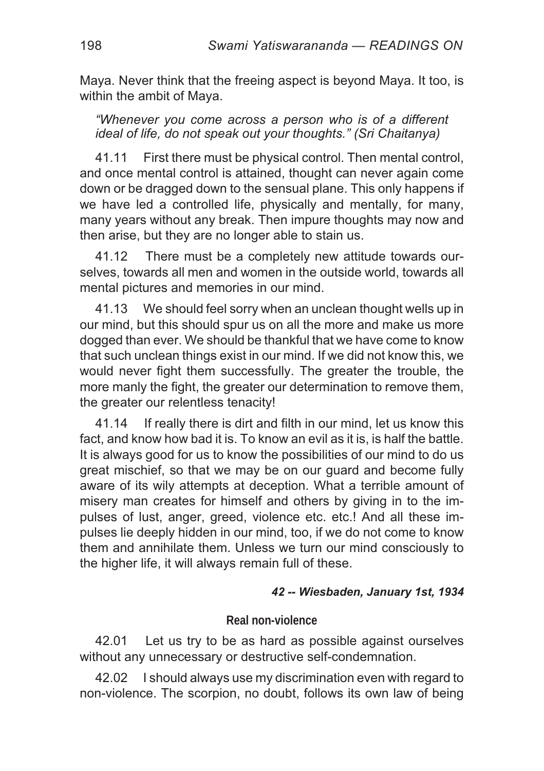Maya. Never think that the freeing aspect is beyond Maya. It too, is within the ambit of Maya.

> *"Whenever you come across a person who is of a different ideal of life, do not speak out your thoughts." (Sri Chaitanya)*

41.11 First there must be physical control. Then mental control, and once mental control is attained, thought can never again come down or be dragged down to the sensual plane. This only happens if we have led a controlled life, physically and mentally, for many, many years without any break. Then impure thoughts may now and then arise, but they are no longer able to stain us.

41.12 There must be a completely new attitude towards ourselves, towards all men and women in the outside world, towards all mental pictures and memories in our mind.

41.13 We should feel sorry when an unclean thought wells up in our mind, but this should spur us on all the more and make us more dogged than ever. We should be thankful that we have come to know that such unclean things exist in our mind. If we did not know this, we would never fight them successfully. The greater the trouble, the more manly the fight, the greater our determination to remove them, the greater our relentless tenacity!

41.14 If really there is dirt and filth in our mind, let us know this fact, and know how bad it is. To know an evil as it is, is half the battle. It is always good for us to know the possibilities of our mind to do us great mischief, so that we may be on our guard and become fully aware of its wily attempts at deception. What a terrible amount of misery man creates for himself and others by giving in to the impulses of lust, anger, greed, violence etc. etc.! And all these impulses lie deeply hidden in our mind, too, if we do not come to know them and annihilate them. Unless we turn our mind consciously to the higher life, it will always remain full of these.

***42 -- Wiesbaden, January 1st, 1934***

### Real non-violence

42.01 Let us try to be as hard as possible against ourselves without any unnecessary or destructive self-condemnation.

42.02 I should always use my discrimination even with regard to non-violence. The scorpion, no doubt, follows its own law of being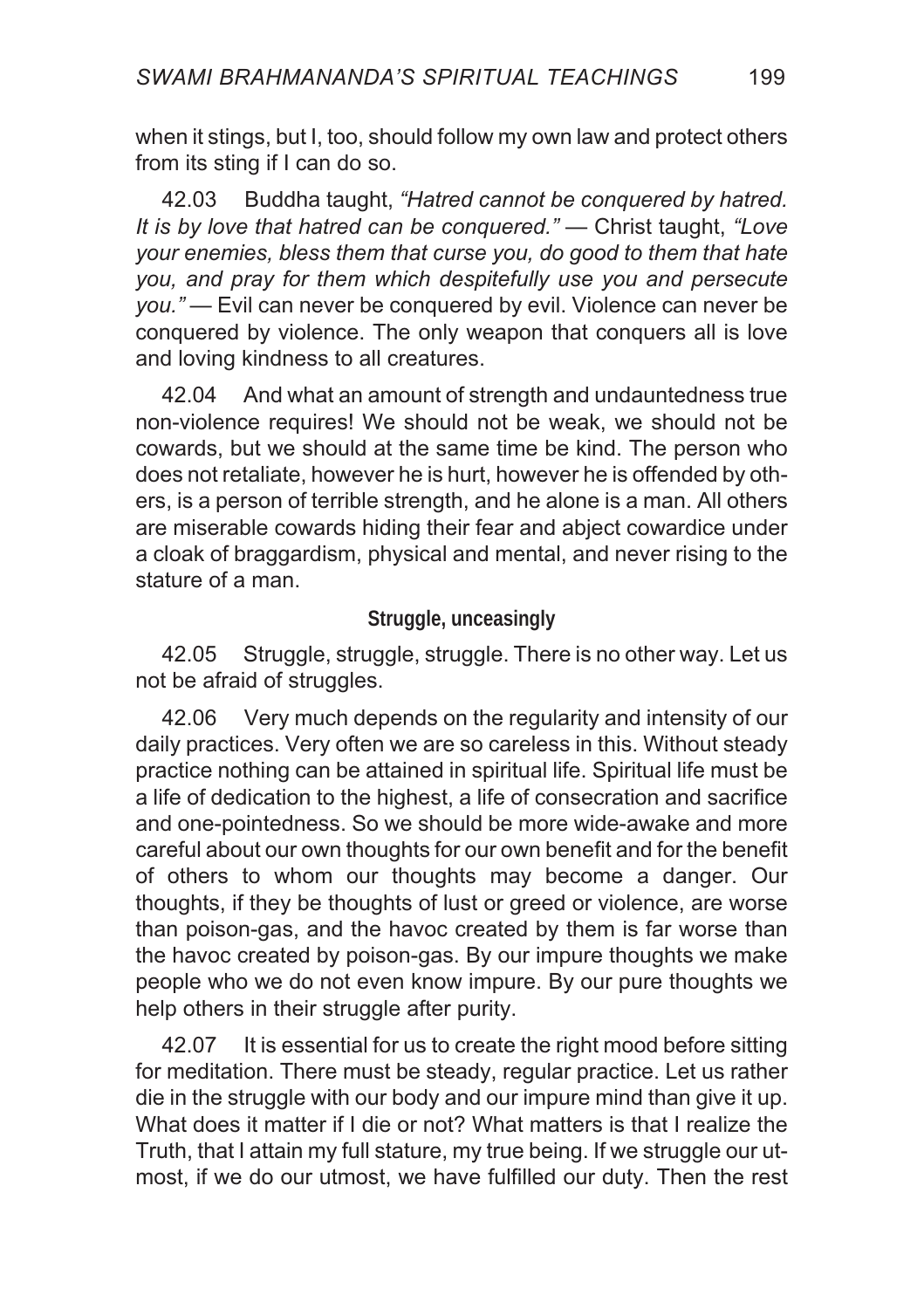when it stings, but I, too, should follow my own law and protect others from its sting if I can do so.

42.03 Buddha taught, *"Hatred cannot be conquered by hatred. It is by love that hatred can be conquered."* — Christ taught, *"Love your enemies, bless them that curse you, do good to them that hate you, and pray for them which despitefully use you and persecute you."* — Evil can never be conquered by evil. Violence can never be conquered by violence. The only weapon that conquers all is love and loving kindness to all creatures.

42.04 And what an amount of strength and undauntedness true non-violence requires! We should not be weak, we should not be cowards, but we should at the same time be kind. The person who does not retaliate, however he is hurt, however he is offended by others, is a person of terrible strength, and he alone is a man. All others are miserable cowards hiding their fear and abject cowardice under a cloak of braggardism, physical and mental, and never rising to the stature of a man.

### Struggle, unceasingly

42.05 Struggle, struggle, struggle. There is no other way. Let us not be afraid of struggles.

42.06 Very much depends on the regularity and intensity of our daily practices. Very often we are so careless in this. Without steady practice nothing can be attained in spiritual life. Spiritual life must be a life of dedication to the highest, a life of consecration and sacrifice and one-pointedness. So we should be more wide-awake and more careful about our own thoughts for our own benefit and for the benefit of others to whom our thoughts may become a danger. Our thoughts, if they be thoughts of lust or greed or violence, are worse than poison-gas, and the havoc created by them is far worse than the havoc created by poison-gas. By our impure thoughts we make people who we do not even know impure. By our pure thoughts we help others in their struggle after purity.

42.07 It is essential for us to create the right mood before sitting for meditation. There must be steady, regular practice. Let us rather die in the struggle with our body and our impure mind than give it up. What does it matter if I die or not? What matters is that I realize the Truth, that I attain my full stature, my true being. If we struggle our utmost, if we do our utmost, we have fulfilled our duty. Then the rest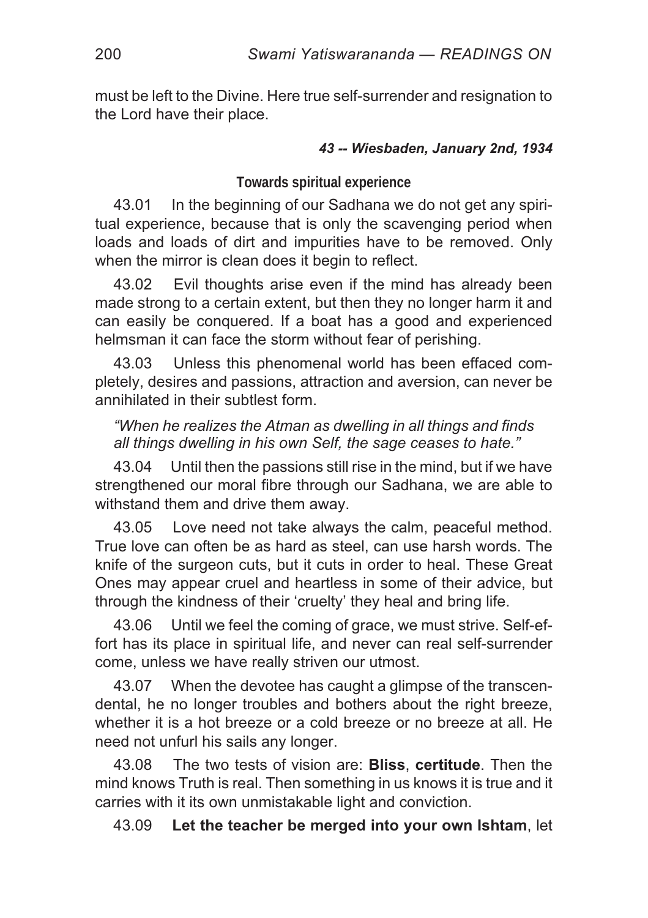must be left to the Divine. Here true self-surrender and resignation to the Lord have their place.

***43 -- Wiesbaden, January 2nd, 1934***

### Towards spiritual experience

43.01 In the beginning of our Sadhana we do not get any spiritual experience, because that is only the scavenging period when loads and loads of dirt and impurities have to be removed. Only when the mirror is clean does it begin to reflect.

43.02 Evil thoughts arise even if the mind has already been made strong to a certain extent, but then they no longer harm it and can easily be conquered. If a boat has a good and experienced helmsman it can face the storm without fear of perishing.

43.03 Unless this phenomenal world has been effaced completely, desires and passions, attraction and aversion, can never be annihilated in their subtlest form.

*"When he realizes the Atman as dwelling in all things and finds all things dwelling in his own Self, the sage ceases to hate."*

43.04 Until then the passions still rise in the mind, but if we have strengthened our moral fibre through our Sadhana, we are able to withstand them and drive them away.

43.05 Love need not take always the calm, peaceful method. True love can often be as hard as steel, can use harsh words. The knife of the surgeon cuts, but it cuts in order to heal. These Great Ones may appear cruel and heartless in some of their advice, but through the kindness of their 'cruelty' they heal and bring life.

43.06 Until we feel the coming of grace, we must strive. Self-effort has its place in spiritual life, and never can real self-surrender come, unless we have really striven our utmost.

43.07 When the devotee has caught a glimpse of the transcendental, he no longer troubles and bothers about the right breeze, whether it is a hot breeze or a cold breeze or no breeze at all. He need not unfurl his sails any longer.

43.08 The two tests of vision are: **Bliss**, **certitude**. Then the mind knows Truth is real. Then something in us knows it is true and it carries with it its own unmistakable light and conviction.

43.09 **Let the teacher be merged into your own Ishtam**, let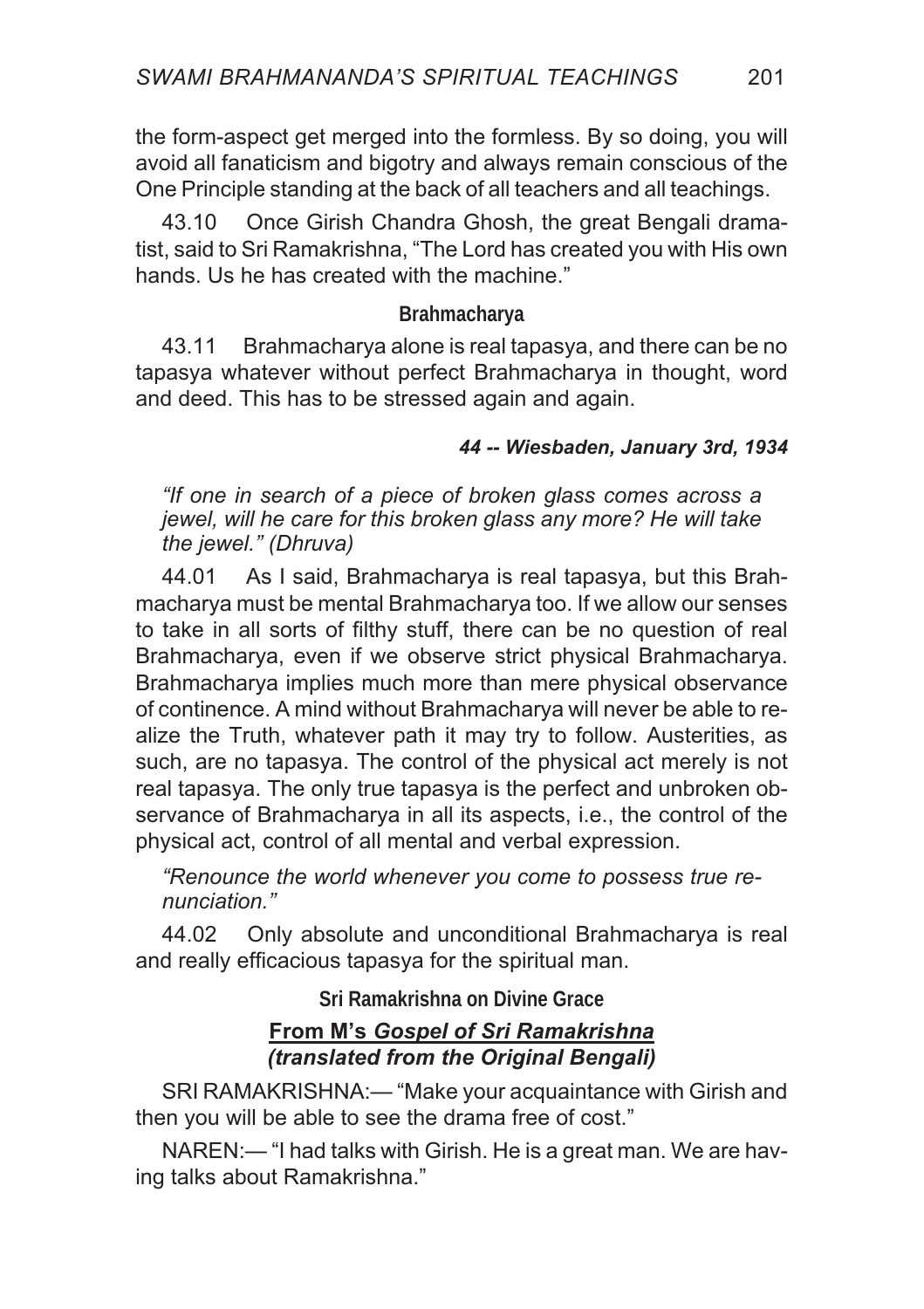the form-aspect get merged into the formless. By so doing, you will avoid all fanaticism and bigotry and always remain conscious of the One Principle standing at the back of all teachers and all teachings.

43.10 Once Girish Chandra Ghosh, the great Bengali dramatist, said to Sri Ramakrishna, "The Lord has created you with His own hands. Us he has created with the machine."

### Brahmacharya

43.11 Brahmacharya alone is real tapasya, and there can be no tapasya whatever without perfect Brahmacharya in thought, word and deed. This has to be stressed again and again.

#### *44 -- Wiesbaden, January 3rd, 1934*

*"If one in search of a piece of broken glass comes across a jewel, will he care for this broken glass any more? He will take the jewel." (Dhruva)*

44.01 As I said, Brahmacharya is real tapasya, but this Brahmacharya must be mental Brahmacharya too. If we allow our senses to take in all sorts of filthy stuff, there can be no question of real Brahmacharya, even if we observe strict physical Brahmacharya. Brahmacharya implies much more than mere physical observance of continence. A mind without Brahmacharya will never be able to realize the Truth, whatever path it may try to follow. Austerities, as such, are no tapasya. The control of the physical act merely is not real tapasya. The only true tapasya is the perfect and unbroken observance of Brahmacharya in all its aspects, i.e., the control of the physical act, control of all mental and verbal expression.

*"Renounce the world whenever you come to possess true renunciation."*

44.02 Only absolute and unconditional Brahmacharya is real and really efficacious tapasya for the spiritual man.

### Sri Ramakrishna on Divine Grace

**From M's *Gospel of Sri Ramakrishna* *(translated from the Original Bengali)***

SRI RAMAKRISHNA:— "Make your acquaintance with Girish and then you will be able to see the drama free of cost."

NAREN:— "I had talks with Girish. He is a great man. We are having talks about Ramakrishna."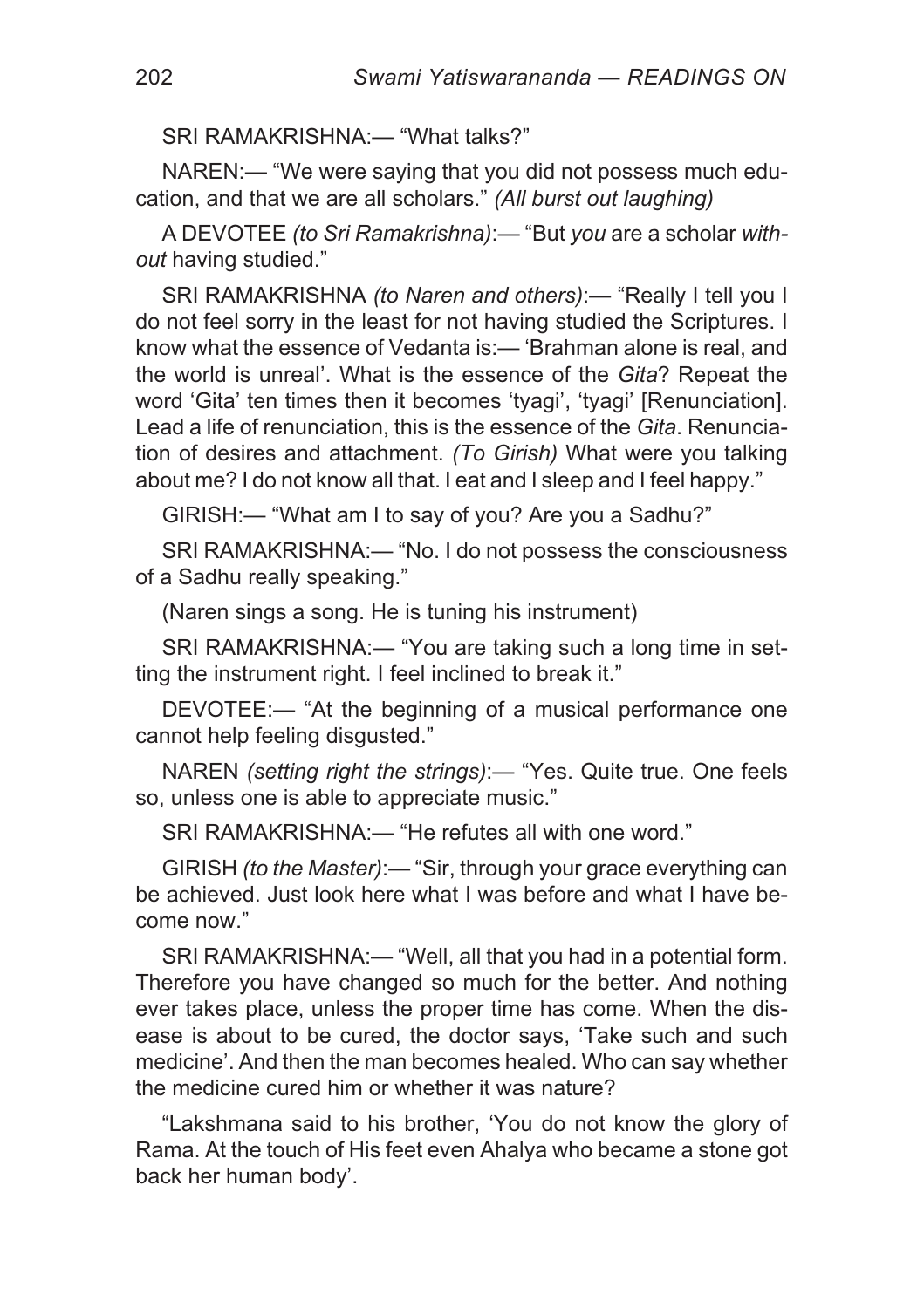SRI RAMAKRISHNA:— “What talks?”

NAREN:— “We were saying that you did not possess much education, and that we are all scholars.” *(All burst out laughing)*

A DEVOTEE *(to Sri Ramakrishna)*:— “But *you* are a scholar *without* having studied.”

SRI RAMAKRISHNA *(to Naren and others)*:— “Really I tell you I do not feel sorry in the least for not having studied the Scriptures. I know what the essence of Vedanta is:— ‘Brahman alone is real, and the world is unreal’. What is the essence of the *Gita*? Repeat the word ‘Gita’ ten times then it becomes ‘tyagi’, ‘tyagi’ [Renunciation]. Lead a life of renunciation, this is the essence of the *Gita*. Renunciation of desires and attachment. *(To Girish)* What were you talking about me? I do not know all that. I eat and I sleep and I feel happy.”

GIRISH:— “What am I to say of you? Are you a Sadhu?”

SRI RAMAKRISHNA:— “No. I do not possess the consciousness of a Sadhu really speaking.”

(Naren sings a song. He is tuning his instrument)

SRI RAMAKRISHNA:— “You are taking such a long time in setting the instrument right. I feel inclined to break it.”

DEVOTEE:— “At the beginning of a musical performance one cannot help feeling disgusted.”

NAREN *(setting right the strings)*:— “Yes. Quite true. One feels so, unless one is able to appreciate music.”

SRI RAMAKRISHNA:— “He refutes all with one word.”

GIRISH *(to the Master)*:— “Sir, through your grace everything can be achieved. Just look here what I was before and what I have become now.”

SRI RAMAKRISHNA:— “Well, all that you had in a potential form. Therefore you have changed so much for the better. And nothing ever takes place, unless the proper time has come. When the disease is about to be cured, the doctor says, ‘Take such and such medicine’. And then the man becomes healed. Who can say whether the medicine cured him or whether it was nature?

“Lakshmana said to his brother, ‘You do not know the glory of Rama. At the touch of His feet even Ahalya who became a stone got back her human body’.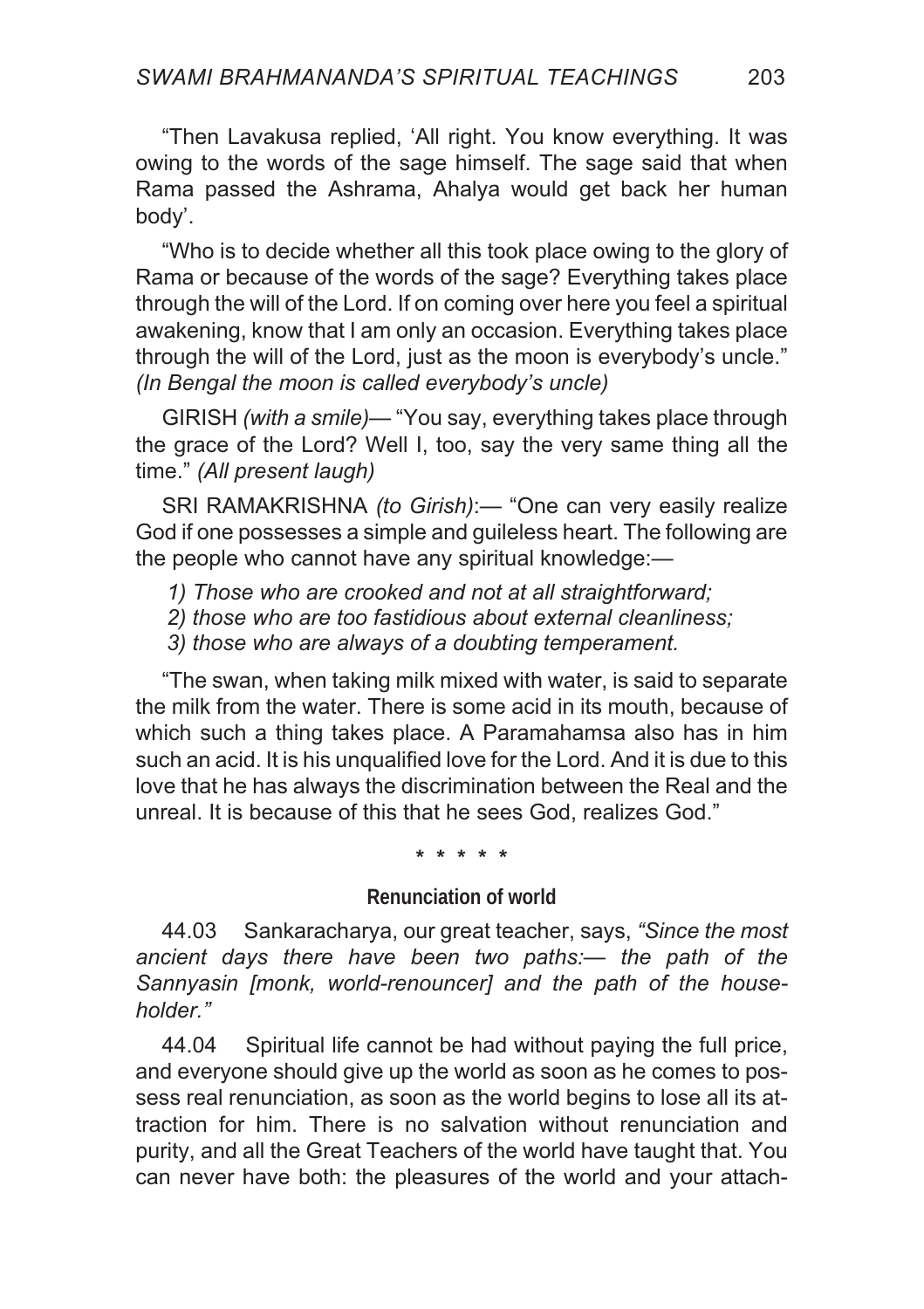"Then Lavakusa replied, 'All right. You know everything. It was owing to the words of the sage himself. The sage said that when Rama passed the Ashrama, Ahalya would get back her human body'.

"Who is to decide whether all this took place owing to the glory of Rama or because of the words of the sage? Everything takes place through the will of the Lord. If on coming over here you feel a spiritual awakening, know that I am only an occasion. Everything takes place through the will of the Lord, just as the moon is everybody's uncle." *(In Bengal the moon is called everybody's uncle)*

GIRISH *(with a smile)*— "You say, everything takes place through the grace of the Lord? Well I, too, say the very same thing all the time." *(All present laugh)*

SRI RAMAKRISHNA *(to Girish)*:— "One can very easily realize God if one possesses a simple and guileless heart. The following are the people who cannot have any spiritual knowledge:—

1) *Those who are crooked and not at all straightforward;*
2) *those who are too fastidious about external cleanliness;*
3) *those who are always of a doubting temperament.*

"The swan, when taking milk mixed with water, is said to separate the milk from the water. There is some acid in its mouth, because of which such a thing takes place. A Paramahamsa also has in him such an acid. It is his unqualified love for the Lord. And it is due to this love that he has always the discrimination between the Real and the unreal. It is because of this that he sees God, realizes God."

\* \* \* \* \*

### Renunciation of world

44.03 Sankaracharya, our great teacher, says, *"Since the most ancient days there have been two paths:— the path of the Sannyasin [monk, world-renouncer] and the path of the householder."*

44.04 Spiritual life cannot be had without paying the full price, and everyone should give up the world as soon as he comes to possess real renunciation, as soon as the world begins to lose all its attraction for him. There is no salvation without renunciation and purity, and all the Great Teachers of the world have taught that. You can never have both: the pleasures of the world and your attach-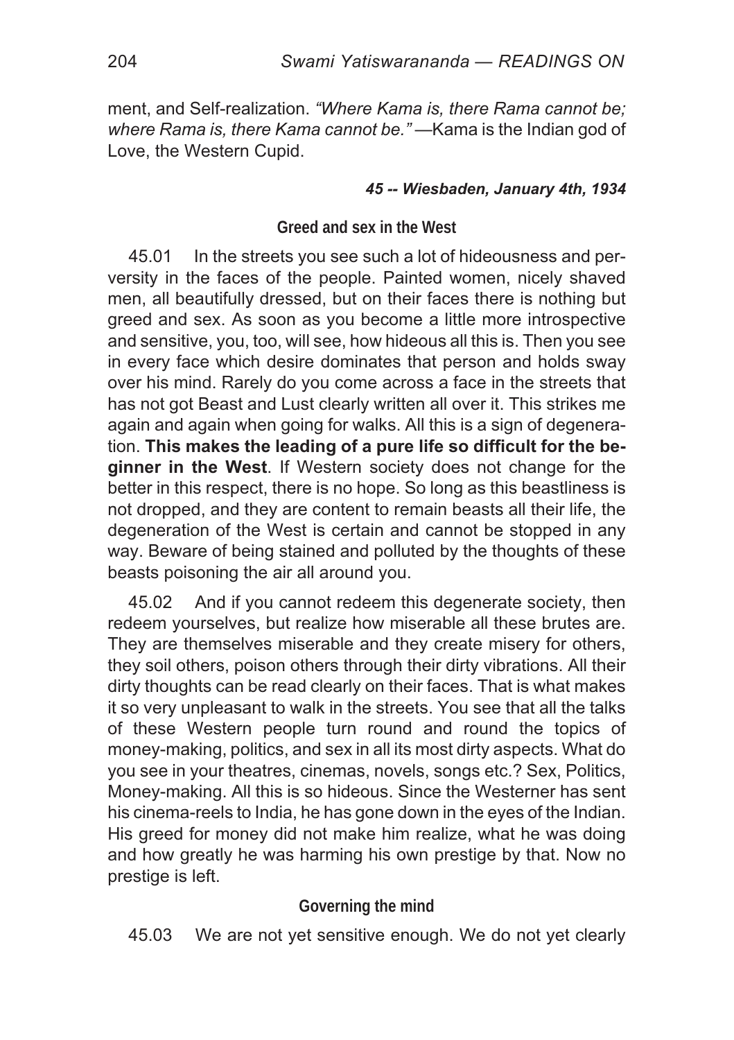ment, and Self-realization. *"Where Kama is, there Rama cannot be; where Rama is, there Kama cannot be."* —Kama is the Indian god of Love, the Western Cupid.

***45 -- Wiesbaden, January 4th, 1934***

### Greed and sex in the West

45.01 In the streets you see such a lot of hideousness and perversity in the faces of the people. Painted women, nicely shaved men, all beautifully dressed, but on their faces there is nothing but greed and sex. As soon as you become a little more introspective and sensitive, you, too, will see, how hideous all this is. Then you see in every face which desire dominates that person and holds sway over his mind. Rarely do you come across a face in the streets that has not got Beast and Lust clearly written all over it. This strikes me again and again when going for walks. All this is a sign of degeneration. **This makes the leading of a pure life so difficult for the beginner in the West**. If Western society does not change for the better in this respect, there is no hope. So long as this beastliness is not dropped, and they are content to remain beasts all their life, the degeneration of the West is certain and cannot be stopped in any way. Beware of being stained and polluted by the thoughts of these beasts poisoning the air all around you.

45.02 And if you cannot redeem this degenerate society, then redeem yourselves, but realize how miserable all these brutes are. They are themselves miserable and they create misery for others, they soil others, poison others through their dirty vibrations. All their dirty thoughts can be read clearly on their faces. That is what makes it so very unpleasant to walk in the streets. You see that all the talks of these Western people turn round and round the topics of money-making, politics, and sex in all its most dirty aspects. What do you see in your theatres, cinemas, novels, songs etc.? Sex, Politics, Money-making. All this is so hideous. Since the Westerner has sent his cinema-reels to India, he has gone down in the eyes of the Indian. His greed for money did not make him realize, what he was doing and how greatly he was harming his own prestige by that. Now no prestige is left.

### Governing the mind

45.03 We are not yet sensitive enough. We do not yet clearly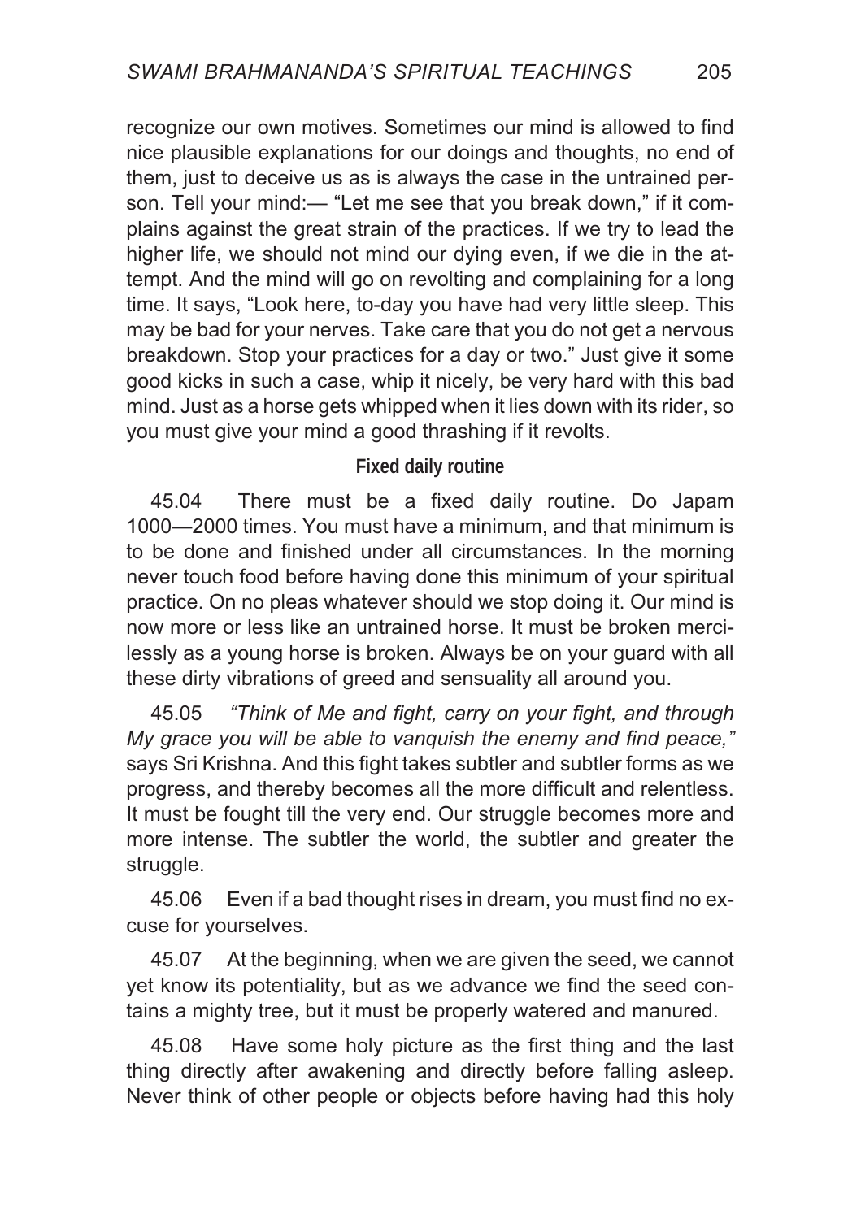recognize our own motives. Sometimes our mind is allowed to find nice plausible explanations for our doings and thoughts, no end of them, just to deceive us as is always the case in the untrained person. Tell your mind:— "Let me see that you break down," if it complains against the great strain of the practices. If we try to lead the higher life, we should not mind our dying even, if we die in the attempt. And the mind will go on revolting and complaining for a long time. It says, "Look here, to-day you have had very little sleep. This may be bad for your nerves. Take care that you do not get a nervous breakdown. Stop your practices for a day or two." Just give it some good kicks in such a case, whip it nicely, be very hard with this bad mind. Just as a horse gets whipped when it lies down with its rider, so you must give your mind a good thrashing if it revolts.

#### Fixed daily routine

45.04 There must be a fixed daily routine. Do Japam 1000—2000 times. You must have a minimum, and that minimum is to be done and finished under all circumstances. In the morning never touch food before having done this minimum of your spiritual practice. On no pleas whatever should we stop doing it. Our mind is now more or less like an untrained horse. It must be broken mercilessly as a young horse is broken. Always be on your guard with all these dirty vibrations of greed and sensuality all around you.

45.05 *"Think of Me and fight, carry on your fight, and through My grace you will be able to vanquish the enemy and find peace,"* says Sri Krishna. And this fight takes subtler and subtler forms as we progress, and thereby becomes all the more difficult and relentless. It must be fought till the very end. Our struggle becomes more and more intense. The subtler the world, the subtler and greater the struggle.

45.06 Even if a bad thought rises in dream, you must find no excuse for yourselves.

45.07 At the beginning, when we are given the seed, we cannot yet know its potentiality, but as we advance we find the seed contains a mighty tree, but it must be properly watered and manured.

45.08 Have some holy picture as the first thing and the last thing directly after awakening and directly before falling asleep. Never think of other people or objects before having had this holy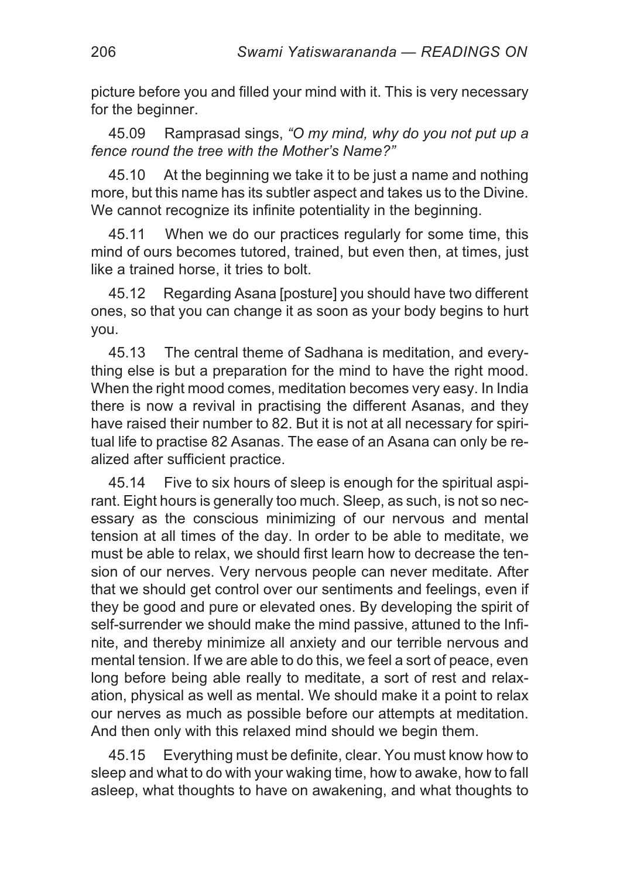picture before you and filled your mind with it. This is very necessary for the beginner.

45.09 Ramprasad sings, *"O my mind, why do you not put up a fence round the tree with the Mother's Name?"*

45.10 At the beginning we take it to be just a name and nothing more, but this name has its subtler aspect and takes us to the Divine. We cannot recognize its infinite potentiality in the beginning.

45.11 When we do our practices regularly for some time, this mind of ours becomes tutored, trained, but even then, at times, just like a trained horse, it tries to bolt.

45.12 Regarding Asana [posture] you should have two different ones, so that you can change it as soon as your body begins to hurt you.

45.13 The central theme of Sadhana is meditation, and everything else is but a preparation for the mind to have the right mood. When the right mood comes, meditation becomes very easy. In India there is now a revival in practising the different Asanas, and they have raised their number to 82. But it is not at all necessary for spiritual life to practise 82 Asanas. The ease of an Asana can only be realized after sufficient practice.

45.14 Five to six hours of sleep is enough for the spiritual aspirant. Eight hours is generally too much. Sleep, as such, is not so necessary as the conscious minimizing of our nervous and mental tension at all times of the day. In order to be able to meditate, we must be able to relax, we should first learn how to decrease the tension of our nerves. Very nervous people can never meditate. After that we should get control over our sentiments and feelings, even if they be good and pure or elevated ones. By developing the spirit of self-surrender we should make the mind passive, attuned to the Infinite, and thereby minimize all anxiety and our terrible nervous and mental tension. If we are able to do this, we feel a sort of peace, even long before being able really to meditate, a sort of rest and relaxation, physical as well as mental. We should make it a point to relax our nerves as much as possible before our attempts at meditation. And then only with this relaxed mind should we begin them.

45.15 Everything must be definite, clear. You must know how to sleep and what to do with your waking time, how to awake, how to fall asleep, what thoughts to have on awakening, and what thoughts to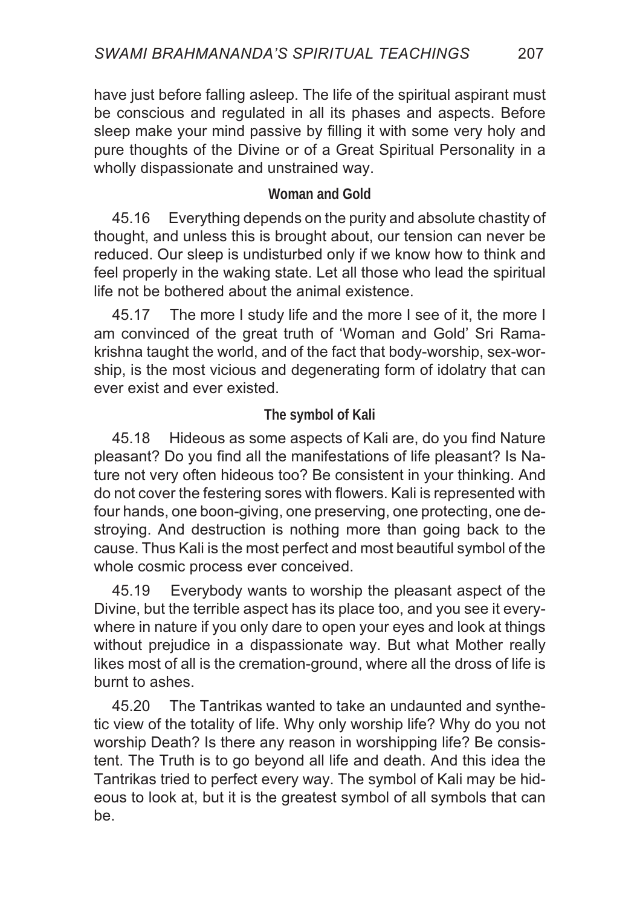have just before falling asleep. The life of the spiritual aspirant must be conscious and regulated in all its phases and aspects. Before sleep make your mind passive by filling it with some very holy and pure thoughts of the Divine or of a Great Spiritual Personality in a wholly dispassionate and unstrained way.

### Woman and Gold

45.16 Everything depends on the purity and absolute chastity of thought, and unless this is brought about, our tension can never be reduced. Our sleep is undisturbed only if we know how to think and feel properly in the waking state. Let all those who lead the spiritual life not be bothered about the animal existence.

45.17 The more I study life and the more I see of it, the more I am convinced of the great truth of 'Woman and Gold' Sri Ramakrishna taught the world, and of the fact that body-worship, sex-worship, is the most vicious and degenerating form of idolatry that can ever exist and ever existed.

### The symbol of Kali

45.18 Hideous as some aspects of Kali are, do you find Nature pleasant? Do you find all the manifestations of life pleasant? Is Nature not very often hideous too? Be consistent in your thinking. And do not cover the festering sores with flowers. Kali is represented with four hands, one boon-giving, one preserving, one protecting, one destroying. And destruction is nothing more than going back to the cause. Thus Kali is the most perfect and most beautiful symbol of the whole cosmic process ever conceived.

45.19 Everybody wants to worship the pleasant aspect of the Divine, but the terrible aspect has its place too, and you see it everywhere in nature if you only dare to open your eyes and look at things without prejudice in a dispassionate way. But what Mother really likes most of all is the cremation-ground, where all the dross of life is burnt to ashes.

45.20 The Tantrikas wanted to take an undaunted and synthetic view of the totality of life. Why only worship life? Why do you not worship Death? Is there any reason in worshipping life? Be consistent. The Truth is to go beyond all life and death. And this idea the Tantrikas tried to perfect every way. The symbol of Kali may be hideous to look at, but it is the greatest symbol of all symbols that can be.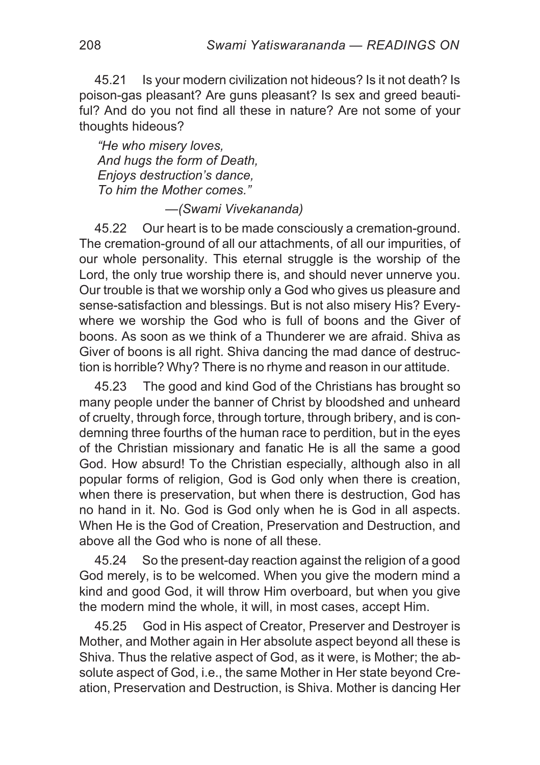45.21 Is your modern civilization not hideous? Is it not death? Is poison-gas pleasant? Are guns pleasant? Is sex and greed beautiful? And do you not find all these in nature? Are not some of your thoughts hideous?

*"He who misery loves,*
*And hugs the form of Death,*
*Enjoys destruction's dance,*
*To him the Mother comes."*

—*(Swami Vivekananda)*

45.22 Our heart is to be made consciously a cremation-ground. The cremation-ground of all our attachments, of all our impurities, of our whole personality. This eternal struggle is the worship of the Lord, the only true worship there is, and should never unnerve you. Our trouble is that we worship only a God who gives us pleasure and sense-satisfaction and blessings. But is not also misery His? Everywhere we worship the God who is full of boons and the Giver of boons. As soon as we think of a Thunderer we are afraid. Shiva as Giver of boons is all right. Shiva dancing the mad dance of destruction is horrible? Why? There is no rhyme and reason in our attitude.

45.23 The good and kind God of the Christians has brought so many people under the banner of Christ by bloodshed and unheard of cruelty, through force, through torture, through bribery, and is condemning three fourths of the human race to perdition, but in the eyes of the Christian missionary and fanatic He is all the same a good God. How absurd! To the Christian especially, although also in all popular forms of religion, God is God only when there is creation, when there is preservation, but when there is destruction, God has no hand in it. No. God is God only when he is God in all aspects. When He is the God of Creation, Preservation and Destruction, and above all the God who is none of all these.

45.24 So the present-day reaction against the religion of a good God merely, is to be welcomed. When you give the modern mind a kind and good God, it will throw Him overboard, but when you give the modern mind the whole, it will, in most cases, accept Him.

45.25 God in His aspect of Creator, Preserver and Destroyer is Mother, and Mother again in Her absolute aspect beyond all these is Shiva. Thus the relative aspect of God, as it were, is Mother; the absolute aspect of God, i.e., the same Mother in Her state beyond Creation, Preservation and Destruction, is Shiva. Mother is dancing Her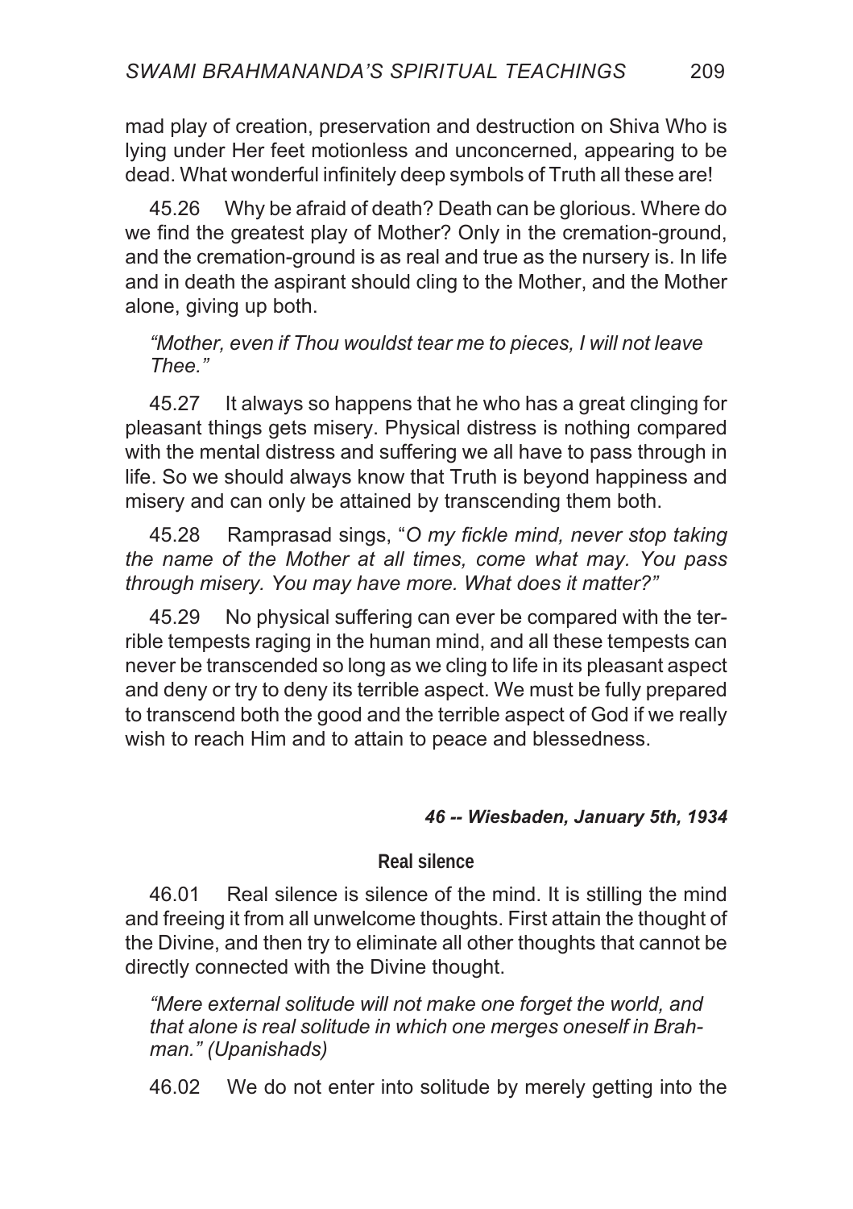mad play of creation, preservation and destruction on Shiva Who is lying under Her feet motionless and unconcerned, appearing to be dead. What wonderful infinitely deep symbols of Truth all these are!

45.26 Why be afraid of death? Death can be glorious. Where do we find the greatest play of Mother? Only in the cremation-ground, and the cremation-ground is as real and true as the nursery is. In life and in death the aspirant should cling to the Mother, and the Mother alone, giving up both.

*"Mother, even if Thou wouldst tear me to pieces, I will not leave Thee."*

45.27 It always so happens that he who has a great clinging for pleasant things gets misery. Physical distress is nothing compared with the mental distress and suffering we all have to pass through in life. So we should always know that Truth is beyond happiness and misery and can only be attained by transcending them both.

45.28 Ramprasad sings, "*O my fickle mind, never stop taking the name of the Mother at all times, come what may. You pass through misery. You may have more. What does it matter?"*

45.29 No physical suffering can ever be compared with the terrible tempests raging in the human mind, and all these tempests can never be transcended so long as we cling to life in its pleasant aspect and deny or try to deny its terrible aspect. We must be fully prepared to transcend both the good and the terrible aspect of God if we really wish to reach Him and to attain to peace and blessedness.

***46 -- Wiesbaden, January 5th, 1934***

## Real silence

46.01 Real silence is silence of the mind. It is stilling the mind and freeing it from all unwelcome thoughts. First attain the thought of the Divine, and then try to eliminate all other thoughts that cannot be directly connected with the Divine thought.

*"Mere external solitude will not make one forget the world, and that alone is real solitude in which one merges oneself in Brahman." (Upanishads)*

46.02 We do not enter into solitude by merely getting into the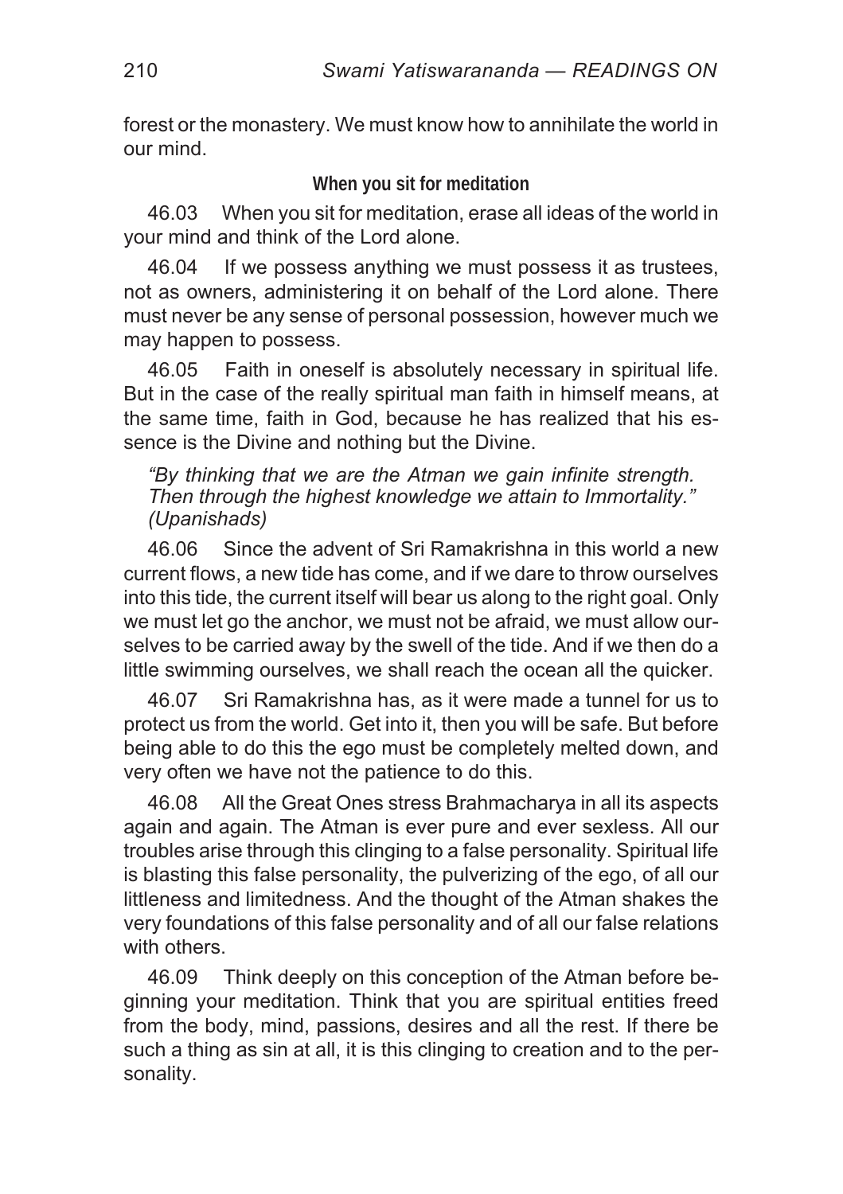forest or the monastery. We must know how to annihilate the world in our mind.

### When you sit for meditation

46.03 When you sit for meditation, erase all ideas of the world in your mind and think of the Lord alone.

46.04 If we possess anything we must possess it as trustees, not as owners, administering it on behalf of the Lord alone. There must never be any sense of personal possession, however much we may happen to possess.

46.05 Faith in oneself is absolutely necessary in spiritual life. But in the case of the really spiritual man faith in himself means, at the same time, faith in God, because he has realized that his essence is the Divine and nothing but the Divine.

> *"By thinking that we are the Atman we gain infinite strength. Then through the highest knowledge we attain to Immortality." (Upanishads)*

46.06 Since the advent of Sri Ramakrishna in this world a new current flows, a new tide has come, and if we dare to throw ourselves into this tide, the current itself will bear us along to the right goal. Only we must let go the anchor, we must not be afraid, we must allow ourselves to be carried away by the swell of the tide. And if we then do a little swimming ourselves, we shall reach the ocean all the quicker.

46.07 Sri Ramakrishna has, as it were made a tunnel for us to protect us from the world. Get into it, then you will be safe. But before being able to do this the ego must be completely melted down, and very often we have not the patience to do this.

46.08 All the Great Ones stress Brahmacharya in all its aspects again and again. The Atman is ever pure and ever sexless. All our troubles arise through this clinging to a false personality. Spiritual life is blasting this false personality, the pulverizing of the ego, of all our littleness and limitedness. And the thought of the Atman shakes the very foundations of this false personality and of all our false relations with others.

46.09 Think deeply on this conception of the Atman before beginning your meditation. Think that you are spiritual entities freed from the body, mind, passions, desires and all the rest. If there be such a thing as sin at all, it is this clinging to creation and to the personality.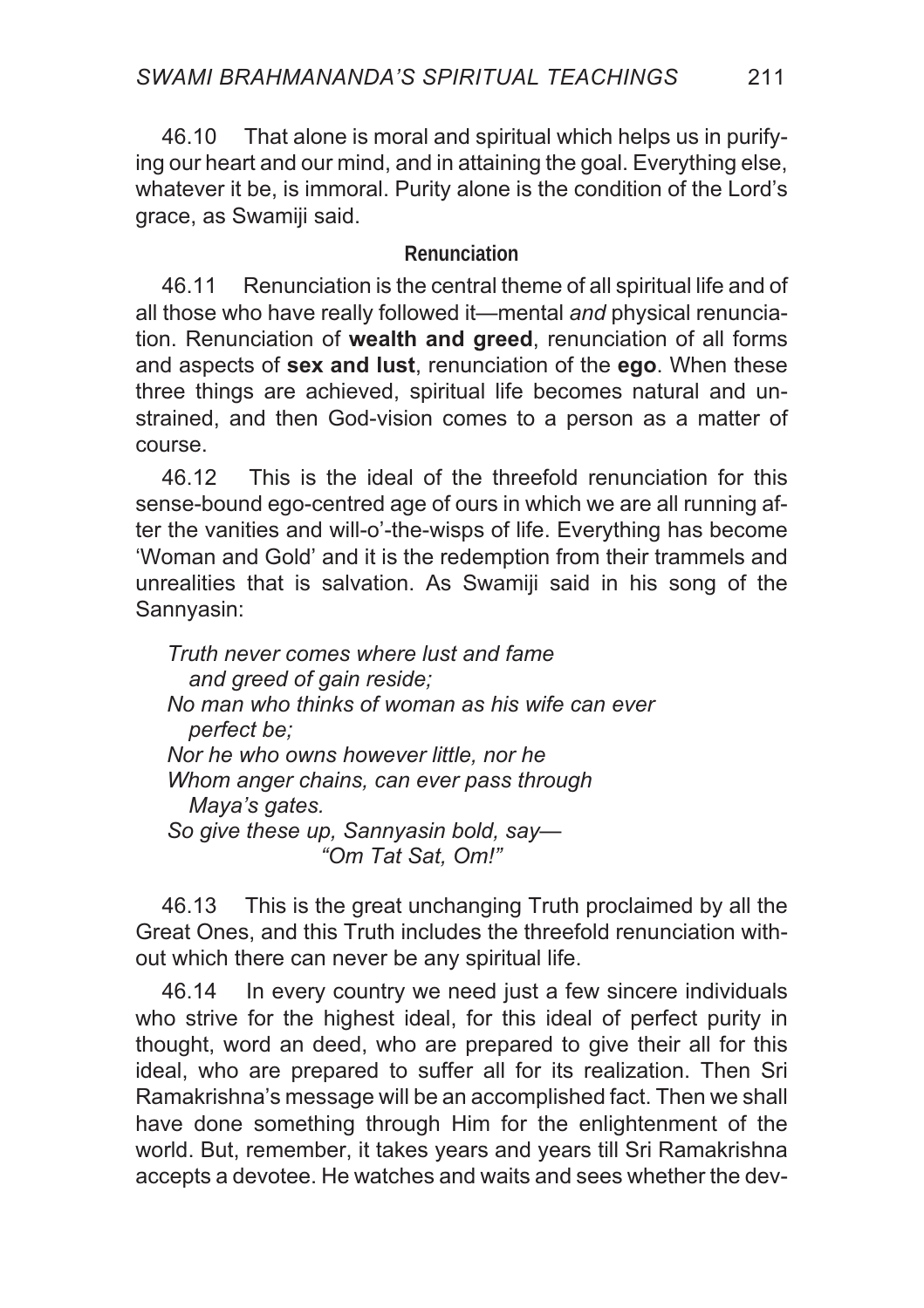46.10 That alone is moral and spiritual which helps us in purifying our heart and our mind, and in attaining the goal. Everything else, whatever it be, is immoral. Purity alone is the condition of the Lord's grace, as Swamiji said.

### Renunciation

46.11 Renunciation is the central theme of all spiritual life and of all those who have really followed it—mental *and* physical renunciation. Renunciation of **wealth and greed**, renunciation of all forms and aspects of **sex and lust**, renunciation of the **ego**. When these three things are achieved, spiritual life becomes natural and unstrained, and then God-vision comes to a person as a matter of course.

46.12 This is the ideal of the threefold renunciation for this sense-bound ego-centred age of ours in which we are all running after the vanities and will-o'-the-wisps of life. Everything has become 'Woman and Gold' and it is the redemption from their trammels and unrealities that is salvation. As Swamiji said in his song of the Sannyasin:

> *Truth never comes where lust and fame*
> *and greed of gain reside;*
> *No man who thinks of woman as his wife can ever*
> *perfect be;*
> *Nor he who owns however little, nor he*
> *Whom anger chains, can ever pass through*
> *Maya's gates.*
> *So give these up, Sannyasin bold, say—*
> *"Om Tat Sat, Om!"*

46.13 This is the great unchanging Truth proclaimed by all the Great Ones, and this Truth includes the threefold renunciation without which there can never be any spiritual life.

46.14 In every country we need just a few sincere individuals who strive for the highest ideal, for this ideal of perfect purity in thought, word an deed, who are prepared to give their all for this ideal, who are prepared to suffer all for its realization. Then Sri Ramakrishna's message will be an accomplished fact. Then we shall have done something through Him for the enlightenment of the world. But, remember, it takes years and years till Sri Ramakrishna accepts a devotee. He watches and waits and sees whether the dev-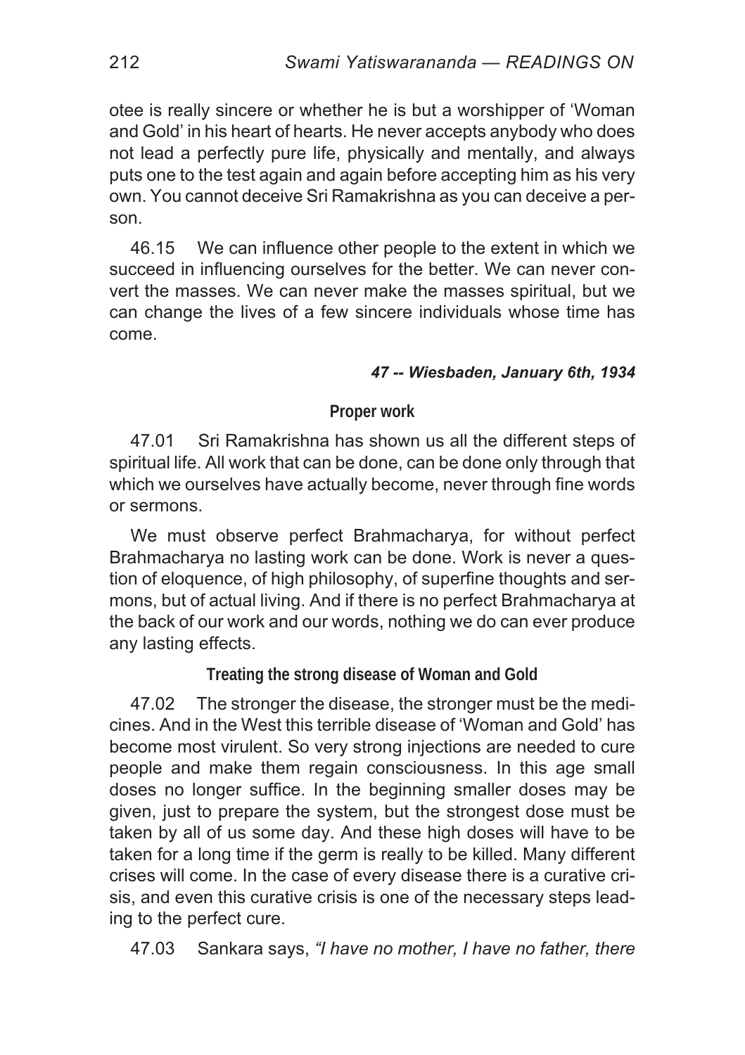otee is really sincere or whether he is but a worshipper of 'Woman and Gold' in his heart of hearts. He never accepts anybody who does not lead a perfectly pure life, physically and mentally, and always puts one to the test again and again before accepting him as his very own. You cannot deceive Sri Ramakrishna as you can deceive a person.

46.15 We can influence other people to the extent in which we succeed in influencing ourselves for the better. We can never convert the masses. We can never make the masses spiritual, but we can change the lives of a few sincere individuals whose time has come.

***47 -- Wiesbaden, January 6th, 1934***

### Proper work

47.01 Sri Ramakrishna has shown us all the different steps of spiritual life. All work that can be done, can be done only through that which we ourselves have actually become, never through fine words or sermons.

We must observe perfect Brahmacharya, for without perfect Brahmacharya no lasting work can be done. Work is never a question of eloquence, of high philosophy, of superfine thoughts and sermons, but of actual living. And if there is no perfect Brahmacharya at the back of our work and our words, nothing we do can ever produce any lasting effects.

### Treating the strong disease of Woman and Gold

47.02 The stronger the disease, the stronger must be the medicines. And in the West this terrible disease of 'Woman and Gold' has become most virulent. So very strong injections are needed to cure people and make them regain consciousness. In this age small doses no longer suffice. In the beginning smaller doses may be given, just to prepare the system, but the strongest dose must be taken by all of us some day. And these high doses will have to be taken for a long time if the germ is really to be killed. Many different crises will come. In the case of every disease there is a curative crisis, and even this curative crisis is one of the necessary steps leading to the perfect cure.

47.03 Sankara says, *"I have no mother, I have no father, there*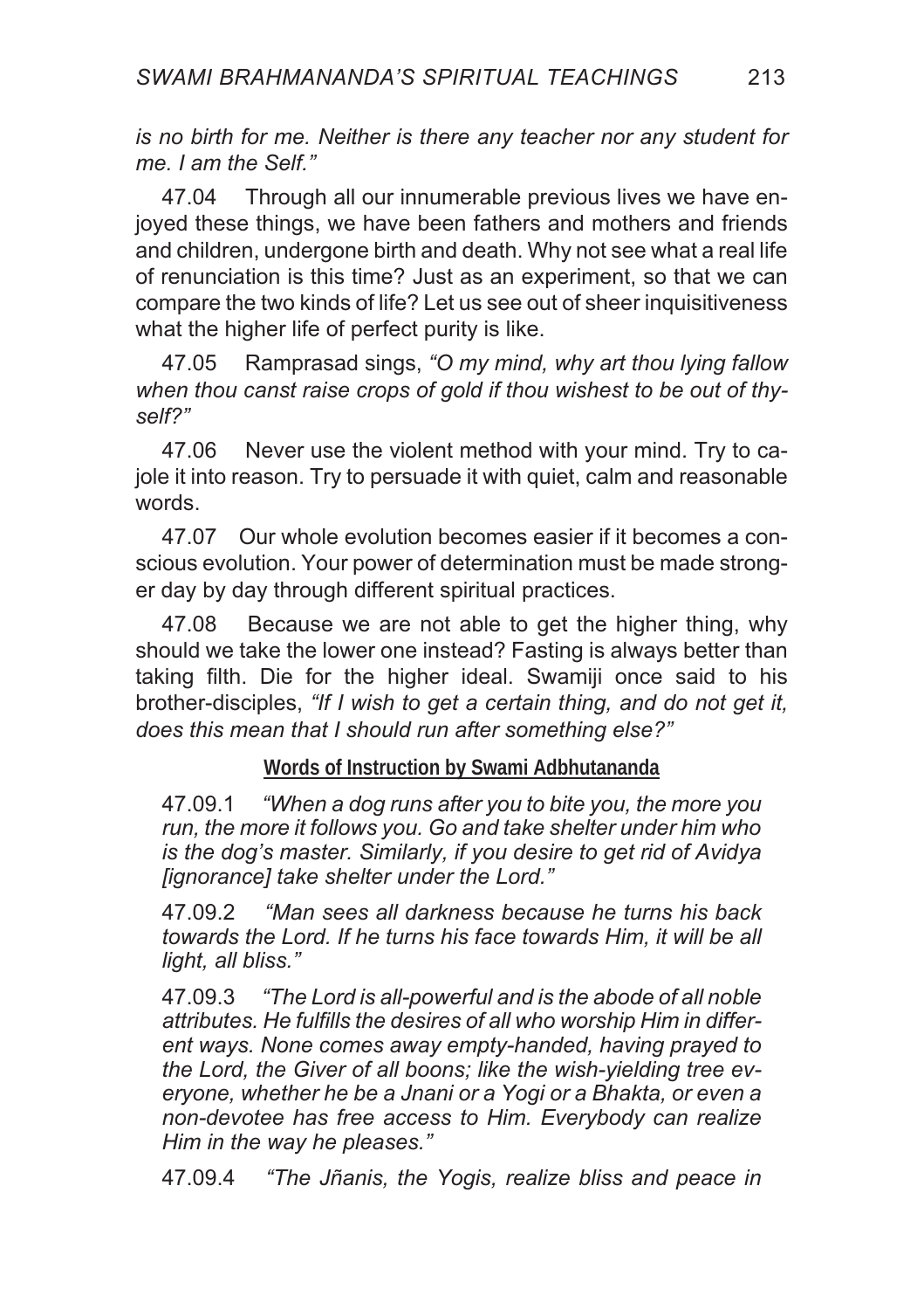*is no birth for me. Neither is there any teacher nor any student for me. I am the Self.”*

47.04 Through all our innumerable previous lives we have enjoyed these things, we have been fathers and mothers and friends and children, undergone birth and death. Why not see what a real life of renunciation is this time? Just as an experiment, so that we can compare the two kinds of life? Let us see out of sheer inquisitiveness what the higher life of perfect purity is like.

47.05 Ramprasad sings, *“O my mind, why art thou lying fallow when thou canst raise crops of gold if thou wishest to be out of thyself?”*

47.06 Never use the violent method with your mind. Try to cajole it into reason. Try to persuade it with quiet, calm and reasonable words.

47.07 Our whole evolution becomes easier if it becomes a conscious evolution. Your power of determination must be made stronger day by day through different spiritual practices.

47.08 Because we are not able to get the higher thing, why should we take the lower one instead? Fasting is always better than taking filth. Die for the higher ideal. Swamiji once said to his brother-disciples, *“If I wish to get a certain thing, and do not get it, does this mean that I should run after something else?”*

### Words of Instruction by Swami Adbhutananda

47.09.1 *“When a dog runs after you to bite you, the more you run, the more it follows you. Go and take shelter under him who is the dog’s master. Similarly, if you desire to get rid of Avidya [ignorance] take shelter under the Lord.”*

47.09.2 *“Man sees all darkness because he turns his back towards the Lord. If he turns his face towards Him, it will be all light, all bliss.”*

47.09.3 *“The Lord is all-powerful and is the abode of all noble attributes. He fulfills the desires of all who worship Him in different ways. None comes away empty-handed, having prayed to the Lord, the Giver of all boons; like the wish-yielding tree everyone, whether he be a Jnani or a Yogi or a Bhakta, or even a non-devotee has free access to Him. Everybody can realize Him in the way he pleases.”*

47.09.4 *“The Jñanis, the Yogis, realize bliss and peace in*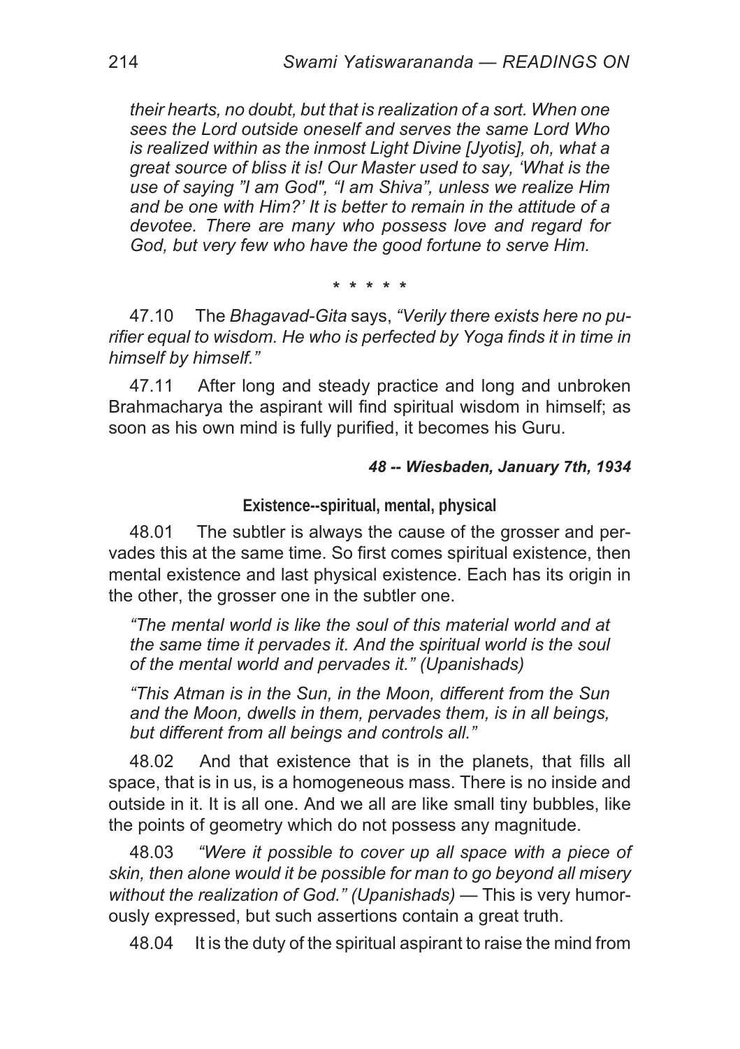*their hearts, no doubt, but that is realization of a sort. When one sees the Lord outside oneself and serves the same Lord Who is realized within as the inmost Light Divine [Jyotis], oh, what a great source of bliss it is! Our Master used to say, 'What is the use of saying "I am God", "I am Shiva", unless we realize Him and be one with Him?' It is better to remain in the attitude of a devotee. There are many who possess love and regard for God, but very few who have the good fortune to serve Him.*

\* \* \* \* \*

47.10 The *Bhagavad-Gita* says, *"Verily there exists here no purifier equal to wisdom. He who is perfected by Yoga finds it in time in himself by himself."*

47.11 After long and steady practice and long and unbroken Brahmacharya the aspirant will find spiritual wisdom in himself; as soon as his own mind is fully purified, it becomes his Guru.

***48 -- Wiesbaden, January 7th, 1934***

### Existence--spiritual, mental, physical

48.01 The subtler is always the cause of the grosser and pervades this at the same time. So first comes spiritual existence, then mental existence and last physical existence. Each has its origin in the other, the grosser one in the subtler one.

*"The mental world is like the soul of this material world and at the same time it pervades it. And the spiritual world is the soul of the mental world and pervades it." (Upanishads)*

*"This Atman is in the Sun, in the Moon, different from the Sun and the Moon, dwells in them, pervades them, is in all beings, but different from all beings and controls all."*

48.02 And that existence that is in the planets, that fills all space, that is in us, is a homogeneous mass. There is no inside and outside in it. It is all one. And we all are like small tiny bubbles, like the points of geometry which do not possess any magnitude.

48.03 *"Were it possible to cover up all space with a piece of skin, then alone would it be possible for man to go beyond all misery without the realization of God." (Upanishads)* — This is very humorously expressed, but such assertions contain a great truth.

48.04 It is the duty of the spiritual aspirant to raise the mind from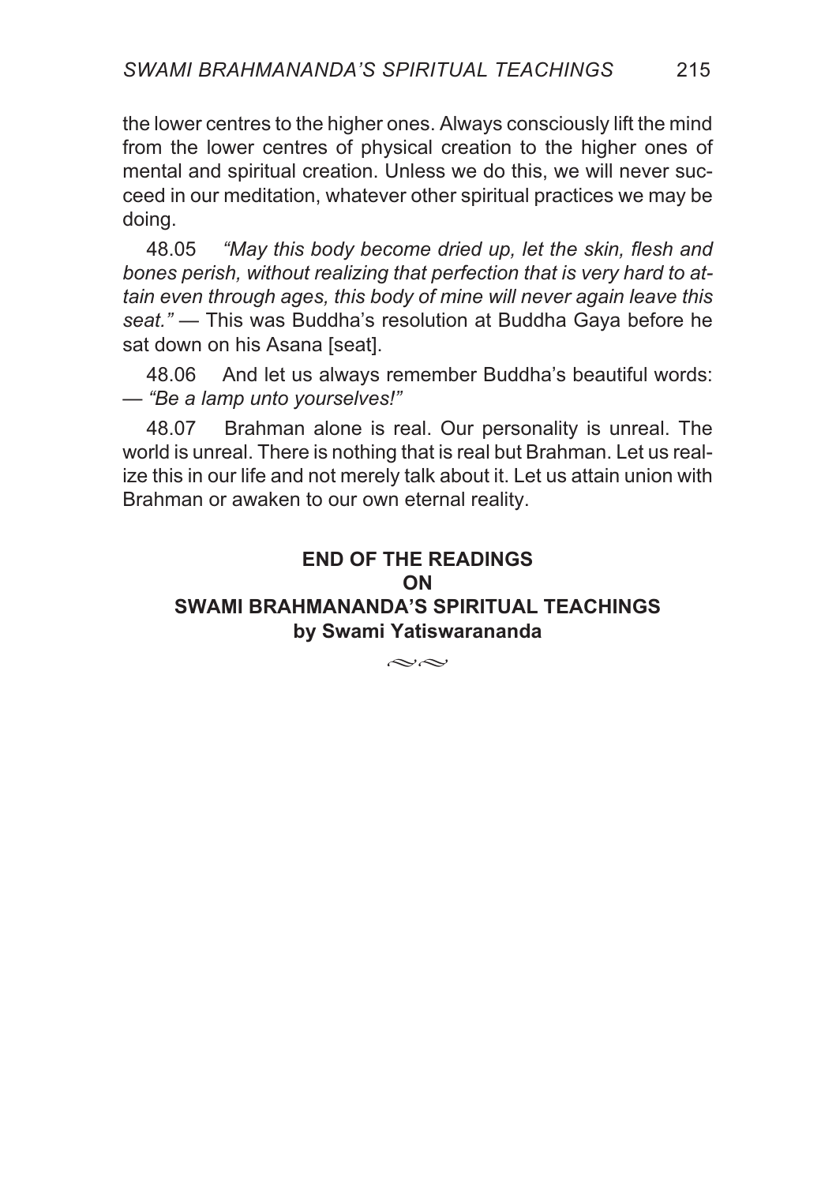the lower centres to the higher ones. Always consciously lift the mind from the lower centres of physical creation to the higher ones of mental and spiritual creation. Unless we do this, we will never succeed in our meditation, whatever other spiritual practices we may be doing.

48.05 *"May this body become dried up, let the skin, flesh and bones perish, without realizing that perfection that is very hard to attain even through ages, this body of mine will never again leave this seat."* — This was Buddha's resolution at Buddha Gaya before he sat down on his Asana [seat].

48.06 And let us always remember Buddha's beautiful words: — *"Be a lamp unto yourselves!"*

48.07 Brahman alone is real. Our personality is unreal. The world is unreal. There is nothing that is real but Brahman. Let us realize this in our life and not merely talk about it. Let us attain union with Brahman or awaken to our own eternal reality.

**END OF THE READINGS**
**ON**
**SWAMI BRAHMANANDA'S SPIRITUAL TEACHINGS**
**by Swami Yatiswarananda**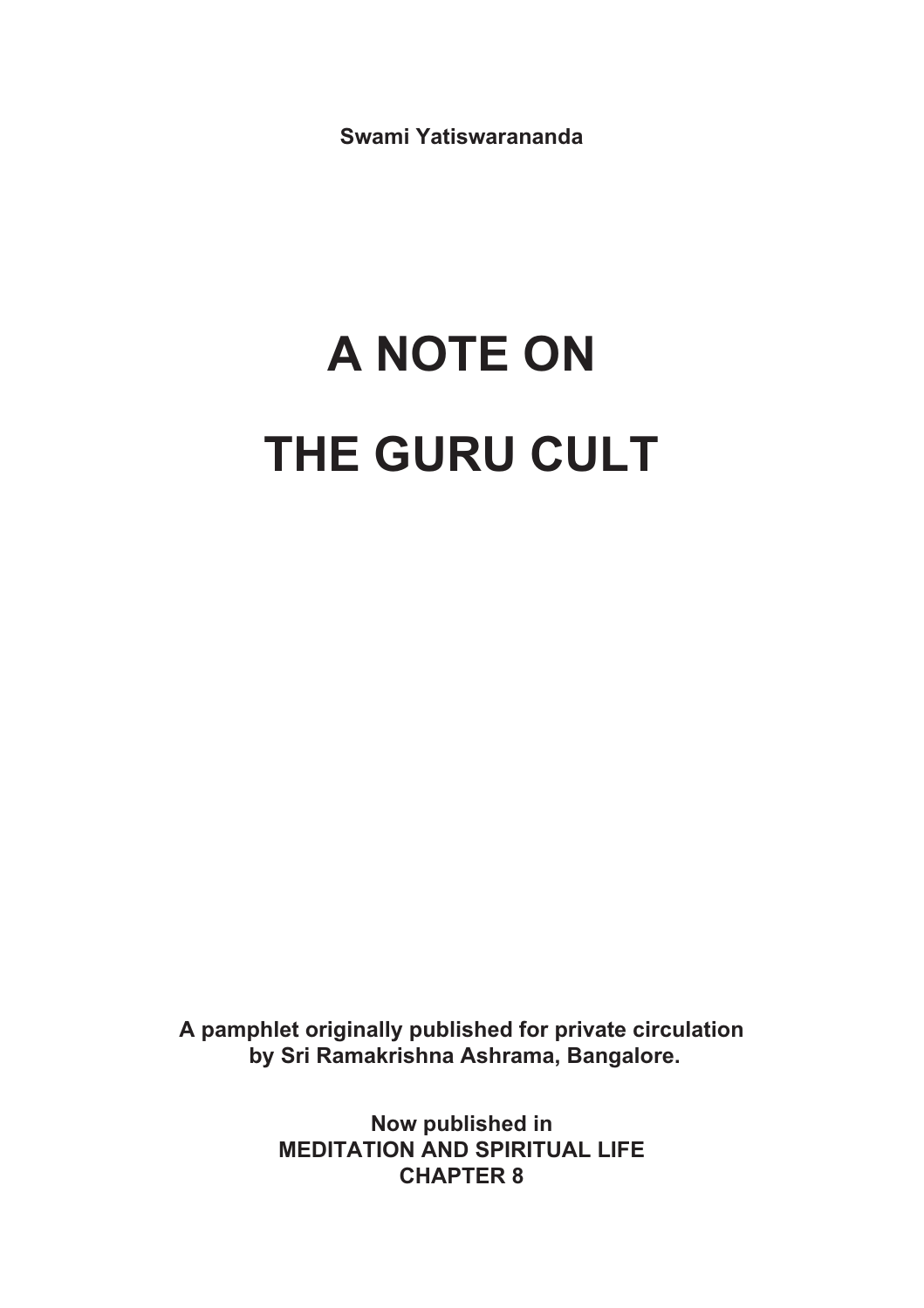**Swami Yatiswarananda**

# A NOTE ON

# THE GURU CULT

**A pamphlet originally published for private circulation by Sri Ramakrishna Ashrama, Bangalore.**

**Now published in**
**MEDITATION AND SPIRITUAL LIFE**
**CHAPTER 8**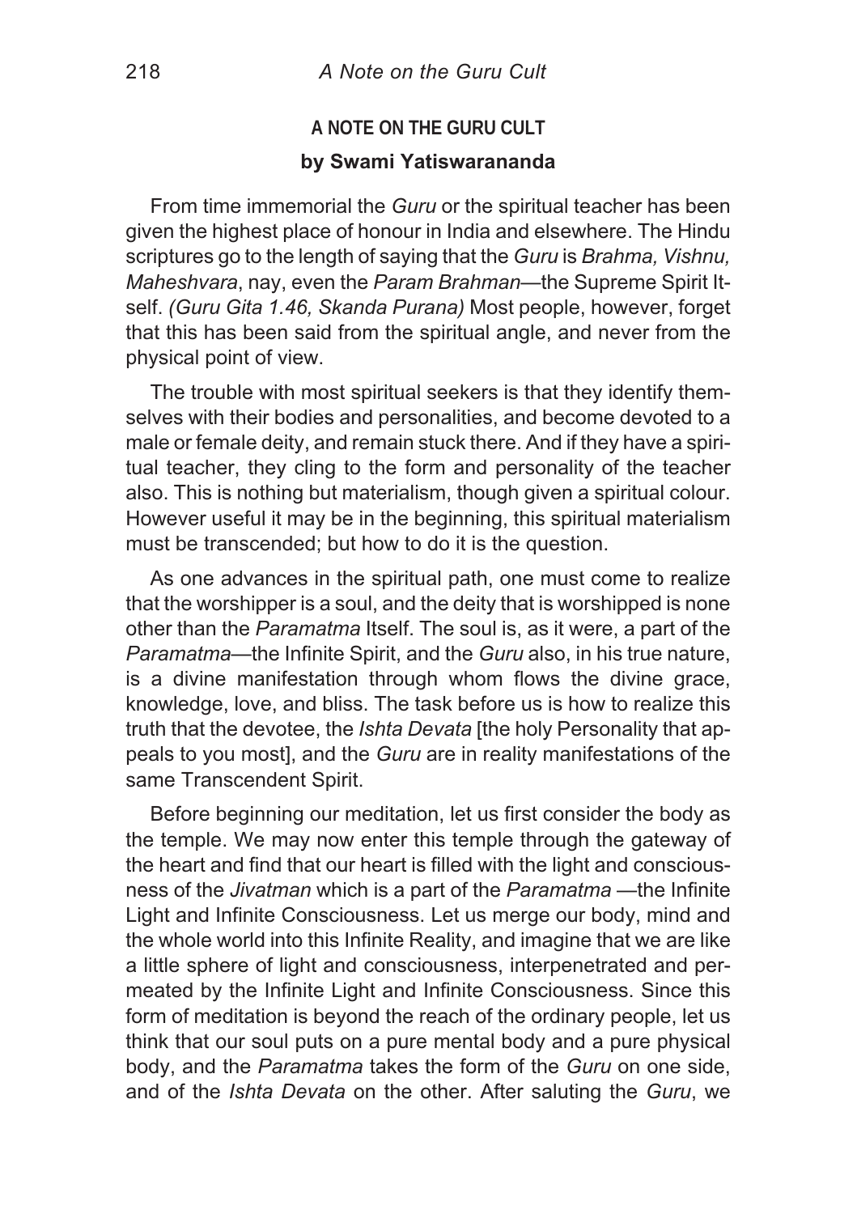## A NOTE ON THE GURU CULT

### by Swami Yatiswarananda

From time immemorial the *Guru* or the spiritual teacher has been given the highest place of honour in India and elsewhere. The Hindu scriptures go to the length of saying that the *Guru* is *Brahma, Vishnu, Maheshvara*, nay, even the *Param Brahman*—the Supreme Spirit Itself. *(Guru Gita 1.46, Skanda Purana)* Most people, however, forget that this has been said from the spiritual angle, and never from the physical point of view.

The trouble with most spiritual seekers is that they identify themselves with their bodies and personalities, and become devoted to a male or female deity, and remain stuck there. And if they have a spiritual teacher, they cling to the form and personality of the teacher also. This is nothing but materialism, though given a spiritual colour. However useful it may be in the beginning, this spiritual materialism must be transcended; but how to do it is the question.

As one advances in the spiritual path, one must come to realize that the worshipper is a soul, and the deity that is worshipped is none other than the *Paramatma* Itself. The soul is, as it were, a part of the *Paramatma*—the Infinite Spirit, and the *Guru* also, in his true nature, is a divine manifestation through whom flows the divine grace, knowledge, love, and bliss. The task before us is how to realize this truth that the devotee, the *Ishta Devata* [the holy Personality that appeals to you most], and the *Guru* are in reality manifestations of the same Transcendent Spirit.

Before beginning our meditation, let us first consider the body as the temple. We may now enter this temple through the gateway of the heart and find that our heart is filled with the light and consciousness of the *Jivatman* which is a part of the *Paramatma* —the Infinite Light and Infinite Consciousness. Let us merge our body, mind and the whole world into this Infinite Reality, and imagine that we are like a little sphere of light and consciousness, interpenetrated and permeated by the Infinite Light and Infinite Consciousness. Since this form of meditation is beyond the reach of the ordinary people, let us think that our soul puts on a pure mental body and a pure physical body, and the *Paramatma* takes the form of the *Guru* on one side, and of the *Ishta Devata* on the other. After saluting the *Guru*, we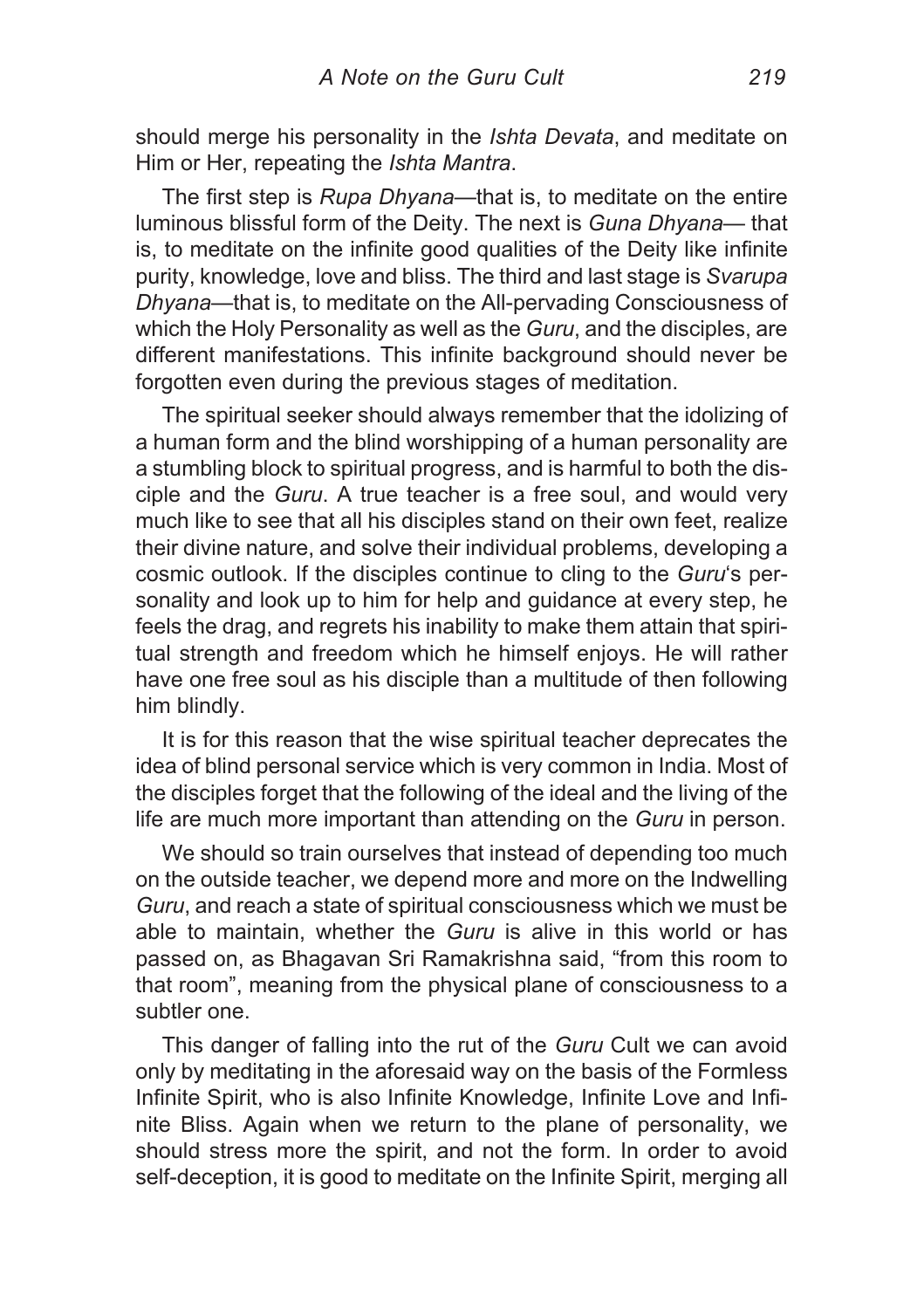should merge his personality in the *Ishta Devata*, and meditate on Him or Her, repeating the *Ishta Mantra*.

The first step is *Rupa Dhyana*—that is, to meditate on the entire luminous blissful form of the Deity. The next is *Guna Dhyana*— that is, to meditate on the infinite good qualities of the Deity like infinite purity, knowledge, love and bliss. The third and last stage is *Svarupa Dhyana*—that is, to meditate on the All-pervading Consciousness of which the Holy Personality as well as the *Guru*, and the disciples, are different manifestations. This infinite background should never be forgotten even during the previous stages of meditation.

The spiritual seeker should always remember that the idolizing of a human form and the blind worshipping of a human personality are a stumbling block to spiritual progress, and is harmful to both the disciple and the *Guru*. A true teacher is a free soul, and would very much like to see that all his disciples stand on their own feet, realize their divine nature, and solve their individual problems, developing a cosmic outlook. If the disciples continue to cling to the *Guru*'s personality and look up to him for help and guidance at every step, he feels the drag, and regrets his inability to make them attain that spiritual strength and freedom which he himself enjoys. He will rather have one free soul as his disciple than a multitude of then following him blindly.

It is for this reason that the wise spiritual teacher deprecates the idea of blind personal service which is very common in India. Most of the disciples forget that the following of the ideal and the living of the life are much more important than attending on the *Guru* in person.

We should so train ourselves that instead of depending too much on the outside teacher, we depend more and more on the Indwelling *Guru*, and reach a state of spiritual consciousness which we must be able to maintain, whether the *Guru* is alive in this world or has passed on, as Bhagavan Sri Ramakrishna said, "from this room to that room", meaning from the physical plane of consciousness to a subtler one.

This danger of falling into the rut of the *Guru* Cult we can avoid only by meditating in the aforesaid way on the basis of the Formless Infinite Spirit, who is also Infinite Knowledge, Infinite Love and Infinite Bliss. Again when we return to the plane of personality, we should stress more the spirit, and not the form. In order to avoid self-deception, it is good to meditate on the Infinite Spirit, merging all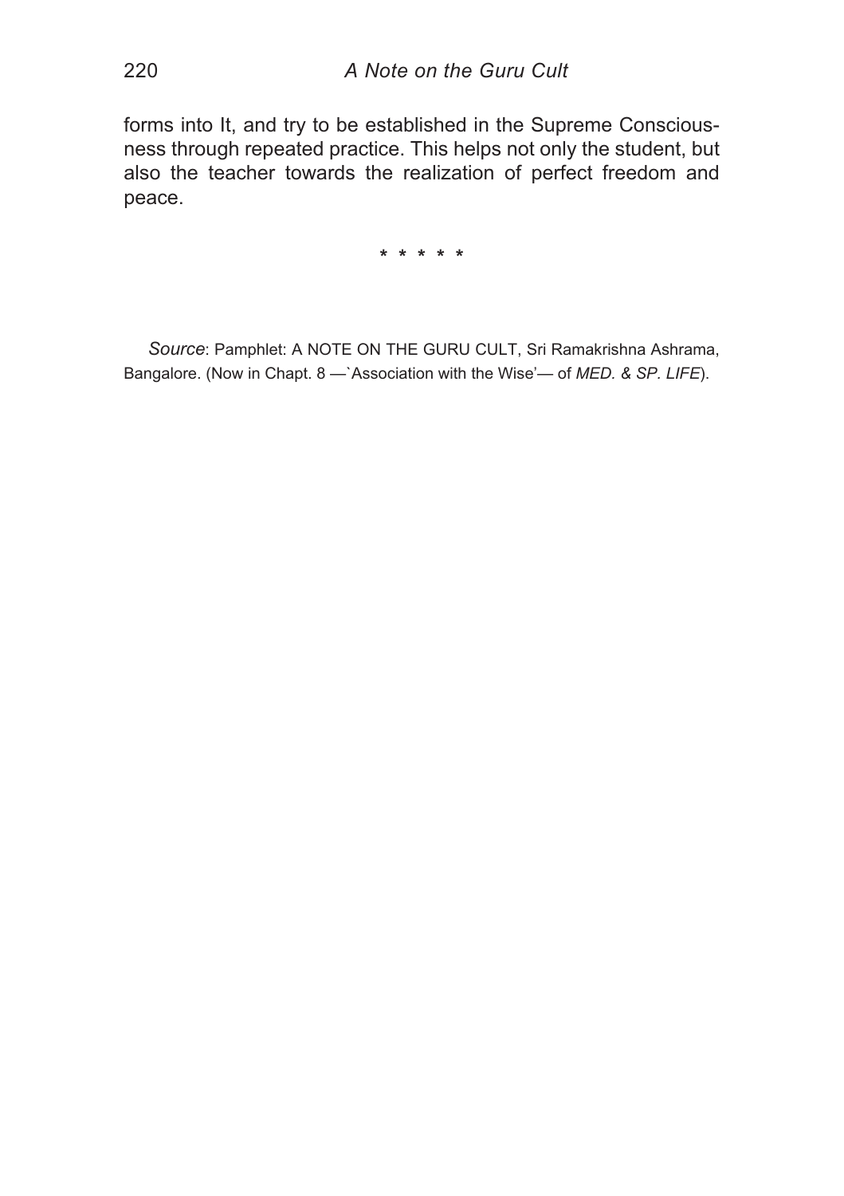forms into It, and try to be established in the Supreme Consciousness through repeated practice. This helps not only the student, but also the teacher towards the realization of perfect freedom and peace.

\* \* \* \* \*

*Source*: Pamphlet: A NOTE ON THE GURU CULT, Sri Ramakrishna Ashrama, Bangalore. (Now in Chapt. 8 —`Association with the Wise'— of *MED. & SP. LIFE*).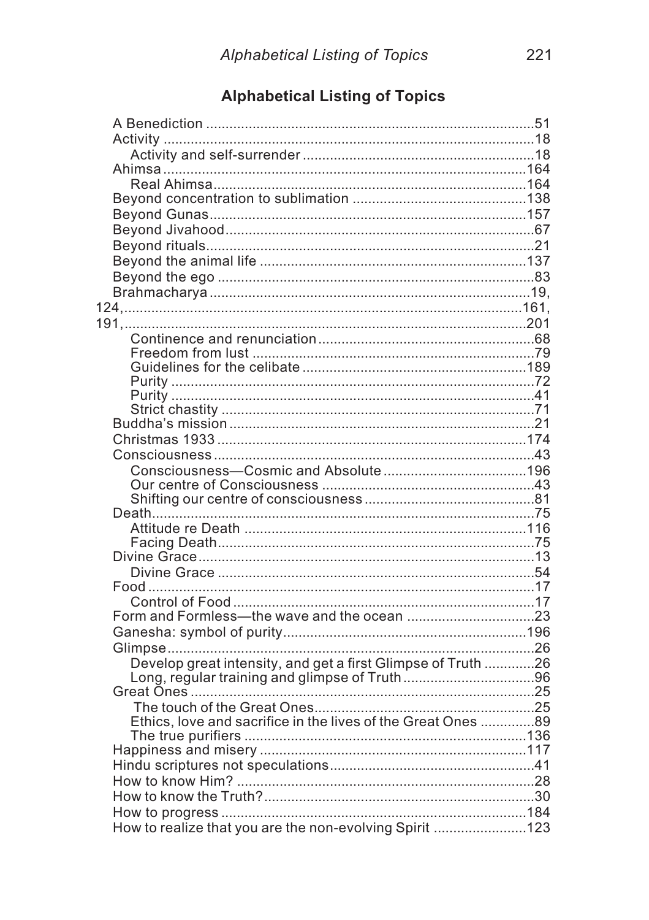## Alphabetical Listing of Topics

- A Benediction ....................................................................................51
- Activity ...............................................................................................18
  - Activity and self-surrender ...........................................................18
- Ahimsa .............................................................................................164
  - Real Ahimsa.................................................................................164
- Beyond concentration to sublimation ............................................138
- Beyond Gunas.................................................................................157
- Beyond Jivahood...............................................................................67
- Beyond rituals....................................................................................21
- Beyond the animal life .....................................................................137
- Beyond the ego .................................................................................83
- Brahmacharya ..................................................................................19, 124,......................................................................................................161, 191,......................................................................................................201
  - Continence and renunciation ........................................................68
  - Freedom from lust .........................................................................79
  - Guidelines for the celibate ..........................................................189
  - Purity .............................................................................................72
  - Purity .............................................................................................41
  - Strict chastity .................................................................................71
- Buddha's mission ..............................................................................21
- Christmas 1933 ................................................................................174
- Consciousness ..................................................................................43
  - Consciousness—Cosmic and Absolute .....................................196
  - Our centre of Consciousness .......................................................43
  - Shifting our centre of consciousness ............................................81
- Death..................................................................................................75
  - Attitude re Death .........................................................................116
  - Facing Death.................................................................................75
- Divine Grace ......................................................................................13
  - Divine Grace .................................................................................54
- Food ..................................................................................................17
  - Control of Food .............................................................................17
- Form and Formless—the wave and the ocean .................................23
- Ganesha: symbol of purity...............................................................196
- Glimpse..............................................................................................26
  - Develop great intensity, and get a first Glimpse of Truth .............26
  - Long, regular training and glimpse of Truth ..................................96
- Great Ones ........................................................................................25
  - The touch of the Great Ones.........................................................25
  - Ethics, love and sacrifice in the lives of the Great Ones ..............89
  - The true purifiers .........................................................................136
- Happiness and misery .....................................................................117
- Hindu scriptures not speculations.....................................................41
- How to know Him? ............................................................................28
- How to know the Truth?.....................................................................30
- How to progress ..............................................................................184
- How to realize that you are the non-evolving Spirit ........................123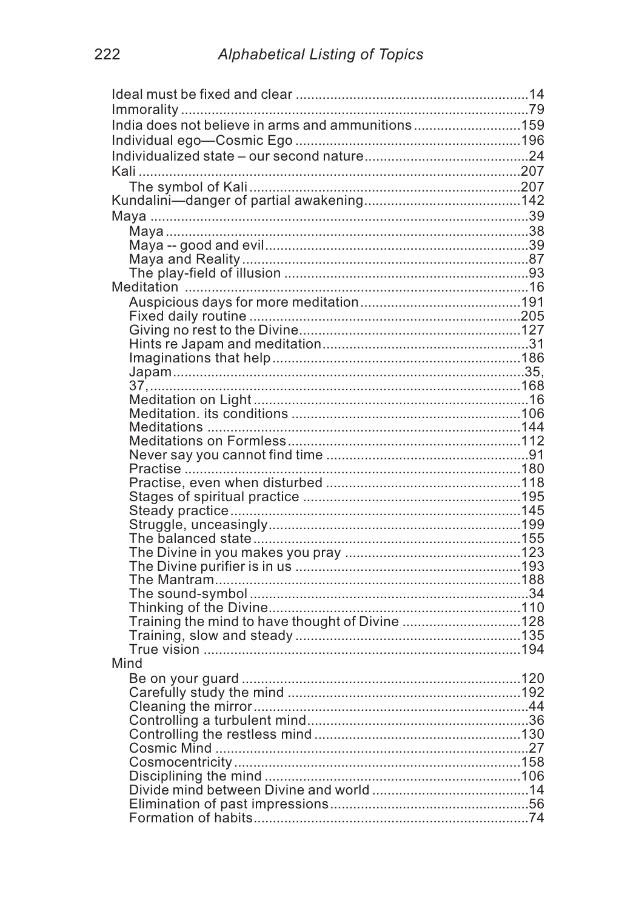Ideal must be fixed and clear ............................................................14
Immorality ..........................................................................................79
India does not believe in arms and ammunitions ...........................159
Individual ego—Cosmic Ego ..........................................................196
Individualized state – our second nature..........................................24
Kali ...................................................................................................207
  The symbol of Kali ......................................................................207
Kundalini—danger of partial awakening........................................142
Maya ..................................................................................................39
  Maya ..............................................................................................38
  Maya -- good and evil....................................................................39
  Maya and Reality ..........................................................................87
  The play-field of illusion ...............................................................93
Meditation .........................................................................................16
  Auspicious days for more meditation..........................................191
  Fixed daily routine .......................................................................205
  Giving no rest to the Divine..........................................................127
  Hints re Japam and meditation.......................................................31
  Imaginations that help .................................................................186
  Japam............................................................................................35,
  37,.................................................................................................168
  Meditation on Light .......................................................................16
  Meditation. its conditions ............................................................106
  Meditations ..................................................................................144
  Meditations on Formless..............................................................112
  Never say you cannot find time .....................................................91
  Practise ........................................................................................180
  Practise, even when disturbed .....................................................118
  Stages of spiritual practice ..........................................................195
  Steady practice.............................................................................145
  Struggle, unceasingly...................................................................199
  The balanced state.......................................................................155
  The Divine in you makes you pray ..............................................123
  The Divine purifier is in us ...........................................................193
  The Mantram................................................................................188
  The sound-symbol .........................................................................34
  Thinking of the Divine..................................................................110
  Training the mind to have thought of Divine ...............................128
  Training, slow and steady ............................................................135
  True vision ...................................................................................194
Mind
  Be on your guard .........................................................................120
  Carefully study the mind .............................................................192
  Cleaning the mirror........................................................................44
  Controlling a turbulent mind..........................................................36
  Controlling the restless mind .......................................................130
  Cosmic Mind ..................................................................................27
  Cosmocentricity...........................................................................158
  Disciplining the mind ...................................................................106
  Divide mind between Divine and world .........................................14
  Elimination of past impressions.....................................................56
  Formation of habits........................................................................74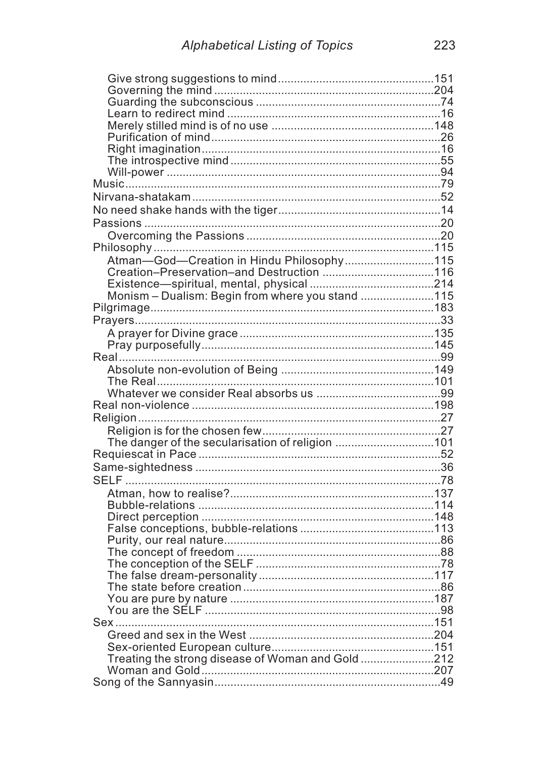- Give strong suggestions to mind....151
- Governing the mind....204
- Guarding the subconscious....74
- Learn to redirect mind....16
- Merely stilled mind is of no use....148
- Purification of mind....26
- Right imagination....16
- The introspective mind....55
- Will-power....94

Music....79

Nirvana-shatakam....52

No need shake hands with the tiger....14

Passions....20
- Overcoming the Passions....20

Philosophy....115
- Atman—God—Creation in Hindu Philosophy....115
- Creation–Preservation–and Destruction....116
- Existence—spiritual, mental, physical....214
- Monism – Dualism: Begin from where you stand....115

Pilgrimage....183

Prayers....33
- A prayer for Divine grace....135
- Pray purposefully....145

Real....99
- Absolute non-evolution of Being....149
- The Real....101
- Whatever we consider Real absorbs us....99

Real non-violence....198

Religion....27
- Religion is for the chosen few....27
- The danger of the secularisation of religion....101

Requiescat in Pace....52

Same-sightedness....36

SELF....78
- Atman, how to realise?....137
- Bubble-relations....114
- Direct perception....148
- False conceptions, bubble-relations....113
- Purity, our real nature....86
- The concept of freedom....88
- The conception of the SELF....78
- The false dream-personality....117
- The state before creation....86
- You are pure by nature....187
- You are the SELF....98

Sex....151
- Greed and sex in the West....204
- Sex-oriented European culture....151
- Treating the strong disease of Woman and Gold....212
- Woman and Gold....207

Song of the Sannyasin....49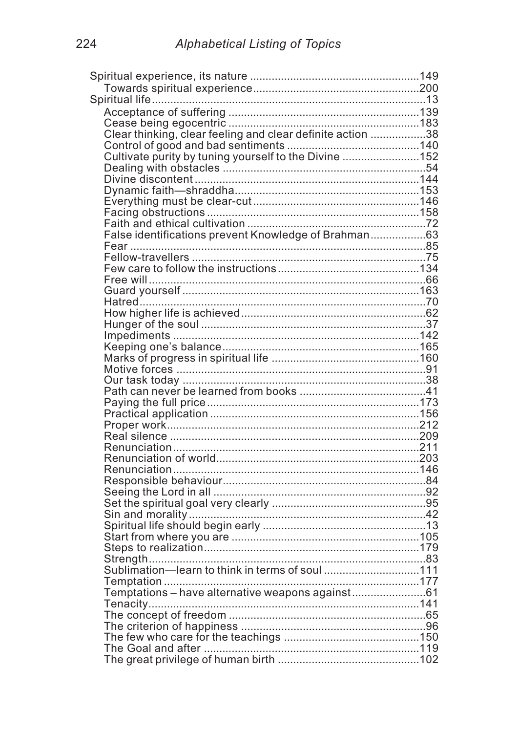Spiritual experience, its nature ....................................................149
  Towards spiritual experience....................................................200
Spiritual life..................................................................................13
  Acceptance of suffering ............................................................139
  Cease being egocentric ............................................................183
  Clear thinking, clear feeling and clear definite action .................38
  Control of good and bad sentiments ..........................................140
  Cultivate purity by tuning yourself to the Divine ........................152
  Dealing with obstacles ................................................................54
  Divine discontent ......................................................................144
  Dynamic faith—shraddha..........................................................153
  Everything must be clear-cut ....................................................146
  Facing obstructions ..................................................................158
  Faith and ethical cultivation ........................................................72
  False identifications prevent Knowledge of Brahman..................63
  Fear ............................................................................................85
  Fellow-travellers ..........................................................................75
  Few care to follow the instructions ............................................134
  Free will .......................................................................................66
  Guard yourself ..........................................................................163
  Hatred..........................................................................................70
  How higher life is achieved ..........................................................62
  Hunger of the soul .......................................................................37
  Impediments .............................................................................142
  Keeping one's balance..............................................................165
  Marks of progress in spiritual life ..............................................160
  Motive forces ..............................................................................91
  Our task today .............................................................................38
  Path can never be learned from books .......................................41
  Paying the full price...................................................................173
  Practical application ..................................................................156
  Proper work...............................................................................212
  Real silence ..............................................................................209
  Renunciation..............................................................................211
  Renunciation of world................................................................203
  Renunciation..............................................................................146
  Responsible behaviour.................................................................84
  Seeing the Lord in all ...................................................................92
  Set the spiritual goal very clearly ................................................95
  Sin and morality ..........................................................................42
  Spiritual life should begin early ...................................................13
  Start from where you are ...........................................................105
  Steps to realization....................................................................179
  Strength.......................................................................................83
  Sublimation—learn to think in terms of soul ..............................111
  Temptation ................................................................................177
  Temptations – have alternative weapons against.......................61
  Tenacity.....................................................................................141
  The concept of freedom ...............................................................65
  The criterion of happiness ...........................................................96
  The few who care for the teachings ..........................................150
  The Goal and after ....................................................................119
  The great privilege of human birth ............................................102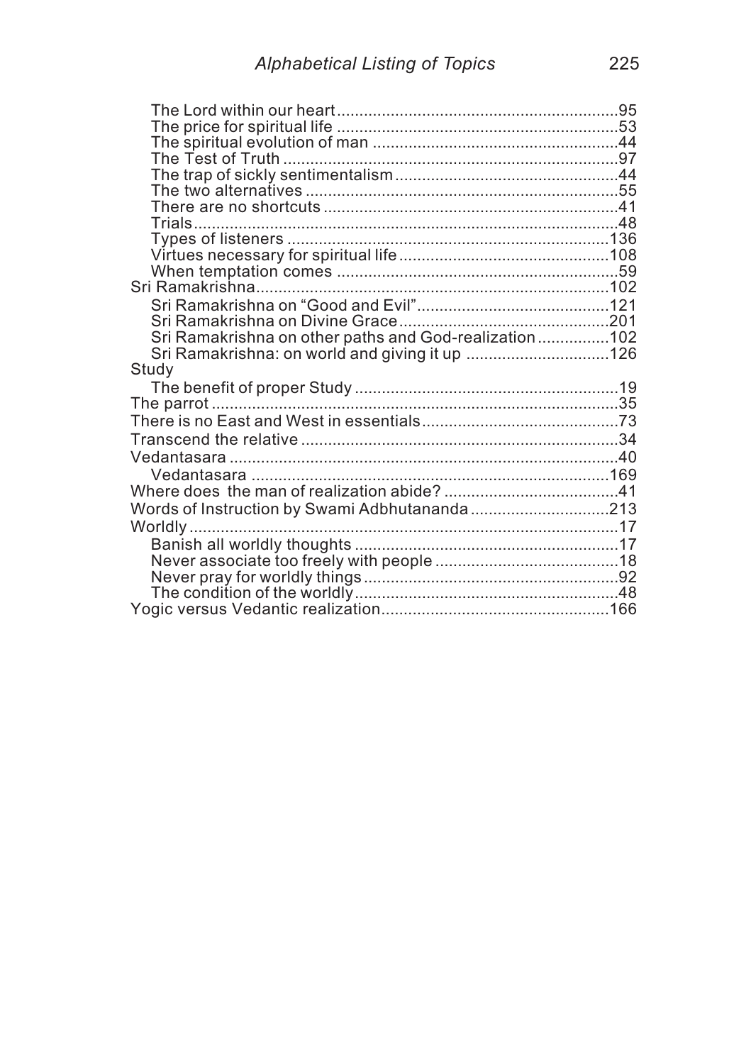The Lord within our heart ...............................................................95
The price for spiritual life ...............................................................53
The spiritual evolution of man .......................................................44
The Test of Truth ...........................................................................97
The trap of sickly sentimentalism ..................................................44
The two alternatives ......................................................................55
There are no shortcuts ..................................................................41
Trials ..............................................................................................48
Types of listeners .........................................................................136
Virtues necessary for spiritual life ...............................................108
When temptation comes ...............................................................59

Sri Ramakrishna ...............................................................................102
Sri Ramakrishna on “Good and Evil” ...........................................121
Sri Ramakrishna on Divine Grace ...............................................201
Sri Ramakrishna on other paths and God-realization ................102
Sri Ramakrishna: on world and giving it up ................................126

Study
The benefit of proper Study ...........................................................19

The parrot ...........................................................................................35
There is no East and West in essentials ............................................73
Transcend the relative .......................................................................34
Vedantasara ......................................................................................40
Vedantasara ................................................................................169
Where does the man of realization abide? .......................................41
Words of Instruction by Swami Adbhutananda ...............................213
Worldly ...............................................................................................17
Banish all worldly thoughts ...........................................................17
Never associate too freely with people .........................................18
Never pray for worldly things .........................................................92
The condition of the worldly ..........................................................48

Yogic versus Vedantic realization ...................................................166